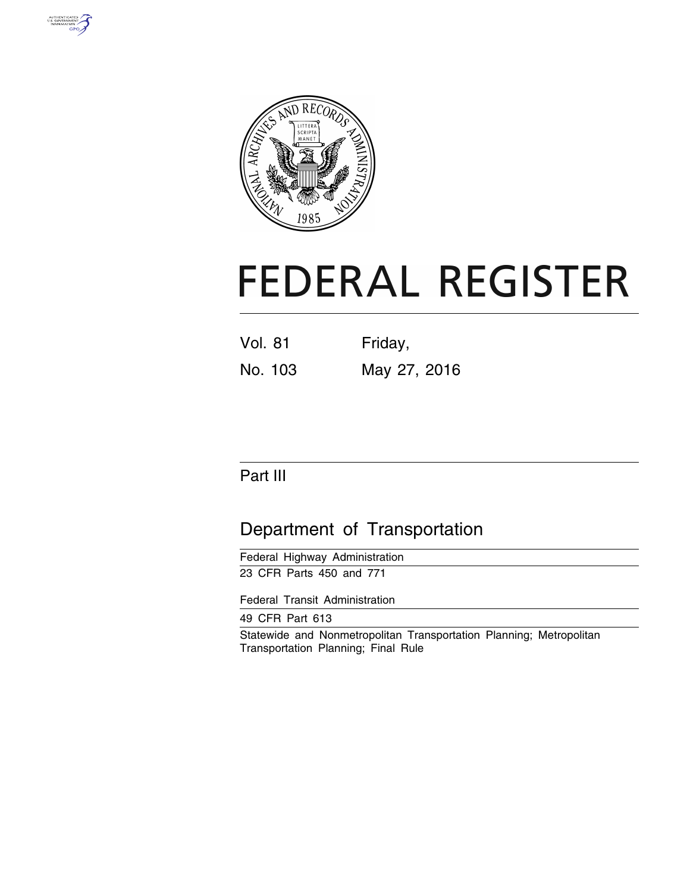# FEDERAL REGISTER

Vol. 81 Friday,

No. 103 May 27, 2016

## Part III

## Department of Transportation

Federal Highway Administration

23 CFR Parts 450 and 771

Federal Transit Administration

49 CFR Part 613

Statewide and Nonmetropolitan Transportation Planning; Metropolitan Transportation Planning; Final Rule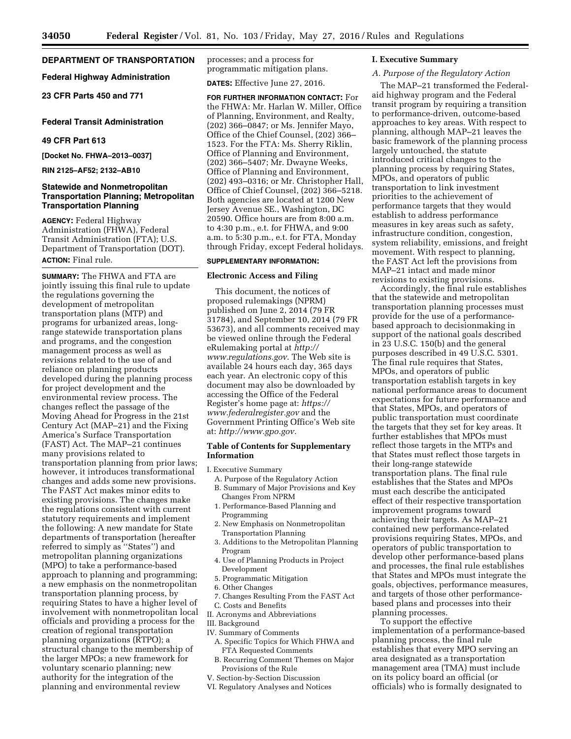## DEPARTMENT OF TRANSPORTATION

### Federal Highway Administration

### 23 CFR Parts 450 and 771

### Federal Transit Administration

### 49 CFR Part 613

**[Docket No. FHWA–2013–0037]**

**RIN 2125–AF52; 2132–AB10**

## Statewide and Nonmetropolitan Transportation Planning; Metropolitan Transportation Planning

**AGENCY:** Federal Highway Administration (FHWA), Federal Transit Administration (FTA); U.S. Department of Transportation (DOT).

**ACTION:** Final rule.

**SUMMARY:** The FHWA and FTA are jointly issuing this final rule to update the regulations governing the development of metropolitan transportation plans (MTP) and programs for urbanized areas, long-range statewide transportation plans and programs, and the congestion management process as well as revisions related to the use of and reliance on planning products developed during the planning process for project development and the environmental review process. The changes reflect the passage of the Moving Ahead for Progress in the 21st Century Act (MAP–21) and the Fixing America's Surface Transportation (FAST) Act. The MAP–21 continues many provisions related to transportation planning from prior laws; however, it introduces transformational changes and adds some new provisions. The FAST Act makes minor edits to existing provisions. The changes make the regulations consistent with current statutory requirements and implement the following: A new mandate for State departments of transportation (hereafter referred to simply as "States") and metropolitan planning organizations (MPO) to take a performance-based approach to planning and programming; a new emphasis on the nonmetropolitan transportation planning process, by requiring States to have a higher level of involvement with nonmetropolitan local officials and providing a process for the creation of regional transportation planning organizations (RTPO); a structural change to the membership of the larger MPOs; a new framework for voluntary scenario planning; new authority for the integration of the planning and environmental review processes; and a process for programmatic mitigation plans.

**DATES:** Effective June 27, 2016.

**FOR FURTHER INFORMATION CONTACT:** For the FHWA: Mr. Harlan W. Miller, Office of Planning, Environment, and Realty, (202) 366–0847; or Ms. Jennifer Mayo, Office of the Chief Counsel, (202) 366–1523. For the FTA: Ms. Sherry Riklin, Office of Planning and Environment, (202) 366–5407; Mr. Dwayne Weeks, Office of Planning and Environment, (202) 493–0316; or Mr. Christopher Hall, Office of Chief Counsel, (202) 366–5218. Both agencies are located at 1200 New Jersey Avenue SE., Washington, DC 20590. Office hours are from 8:00 a.m. to 4:30 p.m., e.t. for FHWA, and 9:00 a.m. to 5:30 p.m., e.t. for FTA, Monday through Friday, except Federal holidays.

**SUPPLEMENTARY INFORMATION:**

### Electronic Access and Filing

This document, the notices of proposed rulemakings (NPRM) published on June 2, 2014 (79 FR 31784), and September 10, 2014 (79 FR 53673), and all comments received may be viewed online through the Federal eRulemaking portal at *http://www.regulations.gov*. The Web site is available 24 hours each day, 365 days each year. An electronic copy of this document may also be downloaded by accessing the Office of the Federal Register's home page at: *https://www.federalregister.gov* and the Government Printing Office's Web site at: *http://www.gpo.gov*.

### Table of Contents for Supplementary Information

I. Executive Summary
- A. Purpose of the Regulatory Action
- B. Summary of Major Provisions and Key Changes From NPRM
  1. Performance-Based Planning and Programming
  2. New Emphasis on Nonmetropolitan Transportation Planning
  3. Additions to the Metropolitan Planning Program
  4. Use of Planning Products in Project Development
  5. Programmatic Mitigation
  6. Other Changes
  7. Changes Resulting From the FAST Act
- C. Costs and Benefits

II. Acronyms and Abbreviations

III. Background

IV. Summary of Comments
- A. Specific Topics for Which FHWA and FTA Requested Comments
- B. Recurring Comment Themes on Major Provisions of the Rule

V. Section-by-Section Discussion

VI. Regulatory Analyses and Notices

### I. Executive Summary

*A. Purpose of the Regulatory Action*

The MAP–21 transformed the Federal-aid highway program and the Federal transit program by requiring a transition to performance-driven, outcome-based approaches to key areas. With respect to planning, although MAP–21 leaves the basic framework of the planning process largely untouched, the statute introduced critical changes to the planning process by requiring States, MPOs, and operators of public transportation to link investment priorities to the achievement of performance targets that they would establish to address performance measures in key areas such as safety, infrastructure condition, congestion, system reliability, emissions, and freight movement. With respect to planning, the FAST Act left the provisions from MAP–21 intact and made minor revisions to existing provisions.

Accordingly, the final rule establishes that the statewide and metropolitan transportation planning processes must provide for the use of a performance-based approach to decisionmaking in support of the national goals described in 23 U.S.C. 150(b) and the general purposes described in 49 U.S.C. 5301. The final rule requires that States, MPOs, and operators of public transportation establish targets in key national performance areas to document expectations for future performance and that States, MPOs, and operators of public transportation must coordinate the targets that they set for key areas. It further establishes that MPOs must reflect those targets in the MTPs and that States must reflect those targets in their long-range statewide transportation plans. The final rule establishes that the States and MPOs must each describe the anticipated effect of their respective transportation improvement programs toward achieving their targets. As MAP–21 contained new performance-related provisions requiring States, MPOs, and operators of public transportation to develop other performance-based plans and processes, the final rule establishes that States and MPOs must integrate the goals, objectives, performance measures, and targets of those other performance-based plans and processes into their planning processes.

To support the effective implementation of a performance-based planning process, the final rule establishes that every MPO serving an area designated as a transportation management area (TMA) must include on its policy board an official (or officials) who is formally designated to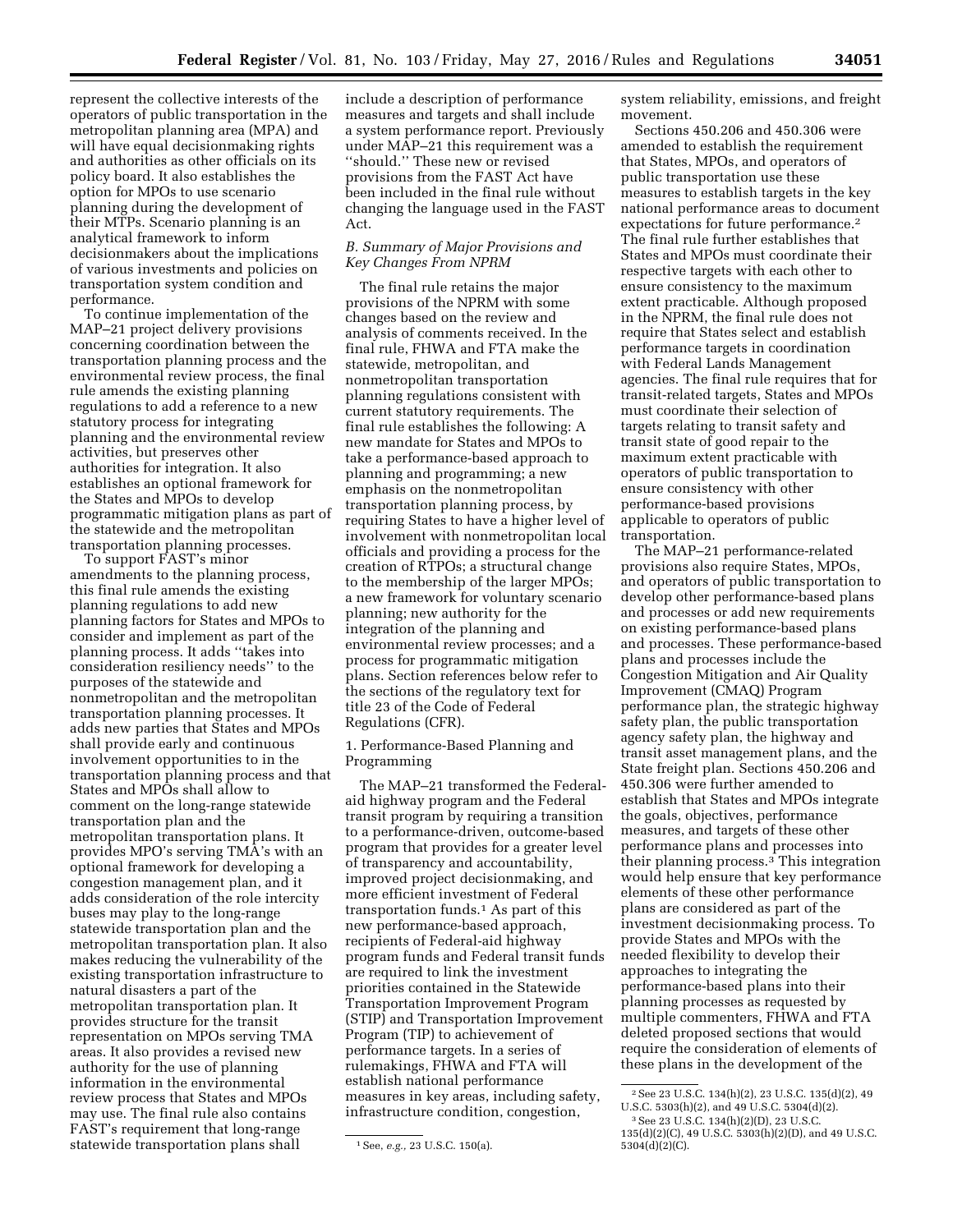represent the collective interests of the operators of public transportation in the metropolitan planning area (MPA) and will have equal decisionmaking rights and authorities as other officials on its policy board. It also establishes the option for MPOs to use scenario planning during the development of their MTPs. Scenario planning is an analytical framework to inform decisionmakers about the implications of various investments and policies on transportation system condition and performance.

To continue implementation of the MAP–21 project delivery provisions concerning coordination between the transportation planning process and the environmental review process, the final rule amends the existing planning regulations to add a reference to a new statutory process for integrating planning and the environmental review activities, but preserves other authorities for integration. It also establishes an optional framework for the States and MPOs to develop programmatic mitigation plans as part of the statewide and the metropolitan transportation planning processes.

To support FAST's minor amendments to the planning process, this final rule amends the existing planning regulations to add new planning factors for States and MPOs to consider and implement as part of the planning process. It adds "takes into consideration resiliency needs" to the purposes of the statewide and nonmetropolitan and the metropolitan transportation planning processes. It adds new parties that States and MPOs shall provide early and continuous involvement opportunities to in the transportation planning process and that States and MPOs shall allow to comment on the long-range statewide transportation plan and the metropolitan transportation plans. It provides MPO's serving TMA's with an optional framework for developing a congestion management plan, and it adds consideration of the role intercity buses may play to the long-range statewide transportation plan and the metropolitan transportation plan. It also makes reducing the vulnerability of the existing transportation infrastructure to natural disasters a part of the metropolitan transportation plan. It provides structure for the transit representation on MPOs serving TMA areas. It also provides a revised new authority for the use of planning information in the environmental review process that States and MPOs may use. The final rule also contains FAST's requirement that long-range statewide transportation plans shall include a description of performance measures and targets and shall include a system performance report. Previously under MAP–21 this requirement was a "should." These new or revised provisions from the FAST Act have been included in the final rule without changing the language used in the FAST Act.

### B. Summary of Major Provisions and Key Changes From NPRM

The final rule retains the major provisions of the NPRM with some changes based on the review and analysis of comments received. In the final rule, FHWA and FTA make the statewide, metropolitan, and nonmetropolitan transportation planning regulations consistent with current statutory requirements. The final rule establishes the following: A new mandate for States and MPOs to take a performance-based approach to planning and programming; a new emphasis on the nonmetropolitan transportation planning process, by requiring States to have a higher level of involvement with nonmetropolitan local officials and providing a process for the creation of RTPOs; a structural change to the membership of the larger MPOs; a new framework for voluntary scenario planning; new authority for the integration of the planning and environmental review processes; and a process for programmatic mitigation plans. Section references below refer to the sections of the regulatory text for title 23 of the Code of Federal Regulations (CFR).

#### 1. Performance-Based Planning and Programming

The MAP–21 transformed the Federal-aid highway program and the Federal transit program by requiring a transition to a performance-driven, outcome-based program that provides for a greater level of transparency and accountability, improved project decisionmaking, and more efficient investment of Federal transportation funds.[1] As part of this new performance-based approach, recipients of Federal-aid highway program funds and Federal transit funds are required to link the investment priorities contained in the Statewide Transportation Improvement Program (STIP) and Transportation Improvement Program (TIP) to achievement of performance targets. In a series of rulemakings, FHWA and FTA will establish national performance measures in key areas, including safety, infrastructure condition, congestion, system reliability, emissions, and freight movement.

Sections 450.206 and 450.306 were amended to establish the requirement that States, MPOs, and operators of public transportation use these measures to establish targets in the key national performance areas to document expectations for future performance.[2] The final rule further establishes that States and MPOs must coordinate their respective targets with each other to ensure consistency to the maximum extent practicable. Although proposed in the NPRM, the final rule does not require that States select and establish performance targets in coordination with Federal Lands Management agencies. The final rule requires that for transit-related targets, States and MPOs must coordinate their selection of targets relating to transit safety and transit state of good repair to the maximum extent practicable with operators of public transportation to ensure consistency with other performance-based provisions applicable to operators of public transportation.

The MAP–21 performance-related provisions also require States, MPOs, and operators of public transportation to develop other performance-based plans and processes or add new requirements on existing performance-based plans and processes. These performance-based plans and processes include the Congestion Mitigation and Air Quality Improvement (CMAQ) Program performance plan, the strategic highway safety plan, the public transportation agency safety plan, the highway and transit asset management plans, and the State freight plan. Sections 450.206 and 450.306 were further amended to establish that States and MPOs integrate the goals, objectives, performance measures, and targets of these other performance plans and processes into their planning process.[3] This integration would help ensure that key performance elements of these other performance plans are considered as part of the investment decisionmaking process. To provide States and MPOs with the needed flexibility to develop their approaches to integrating the performance-based plans into their planning processes as requested by multiple commenters, FHWA and FTA deleted proposed sections that would require the consideration of elements of these plans in the development of the

---

[1] See, *e.g.,* 23 U.S.C. 150(a).

[2] See 23 U.S.C. 134(h)(2), 23 U.S.C. 135(d)(2), 49 U.S.C. 5303(h)(2), and 49 U.S.C. 5304(d)(2).

[3] See 23 U.S.C. 134(h)(2)(D), 23 U.S.C. 135(d)(2)(C), 49 U.S.C. 5303(h)(2)(D), and 49 U.S.C. 5304(d)(2)(C).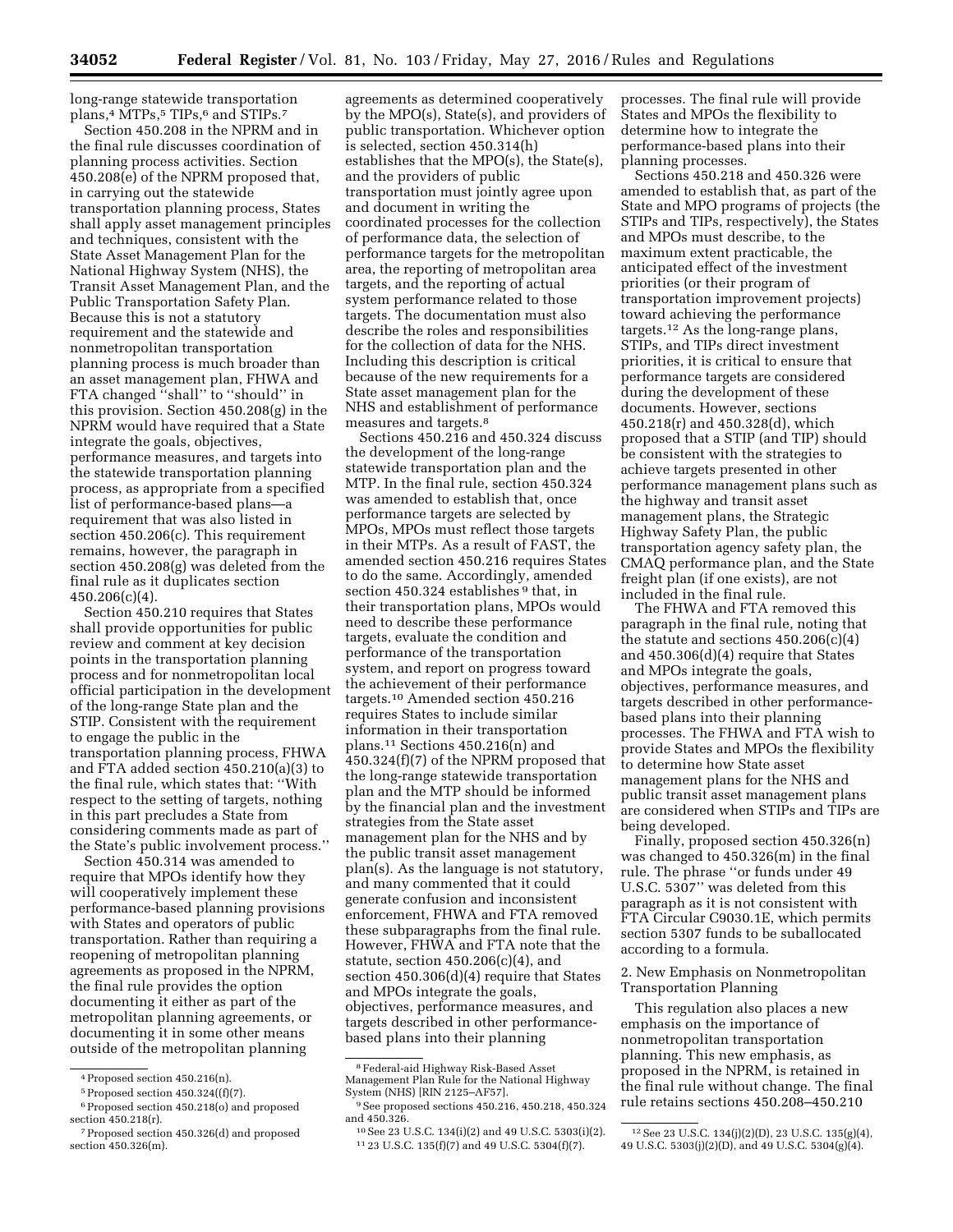long-range statewide transportation plans,[4] MTPs,[5] TIPs,[6] and STIPs.[7]

Section 450.208 in the NPRM and in the final rule discusses coordination of planning process activities. Section 450.208(e) of the NPRM proposed that, in carrying out the statewide transportation planning process, States shall apply asset management principles and techniques, consistent with the State Asset Management Plan for the National Highway System (NHS), the Transit Asset Management Plan, and the Public Transportation Safety Plan. Because this is not a statutory requirement and the statewide and nonmetropolitan transportation planning process is much broader than an asset management plan, FHWA and FTA changed "shall" to "should" in this provision. Section 450.208(g) in the NPRM would have required that a State integrate the goals, objectives, performance measures, and targets into the statewide transportation planning process, as appropriate from a specified list of performance-based plans—a requirement that was also listed in section 450.206(c). This requirement remains, however, the paragraph in section 450.208(g) was deleted from the final rule as it duplicates section 450.206(c)(4).

Section 450.210 requires that States shall provide opportunities for public review and comment at key decision points in the transportation planning process and for nonmetropolitan local official participation in the development of the long-range State plan and the STIP. Consistent with the requirement to engage the public in the transportation planning process, FHWA and FTA added section 450.210(a)(3) to the final rule, which states that: "With respect to the setting of targets, nothing in this part precludes a State from considering comments made as part of the State's public involvement process."

Section 450.314 was amended to require that MPOs identify how they will cooperatively implement these performance-based planning provisions with States and operators of public transportation. Rather than requiring a reopening of metropolitan planning agreements as proposed in the NPRM, the final rule provides the option documenting it either as part of the metropolitan planning agreements, or documenting it in some other means outside of the metropolitan planning agreements as determined cooperatively by the MPO(s), State(s), and providers of public transportation. Whichever option is selected, section 450.314(h) establishes that the MPO(s), the State(s), and the providers of public transportation must jointly agree upon and document in writing the coordinated processes for the collection of performance data, the selection of performance targets for the metropolitan area, the reporting of metropolitan area targets, and the reporting of actual system performance related to those targets. The documentation must also describe the roles and responsibilities for the collection of data for the NHS. Including this description is critical because of the new requirements for a State asset management plan for the NHS and establishment of performance measures and targets.[8]

Sections 450.216 and 450.324 discuss the development of the long-range statewide transportation plan and the MTP. In the final rule, section 450.324 was amended to establish that, once performance targets are selected by MPOs, MPOs must reflect those targets in their MTPs. As a result of FAST, the amended section 450.216 requires States to do the same. Accordingly, amended section 450.324 establishes [9] that, in their transportation plans, MPOs would need to describe these performance targets, evaluate the condition and performance of the transportation system, and report on progress toward the achievement of their performance targets.[10] Amended section 450.216 requires States to include similar information in their transportation plans.[11] Sections 450.216(n) and 450.324(f)(7) of the NPRM proposed that the long-range statewide transportation plan and the MTP should be informed by the financial plan and the investment strategies from the State asset management plan for the NHS and by the public transit asset management plan(s). As the language is not statutory, and many commented that it could generate confusion and inconsistent enforcement, FHWA and FTA removed these subparagraphs from the final rule. However, FHWA and FTA note that the statute, section 450.206(c)(4), and section 450.306(d)(4) require that States and MPOs integrate the goals, objectives, performance measures, and targets described in other performance-based plans into their planning processes. The final rule will provide States and MPOs the flexibility to determine how to integrate the performance-based plans into their planning processes.

Sections 450.218 and 450.326 were amended to establish that, as part of the State and MPO programs of projects (the STIPs and TIPs, respectively), the States and MPOs must describe, to the maximum extent practicable, the anticipated effect of the investment priorities (or their program of transportation improvement projects) toward achieving the performance targets.[12] As the long-range plans, STIPs, and TIPs direct investment priorities, it is critical to ensure that performance targets are considered during the development of these documents. However, sections 450.218(r) and 450.328(d), which proposed that a STIP (and TIP) should be consistent with the strategies to achieve targets presented in other performance management plans such as the highway and transit asset management plans, the Strategic Highway Safety Plan, the public transportation agency safety plan, the CMAQ performance plan, and the State freight plan (if one exists), are not included in the final rule.

The FHWA and FTA removed this paragraph in the final rule, noting that the statute and sections 450.206(c)(4) and 450.306(d)(4) require that States and MPOs integrate the goals, objectives, performance measures, and targets described in other performance-based plans into their planning processes. The FHWA and FTA wish to provide States and MPOs the flexibility to determine how State asset management plans for the NHS and public transit asset management plans are considered when STIPs and TIPs are being developed.

Finally, proposed section 450.326(n) was changed to 450.326(m) in the final rule. The phrase "or funds under 49 U.S.C. 5307" was deleted from this paragraph as it is not consistent with FTA Circular C9030.1E, which permits section 5307 funds to be suballocated according to a formula.

## 2. New Emphasis on Nonmetropolitan Transportation Planning

This regulation also places a new emphasis on the importance of nonmetropolitan transportation planning. This new emphasis, as proposed in the NPRM, is retained in the final rule without change. The final rule retains sections 450.208–450.210

---

[4] Proposed section 450.216(n).

[5] Proposed section 450.324((f)(7).

[6] Proposed section 450.218(o) and proposed section 450.218(r).

[7] Proposed section 450.326(d) and proposed section 450.326(m).

[8] Federal-aid Highway Risk-Based Asset Management Plan Rule for the National Highway System (NHS) [RIN 2125–AF57].

[9] See proposed sections 450.216, 450.218, 450.324 and 450.326.

[10] See 23 U.S.C. 134(i)(2) and 49 U.S.C. 5303(i)(2).

[11] 23 U.S.C. 135(f)(7) and 49 U.S.C. 5304(f)(7).

[12] See 23 U.S.C. 134(j)(2)(D), 23 U.S.C. 135(g)(4), 49 U.S.C. 5303(j)(2)(D), and 49 U.S.C. 5304(g)(4).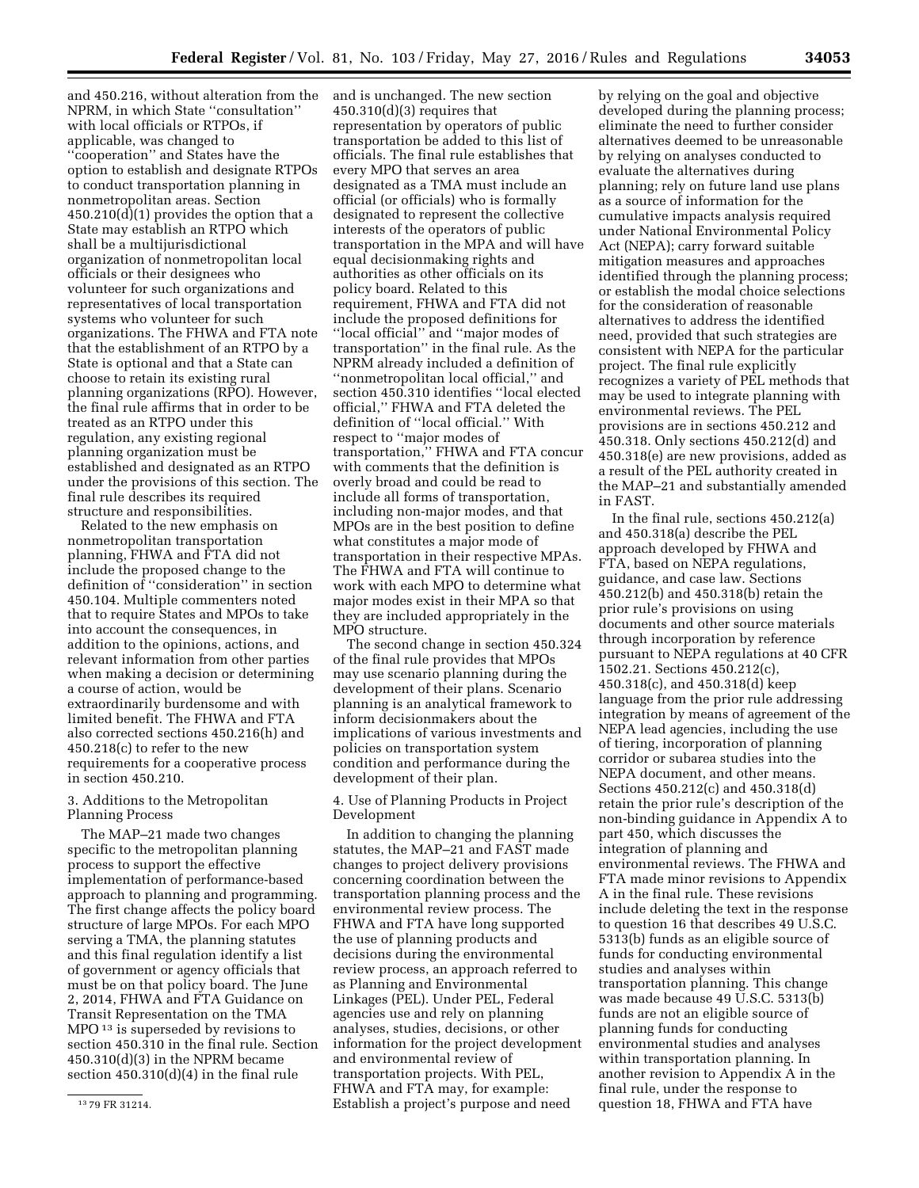and 450.216, without alteration from the NPRM, in which State ''consultation'' with local officials or RTPOs, if applicable, was changed to ''cooperation'' and States have the option to establish and designate RTPOs to conduct transportation planning in nonmetropolitan areas. Section 450.210(d)(1) provides the option that a State may establish an RTPO which shall be a multijurisdictional organization of nonmetropolitan local officials or their designees who volunteer for such organizations and representatives of local transportation systems who volunteer for such organizations. The FHWA and FTA note that the establishment of an RTPO by a State is optional and that a State can choose to retain its existing rural planning organizations (RPO). However, the final rule affirms that in order to be treated as an RTPO under this regulation, any existing regional planning organization must be established and designated as an RTPO under the provisions of this section. The final rule describes its required structure and responsibilities.

Related to the new emphasis on nonmetropolitan transportation planning, FHWA and FTA did not include the proposed change to the definition of ''consideration'' in section 450.104. Multiple commenters noted that to require States and MPOs to take into account the consequences, in addition to the opinions, actions, and relevant information from other parties when making a decision or determining a course of action, would be extraordinarily burdensome and with limited benefit. The FHWA and FTA also corrected sections 450.216(h) and 450.218(c) to refer to the new requirements for a cooperative process in section 450.210.

3. Additions to the Metropolitan Planning Process

The MAP–21 made two changes specific to the metropolitan planning process to support the effective implementation of performance-based approach to planning and programming. The first change affects the policy board structure of large MPOs. For each MPO serving a TMA, the planning statutes and this final regulation identify a list of government or agency officials that must be on that policy board. The June 2, 2014, FHWA and FTA Guidance on Transit Representation on the TMA MPO [13] is superseded by revisions to section 450.310 in the final rule. Section 450.310(d)(3) in the NPRM became section 450.310(d)(4) in the final rule and is unchanged. The new section 450.310(d)(3) requires that representation by operators of public transportation be added to this list of officials. The final rule establishes that every MPO that serves an area designated as a TMA must include an official (or officials) who is formally designated to represent the collective interests of the operators of public transportation in the MPA and will have equal decisionmaking rights and authorities as other officials on its policy board. Related to this requirement, FHWA and FTA did not include the proposed definitions for ''local official'' and ''major modes of transportation'' in the final rule. As the NPRM already included a definition of ''nonmetropolitan local official,'' and section 450.310 identifies ''local elected official,'' FHWA and FTA deleted the definition of ''local official.'' With respect to ''major modes of transportation,'' FHWA and FTA concur with comments that the definition is overly broad and could be read to include all forms of transportation, including non-major modes, and that MPOs are in the best position to define what constitutes a major mode of transportation in their respective MPAs. The FHWA and FTA will continue to work with each MPO to determine what major modes exist in their MPA so that they are included appropriately in the MPO structure.

The second change in section 450.324 of the final rule provides that MPOs may use scenario planning during the development of their plans. Scenario planning is an analytical framework to inform decisionmakers about the implications of various investments and policies on transportation system condition and performance during the development of their plan.

4. Use of Planning Products in Project Development

In addition to changing the planning statutes, the MAP–21 and FAST made changes to project delivery provisions concerning coordination between the transportation planning process and the environmental review process. The FHWA and FTA have long supported the use of planning products and decisions during the environmental review process, an approach referred to as Planning and Environmental Linkages (PEL). Under PEL, Federal agencies use and rely on planning analyses, studies, decisions, or other information for the project development and environmental review of transportation projects. With PEL, FHWA and FTA may, for example: Establish a project's purpose and need by relying on the goal and objective developed during the planning process; eliminate the need to further consider alternatives deemed to be unreasonable by relying on analyses conducted to evaluate the alternatives during planning; rely on future land use plans as a source of information for the cumulative impacts analysis required under National Environmental Policy Act (NEPA); carry forward suitable mitigation measures and approaches identified through the planning process; or establish the modal choice selections for the consideration of reasonable alternatives to address the identified need, provided that such strategies are consistent with NEPA for the particular project. The final rule explicitly recognizes a variety of PEL methods that may be used to integrate planning with environmental reviews. The PEL provisions are in sections 450.212 and 450.318. Only sections 450.212(d) and 450.318(e) are new provisions, added as a result of the PEL authority created in the MAP–21 and substantially amended in FAST.

In the final rule, sections 450.212(a) and 450.318(a) describe the PEL approach developed by FHWA and FTA, based on NEPA regulations, guidance, and case law. Sections 450.212(b) and 450.318(b) retain the prior rule's provisions on using documents and other source materials through incorporation by reference pursuant to NEPA regulations at 40 CFR 1502.21. Sections 450.212(c), 450.318(c), and 450.318(d) keep language from the prior rule addressing integration by means of agreement of the NEPA lead agencies, including the use of tiering, incorporation of planning corridor or subarea studies into the NEPA document, and other means. Sections 450.212(c) and 450.318(d) retain the prior rule's description of the non-binding guidance in Appendix A to part 450, which discusses the integration of planning and environmental reviews. The FHWA and FTA made minor revisions to Appendix A in the final rule. These revisions include deleting the text in the response to question 16 that describes 49 U.S.C. 5313(b) funds as an eligible source of funds for conducting environmental studies and analyses within transportation planning. This change was made because 49 U.S.C. 5313(b) funds are not an eligible source of planning funds for conducting environmental studies and analyses within transportation planning. In another revision to Appendix A in the final rule, under the response to question 18, FHWA and FTA have

[13] 79 FR 31214.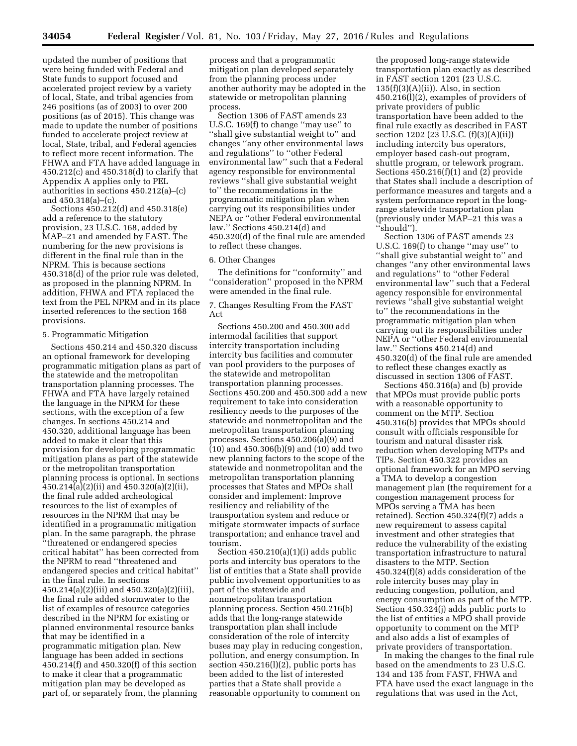updated the number of positions that were being funded with Federal and State funds to support focused and accelerated project review by a variety of local, State, and tribal agencies from 246 positions (as of 2003) to over 200 positions (as of 2015). This change was made to update the number of positions funded to accelerate project review at local, State, tribal, and Federal agencies to reflect more recent information. The FHWA and FTA have added language in 450.212(c) and 450.318(d) to clarify that Appendix A applies only to PEL authorities in sections 450.212(a)–(c) and 450.318(a)–(c).

Sections 450.212(d) and 450.318(e) add a reference to the statutory provision, 23 U.S.C. 168, added by MAP–21 and amended by FAST. The numbering for the new provisions is different in the final rule than in the NPRM. This is because sections 450.318(d) of the prior rule was deleted, as proposed in the planning NPRM. In addition, FHWA and FTA replaced the text from the PEL NPRM and in its place inserted references to the section 168 provisions.

5. Programmatic Mitigation

Sections 450.214 and 450.320 discuss an optional framework for developing programmatic mitigation plans as part of the statewide and the metropolitan transportation planning processes. The FHWA and FTA have largely retained the language in the NPRM for these sections, with the exception of a few changes. In sections 450.214 and 450.320, additional language has been added to make it clear that this provision for developing programmatic mitigation plans as part of the statewide or the metropolitan transportation planning process is optional. In sections 450.214(a)(2)(ii) and 450.320(a)(2)(ii), the final rule added archeological resources to the list of examples of resources in the NPRM that may be identified in a programmatic mitigation plan. In the same paragraph, the phrase ''threatened or endangered species critical habitat'' has been corrected from the NPRM to read ''threatened and endangered species and critical habitat'' in the final rule. In sections 450.214(a)(2)(iii) and 450.320(a)(2)(iii), the final rule added stormwater to the list of examples of resource categories described in the NPRM for existing or planned environmental resource banks that may be identified in a programmatic mitigation plan. New language has been added in sections 450.214(f) and 450.320(f) of this section to make it clear that a programmatic mitigation plan may be developed as part of, or separately from, the planning process and that a programmatic mitigation plan developed separately from the planning process under another authority may be adopted in the statewide or metropolitan planning process.

Section 1306 of FAST amends 23 U.S.C. 169(f) to change ''may use'' to ''shall give substantial weight to'' and changes ''any other environmental laws and regulations'' to ''other Federal environmental law'' such that a Federal agency responsible for environmental reviews ''shall give substantial weight to'' the recommendations in the programmatic mitigation plan when carrying out its responsibilities under NEPA or ''other Federal environmental law.'' Sections 450.214(d) and 450.320(d) of the final rule are amended to reflect these changes.

6. Other Changes

The definitions for ''conformity'' and ''consideration'' proposed in the NPRM were amended in the final rule.

7. Changes Resulting From the FAST Act

Sections 450.200 and 450.300 add intermodal facilities that support intercity transportation including intercity bus facilities and commuter van pool providers to the purposes of the statewide and metropolitan transportation planning processes. Sections 450.200 and 450.300 add a new requirement to take into consideration resiliency needs to the purposes of the statewide and nonmetropolitan and the metropolitan transportation planning processes. Sections 450.206(a)(9) and (10) and 450.306(b)(9) and (10) add two new planning factors to the scope of the statewide and nonmetropolitan and the metropolitan transportation planning processes that States and MPOs shall consider and implement: Improve resiliency and reliability of the transportation system and reduce or mitigate stormwater impacts of surface transportation; and enhance travel and tourism.

Section 450.210(a)(1)(i) adds public ports and intercity bus operators to the list of entities that a State shall provide public involvement opportunities to as part of the statewide and nonmetropolitan transportation planning process. Section 450.216(b) adds that the long-range statewide transportation plan shall include consideration of the role of intercity buses may play in reducing congestion, pollution, and energy consumption. In section 450.216(l)(2), public ports has been added to the list of interested parties that a State shall provide a reasonable opportunity to comment on the proposed long-range statewide transportation plan exactly as described in FAST section 1201 (23 U.S.C. 135(f)(3)(A)(ii)). Also, in section 450.216(l)(2), examples of providers of private providers of public transportation have been added to the final rule exactly as described in FAST section 1202 (23 U.S.C. (f)(3)(A)(ii)) including intercity bus operators, employer based cash-out program, shuttle program, or telework program. Sections 450.216(f)(1) and (2) provide that States shall include a description of performance measures and targets and a system performance report in the long-range statewide transportation plan (previously under MAP–21 this was a ''should'').

Section 1306 of FAST amends 23 U.S.C. 169(f) to change ''may use'' to ''shall give substantial weight to'' and changes ''any other environmental laws and regulations'' to ''other Federal environmental law'' such that a Federal agency responsible for environmental reviews ''shall give substantial weight to'' the recommendations in the programmatic mitigation plan when carrying out its responsibilities under NEPA or ''other Federal environmental law.'' Sections 450.214(d) and 450.320(d) of the final rule are amended to reflect these changes exactly as discussed in section 1306 of FAST.

Sections 450.316(a) and (b) provide that MPOs must provide public ports with a reasonable opportunity to comment on the MTP. Section 450.316(b) provides that MPOs should consult with officials responsible for tourism and natural disaster risk reduction when developing MTPs and TIPs. Section 450.322 provides an optional framework for an MPO serving a TMA to develop a congestion management plan (the requirement for a congestion management process for MPOs serving a TMA has been retained). Section 450.324(f)(7) adds a new requirement to assess capital investment and other strategies that reduce the vulnerability of the existing transportation infrastructure to natural disasters to the MTP. Section 450.324(f)(8) adds consideration of the role intercity buses may play in reducing congestion, pollution, and energy consumption as part of the MTP. Section 450.324(j) adds public ports to the list of entities a MPO shall provide opportunity to comment on the MTP and also adds a list of examples of private providers of transportation.

In making the changes to the final rule based on the amendments to 23 U.S.C. 134 and 135 from FAST, FHWA and FTA have used the exact language in the regulations that was used in the Act,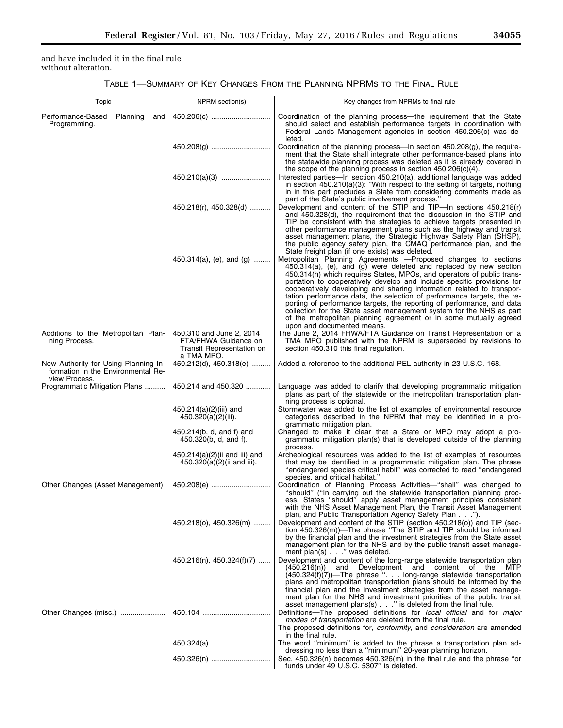and have included it in the final rule without alteration.

TABLE 1—SUMMARY OF KEY CHANGES FROM THE PLANNING NPRMS TO THE FINAL RULE

| Topic | NPRM section(s) | Key changes from NPRMs to final rule |
| --- | --- | --- |
| Performance-Based Planning and Programming. | 450.206(c) | Coordination of the planning process—the requirement that the State should select and establish performance targets in coordination with Federal Lands Management agencies in section 450.206(c) was deleted. |
| | 450.208(g) | Coordination of the planning process—In section 450.208(g), the requirement that the State shall integrate other performance-based plans into the statewide planning process was deleted as it is already covered in the scope of the planning process in section 450.206(c)(4). |
| | 450.210(a)(3) | Interested parties—In section 450.210(a), additional language was added in section 450.210(a)(3): "With respect to the setting of targets, nothing in in this part precludes a State from considering comments made as part of the State's public involvement process." |
| | 450.218(r), 450.328(d) | Development and content of the STIP and TIP—In sections 450.218(r) and 450.328(d), the requirement that the discussion in the STIP and TIP be consistent with the strategies to achieve targets presented in other performance management plans such as the highway and transit asset management plans, the Strategic Highway Safety Plan (SHSP), the public agency safety plan, the CMAQ performance plan, and the State freight plan (if one exists) was deleted. |
| | 450.314(a), (e), and (g) | Metropolitan Planning Agreements —Proposed changes to sections 450.314(a), (e), and (g) were deleted and replaced by new section 450.314(h) which requires States, MPOs, and operators of public transportation to cooperatively develop and include specific provisions for cooperatively developing and sharing information related to transportation performance data, the selection of performance targets, the reporting of performance targets, the reporting of performance, and data collection for the State asset management system for the NHS as part of the metropolitan planning agreement or in some mutually agreed upon and documented means. |
| Additions to the Metropolitan Planning Process. | 450.310 and June 2, 2014 FTA/FHWA Guidance on Transit Representation on a TMA MPO. | The June 2, 2014 FHWA/FTA Guidance on Transit Representation on a TMA MPO published with the NPRM is superseded by revisions to section 450.310 this final regulation. |
| New Authority for Using Planning Information in the Environmental Review Process. | 450.212(d), 450.318(e) | Added a reference to the additional PEL authority in 23 U.S.C. 168. |
| Programmatic Mitigation Plans | 450.214 and 450.320 | Language was added to clarify that developing programmatic mitigation plans as part of the statewide or the metropolitan transportation planning process is optional. |
| | 450.214(a)(2)(iii) and 450.320(a)(2)(iii). | Stormwater was added to the list of examples of environmental resource categories described in the NPRM that may be identified in a programmatic mitigation plan. |
| | 450.214(b, d, and f) and 450.320(b, d, and f). | Changed to make it clear that a State or MPO may adopt a programmatic mitigation plan(s) that is developed outside of the planning process. |
| | 450.214(a)(2)(ii and iii) and 450.320(a)(2)(ii and iii). | Archeological resources was added to the list of examples of resources that may be identified in a programmatic mitigation plan. The phrase "endangered species critical habit" was corrected to read "endangered species, and critical habitat." |
| Other Changes (Asset Management) | 450.208(e) | Coordination of Planning Process Activities—"shall" was changed to "should" ("In carrying out the statewide transportation planning process, States "should" apply asset management principles consistent with the NHS Asset Management Plan, the Transit Asset Management plan, and Public Transportation Agency Safety Plan . . ."). |
| | 450.218(o), 450.326(m) | Development and content of the STIP (section 450.218(o)) and TIP (section 450.326(m))—The phrase "The STIP and TIP should be informed by the financial plan and the investment strategies from the State asset management plan for the NHS and by the public transit asset management plan(s) . . ." was deleted. |
| | 450.216(n), 450.324(f)(7) | Development and content of the long-range statewide transportation plan (450.216(n)) and Development and content of the MTP (450.324(f)(7))—The phrase ". . . long-range statewide transportation plans and metropolitan transportation plans should be informed by the financial plan and the investment strategies from the asset management plan for the NHS and investment priorities of the public transit asset management plans(s) . . ." is deleted from the final rule. |
| Other Changes (misc.) | 450.104 | Definitions—The proposed definitions for *local official* and for *major modes of transportation* are deleted from the final rule. The proposed definitions for*, conformity,* and *consideration* are amended in the final rule. |
| | 450.324(a) | The word "minimum" is added to the phrase a transportation plan addressing no less than a "minimum" 20-year planning horizon. |
| | 450.326(n) | Sec. 450.326(n) becomes 450.326(m) in the final rule and the phrase "or funds under 49 U.S.C. 5307" is deleted. |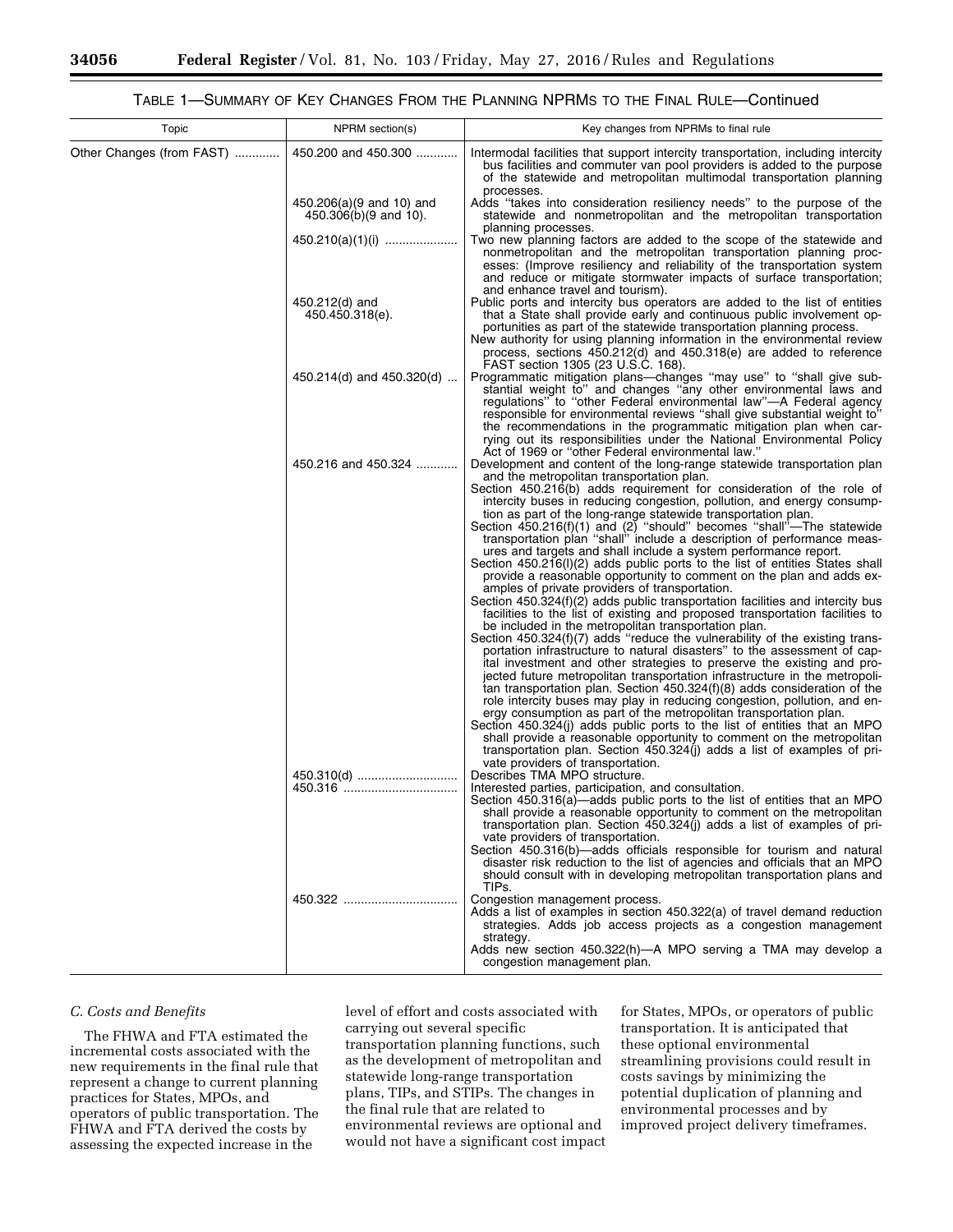TABLE 1—SUMMARY OF KEY CHANGES FROM THE PLANNING NPRMS TO THE FINAL RULE—Continued

| Topic | NPRM section(s) | Key changes from NPRMs to final rule |
| --- | --- | --- |
| Other Changes (from FAST) | 450.200 and 450.300 | Intermodal facilities that support intercity transportation, including intercity bus facilities and commuter van pool providers is added to the purpose of the statewide and metropolitan multimodal transportation planning processes. |
| | 450.206(a)(9 and 10) and 450.306(b)(9 and 10). | Adds "takes into consideration resiliency needs" to the purpose of the statewide and nonmetropolitan and the metropolitan transportation planning processes. |
| | 450.210(a)(1)(i) | Two new planning factors are added to the scope of the statewide and nonmetropolitan and the metropolitan transportation planning processes: (Improve resiliency and reliability of the transportation system and reduce or mitigate stormwater impacts of surface transportation; and enhance travel and tourism). |
| | 450.212(d) and 450.450.318(e). | Public ports and intercity bus operators are added to the list of entities that a State shall provide early and continuous public involvement opportunities as part of the statewide transportation planning process. New authority for using planning information in the environmental review process, sections 450.212(d) and 450.318(e) are added to reference FAST section 1305 (23 U.S.C. 168). |
| | 450.214(d) and 450.320(d) | Programmatic mitigation plans—changes "may use" to "shall give substantial weight to" and changes "any other environmental laws and regulations" to "other Federal environmental law"—A Federal agency responsible for environmental reviews "shall give substantial weight to" the recommendations in the programmatic mitigation plan when carrying out its responsibilities under the National Environmental Policy Act of 1969 or "other Federal environmental law." |
| | 450.216 and 450.324 | Development and content of the long-range statewide transportation plan and the metropolitan transportation plan. Section 450.216(b) adds requirement for consideration of the role of intercity buses in reducing congestion, pollution, and energy consumption as part of the long-range statewide transportation plan. Section 450.216(f)(1) and (2) "should" becomes "shall"—The statewide transportation plan "shall" include a description of performance measures and targets and shall include a system performance report. Section 450.216(l)(2) adds public ports to the list of entities States shall provide a reasonable opportunity to comment on the plan and adds examples of private providers of transportation. Section 450.324(f)(2) adds public transportation facilities and intercity bus facilities to the list of existing and proposed transportation facilities to be included in the metropolitan transportation plan. Section 450.324(f)(7) adds "reduce the vulnerability of the existing transportation infrastructure to natural disasters" to the assessment of capital investment and other strategies to preserve the existing and projected future metropolitan transportation infrastructure in the metropolitan transportation plan. Section 450.324(f)(8) adds consideration of the role intercity buses may play in reducing congestion, pollution, and energy consumption as part of the metropolitan transportation plan. Section 450.324(j) adds public ports to the list of entities that an MPO shall provide a reasonable opportunity to comment on the metropolitan transportation plan. Section 450.324(j) adds a list of examples of private providers of transportation. |
| | 450.310(d) | Describes TMA MPO structure. |
| | 450.316 | Interested parties, participation, and consultation. Section 450.316(a)—adds public ports to the list of entities that an MPO shall provide a reasonable opportunity to comment on the metropolitan transportation plan. Section 450.324(j) adds a list of examples of private providers of transportation. Section 450.316(b)—adds officials responsible for tourism and natural disaster risk reduction to the list of agencies and officials that an MPO should consult with in developing metropolitan transportation plans and TIPs. |
| | 450.322 | Congestion management process. Adds a list of examples in section 450.322(a) of travel demand reduction strategies. Adds job access projects as a congestion management strategy. Adds new section 450.322(h)—A MPO serving a TMA may develop a congestion management plan. |

*C. Costs and Benefits*

The FHWA and FTA estimated the incremental costs associated with the new requirements in the final rule that represent a change to current planning practices for States, MPOs, and operators of public transportation. The FHWA and FTA derived the costs by assessing the expected increase in the level of effort and costs associated with carrying out several specific transportation planning functions, such as the development of metropolitan and statewide long-range transportation plans, TIPs, and STIPs. The changes in the final rule that are related to environmental reviews are optional and would not have a significant cost impact for States, MPOs, or operators of public transportation. It is anticipated that these optional environmental streamlining provisions could result in costs savings by minimizing the potential duplication of planning and environmental processes and by improved project delivery timeframes.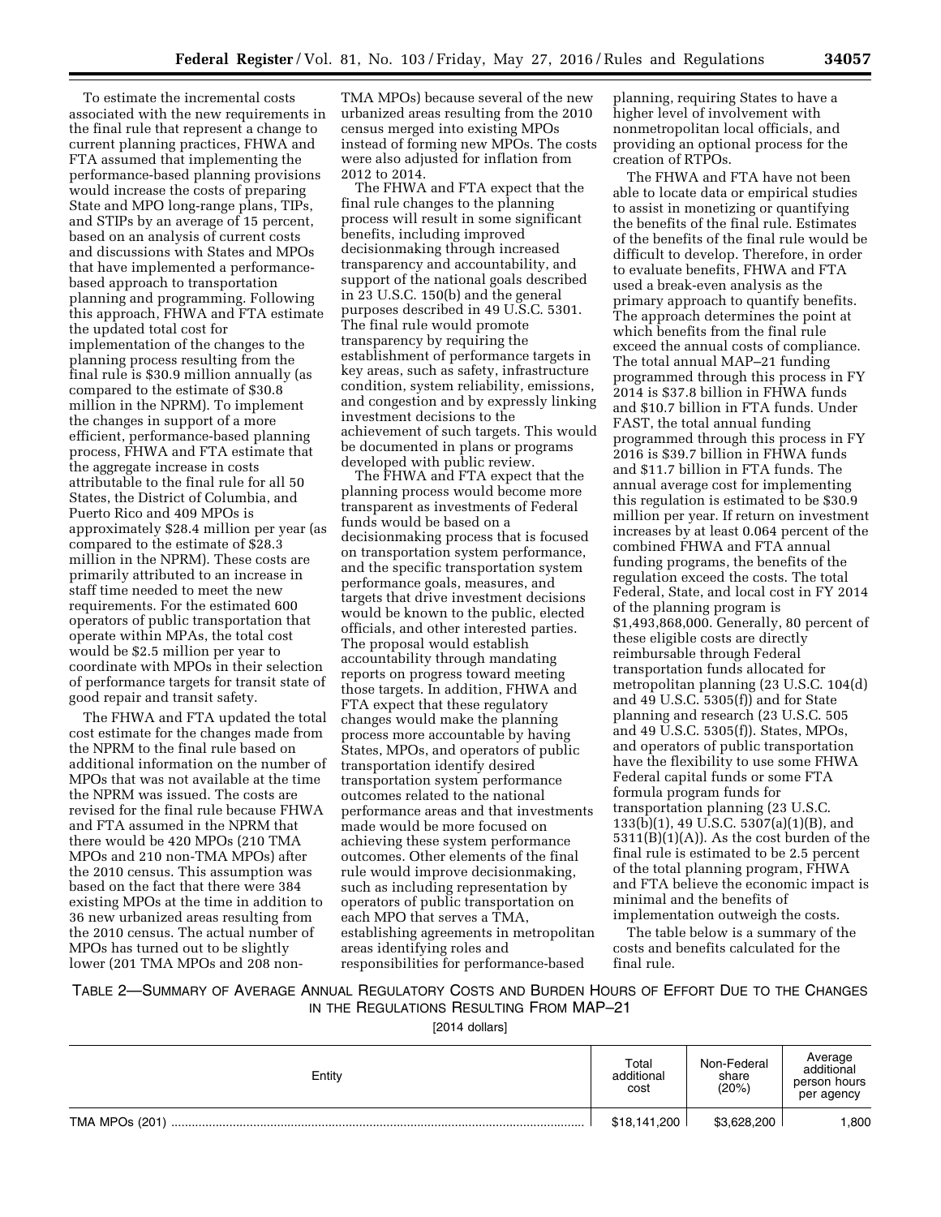To estimate the incremental costs associated with the new requirements in the final rule that represent a change to current planning practices, FHWA and FTA assumed that implementing the performance-based planning provisions would increase the costs of preparing State and MPO long-range plans, TIPs, and STIPs by an average of 15 percent, based on an analysis of current costs and discussions with States and MPOs that have implemented a performance-based approach to transportation planning and programming. Following this approach, FHWA and FTA estimate the updated total cost for implementation of the changes to the planning process resulting from the final rule is $30.9 million annually (as compared to the estimate of $30.8 million in the NPRM). To implement the changes in support of a more efficient, performance-based planning process, FHWA and FTA estimate that the aggregate increase in costs attributable to the final rule for all 50 States, the District of Columbia, and Puerto Rico and 409 MPOs is approximately $28.4 million per year (as compared to the estimate of $28.3 million in the NPRM). These costs are primarily attributed to an increase in staff time needed to meet the new requirements. For the estimated 600 operators of public transportation that operate within MPAs, the total cost would be $2.5 million per year to coordinate with MPOs in their selection of performance targets for transit state of good repair and transit safety.

The FHWA and FTA updated the total cost estimate for the changes made from the NPRM to the final rule based on additional information on the number of MPOs that was not available at the time the NPRM was issued. The costs are revised for the final rule because FHWA and FTA assumed in the NPRM that there would be 420 MPOs (210 TMA MPOs and 210 non-TMA MPOs) after the 2010 census. This assumption was based on the fact that there were 384 existing MPOs at the time in addition to 36 new urbanized areas resulting from the 2010 census. The actual number of MPOs has turned out to be slightly lower (201 TMA MPOs and 208 non-TMA MPOs) because several of the new urbanized areas resulting from the 2010 census merged into existing MPOs instead of forming new MPOs. The costs were also adjusted for inflation from 2012 to 2014.

The FHWA and FTA expect that the final rule changes to the planning process will result in some significant benefits, including improved decisionmaking through increased transparency and accountability, and support of the national goals described in 23 U.S.C. 150(b) and the general purposes described in 49 U.S.C. 5301. The final rule would promote transparency by requiring the establishment of performance targets in key areas, such as safety, infrastructure condition, system reliability, emissions, and congestion and by expressly linking investment decisions to the achievement of such targets. This would be documented in plans or programs developed with public review.

The FHWA and FTA expect that the planning process would become more transparent as investments of Federal funds would be based on a decisionmaking process that is focused on transportation system performance, and the specific transportation system performance goals, measures, and targets that drive investment decisions would be known to the public, elected officials, and other interested parties. The proposal would establish accountability through mandating reports on progress toward meeting those targets. In addition, FHWA and FTA expect that these regulatory changes would make the planning process more accountable by having States, MPOs, and operators of public transportation identify desired transportation system performance outcomes related to the national performance areas and that investments made would be more focused on achieving these system performance outcomes. Other elements of the final rule would improve decisionmaking, such as including representation by operators of public transportation on each MPO that serves a TMA, establishing agreements in metropolitan areas identifying roles and responsibilities for performance-based planning, requiring States to have a higher level of involvement with nonmetropolitan local officials, and providing an optional process for the creation of RTPOs.

The FHWA and FTA have not been able to locate data or empirical studies to assist in monetizing or quantifying the benefits of the final rule. Estimates of the benefits of the final rule would be difficult to develop. Therefore, in order to evaluate benefits, FHWA and FTA used a break-even analysis as the primary approach to quantify benefits. The approach determines the point at which benefits from the final rule exceed the annual costs of compliance. The total annual MAP–21 funding programmed through this process in FY 2014 is $37.8 billion in FHWA funds and $10.7 billion in FTA funds. Under FAST, the total annual funding programmed through this process in FY 2016 is $39.7 billion in FHWA funds and $11.7 billion in FTA funds. The annual average cost for implementing this regulation is estimated to be $30.9 million per year. If return on investment increases by at least 0.064 percent of the combined FHWA and FTA annual funding programs, the benefits of the regulation exceed the costs. The total Federal, State, and local cost in FY 2014 of the planning program is $1,493,868,000. Generally, 80 percent of these eligible costs are directly reimbursable through Federal transportation funds allocated for metropolitan planning (23 U.S.C. 104(d) and 49 U.S.C. 5305(f)) and for State planning and research (23 U.S.C. 505 and 49 U.S.C. 5305(f)). States, MPOs, and operators of public transportation have the flexibility to use some FHWA Federal capital funds or some FTA formula program funds for transportation planning (23 U.S.C. 133(b)(1), 49 U.S.C. 5307(a)(1)(B), and 5311(B)(1)(A)). As the cost burden of the final rule is estimated to be 2.5 percent of the total planning program, FHWA and FTA believe the economic impact is minimal and the benefits of implementation outweigh the costs.

The table below is a summary of the costs and benefits calculated for the final rule.

TABLE 2—SUMMARY OF AVERAGE ANNUAL REGULATORY COSTS AND BURDEN HOURS OF EFFORT DUE TO THE CHANGES IN THE REGULATIONS RESULTING FROM MAP–21

[2014 dollars]

| Entity | Total additional cost | Non-Federal share (20%) | Average additional person hours per agency |
|---|---|---|---|
| TMA MPOs (201) | $18,141,200 | $3,628,200 | 1,800 |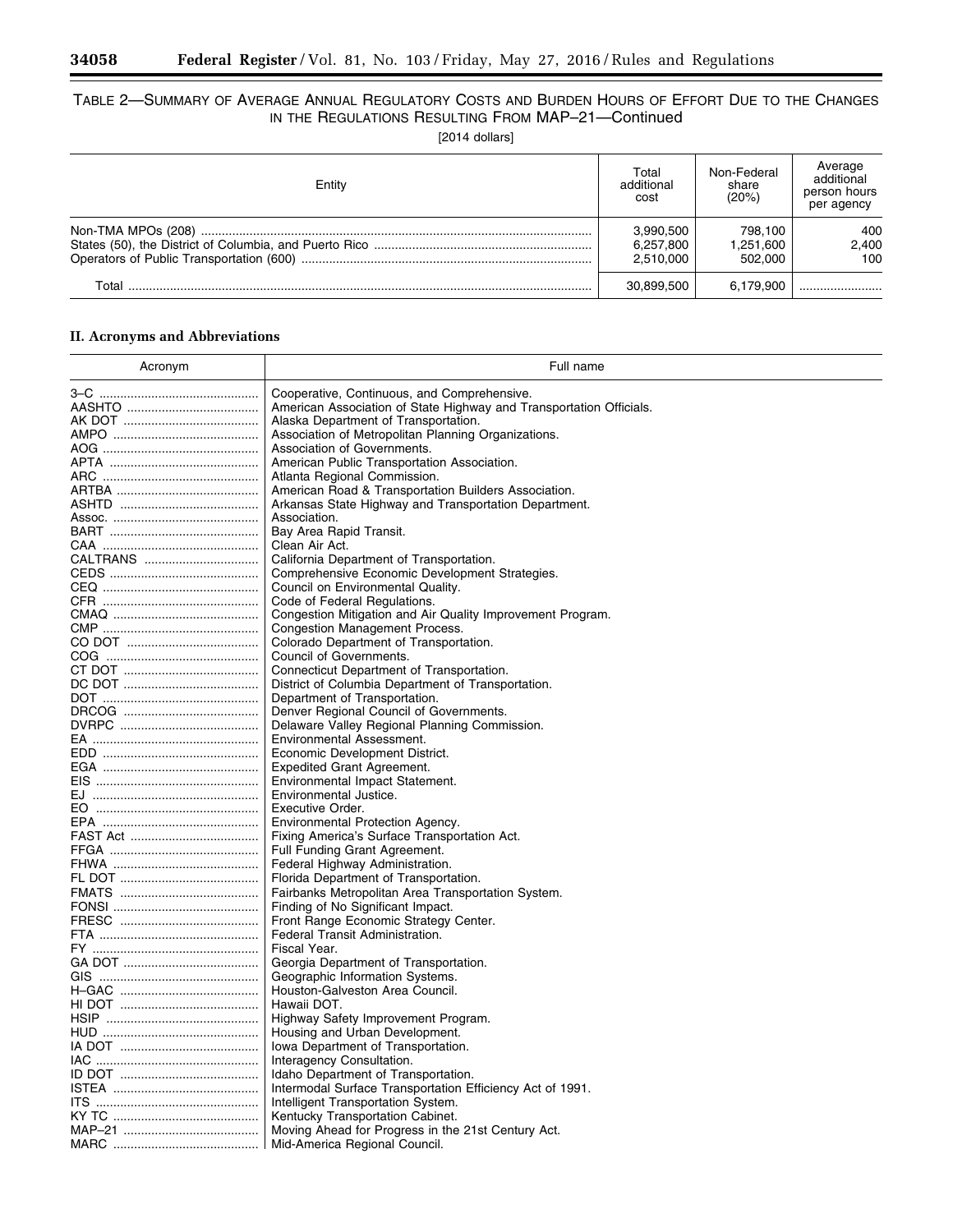TABLE 2—SUMMARY OF AVERAGE ANNUAL REGULATORY COSTS AND BURDEN HOURS OF EFFORT DUE TO THE CHANGES IN THE REGULATIONS RESULTING FROM MAP–21—Continued

[2014 dollars]

| Entity | Total additional cost | Non-Federal share (20%) | Average additional person hours per agency |
|---|---|---|---|
| Non-TMA MPOs (208) | 3,990,500 | 798,100 | 400 |
| States (50), the District of Columbia, and Puerto Rico | 6,257,800 | 1,251,600 | 2,400 |
| Operators of Public Transportation (600) | 2,510,000 | 502,000 | 100 |
| Total | 30,899,500 | 6,179,900 | |

## II. Acronyms and Abbreviations

| Acronym | Full name |
|---|---|
| 3–C | Cooperative, Continuous, and Comprehensive. |
| AASHTO | American Association of State Highway and Transportation Officials. |
| AK DOT | Alaska Department of Transportation. |
| AMPO | Association of Metropolitan Planning Organizations. |
| AOG | Association of Governments. |
| APTA | American Public Transportation Association. |
| ARC | Atlanta Regional Commission. |
| ARTBA | American Road & Transportation Builders Association. |
| ASHTD | Arkansas State Highway and Transportation Department. |
| Assoc. | Association. |
| BART | Bay Area Rapid Transit. |
| CAA | Clean Air Act. |
| CALTRANS | California Department of Transportation. |
| CEDS | Comprehensive Economic Development Strategies. |
| CEQ | Council on Environmental Quality. |
| CFR | Code of Federal Regulations. |
| CMAQ | Congestion Mitigation and Air Quality Improvement Program. |
| CMP | Congestion Management Process. |
| CO DOT | Colorado Department of Transportation. |
| COG | Council of Governments. |
| CT DOT | Connecticut Department of Transportation. |
| DC DOT | District of Columbia Department of Transportation. |
| DOT | Department of Transportation. |
| DRCOG | Denver Regional Council of Governments. |
| DVRPC | Delaware Valley Regional Planning Commission. |
| EA | Environmental Assessment. |
| EDD | Economic Development District. |
| EGA | Expedited Grant Agreement. |
| EIS | Environmental Impact Statement. |
| EJ | Environmental Justice. |
| EO | Executive Order. |
| EPA | Environmental Protection Agency. |
| FAST Act | Fixing America's Surface Transportation Act. |
| FFGA | Full Funding Grant Agreement. |
| FHWA | Federal Highway Administration. |
| FL DOT | Florida Department of Transportation. |
| FMATS | Fairbanks Metropolitan Area Transportation System. |
| FONSI | Finding of No Significant Impact. |
| FRESC | Front Range Economic Strategy Center. |
| FTA | Federal Transit Administration. |
| FY | Fiscal Year. |
| GA DOT | Georgia Department of Transportation. |
| GIS | Geographic Information Systems. |
| H–GAC | Houston-Galveston Area Council. |
| HI DOT | Hawaii DOT. |
| HSIP | Highway Safety Improvement Program. |
| HUD | Housing and Urban Development. |
| IA DOT | Iowa Department of Transportation. |
| IAC | Interagency Consultation. |
| ID DOT | Idaho Department of Transportation. |
| ISTEA | Intermodal Surface Transportation Efficiency Act of 1991. |
| ITS | Intelligent Transportation System. |
| KY TC | Kentucky Transportation Cabinet. |
| MAP–21 | Moving Ahead for Progress in the 21st Century Act. |
| MARC | Mid-America Regional Council. |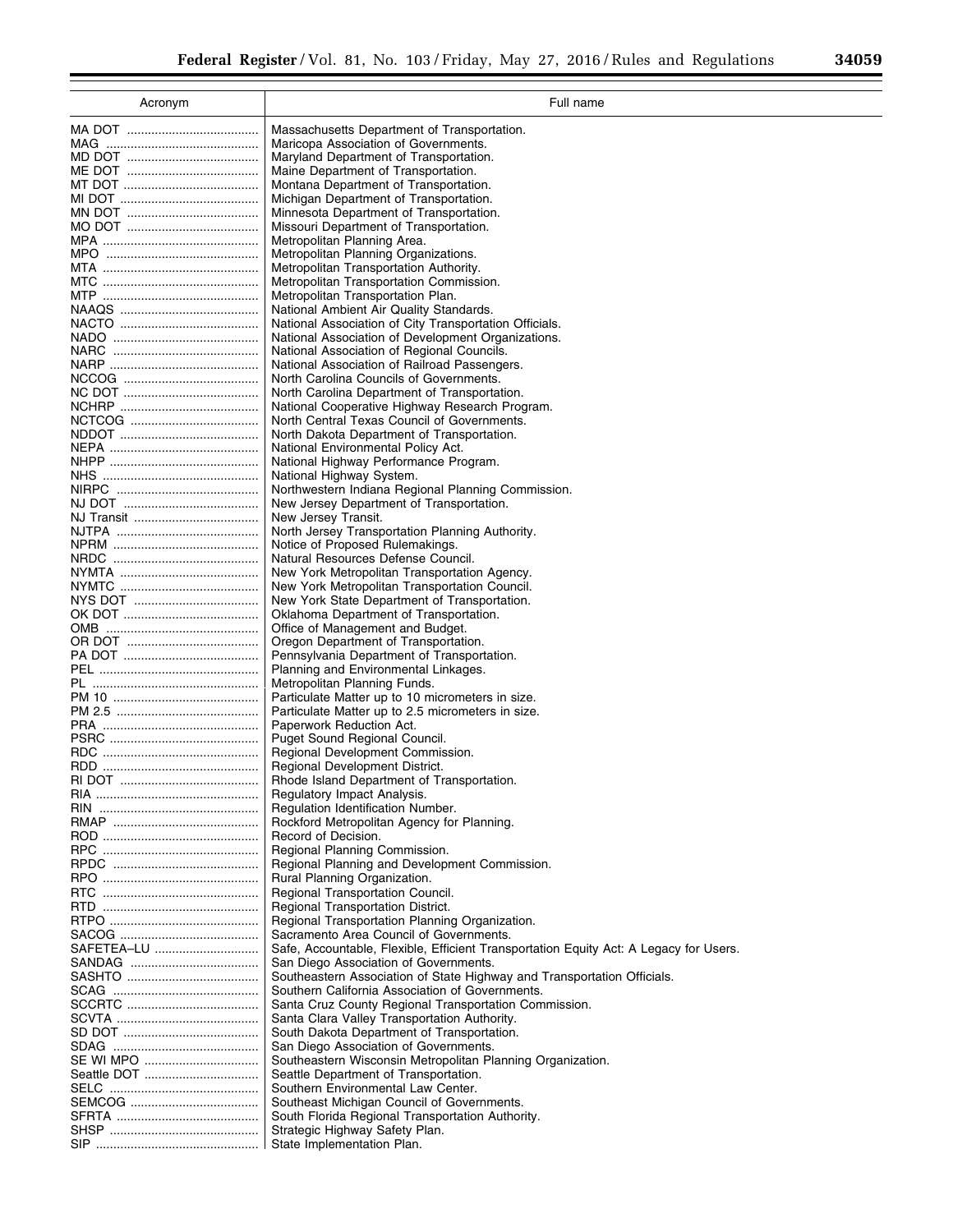| Acronym | Full name |
|---|---|
| MA DOT | Massachusetts Department of Transportation. |
| MAG | Maricopa Association of Governments. |
| MD DOT | Maryland Department of Transportation. |
| ME DOT | Maine Department of Transportation. |
| MT DOT | Montana Department of Transportation. |
| MI DOT | Michigan Department of Transportation. |
| MN DOT | Minnesota Department of Transportation. |
| MO DOT | Missouri Department of Transportation. |
| MPA | Metropolitan Planning Area. |
| MPO | Metropolitan Planning Organizations. |
| MTA | Metropolitan Transportation Authority. |
| MTC | Metropolitan Transportation Commission. |
| MTP | Metropolitan Transportation Plan. |
| NAAQS | National Ambient Air Quality Standards. |
| NACTO | National Association of City Transportation Officials. |
| NADO | National Association of Development Organizations. |
| NARC | National Association of Regional Councils. |
| NARP | National Association of Railroad Passengers. |
| NCCOG | North Carolina Councils of Governments. |
| NC DOT | North Carolina Department of Transportation. |
| NCHRP | National Cooperative Highway Research Program. |
| NCTCOG | North Central Texas Council of Governments. |
| NDDOT | North Dakota Department of Transportation. |
| NEPA | National Environmental Policy Act. |
| NHPP | National Highway Performance Program. |
| NHS | National Highway System. |
| NIRPC | Northwestern Indiana Regional Planning Commission. |
| NJ DOT | New Jersey Department of Transportation. |
| NJ Transit | New Jersey Transit. |
| NJTPA | North Jersey Transportation Planning Authority. |
| NPRM | Notice of Proposed Rulemakings. |
| NRDC | Natural Resources Defense Council. |
| NYMTA | New York Metropolitan Transportation Agency. |
| NYMTC | New York Metropolitan Transportation Council. |
| NYS DOT | New York State Department of Transportation. |
| OK DOT | Oklahoma Department of Transportation. |
| OMB | Office of Management and Budget. |
| OR DOT | Oregon Department of Transportation. |
| PA DOT | Pennsylvania Department of Transportation. |
| PEL | Planning and Environmental Linkages. |
| PL | Metropolitan Planning Funds. |
| PM 10 | Particulate Matter up to 10 micrometers in size. |
| PM 2.5 | Particulate Matter up to 2.5 micrometers in size. |
| PRA | Paperwork Reduction Act. |
| PSRC | Puget Sound Regional Council. |
| RDC | Regional Development Commission. |
| RDD | Regional Development District. |
| RI DOT | Rhode Island Department of Transportation. |
| RIA | Regulatory Impact Analysis. |
| RIN | Regulation Identification Number. |
| RMAP | Rockford Metropolitan Agency for Planning. |
| ROD | Record of Decision. |
| RPC | Regional Planning Commission. |
| RPDC | Regional Planning and Development Commission. |
| RPO | Rural Planning Organization. |
| RTC | Regional Transportation Council. |
| RTD | Regional Transportation District. |
| RTPO | Regional Transportation Planning Organization. |
| SACOG | Sacramento Area Council of Governments. |
| SAFETEA–LU | Safe, Accountable, Flexible, Efficient Transportation Equity Act: A Legacy for Users. |
| SANDAG | San Diego Association of Governments. |
| SASHTO | Southeastern Association of State Highway and Transportation Officials. |
| SCAG | Southern California Association of Governments. |
| SCCRTC | Santa Cruz County Regional Transportation Commission. |
| SCVTA | Santa Clara Valley Transportation Authority. |
| SD DOT | South Dakota Department of Transportation. |
| SDAG | San Diego Association of Governments. |
| SE WI MPO | Southeastern Wisconsin Metropolitan Planning Organization. |
| Seattle DOT | Seattle Department of Transportation. |
| SELC | Southern Environmental Law Center. |
| SEMCOG | Southeast Michigan Council of Governments. |
| SFRTA | South Florida Regional Transportation Authority. |
| SHSP | Strategic Highway Safety Plan. |
| SIP | State Implementation Plan. |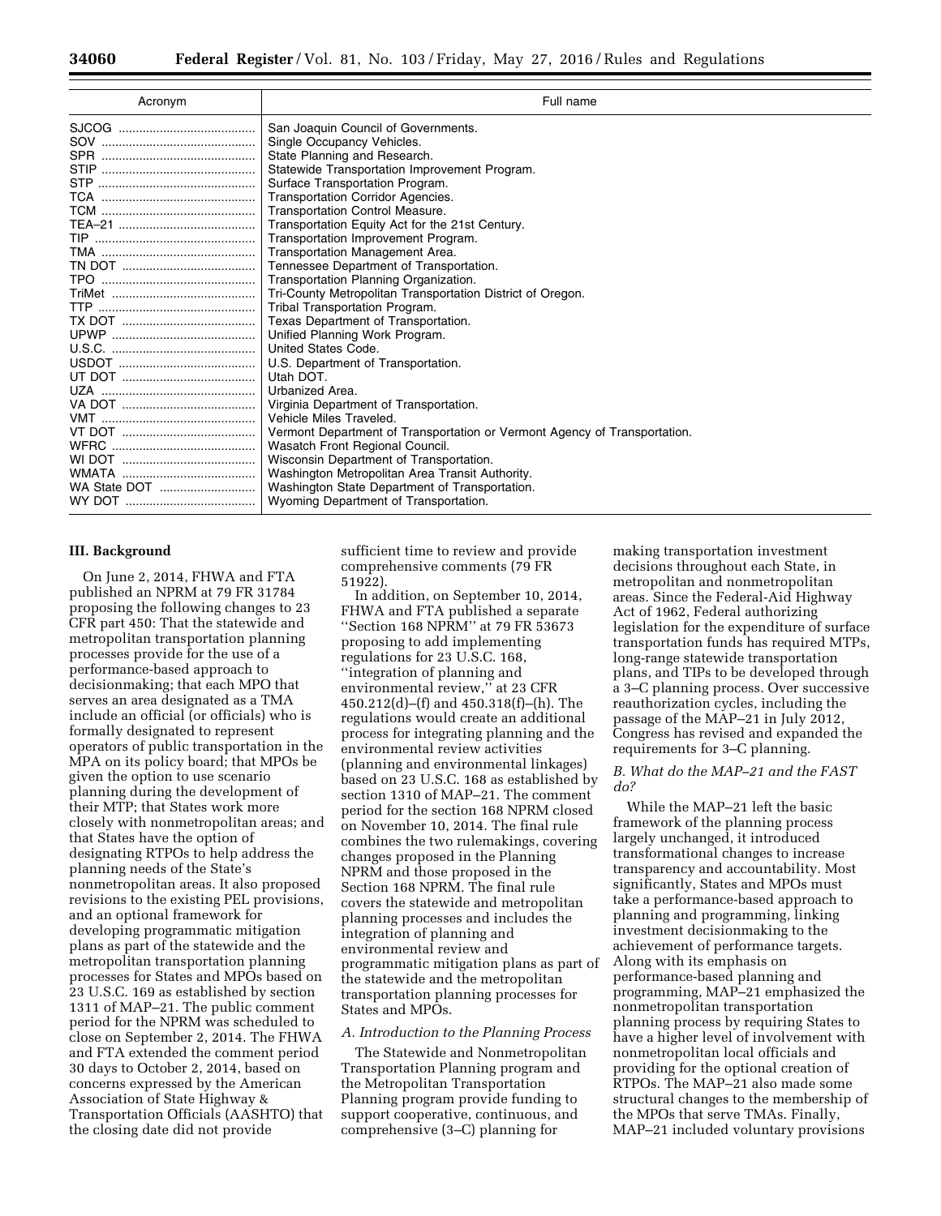| Acronym | Full name |
|---|---|
| SJCOG | San Joaquin Council of Governments. |
| SOV | Single Occupancy Vehicles. |
| SPR | State Planning and Research. |
| STIP | Statewide Transportation Improvement Program. |
| STP | Surface Transportation Program. |
| TCA | Transportation Corridor Agencies. |
| TCM | Transportation Control Measure. |
| TEA–21 | Transportation Equity Act for the 21st Century. |
| TIP | Transportation Improvement Program. |
| TMA | Transportation Management Area. |
| TN DOT | Tennessee Department of Transportation. |
| TPO | Transportation Planning Organization. |
| TriMet | Tri-County Metropolitan Transportation District of Oregon. |
| TTP | Tribal Transportation Program. |
| TX DOT | Texas Department of Transportation. |
| UPWP | Unified Planning Work Program. |
| U.S.C. | United States Code. |
| USDOT | U.S. Department of Transportation. |
| UT DOT | Utah DOT. |
| UZA | Urbanized Area. |
| VA DOT | Virginia Department of Transportation. |
| VMT | Vehicle Miles Traveled. |
| VT DOT | Vermont Department of Transportation or Vermont Agency of Transportation. |
| WFRC | Wasatch Front Regional Council. |
| WI DOT | Wisconsin Department of Transportation. |
| WMATA | Washington Metropolitan Area Transit Authority. |
| WA State DOT | Washington State Department of Transportation. |
| WY DOT | Wyoming Department of Transportation. |

## III. Background

On June 2, 2014, FHWA and FTA published an NPRM at 79 FR 31784 proposing the following changes to 23 CFR part 450: That the statewide and metropolitan transportation planning processes provide for the use of a performance-based approach to decisionmaking; that each MPO that serves an area designated as a TMA include an official (or officials) who is formally designated to represent operators of public transportation in the MPA on its policy board; that MPOs be given the option to use scenario planning during the development of their MTP; that States work more closely with nonmetropolitan areas; and that States have the option of designating RTPOs to help address the planning needs of the State's nonmetropolitan areas. It also proposed revisions to the existing PEL provisions, and an optional framework for developing programmatic mitigation plans as part of the statewide and the metropolitan transportation planning processes for States and MPOs based on 23 U.S.C. 169 as established by section 1311 of MAP–21. The public comment period for the NPRM was scheduled to close on September 2, 2014. The FHWA and FTA extended the comment period 30 days to October 2, 2014, based on concerns expressed by the American Association of State Highway & Transportation Officials (AASHTO) that the closing date did not provide sufficient time to review and provide comprehensive comments (79 FR 51922).

In addition, on September 10, 2014, FHWA and FTA published a separate "Section 168 NPRM" at 79 FR 53673 proposing to add implementing regulations for 23 U.S.C. 168, "integration of planning and environmental review," at 23 CFR 450.212(d)–(f) and 450.318(f)–(h). The regulations would create an additional process for integrating planning and the environmental review activities (planning and environmental linkages) based on 23 U.S.C. 168 as established by section 1310 of MAP–21. The comment period for the section 168 NPRM closed on November 10, 2014. The final rule combines the two rulemakings, covering changes proposed in the Planning NPRM and those proposed in the Section 168 NPRM. The final rule covers the statewide and metropolitan planning processes and includes the integration of planning and environmental review and programmatic mitigation plans as part of the statewide and the metropolitan transportation planning processes for States and MPOs.

### *A. Introduction to the Planning Process*

The Statewide and Nonmetropolitan Transportation Planning program and the Metropolitan Transportation Planning program provide funding to support cooperative, continuous, and comprehensive (3–C) planning for making transportation investment decisions throughout each State, in metropolitan and nonmetropolitan areas. Since the Federal-Aid Highway Act of 1962, Federal authorizing legislation for the expenditure of surface transportation funds has required MTPs, long-range statewide transportation plans, and TIPs to be developed through a 3–C planning process. Over successive reauthorization cycles, including the passage of the MAP–21 in July 2012, Congress has revised and expanded the requirements for 3–C planning.

### *B. What do the MAP–21 and the FAST do?*

While the MAP–21 left the basic framework of the planning process largely unchanged, it introduced transformational changes to increase transparency and accountability. Most significantly, States and MPOs must take a performance-based approach to planning and programming, linking investment decisionmaking to the achievement of performance targets. Along with its emphasis on performance-based planning and programming, MAP–21 emphasized the nonmetropolitan transportation planning process by requiring States to have a higher level of involvement with nonmetropolitan local officials and providing for the optional creation of RTPOs. The MAP–21 also made some structural changes to the membership of the MPOs that serve TMAs. Finally, MAP–21 included voluntary provisions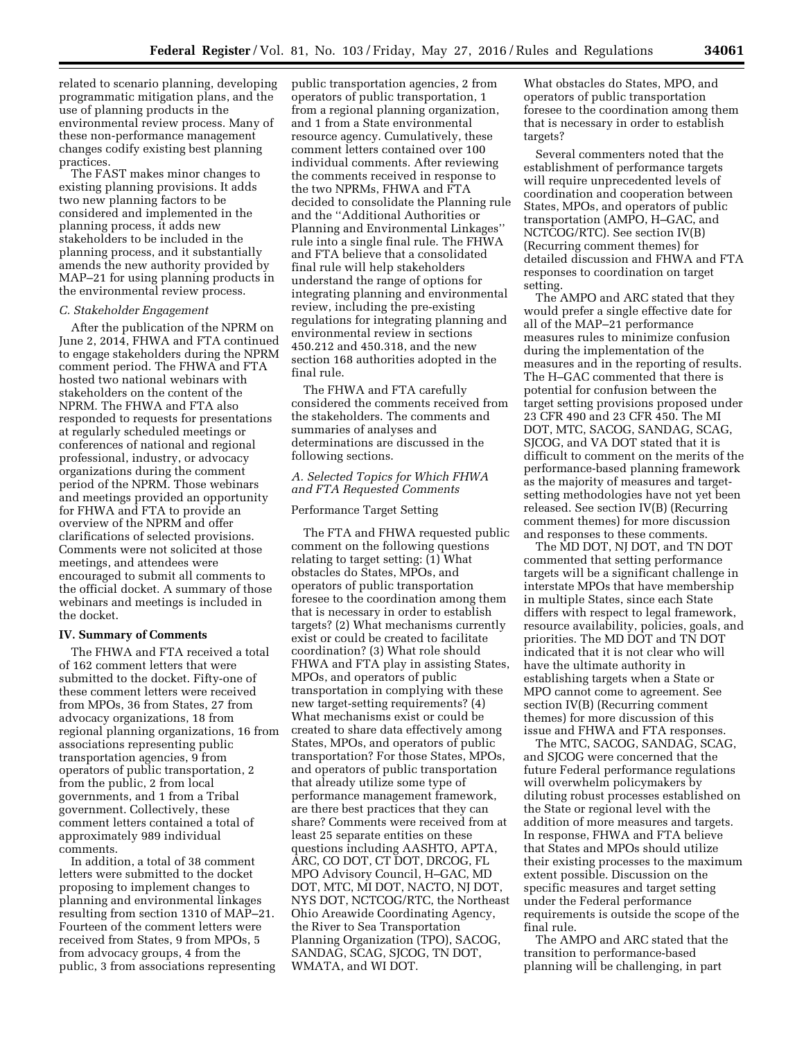related to scenario planning, developing programmatic mitigation plans, and the use of planning products in the environmental review process. Many of these non-performance management changes codify existing best planning practices.

The FAST makes minor changes to existing planning provisions. It adds two new planning factors to be considered and implemented in the planning process, it adds new stakeholders to be included in the planning process, and it substantially amends the new authority provided by MAP–21 for using planning products in the environmental review process.

### *C. Stakeholder Engagement*

After the publication of the NPRM on June 2, 2014, FHWA and FTA continued to engage stakeholders during the NPRM comment period. The FHWA and FTA hosted two national webinars with stakeholders on the content of the NPRM. The FHWA and FTA also responded to requests for presentations at regularly scheduled meetings or conferences of national and regional professional, industry, or advocacy organizations during the comment period of the NPRM. Those webinars and meetings provided an opportunity for FHWA and FTA to provide an overview of the NPRM and offer clarifications of selected provisions. Comments were not solicited at those meetings, and attendees were encouraged to submit all comments to the official docket. A summary of those webinars and meetings is included in the docket.

## IV. Summary of Comments

The FHWA and FTA received a total of 162 comment letters that were submitted to the docket. Fifty-one of these comment letters were received from MPOs, 36 from States, 27 from advocacy organizations, 18 from regional planning organizations, 16 from associations representing public transportation agencies, 9 from operators of public transportation, 2 from the public, 2 from local governments, and 1 from a Tribal government. Collectively, these comment letters contained a total of approximately 989 individual comments.

In addition, a total of 38 comment letters were submitted to the docket proposing to implement changes to planning and environmental linkages resulting from section 1310 of MAP–21. Fourteen of the comment letters were received from States, 9 from MPOs, 5 from advocacy groups, 4 from the public, 3 from associations representing public transportation agencies, 2 from operators of public transportation, 1 from a regional planning organization, and 1 from a State environmental resource agency. Cumulatively, these comment letters contained over 100 individual comments. After reviewing the comments received in response to the two NPRMs, FHWA and FTA decided to consolidate the Planning rule and the ''Additional Authorities or Planning and Environmental Linkages'' rule into a single final rule. The FHWA and FTA believe that a consolidated final rule will help stakeholders understand the range of options for integrating planning and environmental review, including the pre-existing regulations for integrating planning and environmental review in sections 450.212 and 450.318, and the new section 168 authorities adopted in the final rule.

The FHWA and FTA carefully considered the comments received from the stakeholders. The comments and summaries of analyses and determinations are discussed in the following sections.

### *A. Selected Topics for Which FHWA and FTA Requested Comments*

Performance Target Setting

The FTA and FHWA requested public comment on the following questions relating to target setting: (1) What obstacles do States, MPOs, and operators of public transportation foresee to the coordination among them that is necessary in order to establish targets? (2) What mechanisms currently exist or could be created to facilitate coordination? (3) What role should FHWA and FTA play in assisting States, MPOs, and operators of public transportation in complying with these new target-setting requirements? (4) What mechanisms exist or could be created to share data effectively among States, MPOs, and operators of public transportation? For those States, MPOs, and operators of public transportation that already utilize some type of performance management framework, are there best practices that they can share? Comments were received from at least 25 separate entities on these questions including AASHTO, APTA, ARC, CO DOT, CT DOT, DRCOG, FL MPO Advisory Council, H–GAC, MD DOT, MTC, MI DOT, NACTO, NJ DOT, NYS DOT, NCTCOG/RTC, the Northeast Ohio Areawide Coordinating Agency, the River to Sea Transportation Planning Organization (TPO), SACOG, SANDAG, SCAG, SJCOG, TN DOT, WMATA, and WI DOT.

What obstacles do States, MPO, and operators of public transportation foresee to the coordination among them that is necessary in order to establish targets?

Several commenters noted that the establishment of performance targets will require unprecedented levels of coordination and cooperation between States, MPOs, and operators of public transportation (AMPO, H–GAC, and NCTCOG/RTC). See section IV(B) (Recurring comment themes) for detailed discussion and FHWA and FTA responses to coordination on target setting.

The AMPO and ARC stated that they would prefer a single effective date for all of the MAP–21 performance measures rules to minimize confusion during the implementation of the measures and in the reporting of results. The H–GAC commented that there is potential for confusion between the target setting provisions proposed under 23 CFR 490 and 23 CFR 450. The MI DOT, MTC, SACOG, SANDAG, SCAG, SJCOG, and VA DOT stated that it is difficult to comment on the merits of the performance-based planning framework as the majority of measures and target-setting methodologies have not yet been released. See section IV(B) (Recurring comment themes) for more discussion and responses to these comments.

The MD DOT, NJ DOT, and TN DOT commented that setting performance targets will be a significant challenge in interstate MPOs that have membership in multiple States, since each State differs with respect to legal framework, resource availability, policies, goals, and priorities. The MD DOT and TN DOT indicated that it is not clear who will have the ultimate authority in establishing targets when a State or MPO cannot come to agreement. See section IV(B) (Recurring comment themes) for more discussion of this issue and FHWA and FTA responses.

The MTC, SACOG, SANDAG, SCAG, and SJCOG were concerned that the future Federal performance regulations will overwhelm policymakers by diluting robust processes established on the State or regional level with the addition of more measures and targets. In response, FHWA and FTA believe that States and MPOs should utilize their existing processes to the maximum extent possible. Discussion on the specific measures and target setting under the Federal performance requirements is outside the scope of the final rule.

The AMPO and ARC stated that the transition to performance-based planning will be challenging, in part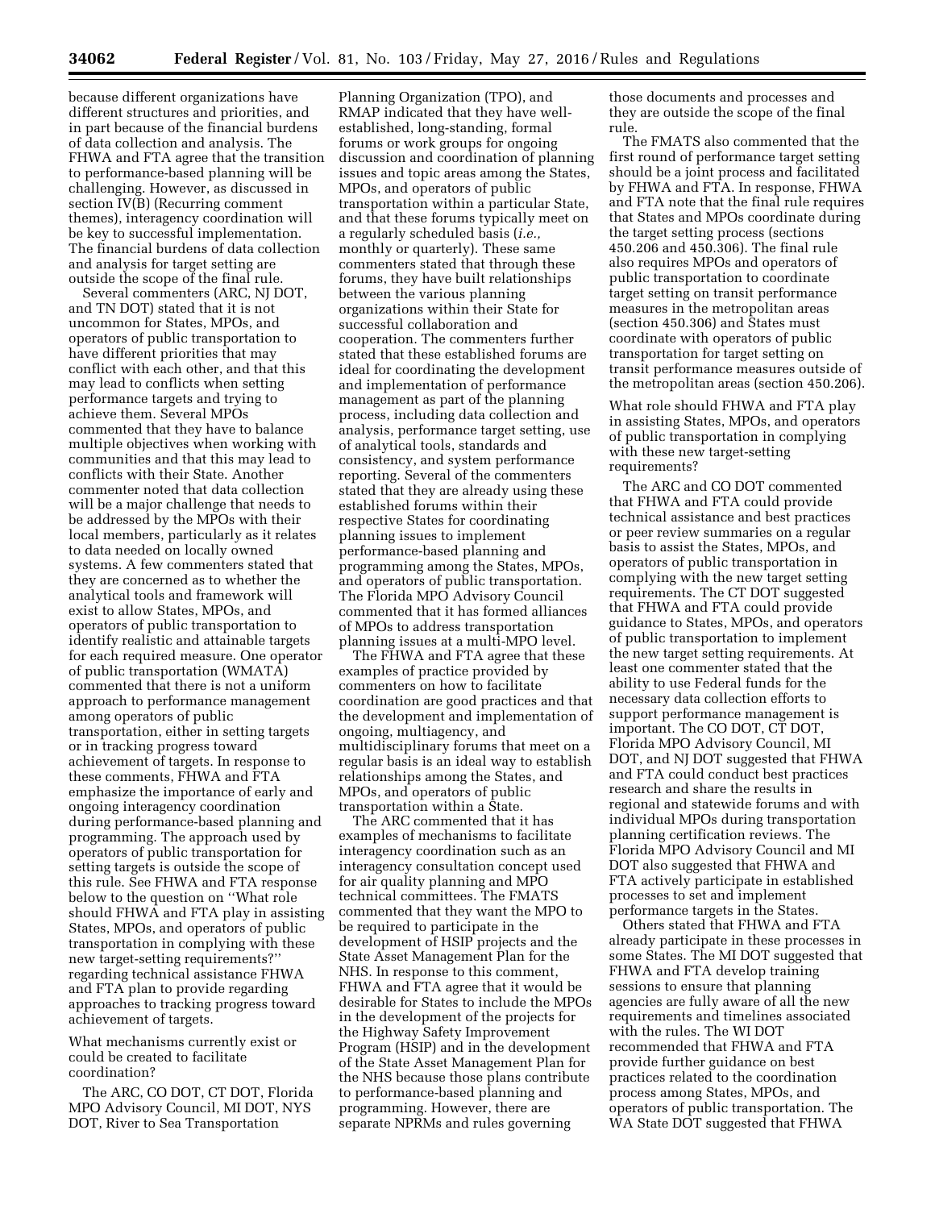because different organizations have different structures and priorities, and in part because of the financial burdens of data collection and analysis. The FHWA and FTA agree that the transition to performance-based planning will be challenging. However, as discussed in section IV(B) (Recurring comment themes), interagency coordination will be key to successful implementation. The financial burdens of data collection and analysis for target setting are outside the scope of the final rule.

Several commenters (ARC, NJ DOT, and TN DOT) stated that it is not uncommon for States, MPOs, and operators of public transportation to have different priorities that may conflict with each other, and that this may lead to conflicts when setting performance targets and trying to achieve them. Several MPOs commented that they have to balance multiple objectives when working with communities and that this may lead to conflicts with their State. Another commenter noted that data collection will be a major challenge that needs to be addressed by the MPOs with their local members, particularly as it relates to data needed on locally owned systems. A few commenters stated that they are concerned as to whether the analytical tools and framework will exist to allow States, MPOs, and operators of public transportation to identify realistic and attainable targets for each required measure. One operator of public transportation (WMATA) commented that there is not a uniform approach to performance management among operators of public transportation, either in setting targets or in tracking progress toward achievement of targets. In response to these comments, FHWA and FTA emphasize the importance of early and ongoing interagency coordination during performance-based planning and programming. The approach used by operators of public transportation for setting targets is outside the scope of this rule. See FHWA and FTA response below to the question on "What role should FHWA and FTA play in assisting States, MPOs, and operators of public transportation in complying with these new target-setting requirements?" regarding technical assistance FHWA and FTA plan to provide regarding approaches to tracking progress toward achievement of targets.

What mechanisms currently exist or could be created to facilitate coordination?

The ARC, CO DOT, CT DOT, Florida MPO Advisory Council, MI DOT, NYS DOT, River to Sea Transportation Planning Organization (TPO), and RMAP indicated that they have well-established, long-standing, formal forums or work groups for ongoing discussion and coordination of planning issues and topic areas among the States, MPOs, and operators of public transportation within a particular State, and that these forums typically meet on a regularly scheduled basis (*i.e.,* monthly or quarterly). These same commenters stated that through these forums, they have built relationships between the various planning organizations within their State for successful collaboration and cooperation. The commenters further stated that these established forums are ideal for coordinating the development and implementation of performance management as part of the planning process, including data collection and analysis, performance target setting, use of analytical tools, standards and consistency, and system performance reporting. Several of the commenters stated that they are already using these established forums within their respective States for coordinating planning issues to implement performance-based planning and programming among the States, MPOs, and operators of public transportation. The Florida MPO Advisory Council commented that it has formed alliances of MPOs to address transportation planning issues at a multi-MPO level.

The FHWA and FTA agree that these examples of practice provided by commenters on how to facilitate coordination are good practices and that the development and implementation of ongoing, multiagency, and multidisciplinary forums that meet on a regular basis is an ideal way to establish relationships among the States, and MPOs, and operators of public transportation within a State.

The ARC commented that it has examples of mechanisms to facilitate interagency coordination such as an interagency consultation concept used for air quality planning and MPO technical committees. The FMATS commented that they want the MPO to be required to participate in the development of HSIP projects and the State Asset Management Plan for the NHS. In response to this comment, FHWA and FTA agree that it would be desirable for States to include the MPOs in the development of the projects for the Highway Safety Improvement Program (HSIP) and in the development of the State Asset Management Plan for the NHS because those plans contribute to performance-based planning and programming. However, there are separate NPRMs and rules governing those documents and processes and they are outside the scope of the final rule.

The FMATS also commented that the first round of performance target setting should be a joint process and facilitated by FHWA and FTA. In response, FHWA and FTA note that the final rule requires that States and MPOs coordinate during the target setting process (sections 450.206 and 450.306). The final rule also requires MPOs and operators of public transportation to coordinate target setting on transit performance measures in the metropolitan areas (section 450.306) and States must coordinate with operators of public transportation for target setting on transit performance measures outside of the metropolitan areas (section 450.206).

What role should FHWA and FTA play in assisting States, MPOs, and operators of public transportation in complying with these new target-setting requirements?

The ARC and CO DOT commented that FHWA and FTA could provide technical assistance and best practices or peer review summaries on a regular basis to assist the States, MPOs, and operators of public transportation in complying with the new target setting requirements. The CT DOT suggested that FHWA and FTA could provide guidance to States, MPOs, and operators of public transportation to implement the new target setting requirements. At least one commenter stated that the ability to use Federal funds for the necessary data collection efforts to support performance management is important. The CO DOT, CT DOT, Florida MPO Advisory Council, MI DOT, and NJ DOT suggested that FHWA and FTA could conduct best practices research and share the results in regional and statewide forums and with individual MPOs during transportation planning certification reviews. The Florida MPO Advisory Council and MI DOT also suggested that FHWA and FTA actively participate in established processes to set and implement performance targets in the States.

Others stated that FHWA and FTA already participate in these processes in some States. The MI DOT suggested that FHWA and FTA develop training sessions to ensure that planning agencies are fully aware of all the new requirements and timelines associated with the rules. The WI DOT recommended that FHWA and FTA provide further guidance on best practices related to the coordination process among States, MPOs, and operators of public transportation. The WA State DOT suggested that FHWA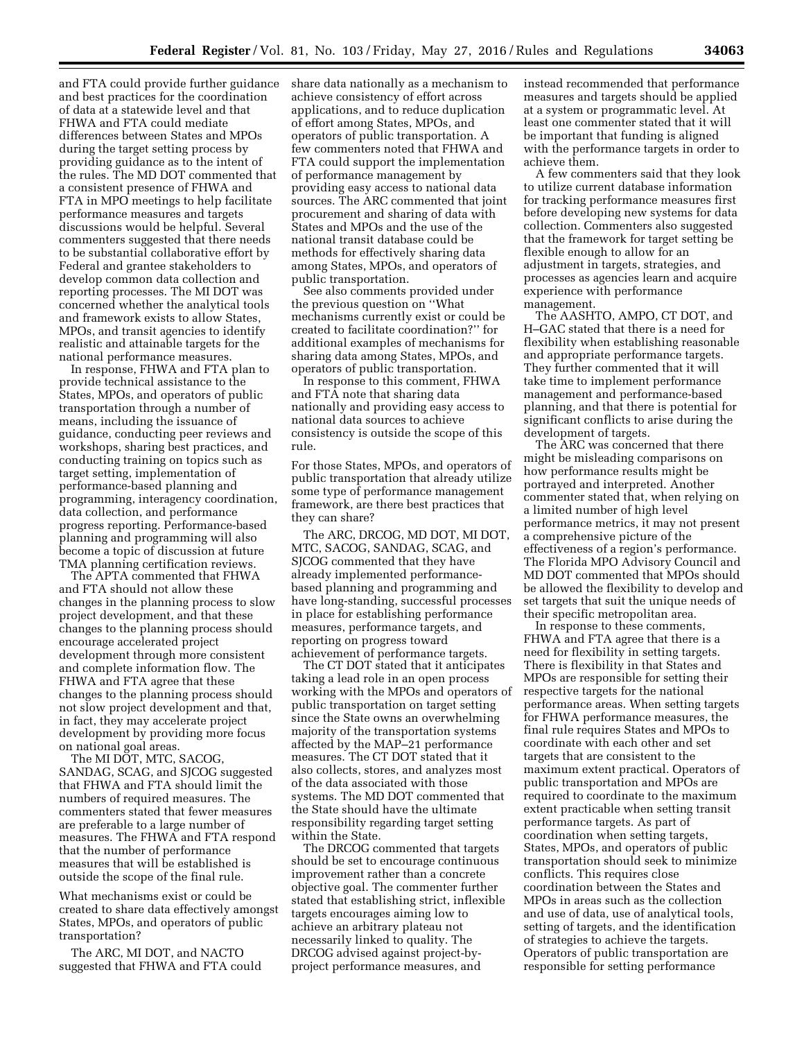and FTA could provide further guidance and best practices for the coordination of data at a statewide level and that FHWA and FTA could mediate differences between States and MPOs during the target setting process by providing guidance as to the intent of the rules. The MD DOT commented that a consistent presence of FHWA and FTA in MPO meetings to help facilitate performance measures and targets discussions would be helpful. Several commenters suggested that there needs to be substantial collaborative effort by Federal and grantee stakeholders to develop common data collection and reporting processes. The MI DOT was concerned whether the analytical tools and framework exists to allow States, MPOs, and transit agencies to identify realistic and attainable targets for the national performance measures.

In response, FHWA and FTA plan to provide technical assistance to the States, MPOs, and operators of public transportation through a number of means, including the issuance of guidance, conducting peer reviews and workshops, sharing best practices, and conducting training on topics such as target setting, implementation of performance-based planning and programming, interagency coordination, data collection, and performance progress reporting. Performance-based planning and programming will also become a topic of discussion at future TMA planning certification reviews.

The APTA commented that FHWA and FTA should not allow these changes in the planning process to slow project development, and that these changes to the planning process should encourage accelerated project development through more consistent and complete information flow. The FHWA and FTA agree that these changes to the planning process should not slow project development and that, in fact, they may accelerate project development by providing more focus on national goal areas.

The MI DOT, MTC, SACOG, SANDAG, SCAG, and SJCOG suggested that FHWA and FTA should limit the numbers of required measures. The commenters stated that fewer measures are preferable to a large number of measures. The FHWA and FTA respond that the number of performance measures that will be established is outside the scope of the final rule.

What mechanisms exist or could be created to share data effectively amongst States, MPOs, and operators of public transportation?

The ARC, MI DOT, and NACTO suggested that FHWA and FTA could share data nationally as a mechanism to achieve consistency of effort across applications, and to reduce duplication of effort among States, MPOs, and operators of public transportation. A few commenters noted that FHWA and FTA could support the implementation of performance management by providing easy access to national data sources. The ARC commented that joint procurement and sharing of data with States and MPOs and the use of the national transit database could be methods for effectively sharing data among States, MPOs, and operators of public transportation.

See also comments provided under the previous question on ''What mechanisms currently exist or could be created to facilitate coordination?'' for additional examples of mechanisms for sharing data among States, MPOs, and operators of public transportation.

In response to this comment, FHWA and FTA note that sharing data nationally and providing easy access to national data sources to achieve consistency is outside the scope of this rule.

For those States, MPOs, and operators of public transportation that already utilize some type of performance management framework, are there best practices that they can share?

The ARC, DRCOG, MD DOT, MI DOT, MTC, SACOG, SANDAG, SCAG, and SJCOG commented that they have already implemented performance-based planning and programming and have long-standing, successful processes in place for establishing performance measures, performance targets, and reporting on progress toward achievement of performance targets.

The CT DOT stated that it anticipates taking a lead role in an open process working with the MPOs and operators of public transportation on target setting since the State owns an overwhelming majority of the transportation systems affected by the MAP–21 performance measures. The CT DOT stated that it also collects, stores, and analyzes most of the data associated with those systems. The MD DOT commented that the State should have the ultimate responsibility regarding target setting within the State.

The DRCOG commented that targets should be set to encourage continuous improvement rather than a concrete objective goal. The commenter further stated that establishing strict, inflexible targets encourages aiming low to achieve an arbitrary plateau not necessarily linked to quality. The DRCOG advised against project-by-project performance measures, and instead recommended that performance measures and targets should be applied at a system or programmatic level. At least one commenter stated that it will be important that funding is aligned with the performance targets in order to achieve them.

A few commenters said that they look to utilize current database information for tracking performance measures first before developing new systems for data collection. Commenters also suggested that the framework for target setting be flexible enough to allow for an adjustment in targets, strategies, and processes as agencies learn and acquire experience with performance management.

The AASHTO, AMPO, CT DOT, and H–GAC stated that there is a need for flexibility when establishing reasonable and appropriate performance targets. They further commented that it will take time to implement performance management and performance-based planning, and that there is potential for significant conflicts to arise during the development of targets.

The ARC was concerned that there might be misleading comparisons on how performance results might be portrayed and interpreted. Another commenter stated that, when relying on a limited number of high level performance metrics, it may not present a comprehensive picture of the effectiveness of a region's performance. The Florida MPO Advisory Council and MD DOT commented that MPOs should be allowed the flexibility to develop and set targets that suit the unique needs of their specific metropolitan area.

In response to these comments, FHWA and FTA agree that there is a need for flexibility in setting targets. There is flexibility in that States and MPOs are responsible for setting their respective targets for the national performance areas. When setting targets for FHWA performance measures, the final rule requires States and MPOs to coordinate with each other and set targets that are consistent to the maximum extent practical. Operators of public transportation and MPOs are required to coordinate to the maximum extent practicable when setting transit performance targets. As part of coordination when setting targets, States, MPOs, and operators of public transportation should seek to minimize conflicts. This requires close coordination between the States and MPOs in areas such as the collection and use of data, use of analytical tools, setting of targets, and the identification of strategies to achieve the targets. Operators of public transportation are responsible for setting performance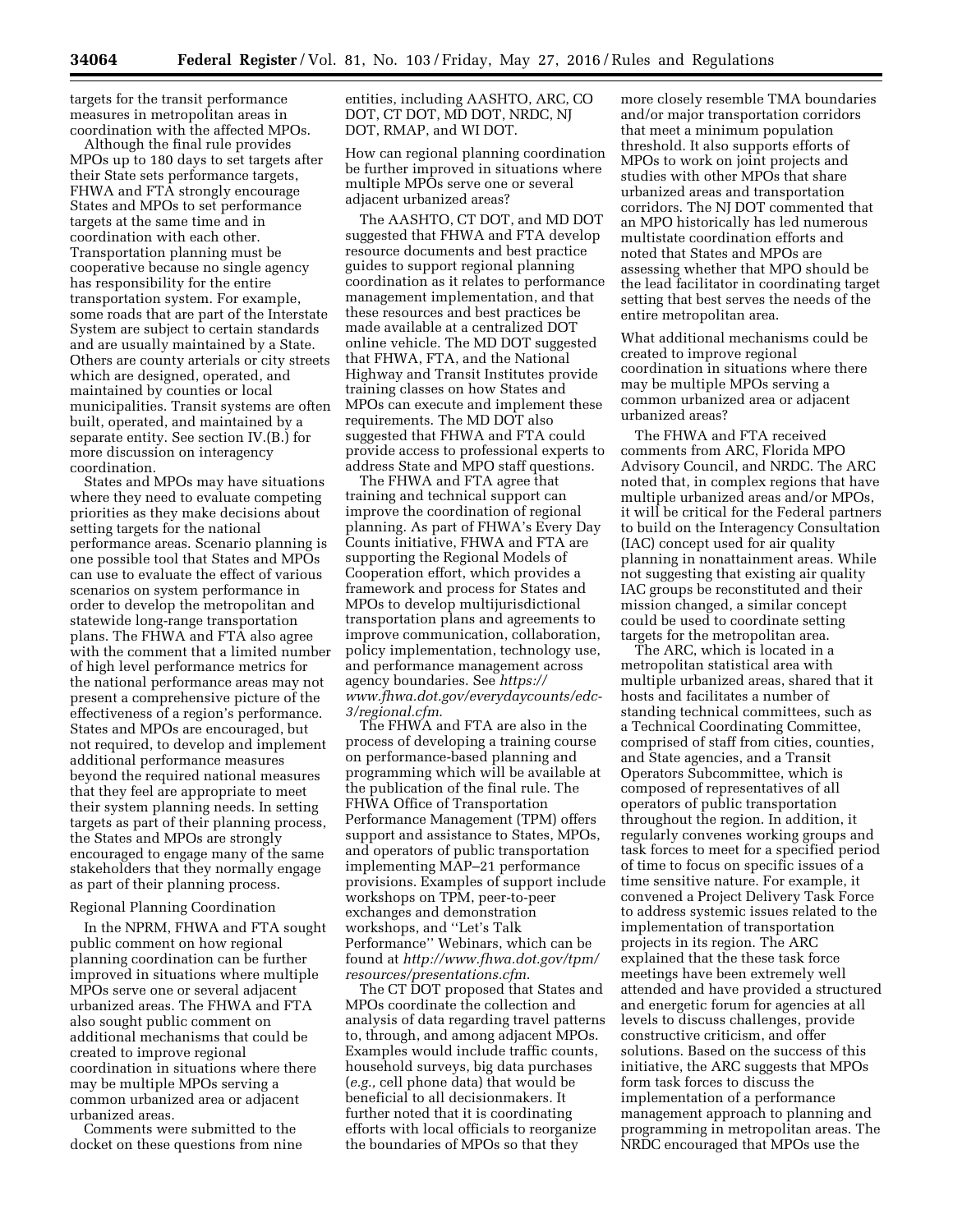targets for the transit performance measures in metropolitan areas in coordination with the affected MPOs.

Although the final rule provides MPOs up to 180 days to set targets after their State sets performance targets, FHWA and FTA strongly encourage States and MPOs to set performance targets at the same time and in coordination with each other. Transportation planning must be cooperative because no single agency has responsibility for the entire transportation system. For example, some roads that are part of the Interstate System are subject to certain standards and are usually maintained by a State. Others are county arterials or city streets which are designed, operated, and maintained by counties or local municipalities. Transit systems are often built, operated, and maintained by a separate entity. See section IV.(B.) for more discussion on interagency coordination.

States and MPOs may have situations where they need to evaluate competing priorities as they make decisions about setting targets for the national performance areas. Scenario planning is one possible tool that States and MPOs can use to evaluate the effect of various scenarios on system performance in order to develop the metropolitan and statewide long-range transportation plans. The FHWA and FTA also agree with the comment that a limited number of high level performance metrics for the national performance areas may not present a comprehensive picture of the effectiveness of a region's performance. States and MPOs are encouraged, but not required, to develop and implement additional performance measures beyond the required national measures that they feel are appropriate to meet their system planning needs. In setting targets as part of their planning process, the States and MPOs are strongly encouraged to engage many of the same stakeholders that they normally engage as part of their planning process.

Regional Planning Coordination

In the NPRM, FHWA and FTA sought public comment on how regional planning coordination can be further improved in situations where multiple MPOs serve one or several adjacent urbanized areas. The FHWA and FTA also sought public comment on additional mechanisms that could be created to improve regional coordination in situations where there may be multiple MPOs serving a common urbanized area or adjacent urbanized areas.

Comments were submitted to the docket on these questions from nine entities, including AASHTO, ARC, CO DOT, CT DOT, MD DOT, NRDC, NJ DOT, RMAP, and WI DOT.

How can regional planning coordination be further improved in situations where multiple MPOs serve one or several adjacent urbanized areas?

The AASHTO, CT DOT, and MD DOT suggested that FHWA and FTA develop resource documents and best practice guides to support regional planning coordination as it relates to performance management implementation, and that these resources and best practices be made available at a centralized DOT online vehicle. The MD DOT suggested that FHWA, FTA, and the National Highway and Transit Institutes provide training classes on how States and MPOs can execute and implement these requirements. The MD DOT also suggested that FHWA and FTA could provide access to professional experts to address State and MPO staff questions.

The FHWA and FTA agree that training and technical support can improve the coordination of regional planning. As part of FHWA's Every Day Counts initiative, FHWA and FTA are supporting the Regional Models of Cooperation effort, which provides a framework and process for States and MPOs to develop multijurisdictional transportation plans and agreements to improve communication, collaboration, policy implementation, technology use, and performance management across agency boundaries. See *https://www.fhwa.dot.gov/everydaycounts/edc-3/regional.cfm*.

The FHWA and FTA are also in the process of developing a training course on performance-based planning and programming which will be available at the publication of the final rule. The FHWA Office of Transportation Performance Management (TPM) offers support and assistance to States, MPOs, and operators of public transportation implementing MAP–21 performance provisions. Examples of support include workshops on TPM, peer-to-peer exchanges and demonstration workshops, and ''Let's Talk Performance'' Webinars, which can be found at *http://www.fhwa.dot.gov/tpm/resources/presentations.cfm*.

The CT DOT proposed that States and MPOs coordinate the collection and analysis of data regarding travel patterns to, through, and among adjacent MPOs. Examples would include traffic counts, household surveys, big data purchases (*e.g.,* cell phone data) that would be beneficial to all decisionmakers. It further noted that it is coordinating efforts with local officials to reorganize the boundaries of MPOs so that they more closely resemble TMA boundaries and/or major transportation corridors that meet a minimum population threshold. It also supports efforts of MPOs to work on joint projects and studies with other MPOs that share urbanized areas and transportation corridors. The NJ DOT commented that an MPO historically has led numerous multistate coordination efforts and noted that States and MPOs are assessing whether that MPO should be the lead facilitator in coordinating target setting that best serves the needs of the entire metropolitan area.

What additional mechanisms could be created to improve regional coordination in situations where there may be multiple MPOs serving a common urbanized area or adjacent urbanized areas?

The FHWA and FTA received comments from ARC, Florida MPO Advisory Council, and NRDC. The ARC noted that, in complex regions that have multiple urbanized areas and/or MPOs, it will be critical for the Federal partners to build on the Interagency Consultation (IAC) concept used for air quality planning in nonattainment areas. While not suggesting that existing air quality IAC groups be reconstituted and their mission changed, a similar concept could be used to coordinate setting targets for the metropolitan area.

The ARC, which is located in a metropolitan statistical area with multiple urbanized areas, shared that it hosts and facilitates a number of standing technical committees, such as a Technical Coordinating Committee, comprised of staff from cities, counties, and State agencies, and a Transit Operators Subcommittee, which is composed of representatives of all operators of public transportation throughout the region. In addition, it regularly convenes working groups and task forces to meet for a specified period of time to focus on specific issues of a time sensitive nature. For example, it convened a Project Delivery Task Force to address systemic issues related to the implementation of transportation projects in its region. The ARC explained that the these task force meetings have been extremely well attended and have provided a structured and energetic forum for agencies at all levels to discuss challenges, provide constructive criticism, and offer solutions. Based on the success of this initiative, the ARC suggests that MPOs form task forces to discuss the implementation of a performance management approach to planning and programming in metropolitan areas. The NRDC encouraged that MPOs use the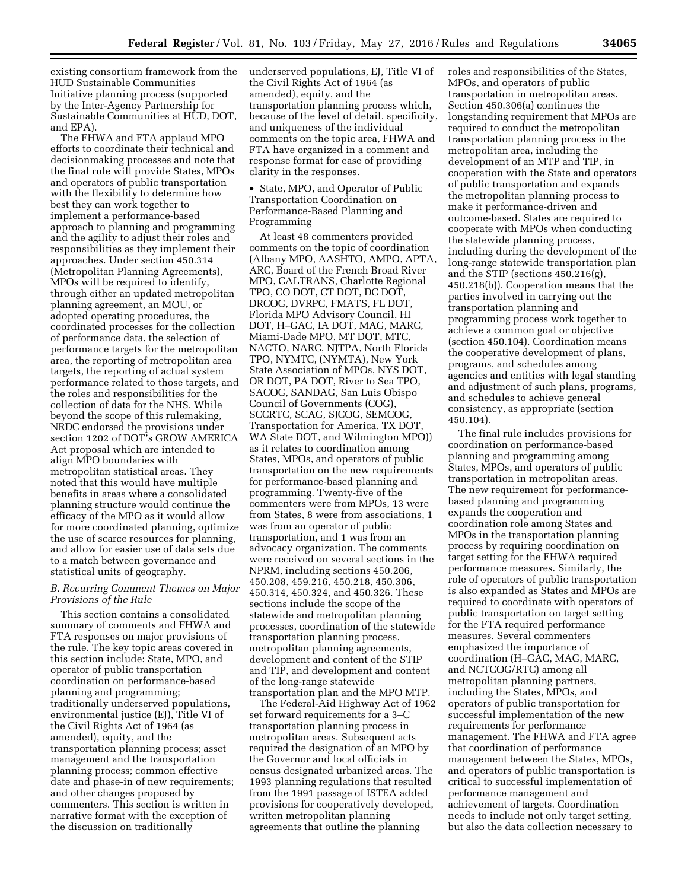existing consortium framework from the HUD Sustainable Communities Initiative planning process (supported by the Inter-Agency Partnership for Sustainable Communities at HUD, DOT, and EPA).

The FHWA and FTA applaud MPO efforts to coordinate their technical and decisionmaking processes and note that the final rule will provide States, MPOs and operators of public transportation with the flexibility to determine how best they can work together to implement a performance-based approach to planning and programming and the agility to adjust their roles and responsibilities as they implement their approaches. Under section 450.314 (Metropolitan Planning Agreements), MPOs will be required to identify, through either an updated metropolitan planning agreement, an MOU, or adopted operating procedures, the coordinated processes for the collection of performance data, the selection of performance targets for the metropolitan area, the reporting of metropolitan area targets, the reporting of actual system performance related to those targets, and the roles and responsibilities for the collection of data for the NHS. While beyond the scope of this rulemaking, NRDC endorsed the provisions under section 1202 of DOT's GROW AMERICA Act proposal which are intended to align MPO boundaries with metropolitan statistical areas. They noted that this would have multiple benefits in areas where a consolidated planning structure would continue the efficacy of the MPO as it would allow for more coordinated planning, optimize the use of scarce resources for planning, and allow for easier use of data sets due to a match between governance and statistical units of geography.

### *B. Recurring Comment Themes on Major Provisions of the Rule*

This section contains a consolidated summary of comments and FHWA and FTA responses on major provisions of the rule. The key topic areas covered in this section include: State, MPO, and operator of public transportation coordination on performance-based planning and programming; traditionally underserved populations, environmental justice (EJ), Title VI of the Civil Rights Act of 1964 (as amended), equity, and the transportation planning process; asset management and the transportation planning process; common effective date and phase-in of new requirements; and other changes proposed by commenters. This section is written in narrative format with the exception of the discussion on traditionally underserved populations, EJ, Title VI of the Civil Rights Act of 1964 (as amended), equity, and the transportation planning process which, because of the level of detail, specificity, and uniqueness of the individual comments on the topic area, FHWA and FTA have organized in a comment and response format for ease of providing clarity in the responses.

• State, MPO, and Operator of Public Transportation Coordination on Performance-Based Planning and Programming

At least 48 commenters provided comments on the topic of coordination (Albany MPO, AASHTO, AMPO, APTA, ARC, Board of the French Broad River MPO, CALTRANS, Charlotte Regional TPO, CO DOT, CT DOT, DC DOT, DRCOG, DVRPC, FMATS, FL DOT, Florida MPO Advisory Council, HI DOT, H–GAC, IA DOT, MAG, MARC, Miami-Dade MPO, MT DOT, MTC, NACTO, NARC, NJTPA, North Florida TPO, NYMTC, (NYMTA), New York State Association of MPOs, NYS DOT, OR DOT, PA DOT, River to Sea TPO, SACOG, SANDAG, San Luis Obispo Council of Governments (COG), SCCRTC, SCAG, SJCOG, SEMCOG, Transportation for America, TX DOT, WA State DOT, and Wilmington MPO)) as it relates to coordination among States, MPOs, and operators of public transportation on the new requirements for performance-based planning and programming. Twenty-five of the commenters were from MPOs, 13 were from States, 8 were from associations, 1 was from an operator of public transportation, and 1 was from an advocacy organization. The comments were received on several sections in the NPRM, including sections 450.206, 450.208, 459.216, 450.218, 450.306, 450.314, 450.324, and 450.326. These sections include the scope of the statewide and metropolitan planning processes, coordination of the statewide transportation planning process, metropolitan planning agreements, development and content of the STIP and TIP, and development and content of the long-range statewide transportation plan and the MPO MTP.

The Federal-Aid Highway Act of 1962 set forward requirements for a 3–C transportation planning process in metropolitan areas. Subsequent acts required the designation of an MPO by the Governor and local officials in census designated urbanized areas. The 1993 planning regulations that resulted from the 1991 passage of ISTEA added provisions for cooperatively developed, written metropolitan planning agreements that outline the planning roles and responsibilities of the States, MPOs, and operators of public transportation in metropolitan areas. Section 450.306(a) continues the longstanding requirement that MPOs are required to conduct the metropolitan transportation planning process in the metropolitan area, including the development of an MTP and TIP, in cooperation with the State and operators of public transportation and expands the metropolitan planning process to make it performance-driven and outcome-based. States are required to cooperate with MPOs when conducting the statewide planning process, including during the development of the long-range statewide transportation plan and the STIP (sections 450.216(g), 450.218(b)). Cooperation means that the parties involved in carrying out the transportation planning and programming process work together to achieve a common goal or objective (section 450.104). Coordination means the cooperative development of plans, programs, and schedules among agencies and entities with legal standing and adjustment of such plans, programs, and schedules to achieve general consistency, as appropriate (section 450.104).

The final rule includes provisions for coordination on performance-based planning and programming among States, MPOs, and operators of public transportation in metropolitan areas. The new requirement for performance-based planning and programming expands the cooperation and coordination role among States and MPOs in the transportation planning process by requiring coordination on target setting for the FHWA required performance measures. Similarly, the role of operators of public transportation is also expanded as States and MPOs are required to coordinate with operators of public transportation on target setting for the FTA required performance measures. Several commenters emphasized the importance of coordination (H–GAC, MAG, MARC, and NCTCOG/RTC) among all metropolitan planning partners, including the States, MPOs, and operators of public transportation for successful implementation of the new requirements for performance management. The FHWA and FTA agree that coordination of performance management between the States, MPOs, and operators of public transportation is critical to successful implementation of performance management and achievement of targets. Coordination needs to include not only target setting, but also the data collection necessary to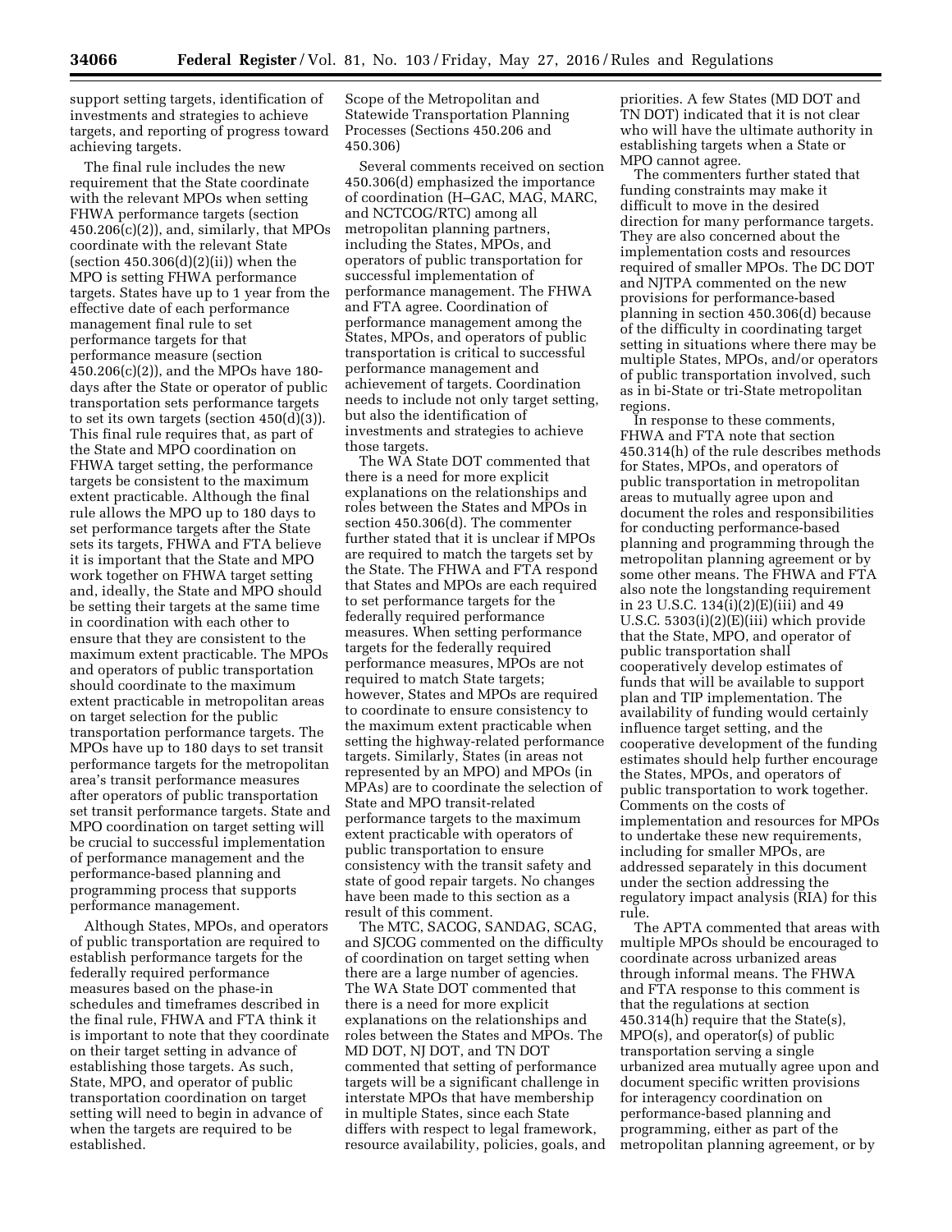support setting targets, identification of investments and strategies to achieve targets, and reporting of progress toward achieving targets.

The final rule includes the new requirement that the State coordinate with the relevant MPOs when setting FHWA performance targets (section 450.206(c)(2)), and, similarly, that MPOs coordinate with the relevant State (section 450.306(d)(2)(ii)) when the MPO is setting FHWA performance targets. States have up to 1 year from the effective date of each performance management final rule to set performance targets for that performance measure (section 450.206(c)(2)), and the MPOs have 180-days after the State or operator of public transportation sets performance targets to set its own targets (section 450(d)(3)). This final rule requires that, as part of the State and MPO coordination on FHWA target setting, the performance targets be consistent to the maximum extent practicable. Although the final rule allows the MPO up to 180 days to set performance targets after the State sets its targets, FHWA and FTA believe it is important that the State and MPO work together on FHWA target setting and, ideally, the State and MPO should be setting their targets at the same time in coordination with each other to ensure that they are consistent to the maximum extent practicable. The MPOs and operators of public transportation should coordinate to the maximum extent practicable in metropolitan areas on target selection for the public transportation performance targets. The MPOs have up to 180 days to set transit performance targets for the metropolitan area's transit performance measures after operators of public transportation set transit performance targets. State and MPO coordination on target setting will be crucial to successful implementation of performance management and the performance-based planning and programming process that supports performance management.

Although States, MPOs, and operators of public transportation are required to establish performance targets for the federally required performance measures based on the phase-in schedules and timeframes described in the final rule, FHWA and FTA think it is important to note that they coordinate on their target setting in advance of establishing those targets. As such, State, MPO, and operator of public transportation coordination on target setting will need to begin in advance of when the targets are required to be established.

Scope of the Metropolitan and Statewide Transportation Planning Processes (Sections 450.206 and 450.306)

Several comments received on section 450.306(d) emphasized the importance of coordination (H–GAC, MAG, MARC, and NCTCOG/RTC) among all metropolitan planning partners, including the States, MPOs, and operators of public transportation for successful implementation of performance management. The FHWA and FTA agree. Coordination of performance management among the States, MPOs, and operators of public transportation is critical to successful performance management and achievement of targets. Coordination needs to include not only target setting, but also the identification of investments and strategies to achieve those targets.

The WA State DOT commented that there is a need for more explicit explanations on the relationships and roles between the States and MPOs in section 450.306(d). The commenter further stated that it is unclear if MPOs are required to match the targets set by the State. The FHWA and FTA respond that States and MPOs are each required to set performance targets for the federally required performance measures. When setting performance targets for the federally required performance measures, MPOs are not required to match State targets; however, States and MPOs are required to coordinate to ensure consistency to the maximum extent practicable when setting the highway-related performance targets. Similarly, States (in areas not represented by an MPO) and MPOs (in MPAs) are to coordinate the selection of State and MPO transit-related performance targets to the maximum extent practicable with operators of public transportation to ensure consistency with the transit safety and state of good repair targets. No changes have been made to this section as a result of this comment.

The MTC, SACOG, SANDAG, SCAG, and SJCOG commented on the difficulty of coordination on target setting when there are a large number of agencies. The WA State DOT commented that there is a need for more explicit explanations on the relationships and roles between the States and MPOs. The MD DOT, NJ DOT, and TN DOT commented that setting of performance targets will be a significant challenge in interstate MPOs that have membership in multiple States, since each State differs with respect to legal framework, resource availability, policies, goals, and priorities. A few States (MD DOT and TN DOT) indicated that it is not clear who will have the ultimate authority in establishing targets when a State or MPO cannot agree.

The commenters further stated that funding constraints may make it difficult to move in the desired direction for many performance targets. They are also concerned about the implementation costs and resources required of smaller MPOs. The DC DOT and NJTPA commented on the new provisions for performance-based planning in section 450.306(d) because of the difficulty in coordinating target setting in situations where there may be multiple States, MPOs, and/or operators of public transportation involved, such as in bi-State or tri-State metropolitan regions.

In response to these comments, FHWA and FTA note that section 450.314(h) of the rule describes methods for States, MPOs, and operators of public transportation in metropolitan areas to mutually agree upon and document the roles and responsibilities for conducting performance-based planning and programming through the metropolitan planning agreement or by some other means. The FHWA and FTA also note the longstanding requirement in 23 U.S.C. 134(i)(2)(E)(iii) and 49 U.S.C. 5303(i)(2)(E)(iii) which provide that the State, MPO, and operator of public transportation shall cooperatively develop estimates of funds that will be available to support plan and TIP implementation. The availability of funding would certainly influence target setting, and the cooperative development of the funding estimates should help further encourage the States, MPOs, and operators of public transportation to work together. Comments on the costs of implementation and resources for MPOs to undertake these new requirements, including for smaller MPOs, are addressed separately in this document under the section addressing the regulatory impact analysis (RIA) for this rule.

The APTA commented that areas with multiple MPOs should be encouraged to coordinate across urbanized areas through informal means. The FHWA and FTA response to this comment is that the regulations at section 450.314(h) require that the State(s), MPO(s), and operator(s) of public transportation serving a single urbanized area mutually agree upon and document specific written provisions for interagency coordination on performance-based planning and programming, either as part of the metropolitan planning agreement, or by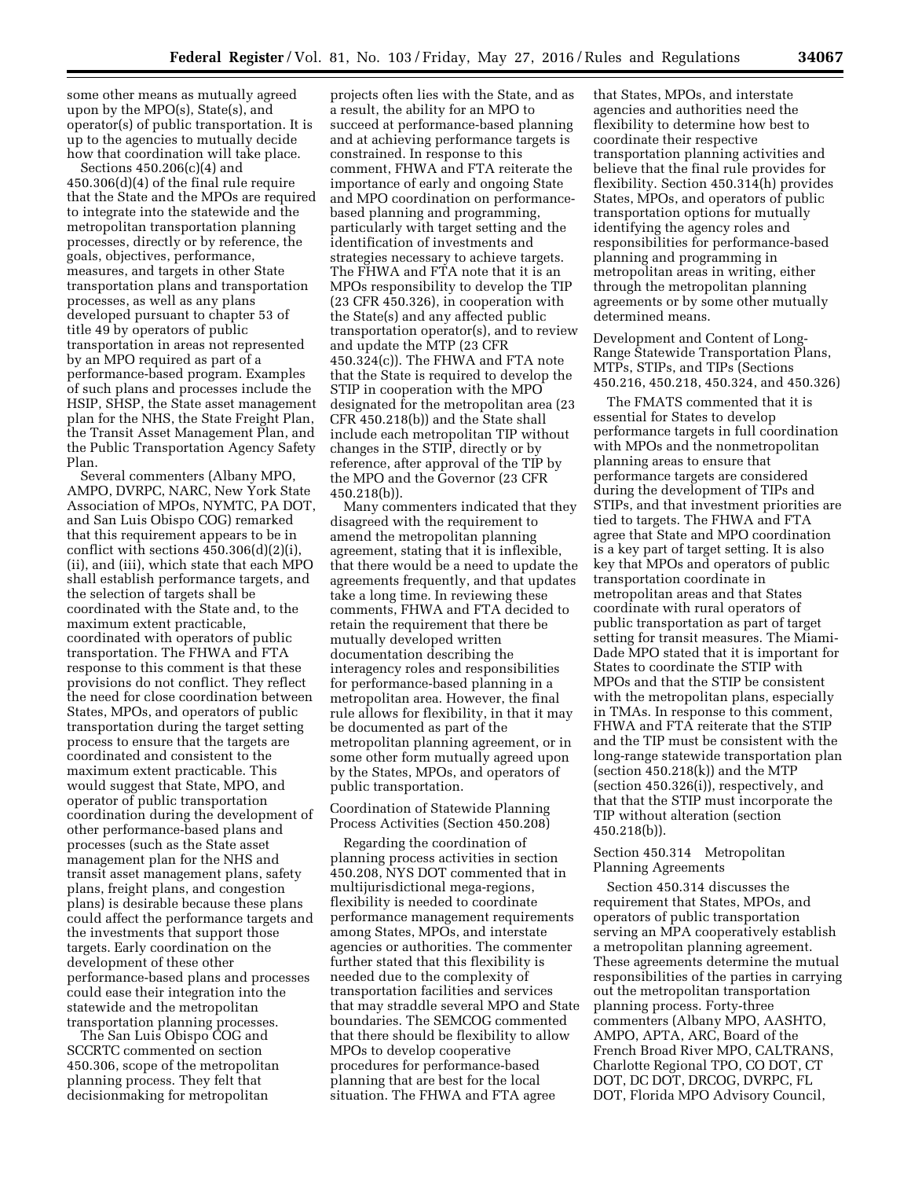some other means as mutually agreed upon by the MPO(s), State(s), and operator(s) of public transportation. It is up to the agencies to mutually decide how that coordination will take place.

Sections 450.206(c)(4) and 450.306(d)(4) of the final rule require that the State and the MPOs are required to integrate into the statewide and the metropolitan transportation planning processes, directly or by reference, the goals, objectives, performance, measures, and targets in other State transportation plans and transportation processes, as well as any plans developed pursuant to chapter 53 of title 49 by operators of public transportation in areas not represented by an MPO required as part of a performance-based program. Examples of such plans and processes include the HSIP, SHSP, the State asset management plan for the NHS, the State Freight Plan, the Transit Asset Management Plan, and the Public Transportation Agency Safety Plan.

Several commenters (Albany MPO, AMPO, DVRPC, NARC, New York State Association of MPOs, NYMTC, PA DOT, and San Luis Obispo COG) remarked that this requirement appears to be in conflict with sections 450.306(d)(2)(i), (ii), and (iii), which state that each MPO shall establish performance targets, and the selection of targets shall be coordinated with the State and, to the maximum extent practicable, coordinated with operators of public transportation. The FHWA and FTA response to this comment is that these provisions do not conflict. They reflect the need for close coordination between States, MPOs, and operators of public transportation during the target setting process to ensure that the targets are coordinated and consistent to the maximum extent practicable. This would suggest that State, MPO, and operator of public transportation coordination during the development of other performance-based plans and processes (such as the State asset management plan for the NHS and transit asset management plans, safety plans, freight plans, and congestion plans) is desirable because these plans could affect the performance targets and the investments that support those targets. Early coordination on the development of these other performance-based plans and processes could ease their integration into the statewide and the metropolitan transportation planning processes.

The San Luis Obispo COG and SCCRTC commented on section 450.306, scope of the metropolitan planning process. They felt that decisionmaking for metropolitan projects often lies with the State, and as a result, the ability for an MPO to succeed at performance-based planning and at achieving performance targets is constrained. In response to this comment, FHWA and FTA reiterate the importance of early and ongoing State and MPO coordination on performance-based planning and programming, particularly with target setting and the identification of investments and strategies necessary to achieve targets. The FHWA and FTA note that it is an MPOs responsibility to develop the TIP (23 CFR 450.326), in cooperation with the State(s) and any affected public transportation operator(s), and to review and update the MTP (23 CFR 450.324(c)). The FHWA and FTA note that the State is required to develop the STIP in cooperation with the MPO designated for the metropolitan area (23 CFR 450.218(b)) and the State shall include each metropolitan TIP without changes in the STIP, directly or by reference, after approval of the TIP by the MPO and the Governor (23 CFR 450.218(b)).

Many commenters indicated that they disagreed with the requirement to amend the metropolitan planning agreement, stating that it is inflexible, that there would be a need to update the agreements frequently, and that updates take a long time. In reviewing these comments, FHWA and FTA decided to retain the requirement that there be mutually developed written documentation describing the interagency roles and responsibilities for performance-based planning in a metropolitan area. However, the final rule allows for flexibility, in that it may be documented as part of the metropolitan planning agreement, or in some other form mutually agreed upon by the States, MPOs, and operators of public transportation.

Coordination of Statewide Planning Process Activities (Section 450.208)

Regarding the coordination of planning process activities in section 450.208, NYS DOT commented that in multijurisdictional mega-regions, flexibility is needed to coordinate performance management requirements among States, MPOs, and interstate agencies or authorities. The commenter further stated that this flexibility is needed due to the complexity of transportation facilities and services that may straddle several MPO and State boundaries. The SEMCOG commented that there should be flexibility to allow MPOs to develop cooperative procedures for performance-based planning that are best for the local situation. The FHWA and FTA agree that States, MPOs, and interstate agencies and authorities need the flexibility to determine how best to coordinate their respective transportation planning activities and believe that the final rule provides for flexibility. Section 450.314(h) provides States, MPOs, and operators of public transportation options for mutually identifying the agency roles and responsibilities for performance-based planning and programming in metropolitan areas in writing, either through the metropolitan planning agreements or by some other mutually determined means.

Development and Content of Long-Range Statewide Transportation Plans, MTPs, STIPs, and TIPs (Sections 450.216, 450.218, 450.324, and 450.326)

The FMATS commented that it is essential for States to develop performance targets in full coordination with MPOs and the nonmetropolitan planning areas to ensure that performance targets are considered during the development of TIPs and STIPs, and that investment priorities are tied to targets. The FHWA and FTA agree that State and MPO coordination is a key part of target setting. It is also key that MPOs and operators of public transportation coordinate in metropolitan areas and that States coordinate with rural operators of public transportation as part of target setting for transit measures. The Miami-Dade MPO stated that it is important for States to coordinate the STIP with MPOs and that the STIP be consistent with the metropolitan plans, especially in TMAs. In response to this comment, FHWA and FTA reiterate that the STIP and the TIP must be consistent with the long-range statewide transportation plan (section 450.218(k)) and the MTP (section 450.326(i)), respectively, and that that the STIP must incorporate the TIP without alteration (section 450.218(b)).

Section 450.314 Metropolitan Planning Agreements

Section 450.314 discusses the requirement that States, MPOs, and operators of public transportation serving an MPA cooperatively establish a metropolitan planning agreement. These agreements determine the mutual responsibilities of the parties in carrying out the metropolitan transportation planning process. Forty-three commenters (Albany MPO, AASHTO, AMPO, APTA, ARC, Board of the French Broad River MPO, CALTRANS, Charlotte Regional TPO, CO DOT, CT DOT, DC DOT, DRCOG, DVRPC, FL DOT, Florida MPO Advisory Council,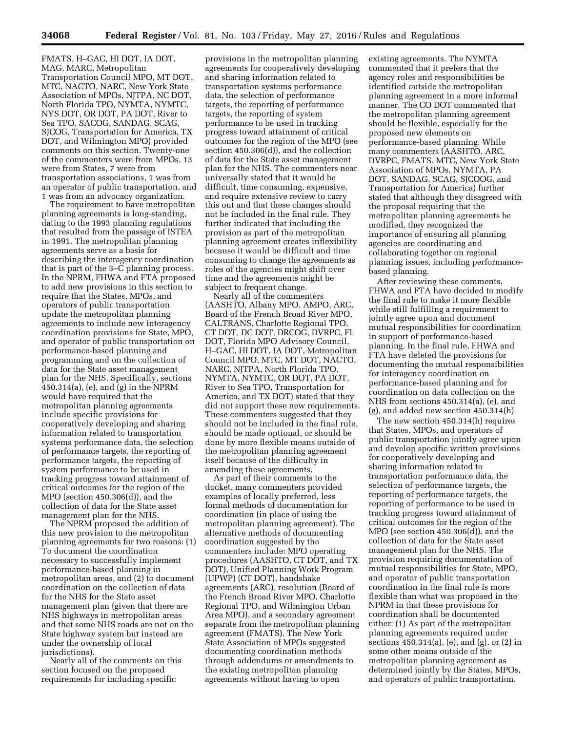FMATS, H–GAC, HI DOT, IA DOT, MAG, MARC, Metropolitan Transportation Council MPO, MT DOT, MTC, NACTO, NARC, New York State Association of MPOs, NJTPA, NC DOT, North Florida TPO, NYMTA, NYMTC, NYS DOT, OR DOT, PA DOT, River to Sea TPO, SACOG, SANDAG, SCAG, SJCOG, Transportation for America, TX DOT, and Wilmington MPO) provided comments on this section. Twenty-one of the commenters were from MPOs, 13 were from States, 7 were from transportation associations, 1 was from an operator of public transportation, and 1 was from an advocacy organization.

The requirement to have metropolitan planning agreements is long-standing, dating to the 1993 planning regulations that resulted from the passage of ISTEA in 1991. The metropolitan planning agreements serve as a basis for describing the interagency coordination that is part of the 3–C planning process. In the NPRM, FHWA and FTA proposed to add new provisions in this section to require that the States, MPOs, and operators of public transportation update the metropolitan planning agreements to include new interagency coordination provisions for State, MPO, and operator of public transportation on performance-based planning and programming and on the collection of data for the State asset management plan for the NHS. Specifically, sections 450.314(a), (e), and (g) in the NPRM would have required that the metropolitan planning agreements include specific provisions for cooperatively developing and sharing information related to transportation systems performance data, the selection of performance targets, the reporting of performance targets, the reporting of system performance to be used in tracking progress toward attainment of critical outcomes for the region of the MPO (section 450.306(d)), and the collection of data for the State asset management plan for the NHS.

The NPRM proposed the addition of this new provision to the metropolitan planning agreements for two reasons: (1) To document the coordination necessary to successfully implement performance-based planning in metropolitan areas, and (2) to document coordination on the collection of data for the NHS for the State asset management plan (given that there are NHS highways in metropolitan areas and that some NHS roads are not on the State highway system but instead are under the ownership of local jurisdictions).

Nearly all of the comments on this section focused on the proposed requirements for including specific provisions in the metropolitan planning agreements for cooperatively developing and sharing information related to transportation systems performance data, the selection of performance targets, the reporting of performance targets, the reporting of system performance to be used in tracking progress toward attainment of critical outcomes for the region of the MPO (see section 450.306(d)), and the collection of data for the State asset management plan for the NHS. The commenters near universally stated that it would be difficult, time consuming, expensive, and require extensive review to carry this out and that these changes should not be included in the final rule. They further indicated that including the provision as part of the metropolitan planning agreement creates inflexibility because it would be difficult and time consuming to change the agreements as roles of the agencies might shift over time and the agreements might be subject to frequent change.

Nearly all of the commenters (AASHTO, Albany MPO, AMPO, ARC, Board of the French Broad River MPO, CALTRANS, Charlotte Regional TPO, CT DOT, DC DOT, DRCOG, DVRPC, FL DOT, Florida MPO Advisory Council, H–GAC, HI DOT, IA DOT, Metropolitan Council MPO, MTC, MT DOT, NACTO, NARC, NJTPA, North Florida TPO, NYMTA, NYMTC, OR DOT, PA DOT, River to Sea TPO, Transportation for America, and TX DOT) stated that they did not support these new requirements. These commenters suggested that they should not be included in the final rule, should be made optional, or should be done by more flexible means outside of the metropolitan planning agreement itself because of the difficulty in amending these agreements.

As part of their comments to the docket, many commenters provided examples of locally preferred, less formal methods of documentation for coordination (in place of using the metropolitan planning agreement). The alternative methods of documenting coordination suggested by the commenters include: MPO operating procedures (AASHTO, CT DOT, and TX DOT), Unified Planning Work Program (UPWP) (CT DOT), handshake agreements (ARC), resolution (Board of the French Broad River MPO, Charlotte Regional TPO, and Wilmington Urban Area MPO), and a secondary agreement separate from the metropolitan planning agreement (FMATS). The New York State Association of MPOs suggested documenting coordination methods through addendums or amendments to the existing metropolitan planning agreements without having to open existing agreements. The NYMTA commented that it prefers that the agency roles and responsibilities be identified outside the metropolitan planning agreement in a more informal manner. The CO DOT commented that the metropolitan planning agreement should be flexible, especially for the proposed new elements on performance-based planning. While many commenters (AASHTO, ARC, DVRPC, FMATS, MTC, New York State Association of MPOs, NYMTA, PA DOT, SANDAG, SCAG, SJCOOG, and Transportation for America) further stated that although they disagreed with the proposal requiring that the metropolitan planning agreements be modified, they recognized the importance of ensuring all planning agencies are coordinating and collaborating together on regional planning issues, including performance-based planning.

After reviewing these comments, FHWA and FTA have decided to modify the final rule to make it more flexible while still fulfilling a requirement to jointly agree upon and document mutual responsibilities for coordination in support of performance-based planning. In the final rule, FHWA and FTA have deleted the provisions for documenting the mutual responsibilities for interagency coordination on performance-based planning and for coordination on data collection on the NHS from sections 450.314(a), (e), and (g), and added new section 450.314(h).

The new section 450.314(h) requires that States, MPOs, and operators of public transportation jointly agree upon and develop specific written provisions for cooperatively developing and sharing information related to transportation performance data, the selection of performance targets, the reporting of performance targets, the reporting of performance to be used in tracking progress toward attainment of critical outcomes for the region of the MPO (see section 450.306(d)), and the collection of data for the State asset management plan for the NHS. The provision requiring documentation of mutual responsibilities for State, MPO, and operator of public transportation coordination in the final rule is more flexible than what was proposed in the NPRM in that these provisions for coordination shall be documented either: (1) As part of the metropolitan planning agreements required under sections 450.314(a), (e), and (g), or (2) in some other means outside of the metropolitan planning agreement as determined jointly by the States, MPOs, and operators of public transportation.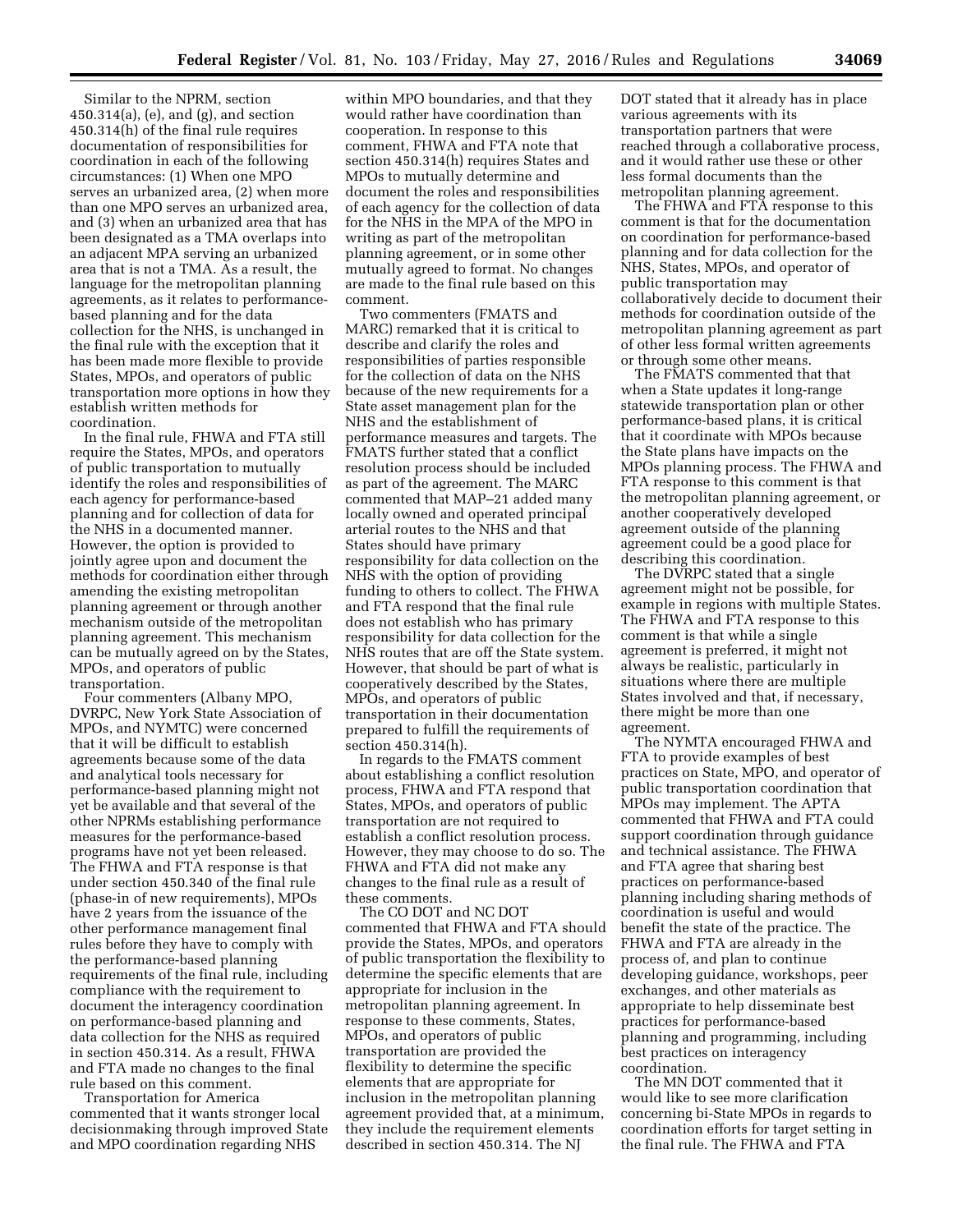Similar to the NPRM, section 450.314(a), (e), and (g), and section 450.314(h) of the final rule requires documentation of responsibilities for coordination in each of the following circumstances: (1) When one MPO serves an urbanized area, (2) when more than one MPO serves an urbanized area, and (3) when an urbanized area that has been designated as a TMA overlaps into an adjacent MPA serving an urbanized area that is not a TMA. As a result, the language for the metropolitan planning agreements, as it relates to performance-based planning and for the data collection for the NHS, is unchanged in the final rule with the exception that it has been made more flexible to provide States, MPOs, and operators of public transportation more options in how they establish written methods for coordination.

In the final rule, FHWA and FTA still require the States, MPOs, and operators of public transportation to mutually identify the roles and responsibilities of each agency for performance-based planning and for collection of data for the NHS in a documented manner. However, the option is provided to jointly agree upon and document the methods for coordination either through amending the existing metropolitan planning agreement or through another mechanism outside of the metropolitan planning agreement. This mechanism can be mutually agreed on by the States, MPOs, and operators of public transportation.

Four commenters (Albany MPO, DVRPC, New York State Association of MPOs, and NYMTC) were concerned that it will be difficult to establish agreements because some of the data and analytical tools necessary for performance-based planning might not yet be available and that several of the other NPRMs establishing performance measures for the performance-based programs have not yet been released. The FHWA and FTA response is that under section 450.340 of the final rule (phase-in of new requirements), MPOs have 2 years from the issuance of the other performance management final rules before they have to comply with the performance-based planning requirements of the final rule, including compliance with the requirement to document the interagency coordination on performance-based planning and data collection for the NHS as required in section 450.314. As a result, FHWA and FTA made no changes to the final rule based on this comment.

Transportation for America commented that it wants stronger local decisionmaking through improved State and MPO coordination regarding NHS within MPO boundaries, and that they would rather have coordination than cooperation. In response to this comment, FHWA and FTA note that section 450.314(h) requires States and MPOs to mutually determine and document the roles and responsibilities of each agency for the collection of data for the NHS in the MPA of the MPO in writing as part of the metropolitan planning agreement, or in some other mutually agreed to format. No changes are made to the final rule based on this comment.

Two commenters (FMATS and MARC) remarked that it is critical to describe and clarify the roles and responsibilities of parties responsible for the collection of data on the NHS because of the new requirements for a State asset management plan for the NHS and the establishment of performance measures and targets. The FMATS further stated that a conflict resolution process should be included as part of the agreement. The MARC commented that MAP–21 added many locally owned and operated principal arterial routes to the NHS and that States should have primary responsibility for data collection on the NHS with the option of providing funding to others to collect. The FHWA and FTA respond that the final rule does not establish who has primary responsibility for data collection for the NHS routes that are off the State system. However, that should be part of what is cooperatively described by the States, MPOs, and operators of public transportation in their documentation prepared to fulfill the requirements of section 450.314(h).

In regards to the FMATS comment about establishing a conflict resolution process, FHWA and FTA respond that States, MPOs, and operators of public transportation are not required to establish a conflict resolution process. However, they may choose to do so. The FHWA and FTA did not make any changes to the final rule as a result of these comments.

The CO DOT and NC DOT commented that FHWA and FTA should provide the States, MPOs, and operators of public transportation the flexibility to determine the specific elements that are appropriate for inclusion in the metropolitan planning agreement. In response to these comments, States, MPOs, and operators of public transportation are provided the flexibility to determine the specific elements that are appropriate for inclusion in the metropolitan planning agreement provided that, at a minimum, they include the requirement elements described in section 450.314. The NJ DOT stated that it already has in place various agreements with its transportation partners that were reached through a collaborative process, and it would rather use these or other less formal documents than the metropolitan planning agreement.

The FHWA and FTA response to this comment is that for the documentation on coordination for performance-based planning and for data collection for the NHS, States, MPOs, and operator of public transportation may collaboratively decide to document their methods for coordination outside of the metropolitan planning agreement as part of other less formal written agreements or through some other means.

The FMATS commented that when a State updates it long-range statewide transportation plan or other performance-based plans, it is critical that it coordinate with MPOs because the State plans have impacts on the MPOs planning process. The FHWA and FTA response to this comment is that the metropolitan planning agreement, or another cooperatively developed agreement outside of the planning agreement could be a good place for describing this coordination.

The DVRPC stated that a single agreement might not be possible, for example in regions with multiple States. The FHWA and FTA response to this comment is that while a single agreement is preferred, it might not always be realistic, particularly in situations where there are multiple States involved and that, if necessary, there might be more than one agreement.

The NYMTA encouraged FHWA and FTA to provide examples of best practices on State, MPO, and operator of public transportation coordination that MPOs may implement. The APTA commented that FHWA and FTA could support coordination through guidance and technical assistance. The FHWA and FTA agree that sharing best practices on performance-based planning including sharing methods of coordination is useful and would benefit the state of the practice. The FHWA and FTA are already in the process of, and plan to continue developing guidance, workshops, peer exchanges, and other materials as appropriate to help disseminate best practices for performance-based planning and programming, including best practices on interagency coordination.

The MN DOT commented that it would like to see more clarification concerning bi-State MPOs in regards to coordination efforts for target setting in the final rule. The FHWA and FTA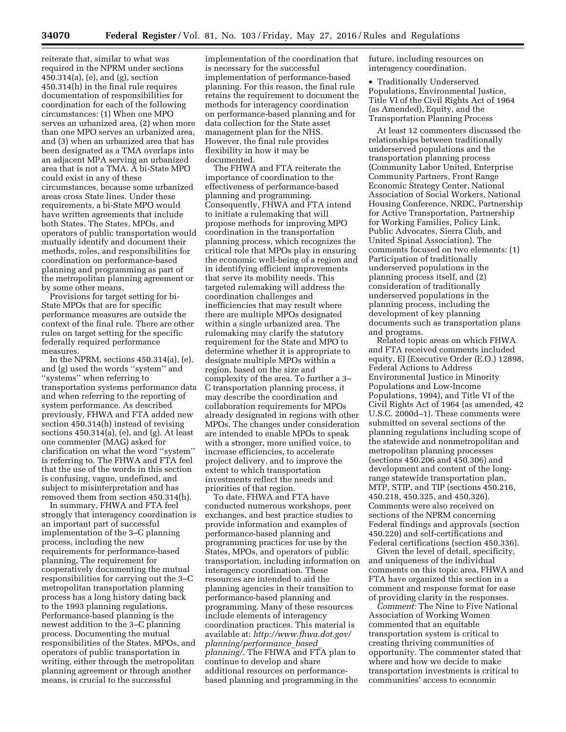reiterate that, similar to what was required in the NPRM under sections 450.314(a), (e), and (g), section 450.314(h) in the final rule requires documentation of responsibilities for coordination for each of the following circumstances: (1) When one MPO serves an urbanized area, (2) when more than one MPO serves an urbanized area, and (3) when an urbanized area that has been designated as a TMA overlaps into an adjacent MPA serving an urbanized area that is not a TMA. A bi-State MPO could exist in any of these circumstances, because some urbanized areas cross State lines. Under these requirements, a bi-State MPO would have written agreements that include both States. The States, MPOs, and operators of public transportation would mutually identify and document their methods, roles, and responsibilities for coordination on performance-based planning and programming as part of the metropolitan planning agreement or by some other means.

Provisions for target setting for bi-State MPOs that are for specific performance measures are outside the context of the final rule. There are other rules on target setting for the specific federally required performance measures.

In the NPRM, sections 450.314(a), (e), and (g) used the words "system" and "systems" when referring to transportation systems performance data and when referring to the reporting of system performance. As described previously, FHWA and FTA added new section 450.314(h) instead of revising sections 450.314(a), (e), and (g). At least one commenter (MAG) asked for clarification on what the word "system" is referring to. The FHWA and FTA feel that the use of the words in this section is confusing, vague, undefined, and subject to misinterpretation and has removed them from section 450.314(h).

In summary, FHWA and FTA feel strongly that interagency coordination is an important part of successful implementation of the 3–C planning process, including the new requirements for performance-based planning. The requirement for cooperatively documenting the mutual responsibilities for carrying out the 3–C metropolitan transportation planning process has a long history dating back to the 1993 planning regulations. Performance-based planning is the newest addition to the 3–C planning process. Documenting the mutual responsibilities of the States, MPOs, and operators of public transportation in writing, either through the metropolitan planning agreement or through another means, is crucial to the successful implementation of the coordination that is necessary for the successful implementation of performance-based planning. For this reason, the final rule retains the requirement to document the methods for interagency coordination on performance-based planning and for data collection for the State asset management plan for the NHS. However, the final rule provides flexibility in how it may be documented.

The FHWA and FTA reiterate the importance of coordination to the effectiveness of performance-based planning and programming. Consequently, FHWA and FTA intend to initiate a rulemaking that will propose methods for improving MPO coordination in the transportation planning process, which recognizes the critical role that MPOs play in ensuring the economic well-being of a region and in identifying efficient improvements that serve its mobility needs. This targeted rulemaking will address the coordination challenges and inefficiencies that may result where there are multiple MPOs designated within a single urbanized area. The rulemaking may clarify the statutory requirement for the State and MPO to determine whether it is appropriate to designate multiple MPOs within a region, based on the size and complexity of the area. To further a 3–C transportation planning process, it may describe the coordination and collaboration requirements for MPOs already designated in regions with other MPOs. The changes under consideration are intended to enable MPOs to speak with a stronger, more unified voice, to increase efficiencies, to accelerate project delivery, and to improve the extent to which transportation investments reflect the needs and priorities of that region.

To date, FHWA and FTA have conducted numerous workshops, peer exchanges, and best practice studies to provide information and examples of performance-based planning and programming practices for use by the States, MPOs, and operators of public transportation, including information on interagency coordination. These resources are intended to aid the planning agencies in their transition to performance-based planning and programming. Many of these resources include elements of interagency coordination practices. This material is available at: *http://www.fhwa.dot.gov/planning/performance_based_planning/*. The FHWA and FTA plan to continue to develop and share additional resources on performance-based planning and programming in the future, including resources on interagency coordination.

- Traditionally Underserved Populations, Environmental Justice, Title VI of the Civil Rights Act of 1964 (as Amended), Equity, and the Transportation Planning Process

At least 12 commenters discussed the relationships between traditionally underserved populations and the transportation planning process (Community Labor United, Enterprise Community Partners, Front Range Economic Strategy Center, National Association of Social Workers, National Housing Conference, NRDC, Partnership for Active Transportation, Partnership for Working Families, Policy Link, Public Advocates, Sierra Club, and United Spinal Association). The comments focused on two elements: (1) Participation of traditionally underserved populations in the planning process itself, and (2) consideration of traditionally underserved populations in the planning process, including the development of key planning documents such as transportation plans and programs.

Related topic areas on which FHWA and FTA received comments included equity, EJ (Executive Order (E.O.) 12898, Federal Actions to Address Environmental Justice in Minority Populations and Low-Income Populations, 1994), and Title VI of the Civil Rights Act of 1964 (as amended, 42 U.S.C. 2000d–1). These comments were submitted on several sections of the planning regulations including scope of the statewide and nonmetropolitan and metropolitan planning processes (sections 450.206 and 450.306) and development and content of the long-range statewide transportation plan, MTP, STIP, and TIP (sections 450.216, 450.218, 450.325, and 450.326). Comments were also received on sections of the NPRM concerning Federal findings and approvals (section 450.220) and self-certifications and Federal certifications (section 450.336).

Given the level of detail, specificity, and uniqueness of the individual comments on this topic area, FHWA and FTA have organized this section in a comment and response format for ease of providing clarity in the responses.

*Comment:* The Nine to Five National Association of Working Women commented that an equitable transportation system is critical to creating thriving communities of opportunity. The commenter stated that where and how we decide to make transportation investments is critical to communities' access to economic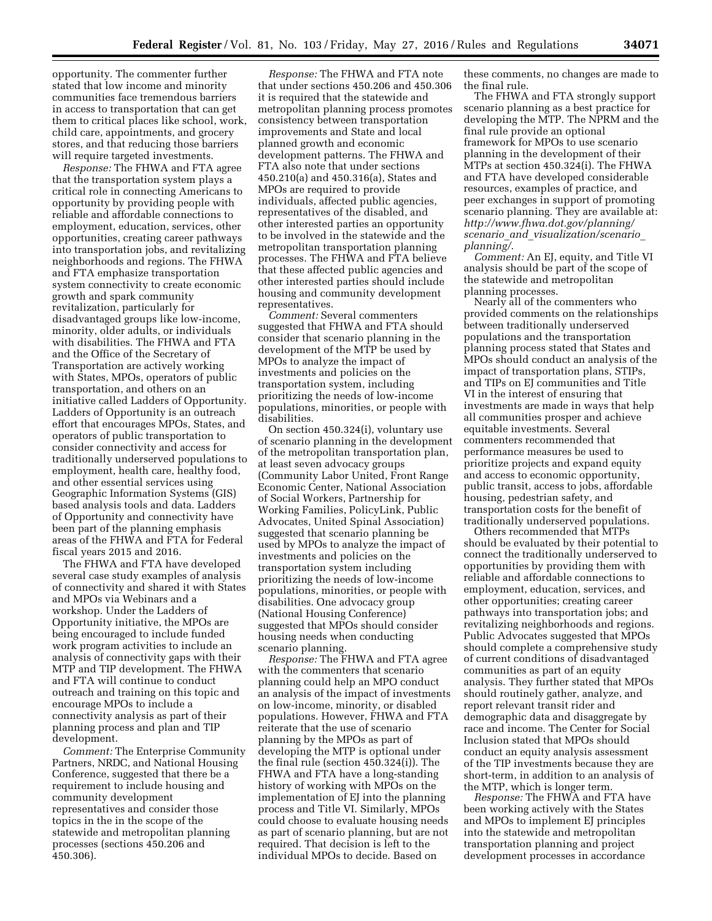opportunity. The commenter further stated that low income and minority communities face tremendous barriers in access to transportation that can get them to critical places like school, work, child care, appointments, and grocery stores, and that reducing those barriers will require targeted investments.

*Response:* The FHWA and FTA agree that the transportation system plays a critical role in connecting Americans to opportunity by providing people with reliable and affordable connections to employment, education, services, other opportunities, creating career pathways into transportation jobs, and revitalizing neighborhoods and regions. The FHWA and FTA emphasize transportation system connectivity to create economic growth and spark community revitalization, particularly for disadvantaged groups like low-income, minority, older adults, or individuals with disabilities. The FHWA and FTA and the Office of the Secretary of Transportation are actively working with States, MPOs, operators of public transportation, and others on an initiative called Ladders of Opportunity. Ladders of Opportunity is an outreach effort that encourages MPOs, States, and operators of public transportation to consider connectivity and access for traditionally underserved populations to employment, health care, healthy food, and other essential services using Geographic Information Systems (GIS) based analysis tools and data. Ladders of Opportunity and connectivity have been part of the planning emphasis areas of the FHWA and FTA for Federal fiscal years 2015 and 2016.

The FHWA and FTA have developed several case study examples of analysis of connectivity and shared it with States and MPOs via Webinars and a workshop. Under the Ladders of Opportunity initiative, the MPOs are being encouraged to include funded work program activities to include an analysis of connectivity gaps with their MTP and TIP development. The FHWA and FTA will continue to conduct outreach and training on this topic and encourage MPOs to include a connectivity analysis as part of their planning process and plan and TIP development.

*Comment:* The Enterprise Community Partners, NRDC, and National Housing Conference, suggested that there be a requirement to include housing and community development representatives and consider those topics in the in the scope of the statewide and metropolitan planning processes (sections 450.206 and 450.306).

*Response:* The FHWA and FTA note that under sections 450.206 and 450.306 it is required that the statewide and metropolitan planning process promotes consistency between transportation improvements and State and local planned growth and economic development patterns. The FHWA and FTA also note that under sections 450.210(a) and 450.316(a), States and MPOs are required to provide individuals, affected public agencies, representatives of the disabled, and other interested parties an opportunity to be involved in the statewide and the metropolitan transportation planning processes. The FHWA and FTA believe that these affected public agencies and other interested parties should include housing and community development representatives.

*Comment:* Several commenters suggested that FHWA and FTA should consider that scenario planning in the development of the MTP be used by MPOs to analyze the impact of investments and policies on the transportation system, including prioritizing the needs of low-income populations, minorities, or people with disabilities.

On section 450.324(i), voluntary use of scenario planning in the development of the metropolitan transportation plan, at least seven advocacy groups (Community Labor United, Front Range Economic Center, National Association of Social Workers, Partnership for Working Families, PolicyLink, Public Advocates, United Spinal Association) suggested that scenario planning be used by MPOs to analyze the impact of investments and policies on the transportation system including prioritizing the needs of low-income populations, minorities, or people with disabilities. One advocacy group (National Housing Conference) suggested that MPOs should consider housing needs when conducting scenario planning.

*Response:* The FHWA and FTA agree with the commenters that scenario planning could help an MPO conduct an analysis of the impact of investments on low-income, minority, or disabled populations. However, FHWA and FTA reiterate that the use of scenario planning by the MPOs as part of developing the MTP is optional under the final rule (section 450.324(i)). The FHWA and FTA have a long-standing history of working with MPOs on the implementation of EJ into the planning process and Title VI. Similarly, MPOs could choose to evaluate housing needs as part of scenario planning, but are not required. That decision is left to the individual MPOs to decide. Based on these comments, no changes are made to the final rule.

The FHWA and FTA strongly support scenario planning as a best practice for developing the MTP. The NPRM and the final rule provide an optional framework for MPOs to use scenario planning in the development of their MTPs at section 450.324(i). The FHWA and FTA have developed considerable resources, examples of practice, and peer exchanges in support of promoting scenario planning. They are available at: *http://www.fhwa.dot.gov/planning/scenario_and_visualization/scenario_planning/.*

*Comment:* An EJ, equity, and Title VI analysis should be part of the scope of the statewide and metropolitan planning processes.

Nearly all of the commenters who provided comments on the relationships between traditionally underserved populations and the transportation planning process stated that States and MPOs should conduct an analysis of the impact of transportation plans, STIPs, and TIPs on EJ communities and Title VI in the interest of ensuring that investments are made in ways that help all communities prosper and achieve equitable investments. Several commenters recommended that performance measures be used to prioritize projects and expand equity and access to economic opportunity, public transit, access to jobs, affordable housing, pedestrian safety, and transportation costs for the benefit of traditionally underserved populations.

Others recommended that MTPs should be evaluated by their potential to connect the traditionally underserved to opportunities by providing them with reliable and affordable connections to employment, education, services, and other opportunities; creating career pathways into transportation jobs; and revitalizing neighborhoods and regions. Public Advocates suggested that MPOs should complete a comprehensive study of current conditions of disadvantaged communities as part of an equity analysis. They further stated that MPOs should routinely gather, analyze, and report relevant transit rider and demographic data and disaggregate by race and income. The Center for Social Inclusion stated that MPOs should conduct an equity analysis assessment of the TIP investments because they are short-term, in addition to an analysis of the MTP, which is longer term.

*Response:* The FHWA and FTA have been working actively with the States and MPOs to implement EJ principles into the statewide and metropolitan transportation planning and project development processes in accordance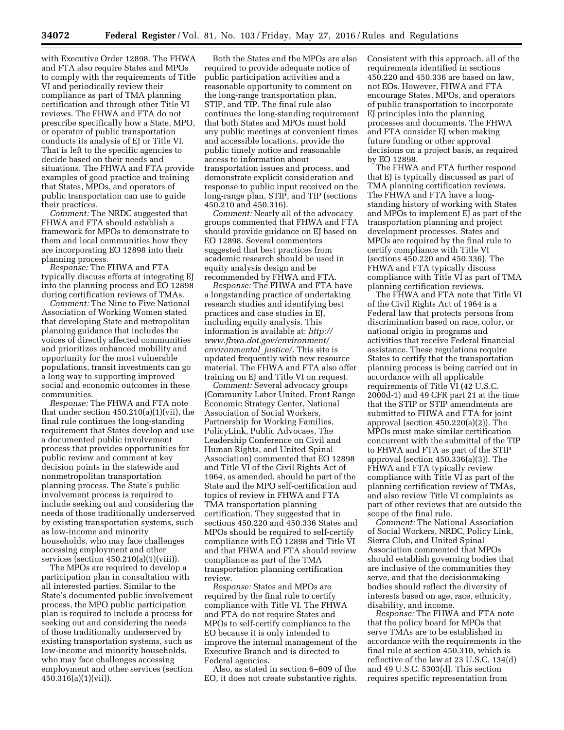with Executive Order 12898. The FHWA and FTA also require States and MPOs to comply with the requirements of Title VI and periodically review their compliance as part of TMA planning certification and through other Title VI reviews. The FHWA and FTA do not prescribe specifically how a State, MPO, or operator of public transportation conducts its analysis of EJ or Title VI. That is left to the specific agencies to decide based on their needs and situations. The FHWA and FTA provide examples of good practice and training that States, MPOs, and operators of public transportation can use to guide their practices.

*Comment:* The NRDC suggested that FHWA and FTA should establish a framework for MPOs to demonstrate to them and local communities how they are incorporating EO 12898 into their planning process.

*Response:* The FHWA and FTA typically discuss efforts at integrating EJ into the planning process and EO 12898 during certification reviews of TMAs.

*Comment:* The Nine to Five National Association of Working Women stated that developing State and metropolitan planning guidance that includes the voices of directly affected communities and prioritizes enhanced mobility and opportunity for the most vulnerable populations, transit investments can go a long way to supporting improved social and economic outcomes in these communities.

*Response:* The FHWA and FTA note that under section 450.210(a)(1)(vii), the final rule continues the long-standing requirement that States develop and use a documented public involvement process that provides opportunities for public review and comment at key decision points in the statewide and nonmetropolitan transportation planning process. The State's public involvement process is required to include seeking out and considering the needs of those traditionally underserved by existing transportation systems, such as low-income and minority households, who may face challenges accessing employment and other services (section 450.210(a)(1)(viii)).

The MPOs are required to develop a participation plan in consultation with all interested parties. Similar to the State's documented public involvement process, the MPO public participation plan is required to include a process for seeking out and considering the needs of those traditionally underserved by existing transportation systems, such as low-income and minority households, who may face challenges accessing employment and other services (section 450.316(a)(1)(vii)).

Both the States and the MPOs are also required to provide adequate notice of public participation activities and a reasonable opportunity to comment on the long-range transportation plan, STIP, and TIP. The final rule also continues the long-standing requirement that both States and MPOs must hold any public meetings at convenient times and accessible locations, provide the public timely notice and reasonable access to information about transportation issues and process, and demonstrate explicit consideration and response to public input received on the long-range plan, STIP, and TIP (sections 450.210 and 450.316).

*Comment:* Nearly all of the advocacy groups commented that FHWA and FTA should provide guidance on EJ based on EO 12898. Several commenters suggested that best practices from academic research should be used in equity analysis design and be recommended by FHWA and FTA.

*Response:* The FHWA and FTA have a longstanding practice of undertaking research studies and identifying best practices and case studies in EJ, including equity analysis. This information is available at: *http://www.fhwa.dot.gov/environment/environmental_justice/*. This site is updated frequently with new resource material. The FHWA and FTA also offer training on EJ and Title VI on request.

*Comment:* Several advocacy groups (Community Labor United, Front Range Economic Strategy Center, National Association of Social Workers, Partnership for Working Families, PolicyLink, Public Advocaes, The Leadership Conference on Civil and Human Rights, and United Spinal Association) commented that EO 12898 and Title VI of the Civil Rights Act of 1964, as amended, should be part of the State and the MPO self-certification and topics of review in FHWA and FTA TMA transportation planning certification. They suggested that in sections 450.220 and 450.336 States and MPOs should be required to self-certify compliance with EO 12898 and Title VI and that FHWA and FTA should review compliance as part of the TMA transportation planning certification review.

*Response:* States and MPOs are required by the final rule to certify compliance with Title VI. The FHWA and FTA do not require States and MPOs to self-certify compliance to the EO because it is only intended to improve the internal management of the Executive Branch and is directed to Federal agencies.

Also, as stated in section 6–609 of the EO, it does not create substantive rights. Consistent with this approach, all of the requirements identified in sections 450.220 and 450.336 are based on law, not EOs. However, FHWA and FTA encourage States, MPOs, and operators of public transportation to incorporate EJ principles into the planning processes and documents. The FHWA and FTA consider EJ when making future funding or other approval decisions on a project basis, as required by EO 12898.

The FHWA and FTA further respond that EJ is typically discussed as part of TMA planning certification reviews. The FHWA and FTA have a long-standing history of working with States and MPOs to implement EJ as part of the transportation planning and project development processes. States and MPOs are required by the final rule to certify compliance with Title VI (sections 450.220 and 450.336). The FHWA and FTA typically discuss compliance with Title VI as part of TMA planning certification reviews.

The FHWA and FTA note that Title VI of the Civil Rights Act of 1964 is a Federal law that protects persons from discrimination based on race, color, or national origin in programs and activities that receive Federal financial assistance. These regulations require States to certify that the transportation planning process is being carried out in accordance with all applicable requirements of Title VI (42 U.S.C. 2000d-1) and 49 CFR part 21 at the time that the STIP or STIP amendments are submitted to FHWA and FTA for joint approval (section 450.220(a)(2)). The MPOs must make similar certification concurrent with the submittal of the TIP to FHWA and FTA as part of the STIP approval (section 450.336(a)(3)). The FHWA and FTA typically review compliance with Title VI as part of the planning certification review of TMAs, and also review Title VI complaints as part of other reviews that are outside the scope of the final rule.

*Comment:* The National Association of Social Workers, NRDC, Policy Link, Sierra Club, and United Spinal Association commented that MPOs should establish governing bodies that are inclusive of the communities they serve, and that the decisionmaking bodies should reflect the diversity of interests based on age, race, ethnicity, disability, and income.

*Response:* The FHWA and FTA note that the policy board for MPOs that serve TMAs are to be established in accordance with the requirements in the final rule at section 450.310, which is reflective of the law at 23 U.S.C. 134(d) and 49 U.S.C. 5303(d). This section requires specific representation from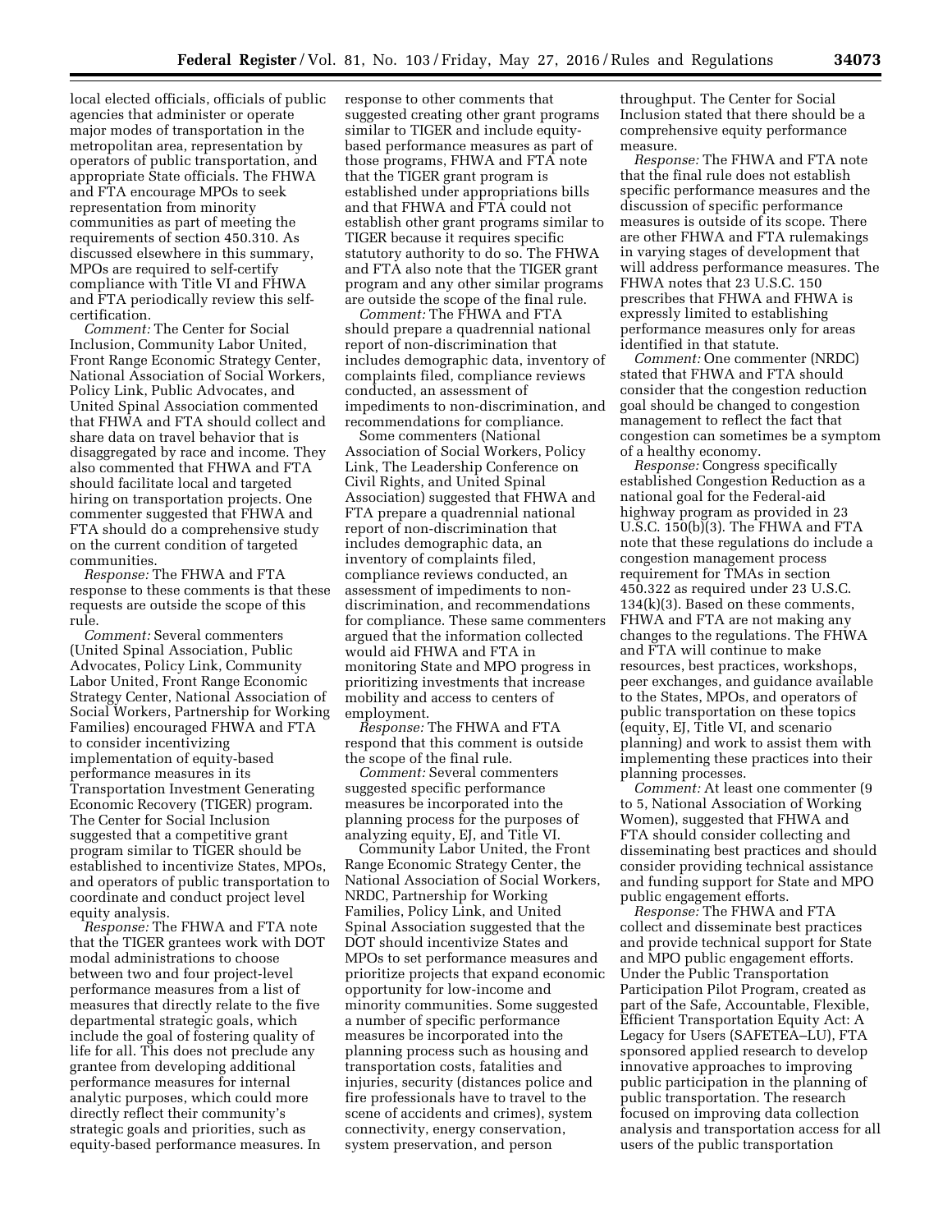local elected officials, officials of public agencies that administer or operate major modes of transportation in the metropolitan area, representation by operators of public transportation, and appropriate State officials. The FHWA and FTA encourage MPOs to seek representation from minority communities as part of meeting the requirements of section 450.310. As discussed elsewhere in this summary, MPOs are required to self-certify compliance with Title VI and FHWA and FTA periodically review this self-certification.

*Comment:* The Center for Social Inclusion, Community Labor United, Front Range Economic Strategy Center, National Association of Social Workers, Policy Link, Public Advocates, and United Spinal Association commented that FHWA and FTA should collect and share data on travel behavior that is disaggregated by race and income. They also commented that FHWA and FTA should facilitate local and targeted hiring on transportation projects. One commenter suggested that FHWA and FTA should do a comprehensive study on the current condition of targeted communities.

*Response:* The FHWA and FTA response to these comments is that these requests are outside the scope of this rule.

*Comment:* Several commenters (United Spinal Association, Public Advocates, Policy Link, Community Labor United, Front Range Economic Strategy Center, National Association of Social Workers, Partnership for Working Families) encouraged FHWA and FTA to consider incentivizing implementation of equity-based performance measures in its Transportation Investment Generating Economic Recovery (TIGER) program. The Center for Social Inclusion suggested that a competitive grant program similar to TIGER should be established to incentivize States, MPOs, and operators of public transportation to coordinate and conduct project level equity analysis.

*Response:* The FHWA and FTA note that the TIGER grantees work with DOT modal administrations to choose between two and four project-level performance measures from a list of measures that directly relate to the five departmental strategic goals, which include the goal of fostering quality of life for all. This does not preclude any grantee from developing additional performance measures for internal analytic purposes, which could more directly reflect their community's strategic goals and priorities, such as equity-based performance measures. In response to other comments that suggested creating other grant programs similar to TIGER and include equity-based performance measures as part of those programs, FHWA and FTA note that the TIGER grant program is established under appropriations bills and that FHWA and FTA could not establish other grant programs similar to TIGER because it requires specific statutory authority to do so. The FHWA and FTA also note that the TIGER grant program and any other similar programs are outside the scope of the final rule.

*Comment:* The FHWA and FTA should prepare a quadrennial national report of non-discrimination that includes demographic data, inventory of complaints filed, compliance reviews conducted, an assessment of impediments to non-discrimination, and recommendations for compliance.

Some commenters (National Association of Social Workers, Policy Link, The Leadership Conference on Civil Rights, and United Spinal Association) suggested that FHWA and FTA prepare a quadrennial national report of non-discrimination that includes demographic data, an inventory of complaints filed, compliance reviews conducted, an assessment of impediments to non-discrimination, and recommendations for compliance. These same commenters argued that the information collected would aid FHWA and FTA in monitoring State and MPO progress in prioritizing investments that increase mobility and access to centers of employment.

*Response:* The FHWA and FTA respond that this comment is outside the scope of the final rule.

*Comment:* Several commenters suggested specific performance measures be incorporated into the planning process for the purposes of analyzing equity, EJ, and Title VI.

Community Labor United, the Front Range Economic Strategy Center, the National Association of Social Workers, NRDC, Partnership for Working Families, Policy Link, and United Spinal Association suggested that the DOT should incentivize States and MPOs to set performance measures and prioritize projects that expand economic opportunity for low-income and minority communities. Some suggested a number of specific performance measures be incorporated into the planning process such as housing and transportation costs, fatalities and injuries, security (distances police and fire professionals have to travel to the scene of accidents and crimes), system connectivity, energy conservation, system preservation, and person throughput. The Center for Social Inclusion stated that there should be a comprehensive equity performance measure.

*Response:* The FHWA and FTA note that the final rule does not establish specific performance measures and the discussion of specific performance measures is outside of its scope. There are other FHWA and FTA rulemakings in varying stages of development that will address performance measures. The FHWA notes that 23 U.S.C. 150 prescribes that FHWA and FHWA is expressly limited to establishing performance measures only for areas identified in that statute.

*Comment:* One commenter (NRDC) stated that FHWA and FTA should consider that the congestion reduction goal should be changed to congestion management to reflect the fact that congestion can sometimes be a symptom of a healthy economy.

*Response:* Congress specifically established Congestion Reduction as a national goal for the Federal-aid highway program as provided in 23 U.S.C. 150(b)(3). The FHWA and FTA note that these regulations do include a congestion management process requirement for TMAs in section 450.322 as required under 23 U.S.C. 134(k)(3). Based on these comments, FHWA and FTA are not making any changes to the regulations. The FHWA and FTA will continue to make resources, best practices, workshops, peer exchanges, and guidance available to the States, MPOs, and operators of public transportation on these topics (equity, EJ, Title VI, and scenario planning) and work to assist them with implementing these practices into their planning processes.

*Comment:* At least one commenter (9 to 5, National Association of Working Women), suggested that FHWA and FTA should consider collecting and disseminating best practices and should consider providing technical assistance and funding support for State and MPO public engagement efforts.

*Response:* The FHWA and FTA collect and disseminate best practices and provide technical support for State and MPO public engagement efforts. Under the Public Transportation Participation Pilot Program, created as part of the Safe, Accountable, Flexible, Efficient Transportation Equity Act: A Legacy for Users (SAFETEA–LU), FTA sponsored applied research to develop innovative approaches to improving public participation in the planning of public transportation. The research focused on improving data collection analysis and transportation access for all users of the public transportation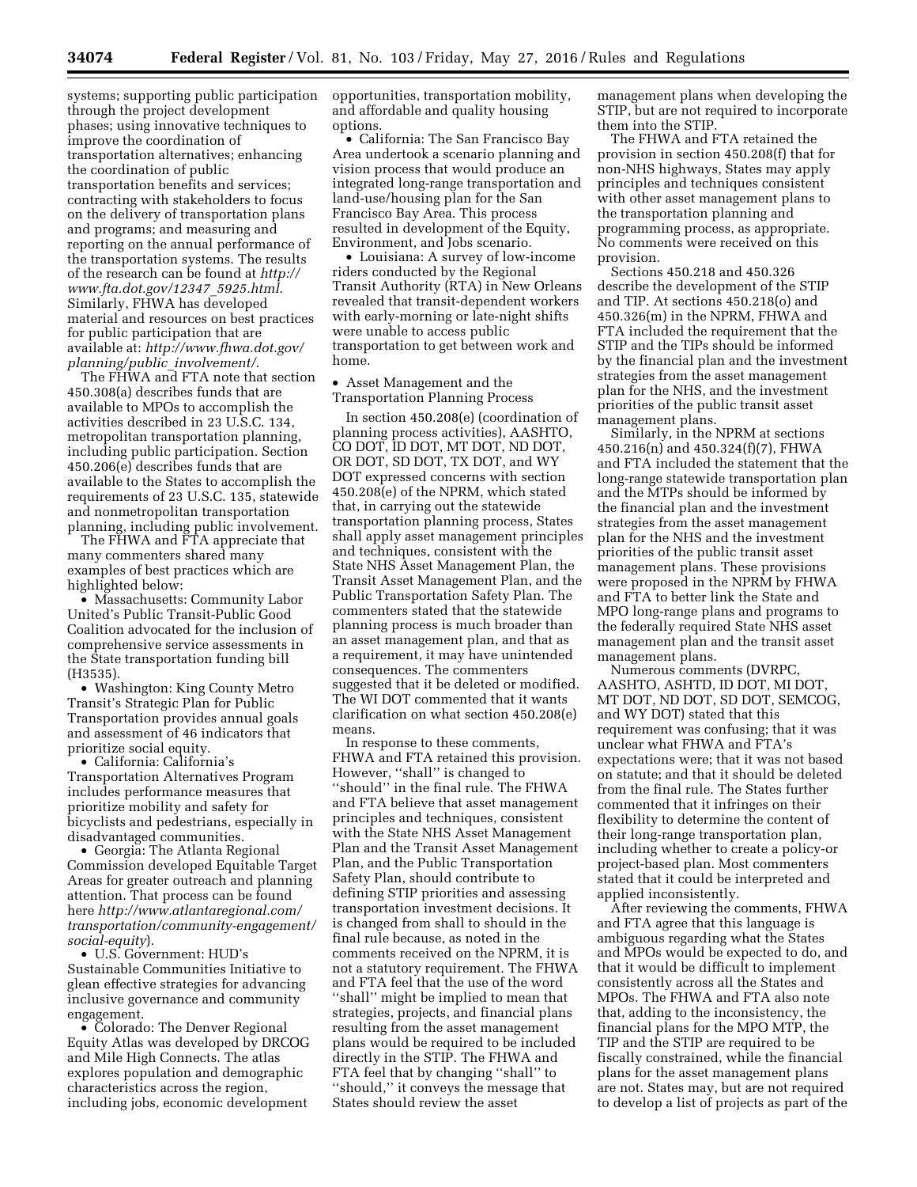systems; supporting public participation through the project development phases; using innovative techniques to improve the coordination of transportation alternatives; enhancing the coordination of public transportation benefits and services; contracting with stakeholders to focus on the delivery of transportation plans and programs; and measuring and reporting on the annual performance of the transportation systems. The results of the research can be found at *http://www.fta.dot.gov/12347_5925.html*. Similarly, FHWA has developed material and resources on best practices for public participation that are available at: *http://www.fhwa.dot.gov/planning/public_involvement/*.

The FHWA and FTA note that section 450.308(a) describes funds that are available to MPOs to accomplish the activities described in 23 U.S.C. 134, metropolitan transportation planning, including public participation. Section 450.206(e) describes funds that are available to the States to accomplish the requirements of 23 U.S.C. 135, statewide and nonmetropolitan transportation planning, including public involvement.

The FHWA and FTA appreciate that many commenters shared many examples of best practices which are highlighted below:

- Massachusetts: Community Labor United's Public Transit-Public Good Coalition advocated for the inclusion of comprehensive service assessments in the State transportation funding bill (H3535).
- Washington: King County Metro Transit's Strategic Plan for Public Transportation provides annual goals and assessment of 46 indicators that prioritize social equity.
- California: California's Transportation Alternatives Program includes performance measures that prioritize mobility and safety for bicyclists and pedestrians, especially in disadvantaged communities.
- Georgia: The Atlanta Regional Commission developed Equitable Target Areas for greater outreach and planning attention. That process can be found here *http://www.atlantaregional.com/transportation/community-engagement/social-equity*).
- U.S. Government: HUD's Sustainable Communities Initiative to glean effective strategies for advancing inclusive governance and community engagement.
- Colorado: The Denver Regional Equity Atlas was developed by DRCOG and Mile High Connects. The atlas explores population and demographic characteristics across the region, including jobs, economic development opportunities, transportation mobility, and affordable and quality housing options.
- California: The San Francisco Bay Area undertook a scenario planning and vision process that would produce an integrated long-range transportation and land-use/housing plan for the San Francisco Bay Area. This process resulted in development of the Equity, Environment, and Jobs scenario.
- Louisiana: A survey of low-income riders conducted by the Regional Transit Authority (RTA) in New Orleans revealed that transit-dependent workers with early-morning or late-night shifts were unable to access public transportation to get between work and home.

- Asset Management and the Transportation Planning Process

In section 450.208(e) (coordination of planning process activities), AASHTO, CO DOT, ID DOT, MT DOT, ND DOT, OR DOT, SD DOT, TX DOT, and WY DOT expressed concerns with section 450.208(e) of the NPRM, which stated that, in carrying out the statewide transportation planning process, States shall apply asset management principles and techniques, consistent with the State NHS Asset Management Plan, the Transit Asset Management Plan, and the Public Transportation Safety Plan. The commenters stated that the statewide planning process is much broader than an asset management plan, and that as a requirement, it may have unintended consequences. The commenters suggested that it be deleted or modified. The WI DOT commented that it wants clarification on what section 450.208(e) means.

In response to these comments, FHWA and FTA retained this provision. However, "shall" is changed to "should" in the final rule. The FHWA and FTA believe that asset management principles and techniques, consistent with the State NHS Asset Management Plan and the Transit Asset Management Plan, and the Public Transportation Safety Plan, should contribute to defining STIP priorities and assessing transportation investment decisions. It is changed from shall to should in the final rule because, as noted in the comments received on the NPRM, it is not a statutory requirement. The FHWA and FTA feel that the use of the word "shall" might be implied to mean that strategies, projects, and financial plans resulting from the asset management plans would be required to be included directly in the STIP. The FHWA and FTA feel that by changing "shall" to "should," it conveys the message that States should review the asset management plans when developing the STIP, but are not required to incorporate them into the STIP.

The FHWA and FTA retained the provision in section 450.208(f) that for non-NHS highways, States may apply principles and techniques consistent with other asset management plans to the transportation planning and programming process, as appropriate. No comments were received on this provision.

Sections 450.218 and 450.326 describe the development of the STIP and TIP. At sections 450.218(o) and 450.326(m) in the NPRM, FHWA and FTA included the requirement that the STIP and the TIPs should be informed by the financial plan and the investment strategies from the asset management plan for the NHS, and the investment priorities of the public transit asset management plans.

Similarly, in the NPRM at sections 450.216(n) and 450.324(f)(7), FHWA and FTA included the statement that the long-range statewide transportation plan and the MTPs should be informed by the financial plan and the investment strategies from the asset management plan for the NHS and the investment priorities of the public transit asset management plans. These provisions were proposed in the NPRM by FHWA and FTA to better link the State and MPO long-range plans and programs to the federally required State NHS asset management plan and the transit asset management plans.

Numerous comments (DVRPC, AASHTO, ASHTD, ID DOT, MI DOT, MT DOT, ND DOT, SD DOT, SEMCOG, and WY DOT) stated that this requirement was confusing; that it was unclear what FHWA and FTA's expectations were; that it was not based on statute; and that it should be deleted from the final rule. The States further commented that it infringes on their flexibility to determine the content of their long-range transportation plan, including whether to create a policy-or project-based plan. Most commenters stated that it could be interpreted and applied inconsistently.

After reviewing the comments, FHWA and FTA agree that this language is ambiguous regarding what the States and MPOs would be expected to do, and that it would be difficult to implement consistently across all the States and MPOs. The FHWA and FTA also note that, adding to the inconsistency, the financial plans for the MPO MTP, the TIP and the STIP are required to be fiscally constrained, while the financial plans for the asset management plans are not. States may, but are not required to develop a list of projects as part of the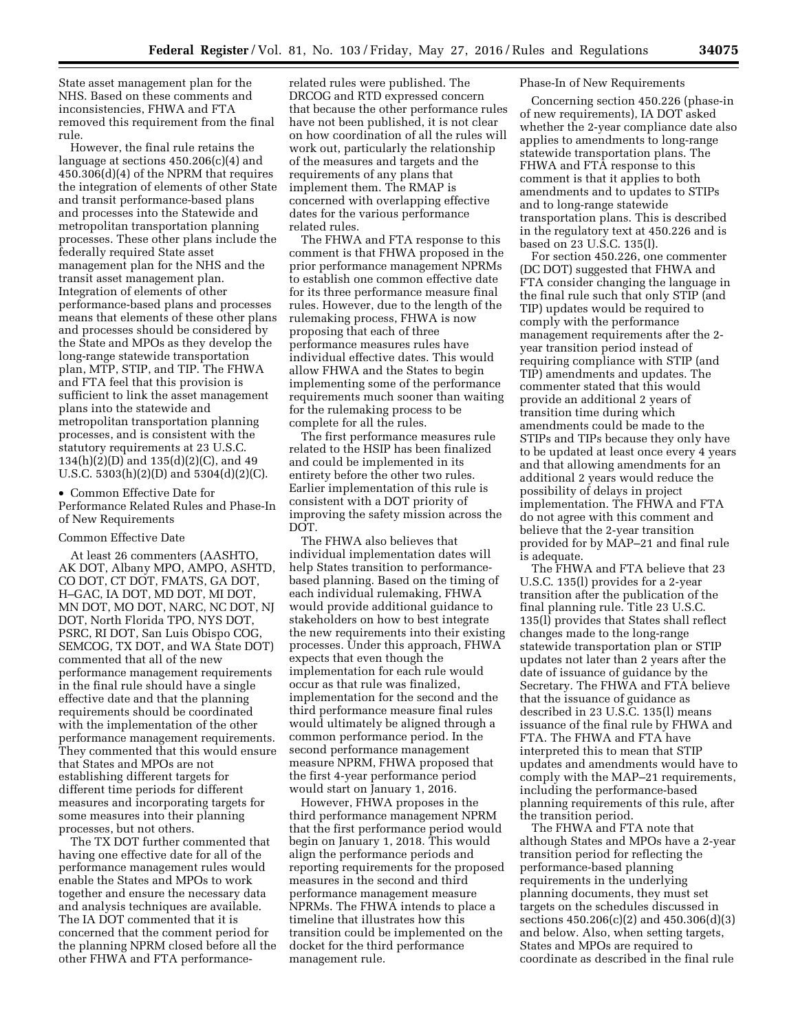State asset management plan for the NHS. Based on these comments and inconsistencies, FHWA and FTA removed this requirement from the final rule.

However, the final rule retains the language at sections 450.206(c)(4) and 450.306(d)(4) of the NPRM that requires the integration of elements of other State and transit performance-based plans and processes into the Statewide and metropolitan transportation planning processes. These other plans include the federally required State asset management plan for the NHS and the transit asset management plan. Integration of elements of other performance-based plans and processes means that elements of these other plans and processes should be considered by the State and MPOs as they develop the long-range statewide transportation plan, MTP, STIP, and TIP. The FHWA and FTA feel that this provision is sufficient to link the asset management plans into the statewide and metropolitan transportation planning processes, and is consistent with the statutory requirements at 23 U.S.C. 134(h)(2)(D) and 135(d)(2)(C), and 49 U.S.C. 5303(h)(2)(D) and 5304(d)(2)(C).

- Common Effective Date for Performance Related Rules and Phase-In of New Requirements

Common Effective Date

At least 26 commenters (AASHTO, AK DOT, Albany MPO, AMPO, ASHTD, CO DOT, CT DOT, FMATS, GA DOT, H–GAC, IA DOT, MD DOT, MI DOT, MN DOT, MO DOT, NARC, NC DOT, NJ DOT, North Florida TPO, NYS DOT, PSRC, RI DOT, San Luis Obispo COG, SEMCOG, TX DOT, and WA State DOT) commented that all of the new performance management requirements in the final rule should have a single effective date and that the planning requirements should be coordinated with the implementation of the other performance management requirements. They commented that this would ensure that States and MPOs are not establishing different targets for different time periods for different measures and incorporating targets for some measures into their planning processes, but not others.

The TX DOT further commented that having one effective date for all of the performance management rules would enable the States and MPOs to work together and ensure the necessary data and analysis techniques are available. The IA DOT commented that it is concerned that the comment period for the planning NPRM closed before all the other FHWA and FTA performance-related rules were published. The DRCOG and RTD expressed concern that because the other performance rules have not been published, it is not clear on how coordination of all the rules will work out, particularly the relationship of the measures and targets and the requirements of any plans that implement them. The RMAP is concerned with overlapping effective dates for the various performance related rules.

The FHWA and FTA response to this comment is that FHWA proposed in the prior performance management NPRMs to establish one common effective date for its three performance measure final rules. However, due to the length of the rulemaking process, FHWA is now proposing that each of three performance measures rules have individual effective dates. This would allow FHWA and the States to begin implementing some of the performance requirements much sooner than waiting for the rulemaking process to be complete for all the rules.

The first performance measures rule related to the HSIP has been finalized and could be implemented in its entirety before the other two rules. Earlier implementation of this rule is consistent with a DOT priority of improving the safety mission across the DOT.

The FHWA also believes that individual implementation dates will help States transition to performance-based planning. Based on the timing of each individual rulemaking, FHWA would provide additional guidance to stakeholders on how to best integrate the new requirements into their existing processes. Under this approach, FHWA expects that even though the implementation for each rule would occur as that rule was finalized, implementation for the second and the third performance measure final rules would ultimately be aligned through a common performance period. In the second performance management measure NPRM, FHWA proposed that the first 4-year performance period would start on January 1, 2016.

However, FHWA proposes in the third performance management NPRM that the first performance period would begin on January 1, 2018. This would align the performance periods and reporting requirements for the proposed measures in the second and third performance management measure NPRMs. The FHWA intends to place a timeline that illustrates how this transition could be implemented on the docket for the third performance management rule.

Phase-In of New Requirements

Concerning section 450.226 (phase-in of new requirements), IA DOT asked whether the 2-year compliance date also applies to amendments to long-range statewide transportation plans. The FHWA and FTA response to this comment is that it applies to both amendments and to updates to STIPs and to long-range statewide transportation plans. This is described in the regulatory text at 450.226 and is based on 23 U.S.C. 135(l).

For section 450.226, one commenter (DC DOT) suggested that FHWA and FTA consider changing the language in the final rule such that only STIP (and TIP) updates would be required to comply with the performance management requirements after the 2-year transition period instead of requiring compliance with STIP (and TIP) amendments and updates. The commenter stated that this would provide an additional 2 years of transition time during which amendments could be made to the STIPs and TIPs because they only have to be updated at least once every 4 years and that allowing amendments for an additional 2 years would reduce the possibility of delays in project implementation. The FHWA and FTA do not agree with this comment and believe that the 2-year transition provided for by MAP–21 and final rule is adequate.

The FHWA and FTA believe that 23 U.S.C. 135(l) provides for a 2-year transition after the publication of the final planning rule. Title 23 U.S.C. 135(l) provides that States shall reflect changes made to the long-range statewide transportation plan or STIP updates not later than 2 years after the date of issuance of guidance by the Secretary. The FHWA and FTA believe that the issuance of guidance as described in 23 U.S.C. 135(l) means issuance of the final rule by FHWA and FTA. The FHWA and FTA have interpreted this to mean that STIP updates and amendments would have to comply with the MAP–21 requirements, including the performance-based planning requirements of this rule, after the transition period.

The FHWA and FTA note that although States and MPOs have a 2-year transition period for reflecting the performance-based planning requirements in the underlying planning documents, they must set targets on the schedules discussed in sections 450.206(c)(2) and 450.306(d)(3) and below. Also, when setting targets, States and MPOs are required to coordinate as described in the final rule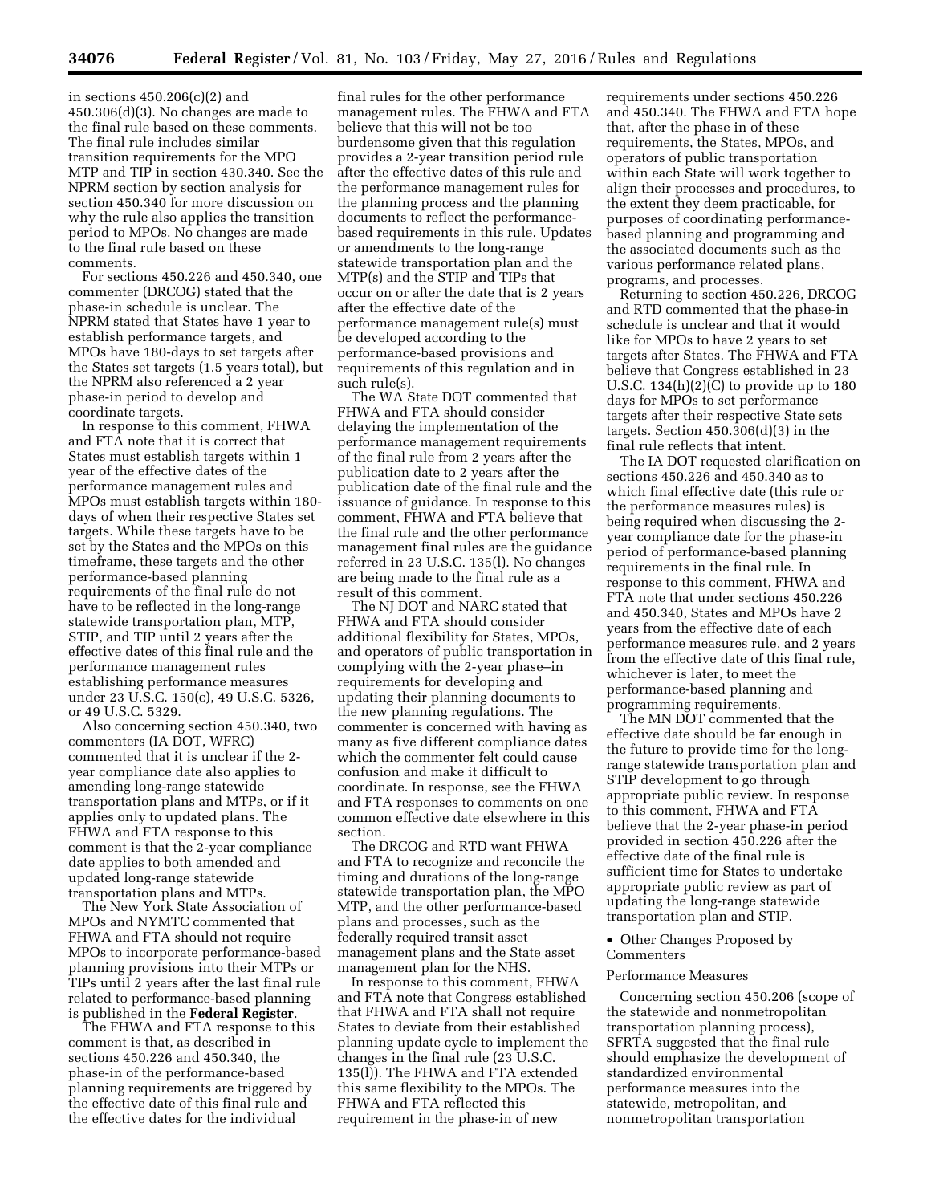in sections 450.206(c)(2) and 450.306(d)(3). No changes are made to the final rule based on these comments. The final rule includes similar transition requirements for the MPO MTP and TIP in section 430.340. See the NPRM section by section analysis for section 450.340 for more discussion on why the rule also applies the transition period to MPOs. No changes are made to the final rule based on these comments.

For sections 450.226 and 450.340, one commenter (DRCOG) stated that the phase-in schedule is unclear. The NPRM stated that States have 1 year to establish performance targets, and MPOs have 180-days to set targets after the States set targets (1.5 years total), but the NPRM also referenced a 2 year phase-in period to develop and coordinate targets.

In response to this comment, FHWA and FTA note that it is correct that States must establish targets within 1 year of the effective dates of the performance management rules and MPOs must establish targets within 180-days of when their respective States set targets. While these targets have to be set by the States and the MPOs on this timeframe, these targets and the other performance-based planning requirements of the final rule do not have to be reflected in the long-range statewide transportation plan, MTP, STIP, and TIP until 2 years after the effective dates of this final rule and the performance management rules establishing performance measures under 23 U.S.C. 150(c), 49 U.S.C. 5326, or 49 U.S.C. 5329.

Also concerning section 450.340, two commenters (IA DOT, WFRC) commented that it is unclear if the 2-year compliance date also applies to amending long-range statewide transportation plans and MTPs, or if it applies only to updated plans. The FHWA and FTA response to this comment is that the 2-year compliance date applies to both amended and updated long-range statewide transportation plans and MTPs.

The New York State Association of MPOs and NYMTC commented that FHWA and FTA should not require MPOs to incorporate performance-based planning provisions into their MTPs or TIPs until 2 years after the last final rule related to performance-based planning is published in the **Federal Register**.

The FHWA and FTA response to this comment is that, as described in sections 450.226 and 450.340, the phase-in of the performance-based planning requirements are triggered by the effective date of this final rule and the effective dates for the individual final rules for the other performance management rules. The FHWA and FTA believe that this will not be too burdensome given that this regulation provides a 2-year transition period rule after the effective dates of this rule and the performance management rules for the planning process and the planning documents to reflect the performance-based requirements in this rule. Updates or amendments to the long-range statewide transportation plan and the MTP(s) and the STIP and TIPs that occur on or after the date that is 2 years after the effective date of the performance management rule(s) must be developed according to the performance-based provisions and requirements of this regulation and in such rule(s).

The WA State DOT commented that FHWA and FTA should consider delaying the implementation of the performance management requirements of the final rule from 2 years after the publication date to 2 years after the publication date of the final rule and the issuance of guidance. In response to this comment, FHWA and FTA believe that the final rule and the other performance management final rules are the guidance referred in 23 U.S.C. 135(l). No changes are being made to the final rule as a result of this comment.

The NJ DOT and NARC stated that FHWA and FTA should consider additional flexibility for States, MPOs, and operators of public transportation in complying with the 2-year phase–in requirements for developing and updating their planning documents to the new planning regulations. The commenter is concerned with having as many as five different compliance dates which the commenter felt could cause confusion and make it difficult to coordinate. In response, see the FHWA and FTA responses to comments on one common effective date elsewhere in this section.

The DRCOG and RTD want FHWA and FTA to recognize and reconcile the timing and durations of the long-range statewide transportation plan, the MPO MTP, and the other performance-based plans and processes, such as the federally required transit asset management plans and the State asset management plan for the NHS.

In response to this comment, FHWA and FTA note that Congress established that FHWA and FTA shall not require States to deviate from their established planning update cycle to implement the changes in the final rule (23 U.S.C. 135(l)). The FHWA and FTA extended this same flexibility to the MPOs. The FHWA and FTA reflected this requirement in the phase-in of new requirements under sections 450.226 and 450.340. The FHWA and FTA hope that, after the phase in of these requirements, the States, MPOs, and operators of public transportation within each State will work together to align their processes and procedures, to the extent they deem practicable, for purposes of coordinating performance-based planning and programming and the associated documents such as the various performance related plans, programs, and processes.

Returning to section 450.226, DRCOG and RTD commented that the phase-in schedule is unclear and that it would like for MPOs to have 2 years to set targets after States. The FHWA and FTA believe that Congress established in 23 U.S.C. 134(h)(2)(C) to provide up to 180 days for MPOs to set performance targets after their respective State sets targets. Section 450.306(d)(3) in the final rule reflects that intent.

The IA DOT requested clarification on sections 450.226 and 450.340 as to which final effective date (this rule or the performance measures rules) is being required when discussing the 2-year compliance date for the phase-in period of performance-based planning requirements in the final rule. In response to this comment, FHWA and FTA note that under sections 450.226 and 450.340, States and MPOs have 2 years from the effective date of each performance measures rule, and 2 years from the effective date of this final rule, whichever is later, to meet the performance-based planning and programming requirements.

The MN DOT commented that the effective date should be far enough in the future to provide time for the long-range statewide transportation plan and STIP development to go through appropriate public review. In response to this comment, FHWA and FTA believe that the 2-year phase-in period provided in section 450.226 after the effective date of the final rule is sufficient time for States to undertake appropriate public review as part of updating the long-range statewide transportation plan and STIP.

- Other Changes Proposed by Commenters

Performance Measures

Concerning section 450.206 (scope of the statewide and nonmetropolitan transportation planning process), SFRTA suggested that the final rule should emphasize the development of standardized environmental performance measures into the statewide, metropolitan, and nonmetropolitan transportation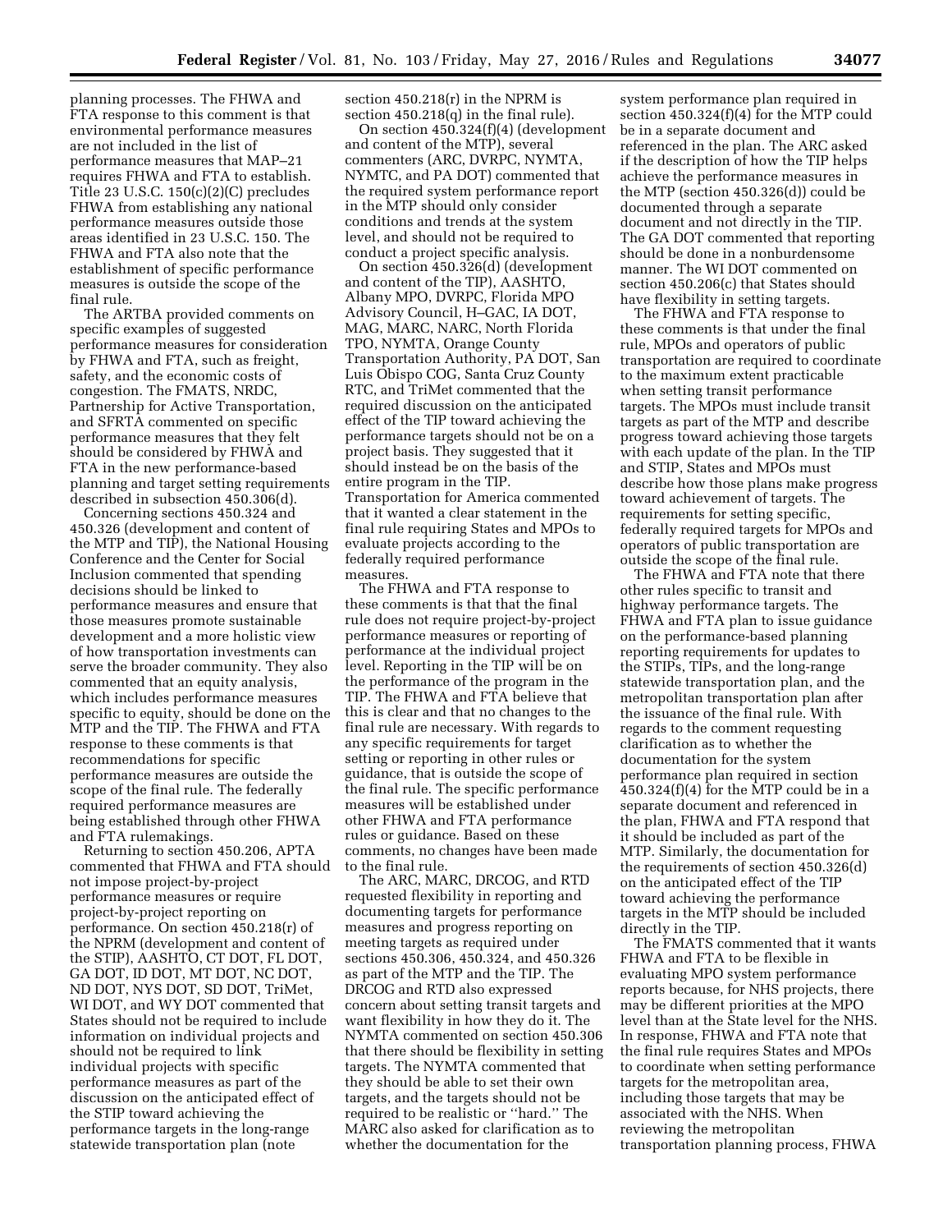planning processes. The FHWA and FTA response to this comment is that environmental performance measures are not included in the list of performance measures that MAP–21 requires FHWA and FTA to establish. Title 23 U.S.C. 150(c)(2)(C) precludes FHWA from establishing any national performance measures outside those areas identified in 23 U.S.C. 150. The FHWA and FTA also note that the establishment of specific performance measures is outside the scope of the final rule.

The ARTBA provided comments on specific examples of suggested performance measures for consideration by FHWA and FTA, such as freight, safety, and the economic costs of congestion. The FMATS, NRDC, Partnership for Active Transportation, and SFRTA commented on specific performance measures that they felt should be considered by FHWA and FTA in the new performance-based planning and target setting requirements described in subsection 450.306(d).

Concerning sections 450.324 and 450.326 (development and content of the MTP and TIP), the National Housing Conference and the Center for Social Inclusion commented that spending decisions should be linked to performance measures and ensure that those measures promote sustainable development and a more holistic view of how transportation investments can serve the broader community. They also commented that an equity analysis, which includes performance measures specific to equity, should be done on the MTP and the TIP. The FHWA and FTA response to these comments is that recommendations for specific performance measures are outside the scope of the final rule. The federally required performance measures are being established through other FHWA and FTA rulemakings.

Returning to section 450.206, APTA commented that FHWA and FTA should not impose project-by-project performance measures or require project-by-project reporting on performance. On section 450.218(r) of the NPRM (development and content of the STIP), AASHTO, CT DOT, FL DOT, GA DOT, ID DOT, MT DOT, NC DOT, ND DOT, NYS DOT, SD DOT, TriMet, WI DOT, and WY DOT commented that States should not be required to include information on individual projects and should not be required to link individual projects with specific performance measures as part of the discussion on the anticipated effect of the STIP toward achieving the performance targets in the long-range statewide transportation plan (note section 450.218(r) in the NPRM is section 450.218(q) in the final rule).

On section 450.324(f)(4) (development and content of the MTP), several commenters (ARC, DVRPC, NYMTA, NYMTC, and PA DOT) commented that the required system performance report in the MTP should only consider conditions and trends at the system level, and should not be required to conduct a project specific analysis.

On section 450.326(d) (development and content of the TIP), AASHTO, Albany MPO, DVRPC, Florida MPO Advisory Council, H–GAC, IA DOT, MAG, MARC, NARC, North Florida TPO, NYMTA, Orange County Transportation Authority, PA DOT, San Luis Obispo COG, Santa Cruz County RTC, and TriMet commented that the required discussion on the anticipated effect of the TIP toward achieving the performance targets should not be on a project basis. They suggested that it should instead be on the basis of the entire program in the TIP. Transportation for America commented that it wanted a clear statement in the final rule requiring States and MPOs to evaluate projects according to the federally required performance measures.

The FHWA and FTA response to these comments is that that the final rule does not require project-by-project performance measures or reporting of performance at the individual project level. Reporting in the TIP will be on the performance of the program in the TIP. The FHWA and FTA believe that this is clear and that no changes to the final rule are necessary. With regards to any specific requirements for target setting or reporting in other rules or guidance, that is outside the scope of the final rule. The specific performance measures will be established under other FHWA and FTA performance rules or guidance. Based on these comments, no changes have been made to the final rule.

The ARC, MARC, DRCOG, and RTD requested flexibility in reporting and documenting targets for performance measures and progress reporting on meeting targets as required under sections 450.306, 450.324, and 450.326 as part of the MTP and the TIP. The DRCOG and RTD also expressed concern about setting transit targets and want flexibility in how they do it. The NYMTA commented on section 450.306 that there should be flexibility in setting targets. The NYMTA commented that they should be able to set their own targets, and the targets should not be required to be realistic or ''hard.'' The MARC also asked for clarification as to whether the documentation for the system performance plan required in section 450.324(f)(4) for the MTP could be in a separate document and referenced in the plan. The ARC asked if the description of how the TIP helps achieve the performance measures in the MTP (section 450.326(d)) could be documented through a separate document and not directly in the TIP. The GA DOT commented that reporting should be done in a nonburdensome manner. The WI DOT commented on section 450.206(c) that States should have flexibility in setting targets.

The FHWA and FTA response to these comments is that under the final rule, MPOs and operators of public transportation are required to coordinate to the maximum extent practicable when setting transit performance targets. The MPOs must include transit targets as part of the MTP and describe progress toward achieving those targets with each update of the plan. In the TIP and STIP, States and MPOs must describe how those plans make progress toward achievement of targets. The requirements for setting specific, federally required targets for MPOs and operators of public transportation are outside the scope of the final rule.

The FHWA and FTA note that there other rules specific to transit and highway performance targets. The FHWA and FTA plan to issue guidance on the performance-based planning reporting requirements for updates to the STIPs, TIPs, and the long-range statewide transportation plan, and the metropolitan transportation plan after the issuance of the final rule. With regards to the comment requesting clarification as to whether the documentation for the system performance plan required in section 450.324(f)(4) for the MTP could be in a separate document and referenced in the plan, FHWA and FTA respond that it should be included as part of the MTP. Similarly, the documentation for the requirements of section 450.326(d) on the anticipated effect of the TIP toward achieving the performance targets in the MTP should be included directly in the TIP.

The FMATS commented that it wants FHWA and FTA to be flexible in evaluating MPO system performance reports because, for NHS projects, there may be different priorities at the MPO level than at the State level for the NHS. In response, FHWA and FTA note that the final rule requires States and MPOs to coordinate when setting performance targets for the metropolitan area, including those targets that may be associated with the NHS. When reviewing the metropolitan transportation planning process, FHWA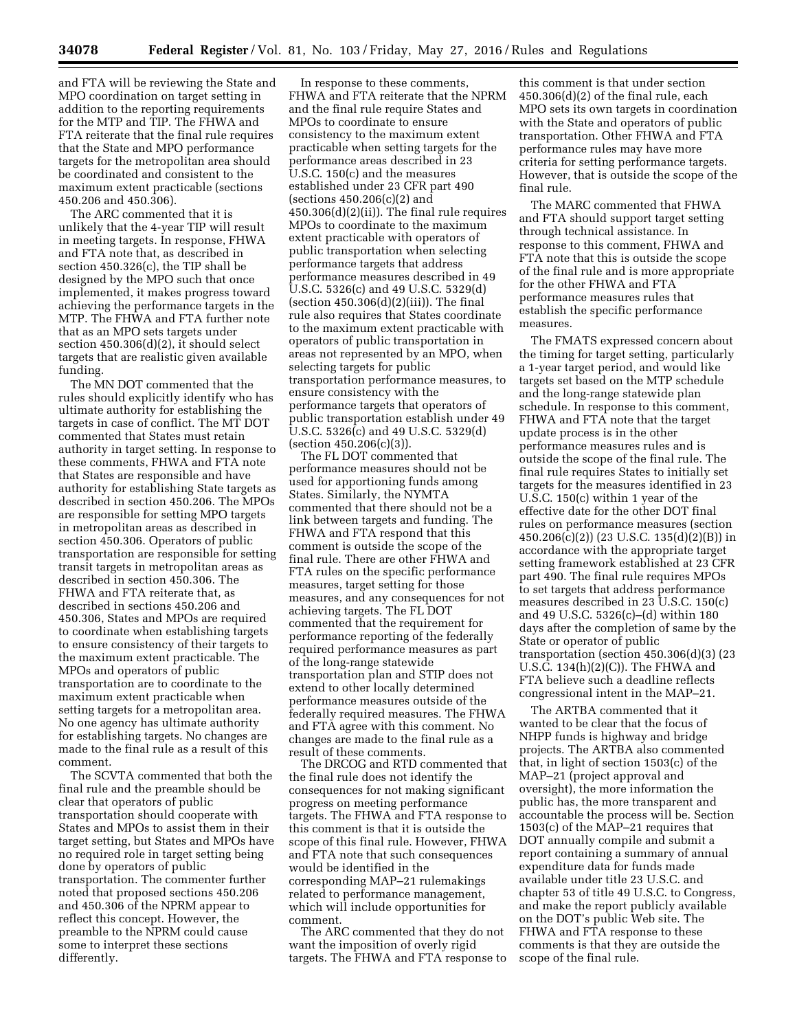and FTA will be reviewing the State and MPO coordination on target setting in addition to the reporting requirements for the MTP and TIP. The FHWA and FTA reiterate that the final rule requires that the State and MPO performance targets for the metropolitan area should be coordinated and consistent to the maximum extent practicable (sections 450.206 and 450.306).

The ARC commented that it is unlikely that the 4-year TIP will result in meeting targets. In response, FHWA and FTA note that, as described in section 450.326(c), the TIP shall be designed by the MPO such that once implemented, it makes progress toward achieving the performance targets in the MTP. The FHWA and FTA further note that as an MPO sets targets under section 450.306(d)(2), it should select targets that are realistic given available funding.

The MN DOT commented that the rules should explicitly identify who has ultimate authority for establishing the targets in case of conflict. The MT DOT commented that States must retain authority in target setting. In response to these comments, FHWA and FTA note that States are responsible and have authority for establishing State targets as described in section 450.206. The MPOs are responsible for setting MPO targets in metropolitan areas as described in section 450.306. Operators of public transportation are responsible for setting transit targets in metropolitan areas as described in section 450.306. The FHWA and FTA reiterate that, as described in sections 450.206 and 450.306, States and MPOs are required to coordinate when establishing targets to ensure consistency of their targets to the maximum extent practicable. The MPOs and operators of public transportation are to coordinate to the maximum extent practicable when setting targets for a metropolitan area. No one agency has ultimate authority for establishing targets. No changes are made to the final rule as a result of this comment.

The SCVTA commented that both the final rule and the preamble should be clear that operators of public transportation should cooperate with States and MPOs to assist them in their target setting, but States and MPOs have no required role in target setting being done by operators of public transportation. The commenter further noted that proposed sections 450.206 and 450.306 of the NPRM appear to reflect this concept. However, the preamble to the NPRM could cause some to interpret these sections differently.

In response to these comments, FHWA and FTA reiterate that the NPRM and the final rule require States and MPOs to coordinate to ensure consistency to the maximum extent practicable when setting targets for the performance areas described in 23 U.S.C. 150(c) and the measures established under 23 CFR part 490 (sections 450.206(c)(2) and 450.306(d)(2)(ii)). The final rule requires MPOs to coordinate to the maximum extent practicable with operators of public transportation when selecting performance targets that address performance measures described in 49 U.S.C. 5326(c) and 49 U.S.C. 5329(d) (section 450.306(d)(2)(iii)). The final rule also requires that States coordinate to the maximum extent practicable with operators of public transportation in areas not represented by an MPO, when selecting targets for public transportation performance measures, to ensure consistency with the performance targets that operators of public transportation establish under 49 U.S.C. 5326(c) and 49 U.S.C. 5329(d) (section 450.206(c)(3)).

The FL DOT commented that performance measures should not be used for apportioning funds among States. Similarly, the NYMTA commented that there should not be a link between targets and funding. The FHWA and FTA respond that this comment is outside the scope of the final rule. There are other FHWA and FTA rules on the specific performance measures, target setting for those measures, and any consequences for not achieving targets. The FL DOT commented that the requirement for performance reporting of the federally required performance measures as part of the long-range statewide transportation plan and STIP does not extend to other locally determined performance measures outside of the federally required measures. The FHWA and FTA agree with this comment. No changes are made to the final rule as a result of these comments.

The DRCOG and RTD commented that the final rule does not identify the consequences for not making significant progress on meeting performance targets. The FHWA and FTA response to this comment is that it is outside the scope of this final rule. However, FHWA and FTA note that such consequences would be identified in the corresponding MAP–21 rulemakings related to performance management, which will include opportunities for comment.

The ARC commented that they do not want the imposition of overly rigid targets. The FHWA and FTA response to this comment is that under section 450.306(d)(2) of the final rule, each MPO sets its own targets in coordination with the State and operators of public transportation. Other FHWA and FTA performance rules may have more criteria for setting performance targets. However, that is outside the scope of the final rule.

The MARC commented that FHWA and FTA should support target setting through technical assistance. In response to this comment, FHWA and FTA note that this is outside the scope of the final rule and is more appropriate for the other FHWA and FTA performance measures rules that establish the specific performance measures.

The FMATS expressed concern about the timing for target setting, particularly a 1-year target period, and would like targets set based on the MTP schedule and the long-range statewide plan schedule. In response to this comment, FHWA and FTA note that the target update process is in the other performance measures rules and is outside the scope of the final rule. The final rule requires States to initially set targets for the measures identified in 23 U.S.C. 150(c) within 1 year of the effective date for the other DOT final rules on performance measures (section 450.206(c)(2)) (23 U.S.C. 135(d)(2)(B)) in accordance with the appropriate target setting framework established at 23 CFR part 490. The final rule requires MPOs to set targets that address performance measures described in 23 U.S.C. 150(c) and 49 U.S.C. 5326(c)–(d) within 180 days after the completion of same by the State or operator of public transportation (section 450.306(d)(3) (23 U.S.C. 134(h)(2)(C)). The FHWA and FTA believe such a deadline reflects congressional intent in the MAP–21.

The ARTBA commented that it wanted to be clear that the focus of NHPP funds is highway and bridge projects. The ARTBA also commented that, in light of section 1503(c) of the MAP–21 (project approval and oversight), the more information the public has, the more transparent and accountable the process will be. Section 1503(c) of the MAP–21 requires that DOT annually compile and submit a report containing a summary of annual expenditure data for funds made available under title 23 U.S.C. and chapter 53 of title 49 U.S.C. to Congress, and make the report publicly available on the DOT's public Web site. The FHWA and FTA response to these comments is that they are outside the scope of the final rule.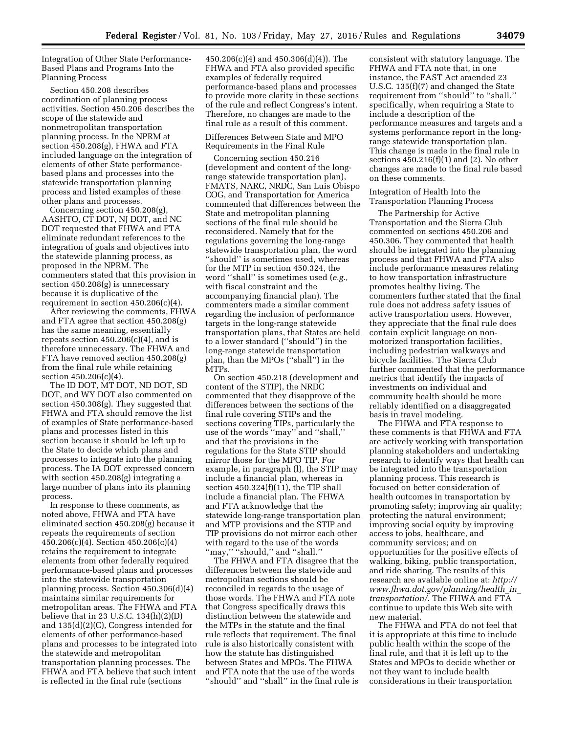Integration of Other State Performance-Based Plans and Programs Into the Planning Process

Section 450.208 describes coordination of planning process activities. Section 450.206 describes the scope of the statewide and nonmetropolitan transportation planning process. In the NPRM at section 450.208(g), FHWA and FTA included language on the integration of elements of other State performance-based plans and processes into the statewide transportation planning process and listed examples of these other plans and processes.

Concerning section 450.208(g), AASHTO, CT DOT, NJ DOT, and NC DOT requested that FHWA and FTA eliminate redundant references to the integration of goals and objectives into the statewide planning process, as proposed in the NPRM. The commenters stated that this provision in section 450.208(g) is unnecessary because it is duplicative of the requirement in section 450.206(c)(4).

After reviewing the comments, FHWA and FTA agree that section 450.208(g) has the same meaning, essentially repeats section 450.206(c)(4), and is therefore unnecessary. The FHWA and FTA have removed section 450.208(g) from the final rule while retaining section 450.206(c)(4).

The ID DOT, MT DOT, ND DOT, SD DOT, and WY DOT also commented on section 450.308(g). They suggested that FHWA and FTA should remove the list of examples of State performance-based plans and processes listed in this section because it should be left up to the State to decide which plans and processes to integrate into the planning process. The IA DOT expressed concern with section 450.208(g) integrating a large number of plans into its planning process.

In response to these comments, as noted above, FHWA and FTA have eliminated section 450.208(g) because it repeats the requirements of section 450.206(c)(4). Section 450.206(c)(4) retains the requirement to integrate elements from other federally required performance-based plans and processes into the statewide transportation planning process. Section 450.306(d)(4) maintains similar requirements for metropolitan areas. The FHWA and FTA believe that in 23 U.S.C. 134(h)(2)(D) and 135(d)(2)(C), Congress intended for elements of other performance-based plans and processes to be integrated into the statewide and metropolitan transportation planning processes. The FHWA and FTA believe that such intent is reflected in the final rule (sections 450.206(c)(4) and 450.306(d)(4)). The FHWA and FTA also provided specific examples of federally required performance-based plans and processes to provide more clarity in these sections of the rule and reflect Congress's intent. Therefore, no changes are made to the final rule as a result of this comment.

Differences Between State and MPO Requirements in the Final Rule

Concerning section 450.216 (development and content of the long-range statewide transportation plan), FMATS, NARC, NRDC, San Luis Obispo COG, and Transportation for America commented that differences between the State and metropolitan planning sections of the final rule should be reconsidered. Namely that for the regulations governing the long-range statewide transportation plan, the word ''should'' is sometimes used, whereas for the MTP in section 450.324, the word ''shall'' is sometimes used (*e.g.,* with fiscal constraint and the accompanying financial plan). The commenters made a similar comment regarding the inclusion of performance targets in the long-range statewide transportation plans, that States are held to a lower standard (''should'') in the long-range statewide transportation plan, than the MPOs (''shall'') in the MTPs.

On section 450.218 (development and content of the STIP), the NRDC commented that they disapprove of the differences between the sections of the final rule covering STIPs and the sections covering TIPs, particularly the use of the words ''may'' and ''shall,'' and that the provisions in the regulations for the State STIP should mirror those for the MPO TIP. For example, in paragraph (l), the STIP may include a financial plan, whereas in section 450.324(f)(11), the TIP shall include a financial plan. The FHWA and FTA acknowledge that the statewide long-range transportation plan and MTP provisions and the STIP and TIP provisions do not mirror each other with regard to the use of the words ''may,'' ''should,'' and ''shall.''

The FHWA and FTA disagree that the differences between the statewide and metropolitan sections should be reconciled in regards to the usage of those words. The FHWA and FTA note that Congress specifically draws this distinction between the statewide and the MTPs in the statute and the final rule reflects that requirement. The final rule is also historically consistent with how the statute has distinguished between States and MPOs. The FHWA and FTA note that the use of the words ''should'' and ''shall'' in the final rule is consistent with statutory language. The FHWA and FTA note that, in one instance, the FAST Act amended 23 U.S.C. 135(f)(7) and changed the State requirement from ''should'' to ''shall,'' specifically, when requiring a State to include a description of the performance measures and targets and a systems performance report in the long-range statewide transportation plan. This change is made in the final rule in sections 450.216(f)(1) and (2). No other changes are made to the final rule based on these comments.

Integration of Health Into the Transportation Planning Process

The Partnership for Active Transportation and the Sierra Club commented on sections 450.206 and 450.306. They commented that health should be integrated into the planning process and that FHWA and FTA also include performance measures relating to how transportation infrastructure promotes healthy living. The commenters further stated that the final rule does not address safety issues of active transportation users. However, they appreciate that the final rule does contain explicit language on non-motorized transportation facilities, including pedestrian walkways and bicycle facilities. The Sierra Club further commented that the performance metrics that identify the impacts of investments on individual and community health should be more reliably identified on a disaggregated basis in travel modeling.

The FHWA and FTA response to these comments is that FHWA and FTA are actively working with transportation planning stakeholders and undertaking research to identify ways that health can be integrated into the transportation planning process. This research is focused on better consideration of health outcomes in transportation by promoting safety; improving air quality; protecting the natural environment; improving social equity by improving access to jobs, healthcare, and community services; and on opportunities for the positive effects of walking, biking, public transportation, and ride sharing. The results of this research are available online at: *http://www.fhwa.dot.gov/planning/health_in_transportation/*. The FHWA and FTA continue to update this Web site with new material.

The FHWA and FTA do not feel that it is appropriate at this time to include public health within the scope of the final rule, and that it is left up to the States and MPOs to decide whether or not they want to include health considerations in their transportation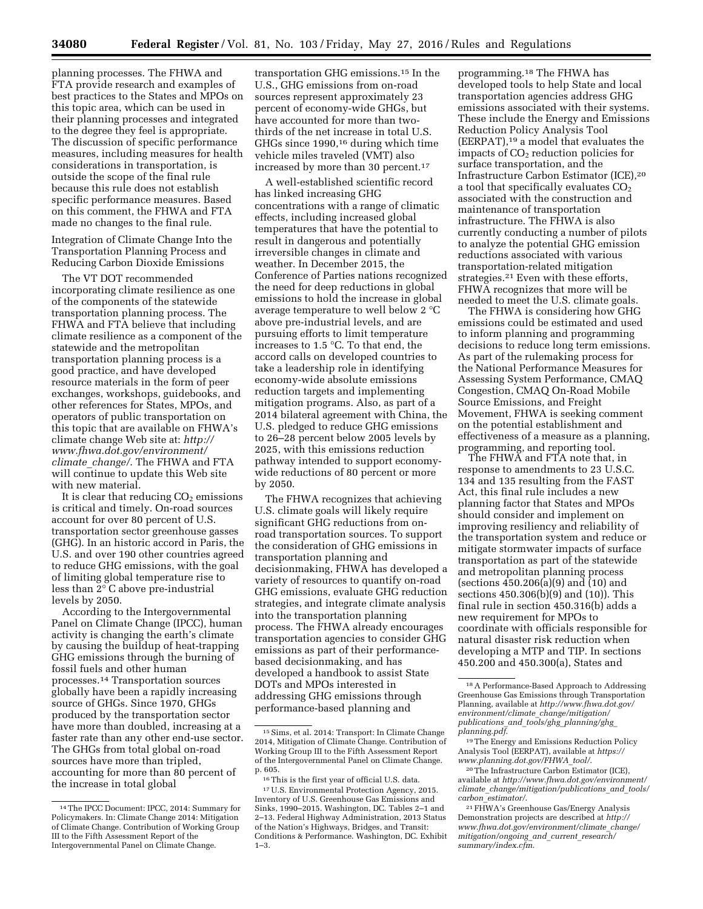planning processes. The FHWA and FTA provide research and examples of best practices to the States and MPOs on this topic area, which can be used in their planning processes and integrated to the degree they feel is appropriate. The discussion of specific performance measures, including measures for health considerations in transportation, is outside the scope of the final rule because this rule does not establish specific performance measures. Based on this comment, the FHWA and FTA made no changes to the final rule.

Integration of Climate Change Into the Transportation Planning Process and Reducing Carbon Dioxide Emissions

The VT DOT recommended incorporating climate resilience as one of the components of the statewide transportation planning process. The FHWA and FTA believe that including climate resilience as a component of the statewide and the metropolitan transportation planning process is a good practice, and have developed resource materials in the form of peer exchanges, workshops, guidebooks, and other references for States, MPOs, and operators of public transportation on this topic that are available on FHWA's climate change Web site at: *http://www.fhwa.dot.gov/environment/climate_change/*. The FHWA and FTA will continue to update this Web site with new material.

It is clear that reducing $CO_2$ emissions is critical and timely. On-road sources account for over 80 percent of U.S. transportation sector greenhouse gasses (GHG). In an historic accord in Paris, the U.S. and over 190 other countries agreed to reduce GHG emissions, with the goal of limiting global temperature rise to less than 2° C above pre-industrial levels by 2050.

According to the Intergovernmental Panel on Climate Change (IPCC), human activity is changing the earth's climate by causing the buildup of heat-trapping GHG emissions through the burning of fossil fuels and other human processes.[14] Transportation sources globally have been a rapidly increasing source of GHGs. Since 1970, GHGs produced by the transportation sector have more than doubled, increasing at a faster rate than any other end-use sector. The GHGs from total global on-road sources have more than tripled, accounting for more than 80 percent of the increase in total global transportation GHG emissions.[15] In the U.S., GHG emissions from on-road sources represent approximately 23 percent of economy-wide GHGs, but have accounted for more than two-thirds of the net increase in total U.S. GHGs since 1990,[16] during which time vehicle miles traveled (VMT) also increased by more than 30 percent.[17]

A well-established scientific record has linked increasing GHG concentrations with a range of climatic effects, including increased global temperatures that have the potential to result in dangerous and potentially irreversible changes in climate and weather. In December 2015, the Conference of Parties nations recognized the need for deep reductions in global emissions to hold the increase in global average temperature to well below 2 °C above pre-industrial levels, and are pursuing efforts to limit temperature increases to 1.5 °C. To that end, the accord calls on developed countries to take a leadership role in identifying economy-wide absolute emissions reduction targets and implementing mitigation programs. Also, as part of a 2014 bilateral agreement with China, the U.S. pledged to reduce GHG emissions to 26–28 percent below 2005 levels by 2025, with this emissions reduction pathway intended to support economy-wide reductions of 80 percent or more by 2050.

The FHWA recognizes that achieving U.S. climate goals will likely require significant GHG reductions from on-road transportation sources. To support the consideration of GHG emissions in transportation planning and decisionmaking, FHWA has developed a variety of resources to quantify on-road GHG emissions, evaluate GHG reduction strategies, and integrate climate analysis into the transportation planning process. The FHWA already encourages transportation agencies to consider GHG emissions as part of their performance-based decisionmaking, and has developed a handbook to assist State DOTs and MPOs interested in addressing GHG emissions through performance-based planning and programming.[18] The FHWA has developed tools to help State and local transportation agencies address GHG emissions associated with their systems. These include the Energy and Emissions Reduction Policy Analysis Tool (EERPAT),[19] a model that evaluates the impacts of $CO_2$ reduction policies for surface transportation, and the Infrastructure Carbon Estimator (ICE),[20] a tool that specifically evaluates $CO_2$ associated with the construction and maintenance of transportation infrastructure. The FHWA is also currently conducting a number of pilots to analyze the potential GHG emission reductions associated with various transportation-related mitigation strategies.[21] Even with these efforts, FHWA recognizes that more will be needed to meet the U.S. climate goals.

The FHWA is considering how GHG emissions could be estimated and used to inform planning and programming decisions to reduce long term emissions. As part of the rulemaking process for the National Performance Measures for Assessing System Performance, CMAQ Congestion, CMAQ On-Road Mobile Source Emissions, and Freight Movement, FHWA is seeking comment on the potential establishment and effectiveness of a measure as a planning, programming, and reporting tool.

The FHWA and FTA note that, in response to amendments to 23 U.S.C. 134 and 135 resulting from the FAST Act, this final rule includes a new planning factor that States and MPOs should consider and implement on improving resiliency and reliability of the transportation system and reduce or mitigate stormwater impacts of surface transportation as part of the statewide and metropolitan planning process (sections 450.206(a)(9) and (10) and sections 450.306(b)(9) and (10)). This final rule in section 450.316(b) adds a new requirement for MPOs to coordinate with officials responsible for natural disaster risk reduction when developing a MTP and TIP. In sections 450.200 and 450.300(a), States and

---

[14] The IPCC Document: IPCC, 2014: Summary for Policymakers. In: Climate Change 2014: Mitigation of Climate Change. Contribution of Working Group III to the Fifth Assessment Report of the Intergovernmental Panel on Climate Change.

[15] Sims, et al. 2014: Transport: In Climate Change 2014, Mitigation of Climate Change. Contribution of Working Group III to the Fifth Assessment Report of the Intergovernmental Panel on Climate Change. p. 605.

[16] This is the first year of official U.S. data.

[17] U.S. Environmental Protection Agency, 2015. Inventory of U.S. Greenhouse Gas Emissions and Sinks, 1990–2015. Washington, DC. Tables 2–1 and 2–13. Federal Highway Administration, 2013 Status of the Nation's Highways, Bridges, and Transit: Conditions & Performance. Washington, DC. Exhibit 1–3.

[18] A Performance-Based Approach to Addressing Greenhouse Gas Emissions through Transportation Planning, available at *http://www.fhwa.dot.gov/environment/climate_change/mitigation/publications_and_tools/ghg_planning/ghg_planning.pdf*.

[19] The Energy and Emissions Reduction Policy Analysis Tool (EERPAT), available at *https://www.planning.dot.gov/FHWA_tool/*.

[20] The Infrastructure Carbon Estimator (ICE), available at *http://www.fhwa.dot.gov/environment/climate_change/mitigation/publications_and_tools/carbon_estimator/*.

[21] FHWA's Greenhouse Gas/Energy Analysis Demonstration projects are described at *http://www.fhwa.dot.gov/environment/climate_change/mitigation/ongoing_and_current_research/summary/index.cfm*.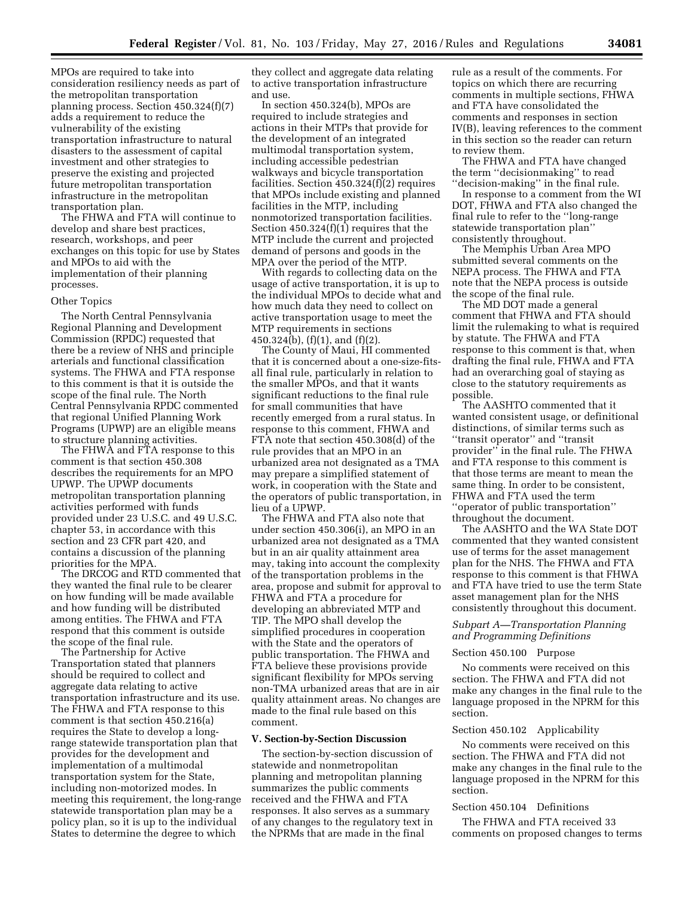MPOs are required to take into consideration resiliency needs as part of the metropolitan transportation planning process. Section 450.324(f)(7) adds a requirement to reduce the vulnerability of the existing transportation infrastructure to natural disasters to the assessment of capital investment and other strategies to preserve the existing and projected future metropolitan transportation infrastructure in the metropolitan transportation plan.

The FHWA and FTA will continue to develop and share best practices, research, workshops, and peer exchanges on this topic for use by States and MPOs to aid with the implementation of their planning processes.

Other Topics

The North Central Pennsylvania Regional Planning and Development Commission (RPDC) requested that there be a review of NHS and principle arterials and functional classification systems. The FHWA and FTA response to this comment is that it is outside the scope of the final rule. The North Central Pennsylvania RPDC commented that regional Unified Planning Work Programs (UPWP) are an eligible means to structure planning activities.

The FHWA and FTA response to this comment is that section 450.308 describes the requirements for an MPO UPWP. The UPWP documents metropolitan transportation planning activities performed with funds provided under 23 U.S.C. and 49 U.S.C. chapter 53, in accordance with this section and 23 CFR part 420, and contains a discussion of the planning priorities for the MPA.

The DRCOG and RTD commented that they wanted the final rule to be clearer on how funding will be made available and how funding will be distributed among entities. The FHWA and FTA respond that this comment is outside the scope of the final rule.

The Partnership for Active Transportation stated that planners should be required to collect and aggregate data relating to active transportation infrastructure and its use. The FHWA and FTA response to this comment is that section 450.216(a) requires the State to develop a long-range statewide transportation plan that provides for the development and implementation of a multimodal transportation system for the State, including non-motorized modes. In meeting this requirement, the long-range statewide transportation plan may be a policy plan, so it is up to the individual States to determine the degree to which they collect and aggregate data relating to active transportation infrastructure and use.

In section 450.324(b), MPOs are required to include strategies and actions in their MTPs that provide for the development of an integrated multimodal transportation system, including accessible pedestrian walkways and bicycle transportation facilities. Section 450.324(f)(2) requires that MPOs include existing and planned facilities in the MTP, including nonmotorized transportation facilities. Section 450.324(f)(1) requires that the MTP include the current and projected demand of persons and goods in the MPA over the period of the MTP.

With regards to collecting data on the usage of active transportation, it is up to the individual MPOs to decide what and how much data they need to collect on active transportation usage to meet the MTP requirements in sections 450.324(b), (f)(1), and (f)(2).

The County of Maui, HI commented that it is concerned about a one-size-fits-all final rule, particularly in relation to the smaller MPOs, and that it wants significant reductions to the final rule for small communities that have recently emerged from a rural status. In response to this comment, FHWA and FTA note that section 450.308(d) of the rule provides that an MPO in an urbanized area not designated as a TMA may prepare a simplified statement of work, in cooperation with the State and the operators of public transportation, in lieu of a UPWP.

The FHWA and FTA also note that under section 450.306(i), an MPO in an urbanized area not designated as a TMA but in an air quality attainment area may, taking into account the complexity of the transportation problems in the area, propose and submit for approval to FHWA and FTA a procedure for developing an abbreviated MTP and TIP. The MPO shall develop the simplified procedures in cooperation with the State and the operators of public transportation. The FHWA and FTA believe these provisions provide significant flexibility for MPOs serving non-TMA urbanized areas that are in air quality attainment areas. No changes are made to the final rule based on this comment.

## V. Section-by-Section Discussion

The section-by-section discussion of statewide and nonmetropolitan planning and metropolitan planning summarizes the public comments received and the FHWA and FTA responses. It also serves as a summary of any changes to the regulatory text in the NPRMs that are made in the final rule as a result of the comments. For topics on which there are recurring comments in multiple sections, FHWA and FTA have consolidated the comments and responses in section IV(B), leaving references to the comment in this section so the reader can return to review them.

The FHWA and FTA have changed the term ''decisionmaking'' to read ''decision-making'' in the final rule.

In response to a comment from the WI DOT, FHWA and FTA also changed the final rule to refer to the ''long-range statewide transportation plan'' consistently throughout.

The Memphis Urban Area MPO submitted several comments on the NEPA process. The FHWA and FTA note that the NEPA process is outside the scope of the final rule.

The MD DOT made a general comment that FHWA and FTA should limit the rulemaking to what is required by statute. The FHWA and FTA response to this comment is that, when drafting the final rule, FHWA and FTA had an overarching goal of staying as close to the statutory requirements as possible.

The AASHTO commented that it wanted consistent usage, or definitional distinctions, of similar terms such as ''transit operator'' and ''transit provider'' in the final rule. The FHWA and FTA response to this comment is that those terms are meant to mean the same thing. In order to be consistent, FHWA and FTA used the term ''operator of public transportation'' throughout the document.

The AASHTO and the WA State DOT commented that they wanted consistent use of terms for the asset management plan for the NHS. The FHWA and FTA response to this comment is that FHWA and FTA have tried to use the term State asset management plan for the NHS consistently throughout this document.

### *Subpart A—Transportation Planning and Programming Definitions*

Section 450.100 Purpose

No comments were received on this section. The FHWA and FTA did not make any changes in the final rule to the language proposed in the NPRM for this section.

Section 450.102 Applicability

No comments were received on this section. The FHWA and FTA did not make any changes in the final rule to the language proposed in the NPRM for this section.

Section 450.104 Definitions

The FHWA and FTA received 33 comments on proposed changes to terms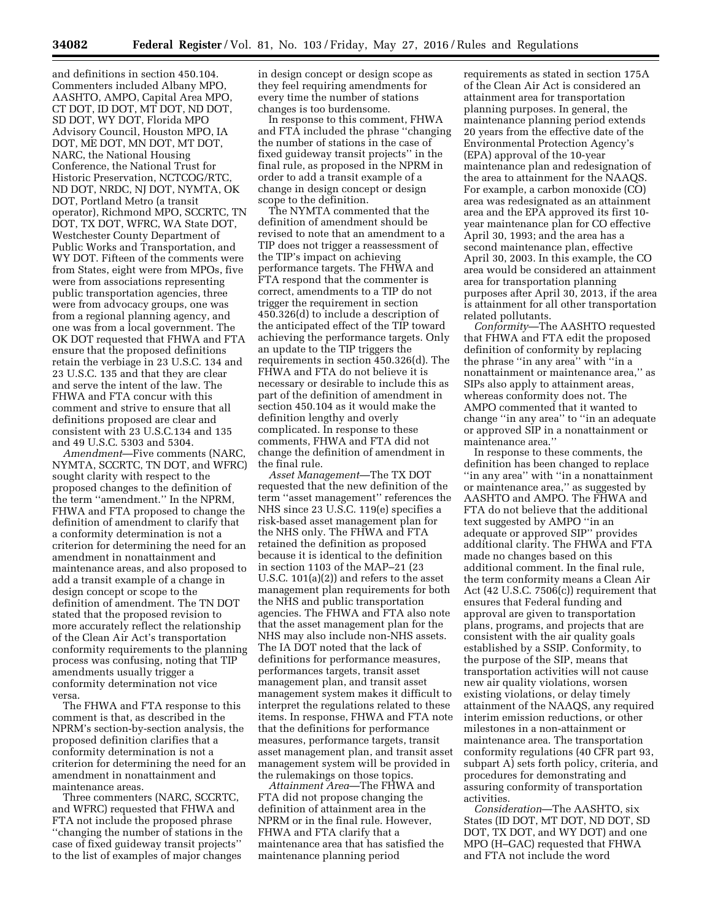and definitions in section 450.104. Commenters included Albany MPO, AASHTO, AMPO, Capital Area MPO, CT DOT, ID DOT, MT DOT, ND DOT, SD DOT, WY DOT, Florida MPO Advisory Council, Houston MPO, IA DOT, ME DOT, MN DOT, MT DOT, NARC, the National Housing Conference, the National Trust for Historic Preservation, NCTCOG/RTC, ND DOT, NRDC, NJ DOT, NYMTA, OK DOT, Portland Metro (a transit operator), Richmond MPO, SCCRTC, TN DOT, TX DOT, WFRC, WA State DOT, Westchester County Department of Public Works and Transportation, and WY DOT. Fifteen of the comments were from States, eight were from MPOs, five were from associations representing public transportation agencies, three were from advocacy groups, one was from a regional planning agency, and one was from a local government. The OK DOT requested that FHWA and FTA ensure that the proposed definitions retain the verbiage in 23 U.S.C. 134 and 23 U.S.C. 135 and that they are clear and serve the intent of the law. The FHWA and FTA concur with this comment and strive to ensure that all definitions proposed are clear and consistent with 23 U.S.C.134 and 135 and 49 U.S.C. 5303 and 5304.

*Amendment*—Five comments (NARC, NYMTA, SCCRTC, TN DOT, and WFRC) sought clarity with respect to the proposed changes to the definition of the term ''amendment.'' In the NPRM, FHWA and FTA proposed to change the definition of amendment to clarify that a conformity determination is not a criterion for determining the need for an amendment in nonattainment and maintenance areas, and also proposed to add a transit example of a change in design concept or scope to the definition of amendment. The TN DOT stated that the proposed revision to more accurately reflect the relationship of the Clean Air Act's transportation conformity requirements to the planning process was confusing, noting that TIP amendments usually trigger a conformity determination not vice versa.

The FHWA and FTA response to this comment is that, as described in the NPRM's section-by-section analysis, the proposed definition clarifies that a conformity determination is not a criterion for determining the need for an amendment in nonattainment and maintenance areas.

Three commenters (NARC, SCCRTC, and WFRC) requested that FHWA and FTA not include the proposed phrase ''changing the number of stations in the case of fixed guideway transit projects'' to the list of examples of major changes in design concept or design scope as they feel requiring amendments for every time the number of stations changes is too burdensome.

In response to this comment, FHWA and FTA included the phrase ''changing the number of stations in the case of fixed guideway transit projects'' in the final rule, as proposed in the NPRM in order to add a transit example of a change in design concept or design scope to the definition.

The NYMTA commented that the definition of amendment should be revised to note that an amendment to a TIP does not trigger a reassessment of the TIP's impact on achieving performance targets. The FHWA and FTA respond that the commenter is correct, amendments to a TIP do not trigger the requirement in section 450.326(d) to include a description of the anticipated effect of the TIP toward achieving the performance targets. Only an update to the TIP triggers the requirements in section 450.326(d). The FHWA and FTA do not believe it is necessary or desirable to include this as part of the definition of amendment in section 450.104 as it would make the definition lengthy and overly complicated. In response to these comments, FHWA and FTA did not change the definition of amendment in the final rule.

*Asset Management*—The TX DOT requested that the new definition of the term ''asset management'' references the NHS since 23 U.S.C. 119(e) specifies a risk-based asset management plan for the NHS only. The FHWA and FTA retained the definition as proposed because it is identical to the definition in section 1103 of the MAP–21 (23 U.S.C. 101(a)(2)) and refers to the asset management plan requirements for both the NHS and public transportation agencies. The FHWA and FTA also note that the asset management plan for the NHS may also include non-NHS assets. The IA DOT noted that the lack of definitions for performance measures, performances targets, transit asset management plan, and transit asset management system makes it difficult to interpret the regulations related to these items. In response, FHWA and FTA note that the definitions for performance measures, performance targets, transit asset management plan, and transit asset management system will be provided in the rulemakings on those topics.

*Attainment Area*—The FHWA and FTA did not propose changing the definition of attainment area in the NPRM or in the final rule. However, FHWA and FTA clarify that a maintenance area that has satisfied the maintenance planning period requirements as stated in section 175A of the Clean Air Act is considered an attainment area for transportation planning purposes. In general, the maintenance planning period extends 20 years from the effective date of the Environmental Protection Agency's (EPA) approval of the 10-year maintenance plan and redesignation of the area to attainment for the NAAQS. For example, a carbon monoxide (CO) area was redesignated as an attainment area and the EPA approved its first 10-year maintenance plan for CO effective April 30, 1993; and the area has a second maintenance plan, effective April 30, 2003. In this example, the CO area would be considered an attainment area for transportation planning purposes after April 30, 2013, if the area is attainment for all other transportation related pollutants.

*Conformity*—The AASHTO requested that FHWA and FTA edit the proposed definition of conformity by replacing the phrase ''in any area'' with ''in a nonattainment or maintenance area,'' as SIPs also apply to attainment areas, whereas conformity does not. The AMPO commented that it wanted to change ''in any area'' to ''in an adequate or approved SIP in a nonattainment or maintenance area.''

In response to these comments, the definition has been changed to replace ''in any area'' with ''in a nonattainment or maintenance area,'' as suggested by AASHTO and AMPO. The FHWA and FTA do not believe that the additional text suggested by AMPO ''in an adequate or approved SIP'' provides additional clarity. The FHWA and FTA made no changes based on this additional comment. In the final rule, the term conformity means a Clean Air Act (42 U.S.C. 7506(c)) requirement that ensures that Federal funding and approval are given to transportation plans, programs, and projects that are consistent with the air quality goals established by a SSIP. Conformity, to the purpose of the SIP, means that transportation activities will not cause new air quality violations, worsen existing violations, or delay timely attainment of the NAAQS, any required interim emission reductions, or other milestones in a non-attainment or maintenance area. The transportation conformity regulations (40 CFR part 93, subpart A) sets forth policy, criteria, and procedures for demonstrating and assuring conformity of transportation activities.

*Consideration*—The AASHTO, six States (ID DOT, MT DOT, ND DOT, SD DOT, TX DOT, and WY DOT) and one MPO (H–GAC) requested that FHWA and FTA not include the word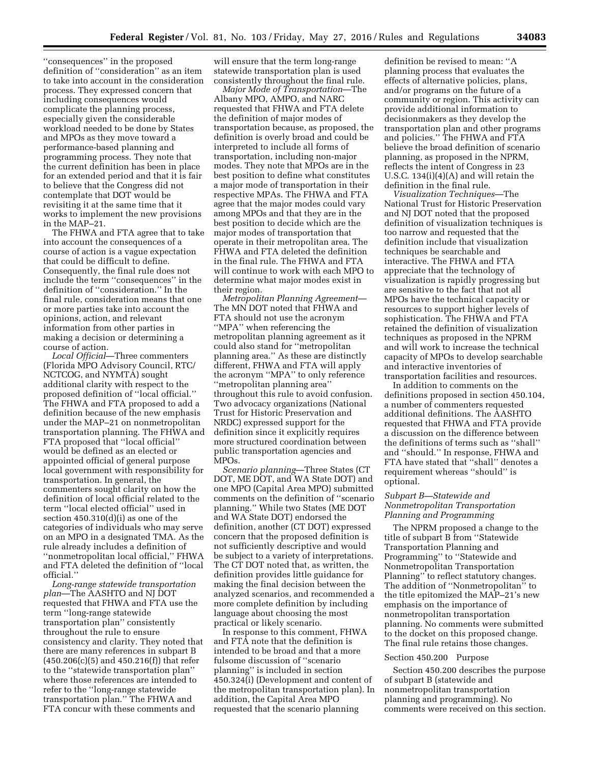''consequences'' in the proposed definition of ''consideration'' as an item to take into account in the consideration process. They expressed concern that including consequences would complicate the planning process, especially given the considerable workload needed to be done by States and MPOs as they move toward a performance-based planning and programming process. They note that the current definition has been in place for an extended period and that it is fair to believe that the Congress did not contemplate that DOT would be revisiting it at the same time that it works to implement the new provisions in the MAP–21.

The FHWA and FTA agree that to take into account the consequences of a course of action is a vague expectation that could be difficult to define. Consequently, the final rule does not include the term ''consequences'' in the definition of ''consideration.'' In the final rule, consideration means that one or more parties take into account the opinions, action, and relevant information from other parties in making a decision or determining a course of action.

*Local Official*—Three commenters (Florida MPO Advisory Council, RTC/NCTCOG, and NYMTA) sought additional clarity with respect to the proposed definition of ''local official.'' The FHWA and FTA proposed to add a definition because of the new emphasis under the MAP–21 on nonmetropolitan transportation planning. The FHWA and FTA proposed that ''local official'' would be defined as an elected or appointed official of general purpose local government with responsibility for transportation. In general, the commenters sought clarity on how the definition of local official related to the term ''local elected official'' used in section 450.310(d)(i) as one of the categories of individuals who may serve on an MPO in a designated TMA. As the rule already includes a definition of ''nonmetropolitan local official,'' FHWA and FTA deleted the definition of ''local official.''

*Long-range statewide transportation plan*—The AASHTO and NJ DOT requested that FHWA and FTA use the term ''long-range statewide transportation plan'' consistently throughout the rule to ensure consistency and clarity. They noted that there are many references in subpart B (450.206(c)(5) and 450.216(f)) that refer to the ''statewide transportation plan'' where those references are intended to refer to the ''long-range statewide transportation plan.'' The FHWA and FTA concur with these comments and will ensure that the term long-range statewide transportation plan is used consistently throughout the final rule.

*Major Mode of Transportation*—The Albany MPO, AMPO, and NARC requested that FHWA and FTA delete the definition of major modes of transportation because, as proposed, the definition is overly broad and could be interpreted to include all forms of transportation, including non-major modes. They note that MPOs are in the best position to define what constitutes a major mode of transportation in their respective MPAs. The FHWA and FTA agree that the major modes could vary among MPOs and that they are in the best position to decide which are the major modes of transportation that operate in their metropolitan area. The FHWA and FTA deleted the definition in the final rule. The FHWA and FTA will continue to work with each MPO to determine what major modes exist in their region.

*Metropolitan Planning Agreement*—The MN DOT noted that FHWA and FTA should not use the acronym ''MPA'' when referencing the metropolitan planning agreement as it could also stand for ''metropolitan planning area.'' As these are distinctly different, FHWA and FTA will apply the acronym ''MPA'' to only reference ''metropolitan planning area'' throughout this rule to avoid confusion. Two advocacy organizations (National Trust for Historic Preservation and NRDC) expressed support for the definition since it explicitly requires more structured coordination between public transportation agencies and MPOs.

*Scenario planning*—Three States (CT DOT, ME DOT, and WA State DOT) and one MPO (Capital Area MPO) submitted comments on the definition of ''scenario planning.'' While two States (ME DOT and WA State DOT) endorsed the definition, another (CT DOT) expressed concern that the proposed definition is not sufficiently descriptive and would be subject to a variety of interpretations. The CT DOT noted that, as written, the definition provides little guidance for making the final decision between the analyzed scenarios, and recommended a more complete definition by including language about choosing the most practical or likely scenario.

In response to this comment, FHWA and FTA note that the definition is intended to be broad and that a more fulsome discussion of ''scenario planning'' is included in section 450.324(i) (Development and content of the metropolitan transportation plan). In addition, the Capital Area MPO requested that the scenario planning definition be revised to mean: ''A planning process that evaluates the effects of alternative policies, plans, and/or programs on the future of a community or region. This activity can provide additional information to decisionmakers as they develop the transportation plan and other programs and policies.'' The FHWA and FTA believe the broad definition of scenario planning, as proposed in the NPRM, reflects the intent of Congress in 23 U.S.C. 134(i)(4)(A) and will retain the definition in the final rule.

*Visualization Techniques*—The National Trust for Historic Preservation and NJ DOT noted that the proposed definition of visualization techniques is too narrow and requested that the definition include that visualization techniques be searchable and interactive. The FHWA and FTA appreciate that the technology of visualization is rapidly progressing but are sensitive to the fact that not all MPOs have the technical capacity or resources to support higher levels of sophistication. The FHWA and FTA retained the definition of visualization techniques as proposed in the NPRM and will work to increase the technical capacity of MPOs to develop searchable and interactive inventories of transportation facilities and resources.

In addition to comments on the definitions proposed in section 450.104, a number of commenters requested additional definitions. The AASHTO requested that FHWA and FTA provide a discussion on the difference between the definitions of terms such as ''shall'' and ''should.'' In response, FHWA and FTA have stated that ''shall'' denotes a requirement whereas ''should'' is optional.

### *Subpart B—Statewide and Nonmetropolitan Transportation Planning and Programming*

The NPRM proposed a change to the title of subpart B from ''Statewide Transportation Planning and Programming'' to ''Statewide and Nonmetropolitan Transportation Planning'' to reflect statutory changes. The addition of ''Nonmetropolitan'' to the title epitomized the MAP–21's new emphasis on the importance of nonmetropolitan transportation planning. No comments were submitted to the docket on this proposed change. The final rule retains those changes.

#### Section 450.200 Purpose

Section 450.200 describes the purpose of subpart B (statewide and nonmetropolitan transportation planning and programming). No comments were received on this section.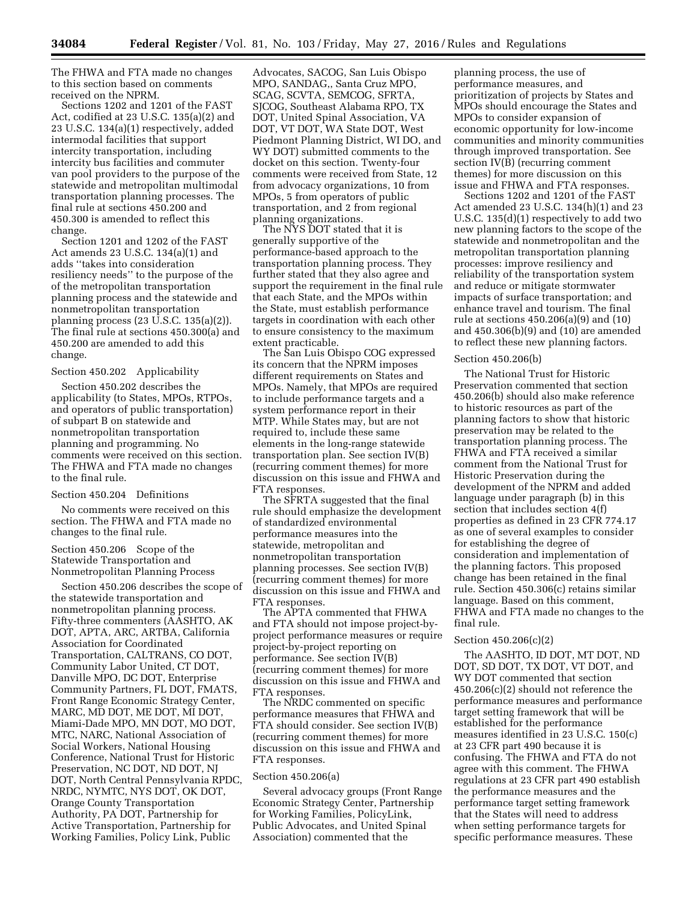The FHWA and FTA made no changes to this section based on comments received on the NPRM.

Sections 1202 and 1201 of the FAST Act, codified at 23 U.S.C. 135(a)(2) and 23 U.S.C. 134(a)(1) respectively, added intermodal facilities that support intercity transportation, including intercity bus facilities and commuter van pool providers to the purpose of the statewide and metropolitan multimodal transportation planning processes. The final rule at sections 450.200 and 450.300 is amended to reflect this change.

Section 1201 and 1202 of the FAST Act amends 23 U.S.C. 134(a)(1) and adds ''takes into consideration resiliency needs'' to the purpose of the of the metropolitan transportation planning process and the statewide and nonmetropolitan transportation planning process (23 U.S.C. 135(a)(2)). The final rule at sections 450.300(a) and 450.200 are amended to add this change.

## Section 450.202 Applicability

Section 450.202 describes the applicability (to States, MPOs, RTPOs, and operators of public transportation) of subpart B on statewide and nonmetropolitan transportation planning and programming. No comments were received on this section. The FHWA and FTA made no changes to the final rule.

## Section 450.204 Definitions

No comments were received on this section. The FHWA and FTA made no changes to the final rule.

## Section 450.206 Scope of the Statewide Transportation and Nonmetropolitan Planning Process

Section 450.206 describes the scope of the statewide transportation and nonmetropolitan planning process. Fifty-three commenters (AASHTO, AK DOT, APTA, ARC, ARTBA, California Association for Coordinated Transportation, CALTRANS, CO DOT, Community Labor United, CT DOT, Danville MPO, DC DOT, Enterprise Community Partners, FL DOT, FMATS, Front Range Economic Strategy Center, MARC, MD DOT, ME DOT, MI DOT, Miami-Dade MPO, MN DOT, MO DOT, MTC, NARC, National Association of Social Workers, National Housing Conference, National Trust for Historic Preservation, NC DOT, ND DOT, NJ DOT, North Central Pennsylvania RPDC, NRDC, NYMTC, NYS DOT, OK DOT, Orange County Transportation Authority, PA DOT, Partnership for Active Transportation, Partnership for Working Families, Policy Link, Public Advocates, SACOG, San Luis Obispo MPO, SANDAG,, Santa Cruz MPO, SCAG, SCVTA, SEMCOG, SFRTA, SJCOG, Southeast Alabama RPO, TX DOT, United Spinal Association, VA DOT, VT DOT, WA State DOT, West Piedmont Planning District, WI DO, and WY DOT) submitted comments to the docket on this section. Twenty-four comments were received from State, 12 from advocacy organizations, 10 from MPOs, 5 from operators of public transportation, and 2 from regional planning organizations.

The NYS DOT stated that it is generally supportive of the performance-based approach to the transportation planning process. They further stated that they also agree and support the requirement in the final rule that each State, and the MPOs within the State, must establish performance targets in coordination with each other to ensure consistency to the maximum extent practicable.

The San Luis Obispo COG expressed its concern that the NPRM imposes different requirements on States and MPOs. Namely, that MPOs are required to include performance targets and a system performance report in their MTP. While States may, but are not required to, include these same elements in the long-range statewide transportation plan. See section IV(B) (recurring comment themes) for more discussion on this issue and FHWA and FTA responses.

The SFRTA suggested that the final rule should emphasize the development of standardized environmental performance measures into the statewide, metropolitan and nonmetropolitan transportation planning processes. See section IV(B) (recurring comment themes) for more discussion on this issue and FHWA and FTA responses.

The APTA commented that FHWA and FTA should not impose project-by-project performance measures or require project-by-project reporting on performance. See section IV(B) (recurring comment themes) for more discussion on this issue and FHWA and FTA responses.

The NRDC commented on specific performance measures that FHWA and FTA should consider. See section IV(B) (recurring comment themes) for more discussion on this issue and FHWA and FTA responses.

## Section 450.206(a)

Several advocacy groups (Front Range Economic Strategy Center, Partnership for Working Families, PolicyLink, Public Advocates, and United Spinal Association) commented that the planning process, the use of performance measures, and prioritization of projects by States and MPOs should encourage the States and MPOs to consider expansion of economic opportunity for low-income communities and minority communities through improved transportation. See section IV(B) (recurring comment themes) for more discussion on this issue and FHWA and FTA responses.

Sections 1202 and 1201 of the FAST Act amended 23 U.S.C. 134(h)(1) and 23 U.S.C. 135(d)(1) respectively to add two new planning factors to the scope of the statewide and nonmetropolitan and the metropolitan transportation planning processes: improve resiliency and reliability of the transportation system and reduce or mitigate stormwater impacts of surface transportation; and enhance travel and tourism. The final rule at sections 450.206(a)(9) and (10) and 450.306(b)(9) and (10) are amended to reflect these new planning factors.

## Section 450.206(b)

The National Trust for Historic Preservation commented that section 450.206(b) should also make reference to historic resources as part of the planning factors to show that historic preservation may be related to the transportation planning process. The FHWA and FTA received a similar comment from the National Trust for Historic Preservation during the development of the NPRM and added language under paragraph (b) in this section that includes section 4(f) properties as defined in 23 CFR 774.17 as one of several examples to consider for establishing the degree of consideration and implementation of the planning factors. This proposed change has been retained in the final rule. Section 450.306(c) retains similar language. Based on this comment, FHWA and FTA made no changes to the final rule.

## Section 450.206(c)(2)

The AASHTO, ID DOT, MT DOT, ND DOT, SD DOT, TX DOT, VT DOT, and WY DOT commented that section 450.206(c)(2) should not reference the performance measures and performance target setting framework that will be established for the performance measures identified in 23 U.S.C. 150(c) at 23 CFR part 490 because it is confusing. The FHWA and FTA do not agree with this comment. The FHWA regulations at 23 CFR part 490 establish the performance measures and the performance target setting framework that the States will need to address when setting performance targets for specific performance measures. These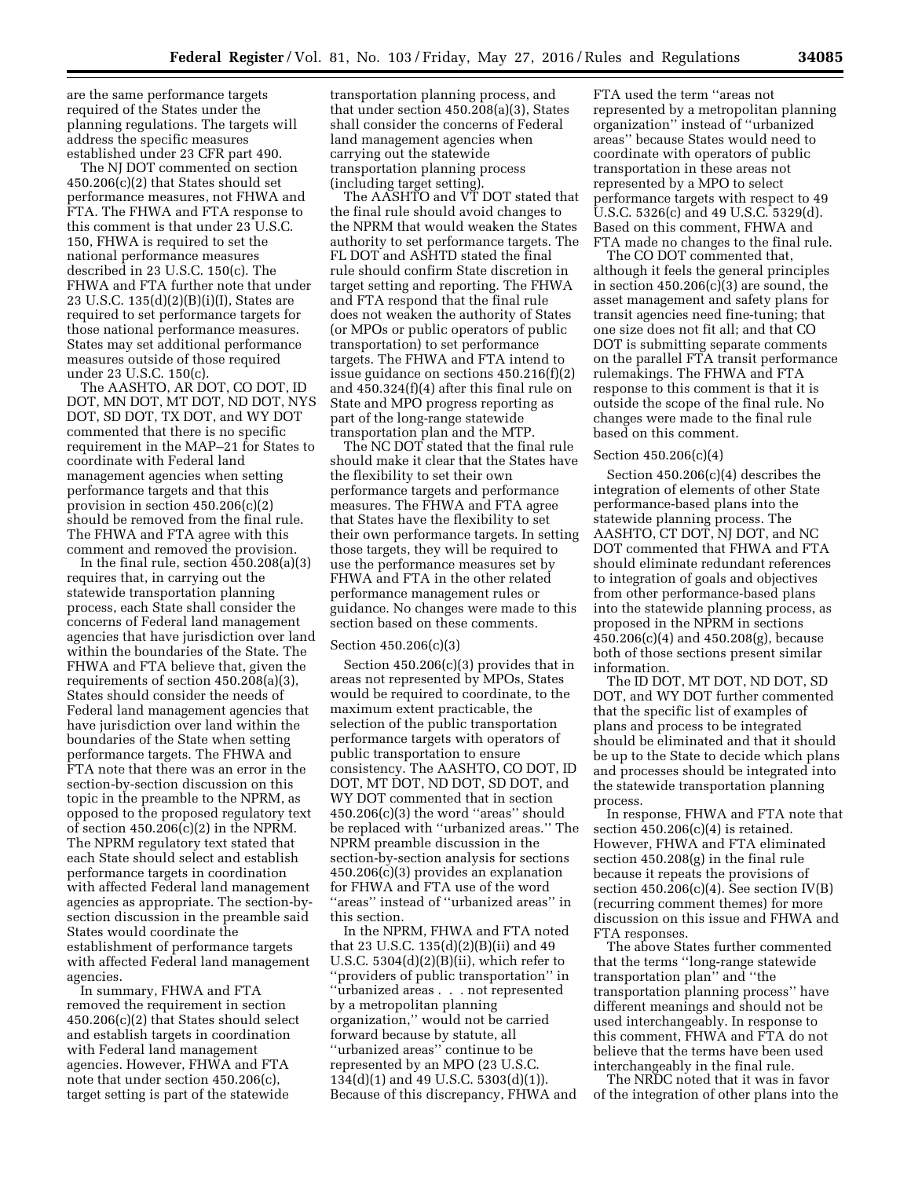are the same performance targets required of the States under the planning regulations. The targets will address the specific measures established under 23 CFR part 490.

The NJ DOT commented on section 450.206(c)(2) that States should set performance measures, not FHWA and FTA. The FHWA and FTA response to this comment is that under 23 U.S.C. 150, FHWA is required to set the national performance measures described in 23 U.S.C. 150(c). The FHWA and FTA further note that under 23 U.S.C. 135(d)(2)(B)(i)(I), States are required to set performance targets for those national performance measures. States may set additional performance measures outside of those required under 23 U.S.C. 150(c).

The AASHTO, AR DOT, CO DOT, ID DOT, MN DOT, MT DOT, ND DOT, NYS DOT, SD DOT, TX DOT, and WY DOT commented that there is no specific requirement in the MAP–21 for States to coordinate with Federal land management agencies when setting performance targets and that this provision in section 450.206(c)(2) should be removed from the final rule. The FHWA and FTA agree with this comment and removed the provision.

In the final rule, section 450.208(a)(3) requires that, in carrying out the statewide transportation planning process, each State shall consider the concerns of Federal land management agencies that have jurisdiction over land within the boundaries of the State. The FHWA and FTA believe that, given the requirements of section 450.208(a)(3), States should consider the needs of Federal land management agencies that have jurisdiction over land within the boundaries of the State when setting performance targets. The FHWA and FTA note that there was an error in the section-by-section discussion on this topic in the preamble to the NPRM, as opposed to the proposed regulatory text of section 450.206(c)(2) in the NPRM. The NPRM regulatory text stated that each State should select and establish performance targets in coordination with affected Federal land management agencies as appropriate. The section-by-section discussion in the preamble said States would coordinate the establishment of performance targets with affected Federal land management agencies.

In summary, FHWA and FTA removed the requirement in section 450.206(c)(2) that States should select and establish targets in coordination with Federal land management agencies. However, FHWA and FTA note that under section 450.206(c), target setting is part of the statewide transportation planning process, and that under section 450.208(a)(3), States shall consider the concerns of Federal land management agencies when carrying out the statewide transportation planning process (including target setting).

The AASHTO and VT DOT stated that the final rule should avoid changes to the NPRM that would weaken the States authority to set performance targets. The FL DOT and ASHTD stated the final rule should confirm State discretion in target setting and reporting. The FHWA and FTA respond that the final rule does not weaken the authority of States (or MPOs or public operators of public transportation) to set performance targets. The FHWA and FTA intend to issue guidance on sections 450.216(f)(2) and 450.324(f)(4) after this final rule on State and MPO progress reporting as part of the long-range statewide transportation plan and the MTP.

The NC DOT stated that the final rule should make it clear that the States have the flexibility to set their own performance targets and performance measures. The FHWA and FTA agree that States have the flexibility to set their own performance targets. In setting those targets, they will be required to use the performance measures set by FHWA and FTA in the other related performance management rules or guidance. No changes were made to this section based on these comments.

Section 450.206(c)(3)

Section 450.206(c)(3) provides that in areas not represented by MPOs, States would be required to coordinate, to the maximum extent practicable, the selection of the public transportation performance targets with operators of public transportation to ensure consistency. The AASHTO, CO DOT, ID DOT, MT DOT, ND DOT, SD DOT, and WY DOT commented that in section 450.206(c)(3) the word ''areas'' should be replaced with ''urbanized areas.'' The NPRM preamble discussion in the section-by-section analysis for sections 450.206(c)(3) provides an explanation for FHWA and FTA use of the word ''areas'' instead of ''urbanized areas'' in this section.

In the NPRM, FHWA and FTA noted that 23 U.S.C. 135(d)(2)(B)(ii) and 49 U.S.C. 5304(d)(2)(B)(ii), which refer to ''providers of public transportation'' in ''urbanized areas . . . not represented by a metropolitan planning organization,'' would not be carried forward because by statute, all ''urbanized areas'' continue to be represented by an MPO (23 U.S.C. 134(d)(1) and 49 U.S.C. 5303(d)(1)). Because of this discrepancy, FHWA and FTA used the term ''areas not represented by a metropolitan planning organization'' instead of ''urbanized areas'' because States would need to coordinate with operators of public transportation in these areas not represented by a MPO to select performance targets with respect to 49 U.S.C. 5326(c) and 49 U.S.C. 5329(d). Based on this comment, FHWA and FTA made no changes to the final rule.

The CO DOT commented that, although it feels the general principles in section 450.206(c)(3) are sound, the asset management and safety plans for transit agencies need fine-tuning; that one size does not fit all; and that CO DOT is submitting separate comments on the parallel FTA transit performance rulemakings. The FHWA and FTA response to this comment is that it is outside the scope of the final rule. No changes were made to the final rule based on this comment.

Section 450.206(c)(4)

Section 450.206(c)(4) describes the integration of elements of other State performance-based plans into the statewide planning process. The AASHTO, CT DOT, NJ DOT, and NC DOT commented that FHWA and FTA should eliminate redundant references to integration of goals and objectives from other performance-based plans into the statewide planning process, as proposed in the NPRM in sections 450.206(c)(4) and 450.208(g), because both of those sections present similar information.

The ID DOT, MT DOT, ND DOT, SD DOT, and WY DOT further commented that the specific list of examples of plans and process to be integrated should be eliminated and that it should be up to the State to decide which plans and processes should be integrated into the statewide transportation planning process.

In response, FHWA and FTA note that section 450.206(c)(4) is retained. However, FHWA and FTA eliminated section 450.208(g) in the final rule because it repeats the provisions of section 450.206(c)(4). See section IV(B) (recurring comment themes) for more discussion on this issue and FHWA and FTA responses.

The above States further commented that the terms ''long-range statewide transportation plan'' and ''the transportation planning process'' have different meanings and should not be used interchangeably. In response to this comment, FHWA and FTA do not believe that the terms have been used interchangeably in the final rule.

The NRDC noted that it was in favor of the integration of other plans into the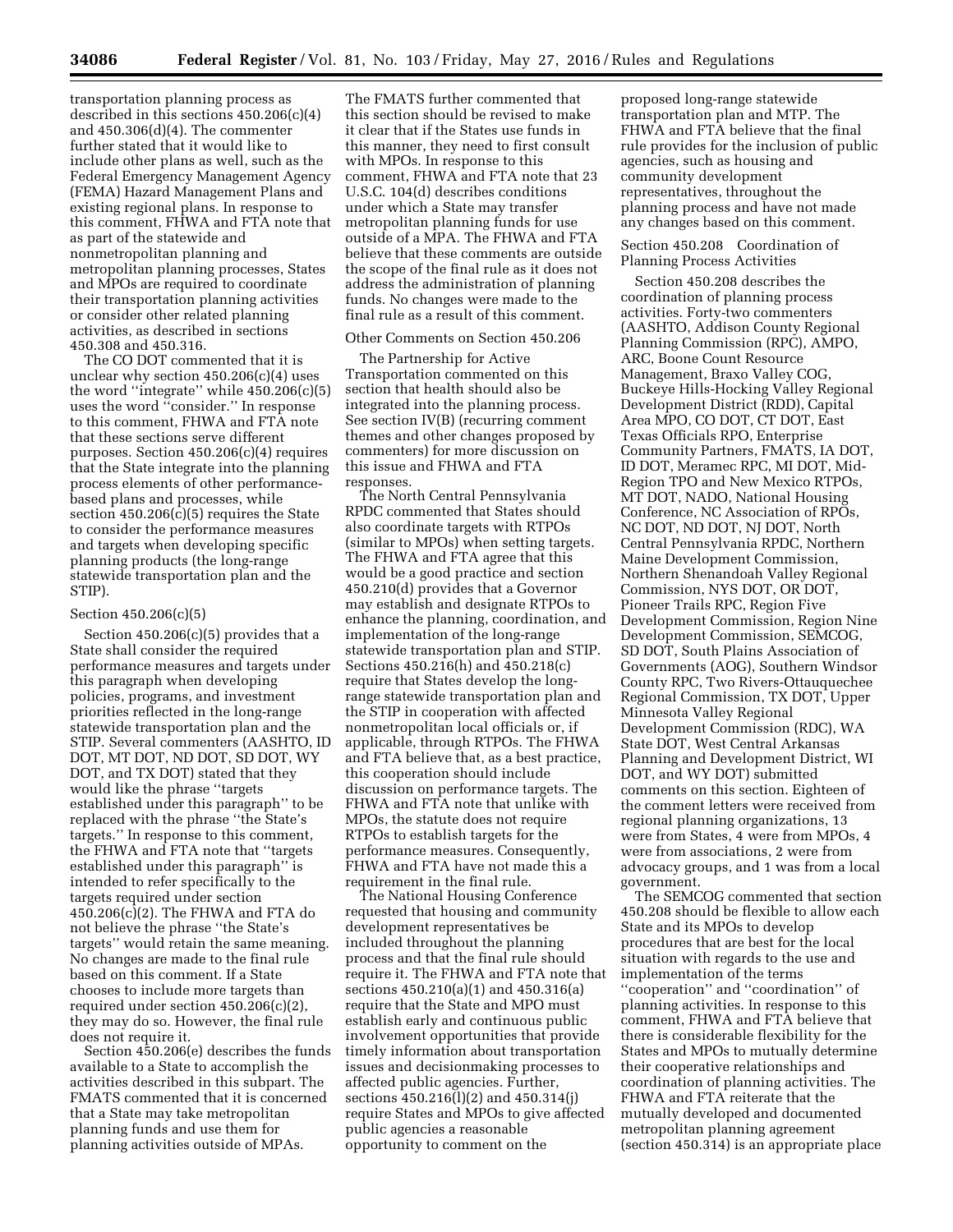transportation planning process as described in this sections 450.206(c)(4) and 450.306(d)(4). The commenter further stated that it would like to include other plans as well, such as the Federal Emergency Management Agency (FEMA) Hazard Management Plans and existing regional plans. In response to this comment, FHWA and FTA note that as part of the statewide and nonmetropolitan planning and metropolitan planning processes, States and MPOs are required to coordinate their transportation planning activities or consider other related planning activities, as described in sections 450.308 and 450.316.

The CO DOT commented that it is unclear why section 450.206(c)(4) uses the word ''integrate'' while 450.206(c)(5) uses the word ''consider.'' In response to this comment, FHWA and FTA note that these sections serve different purposes. Section 450.206(c)(4) requires that the State integrate into the planning process elements of other performance-based plans and processes, while section 450.206(c)(5) requires the State to consider the performance measures and targets when developing specific planning products (the long-range statewide transportation plan and the STIP).

Section 450.206(c)(5)

Section 450.206(c)(5) provides that a State shall consider the required performance measures and targets under this paragraph when developing policies, programs, and investment priorities reflected in the long-range statewide transportation plan and the STIP. Several commenters (AASHTO, ID DOT, MT DOT, ND DOT, SD DOT, WY DOT, and TX DOT) stated that they would like the phrase ''targets established under this paragraph'' to be replaced with the phrase ''the State's targets.'' In response to this comment, the FHWA and FTA note that ''targets established under this paragraph'' is intended to refer specifically to the targets required under section 450.206(c)(2). The FHWA and FTA do not believe the phrase ''the State's targets'' would retain the same meaning. No changes are made to the final rule based on this comment. If a State chooses to include more targets than required under section 450.206(c)(2), they may do so. However, the final rule does not require it.

Section 450.206(e) describes the funds available to a State to accomplish the activities described in this subpart. The FMATS commented that it is concerned that a State may take metropolitan planning funds and use them for planning activities outside of MPAs. The FMATS further commented that this section should be revised to make it clear that if the States use funds in this manner, they need to first consult with MPOs. In response to this comment, FHWA and FTA note that 23 U.S.C. 104(d) describes conditions under which a State may transfer metropolitan planning funds for use outside of a MPA. The FHWA and FTA believe that these comments are outside the scope of the final rule as it does not address the administration of planning funds. No changes were made to the final rule as a result of this comment.

Other Comments on Section 450.206

The Partnership for Active Transportation commented on this section that health should also be integrated into the planning process. See section IV(B) (recurring comment themes and other changes proposed by commenters) for more discussion on this issue and FHWA and FTA responses.

The North Central Pennsylvania RPDC commented that States should also coordinate targets with RTPOs (similar to MPOs) when setting targets. The FHWA and FTA agree that this would be a good practice and section 450.210(d) provides that a Governor may establish and designate RTPOs to enhance the planning, coordination, and implementation of the long-range statewide transportation plan and STIP. Sections 450.216(h) and 450.218(c) require that States develop the long-range statewide transportation plan and the STIP in cooperation with affected nonmetropolitan local officials or, if applicable, through RTPOs. The FHWA and FTA believe that, as a best practice, this cooperation should include discussion on performance targets. The FHWA and FTA note that unlike with MPOs, the statute does not require RTPOs to establish targets for the performance measures. Consequently, FHWA and FTA have not made this a requirement in the final rule.

The National Housing Conference requested that housing and community development representatives be included throughout the planning process and that the final rule should require it. The FHWA and FTA note that sections 450.210(a)(1) and 450.316(a) require that the State and MPO must establish early and continuous public involvement opportunities that provide timely information about transportation issues and decisionmaking processes to affected public agencies. Further, sections 450.216(l)(2) and 450.314(j) require States and MPOs to give affected public agencies a reasonable opportunity to comment on the proposed long-range statewide transportation plan and MTP. The FHWA and FTA believe that the final rule provides for the inclusion of public agencies, such as housing and community development representatives, throughout the planning process and have not made any changes based on this comment.

Section 450.208 Coordination of Planning Process Activities

Section 450.208 describes the coordination of planning process activities. Forty-two commenters (AASHTO, Addison County Regional Planning Commission (RPC), AMPO, ARC, Boone Count Resource Management, Braxo Valley COG, Buckeye Hills-Hocking Valley Regional Development District (RDD), Capital Area MPO, CO DOT, CT DOT, East Texas Officials RPO, Enterprise Community Partners, FMATS, IA DOT, ID DOT, Meramec RPC, MI DOT, Mid-Region TPO and New Mexico RTPOs, MT DOT, NADO, National Housing Conference, NC Association of RPOs, NC DOT, ND DOT, NJ DOT, North Central Pennsylvania RPDC, Northern Maine Development Commission, Northern Shenandoah Valley Regional Commission, NYS DOT, OR DOT, Pioneer Trails RPC, Region Five Development Commission, Region Nine Development Commission, SEMCOG, SD DOT, South Plains Association of Governments (AOG), Southern Windsor County RPC, Two Rivers-Ottauquechee Regional Commission, TX DOT, Upper Minnesota Valley Regional Development Commission (RDC), WA State DOT, West Central Arkansas Planning and Development District, WI DOT, and WY DOT) submitted comments on this section. Eighteen of the comment letters were received from regional planning organizations, 13 were from States, 4 were from MPOs, 4 were from associations, 2 were from advocacy groups, and 1 was from a local government.

The SEMCOG commented that section 450.208 should be flexible to allow each State and its MPOs to develop procedures that are best for the local situation with regards to the use and implementation of the terms ''cooperation'' and ''coordination'' of planning activities. In response to this comment, FHWA and FTA believe that there is considerable flexibility for the States and MPOs to mutually determine their cooperative relationships and coordination of planning activities. The FHWA and FTA reiterate that the mutually developed and documented metropolitan planning agreement (section 450.314) is an appropriate place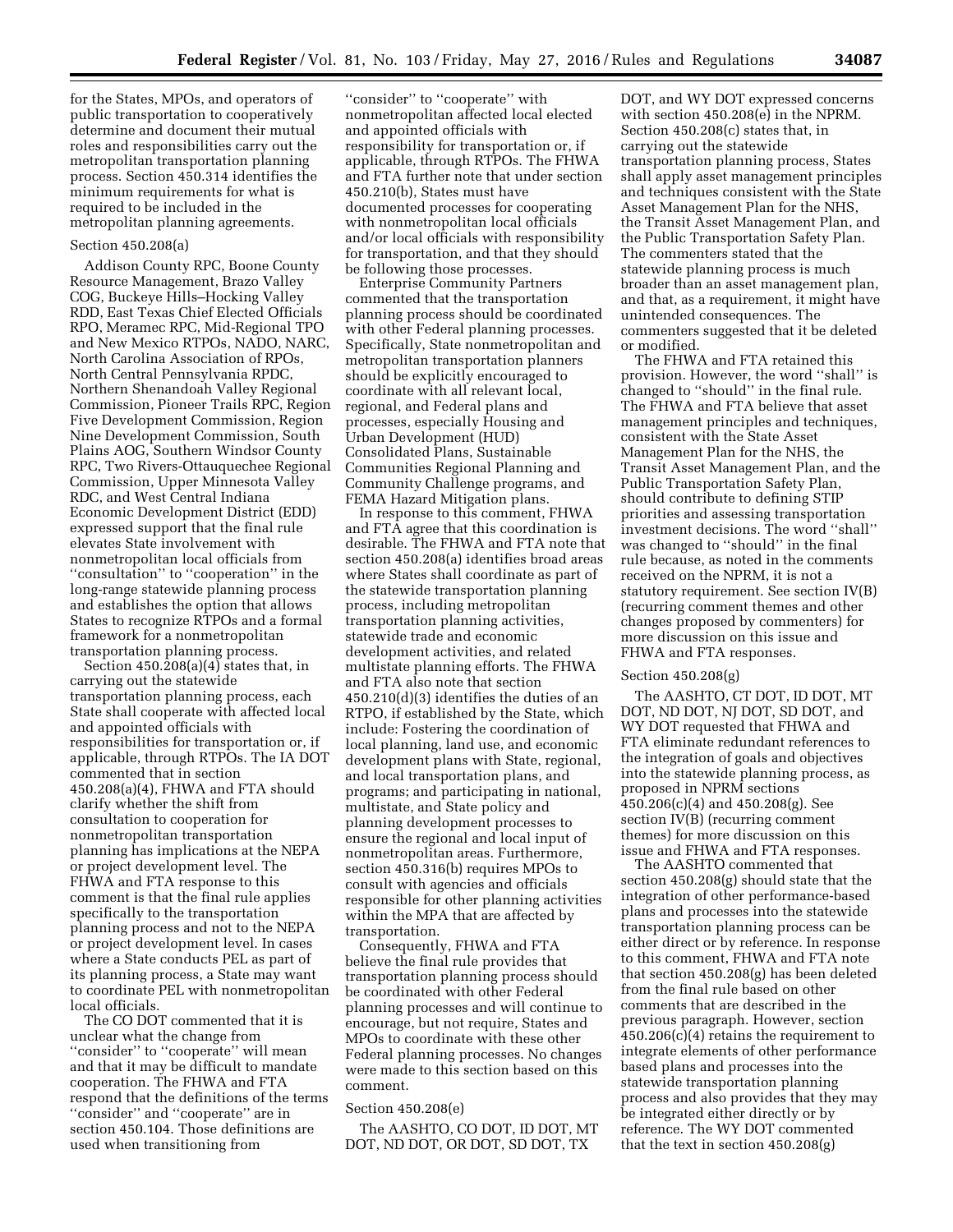for the States, MPOs, and operators of public transportation to cooperatively determine and document their mutual roles and responsibilities carry out the metropolitan transportation planning process. Section 450.314 identifies the minimum requirements for what is required to be included in the metropolitan planning agreements.

### Section 450.208(a)

Addison County RPC, Boone County Resource Management, Brazo Valley COG, Buckeye Hills–Hocking Valley RDD, East Texas Chief Elected Officials RPO, Meramec RPC, Mid-Regional TPO and New Mexico RTPOs, NADO, NARC, North Carolina Association of RPOs, North Central Pennsylvania RPDC, Northern Shenandoah Valley Regional Commission, Pioneer Trails RPC, Region Five Development Commission, Region Nine Development Commission, South Plains AOG, Southern Windsor County RPC, Two Rivers-Ottauquechee Regional Commission, Upper Minnesota Valley RDC, and West Central Indiana Economic Development District (EDD) expressed support that the final rule elevates State involvement with nonmetropolitan local officials from ''consultation'' to ''cooperation'' in the long-range statewide planning process and establishes the option that allows States to recognize RTPOs and a formal framework for a nonmetropolitan transportation planning process.

Section 450.208(a)(4) states that, in carrying out the statewide transportation planning process, each State shall cooperate with affected local and appointed officials with responsibilities for transportation or, if applicable, through RTPOs. The IA DOT commented that in section 450.208(a)(4), FHWA and FTA should clarify whether the shift from consultation to cooperation for nonmetropolitan transportation planning has implications at the NEPA or project development level. The FHWA and FTA response to this comment is that the final rule applies specifically to the transportation planning process and not to the NEPA or project development level. In cases where a State conducts PEL as part of its planning process, a State may want to coordinate PEL with nonmetropolitan local officials.

The CO DOT commented that it is unclear what the change from ''consider'' to ''cooperate'' will mean and that it may be difficult to mandate cooperation. The FHWA and FTA respond that the definitions of the terms ''consider'' and ''cooperate'' are in section 450.104. Those definitions are used when transitioning from ''consider'' to ''cooperate'' with nonmetropolitan affected local elected and appointed officials with responsibility for transportation or, if applicable, through RTPOs. The FHWA and FTA further note that under section 450.210(b), States must have documented processes for cooperating with nonmetropolitan local officials and/or local officials with responsibility for transportation, and that they should be following those processes.

Enterprise Community Partners commented that the transportation planning process should be coordinated with other Federal planning processes. Specifically, State nonmetropolitan and metropolitan transportation planners should be explicitly encouraged to coordinate with all relevant local, regional, and Federal plans and processes, especially Housing and Urban Development (HUD) Consolidated Plans, Sustainable Communities Regional Planning and Community Challenge programs, and FEMA Hazard Mitigation plans.

In response to this comment, FHWA and FTA agree that this coordination is desirable. The FHWA and FTA note that section 450.208(a) identifies broad areas where States shall coordinate as part of the statewide transportation planning process, including metropolitan transportation planning activities, statewide trade and economic development activities, and related multistate planning efforts. The FHWA and FTA also note that section 450.210(d)(3) identifies the duties of an RTPO, if established by the State, which include: Fostering the coordination of local planning, land use, and economic development plans with State, regional, and local transportation plans, and programs; and participating in national, multistate, and State policy and planning development processes to ensure the regional and local input of nonmetropolitan areas. Furthermore, section 450.316(b) requires MPOs to consult with agencies and officials responsible for other planning activities within the MPA that are affected by transportation.

Consequently, FHWA and FTA believe the final rule provides that transportation planning process should be coordinated with other Federal planning processes and will continue to encourage, but not require, States and MPOs to coordinate with these other Federal planning processes. No changes were made to this section based on this comment.

### Section 450.208(e)

The AASHTO, CO DOT, ID DOT, MT DOT, ND DOT, OR DOT, SD DOT, TX DOT, and WY DOT expressed concerns with section 450.208(e) in the NPRM. Section 450.208(c) states that, in carrying out the statewide transportation planning process, States shall apply asset management principles and techniques consistent with the State Asset Management Plan for the NHS, the Transit Asset Management Plan, and the Public Transportation Safety Plan. The commenters stated that the statewide planning process is much broader than an asset management plan, and that, as a requirement, it might have unintended consequences. The commenters suggested that it be deleted or modified.

The FHWA and FTA retained this provision. However, the word ''shall'' is changed to ''should'' in the final rule. The FHWA and FTA believe that asset management principles and techniques, consistent with the State Asset Management Plan for the NHS, the Transit Asset Management Plan, and the Public Transportation Safety Plan, should contribute to defining STIP priorities and assessing transportation investment decisions. The word ''shall'' was changed to ''should'' in the final rule because, as noted in the comments received on the NPRM, it is not a statutory requirement. See section IV(B) (recurring comment themes and other changes proposed by commenters) for more discussion on this issue and FHWA and FTA responses.

### Section 450.208(g)

The AASHTO, CT DOT, ID DOT, MT DOT, ND DOT, NJ DOT, SD DOT, and WY DOT requested that FHWA and FTA eliminate redundant references to the integration of goals and objectives into the statewide planning process, as proposed in NPRM sections 450.206(c)(4) and 450.208(g). See section IV(B) (recurring comment themes) for more discussion on this issue and FHWA and FTA responses.

The AASHTO commented that section 450.208(g) should state that the integration of other performance-based plans and processes into the statewide transportation planning process can be either direct or by reference. In response to this comment, FHWA and FTA note that section 450.208(g) has been deleted from the final rule based on other comments that are described in the previous paragraph. However, section 450.206(c)(4) retains the requirement to integrate elements of other performance based plans and processes into the statewide transportation planning process and also provides that they may be integrated either directly or by reference. The WY DOT commented that the text in section 450.208(g)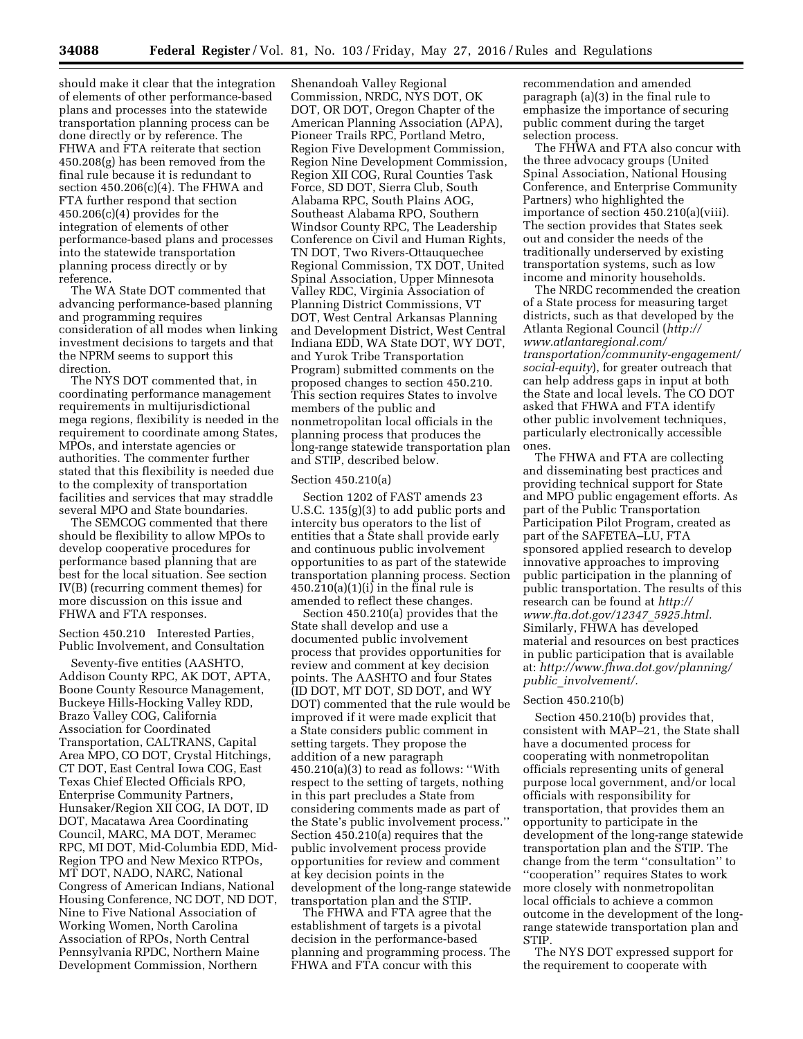should make it clear that the integration of elements of other performance-based plans and processes into the statewide transportation planning process can be done directly or by reference. The FHWA and FTA reiterate that section 450.208(g) has been removed from the final rule because it is redundant to section 450.206(c)(4). The FHWA and FTA further respond that section 450.206(c)(4) provides for the integration of elements of other performance-based plans and processes into the statewide transportation planning process directly or by reference.

The WA State DOT commented that advancing performance-based planning and programming requires consideration of all modes when linking investment decisions to targets and that the NPRM seems to support this direction.

The NYS DOT commented that, in coordinating performance management requirements in multijurisdictional mega regions, flexibility is needed in the requirement to coordinate among States, MPOs, and interstate agencies or authorities. The commenter further stated that this flexibility is needed due to the complexity of transportation facilities and services that may straddle several MPO and State boundaries.

The SEMCOG commented that there should be flexibility to allow MPOs to develop cooperative procedures for performance based planning that are best for the local situation. See section IV(B) (recurring comment themes) for more discussion on this issue and FHWA and FTA responses.

Section 450.210 Interested Parties, Public Involvement, and Consultation

Seventy-five entities (AASHTO, Addison County RPC, AK DOT, APTA, Boone County Resource Management, Buckeye Hills-Hocking Valley RDD, Brazo Valley COG, California Association for Coordinated Transportation, CALTRANS, Capital Area MPO, CO DOT, Crystal Hitchings, CT DOT, East Central Iowa COG, East Texas Chief Elected Officials RPO, Enterprise Community Partners, Hunsaker/Region XII COG, IA DOT, ID DOT, Macatawa Area Coordinating Council, MARC, MA DOT, Meramec RPC, MI DOT, Mid-Columbia EDD, Mid-Region TPO and New Mexico RTPOs, MT DOT, NADO, NARC, National Congress of American Indians, National Housing Conference, NC DOT, ND DOT, Nine to Five National Association of Working Women, North Carolina Association of RPOs, North Central Pennsylvania RPDC, Northern Maine Development Commission, Northern Shenandoah Valley Regional Commission, NRDC, NYS DOT, OK DOT, OR DOT, Oregon Chapter of the American Planning Association (APA), Pioneer Trails RPC, Portland Metro, Region Five Development Commission, Region Nine Development Commission, Region XII COG, Rural Counties Task Force, SD DOT, Sierra Club, South Alabama RPC, South Plains AOG, Southeast Alabama RPO, Southern Windsor County RPC, The Leadership Conference on Civil and Human Rights, TN DOT, Two Rivers-Ottauquechee Regional Commission, TX DOT, United Spinal Association, Upper Minnesota Valley RDC, Virginia Association of Planning District Commissions, VT DOT, West Central Arkansas Planning and Development District, West Central Indiana EDD, WA State DOT, WY DOT, and Yurok Tribe Transportation Program) submitted comments on the proposed changes to section 450.210. This section requires States to involve members of the public and nonmetropolitan local officials in the planning process that produces the long-range statewide transportation plan and STIP, described below.

Section 450.210(a)

Section 1202 of FAST amends 23 U.S.C. 135(g)(3) to add public ports and intercity bus operators to the list of entities that a State shall provide early and continuous public involvement opportunities to as part of the statewide transportation planning process. Section 450.210(a)(1)(i) in the final rule is amended to reflect these changes.

Section 450.210(a) provides that the State shall develop and use a documented public involvement process that provides opportunities for review and comment at key decision points. The AASHTO and four States (ID DOT, MT DOT, SD DOT, and WY DOT) commented that the rule would be improved if it were made explicit that a State considers public comment in setting targets. They propose the addition of a new paragraph 450.210(a)(3) to read as follows: ''With respect to the setting of targets, nothing in this part precludes a State from considering comments made as part of the State's public involvement process.'' Section 450.210(a) requires that the public involvement process provide opportunities for review and comment at key decision points in the development of the long-range statewide transportation plan and the STIP.

The FHWA and FTA agree that the establishment of targets is a pivotal decision in the performance-based planning and programming process. The FHWA and FTA concur with this recommendation and amended paragraph (a)(3) in the final rule to emphasize the importance of securing public comment during the target selection process.

The FHWA and FTA also concur with the three advocacy groups (United Spinal Association, National Housing Conference, and Enterprise Community Partners) who highlighted the importance of section 450.210(a)(viii). The section provides that States seek out and consider the needs of the traditionally underserved by existing transportation systems, such as low income and minority households.

The NRDC recommended the creation of a State process for measuring target districts, such as that developed by the Atlanta Regional Council (*http://www.atlantaregional.com/transportation/community-engagement/social-equity*), for greater outreach that can help address gaps in input at both the State and local levels. The CO DOT asked that FHWA and FTA identify other public involvement techniques, particularly electronically accessible ones.

The FHWA and FTA are collecting and disseminating best practices and providing technical support for State and MPO public engagement efforts. As part of the Public Transportation Participation Pilot Program, created as part of the SAFETEA–LU, FTA sponsored applied research to develop innovative approaches to improving public participation in the planning of public transportation. The results of this research can be found at *http://www.fta.dot.gov/12347_5925.html*. Similarly, FHWA has developed material and resources on best practices in public participation that is available at: *http://www.fhwa.dot.gov/planning/public_involvement/*.

Section 450.210(b)

Section 450.210(b) provides that, consistent with MAP–21, the State shall have a documented process for cooperating with nonmetropolitan officials representing units of general purpose local government, and/or local officials with responsibility for transportation, that provides them an opportunity to participate in the development of the long-range statewide transportation plan and the STIP. The change from the term ''consultation'' to ''cooperation'' requires States to work more closely with nonmetropolitan local officials to achieve a common outcome in the development of the long-range statewide transportation plan and STIP.

The NYS DOT expressed support for the requirement to cooperate with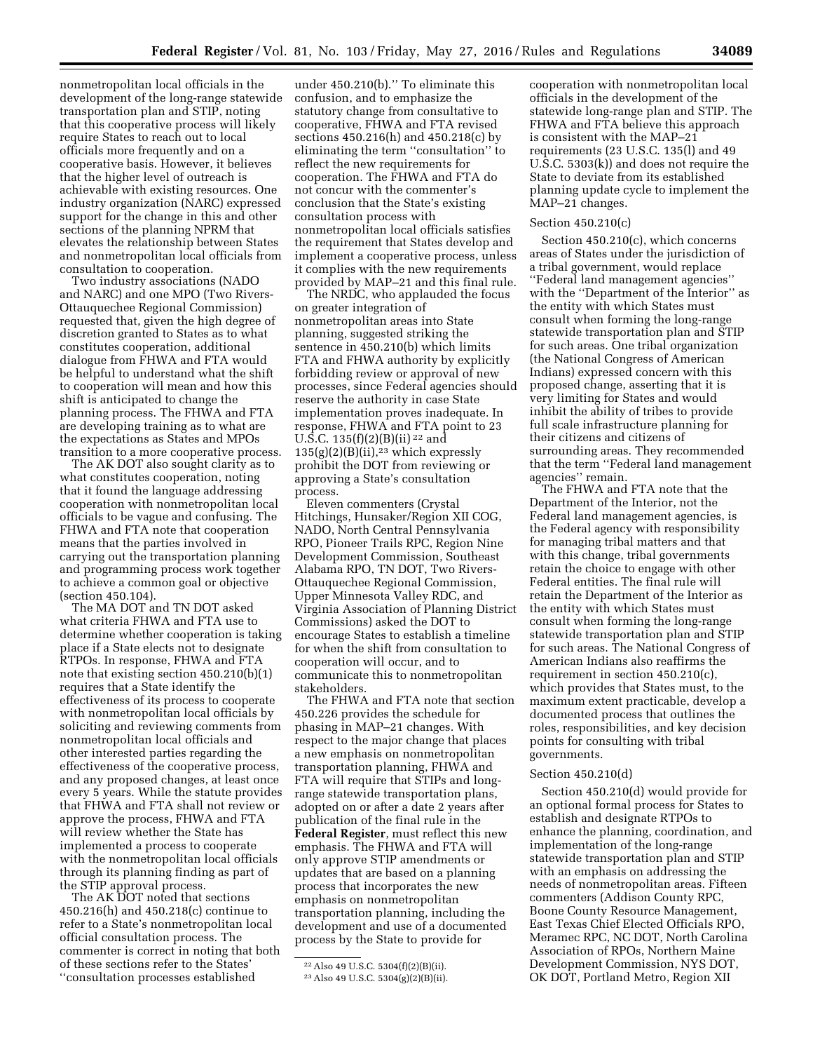nonmetropolitan local officials in the development of the long-range statewide transportation plan and STIP, noting that this cooperative process will likely require States to reach out to local officials more frequently and on a cooperative basis. However, it believes that the higher level of outreach is achievable with existing resources. One industry organization (NARC) expressed support for the change in this and other sections of the planning NPRM that elevates the relationship between States and nonmetropolitan local officials from consultation to cooperation.

Two industry associations (NADO and NARC) and one MPO (Two Rivers-Ottauquechee Regional Commission) requested that, given the high degree of discretion granted to States as to what constitutes cooperation, additional dialogue from FHWA and FTA would be helpful to understand what the shift to cooperation will mean and how this shift is anticipated to change the planning process. The FHWA and FTA are developing training as to what are the expectations as States and MPOs transition to a more cooperative process.

The AK DOT also sought clarity as to what constitutes cooperation, noting that it found the language addressing cooperation with nonmetropolitan local officials to be vague and confusing. The FHWA and FTA note that cooperation means that the parties involved in carrying out the transportation planning and programming process work together to achieve a common goal or objective (section 450.104).

The MA DOT and TN DOT asked what criteria FHWA and FTA use to determine whether cooperation is taking place if a State elects not to designate RTPOs. In response, FHWA and FTA note that existing section 450.210(b)(1) requires that a State identify the effectiveness of its process to cooperate with nonmetropolitan local officials by soliciting and reviewing comments from nonmetropolitan local officials and other interested parties regarding the effectiveness of the cooperative process, and any proposed changes, at least once every 5 years. While the statute provides that FHWA and FTA shall not review or approve the process, FHWA and FTA will review whether the State has implemented a process to cooperate with the nonmetropolitan local officials through its planning finding as part of the STIP approval process.

The AK DOT noted that sections 450.216(h) and 450.218(c) continue to refer to a State's nonmetropolitan local official consultation process. The commenter is correct in noting that both of these sections refer to the States' ''consultation processes established under 450.210(b).'' To eliminate this confusion, and to emphasize the statutory change from consultative to cooperative, FHWA and FTA revised sections 450.216(h) and 450.218(c) by eliminating the term ''consultation'' to reflect the new requirements for cooperation. The FHWA and FTA do not concur with the commenter's conclusion that the State's existing consultation process with nonmetropolitan local officials satisfies the requirement that States develop and implement a cooperative process, unless it complies with the new requirements provided by MAP–21 and this final rule.

The NRDC, who applauded the focus on greater integration of nonmetropolitan areas into State planning, suggested striking the sentence in 450.210(b) which limits FTA and FHWA authority by explicitly forbidding review or approval of new processes, since Federal agencies should reserve the authority in case State implementation proves inadequate. In response, FHWA and FTA point to 23 U.S.C. 135(f)(2)(B)(ii [22] and 135(g)(2)(B)(ii),[23] which expressly prohibit the DOT from reviewing or approving a State's consultation process.

Eleven commenters (Crystal Hitchings, Hunsaker/Region XII COG, NADO, North Central Pennsylvania RPO, Pioneer Trails RPC, Region Nine Development Commission, Southeast Alabama RPO, TN DOT, Two Rivers-Ottauquechee Regional Commission, Upper Minnesota Valley RDC, and Virginia Association of Planning District Commissions) asked the DOT to encourage States to establish a timeline for when the shift from consultation to cooperation will occur, and to communicate this to nonmetropolitan stakeholders.

The FHWA and FTA note that section 450.226 provides the schedule for phasing in MAP–21 changes. With respect to the major change that places a new emphasis on nonmetropolitan transportation planning, FHWA and FTA will require that STIPs and long-range statewide transportation plans, adopted on or after a date 2 years after publication of the final rule in the **Federal Register**, must reflect this new emphasis. The FHWA and FTA will only approve STIP amendments or updates that are based on a planning process that incorporates the new emphasis on nonmetropolitan transportation planning, including the development and use of a documented process by the State to provide for cooperation with nonmetropolitan local officials in the development of the statewide long-range plan and STIP. The FHWA and FTA believe this approach is consistent with the MAP–21 requirements (23 U.S.C. 135(l) and 49 U.S.C. 5303(k)) and does not require the State to deviate from its established planning update cycle to implement the MAP–21 changes.

### Section 450.210(c)

Section 450.210(c), which concerns areas of States under the jurisdiction of a tribal government, would replace ''Federal land management agencies'' with the ''Department of the Interior'' as the entity with which States must consult when forming the long-range statewide transportation plan and STIP for such areas. One tribal organization (the National Congress of American Indians) expressed concern with this proposed change, asserting that it is very limiting for States and would inhibit the ability of tribes to provide full scale infrastructure planning for their citizens and citizens of surrounding areas. They recommended that the term ''Federal land management agencies'' remain.

The FHWA and FTA note that the Department of the Interior, not the Federal land management agencies, is the Federal agency with responsibility for managing tribal matters and that with this change, tribal governments retain the choice to engage with other Federal entities. The final rule will retain the Department of the Interior as the entity with which States must consult when forming the long-range statewide transportation plan and STIP for such areas. The National Congress of American Indians also reaffirms the requirement in section 450.210(c), which provides that States must, to the maximum extent practicable, develop a documented process that outlines the roles, responsibilities, and key decision points for consulting with tribal governments.

### Section 450.210(d)

Section 450.210(d) would provide for an optional formal process for States to establish and designate RTPOs to enhance the planning, coordination, and implementation of the long-range statewide transportation plan and STIP with an emphasis on addressing the needs of nonmetropolitan areas. Fifteen commenters (Addison County RPC, Boone County Resource Management, East Texas Chief Elected Officials RPO, Meramec RPC, NC DOT, North Carolina Association of RPOs, Northern Maine Development Commission, NYS DOT, OK DOT, Portland Metro, Region XII

[22] Also 49 U.S.C. 5304(f)(2)(B)(ii).

[23] Also 49 U.S.C. 5304(g)(2)(B)(ii).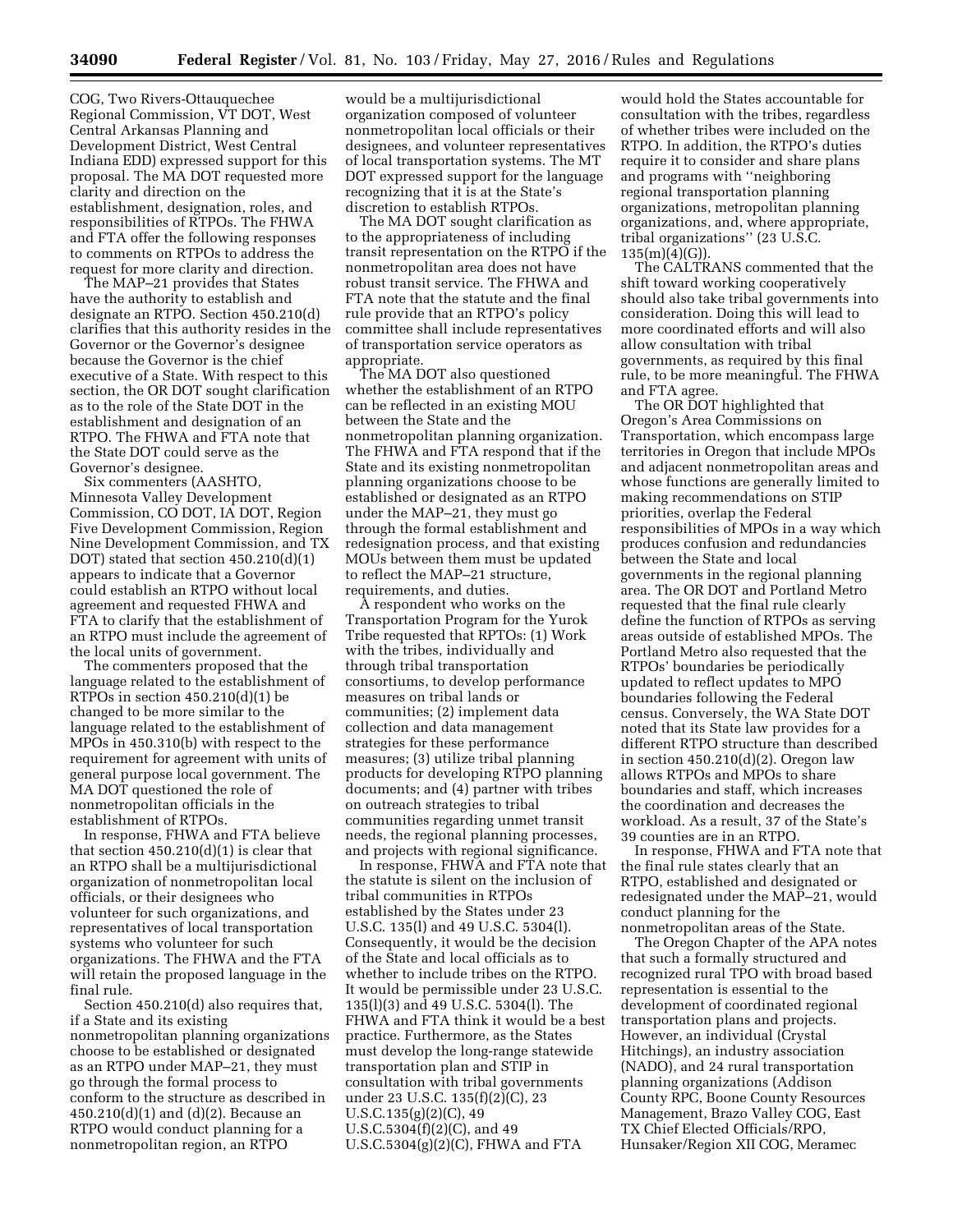COG, Two Rivers-Ottauquechee Regional Commission, VT DOT, West Central Arkansas Planning and Development District, West Central Indiana EDD) expressed support for this proposal. The MA DOT requested more clarity and direction on the establishment, designation, roles, and responsibilities of RTPOs. The FHWA and FTA offer the following responses to comments on RTPOs to address the request for more clarity and direction.

The MAP–21 provides that States have the authority to establish and designate an RTPO. Section 450.210(d) clarifies that this authority resides in the Governor or the Governor's designee because the Governor is the chief executive of a State. With respect to this section, the OR DOT sought clarification as to the role of the State DOT in the establishment and designation of an RTPO. The FHWA and FTA note that the State DOT could serve as the Governor's designee.

Six commenters (AASHTO, Minnesota Valley Development Commission, CO DOT, IA DOT, Region Five Development Commission, Region Nine Development Commission, and TX DOT) stated that section 450.210(d)(1) appears to indicate that a Governor could establish an RTPO without local agreement and requested FHWA and FTA to clarify that the establishment of an RTPO must include the agreement of the local units of government.

The commenters proposed that the language related to the establishment of RTPOs in section 450.210(d)(1) be changed to be more similar to the language related to the establishment of MPOs in 450.310(b) with respect to the requirement for agreement with units of general purpose local government. The MA DOT questioned the role of nonmetropolitan officials in the establishment of RTPOs.

In response, FHWA and FTA believe that section 450.210(d)(1) is clear that an RTPO shall be a multijurisdictional organization of nonmetropolitan local officials, or their designees who volunteer for such organizations, and representatives of local transportation systems who volunteer for such organizations. The FHWA and the FTA will retain the proposed language in the final rule.

Section 450.210(d) also requires that, if a State and its existing nonmetropolitan planning organizations choose to be established or designated as an RTPO under MAP–21, they must go through the formal process to conform to the structure as described in 450.210(d)(1) and (d)(2). Because an RTPO would conduct planning for a nonmetropolitan region, an RTPO would be a multijurisdictional organization composed of volunteer nonmetropolitan local officials or their designees, and volunteer representatives of local transportation systems. The MT DOT expressed support for the language recognizing that it is at the State's discretion to establish RTPOs.

The MA DOT sought clarification as to the appropriateness of including transit representation on the RTPO if the nonmetropolitan area does not have robust transit service. The FHWA and FTA note that the statute and the final rule provide that an RTPO's policy committee shall include representatives of transportation service operators as appropriate.

The MA DOT also questioned whether the establishment of an RTPO can be reflected in an existing MOU between the State and the nonmetropolitan planning organization. The FHWA and FTA respond that if the State and its existing nonmetropolitan planning organizations choose to be established or designated as an RTPO under the MAP–21, they must go through the formal establishment and redesignation process, and that existing MOUs between them must be updated to reflect the MAP–21 structure, requirements, and duties.

A respondent who works on the Transportation Program for the Yurok Tribe requested that RPTOs: (1) Work with the tribes, individually and through tribal transportation consortiums, to develop performance measures on tribal lands or communities; (2) implement data collection and data management strategies for these performance measures; (3) utilize tribal planning products for developing RTPO planning documents; and (4) partner with tribes on outreach strategies to tribal communities regarding unmet transit needs, the regional planning processes, and projects with regional significance.

In response, FHWA and FTA note that the statute is silent on the inclusion of tribal communities in RTPOs established by the States under 23 U.S.C. 135(l) and 49 U.S.C. 5304(l). Consequently, it would be the decision of the State and local officials as to whether to include tribes on the RTPO. It would be permissible under 23 U.S.C. 135(l)(3) and 49 U.S.C. 5304(l). The FHWA and FTA think it would be a best practice. Furthermore, as the States must develop the long-range statewide transportation plan and STIP in consultation with tribal governments under 23 U.S.C. 135(f)(2)(C), 23 U.S.C.135(g)(2)(C), 49 U.S.C.5304(f)(2)(C), and 49 U.S.C.5304(g)(2)(C), FHWA and FTA would hold the States accountable for consultation with the tribes, regardless of whether tribes were included on the RTPO. In addition, the RTPO's duties require it to consider and share plans and programs with ''neighboring regional transportation planning organizations, metropolitan planning organizations, and, where appropriate, tribal organizations'' (23 U.S.C. 135(m)(4)(G)).

The CALTRANS commented that the shift toward working cooperatively should also take tribal governments into consideration. Doing this will lead to more coordinated efforts and will also allow consultation with tribal governments, as required by this final rule, to be more meaningful. The FHWA and FTA agree.

The OR DOT highlighted that Oregon's Area Commissions on Transportation, which encompass large territories in Oregon that include MPOs and adjacent nonmetropolitan areas and whose functions are generally limited to making recommendations on STIP priorities, overlap the Federal responsibilities of MPOs in a way which produces confusion and redundancies between the State and local governments in the regional planning area. The OR DOT and Portland Metro requested that the final rule clearly define the function of RTPOs as serving areas outside of established MPOs. The Portland Metro also requested that the RTPOs' boundaries be periodically updated to reflect updates to MPO boundaries following the Federal census. Conversely, the WA State DOT noted that its State law provides for a different RTPO structure than described in section 450.210(d)(2). Oregon law allows RTPOs and MPOs to share boundaries and staff, which increases the coordination and decreases the workload. As a result, 37 of the State's 39 counties are in an RTPO.

In response, FHWA and FTA note that the final rule states clearly that an RTPO, established and designated or redesignated under the MAP–21, would conduct planning for the nonmetropolitan areas of the State.

The Oregon Chapter of the APA notes that such a formally structured and recognized rural TPO with broad based representation is essential to the development of coordinated regional transportation plans and projects. However, an individual (Crystal Hitchings), an industry association (NADO), and 24 rural transportation planning organizations (Addison County RPC, Boone County Resources Management, Brazo Valley COG, East TX Chief Elected Officials/RPO, Hunsaker/Region XII COG, Meramec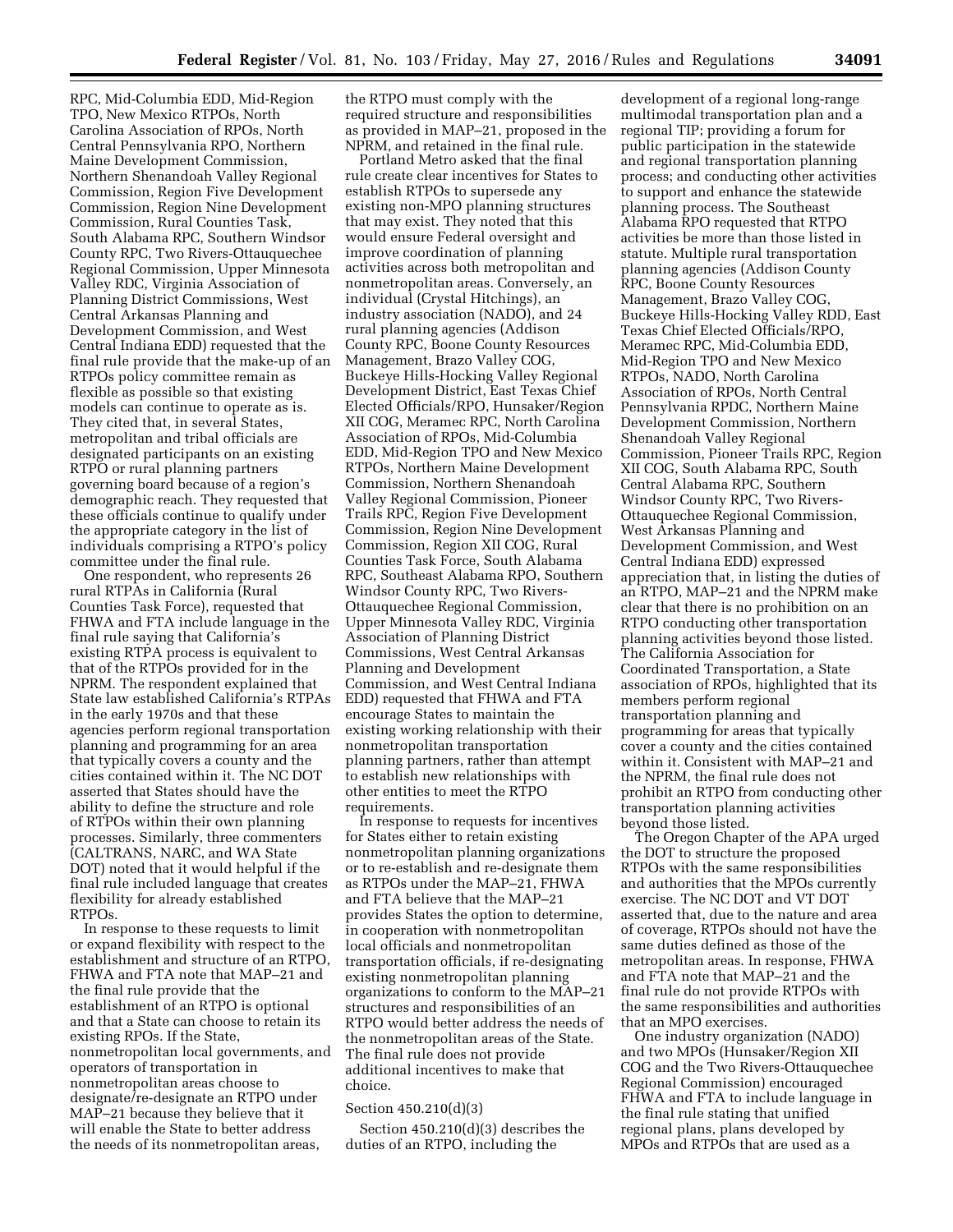RPC, Mid-Columbia EDD, Mid-Region TPO, New Mexico RTPOs, North Carolina Association of RPOs, North Central Pennsylvania RPO, Northern Maine Development Commission, Northern Shenandoah Valley Regional Commission, Region Five Development Commission, Region Nine Development Commission, Rural Counties Task, South Alabama RPC, Southern Windsor County RPC, Two Rivers-Ottauquechee Regional Commission, Upper Minnesota Valley RDC, Virginia Association of Planning District Commissions, West Central Arkansas Planning and Development Commission, and West Central Indiana EDD) requested that the final rule provide that the make-up of an RTPOs policy committee remain as flexible as possible so that existing models can continue to operate as is. They cited that, in several States, metropolitan and tribal officials are designated participants on an existing RTPO or rural planning partners governing board because of a region's demographic reach. They requested that these officials continue to qualify under the appropriate category in the list of individuals comprising a RTPO's policy committee under the final rule.

One respondent, who represents 26 rural RTPAs in California (Rural Counties Task Force), requested that FHWA and FTA include language in the final rule saying that California's existing RTPA process is equivalent to that of the RTPOs provided for in the NPRM. The respondent explained that State law established California's RTPAs in the early 1970s and that these agencies perform regional transportation planning and programming for an area that typically covers a county and the cities contained within it. The NC DOT asserted that States should have the ability to define the structure and role of RTPOs within their own planning processes. Similarly, three commenters (CALTRANS, NARC, and WA State DOT) noted that it would helpful if the final rule included language that creates flexibility for already established RTPOs.

In response to these requests to limit or expand flexibility with respect to the establishment and structure of an RTPO, FHWA and FTA note that MAP–21 and the final rule provide that the establishment of an RTPO is optional and that a State can choose to retain its existing RPOs. If the State, nonmetropolitan local governments, and operators of transportation in nonmetropolitan areas choose to designate/re-designate an RTPO under MAP–21 because they believe that it will enable the State to better address the needs of its nonmetropolitan areas, the RTPO must comply with the required structure and responsibilities as provided in MAP–21, proposed in the NPRM, and retained in the final rule.

Portland Metro asked that the final rule create clear incentives for States to establish RTPOs to supersede any existing non-MPO planning structures that may exist. They noted that this would ensure Federal oversight and improve coordination of planning activities across both metropolitan and nonmetropolitan areas. Conversely, an individual (Crystal Hitchings), an industry association (NADO), and 24 rural planning agencies (Addison County RPC, Boone County Resources Management, Brazo Valley COG, Buckeye Hills-Hocking Valley Regional Development District, East Texas Chief Elected Officials/RPO, Hunsaker/Region XII COG, Meramec RPC, North Carolina Association of RPOs, Mid-Columbia EDD, Mid-Region TPO and New Mexico RTPOs, Northern Maine Development Commission, Northern Shenandoah Valley Regional Commission, Pioneer Trails RPC, Region Five Development Commission, Region Nine Development Commission, Region XII COG, Rural Counties Task Force, South Alabama RPC, Southeast Alabama RPO, Southern Windsor County RPC, Two Rivers-Ottauquechee Regional Commission, Upper Minnesota Valley RDC, Virginia Association of Planning District Commissions, West Central Arkansas Planning and Development Commission, and West Central Indiana EDD) requested that FHWA and FTA encourage States to maintain the existing working relationship with their nonmetropolitan transportation planning partners, rather than attempt to establish new relationships with other entities to meet the RTPO requirements.

In response to requests for incentives for States either to retain existing nonmetropolitan planning organizations or to re-establish and re-designate them as RTPOs under the MAP–21, FHWA and FTA believe that the MAP–21 provides States the option to determine, in cooperation with nonmetropolitan local officials and nonmetropolitan transportation officials, if re-designating existing nonmetropolitan planning organizations to conform to the MAP–21 structures and responsibilities of an RTPO would better address the needs of the nonmetropolitan areas of the State. The final rule does not provide additional incentives to make that choice.

Section 450.210(d)(3)

Section 450.210(d)(3) describes the duties of an RTPO, including the development of a regional long-range multimodal transportation plan and a regional TIP; providing a forum for public participation in the statewide and regional transportation planning process; and conducting other activities to support and enhance the statewide planning process. The Southeast Alabama RPO requested that RTPO activities be more than those listed in statute. Multiple rural transportation planning agencies (Addison County RPC, Boone County Resources Management, Brazo Valley COG, Buckeye Hills-Hocking Valley RDD, East Texas Chief Elected Officials/RPO, Meramec RPC, Mid-Columbia EDD, Mid-Region TPO and New Mexico RTPOs, NADO, North Carolina Association of RPOs, North Central Pennsylvania RPDC, Northern Maine Development Commission, Northern Shenandoah Valley Regional Commission, Pioneer Trails RPC, Region XII COG, South Alabama RPC, South Central Alabama RPC, Southern Windsor County RPC, Two Rivers-Ottauquechee Regional Commission, West Arkansas Planning and Development Commission, and West Central Indiana EDD) expressed appreciation that, in listing the duties of an RTPO, MAP–21 and the NPRM make clear that there is no prohibition on an RTPO conducting other transportation planning activities beyond those listed. The California Association for Coordinated Transportation, a State association of RPOs, highlighted that its members perform regional transportation planning and programming for areas that typically cover a county and the cities contained within it. Consistent with MAP–21 and the NPRM, the final rule does not prohibit an RTPO from conducting other transportation planning activities beyond those listed.

The Oregon Chapter of the APA urged the DOT to structure the proposed RTPOs with the same responsibilities and authorities that the MPOs currently exercise. The NC DOT and VT DOT asserted that, due to the nature and area of coverage, RTPOs should not have the same duties defined as those of the metropolitan areas. In response, FHWA and FTA note that MAP–21 and the final rule do not provide RTPOs with the same responsibilities and authorities that an MPO exercises.

One industry organization (NADO) and two MPOs (Hunsaker/Region XII COG and the Two Rivers-Ottauquechee Regional Commission) encouraged FHWA and FTA to include language in the final rule stating that unified regional plans, plans developed by MPOs and RTPOs that are used as a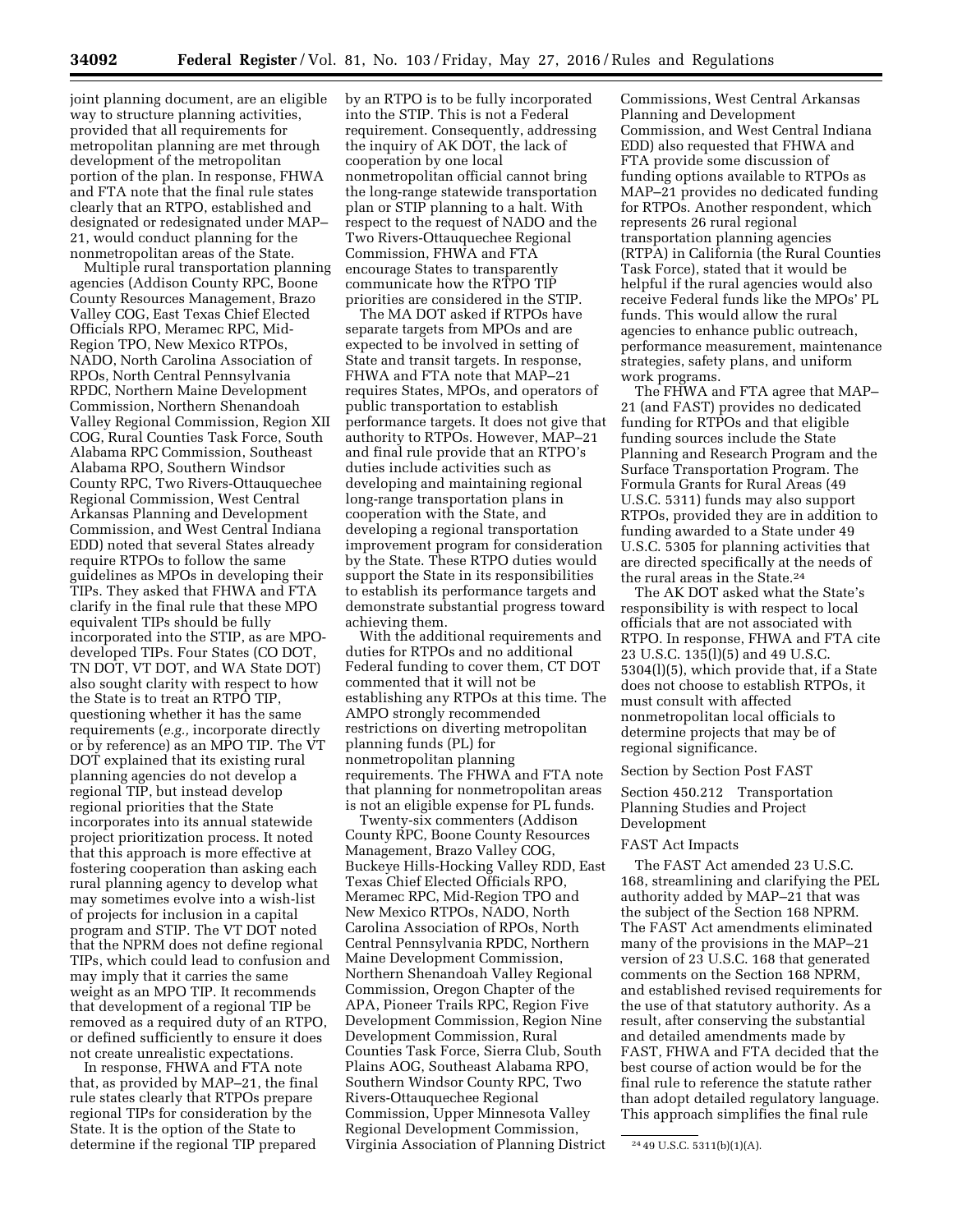joint planning document, are an eligible way to structure planning activities, provided that all requirements for metropolitan planning are met through development of the metropolitan portion of the plan. In response, FHWA and FTA note that the final rule states clearly that an RTPO, established and designated or redesignated under MAP–21, would conduct planning for the nonmetropolitan areas of the State.

Multiple rural transportation planning agencies (Addison County RPC, Boone County Resources Management, Brazo Valley COG, East Texas Chief Elected Officials RPO, Meramec RPC, Mid-Region TPO, New Mexico RTPOs, NADO, North Carolina Association of RPOs, North Central Pennsylvania RPDC, Northern Maine Development Commission, Northern Shenandoah Valley Regional Commission, Region XII COG, Rural Counties Task Force, South Alabama RPC Commission, Southeast Alabama RPO, Southern Windsor County RPC, Two Rivers-Ottauquechee Regional Commission, West Central Arkansas Planning and Development Commission, and West Central Indiana EDD) noted that several States already require RTPOs to follow the same guidelines as MPOs in developing their TIPs. They asked that FHWA and FTA clarify in the final rule that these MPO equivalent TIPs should be fully incorporated into the STIP, as are MPO-developed TIPs. Four States (CO DOT, TN DOT, VT DOT, and WA State DOT) also sought clarity with respect to how the State is to treat an RTPO TIP, questioning whether it has the same requirements (*e.g.,* incorporate directly or by reference) as an MPO TIP. The VT DOT explained that its existing rural planning agencies do not develop a regional TIP, but instead develop regional priorities that the State incorporates into its annual statewide project prioritization process. It noted that this approach is more effective at fostering cooperation than asking each rural planning agency to develop what may sometimes evolve into a wish-list of projects for inclusion in a capital program and STIP. The VT DOT noted that the NPRM does not define regional TIPs, which could lead to confusion and may imply that it carries the same weight as an MPO TIP. It recommends that development of a regional TIP be removed as a required duty of an RTPO, or defined sufficiently to ensure it does not create unrealistic expectations.

In response, FHWA and FTA note that, as provided by MAP–21, the final rule states clearly that RTPOs prepare regional TIPs for consideration by the State. It is the option of the State to determine if the regional TIP prepared by an RTPO is to be fully incorporated into the STIP. This is not a Federal requirement. Consequently, addressing the inquiry of AK DOT, the lack of cooperation by one local nonmetropolitan official cannot bring the long-range statewide transportation plan or STIP planning to a halt. With respect to the request of NADO and the Two Rivers-Ottauquechee Regional Commission, FHWA and FTA encourage States to transparently communicate how the RTPO TIP priorities are considered in the STIP.

The MA DOT asked if RTPOs have separate targets from MPOs and are expected to be involved in setting of State and transit targets. In response, FHWA and FTA note that MAP–21 requires States, MPOs, and operators of public transportation to establish performance targets. It does not give that authority to RTPOs. However, MAP–21 and final rule provide that an RTPO's duties include activities such as developing and maintaining regional long-range transportation plans in cooperation with the State, and developing a regional transportation improvement program for consideration by the State. These RTPO duties would support the State in its responsibilities to establish its performance targets and demonstrate substantial progress toward achieving them.

With the additional requirements and duties for RTPOs and no additional Federal funding to cover them, CT DOT commented that it will not be establishing any RTPOs at this time. The AMPO strongly recommended restrictions on diverting metropolitan planning funds (PL) for nonmetropolitan planning requirements. The FHWA and FTA note that planning for nonmetropolitan areas is not an eligible expense for PL funds.

Twenty-six commenters (Addison County RPC, Boone County Resources Management, Brazo Valley COG, Buckeye Hills-Hocking Valley RDD, East Texas Chief Elected Officials RPO, Meramec RPC, Mid-Region TPO and New Mexico RTPOs, NADO, North Carolina Association of RPOs, North Central Pennsylvania RPDC, Northern Maine Development Commission, Northern Shenandoah Valley Regional Commission, Oregon Chapter of the APA, Pioneer Trails RPC, Region Five Development Commission, Region Nine Development Commission, Rural Counties Task Force, Sierra Club, South Plains AOG, Southeast Alabama RPO, Southern Windsor County RPC, Two Rivers-Ottauquechee Regional Commission, Upper Minnesota Valley Regional Development Commission, Virginia Association of Planning District Commissions, West Central Arkansas Planning and Development Commission, and West Central Indiana EDD) also requested that FHWA and FTA provide some discussion of funding options available to RTPOs as MAP–21 provides no dedicated funding for RTPOs. Another respondent, which represents 26 rural regional transportation planning agencies (RTPA) in California (the Rural Counties Task Force), stated that it would be helpful if the rural agencies would also receive Federal funds like the MPOs' PL funds. This would allow the rural agencies to enhance public outreach, performance measurement, maintenance strategies, safety plans, and uniform work programs.

The FHWA and FTA agree that MAP–21 (and FAST) provides no dedicated funding for RTPOs and that eligible funding sources include the State Planning and Research Program and the Surface Transportation Program. The Formula Grants for Rural Areas (49 U.S.C. 5311) funds may also support RTPOs, provided they are in addition to funding awarded to a State under 49 U.S.C. 5305 for planning activities that are directed specifically at the needs of the rural areas in the State.[24]

The AK DOT asked what the State's responsibility is with respect to local officials that are not associated with RTPO. In response, FHWA and FTA cite 23 U.S.C. 135(l)(5) and 49 U.S.C. 5304(l)(5), which provide that, if a State does not choose to establish RTPOs, it must consult with affected nonmetropolitan local officials to determine projects that may be of regional significance.

Section by Section Post FAST

Section 450.212 Transportation Planning Studies and Project Development

FAST Act Impacts

The FAST Act amended 23 U.S.C. 168, streamlining and clarifying the PEL authority added by MAP–21 that was the subject of the Section 168 NPRM. The FAST Act amendments eliminated many of the provisions in the MAP–21 version of 23 U.S.C. 168 that generated comments on the Section 168 NPRM, and established revised requirements for the use of that statutory authority. As a result, after conserving the substantial and detailed amendments made by FAST, FHWA and FTA decided that the best course of action would be for the final rule to reference the statute rather than adopt detailed regulatory language. This approach simplifies the final rule

[24] 49 U.S.C. 5311(b)(1)(A).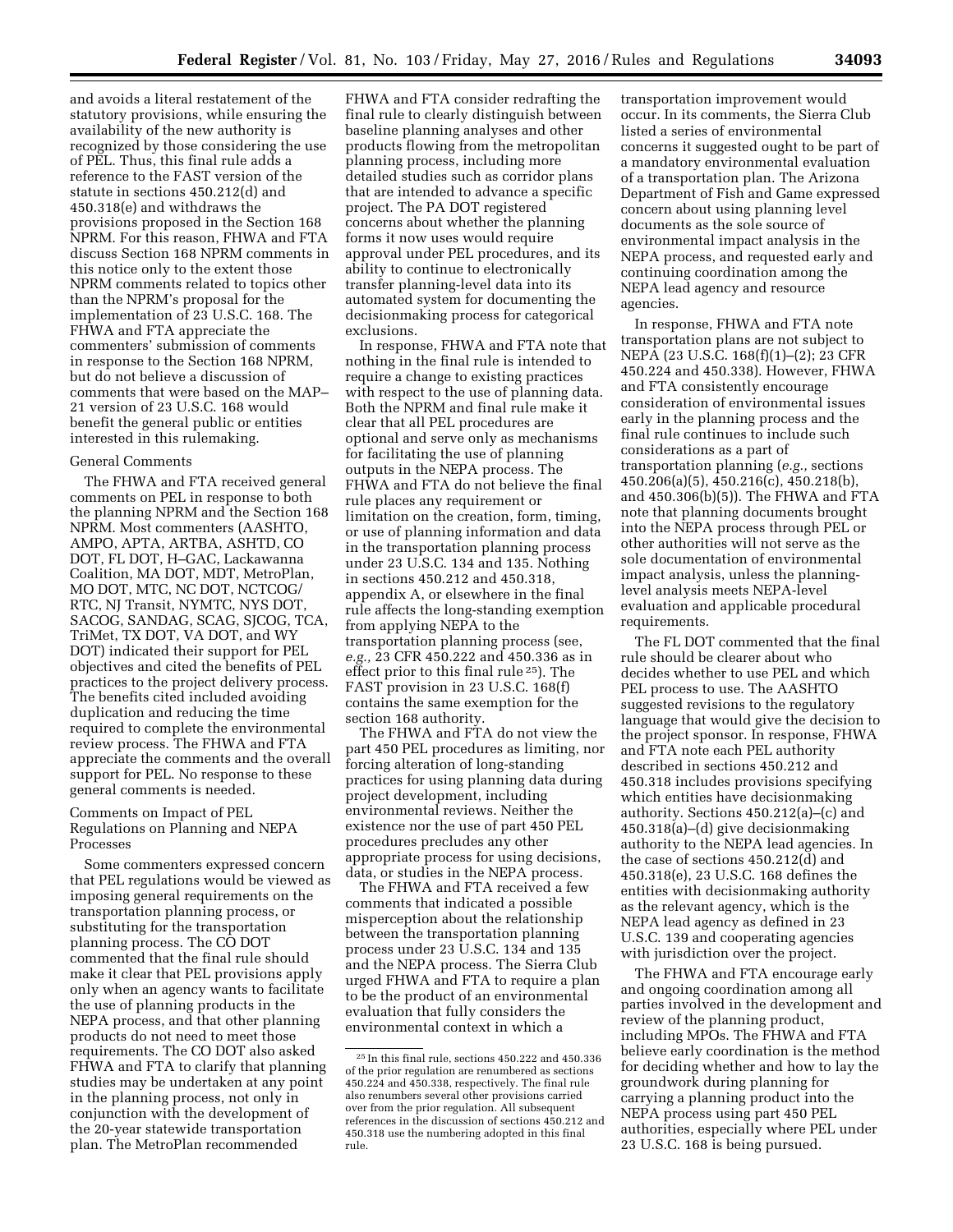and avoids a literal restatement of the statutory provisions, while ensuring the availability of the new authority is recognized by those considering the use of PEL. Thus, this final rule adds a reference to the FAST version of the statute in sections 450.212(d) and 450.318(e) and withdraws the provisions proposed in the Section 168 NPRM. For this reason, FHWA and FTA discuss Section 168 NPRM comments in this notice only to the extent those NPRM comments related to topics other than the NPRM's proposal for the implementation of 23 U.S.C. 168. The FHWA and FTA appreciate the commenters' submission of comments in response to the Section 168 NPRM, but do not believe a discussion of comments that were based on the MAP–21 version of 23 U.S.C. 168 would benefit the general public or entities interested in this rulemaking.

General Comments

The FHWA and FTA received general comments on PEL in response to both the planning NPRM and the Section 168 NPRM. Most commenters (AASHTO, AMPO, APTA, ARTBA, ASHTD, CO DOT, FL DOT, H–GAC, Lackawanna Coalition, MA DOT, MDT, MetroPlan, MO DOT, MTC, NC DOT, NCTCOG/RTC, NJ Transit, NYMTC, NYS DOT, SACOG, SANDAG, SCAG, SJCOG, TCA, TriMet, TX DOT, VA DOT, and WY DOT) indicated their support for PEL objectives and cited the benefits of PEL practices to the project delivery process. The benefits cited included avoiding duplication and reducing the time required to complete the environmental review process. The FHWA and FTA appreciate the comments and the overall support for PEL. No response to these general comments is needed.

Comments on Impact of PEL Regulations on Planning and NEPA Processes

Some commenters expressed concern that PEL regulations would be viewed as imposing general requirements on the transportation planning process, or substituting for the transportation planning process. The CO DOT commented that the final rule should make it clear that PEL provisions apply only when an agency wants to facilitate the use of planning products in the NEPA process, and that other planning products do not need to meet those requirements. The CO DOT also asked FHWA and FTA to clarify that planning studies may be undertaken at any point in the planning process, not only in conjunction with the development of the 20-year statewide transportation plan. The MetroPlan recommended FHWA and FTA consider redrafting the final rule to clearly distinguish between baseline planning analyses and other products flowing from the metropolitan planning process, including more detailed studies such as corridor plans that are intended to advance a specific project. The PA DOT registered concerns about whether the planning forms it now uses would require approval under PEL procedures, and its ability to continue to electronically transfer planning-level data into its automated system for documenting the decisionmaking process for categorical exclusions.

In response, FHWA and FTA note that nothing in the final rule is intended to require a change to existing practices with respect to the use of planning data. Both the NPRM and final rule make it clear that all PEL procedures are optional and serve only as mechanisms for facilitating the use of planning outputs in the NEPA process. The FHWA and FTA do not believe the final rule places any requirement or limitation on the creation, form, timing, or use of planning information and data in the transportation planning process under 23 U.S.C. 134 and 135. Nothing in sections 450.212 and 450.318, appendix A, or elsewhere in the final rule affects the long-standing exemption from applying NEPA to the transportation planning process (see, *e.g.,* 23 CFR 450.222 and 450.336 as in effect prior to this final rule [25]). The FAST provision in 23 U.S.C. 168(f) contains the same exemption for the section 168 authority.

The FHWA and FTA do not view the part 450 PEL procedures as limiting, nor forcing alteration of long-standing practices for using planning data during project development, including environmental reviews. Neither the existence nor the use of part 450 PEL procedures precludes any other appropriate process for using decisions, data, or studies in the NEPA process.

The FHWA and FTA received a few comments that indicated a possible misperception about the relationship between the transportation planning process under 23 U.S.C. 134 and 135 and the NEPA process. The Sierra Club urged FHWA and FTA to require a plan to be the product of an environmental evaluation that fully considers the environmental context in which a transportation improvement would occur. In its comments, the Sierra Club listed a series of environmental concerns it suggested ought to be part of a mandatory environmental evaluation of a transportation plan. The Arizona Department of Fish and Game expressed concern about using planning level documents as the sole source of environmental impact analysis in the NEPA process, and requested early and continuing coordination among the NEPA lead agency and resource agencies.

In response, FHWA and FTA note transportation plans are not subject to NEPA (23 U.S.C. 168(f)(1)–(2); 23 CFR 450.224 and 450.338). However, FHWA and FTA consistently encourage consideration of environmental issues early in the planning process and the final rule continues to include such considerations as a part of transportation planning (*e.g.,* sections 450.206(a)(5), 450.216(c), 450.218(b), and 450.306(b)(5)). The FHWA and FTA note that planning documents brought into the NEPA process through PEL or other authorities will not serve as the sole documentation of environmental impact analysis, unless the planning-level analysis meets NEPA-level evaluation and applicable procedural requirements.

The FL DOT commented that the final rule should be clearer about who decides whether to use PEL and which PEL process to use. The AASHTO suggested revisions to the regulatory language that would give the decision to the project sponsor. In response, FHWA and FTA note each PEL authority described in sections 450.212 and 450.318 includes provisions specifying which entities have decisionmaking authority. Sections 450.212(a)–(c) and 450.318(a)–(d) give decisionmaking authority to the NEPA lead agencies. In the case of sections 450.212(d) and 450.318(e), 23 U.S.C. 168 defines the entities with decisionmaking authority as the relevant agency, which is the NEPA lead agency as defined in 23 U.S.C. 139 and cooperating agencies with jurisdiction over the project.

The FHWA and FTA encourage early and ongoing coordination among all parties involved in the development and review of the planning product, including MPOs. The FHWA and FTA believe early coordination is the method for deciding whether and how to lay the groundwork during planning for carrying a planning product into the NEPA process using part 450 PEL authorities, especially where PEL under 23 U.S.C. 168 is being pursued.

[25] In this final rule, sections 450.222 and 450.336 of the prior regulation are renumbered as sections 450.224 and 450.338, respectively. The final rule also renumbers several other provisions carried over from the prior regulation. All subsequent references in the discussion of sections 450.212 and 450.318 use the numbering adopted in this final rule.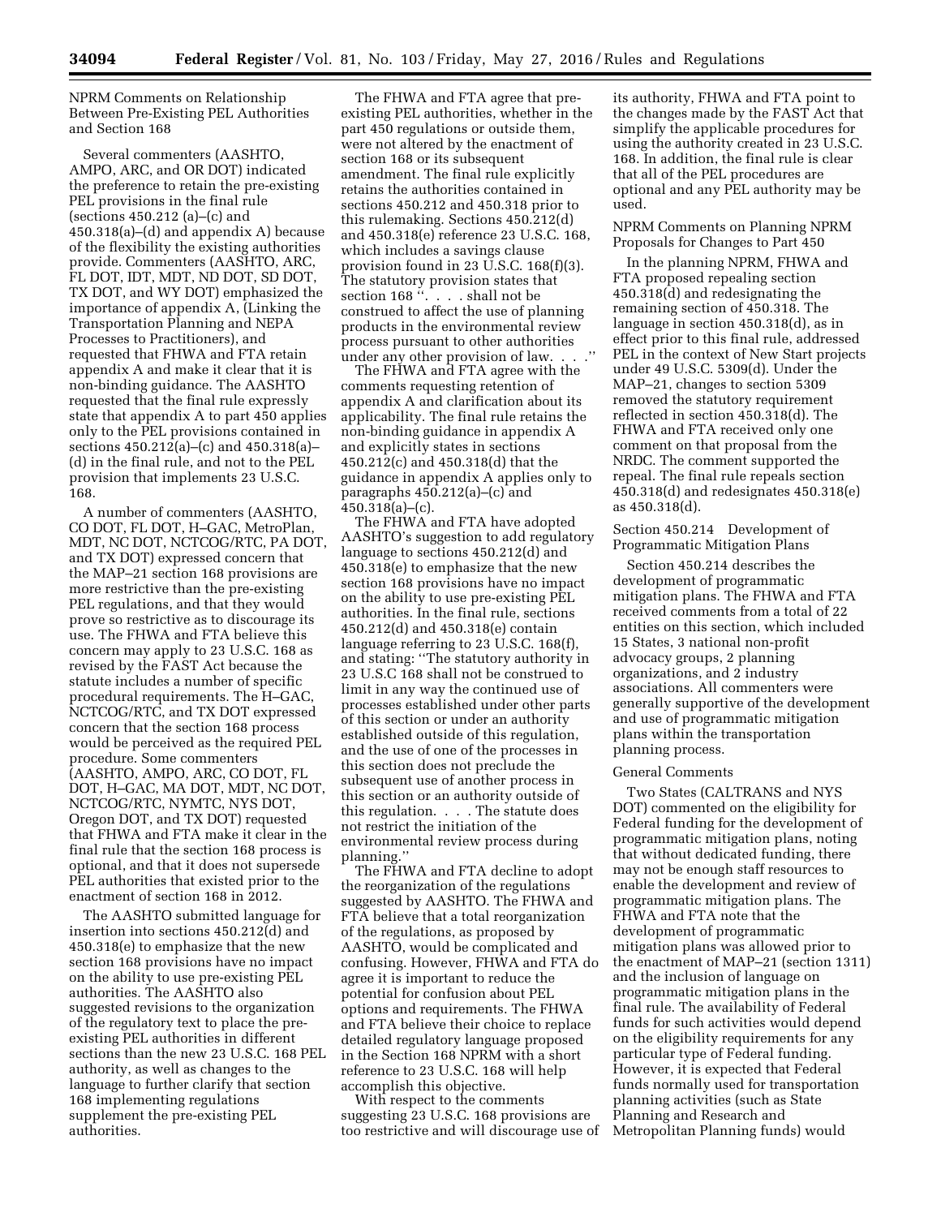NPRM Comments on Relationship Between Pre-Existing PEL Authorities and Section 168

Several commenters (AASHTO, AMPO, ARC, and OR DOT) indicated the preference to retain the pre-existing PEL provisions in the final rule (sections 450.212 (a)–(c) and 450.318(a)–(d) and appendix A) because of the flexibility the existing authorities provide. Commenters (AASHTO, ARC, FL DOT, IDT, MDT, ND DOT, SD DOT, TX DOT, and WY DOT) emphasized the importance of appendix A, (Linking the Transportation Planning and NEPA Processes to Practitioners), and requested that FHWA and FTA retain appendix A and make it clear that it is non-binding guidance. The AASHTO requested that the final rule expressly state that appendix A to part 450 applies only to the PEL provisions contained in sections 450.212(a)–(c) and 450.318(a)–(d) in the final rule, and not to the PEL provision that implements 23 U.S.C. 168.

A number of commenters (AASHTO, CO DOT, FL DOT, H–GAC, MetroPlan, MDT, NC DOT, NCTCOG/RTC, PA DOT, and TX DOT) expressed concern that the MAP–21 section 168 provisions are more restrictive than the pre-existing PEL regulations, and that they would prove so restrictive as to discourage its use. The FHWA and FTA believe this concern may apply to 23 U.S.C. 168 as revised by the FAST Act because the statute includes a number of specific procedural requirements. The H–GAC, NCTCOG/RTC, and TX DOT expressed concern that the section 168 process would be perceived as the required PEL procedure. Some commenters (AASHTO, AMPO, ARC, CO DOT, FL DOT, H–GAC, MA DOT, MDT, NC DOT, NCTCOG/RTC, NYMTC, NYS DOT, Oregon DOT, and TX DOT) requested that FHWA and FTA make it clear in the final rule that the section 168 process is optional, and that it does not supersede PEL authorities that existed prior to the enactment of section 168 in 2012.

The AASHTO submitted language for insertion into sections 450.212(d) and 450.318(e) to emphasize that the new section 168 provisions have no impact on the ability to use pre-existing PEL authorities. The AASHTO also suggested revisions to the organization of the regulatory text to place the pre-existing PEL authorities in different sections than the new 23 U.S.C. 168 PEL authority, as well as changes to the language to further clarify that section 168 implementing regulations supplement the pre-existing PEL authorities.

The FHWA and FTA agree that pre-existing PEL authorities, whether in the part 450 regulations or outside them, were not altered by the enactment of section 168 or its subsequent amendment. The final rule explicitly retains the authorities contained in sections 450.212 and 450.318 prior to this rulemaking. Sections 450.212(d) and 450.318(e) reference 23 U.S.C. 168, which includes a savings clause provision found in 23 U.S.C. 168(f)(3). The statutory provision states that section 168 ''. . . . shall not be construed to affect the use of planning products in the environmental review process pursuant to other authorities under any other provision of law. . . .''

The FHWA and FTA agree with the comments requesting retention of appendix A and clarification about its applicability. The final rule retains the non-binding guidance in appendix A and explicitly states in sections 450.212(c) and 450.318(d) that the guidance in appendix A applies only to paragraphs 450.212(a)–(c) and 450.318(a)–(c).

The FHWA and FTA have adopted AASHTO's suggestion to add regulatory language to sections 450.212(d) and 450.318(e) to emphasize that the new section 168 provisions have no impact on the ability to use pre-existing PEL authorities. In the final rule, sections 450.212(d) and 450.318(e) contain language referring to 23 U.S.C. 168(f), and stating: ''The statutory authority in 23 U.S.C 168 shall not be construed to limit in any way the continued use of processes established under other parts of this section or under an authority established outside of this regulation, and the use of one of the processes in this section does not preclude the subsequent use of another process in this section or an authority outside of this regulation. . . . The statute does not restrict the initiation of the environmental review process during planning.''

The FHWA and FTA decline to adopt the reorganization of the regulations suggested by AASHTO. The FHWA and FTA believe that a total reorganization of the regulations, as proposed by AASHTO, would be complicated and confusing. However, FHWA and FTA do agree it is important to reduce the potential for confusion about PEL options and requirements. The FHWA and FTA believe their choice to replace detailed regulatory language proposed in the Section 168 NPRM with a short reference to 23 U.S.C. 168 will help accomplish this objective.

With respect to the comments suggesting 23 U.S.C. 168 provisions are too restrictive and will discourage use of its authority, FHWA and FTA point to the changes made by the FAST Act that simplify the applicable procedures for using the authority created in 23 U.S.C. 168. In addition, the final rule is clear that all of the PEL procedures are optional and any PEL authority may be used.

NPRM Comments on Planning NPRM Proposals for Changes to Part 450

In the planning NPRM, FHWA and FTA proposed repealing section 450.318(d) and redesignating the remaining section of 450.318. The language in section 450.318(d), as in effect prior to this final rule, addressed PEL in the context of New Start projects under 49 U.S.C. 5309(d). Under the MAP–21, changes to section 5309 removed the statutory requirement reflected in section 450.318(d). The FHWA and FTA received only one comment on that proposal from the NRDC. The comment supported the repeal. The final rule repeals section 450.318(d) and redesignates 450.318(e) as 450.318(d).

Section 450.214 Development of Programmatic Mitigation Plans

Section 450.214 describes the development of programmatic mitigation plans. The FHWA and FTA received comments from a total of 22 entities on this section, which included 15 States, 3 national non-profit advocacy groups, 2 planning organizations, and 2 industry associations. All commenters were generally supportive of the development and use of programmatic mitigation plans within the transportation planning process.

General Comments

Two States (CALTRANS and NYS DOT) commented on the eligibility for Federal funding for the development of programmatic mitigation plans, noting that without dedicated funding, there may not be enough staff resources to enable the development and review of programmatic mitigation plans. The FHWA and FTA note that the development of programmatic mitigation plans was allowed prior to the enactment of MAP–21 (section 1311) and the inclusion of language on programmatic mitigation plans in the final rule. The availability of Federal funds for such activities would depend on the eligibility requirements for any particular type of Federal funding. However, it is expected that Federal funds normally used for transportation planning activities (such as State Planning and Research and Metropolitan Planning funds) would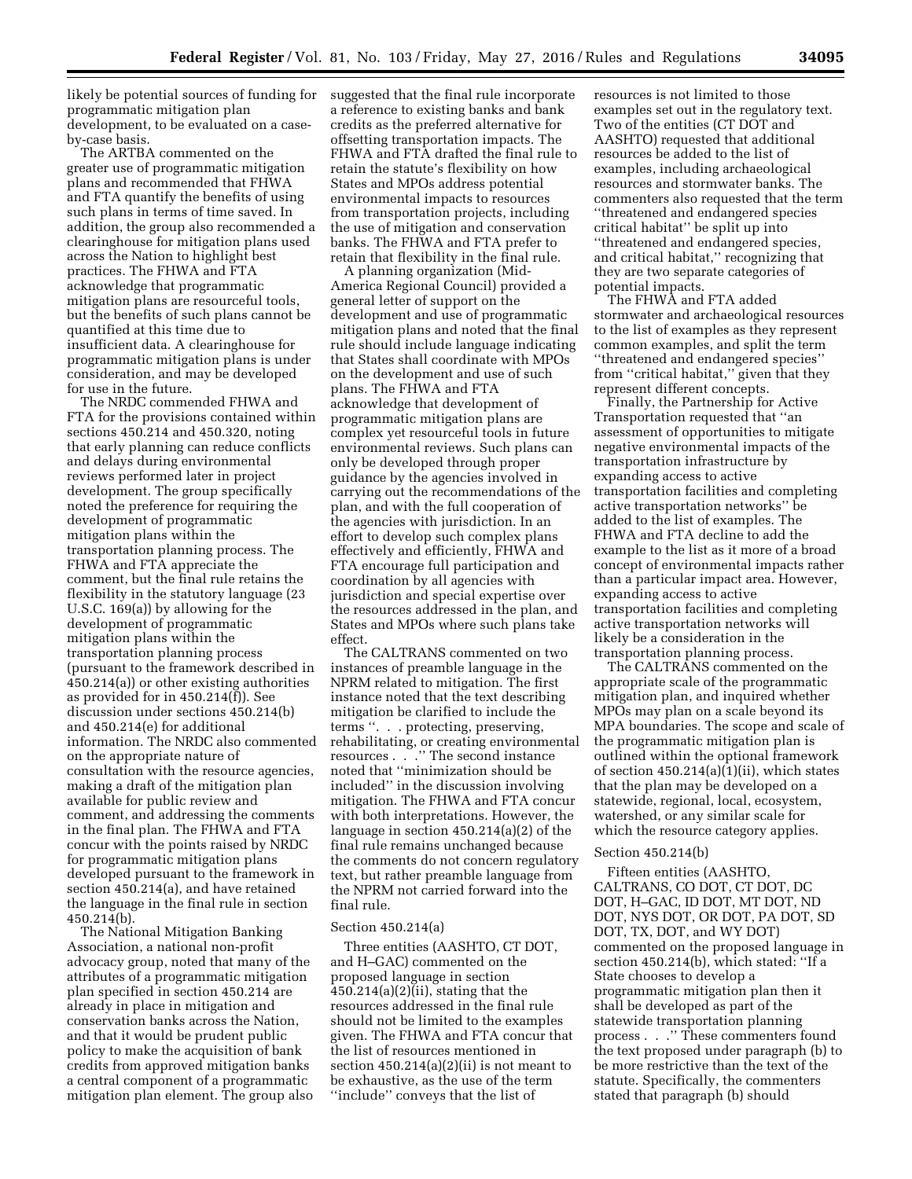likely be potential sources of funding for programmatic mitigation plan development, to be evaluated on a case-by-case basis.

The ARTBA commented on the greater use of programmatic mitigation plans and recommended that FHWA and FTA quantify the benefits of using such plans in terms of time saved. In addition, the group also recommended a clearinghouse for mitigation plans used across the Nation to highlight best practices. The FHWA and FTA acknowledge that programmatic mitigation plans are resourceful tools, but the benefits of such plans cannot be quantified at this time due to insufficient data. A clearinghouse for programmatic mitigation plans is under consideration, and may be developed for use in the future.

The NRDC commended FHWA and FTA for the provisions contained within sections 450.214 and 450.320, noting that early planning can reduce conflicts and delays during environmental reviews performed later in project development. The group specifically noted the preference for requiring the development of programmatic mitigation plans within the transportation planning process. The FHWA and FTA appreciate the comment, but the final rule retains the flexibility in the statutory language (23 U.S.C. 169(a)) by allowing for the development of programmatic mitigation plans within the transportation planning process (pursuant to the framework described in 450.214(a)) or other existing authorities as provided for in 450.214(f)). See discussion under sections 450.214(b) and 450.214(e) for additional information. The NRDC also commented on the appropriate nature of consultation with the resource agencies, making a draft of the mitigation plan available for public review and comment, and addressing the comments in the final plan. The FHWA and FTA concur with the points raised by NRDC for programmatic mitigation plans developed pursuant to the framework in section 450.214(a), and have retained the language in the final rule in section 450.214(b).

The National Mitigation Banking Association, a national non-profit advocacy group, noted that many of the attributes of a programmatic mitigation plan specified in section 450.214 are already in place in mitigation and conservation banks across the Nation, and that it would be prudent public policy to make the acquisition of bank credits from approved mitigation banks a central component of a programmatic mitigation plan element. The group also suggested that the final rule incorporate a reference to existing banks and bank credits as the preferred alternative for offsetting transportation impacts. The FHWA and FTA drafted the final rule to retain the statute's flexibility on how States and MPOs address potential environmental impacts to resources from transportation projects, including the use of mitigation and conservation banks. The FHWA and FTA prefer to retain that flexibility in the final rule.

A planning organization (Mid-America Regional Council) provided a general letter of support on the development and use of programmatic mitigation plans and noted that the final rule should include language indicating that States shall coordinate with MPOs on the development and use of such plans. The FHWA and FTA acknowledge that development of programmatic mitigation plans are complex yet resourceful tools in future environmental reviews. Such plans can only be developed through proper guidance by the agencies involved in carrying out the recommendations of the plan, and with the full cooperation of the agencies with jurisdiction. In an effort to develop such complex plans effectively and efficiently, FHWA and FTA encourage full participation and coordination by all agencies with jurisdiction and special expertise over the resources addressed in the plan, and States and MPOs where such plans take effect.

The CALTRANS commented on two instances of preamble language in the NPRM related to mitigation. The first instance noted that the text describing mitigation be clarified to include the terms ''. . . protecting, preserving, rehabilitating, or creating environmental resources . . .'' The second instance noted that ''minimization should be included'' in the discussion involving mitigation. The FHWA and FTA concur with both interpretations. However, the language in section 450.214(a)(2) of the final rule remains unchanged because the comments do not concern regulatory text, but rather preamble language from the NPRM not carried forward into the final rule.

Section 450.214(a)

Three entities (AASHTO, CT DOT, and H–GAC) commented on the proposed language in section 450.214(a)(2)(ii), stating that the resources addressed in the final rule should not be limited to the examples given. The FHWA and FTA concur that the list of resources mentioned in section 450.214(a)(2)(ii) is not meant to be exhaustive, as the use of the term ''include'' conveys that the list of resources is not limited to those examples set out in the regulatory text. Two of the entities (CT DOT and AASHTO) requested that additional resources be added to the list of examples, including archaeological resources and stormwater banks. The commenters also requested that the term ''threatened and endangered species critical habitat'' be split up into ''threatened and endangered species, and critical habitat,'' recognizing that they are two separate categories of potential impacts.

The FHWA and FTA added stormwater and archaeological resources to the list of examples as they represent common examples, and split the term ''threatened and endangered species'' from ''critical habitat,'' given that they represent different concepts.

Finally, the Partnership for Active Transportation requested that ''an assessment of opportunities to mitigate negative environmental impacts of the transportation infrastructure by expanding access to active transportation facilities and completing active transportation networks'' be added to the list of examples. The FHWA and FTA decline to add the example to the list as it more of a broad concept of environmental impacts rather than a particular impact area. However, expanding access to active transportation facilities and completing active transportation networks will likely be a consideration in the transportation planning process.

The CALTRANS commented on the appropriate scale of the programmatic mitigation plan, and inquired whether MPOs may plan on a scale beyond its MPA boundaries. The scope and scale of the programmatic mitigation plan is outlined within the optional framework of section 450.214(a)(1)(ii), which states that the plan may be developed on a statewide, regional, local, ecosystem, watershed, or any similar scale for which the resource category applies.

Section 450.214(b)

Fifteen entities (AASHTO, CALTRANS, CO DOT, CT DOT, DC DOT, H–GAC, ID DOT, MT DOT, ND DOT, NYS DOT, OR DOT, PA DOT, SD DOT, TX, DOT, and WY DOT) commented on the proposed language in section 450.214(b), which stated: ''If a State chooses to develop a programmatic mitigation plan then it shall be developed as part of the statewide transportation planning process . . .'' These commenters found the text proposed under paragraph (b) to be more restrictive than the text of the statute. Specifically, the commenters stated that paragraph (b) should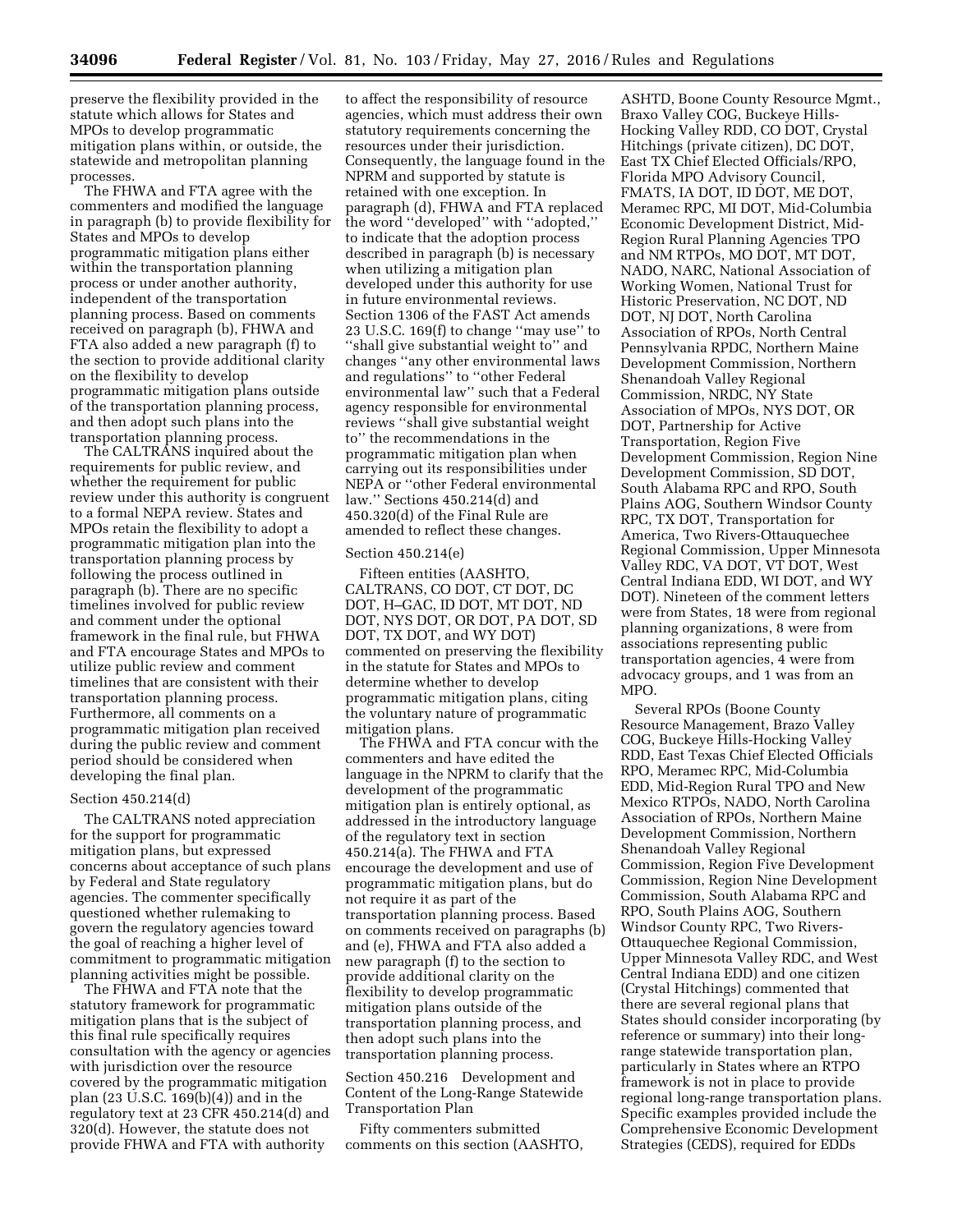preserve the flexibility provided in the statute which allows for States and MPOs to develop programmatic mitigation plans within, or outside, the statewide and metropolitan planning processes.

The FHWA and FTA agree with the commenters and modified the language in paragraph (b) to provide flexibility for States and MPOs to develop programmatic mitigation plans either within the transportation planning process or under another authority, independent of the transportation planning process. Based on comments received on paragraph (b), FHWA and FTA also added a new paragraph (f) to the section to provide additional clarity on the flexibility to develop programmatic mitigation plans outside of the transportation planning process, and then adopt such plans into the transportation planning process.

The CALTRANS inquired about the requirements for public review, and whether the requirement for public review under this authority is congruent to a formal NEPA review. States and MPOs retain the flexibility to adopt a programmatic mitigation plan into the transportation planning process by following the process outlined in paragraph (b). There are no specific timelines involved for public review and comment under the optional framework in the final rule, but FHWA and FTA encourage States and MPOs to utilize public review and comment timelines that are consistent with their transportation planning process. Furthermore, all comments on a programmatic mitigation plan received during the public review and comment period should be considered when developing the final plan.

Section 450.214(d)

The CALTRANS noted appreciation for the support for programmatic mitigation plans, but expressed concerns about acceptance of such plans by Federal and State regulatory agencies. The commenter specifically questioned whether rulemaking to govern the regulatory agencies toward the goal of reaching a higher level of commitment to programmatic mitigation planning activities might be possible.

The FHWA and FTA note that the statutory framework for programmatic mitigation plans that is the subject of this final rule specifically requires consultation with the agency or agencies with jurisdiction over the resource covered by the programmatic mitigation plan (23 U.S.C. 169(b)(4)) and in the regulatory text at 23 CFR 450.214(d) and 320(d). However, the statute does not provide FHWA and FTA with authority to affect the responsibility of resource agencies, which must address their own statutory requirements concerning the resources under their jurisdiction. Consequently, the language found in the NPRM and supported by statute is retained with one exception. In paragraph (d), FHWA and FTA replaced the word "developed" with "adopted," to indicate that the adoption process described in paragraph (b) is necessary when utilizing a mitigation plan developed under this authority for use in future environmental reviews. Section 1306 of the FAST Act amends 23 U.S.C. 169(f) to change "may use" to "shall give substantial weight to" and changes "any other environmental laws and regulations" to "other Federal environmental law" such that a Federal agency responsible for environmental reviews "shall give substantial weight to" the recommendations in the programmatic mitigation plan when carrying out its responsibilities under NEPA or "other Federal environmental law." Sections 450.214(d) and 450.320(d) of the Final Rule are amended to reflect these changes.

Section 450.214(e)

Fifteen entities (AASHTO, CALTRANS, CO DOT, CT DOT, DC DOT, H–GAC, ID DOT, MT DOT, ND DOT, NYS DOT, OR DOT, PA DOT, SD DOT, TX DOT, and WY DOT) commented on preserving the flexibility in the statute for States and MPOs to determine whether to develop programmatic mitigation plans, citing the voluntary nature of programmatic mitigation plans.

The FHWA and FTA concur with the commenters and have edited the language in the NPRM to clarify that the development of the programmatic mitigation plan is entirely optional, as addressed in the introductory language of the regulatory text in section 450.214(a). The FHWA and FTA encourage the development and use of programmatic mitigation plans, but do not require it as part of the transportation planning process. Based on comments received on paragraphs (b) and (e), FHWA and FTA also added a new paragraph (f) to the section to provide additional clarity on the flexibility to develop programmatic mitigation plans outside of the transportation planning process, and then adopt such plans into the transportation planning process.

Section 450.216 Development and Content of the Long-Range Statewide Transportation Plan

Fifty commenters submitted comments on this section (AASHTO, ASHTD, Boone County Resource Mgmt., Braxo Valley COG, Buckeye Hills-Hocking Valley RDD, CO DOT, Crystal Hitchings (private citizen), DC DOT, East TX Chief Elected Officials/RPO, Florida MPO Advisory Council, FMATS, IA DOT, ID DOT, ME DOT, Meramec RPC, MI DOT, Mid-Columbia Economic Development District, Mid-Region Rural Planning Agencies TPO and NM RTPOs, MO DOT, MT DOT, NADO, NARC, National Association of Working Women, National Trust for Historic Preservation, NC DOT, ND DOT, NJ DOT, North Carolina Association of RPOs, North Central Pennsylvania RPDC, Northern Maine Development Commission, Northern Shenandoah Valley Regional Commission, NRDC, NY State Association of MPOs, NYS DOT, OR DOT, Partnership for Active Transportation, Region Five Development Commission, Region Nine Development Commission, SD DOT, South Alabama RPC and RPO, South Plains AOG, Southern Windsor County RPC, TX DOT, Transportation for America, Two Rivers-Ottauquechee Regional Commission, Upper Minnesota Valley RDC, VA DOT, VT DOT, West Central Indiana EDD, WI DOT, and WY DOT). Nineteen of the comment letters were from States, 18 were from regional planning organizations, 8 were from associations representing public transportation agencies, 4 were from advocacy groups, and 1 was from an MPO.

Several RPOs (Boone County Resource Management, Brazo Valley COG, Buckeye Hills-Hocking Valley RDD, East Texas Chief Elected Officials RPO, Meramec RPC, Mid-Columbia EDD, Mid-Region Rural TPO and New Mexico RTPOs, NADO, North Carolina Association of RPOs, Northern Maine Development Commission, Northern Shenandoah Valley Regional Commission, Region Five Development Commission, Region Nine Development Commission, South Alabama RPC and RPO, South Plains AOG, Southern Windsor County RPC, Two Rivers-Ottauquechee Regional Commission, Upper Minnesota Valley RDC, and West Central Indiana EDD) and one citizen (Crystal Hitchings) commented that there are several regional plans that States should consider incorporating (by reference or summary) into their long-range statewide transportation plan, particularly in States where an RTPO framework is not in place to provide regional long-range transportation plans. Specific examples provided include the Comprehensive Economic Development Strategies (CEDS), required for EDDs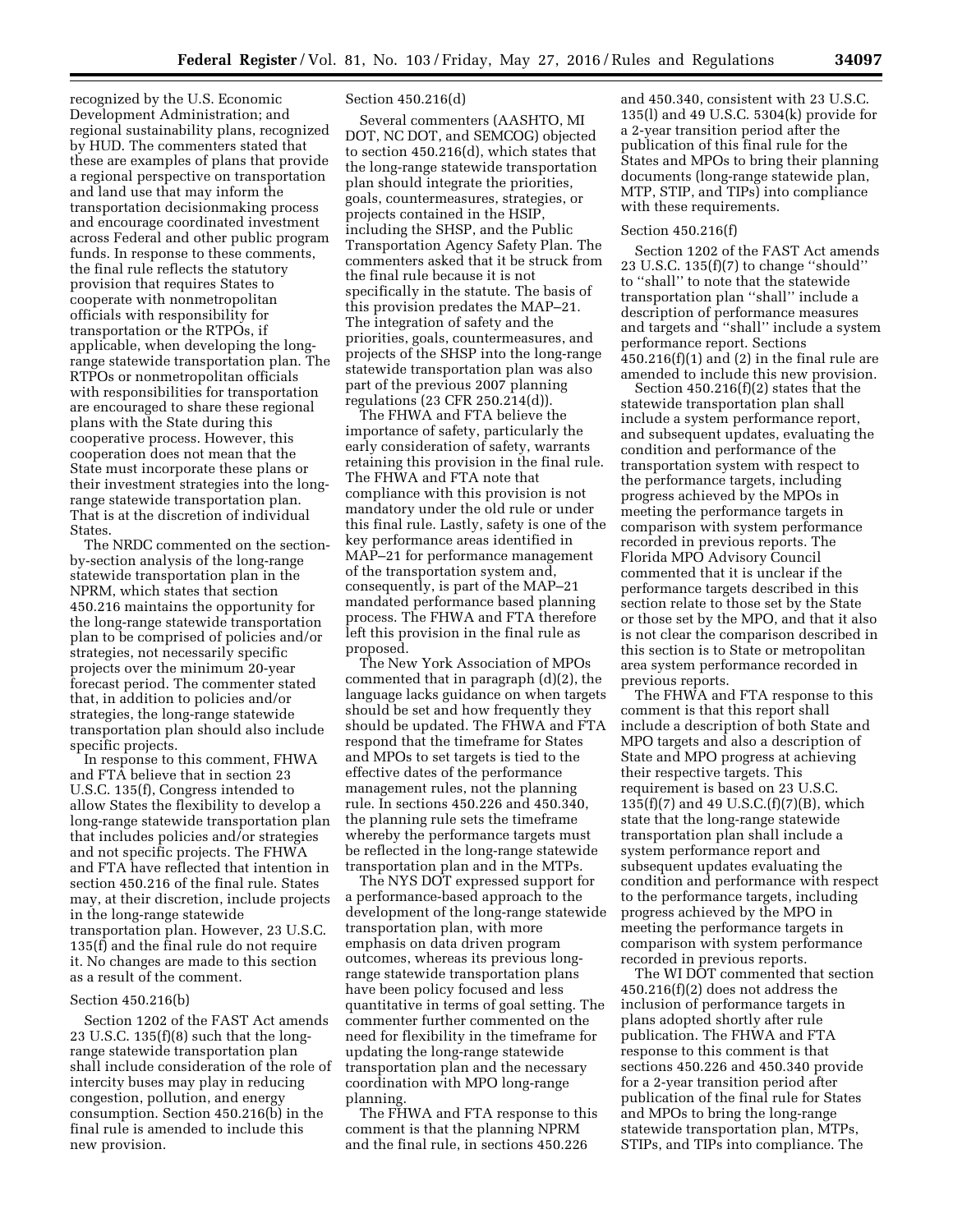recognized by the U.S. Economic Development Administration; and regional sustainability plans, recognized by HUD. The commenters stated that these are examples of plans that provide a regional perspective on transportation and land use that may inform the transportation decisionmaking process and encourage coordinated investment across Federal and other public program funds. In response to these comments, the final rule reflects the statutory provision that requires States to cooperate with nonmetropolitan officials with responsibility for transportation or the RTPOs, if applicable, when developing the long-range statewide transportation plan. The RTPOs or nonmetropolitan officials with responsibilities for transportation are encouraged to share these regional plans with the State during this cooperative process. However, this cooperation does not mean that the State must incorporate these plans or their investment strategies into the long-range statewide transportation plan. That is at the discretion of individual States.

The NRDC commented on the section-by-section analysis of the long-range statewide transportation plan in the NPRM, which states that section 450.216 maintains the opportunity for the long-range statewide transportation plan to be comprised of policies and/or strategies, not necessarily specific projects over the minimum 20-year forecast period. The commenter stated that, in addition to policies and/or strategies, the long-range statewide transportation plan should also include specific projects.

In response to this comment, FHWA and FTA believe that in section 23 U.S.C. 135(f), Congress intended to allow States the flexibility to develop a long-range statewide transportation plan that includes policies and/or strategies and not specific projects. The FHWA and FTA have reflected that intention in section 450.216 of the final rule. States may, at their discretion, include projects in the long-range statewide transportation plan. However, 23 U.S.C. 135(f) and the final rule do not require it. No changes are made to this section as a result of the comment.

Section 450.216(b)

Section 1202 of the FAST Act amends 23 U.S.C. 135(f)(8) such that the long-range statewide transportation plan shall include consideration of the role of intercity buses may play in reducing congestion, pollution, and energy consumption. Section 450.216(b) in the final rule is amended to include this new provision.

Section 450.216(d)

Several commenters (AASHTO, MI DOT, NC DOT, and SEMCOG) objected to section 450.216(d), which states that the long-range statewide transportation plan should integrate the priorities, goals, countermeasures, strategies, or projects contained in the HSIP, including the SHSP, and the Public Transportation Agency Safety Plan. The commenters asked that it be struck from the final rule because it is not specifically in the statute. The basis of this provision predates the MAP–21. The integration of safety and the priorities, goals, countermeasures, and projects of the SHSP into the long-range statewide transportation plan was also part of the previous 2007 planning regulations (23 CFR 250.214(d)).

The FHWA and FTA believe the importance of safety, particularly the early consideration of safety, warrants retaining this provision in the final rule. The FHWA and FTA note that compliance with this provision is not mandatory under the old rule or under this final rule. Lastly, safety is one of the key performance areas identified in MAP–21 for performance management of the transportation system and, consequently, is part of the MAP–21 mandated performance based planning process. The FHWA and FTA therefore left this provision in the final rule as proposed.

The New York Association of MPOs commented that in paragraph (d)(2), the language lacks guidance on when targets should be set and how frequently they should be updated. The FHWA and FTA respond that the timeframe for States and MPOs to set targets is tied to the effective dates of the performance management rules, not the planning rule. In sections 450.226 and 450.340, the planning rule sets the timeframe whereby the performance targets must be reflected in the long-range statewide transportation plan and in the MTPs.

The NYS DOT expressed support for a performance-based approach to the development of the long-range statewide transportation plan, with more emphasis on data driven program outcomes, whereas its previous long-range statewide transportation plans have been policy focused and less quantitative in terms of goal setting. The commenter further commented on the need for flexibility in the timeframe for updating the long-range statewide transportation plan and the necessary coordination with MPO long-range planning.

The FHWA and FTA response to this comment is that the planning NPRM and the final rule, in sections 450.226 and 450.340, consistent with 23 U.S.C. 135(l) and 49 U.S.C. 5304(k) provide for a 2-year transition period after the publication of this final rule for the States and MPOs to bring their planning documents (long-range statewide plan, MTP, STIP, and TIPs) into compliance with these requirements.

Section 450.216(f)

Section 1202 of the FAST Act amends 23 U.S.C. 135(f)(7) to change ''should'' to ''shall'' to note that the statewide transportation plan ''shall'' include a description of performance measures and targets and ''shall'' include a system performance report. Sections 450.216(f)(1) and (2) in the final rule are amended to include this new provision.

Section 450.216(f)(2) states that the statewide transportation plan shall include a system performance report, and subsequent updates, evaluating the condition and performance of the transportation system with respect to the performance targets, including progress achieved by the MPOs in meeting the performance targets in comparison with system performance recorded in previous reports. The Florida MPO Advisory Council commented that it is unclear if the performance targets described in this section relate to those set by the State or those set by the MPO, and that it also is not clear the comparison described in this section is to State or metropolitan area system performance recorded in previous reports.

The FHWA and FTA response to this comment is that this report shall include a description of both State and MPO targets and also a description of State and MPO progress at achieving their respective targets. This requirement is based on 23 U.S.C. 135(f)(7) and 49 U.S.C.(f)(7)(B), which state that the long-range statewide transportation plan shall include a system performance report and subsequent updates evaluating the condition and performance with respect to the performance targets, including progress achieved by the MPO in meeting the performance targets in comparison with system performance recorded in previous reports.

The WI DOT commented that section 450.216(f)(2) does not address the inclusion of performance targets in plans adopted shortly after rule publication. The FHWA and FTA response to this comment is that sections 450.226 and 450.340 provide for a 2-year transition period after publication of the final rule for States and MPOs to bring the long-range statewide transportation plan, MTPs, STIPs, and TIPs into compliance. The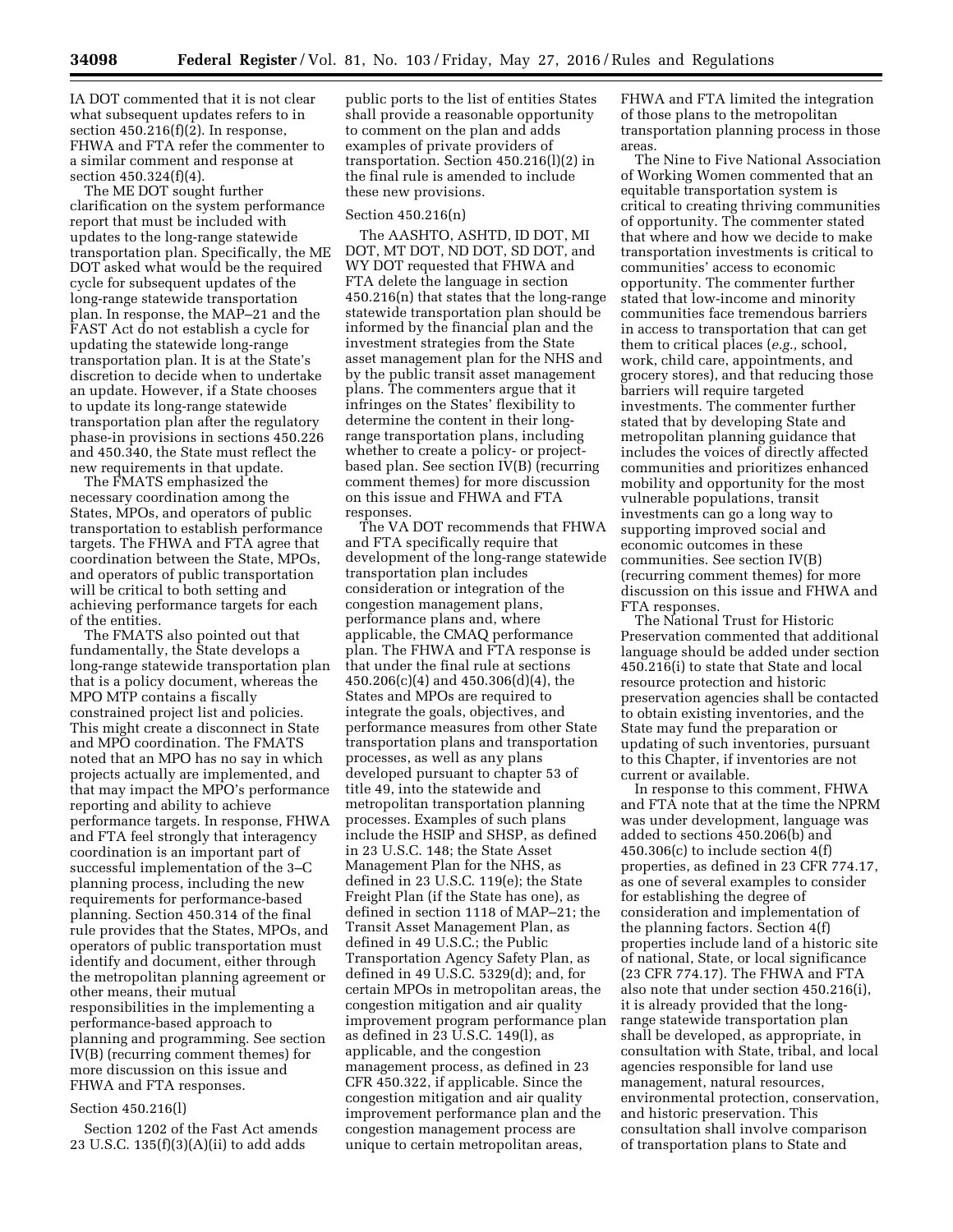IA DOT commented that it is not clear what subsequent updates refers to in section 450.216(f)(2). In response, FHWA and FTA refer the commenter to a similar comment and response at section 450.324(f)(4).

The ME DOT sought further clarification on the system performance report that must be included with updates to the long-range statewide transportation plan. Specifically, the ME DOT asked what would be the required cycle for subsequent updates of the long-range statewide transportation plan. In response, the MAP–21 and the FAST Act do not establish a cycle for updating the statewide long-range transportation plan. It is at the State's discretion to decide when to undertake an update. However, if a State chooses to update its long-range statewide transportation plan after the regulatory phase-in provisions in sections 450.226 and 450.340, the State must reflect the new requirements in that update.

The FMATS emphasized the necessary coordination among the States, MPOs, and operators of public transportation to establish performance targets. The FHWA and FTA agree that coordination between the State, MPOs, and operators of public transportation will be critical to both setting and achieving performance targets for each of the entities.

The FMATS also pointed out that fundamentally, the State develops a long-range statewide transportation plan that is a policy document, whereas the MPO MTP contains a fiscally constrained project list and policies. This might create a disconnect in State and MPO coordination. The FMATS noted that an MPO has no say in which projects actually are implemented, and that may impact the MPO's performance reporting and ability to achieve performance targets. In response, FHWA and FTA feel strongly that interagency coordination is an important part of successful implementation of the 3–C planning process, including the new requirements for performance-based planning. Section 450.314 of the final rule provides that the States, MPOs, and operators of public transportation must identify and document, either through the metropolitan planning agreement or other means, their mutual responsibilities in the implementing a performance-based approach to planning and programming. See section IV(B) (recurring comment themes) for more discussion on this issue and FHWA and FTA responses.

Section 450.216(l)

Section 1202 of the Fast Act amends 23 U.S.C. 135(f)(3)(A)(ii) to add adds public ports to the list of entities States shall provide a reasonable opportunity to comment on the plan and adds examples of private providers of transportation. Section 450.216(l)(2) in the final rule is amended to include these new provisions.

Section 450.216(n)

The AASHTO, ASHTD, ID DOT, MI DOT, MT DOT, ND DOT, SD DOT, and WY DOT requested that FHWA and FTA delete the language in section 450.216(n) that states that the long-range statewide transportation plan should be informed by the financial plan and the investment strategies from the State asset management plan for the NHS and by the public transit asset management plans. The commenters argue that it infringes on the States' flexibility to determine the content in their long-range transportation plans, including whether to create a policy- or project-based plan. See section IV(B) (recurring comment themes) for more discussion on this issue and FHWA and FTA responses.

The VA DOT recommends that FHWA and FTA specifically require that development of the long-range statewide transportation plan includes consideration or integration of the congestion management plans, performance plans and, where applicable, the CMAQ performance plan. The FHWA and FTA response is that under the final rule at sections 450.206(c)(4) and 450.306(d)(4), the States and MPOs are required to integrate the goals, objectives, and performance measures from other State transportation plans and transportation processes, as well as any plans developed pursuant to chapter 53 of title 49, into the statewide and metropolitan transportation planning processes. Examples of such plans include the HSIP and SHSP, as defined in 23 U.S.C. 148; the State Asset Management Plan for the NHS, as defined in 23 U.S.C. 119(e); the State Freight Plan (if the State has one), as defined in section 1118 of MAP–21; the Transit Asset Management Plan, as defined in 49 U.S.C.; the Public Transportation Agency Safety Plan, as defined in 49 U.S.C. 5329(d); and, for certain MPOs in metropolitan areas, the congestion mitigation and air quality improvement program performance plan as defined in 23 U.S.C. 149(l), as applicable, and the congestion management process, as defined in 23 CFR 450.322, if applicable. Since the congestion mitigation and air quality improvement performance plan and the congestion management process are unique to certain metropolitan areas, FHWA and FTA limited the integration of those plans to the metropolitan transportation planning process in those areas.

The Nine to Five National Association of Working Women commented that an equitable transportation system is critical to creating thriving communities of opportunity. The commenter stated that where and how we decide to make transportation investments is critical to communities' access to economic opportunity. The commenter further stated that low-income and minority communities face tremendous barriers in access to transportation that can get them to critical places (*e.g.,* school, work, child care, appointments, and grocery stores), and that reducing those barriers will require targeted investments. The commenter further stated that by developing State and metropolitan planning guidance that includes the voices of directly affected communities and prioritizes enhanced mobility and opportunity for the most vulnerable populations, transit investments can go a long way to supporting improved social and economic outcomes in these communities. See section IV(B) (recurring comment themes) for more discussion on this issue and FHWA and FTA responses.

The National Trust for Historic Preservation commented that additional language should be added under section 450.216(i) to state that State and local resource protection and historic preservation agencies shall be contacted to obtain existing inventories, and the State may fund the preparation or updating of such inventories, pursuant to this Chapter, if inventories are not current or available.

In response to this comment, FHWA and FTA note that at the time the NPRM was under development, language was added to sections 450.206(b) and 450.306(c) to include section 4(f) properties, as defined in 23 CFR 774.17, as one of several examples to consider for establishing the degree of consideration and implementation of the planning factors. Section 4(f) properties include land of a historic site of national, State, or local significance (23 CFR 774.17). The FHWA and FTA also note that under section 450.216(i), it is already provided that the long-range statewide transportation plan shall be developed, as appropriate, in consultation with State, tribal, and local agencies responsible for land use management, natural resources, environmental protection, conservation, and historic preservation. This consultation shall involve comparison of transportation plans to State and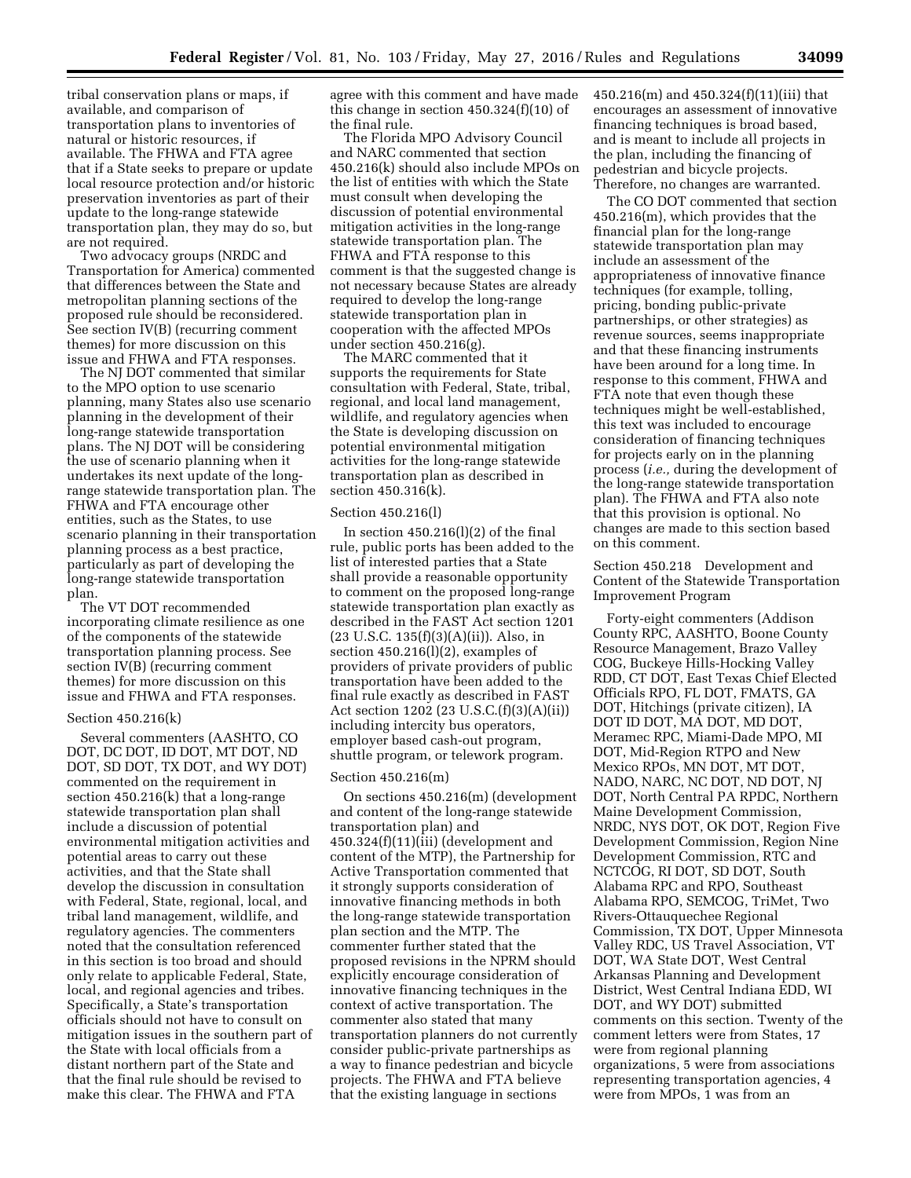tribal conservation plans or maps, if available, and comparison of transportation plans to inventories of natural or historic resources, if available. The FHWA and FTA agree that if a State seeks to prepare or update local resource protection and/or historic preservation inventories as part of their update to the long-range statewide transportation plan, they may do so, but are not required.

Two advocacy groups (NRDC and Transportation for America) commented that differences between the State and metropolitan planning sections of the proposed rule should be reconsidered. See section IV(B) (recurring comment themes) for more discussion on this issue and FHWA and FTA responses.

The NJ DOT commented that similar to the MPO option to use scenario planning, many States also use scenario planning in the development of their long-range statewide transportation plans. The NJ DOT will be considering the use of scenario planning when it undertakes its next update of the long-range statewide transportation plan. The FHWA and FTA encourage other entities, such as the States, to use scenario planning in their transportation planning process as a best practice, particularly as part of developing the long-range statewide transportation plan.

The VT DOT recommended incorporating climate resilience as one of the components of the statewide transportation planning process. See section IV(B) (recurring comment themes) for more discussion on this issue and FHWA and FTA responses.

Section 450.216(k)

Several commenters (AASHTO, CO DOT, DC DOT, ID DOT, MT DOT, ND DOT, SD DOT, TX DOT, and WY DOT) commented on the requirement in section 450.216(k) that a long-range statewide transportation plan shall include a discussion of potential environmental mitigation activities and potential areas to carry out these activities, and that the State shall develop the discussion in consultation with Federal, State, regional, local, and tribal land management, wildlife, and regulatory agencies. The commenters noted that the consultation referenced in this section is too broad and should only relate to applicable Federal, State, local, and regional agencies and tribes. Specifically, a State's transportation officials should not have to consult on mitigation issues in the southern part of the State with local officials from a distant northern part of the State and that the final rule should be revised to make this clear. The FHWA and FTA agree with this comment and have made this change in section 450.324(f)(10) of the final rule.

The Florida MPO Advisory Council and NARC commented that section 450.216(k) should also include MPOs on the list of entities with which the State must consult when developing the discussion of potential environmental mitigation activities in the long-range statewide transportation plan. The FHWA and FTA response to this comment is that the suggested change is not necessary because States are already required to develop the long-range statewide transportation plan in cooperation with the affected MPOs under section 450.216(g).

The MARC commented that it supports the requirements for State consultation with Federal, State, tribal, regional, and local land management, wildlife, and regulatory agencies when the State is developing discussion on potential environmental mitigation activities for the long-range statewide transportation plan as described in section 450.316(k).

Section 450.216(l)

In section 450.216(l)(2) of the final rule, public ports has been added to the list of interested parties that a State shall provide a reasonable opportunity to comment on the proposed long-range statewide transportation plan exactly as described in the FAST Act section 1201 (23 U.S.C. 135(f)(3)(A)(ii)). Also, in section 450.216(l)(2), examples of providers of private providers of public transportation have been added to the final rule exactly as described in FAST Act section 1202 (23 U.S.C.(f)(3)(A)(ii)) including intercity bus operators, employer based cash-out program, shuttle program, or telework program.

Section 450.216(m)

On sections 450.216(m) (development and content of the long-range statewide transportation plan) and 450.324(f)(11)(iii) (development and content of the MTP), the Partnership for Active Transportation commented that it strongly supports consideration of innovative financing methods in both the long-range statewide transportation plan section and the MTP. The commenter further stated that the proposed revisions in the NPRM should explicitly encourage consideration of innovative financing techniques in the context of active transportation. The commenter also stated that many transportation planners do not currently consider public-private partnerships as a way to finance pedestrian and bicycle projects. The FHWA and FTA believe that the existing language in sections 450.216(m) and 450.324(f)(11)(iii) that encourages an assessment of innovative financing techniques is broad based, and is meant to include all projects in the plan, including the financing of pedestrian and bicycle projects. Therefore, no changes are warranted.

The CO DOT commented that section 450.216(m), which provides that the financial plan for the long-range statewide transportation plan may include an assessment of the appropriateness of innovative finance techniques (for example, tolling, pricing, bonding public-private partnerships, or other strategies) as revenue sources, seems inappropriate and that these financing instruments have been around for a long time. In response to this comment, FHWA and FTA note that even though these techniques might be well-established, this text was included to encourage consideration of financing techniques for projects early on in the planning process (*i.e.,* during the development of the long-range statewide transportation plan). The FHWA and FTA also note that this provision is optional. No changes are made to this section based on this comment.

Section 450.218 Development and Content of the Statewide Transportation Improvement Program

Forty-eight commenters (Addison County RPC, AASHTO, Boone County Resource Management, Brazo Valley COG, Buckeye Hills-Hocking Valley RDD, CT DOT, East Texas Chief Elected Officials RPO, FL DOT, FMATS, GA DOT, Hitchings (private citizen), IA DOT ID DOT, MA DOT, MD DOT, Meramec RPC, Miami-Dade MPO, MI DOT, Mid-Region RTPO and New Mexico RPOs, MN DOT, MT DOT, NADO, NARC, NC DOT, ND DOT, NJ DOT, North Central PA RPDC, Northern Maine Development Commission, NRDC, NYS DOT, OK DOT, Region Five Development Commission, Region Nine Development Commission, RTC and NCTCOG, RI DOT, SD DOT, South Alabama RPC and RPO, Southeast Alabama RPO, SEMCOG, TriMet, Two Rivers-Ottauquechee Regional Commission, TX DOT, Upper Minnesota Valley RDC, US Travel Association, VT DOT, WA State DOT, West Central Arkansas Planning and Development District, West Central Indiana EDD, WI DOT, and WY DOT) submitted comments on this section. Twenty of the comment letters were from States, 17 were from regional planning organizations, 5 were from associations representing transportation agencies, 4 were from MPOs, 1 was from an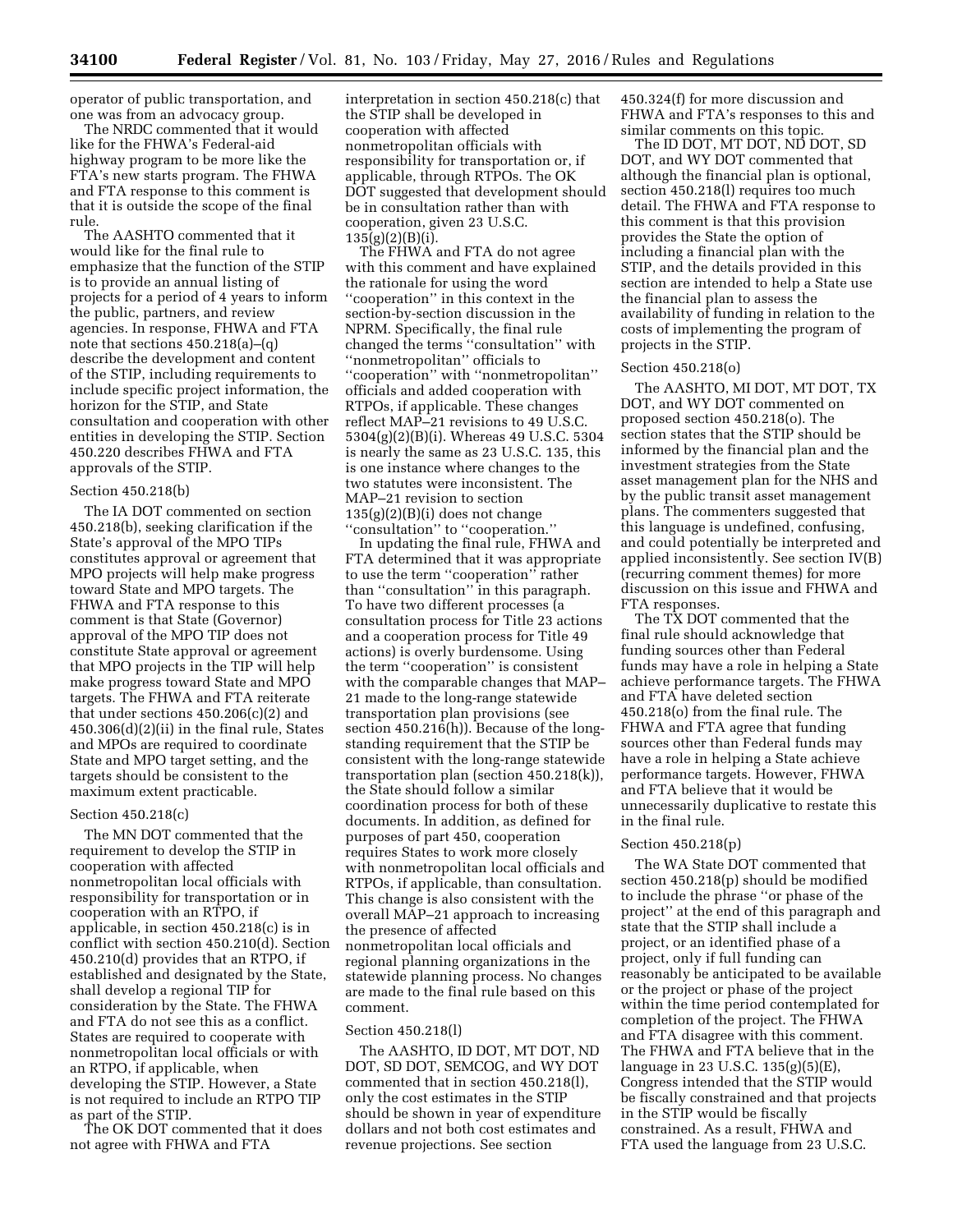operator of public transportation, and one was from an advocacy group.

The NRDC commented that it would like for the FHWA's Federal-aid highway program to be more like the FTA's new starts program. The FHWA and FTA response to this comment is that it is outside the scope of the final rule.

The AASHTO commented that it would like for the final rule to emphasize that the function of the STIP is to provide an annual listing of projects for a period of 4 years to inform the public, partners, and review agencies. In response, FHWA and FTA note that sections 450.218(a)–(q) describe the development and content of the STIP, including requirements to include specific project information, the horizon for the STIP, and State consultation and cooperation with other entities in developing the STIP. Section 450.220 describes FHWA and FTA approvals of the STIP.

Section 450.218(b)

The IA DOT commented on section 450.218(b), seeking clarification if the State's approval of the MPO TIPs constitutes approval or agreement that MPO projects will help make progress toward State and MPO targets. The FHWA and FTA response to this comment is that State (Governor) approval of the MPO TIP does not constitute State approval or agreement that MPO projects in the TIP will help make progress toward State and MPO targets. The FHWA and FTA reiterate that under sections 450.206(c)(2) and 450.306(d)(2)(ii) in the final rule, States and MPOs are required to coordinate State and MPO target setting, and the targets should be consistent to the maximum extent practicable.

Section 450.218(c)

The MN DOT commented that the requirement to develop the STIP in cooperation with affected nonmetropolitan local officials with responsibility for transportation or in cooperation with an RTPO, if applicable, in section 450.218(c) is in conflict with section 450.210(d). Section 450.210(d) provides that an RTPO, if established and designated by the State, shall develop a regional TIP for consideration by the State. The FHWA and FTA do not see this as a conflict. States are required to cooperate with nonmetropolitan local officials or with an RTPO, if applicable, when developing the STIP. However, a State is not required to include an RTPO TIP as part of the STIP.

The OK DOT commented that it does not agree with FHWA and FTA interpretation in section 450.218(c) that the STIP shall be developed in cooperation with affected nonmetropolitan officials with responsibility for transportation or, if applicable, through RTPOs. The OK DOT suggested that development should be in consultation rather than with cooperation, given 23 U.S.C. 135(g)(2)(B)(i).

The FHWA and FTA do not agree with this comment and have explained the rationale for using the word "cooperation" in this context in the section-by-section discussion in the NPRM. Specifically, the final rule changed the terms "consultation" with "nonmetropolitan" officials to "cooperation" with "nonmetropolitan" officials and added cooperation with RTPOs, if applicable. These changes reflect MAP–21 revisions to 49 U.S.C. 5304(g)(2)(B)(i). Whereas 49 U.S.C. 5304 is nearly the same as 23 U.S.C. 135, this is one instance where changes to the two statutes were inconsistent. The MAP–21 revision to section 135(g)(2)(B)(i) does not change "consultation" to "cooperation."

In updating the final rule, FHWA and FTA determined that it was appropriate to use the term "cooperation" rather than "consultation" in this paragraph. To have two different processes (a consultation process for Title 23 actions and a cooperation process for Title 49 actions) is overly burdensome. Using the term "cooperation" is consistent with the comparable changes that MAP–21 made to the long-range statewide transportation plan provisions (see section 450.216(h)). Because of the long-standing requirement that the STIP be consistent with the long-range statewide transportation plan (section 450.218(k)), the State should follow a similar coordination process for both of these documents. In addition, as defined for purposes of part 450, cooperation requires States to work more closely with nonmetropolitan local officials and RTPOs, if applicable, than consultation. This change is also consistent with the overall MAP–21 approach to increasing the presence of affected nonmetropolitan local officials and regional planning organizations in the statewide planning process. No changes are made to the final rule based on this comment.

Section 450.218(l)

The AASHTO, ID DOT, MT DOT, ND DOT, SD DOT, SEMCOG, and WY DOT commented that in section 450.218(l), only the cost estimates in the STIP should be shown in year of expenditure dollars and not both cost estimates and revenue projections. See section 450.324(f) for more discussion and FHWA and FTA's responses to this and similar comments on this topic.

The ID DOT, MT DOT, ND DOT, SD DOT, and WY DOT commented that although the financial plan is optional, section 450.218(l) requires too much detail. The FHWA and FTA response to this comment is that this provision provides the State the option of including a financial plan with the STIP, and the details provided in this section are intended to help a State use the financial plan to assess the availability of funding in relation to the costs of implementing the program of projects in the STIP.

Section 450.218(o)

The AASHTO, MI DOT, MT DOT, TX DOT, and WY DOT commented on proposed section 450.218(o). The section states that the STIP should be informed by the financial plan and the investment strategies from the State asset management plan for the NHS and by the public transit asset management plans. The commenters suggested that this language is undefined, confusing, and could potentially be interpreted and applied inconsistently. See section IV(B) (recurring comment themes) for more discussion on this issue and FHWA and FTA responses.

The TX DOT commented that the final rule should acknowledge that funding sources other than Federal funds may have a role in helping a State achieve performance targets. The FHWA and FTA have deleted section 450.218(o) from the final rule. The FHWA and FTA agree that funding sources other than Federal funds may have a role in helping a State achieve performance targets. However, FHWA and FTA believe that it would be unnecessarily duplicative to restate this in the final rule.

Section 450.218(p)

The WA State DOT commented that section 450.218(p) should be modified to include the phrase "or phase of the project" at the end of this paragraph and state that the STIP shall include a project, or an identified phase of a project, only if full funding can reasonably be anticipated to be available or the project or phase of the project within the time period contemplated for completion of the project. The FHWA and FTA disagree with this comment. The FHWA and FTA believe that in the language in 23 U.S.C. 135(g)(5)(E), Congress intended that the STIP would be fiscally constrained and that projects in the STIP would be fiscally constrained. As a result, FHWA and FTA used the language from 23 U.S.C.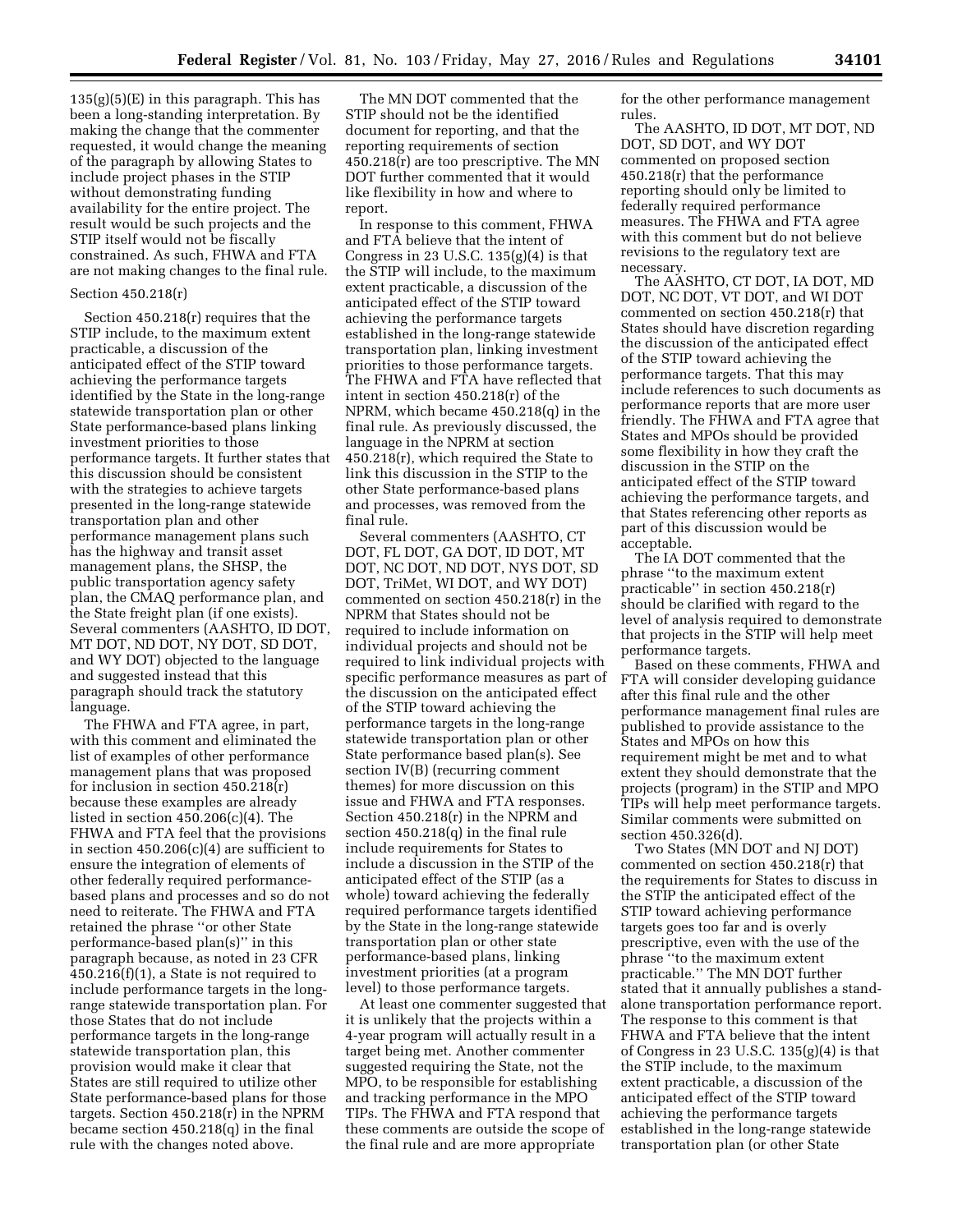135(g)(5)(E) in this paragraph. This has been a long-standing interpretation. By making the change that the commenter requested, it would change the meaning of the paragraph by allowing States to include project phases in the STIP without demonstrating funding availability for the entire project. The result would be such projects and the STIP itself would not be fiscally constrained. As such, FHWA and FTA are not making changes to the final rule.

Section 450.218(r)

Section 450.218(r) requires that the STIP include, to the maximum extent practicable, a discussion of the anticipated effect of the STIP toward achieving the performance targets identified by the State in the long-range statewide transportation plan or other State performance-based plans linking investment priorities to those performance targets. It further states that this discussion should be consistent with the strategies to achieve targets presented in the long-range statewide transportation plan and other performance management plans such has the highway and transit asset management plans, the SHSP, the public transportation agency safety plan, the CMAQ performance plan, and the State freight plan (if one exists). Several commenters (AASHTO, ID DOT, MT DOT, ND DOT, NY DOT, SD DOT, and WY DOT) objected to the language and suggested instead that this paragraph should track the statutory language.

The FHWA and FTA agree, in part, with this comment and eliminated the list of examples of other performance management plans that was proposed for inclusion in section 450.218(r) because these examples are already listed in section 450.206(c)(4). The FHWA and FTA feel that the provisions in section 450.206(c)(4) are sufficient to ensure the integration of elements of other federally required performance-based plans and processes and so do not need to reiterate. The FHWA and FTA retained the phrase ''or other State performance-based plan(s)'' in this paragraph because, as noted in 23 CFR 450.216(f)(1), a State is not required to include performance targets in the long-range statewide transportation plan. For those States that do not include performance targets in the long-range statewide transportation plan, this provision would make it clear that States are still required to utilize other State performance-based plans for those targets. Section 450.218(r) in the NPRM became section 450.218(q) in the final rule with the changes noted above.

The MN DOT commented that the STIP should not be the identified document for reporting, and that the reporting requirements of section 450.218(r) are too prescriptive. The MN DOT further commented that it would like flexibility in how and where to report.

In response to this comment, FHWA and FTA believe that the intent of Congress in 23 U.S.C. 135(g)(4) is that the STIP will include, to the maximum extent practicable, a discussion of the anticipated effect of the STIP toward achieving the performance targets established in the long-range statewide transportation plan, linking investment priorities to those performance targets. The FHWA and FTA have reflected that intent in section 450.218(r) of the NPRM, which became 450.218(q) in the final rule. As previously discussed, the language in the NPRM at section 450.218(r), which required the State to link this discussion in the STIP to the other State performance-based plans and processes, was removed from the final rule.

Several commenters (AASHTO, CT DOT, FL DOT, GA DOT, ID DOT, MT DOT, NC DOT, ND DOT, NYS DOT, SD DOT, TriMet, WI DOT, and WY DOT) commented on section 450.218(r) in the NPRM that States should not be required to include information on individual projects and should not be required to link individual projects with specific performance measures as part of the discussion on the anticipated effect of the STIP toward achieving the performance targets in the long-range statewide transportation plan or other State performance based plan(s). See section IV(B) (recurring comment themes) for more discussion on this issue and FHWA and FTA responses. Section 450.218(r) in the NPRM and section 450.218(q) in the final rule include requirements for States to include a discussion in the STIP of the anticipated effect of the STIP (as a whole) toward achieving the federally required performance targets identified by the State in the long-range statewide transportation plan or other state performance-based plans, linking investment priorities (at a program level) to those performance targets.

At least one commenter suggested that it is unlikely that the projects within a 4-year program will actually result in a target being met. Another commenter suggested requiring the State, not the MPO, to be responsible for establishing and tracking performance in the MPO TIPs. The FHWA and FTA respond that these comments are outside the scope of the final rule and are more appropriate for the other performance management rules.

The AASHTO, ID DOT, MT DOT, ND DOT, SD DOT, and WY DOT commented on proposed section 450.218(r) that the performance reporting should only be limited to federally required performance measures. The FHWA and FTA agree with this comment but do not believe revisions to the regulatory text are necessary.

The AASHTO, CT DOT, IA DOT, MD DOT, NC DOT, VT DOT, and WI DOT commented on section 450.218(r) that States should have discretion regarding the discussion of the anticipated effect of the STIP toward achieving the performance targets. That this may include references to such documents as performance reports that are more user friendly. The FHWA and FTA agree that States and MPOs should be provided some flexibility in how they craft the discussion in the STIP on the anticipated effect of the STIP toward achieving the performance targets, and that States referencing other reports as part of this discussion would be acceptable.

The IA DOT commented that the phrase ''to the maximum extent practicable'' in section 450.218(r) should be clarified with regard to the level of analysis required to demonstrate that projects in the STIP will help meet performance targets.

Based on these comments, FHWA and FTA will consider developing guidance after this final rule and the other performance management final rules are published to provide assistance to the States and MPOs on how this requirement might be met and to what extent they should demonstrate that the projects (program) in the STIP and MPO TIPs will help meet performance targets. Similar comments were submitted on section 450.326(d).

Two States (MN DOT and NJ DOT) commented on section 450.218(r) that the requirements for States to discuss in the STIP the anticipated effect of the STIP toward achieving performance targets goes too far and is overly prescriptive, even with the use of the phrase ''to the maximum extent practicable.'' The MN DOT further stated that it annually publishes a stand-alone transportation performance report. The response to this comment is that FHWA and FTA believe that the intent of Congress in 23 U.S.C. 135(g)(4) is that the STIP include, to the maximum extent practicable, a discussion of the anticipated effect of the STIP toward achieving the performance targets established in the long-range statewide transportation plan (or other State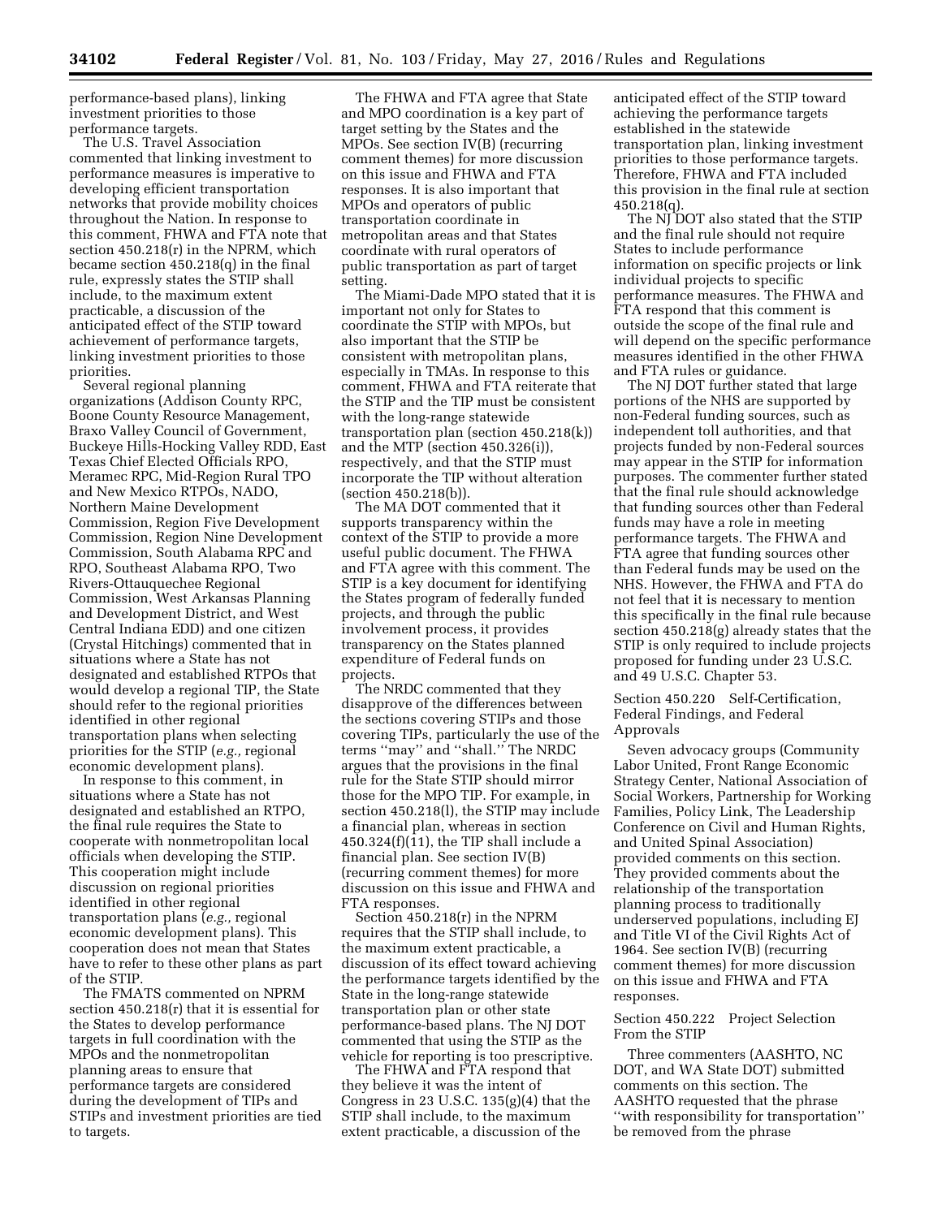performance-based plans), linking investment priorities to those performance targets.

The U.S. Travel Association commented that linking investment to performance measures is imperative to developing efficient transportation networks that provide mobility choices throughout the Nation. In response to this comment, FHWA and FTA note that section 450.218(r) in the NPRM, which became section 450.218(q) in the final rule, expressly states the STIP shall include, to the maximum extent practicable, a discussion of the anticipated effect of the STIP toward achievement of performance targets, linking investment priorities to those priorities.

Several regional planning organizations (Addison County RPC, Boone County Resource Management, Braxo Valley Council of Government, Buckeye Hills-Hocking Valley RDD, East Texas Chief Elected Officials RPO, Meramec RPC, Mid-Region Rural TPO and New Mexico RTPOs, NADO, Northern Maine Development Commission, Region Five Development Commission, Region Nine Development Commission, South Alabama RPC and RPO, Southeast Alabama RPO, Two Rivers-Ottauquechee Regional Commission, West Arkansas Planning and Development District, and West Central Indiana EDD) and one citizen (Crystal Hitchings) commented that in situations where a State has not designated and established RTPOs that would develop a regional TIP, the State should refer to the regional priorities identified in other regional transportation plans when selecting priorities for the STIP (*e.g.,* regional economic development plans).

In response to this comment, in situations where a State has not designated and established an RTPO, the final rule requires the State to cooperate with nonmetropolitan local officials when developing the STIP. This cooperation might include discussion on regional priorities identified in other regional transportation plans (*e.g.,* regional economic development plans). This cooperation does not mean that States have to refer to these other plans as part of the STIP.

The FMATS commented on NPRM section 450.218(r) that it is essential for the States to develop performance targets in full coordination with the MPOs and the nonmetropolitan planning areas to ensure that performance targets are considered during the development of TIPs and STIPs and investment priorities are tied to targets.

The FHWA and FTA agree that State and MPO coordination is a key part of target setting by the States and the MPOs. See section IV(B) (recurring comment themes) for more discussion on this issue and FHWA and FTA responses. It is also important that MPOs and operators of public transportation coordinate in metropolitan areas and that States coordinate with rural operators of public transportation as part of target setting.

The Miami-Dade MPO stated that it is important not only for States to coordinate the STIP with MPOs, but also important that the STIP be consistent with metropolitan plans, especially in TMAs. In response to this comment, FHWA and FTA reiterate that the STIP and the TIP must be consistent with the long-range statewide transportation plan (section 450.218(k)) and the MTP (section 450.326(i)), respectively, and that the STIP must incorporate the TIP without alteration (section 450.218(b)).

The MA DOT commented that it supports transparency within the context of the STIP to provide a more useful public document. The FHWA and FTA agree with this comment. The STIP is a key document for identifying the States program of federally funded projects, and through the public involvement process, it provides transparency on the States planned expenditure of Federal funds on projects.

The NRDC commented that they disapprove of the differences between the sections covering STIPs and those covering TIPs, particularly the use of the terms ''may'' and ''shall.'' The NRDC argues that the provisions in the final rule for the State STIP should mirror those for the MPO TIP. For example, in section 450.218(l), the STIP may include a financial plan, whereas in section 450.324(f)(11), the TIP shall include a financial plan. See section IV(B) (recurring comment themes) for more discussion on this issue and FHWA and FTA responses.

Section 450.218(r) in the NPRM requires that the STIP shall include, to the maximum extent practicable, a discussion of its effect toward achieving the performance targets identified by the State in the long-range statewide transportation plan or other state performance-based plans. The NJ DOT commented that using the STIP as the vehicle for reporting is too prescriptive.

The FHWA and FTA respond that they believe it was the intent of Congress in 23 U.S.C. 135(g)(4) that the STIP shall include, to the maximum extent practicable, a discussion of the anticipated effect of the STIP toward achieving the performance targets established in the statewide transportation plan, linking investment priorities to those performance targets. Therefore, FHWA and FTA included this provision in the final rule at section 450.218(q).

The NJ DOT also stated that the STIP and the final rule should not require States to include performance information on specific projects or link individual projects to specific performance measures. The FHWA and FTA respond that this comment is outside the scope of the final rule and will depend on the specific performance measures identified in the other FHWA and FTA rules or guidance.

The NJ DOT further stated that large portions of the NHS are supported by non-Federal funding sources, such as independent toll authorities, and that projects funded by non-Federal sources may appear in the STIP for information purposes. The commenter further stated that the final rule should acknowledge that funding sources other than Federal funds may have a role in meeting performance targets. The FHWA and FTA agree that funding sources other than Federal funds may be used on the NHS. However, the FHWA and FTA do not feel that it is necessary to mention this specifically in the final rule because section 450.218(g) already states that the STIP is only required to include projects proposed for funding under 23 U.S.C. and 49 U.S.C. Chapter 53.

Section 450.220 Self-Certification, Federal Findings, and Federal Approvals

Seven advocacy groups (Community Labor United, Front Range Economic Strategy Center, National Association of Social Workers, Partnership for Working Families, Policy Link, The Leadership Conference on Civil and Human Rights, and United Spinal Association) provided comments on this section. They provided comments about the relationship of the transportation planning process to traditionally underserved populations, including EJ and Title VI of the Civil Rights Act of 1964. See section IV(B) (recurring comment themes) for more discussion on this issue and FHWA and FTA responses.

Section 450.222 Project Selection From the STIP

Three commenters (AASHTO, NC DOT, and WA State DOT) submitted comments on this section. The AASHTO requested that the phrase ''with responsibility for transportation'' be removed from the phrase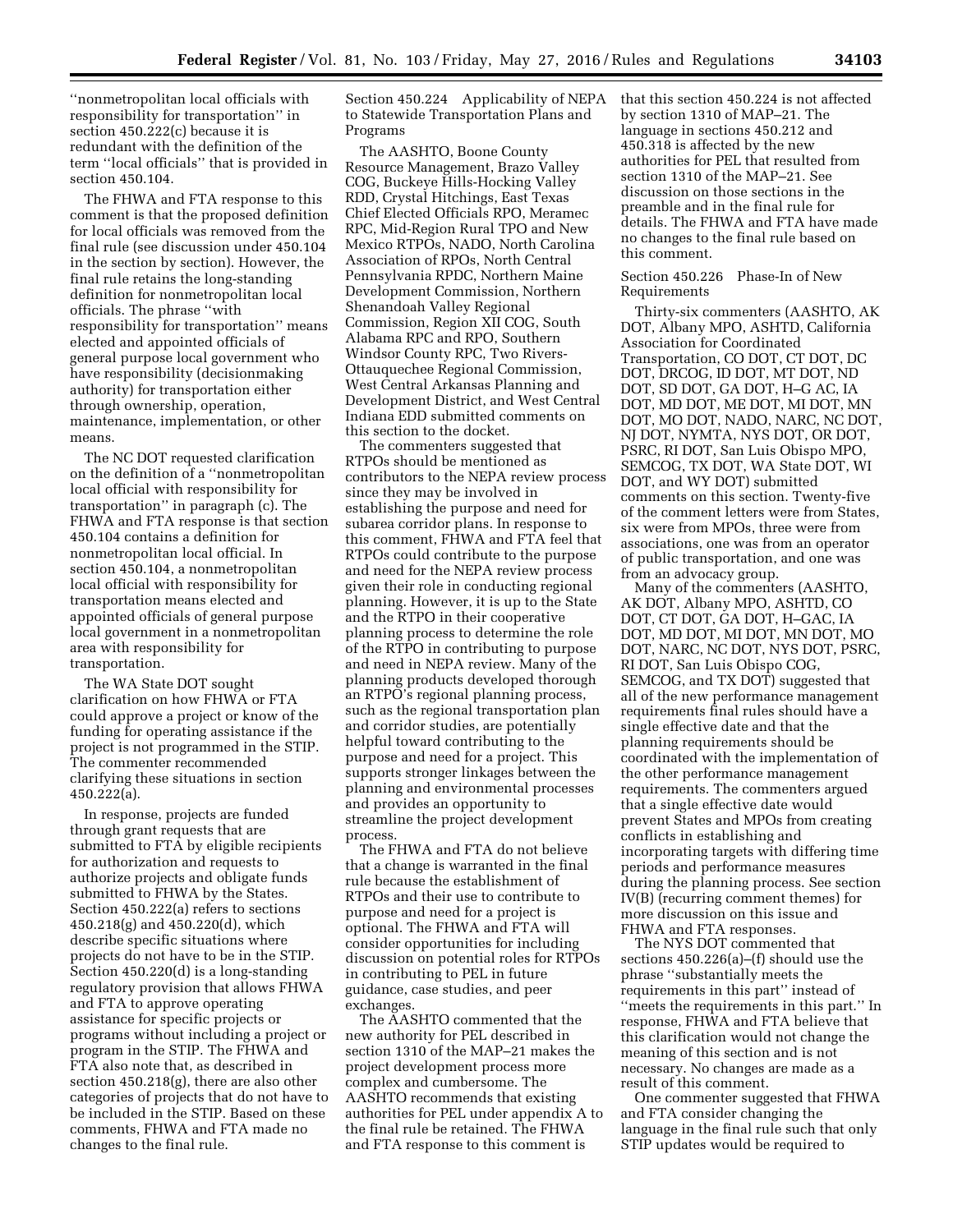''nonmetropolitan local officials with responsibility for transportation'' in section 450.222(c) because it is redundant with the definition of the term ''local officials'' that is provided in section 450.104.

The FHWA and FTA response to this comment is that the proposed definition for local officials was removed from the final rule (see discussion under 450.104 in the section by section). However, the final rule retains the long-standing definition for nonmetropolitan local officials. The phrase ''with responsibility for transportation'' means elected and appointed officials of general purpose local government who have responsibility (decisionmaking authority) for transportation either through ownership, operation, maintenance, implementation, or other means.

The NC DOT requested clarification on the definition of a ''nonmetropolitan local official with responsibility for transportation'' in paragraph (c). The FHWA and FTA response is that section 450.104 contains a definition for nonmetropolitan local official. In section 450.104, a nonmetropolitan local official with responsibility for transportation means elected and appointed officials of general purpose local government in a nonmetropolitan area with responsibility for transportation.

The WA State DOT sought clarification on how FHWA or FTA could approve a project or know of the funding for operating assistance if the project is not programmed in the STIP. The commenter recommended clarifying these situations in section 450.222(a).

In response, projects are funded through grant requests that are submitted to FTA by eligible recipients for authorization and requests to authorize projects and obligate funds submitted to FHWA by the States. Section 450.222(a) refers to sections 450.218(g) and 450.220(d), which describe specific situations where projects do not have to be in the STIP. Section 450.220(d) is a long-standing regulatory provision that allows FHWA and FTA to approve operating assistance for specific projects or programs without including a project or program in the STIP. The FHWA and FTA also note that, as described in section 450.218(g), there are also other categories of projects that do not have to be included in the STIP. Based on these comments, FHWA and FTA made no changes to the final rule.

Section 450.224 Applicability of NEPA to Statewide Transportation Plans and Programs

The AASHTO, Boone County Resource Management, Brazo Valley COG, Buckeye Hills-Hocking Valley RDD, Crystal Hitchings, East Texas Chief Elected Officials RPO, Meramec RPC, Mid-Region Rural TPO and New Mexico RTPOs, NADO, North Carolina Association of RPOs, North Central Pennsylvania RPDC, Northern Maine Development Commission, Northern Shenandoah Valley Regional Commission, Region XII COG, South Alabama RPC and RPO, Southern Windsor County RPC, Two Rivers-Ottauquechee Regional Commission, West Central Arkansas Planning and Development District, and West Central Indiana EDD submitted comments on this section to the docket.

The commenters suggested that RTPOs should be mentioned as contributors to the NEPA review process since they may be involved in establishing the purpose and need for subarea corridor plans. In response to this comment, FHWA and FTA feel that RTPOs could contribute to the purpose and need for the NEPA review process given their role in conducting regional planning. However, it is up to the State and the RTPO in their cooperative planning process to determine the role of the RTPO in contributing to purpose and need in NEPA review. Many of the planning products developed thorough an RTPO's regional planning process, such as the regional transportation plan and corridor studies, are potentially helpful toward contributing to the purpose and need for a project. This supports stronger linkages between the planning and environmental processes and provides an opportunity to streamline the project development process.

The FHWA and FTA do not believe that a change is warranted in the final rule because the establishment of RTPOs and their use to contribute to purpose and need for a project is optional. The FHWA and FTA will consider opportunities for including discussion on potential roles for RTPOs in contributing to PEL in future guidance, case studies, and peer exchanges.

The AASHTO commented that the new authority for PEL described in section 1310 of the MAP–21 makes the project development process more complex and cumbersome. The AASHTO recommends that existing authorities for PEL under appendix A to the final rule be retained. The FHWA and FTA response to this comment is that this section 450.224 is not affected by section 1310 of MAP–21. The language in sections 450.212 and 450.318 is affected by the new authorities for PEL that resulted from section 1310 of the MAP–21. See discussion on those sections in the preamble and in the final rule for details. The FHWA and FTA have made no changes to the final rule based on this comment.

Section 450.226 Phase-In of New Requirements

Thirty-six commenters (AASHTO, AK DOT, Albany MPO, ASHTD, California Association for Coordinated Transportation, CO DOT, CT DOT, DC DOT, DRCOG, ID DOT, MT DOT, ND DOT, SD DOT, GA DOT, H–G AC, IA DOT, MD DOT, ME DOT, MI DOT, MN DOT, MO DOT, NADO, NARC, NC DOT, NJ DOT, NYMTA, NYS DOT, OR DOT, PSRC, RI DOT, San Luis Obispo MPO, SEMCOG, TX DOT, WA State DOT, WI DOT, and WY DOT) submitted comments on this section. Twenty-five of the comment letters were from States, six were from MPOs, three were from associations, one was from an operator of public transportation, and one was from an advocacy group.

Many of the commenters (AASHTO, AK DOT, Albany MPO, CO DOT, CT DOT, GA DOT, H–GAC, IA DOT, MD DOT, MI DOT, MN DOT, MO DOT, NARC, NC DOT, NYS DOT, PSRC, RI DOT, San Luis Obispo COG, SEMCOG, and TX DOT) suggested that all of the new performance management requirements final rules should have a single effective date and that the planning requirements should be coordinated with the implementation of the other performance management requirements. The commenters argued that a single effective date would prevent States and MPOs from creating conflicts in establishing and incorporating targets with differing time periods and performance measures during the planning process. See section IV(B) (recurring comment themes) for more discussion on this issue and FHWA and FTA responses.

The NYS DOT commented that sections 450.226(a)–(f) should use the phrase ''substantially meets the requirements in this part'' instead of ''meets the requirements in this part.'' In response, FHWA and FTA believe that this clarification would not change the meaning of this section and is not necessary. No changes are made as a result of this comment.

One commenter suggested that FHWA and FTA consider changing the language in the final rule such that only STIP updates would be required to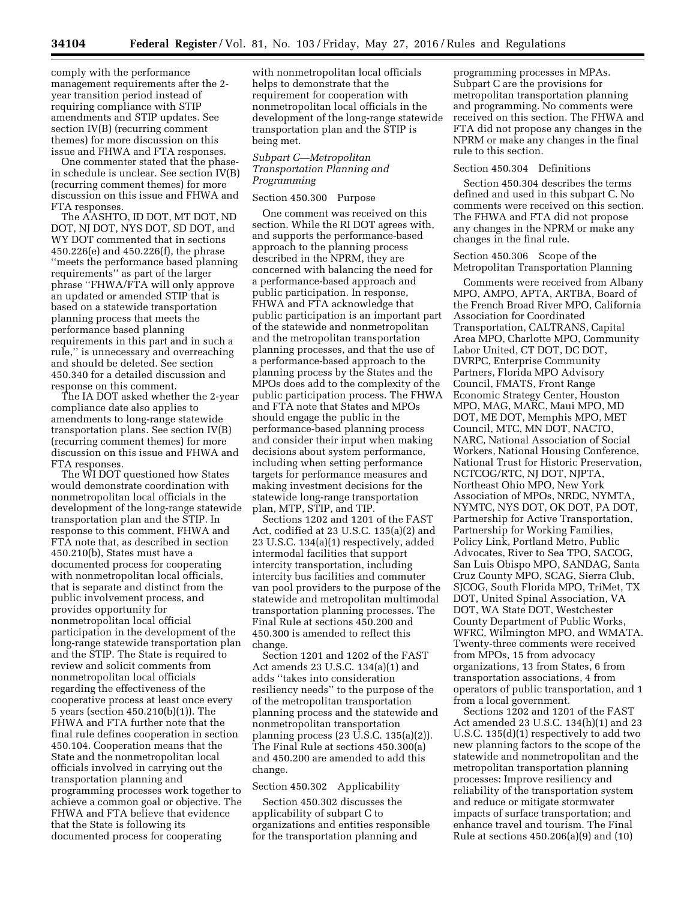comply with the performance management requirements after the 2-year transition period instead of requiring compliance with STIP amendments and STIP updates. See section IV(B) (recurring comment themes) for more discussion on this issue and FHWA and FTA responses.

One commenter stated that the phase-in schedule is unclear. See section IV(B) (recurring comment themes) for more discussion on this issue and FHWA and FTA responses.

The AASHTO, ID DOT, MT DOT, ND DOT, NJ DOT, NYS DOT, SD DOT, and WY DOT commented that in sections 450.226(e) and 450.226(f), the phrase ''meets the performance based planning requirements'' as part of the larger phrase ''FHWA/FTA will only approve an updated or amended STIP that is based on a statewide transportation planning process that meets the performance based planning requirements in this part and in such a rule,'' is unnecessary and overreaching and should be deleted. See section 450.340 for a detailed discussion and response on this comment.

The IA DOT asked whether the 2-year compliance date also applies to amendments to long-range statewide transportation plans. See section IV(B) (recurring comment themes) for more discussion on this issue and FHWA and FTA responses.

The WI DOT questioned how States would demonstrate coordination with nonmetropolitan local officials in the development of the long-range statewide transportation plan and the STIP. In response to this comment, FHWA and FTA note that, as described in section 450.210(b), States must have a documented process for cooperating with nonmetropolitan local officials, that is separate and distinct from the public involvement process, and provides opportunity for nonmetropolitan local official participation in the development of the long-range statewide transportation plan and the STIP. The State is required to review and solicit comments from nonmetropolitan local officials regarding the effectiveness of the cooperative process at least once every 5 years (section 450.210(b)(1)). The FHWA and FTA further note that the final rule defines cooperation in section 450.104. Cooperation means that the State and the nonmetropolitan local officials involved in carrying out the transportation planning and programming processes work together to achieve a common goal or objective. The FHWA and FTA believe that evidence that the State is following its documented process for cooperating with nonmetropolitan local officials helps to demonstrate that the requirement for cooperation with nonmetropolitan local officials in the development of the long-range statewide transportation plan and the STIP is being met.

*Subpart C—Metropolitan Transportation Planning and Programming*

Section 450.300 Purpose

One comment was received on this section. While the RI DOT agrees with, and supports the performance-based approach to the planning process described in the NPRM, they are concerned with balancing the need for a performance-based approach and public participation. In response, FHWA and FTA acknowledge that public participation is an important part of the statewide and nonmetropolitan and the metropolitan transportation planning processes, and that the use of a performance-based approach to the planning process by the States and the MPOs does add to the complexity of the public participation process. The FHWA and FTA note that States and MPOs should engage the public in the performance-based planning process and consider their input when making decisions about system performance, including when setting performance targets for performance measures and making investment decisions for the statewide long-range transportation plan, MTP, STIP, and TIP.

Sections 1202 and 1201 of the FAST Act, codified at 23 U.S.C. 135(a)(2) and 23 U.S.C. 134(a)(1) respectively, added intermodal facilities that support intercity transportation, including intercity bus facilities and commuter van pool providers to the purpose of the statewide and metropolitan multimodal transportation planning processes. The Final Rule at sections 450.200 and 450.300 is amended to reflect this change.

Section 1201 and 1202 of the FAST Act amends 23 U.S.C. 134(a)(1) and adds ''takes into consideration resiliency needs'' to the purpose of the of the metropolitan transportation planning process and the statewide and nonmetropolitan transportation planning process (23 U.S.C. 135(a)(2)). The Final Rule at sections 450.300(a) and 450.200 are amended to add this change.

Section 450.302 Applicability

Section 450.302 discusses the applicability of subpart C to organizations and entities responsible for the transportation planning and programming processes in MPAs. Subpart C are the provisions for metropolitan transportation planning and programming. No comments were received on this section. The FHWA and FTA did not propose any changes in the NPRM or make any changes in the final rule to this section.

Section 450.304 Definitions

Section 450.304 describes the terms defined and used in this subpart C. No comments were received on this section. The FHWA and FTA did not propose any changes in the NPRM or make any changes in the final rule.

Section 450.306 Scope of the Metropolitan Transportation Planning

Comments were received from Albany MPO, AMPO, APTA, ARTBA, Board of the French Broad River MPO, California Association for Coordinated Transportation, CALTRANS, Capital Area MPO, Charlotte MPO, Community Labor United, CT DOT, DC DOT, DVRPC, Enterprise Community Partners, Florida MPO Advisory Council, FMATS, Front Range Economic Strategy Center, Houston MPO, MAG, MARC, Maui MPO, MD DOT, ME DOT, Memphis MPO, MET Council, MTC, MN DOT, NACTO, NARC, National Association of Social Workers, National Housing Conference, National Trust for Historic Preservation, NCTCOG/RTC, NJ DOT, NJPTA, Northeast Ohio MPO, New York Association of MPOs, NRDC, NYMTA, NYMTC, NYS DOT, OK DOT, PA DOT, Partnership for Active Transportation, Partnership for Working Families, Policy Link, Portland Metro, Public Advocates, River to Sea TPO, SACOG, San Luis Obispo MPO, SANDAG, Santa Cruz County MPO, SCAG, Sierra Club, SJCOG, South Florida MPO, TriMet, TX DOT, United Spinal Association, VA DOT, WA State DOT, Westchester County Department of Public Works, WFRC, Wilmington MPO, and WMATA. Twenty-three comments were received from MPOs, 15 from advocacy organizations, 13 from States, 6 from transportation associations, 4 from operators of public transportation, and 1 from a local government.

Sections 1202 and 1201 of the FAST Act amended 23 U.S.C. 134(h)(1) and 23 U.S.C. 135(d)(1) respectively to add two new planning factors to the scope of the statewide and nonmetropolitan and the metropolitan transportation planning processes: Improve resiliency and reliability of the transportation system and reduce or mitigate stormwater impacts of surface transportation; and enhance travel and tourism. The Final Rule at sections 450.206(a)(9) and (10)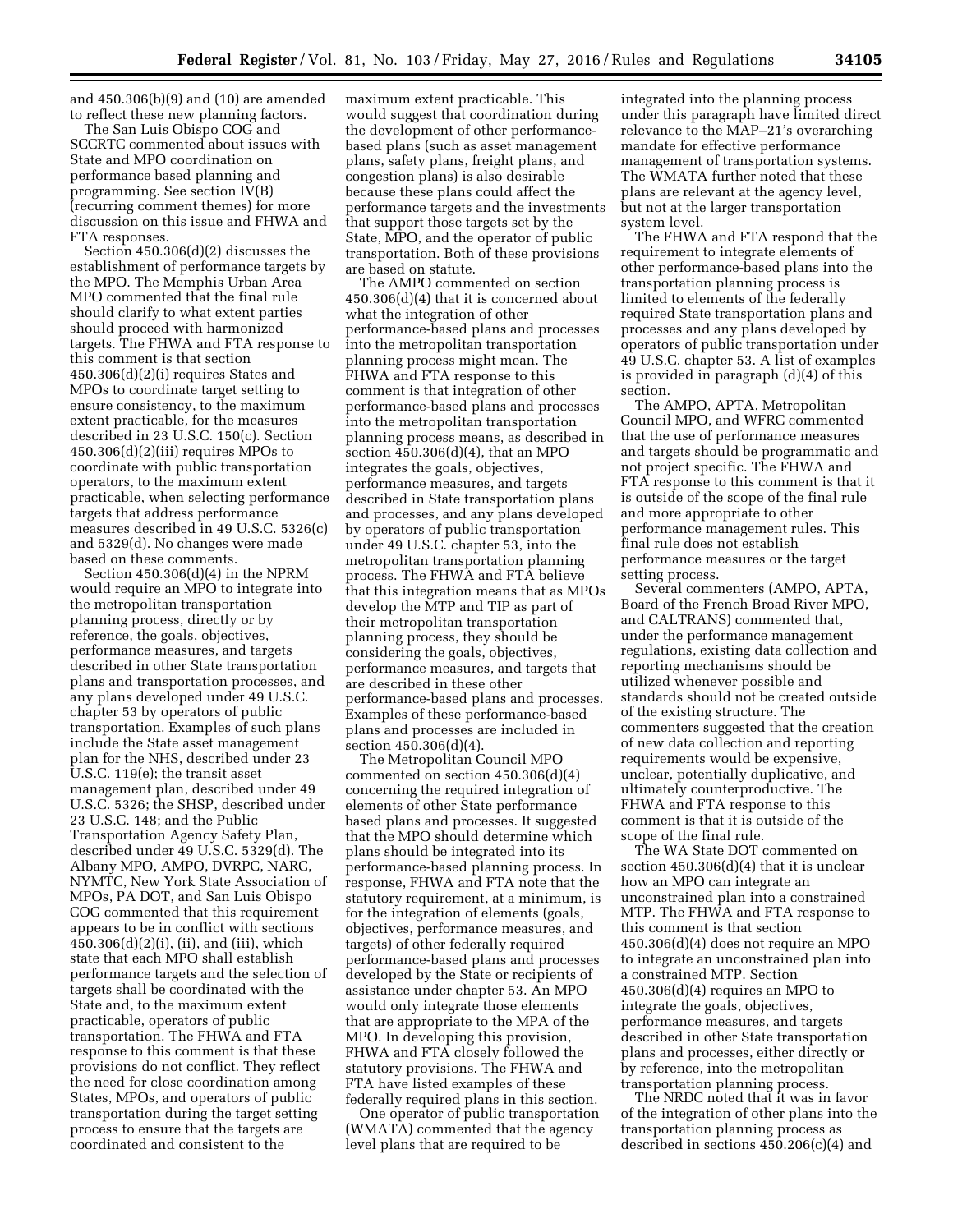and 450.306(b)(9) and (10) are amended to reflect these new planning factors.

The San Luis Obispo COG and SCCRTC commented about issues with State and MPO coordination on performance based planning and programming. See section IV(B) (recurring comment themes) for more discussion on this issue and FHWA and FTA responses.

Section 450.306(d)(2) discusses the establishment of performance targets by the MPO. The Memphis Urban Area MPO commented that the final rule should clarify to what extent parties should proceed with harmonized targets. The FHWA and FTA response to this comment is that section 450.306(d)(2)(i) requires States and MPOs to coordinate target setting to ensure consistency, to the maximum extent practicable, for the measures described in 23 U.S.C. 150(c). Section 450.306(d)(2)(iii) requires MPOs to coordinate with public transportation operators, to the maximum extent practicable, when selecting performance targets that address performance measures described in 49 U.S.C. 5326(c) and 5329(d). No changes were made based on these comments.

Section 450.306(d)(4) in the NPRM would require an MPO to integrate into the metropolitan transportation planning process, directly or by reference, the goals, objectives, performance measures, and targets described in other State transportation plans and transportation processes, and any plans developed under 49 U.S.C. chapter 53 by operators of public transportation. Examples of such plans include the State asset management plan for the NHS, described under 23 U.S.C. 119(e); the transit asset management plan, described under 49 U.S.C. 5326; the SHSP, described under 23 U.S.C. 148; and the Public Transportation Agency Safety Plan, described under 49 U.S.C. 5329(d). The Albany MPO, AMPO, DVRPC, NARC, NYMTC, New York State Association of MPOs, PA DOT, and San Luis Obispo COG commented that this requirement appears to be in conflict with sections 450.306(d)(2)(i), (ii), and (iii), which state that each MPO shall establish performance targets and the selection of targets shall be coordinated with the State and, to the maximum extent practicable, operators of public transportation. The FHWA and FTA response to this comment is that these provisions do not conflict. They reflect the need for close coordination among States, MPOs, and operators of public transportation during the target setting process to ensure that the targets are coordinated and consistent to the maximum extent practicable. This would suggest that coordination during the development of other performance-based plans (such as asset management plans, safety plans, freight plans, and congestion plans) is also desirable because these plans could affect the performance targets and the investments that support those targets set by the State, MPO, and the operator of public transportation. Both of these provisions are based on statute.

The AMPO commented on section 450.306(d)(4) that it is concerned about what the integration of other performance-based plans and processes into the metropolitan transportation planning process might mean. The FHWA and FTA response to this comment is that integration of other performance-based plans and processes into the metropolitan transportation planning process means, as described in section 450.306(d)(4), that an MPO integrates the goals, objectives, performance measures, and targets described in State transportation plans and processes, and any plans developed by operators of public transportation under 49 U.S.C. chapter 53, into the metropolitan transportation planning process. The FHWA and FTA believe that this integration means that as MPOs develop the MTP and TIP as part of their metropolitan transportation planning process, they should be considering the goals, objectives, performance measures, and targets that are described in these other performance-based plans and processes. Examples of these performance-based plans and processes are included in section 450.306(d)(4).

The Metropolitan Council MPO commented on section 450.306(d)(4) concerning the required integration of elements of other State performance based plans and processes. It suggested that the MPO should determine which plans should be integrated into its performance-based planning process. In response, FHWA and FTA note that the statutory requirement, at a minimum, is for the integration of elements (goals, objectives, performance measures, and targets) of other federally required performance-based plans and processes developed by the State or recipients of assistance under chapter 53. An MPO would only integrate those elements that are appropriate to the MPA of the MPO. In developing this provision, FHWA and FTA closely followed the statutory provisions. The FHWA and FTA have listed examples of these federally required plans in this section.

One operator of public transportation (WMATA) commented that the agency level plans that are required to be integrated into the planning process under this paragraph have limited direct relevance to the MAP–21's overarching mandate for effective performance management of transportation systems. The WMATA further noted that these plans are relevant at the agency level, but not at the larger transportation system level.

The FHWA and FTA respond that the requirement to integrate elements of other performance-based plans into the transportation planning process is limited to elements of the federally required State transportation plans and processes and any plans developed by operators of public transportation under 49 U.S.C. chapter 53. A list of examples is provided in paragraph (d)(4) of this section.

The AMPO, APTA, Metropolitan Council MPO, and WFRC commented that the use of performance measures and targets should be programmatic and not project specific. The FHWA and FTA response to this comment is that it is outside of the scope of the final rule and more appropriate to other performance management rules. This final rule does not establish performance measures or the target setting process.

Several commenters (AMPO, APTA, Board of the French Broad River MPO, and CALTRANS) commented that, under the performance management regulations, existing data collection and reporting mechanisms should be utilized whenever possible and standards should not be created outside of the existing structure. The commenters suggested that the creation of new data collection and reporting requirements would be expensive, unclear, potentially duplicative, and ultimately counterproductive. The FHWA and FTA response to this comment is that it is outside of the scope of the final rule.

The WA State DOT commented on section 450.306(d)(4) that it is unclear how an MPO can integrate an unconstrained plan into a constrained MTP. The FHWA and FTA response to this comment is that section 450.306(d)(4) does not require an MPO to integrate an unconstrained plan into a constrained MTP. Section 450.306(d)(4) requires an MPO to integrate the goals, objectives, performance measures, and targets described in other State transportation plans and processes, either directly or by reference, into the metropolitan transportation planning process.

The NRDC noted that it was in favor of the integration of other plans into the transportation planning process as described in sections 450.206(c)(4) and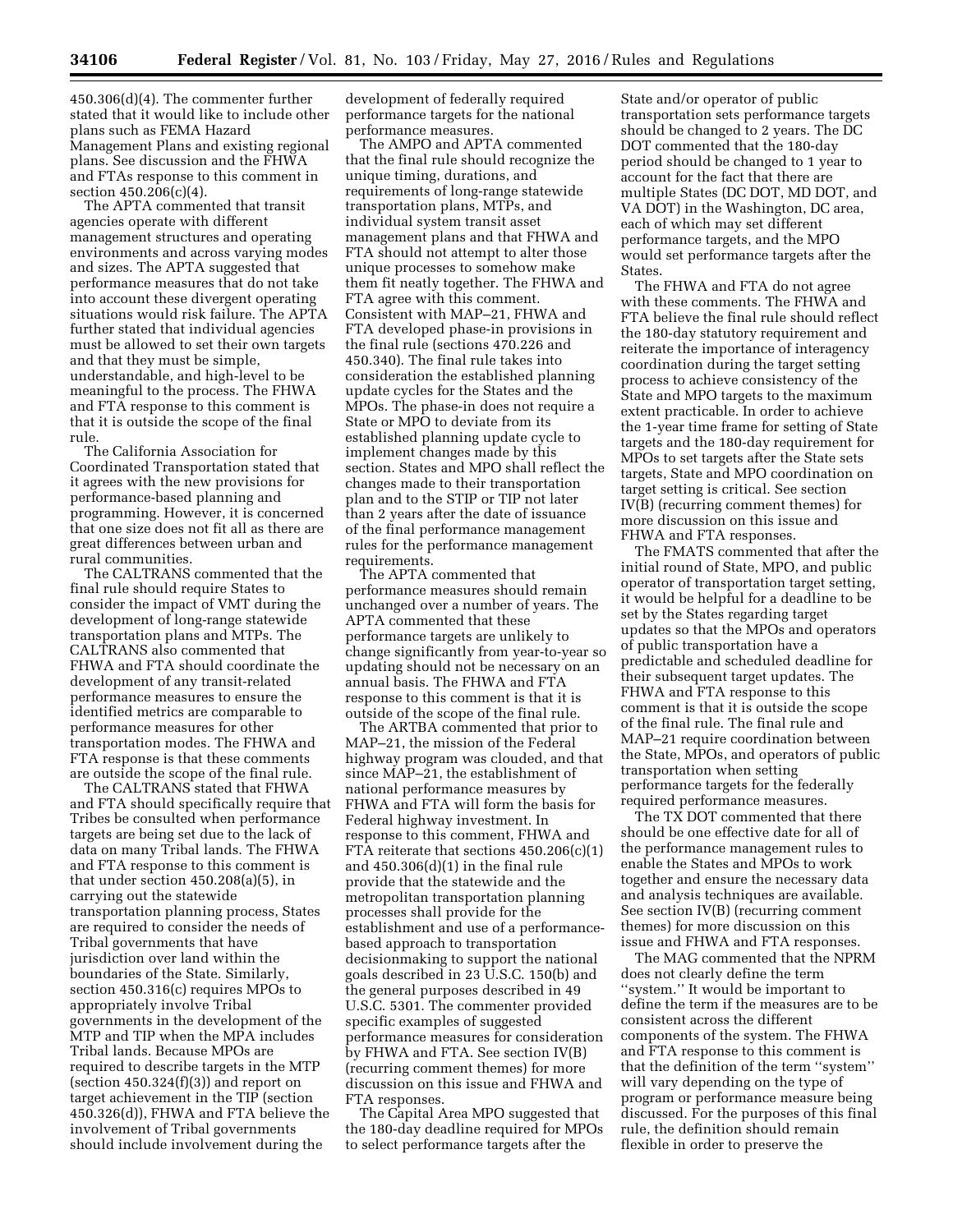450.306(d)(4). The commenter further stated that it would like to include other plans such as FEMA Hazard Management Plans and existing regional plans. See discussion and the FHWA and FTAs response to this comment in section 450.206(c)(4).

The APTA commented that transit agencies operate with different management structures and operating environments and across varying modes and sizes. The APTA suggested that performance measures that do not take into account these divergent operating situations would risk failure. The APTA further stated that individual agencies must be allowed to set their own targets and that they must be simple, understandable, and high-level to be meaningful to the process. The FHWA and FTA response to this comment is that it is outside the scope of the final rule.

The California Association for Coordinated Transportation stated that it agrees with the new provisions for performance-based planning and programming. However, it is concerned that one size does not fit all as there are great differences between urban and rural communities.

The CALTRANS commented that the final rule should require States to consider the impact of VMT during the development of long-range statewide transportation plans and MTPs. The CALTRANS also commented that FHWA and FTA should coordinate the development of any transit-related performance measures to ensure the identified metrics are comparable to performance measures for other transportation modes. The FHWA and FTA response is that these comments are outside the scope of the final rule.

The CALTRANS stated that FHWA and FTA should specifically require that Tribes be consulted when performance targets are being set due to the lack of data on many Tribal lands. The FHWA and FTA response to this comment is that under section 450.208(a)(5), in carrying out the statewide transportation planning process, States are required to consider the needs of Tribal governments that have jurisdiction over land within the boundaries of the State. Similarly, section 450.316(c) requires MPOs to appropriately involve Tribal governments in the development of the MTP and TIP when the MPA includes Tribal lands. Because MPOs are required to describe targets in the MTP (section 450.324(f)(3)) and report on target achievement in the TIP (section 450.326(d)), FHWA and FTA believe the involvement of Tribal governments should include involvement during the development of federally required performance targets for the national performance measures.

The AMPO and APTA commented that the final rule should recognize the unique timing, durations, and requirements of long-range statewide transportation plans, MTPs, and individual system transit asset management plans and that FHWA and FTA should not attempt to alter those unique processes to somehow make them fit neatly together. The FHWA and FTA agree with this comment. Consistent with MAP–21, FHWA and FTA developed phase-in provisions in the final rule (sections 470.226 and 450.340). The final rule takes into consideration the established planning update cycles for the States and the MPOs. The phase-in does not require a State or MPO to deviate from its established planning update cycle to implement changes made by this section. States and MPO shall reflect the changes made to their transportation plan and to the STIP or TIP not later than 2 years after the date of issuance of the final performance management rules for the performance management requirements.

The APTA commented that performance measures should remain unchanged over a number of years. The APTA commented that these performance targets are unlikely to change significantly from year-to-year so updating should not be necessary on an annual basis. The FHWA and FTA response to this comment is that it is outside of the scope of the final rule.

The ARTBA commented that prior to MAP–21, the mission of the Federal highway program was clouded, and that since MAP–21, the establishment of national performance measures by FHWA and FTA will form the basis for Federal highway investment. In response to this comment, FHWA and FTA reiterate that sections 450.206(c)(1) and 450.306(d)(1) in the final rule provide that the statewide and the metropolitan transportation planning processes shall provide for the establishment and use of a performance-based approach to transportation decisionmaking to support the national goals described in 23 U.S.C. 150(b) and the general purposes described in 49 U.S.C. 5301. The commenter provided specific examples of suggested performance measures for consideration by FHWA and FTA. See section IV(B) (recurring comment themes) for more discussion on this issue and FHWA and FTA responses.

The Capital Area MPO suggested that the 180-day deadline required for MPOs to select performance targets after the State and/or operator of public transportation sets performance targets should be changed to 2 years. The DC DOT commented that the 180-day period should be changed to 1 year to account for the fact that there are multiple States (DC DOT, MD DOT, and VA DOT) in the Washington, DC area, each of which may set different performance targets, and the MPO would set performance targets after the States.

The FHWA and FTA do not agree with these comments. The FHWA and FTA believe the final rule should reflect the 180-day statutory requirement and reiterate the importance of interagency coordination during the target setting process to achieve consistency of the State and MPO targets to the maximum extent practicable. In order to achieve the 1-year time frame for setting of State targets and the 180-day requirement for MPOs to set targets after the State sets targets, State and MPO coordination on target setting is critical. See section IV(B) (recurring comment themes) for more discussion on this issue and FHWA and FTA responses.

The FMATS commented that after the initial round of State, MPO, and public operator of transportation target setting, it would be helpful for a deadline to be set by the States regarding target updates so that the MPOs and operators of public transportation have a predictable and scheduled deadline for their subsequent target updates. The FHWA and FTA response to this comment is that it is outside the scope of the final rule. The final rule and MAP–21 require coordination between the State, MPOs, and operators of public transportation when setting performance targets for the federally required performance measures.

The TX DOT commented that there should be one effective date for all of the performance management rules to enable the States and MPOs to work together and ensure the necessary data and analysis techniques are available. See section IV(B) (recurring comment themes) for more discussion on this issue and FHWA and FTA responses.

The MAG commented that the NPRM does not clearly define the term ''system.'' It would be important to define the term if the measures are to be consistent across the different components of the system. The FHWA and FTA response to this comment is that the definition of the term ''system'' will vary depending on the type of program or performance measure being discussed. For the purposes of this final rule, the definition should remain flexible in order to preserve the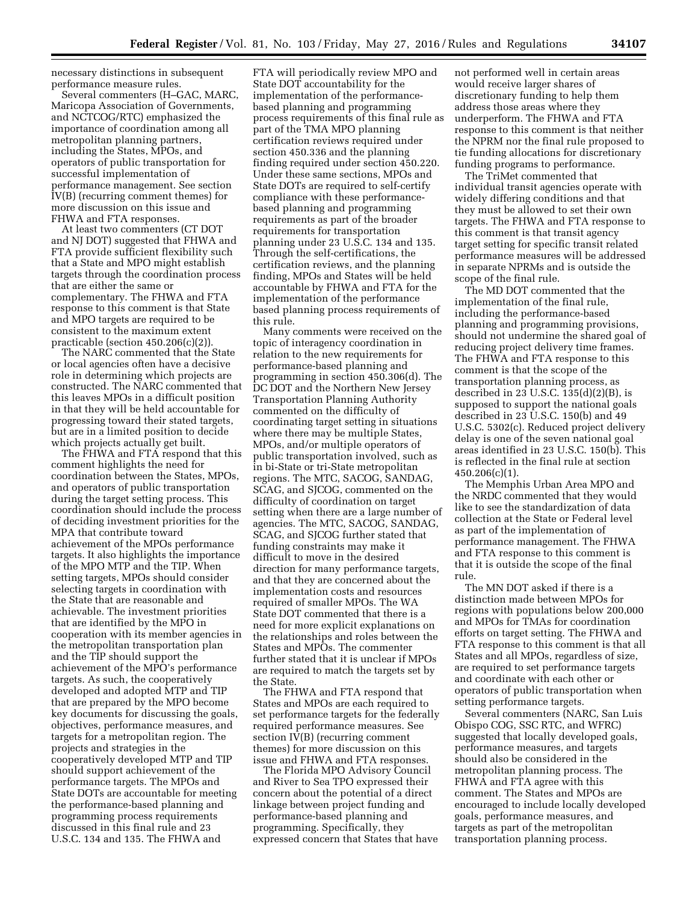necessary distinctions in subsequent performance measure rules.

Several commenters (H–GAC, MARC, Maricopa Association of Governments, and NCTCOG/RTC) emphasized the importance of coordination among all metropolitan planning partners, including the States, MPOs, and operators of public transportation for successful implementation of performance management. See section IV(B) (recurring comment themes) for more discussion on this issue and FHWA and FTA responses.

At least two commenters (CT DOT and NJ DOT) suggested that FHWA and FTA provide sufficient flexibility such that a State and MPO might establish targets through the coordination process that are either the same or complementary. The FHWA and FTA response to this comment is that State and MPO targets are required to be consistent to the maximum extent practicable (section 450.206(c)(2)).

The NARC commented that the State or local agencies often have a decisive role in determining which projects are constructed. The NARC commented that this leaves MPOs in a difficult position in that they will be held accountable for progressing toward their stated targets, but are in a limited position to decide which projects actually get built.

The FHWA and FTA respond that this comment highlights the need for coordination between the States, MPOs, and operators of public transportation during the target setting process. This coordination should include the process of deciding investment priorities for the MPA that contribute toward achievement of the MPOs performance targets. It also highlights the importance of the MPO MTP and the TIP. When setting targets, MPOs should consider selecting targets in coordination with the State that are reasonable and achievable. The investment priorities that are identified by the MPO in cooperation with its member agencies in the metropolitan transportation plan and the TIP should support the achievement of the MPO's performance targets. As such, the cooperatively developed and adopted MTP and TIP that are prepared by the MPO become key documents for discussing the goals, objectives, performance measures, and targets for a metropolitan region. The projects and strategies in the cooperatively developed MTP and TIP should support achievement of the performance targets. The MPOs and State DOTs are accountable for meeting the performance-based planning and programming process requirements discussed in this final rule and 23 U.S.C. 134 and 135. The FHWA and FTA will periodically review MPO and State DOT accountability for the implementation of the performance-based planning and programming process requirements of this final rule as part of the TMA MPO planning certification reviews required under section 450.336 and the planning finding required under section 450.220. Under these same sections, MPOs and State DOTs are required to self-certify compliance with these performance-based planning and programming requirements as part of the broader requirements for transportation planning under 23 U.S.C. 134 and 135. Through the self-certifications, the certification reviews, and the planning finding, MPOs and States will be held accountable by FHWA and FTA for the implementation of the performance based planning process requirements of this rule.

Many comments were received on the topic of interagency coordination in relation to the new requirements for performance-based planning and programming in section 450.306(d). The DC DOT and the Northern New Jersey Transportation Planning Authority commented on the difficulty of coordinating target setting in situations where there may be multiple States, MPOs, and/or multiple operators of public transportation involved, such as in bi-State or tri-State metropolitan regions. The MTC, SACOG, SANDAG, SCAG, and SJCOG, commented on the difficulty of coordination on target setting when there are a large number of agencies. The MTC, SACOG, SANDAG, SCAG, and SJCOG further stated that funding constraints may make it difficult to move in the desired direction for many performance targets, and that they are concerned about the implementation costs and resources required of smaller MPOs. The WA State DOT commented that there is a need for more explicit explanations on the relationships and roles between the States and MPOs. The commenter further stated that it is unclear if MPOs are required to match the targets set by the State.

The FHWA and FTA respond that States and MPOs are each required to set performance targets for the federally required performance measures. See section IV(B) (recurring comment themes) for more discussion on this issue and FHWA and FTA responses.

The Florida MPO Advisory Council and River to Sea TPO expressed their concern about the potential of a direct linkage between project funding and performance-based planning and programming. Specifically, they expressed concern that States that have not performed well in certain areas would receive larger shares of discretionary funding to help them address those areas where they underperform. The FHWA and FTA response to this comment is that neither the NPRM nor the final rule proposed to tie funding allocations for discretionary funding programs to performance.

The TriMet commented that individual transit agencies operate with widely differing conditions and that they must be allowed to set their own targets. The FHWA and FTA response to this comment is that transit agency target setting for specific transit related performance measures will be addressed in separate NPRMs and is outside the scope of the final rule.

The MD DOT commented that the implementation of the final rule, including the performance-based planning and programming provisions, should not undermine the shared goal of reducing project delivery time frames. The FHWA and FTA response to this comment is that the scope of the transportation planning process, as described in 23 U.S.C. 135(d)(2)(B), is supposed to support the national goals described in 23 U.S.C. 150(b) and 49 U.S.C. 5302(c). Reduced project delivery delay is one of the seven national goal areas identified in 23 U.S.C. 150(b). This is reflected in the final rule at section 450.206(c)(1).

The Memphis Urban Area MPO and the NRDC commented that they would like to see the standardization of data collection at the State or Federal level as part of the implementation of performance management. The FHWA and FTA response to this comment is that it is outside the scope of the final rule.

The MN DOT asked if there is a distinction made between MPOs for regions with populations below 200,000 and MPOs for TMAs for coordination efforts on target setting. The FHWA and FTA response to this comment is that all States and all MPOs, regardless of size, are required to set performance targets and coordinate with each other or operators of public transportation when setting performance targets.

Several commenters (NARC, San Luis Obispo COG, SSC RTC, and WFRC) suggested that locally developed goals, performance measures, and targets should also be considered in the metropolitan planning process. The FHWA and FTA agree with this comment. The States and MPOs are encouraged to include locally developed goals, performance measures, and targets as part of the metropolitan transportation planning process.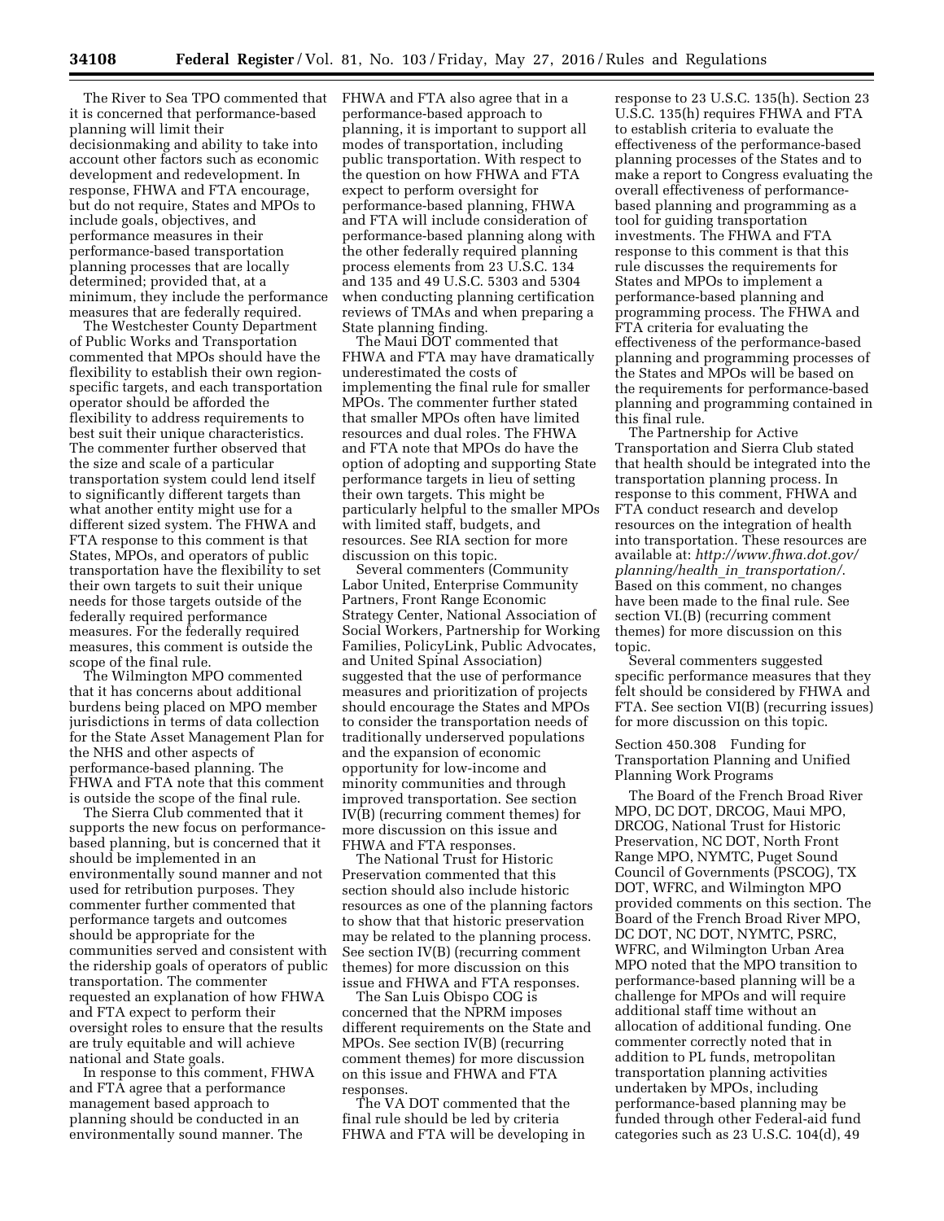The River to Sea TPO commented that it is concerned that performance-based planning will limit their decisionmaking and ability to take into account other factors such as economic development and redevelopment. In response, FHWA and FTA encourage, but do not require, States and MPOs to include goals, objectives, and performance measures in their performance-based transportation planning processes that are locally determined; provided that, at a minimum, they include the performance measures that are federally required.

The Westchester County Department of Public Works and Transportation commented that MPOs should have the flexibility to establish their own region-specific targets, and each transportation operator should be afforded the flexibility to address requirements to best suit their unique characteristics. The commenter further observed that the size and scale of a particular transportation system could lend itself to significantly different targets than what another entity might use for a different sized system. The FHWA and FTA response to this comment is that States, MPOs, and operators of public transportation have the flexibility to set their own targets to suit their unique needs for those targets outside of the federally required performance measures. For the federally required measures, this comment is outside the scope of the final rule.

The Wilmington MPO commented that it has concerns about additional burdens being placed on MPO member jurisdictions in terms of data collection for the State Asset Management Plan for the NHS and other aspects of performance-based planning. The FHWA and FTA note that this comment is outside the scope of the final rule.

The Sierra Club commented that it supports the new focus on performance-based planning, but is concerned that it should be implemented in an environmentally sound manner and not used for retribution purposes. They commenter further commented that performance targets and outcomes should be appropriate for the communities served and consistent with the ridership goals of operators of public transportation. The commenter requested an explanation of how FHWA and FTA expect to perform their oversight roles to ensure that the results are truly equitable and will achieve national and State goals.

In response to this comment, FHWA and FTA agree that a performance management based approach to planning should be conducted in an environmentally sound manner. The FHWA and FTA also agree that in a performance-based approach to planning, it is important to support all modes of transportation, including public transportation. With respect to the question on how FHWA and FTA expect to perform oversight for performance-based planning, FHWA and FTA will include consideration of performance-based planning along with the other federally required planning process elements from 23 U.S.C. 134 and 135 and 49 U.S.C. 5303 and 5304 when conducting planning certification reviews of TMAs and when preparing a State planning finding.

The Maui DOT commented that FHWA and FTA may have dramatically underestimated the costs of implementing the final rule for smaller MPOs. The commenter further stated that smaller MPOs often have limited resources and dual roles. The FHWA and FTA note that MPOs do have the option of adopting and supporting State performance targets in lieu of setting their own targets. This might be particularly helpful to the smaller MPOs with limited staff, budgets, and resources. See RIA section for more discussion on this topic.

Several commenters (Community Labor United, Enterprise Community Partners, Front Range Economic Strategy Center, National Association of Social Workers, Partnership for Working Families, PolicyLink, Public Advocates, and United Spinal Association) suggested that the use of performance measures and prioritization of projects should encourage the States and MPOs to consider the transportation needs of traditionally underserved populations and the expansion of economic opportunity for low-income and minority communities and through improved transportation. See section IV(B) (recurring comment themes) for more discussion on this issue and FHWA and FTA responses.

The National Trust for Historic Preservation commented that this section should also include historic resources as one of the planning factors to show that that historic preservation may be related to the planning process. See section IV(B) (recurring comment themes) for more discussion on this issue and FHWA and FTA responses.

The San Luis Obispo COG is concerned that the NPRM imposes different requirements on the State and MPOs. See section IV(B) (recurring comment themes) for more discussion on this issue and FHWA and FTA responses.

The VA DOT commented that the final rule should be led by criteria FHWA and FTA will be developing in response to 23 U.S.C. 135(h). Section 23 U.S.C. 135(h) requires FHWA and FTA to establish criteria to evaluate the effectiveness of the performance-based planning processes of the States and to make a report to Congress evaluating the overall effectiveness of performance-based planning and programming as a tool for guiding transportation investments. The FHWA and FTA response to this comment is that this rule discusses the requirements for States and MPOs to implement a performance-based planning and programming process. The FHWA and FTA criteria for evaluating the effectiveness of the performance-based planning and programming processes of the States and MPOs will be based on the requirements for performance-based planning and programming contained in this final rule.

The Partnership for Active Transportation and Sierra Club stated that health should be integrated into the transportation planning process. In response to this comment, FHWA and FTA conduct research and develop resources on the integration of health into transportation. These resources are available at: *http://www.fhwa.dot.gov/planning/health_in_transportation/*. Based on this comment, no changes have been made to the final rule. See section VI.(B) (recurring comment themes) for more discussion on this topic.

Several commenters suggested specific performance measures that they felt should be considered by FHWA and FTA. See section VI(B) (recurring issues) for more discussion on this topic.

Section 450.308 Funding for Transportation Planning and Unified Planning Work Programs

The Board of the French Broad River MPO, DC DOT, DRCOG, Maui MPO, DRCOG, National Trust for Historic Preservation, NC DOT, North Front Range MPO, NYMTC, Puget Sound Council of Governments (PSCOG), TX DOT, WFRC, and Wilmington MPO provided comments on this section. The Board of the French Broad River MPO, DC DOT, NC DOT, NYMTC, PSRC, WFRC, and Wilmington Urban Area MPO noted that the MPO transition to performance-based planning will be a challenge for MPOs and will require additional staff time without an allocation of additional funding. One commenter correctly noted that in addition to PL funds, metropolitan transportation planning activities undertaken by MPOs, including performance-based planning may be funded through other Federal-aid fund categories such as 23 U.S.C. 104(d), 49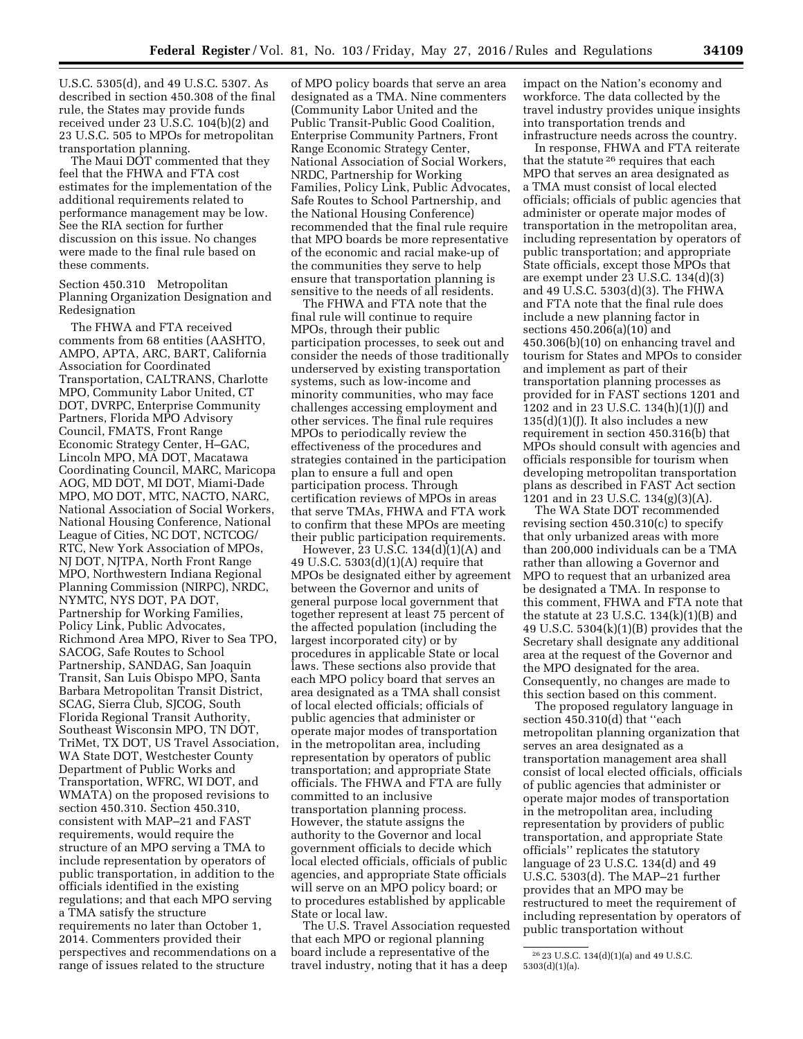U.S.C. 5305(d), and 49 U.S.C. 5307. As described in section 450.308 of the final rule, the States may provide funds received under 23 U.S.C. 104(b)(2) and 23 U.S.C. 505 to MPOs for metropolitan transportation planning.

The Maui DOT commented that they feel that the FHWA and FTA cost estimates for the implementation of the additional requirements related to performance management may be low. See the RIA section for further discussion on this issue. No changes were made to the final rule based on these comments.

Section 450.310 Metropolitan Planning Organization Designation and Redesignation

The FHWA and FTA received comments from 68 entities (AASHTO, AMPO, APTA, ARC, BART, California Association for Coordinated Transportation, CALTRANS, Charlotte MPO, Community Labor United, CT DOT, DVRPC, Enterprise Community Partners, Florida MPO Advisory Council, FMATS, Front Range Economic Strategy Center, H–GAC, Lincoln MPO, MA DOT, Macatawa Coordinating Council, MARC, Maricopa AOG, MD DOT, MI DOT, Miami-Dade MPO, MO DOT, MTC, NACTO, NARC, National Association of Social Workers, National Housing Conference, National League of Cities, NC DOT, NCTCOG/RTC, New York Association of MPOs, NJ DOT, NJTPA, North Front Range MPO, Northwestern Indiana Regional Planning Commission (NIRPC), NRDC, NYMTC, NYS DOT, PA DOT, Partnership for Working Families, Policy Link, Public Advocates, Richmond Area MPO, River to Sea TPO, SACOG, Safe Routes to School Partnership, SANDAG, San Joaquin Transit, San Luis Obispo MPO, Santa Barbara Metropolitan Transit District, SCAG, Sierra Club, SJCOG, South Florida Regional Transit Authority, Southeast Wisconsin MPO, TN DOT, TriMet, TX DOT, US Travel Association, WA State DOT, Westchester County Department of Public Works and Transportation, WFRC, WI DOT, and WMATA) on the proposed revisions to section 450.310. Section 450.310, consistent with MAP–21 and FAST requirements, would require the structure of an MPO serving a TMA to include representation by operators of public transportation, in addition to the officials identified in the existing regulations; and that each MPO serving a TMA satisfy the structure requirements no later than October 1, 2014. Commenters provided their perspectives and recommendations on a range of issues related to the structure of MPO policy boards that serve an area designated as a TMA. Nine commenters (Community Labor United and the Public Transit-Public Good Coalition, Enterprise Community Partners, Front Range Economic Strategy Center, National Association of Social Workers, NRDC, Partnership for Working Families, Policy Link, Public Advocates, Safe Routes to School Partnership, and the National Housing Conference) recommended that the final rule require that MPO boards be more representative of the economic and racial make-up of the communities they serve to help ensure that transportation planning is sensitive to the needs of all residents.

The FHWA and FTA note that the final rule will continue to require MPOs, through their public participation processes, to seek out and consider the needs of those traditionally underserved by existing transportation systems, such as low-income and minority communities, who may face challenges accessing employment and other services. The final rule requires MPOs to periodically review the effectiveness of the procedures and strategies contained in the participation plan to ensure a full and open participation process. Through certification reviews of MPOs in areas that serve TMAs, FHWA and FTA work to confirm that these MPOs are meeting their public participation requirements.

However, 23 U.S.C. 134(d)(1)(A) and 49 U.S.C. 5303(d)(1)(A) require that MPOs be designated either by agreement between the Governor and units of general purpose local government that together represent at least 75 percent of the affected population (including the largest incorporated city) or by procedures in applicable State or local laws. These sections also provide that each MPO policy board that serves an area designated as a TMA shall consist of local elected officials; officials of public agencies that administer or operate major modes of transportation in the metropolitan area, including representation by operators of public transportation; and appropriate State officials. The FHWA and FTA are fully committed to an inclusive transportation planning process. However, the statute assigns the authority to the Governor and local government officials to decide which local elected officials, officials of public agencies, and appropriate State officials will serve on an MPO policy board; or to procedures established by applicable State or local law.

The U.S. Travel Association requested that each MPO or regional planning board include a representative of the travel industry, noting that it has a deep impact on the Nation's economy and workforce. The data collected by the travel industry provides unique insights into transportation trends and infrastructure needs across the country.

In response, FHWA and FTA reiterate that the statute [26] requires that each MPO that serves an area designated as a TMA must consist of local elected officials; officials of public agencies that administer or operate major modes of transportation in the metropolitan area, including representation by operators of public transportation; and appropriate State officials, except those MPOs that are exempt under 23 U.S.C. 134(d)(3) and 49 U.S.C. 5303(d)(3). The FHWA and FTA note that the final rule does include a new planning factor in sections 450.206(a)(10) and 450.306(b)(10) on enhancing travel and tourism for States and MPOs to consider and implement as part of their transportation planning processes as provided for in FAST sections 1201 and 1202 and in 23 U.S.C. 134(h)(1)(J) and 135(d)(1)(J). It also includes a new requirement in section 450.316(b) that MPOs should consult with agencies and officials responsible for tourism when developing metropolitan transportation plans as described in FAST Act section 1201 and in 23 U.S.C. 134(g)(3)(A).

The WA State DOT recommended revising section 450.310(c) to specify that only urbanized areas with more than 200,000 individuals can be a TMA rather than allowing a Governor and MPO to request that an urbanized area be designated a TMA. In response to this comment, FHWA and FTA note that the statute at 23 U.S.C. 134(k)(1)(B) and 49 U.S.C. 5304(k)(1)(B) provides that the Secretary shall designate any additional area at the request of the Governor and the MPO designated for the area. Consequently, no changes are made to this section based on this comment.

The proposed regulatory language in section 450.310(d) that "each metropolitan planning organization that serves an area designated as a transportation management area shall consist of local elected officials, officials of public agencies that administer or operate major modes of transportation in the metropolitan area, including representation by providers of public transportation, and appropriate State officials" replicates the statutory language of 23 U.S.C. 134(d) and 49 U.S.C. 5303(d). The MAP–21 further provides that an MPO may be restructured to meet the requirement of including representation by operators of public transportation without

[26] 23 U.S.C. 134(d)(1)(a) and 49 U.S.C. 5303(d)(1)(a).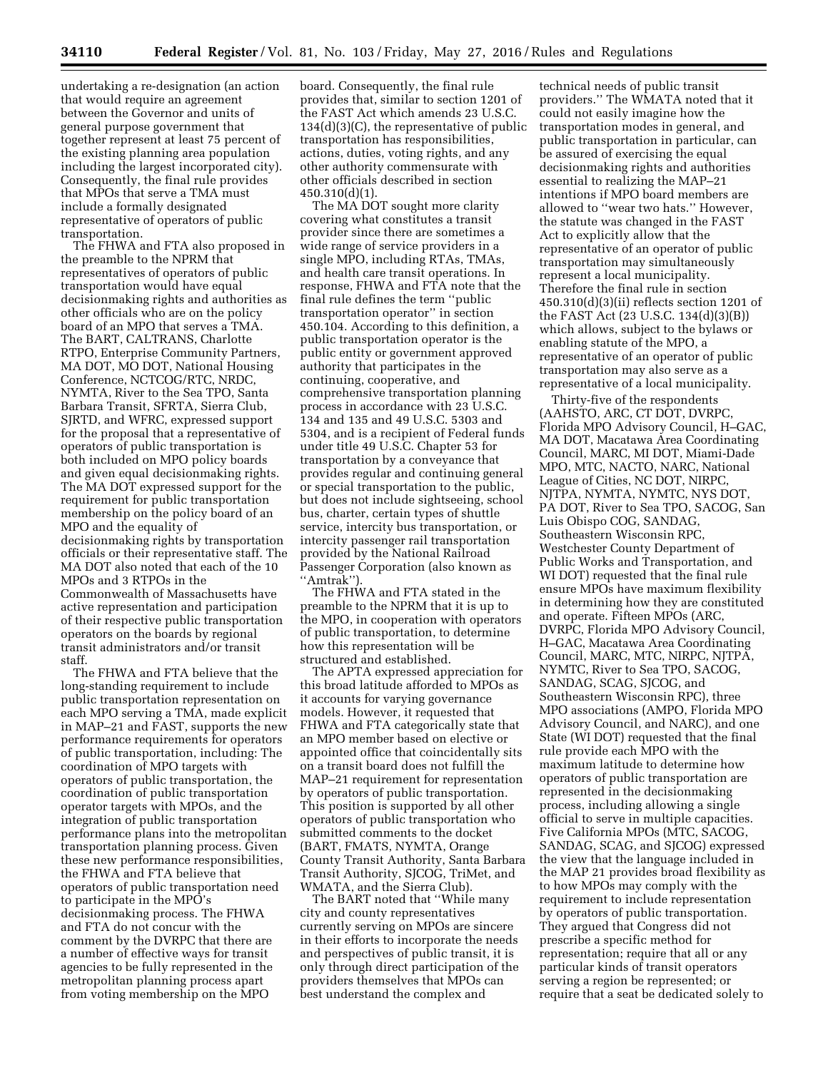undertaking a re-designation (an action that would require an agreement between the Governor and units of general purpose government that together represent at least 75 percent of the existing planning area population including the largest incorporated city). Consequently, the final rule provides that MPOs that serve a TMA must include a formally designated representative of operators of public transportation.

The FHWA and FTA also proposed in the preamble to the NPRM that representatives of operators of public transportation would have equal decisionmaking rights and authorities as other officials who are on the policy board of an MPO that serves a TMA. The BART, CALTRANS, Charlotte RTPO, Enterprise Community Partners, MA DOT, MO DOT, National Housing Conference, NCTCOG/RTC, NRDC, NYMTA, River to the Sea TPO, Santa Barbara Transit, SFRTA, Sierra Club, SJRTD, and WFRC, expressed support for the proposal that a representative of operators of public transportation is both included on MPO policy boards and given equal decisionmaking rights. The MA DOT expressed support for the requirement for public transportation membership on the policy board of an MPO and the equality of decisionmaking rights by transportation officials or their representative staff. The MA DOT also noted that each of the 10 MPOs and 3 RTPOs in the Commonwealth of Massachusetts have active representation and participation of their respective public transportation operators on the boards by regional transit administrators and/or transit staff.

The FHWA and FTA believe that the long-standing requirement to include public transportation representation on each MPO serving a TMA, made explicit in MAP–21 and FAST, supports the new performance requirements for operators of public transportation, including: The coordination of MPO targets with operators of public transportation, the coordination of public transportation operator targets with MPOs, and the integration of public transportation performance plans into the metropolitan transportation planning process. Given these new performance responsibilities, the FHWA and FTA believe that operators of public transportation need to participate in the MPO's decisionmaking process. The FHWA and FTA do not concur with the comment by the DVRPC that there are a number of effective ways for transit agencies to be fully represented in the metropolitan planning process apart from voting membership on the MPO board. Consequently, the final rule provides that, similar to section 1201 of the FAST Act which amends 23 U.S.C. 134(d)(3)(C), the representative of public transportation has responsibilities, actions, duties, voting rights, and any other authority commensurate with other officials described in section 450.310(d)(1).

The MA DOT sought more clarity covering what constitutes a transit provider since there are sometimes a wide range of service providers in a single MPO, including RTAs, TMAs, and health care transit operations. In response, FHWA and FTA note that the final rule defines the term "public transportation operator" in section 450.104. According to this definition, a public transportation operator is the public entity or government approved authority that participates in the continuing, cooperative, and comprehensive transportation planning process in accordance with 23 U.S.C. 134 and 135 and 49 U.S.C. 5303 and 5304, and is a recipient of Federal funds under title 49 U.S.C. Chapter 53 for transportation by a conveyance that provides regular and continuing general or special transportation to the public, but does not include sightseeing, school bus, charter, certain types of shuttle service, intercity bus transportation, or intercity passenger rail transportation provided by the National Railroad Passenger Corporation (also known as "Amtrak").

The FHWA and FTA stated in the preamble to the NPRM that it is up to the MPO, in cooperation with operators of public transportation, to determine how this representation will be structured and established.

The APTA expressed appreciation for this broad latitude afforded to MPOs as it accounts for varying governance models. However, it requested that FHWA and FTA categorically state that an MPO member based on elective or appointed office that coincidentally sits on a transit board does not fulfill the MAP–21 requirement for representation by operators of public transportation. This position is supported by all other operators of public transportation who submitted comments to the docket (BART, FMATS, NYMTA, Orange County Transit Authority, Santa Barbara Transit Authority, SJCOG, TriMet, and WMATA, and the Sierra Club).

The BART noted that "While many city and county representatives currently serving on MPOs are sincere in their efforts to incorporate the needs and perspectives of public transit, it is only through direct participation of the providers themselves that MPOs can best understand the complex and technical needs of public transit providers." The WMATA noted that it could not easily imagine how the transportation modes in general, and public transportation in particular, can be assured of exercising the equal decisionmaking rights and authorities essential to realizing the MAP–21 intentions if MPO board members are allowed to "wear two hats." However, the statute was changed in the FAST Act to explicitly allow that the representative of an operator of public transportation may simultaneously represent a local municipality. Therefore the final rule in section 450.310(d)(3)(ii) reflects section 1201 of the FAST Act (23 U.S.C. 134(d)(3)(B)) which allows, subject to the bylaws or enabling statute of the MPO, a representative of an operator of public transportation may also serve as a representative of a local municipality.

Thirty-five of the respondents (AAHSTO, ARC, CT DOT, DVRPC, Florida MPO Advisory Council, H–GAC, MA DOT, Macatawa Area Coordinating Council, MARC, MI DOT, Miami-Dade MPO, MTC, NACTO, NARC, National League of Cities, NC DOT, NIRPC, NJTPA, NYMTA, NYMTC, NYS DOT, PA DOT, River to Sea TPO, SACOG, San Luis Obispo COG, SANDAG, Southeastern Wisconsin RPC, Westchester County Department of Public Works and Transportation, and WI DOT) requested that the final rule ensure MPOs have maximum flexibility in determining how they are constituted and operate. Fifteen MPOs (ARC, DVRPC, Florida MPO Advisory Council, H–GAC, Macatawa Area Coordinating Council, MARC, MTC, NIRPC, NJTPA, NYMTC, River to Sea TPO, SACOG, SANDAG, SCAG, SJCOG, and Southeastern Wisconsin RPC), three MPO associations (AMPO, Florida MPO Advisory Council, and NARC), and one State (WI DOT) requested that the final rule provide each MPO with the maximum latitude to determine how operators of public transportation are represented in the decisionmaking process, including allowing a single official to serve in multiple capacities. Five California MPOs (MTC, SACOG, SANDAG, SCAG, and SJCOG) expressed the view that the language included in the MAP 21 provides broad flexibility as to how MPOs may comply with the requirement to include representation by operators of public transportation. They argued that Congress did not prescribe a specific method for representation; require that all or any particular kinds of transit operators serving a region be represented; or require that a seat be dedicated solely to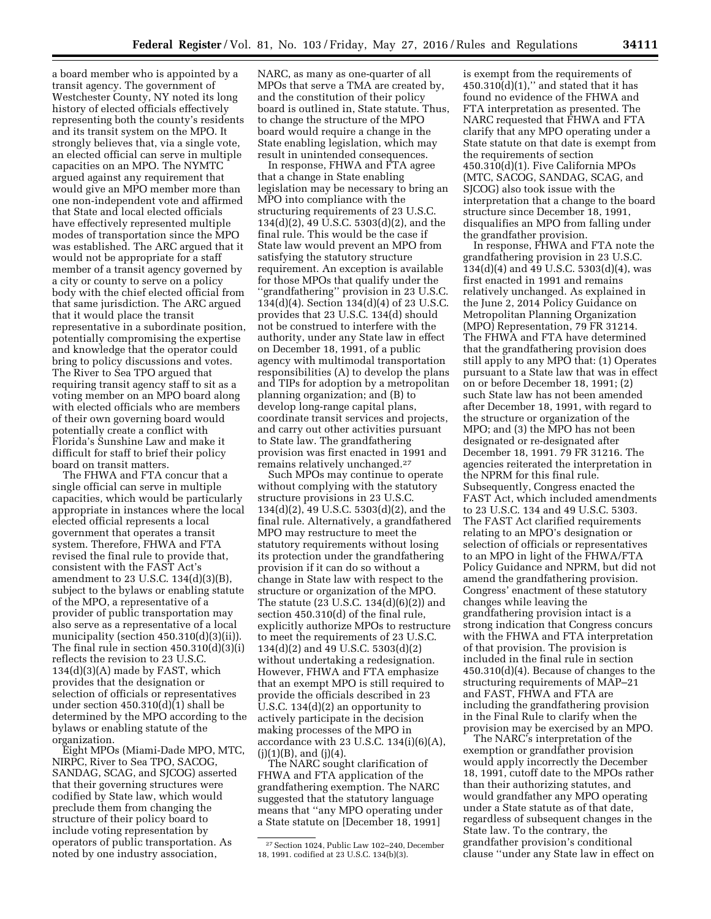a board member who is appointed by a transit agency. The government of Westchester County, NY noted its long history of elected officials effectively representing both the county's residents and its transit system on the MPO. It strongly believes that, via a single vote, an elected official can serve in multiple capacities on an MPO. The NYMTC argued against any requirement that would give an MPO member more than one non-independent vote and affirmed that State and local elected officials have effectively represented multiple modes of transportation since the MPO was established. The ARC argued that it would not be appropriate for a staff member of a transit agency governed by a city or county to serve on a policy body with the chief elected official from that same jurisdiction. The ARC argued that it would place the transit representative in a subordinate position, potentially compromising the expertise and knowledge that the operator could bring to policy discussions and votes. The River to Sea TPO argued that requiring transit agency staff to sit as a voting member on an MPO board along with elected officials who are members of their own governing board would potentially create a conflict with Florida's Sunshine Law and make it difficult for staff to brief their policy board on transit matters.

The FHWA and FTA concur that a single official can serve in multiple capacities, which would be particularly appropriate in instances where the local elected official represents a local government that operates a transit system. Therefore, FHWA and FTA revised the final rule to provide that, consistent with the FAST Act's amendment to 23 U.S.C. 134(d)(3)(B), subject to the bylaws or enabling statute of the MPO, a representative of a provider of public transportation may also serve as a representative of a local municipality (section 450.310(d)(3)(ii)). The final rule in section 450.310(d)(3)(i) reflects the revision to 23 U.S.C. 134(d)(3)(A) made by FAST, which provides that the designation or selection of officials or representatives under section 450.310(d)(1) shall be determined by the MPO according to the bylaws or enabling statute of the organization.

Eight MPOs (Miami-Dade MPO, MTC, NIRPC, River to Sea TPO, SACOG, SANDAG, SCAG, and SJCOG) asserted that their governing structures were codified by State law, which would preclude them from changing the structure of their policy board to include voting representation by operators of public transportation. As noted by one industry association, NARC, as many as one-quarter of all MPOs that serve a TMA are created by, and the constitution of their policy board is outlined in, State statute. Thus, to change the structure of the MPO board would require a change in the State enabling legislation, which may result in unintended consequences.

In response, FHWA and FTA agree that a change in State enabling legislation may be necessary to bring an MPO into compliance with the structuring requirements of 23 U.S.C. 134(d)(2), 49 U.S.C. 5303(d)(2), and the final rule. This would be the case if State law would prevent an MPO from satisfying the statutory structure requirement. An exception is available for those MPOs that qualify under the "grandfathering" provision in 23 U.S.C. 134(d)(4). Section 134(d)(4) of 23 U.S.C. provides that 23 U.S.C. 134(d) should not be construed to interfere with the authority, under any State law in effect on December 18, 1991, of a public agency with multimodal transportation responsibilities (A) to develop the plans and TIPs for adoption by a metropolitan planning organization; and (B) to develop long-range capital plans, coordinate transit services and projects, and carry out other activities pursuant to State law. The grandfathering provision was first enacted in 1991 and remains relatively unchanged.[27]

Such MPOs may continue to operate without complying with the statutory structure provisions in 23 U.S.C. 134(d)(2), 49 U.S.C. 5303(d)(2), and the final rule. Alternatively, a grandfathered MPO may restructure to meet the statutory requirements without losing its protection under the grandfathering provision if it can do so without a change in State law with respect to the structure or organization of the MPO. The statute (23 U.S.C. 134(d)(6)(2)) and section 450.310(d) of the final rule, explicitly authorize MPOs to restructure to meet the requirements of 23 U.S.C. 134(d)(2) and 49 U.S.C. 5303(d)(2) without undertaking a redesignation. However, FHWA and FTA emphasize that an exempt MPO is still required to provide the officials described in 23 U.S.C. 134(d)(2) an opportunity to actively participate in the decision making processes of the MPO in accordance with 23 U.S.C. 134(i)(6)(A), (j)(1)(B), and (j)(4).

The NARC sought clarification of FHWA and FTA application of the grandfathering exemption. The NARC suggested that the statutory language means that "any MPO operating under a State statute on [December 18, 1991] is exempt from the requirements of 450.310(d)(1)," and stated that it has found no evidence of the FHWA and FTA interpretation as presented. The NARC requested that FHWA and FTA clarify that any MPO operating under a State statute on that date is exempt from the requirements of section 450.310(d)(1). Five California MPOs (MTC, SACOG, SANDAG, SCAG, and SJCOG) also took issue with the interpretation that a change to the board structure since December 18, 1991, disqualifies an MPO from falling under the grandfather provision.

In response, FHWA and FTA note the grandfathering provision in 23 U.S.C. 134(d)(4) and 49 U.S.C. 5303(d)(4), was first enacted in 1991 and remains relatively unchanged. As explained in the June 2, 2014 Policy Guidance on Metropolitan Planning Organization (MPO) Representation, 79 FR 31214. The FHWA and FTA have determined that the grandfathering provision does still apply to any MPO that: (1) Operates pursuant to a State law that was in effect on or before December 18, 1991; (2) such State law has not been amended after December 18, 1991, with regard to the structure or organization of the MPO; and (3) the MPO has not been designated or re-designated after December 18, 1991. 79 FR 31216. The agencies reiterated the interpretation in the NPRM for this final rule. Subsequently, Congress enacted the FAST Act, which included amendments to 23 U.S.C. 134 and 49 U.S.C. 5303. The FAST Act clarified requirements relating to an MPO's designation or selection of officials or representatives to an MPO in light of the FHWA/FTA Policy Guidance and NPRM, but did not amend the grandfathering provision. Congress' enactment of these statutory changes while leaving the grandfathering provision intact is a strong indication that Congress concurs with the FHWA and FTA interpretation of that provision. The provision is included in the final rule in section 450.310(d)(4). Because of changes to the structuring requirements of MAP–21 and FAST, FHWA and FTA are including the grandfathering provision in the Final Rule to clarify when the provision may be exercised by an MPO.

The NARC's interpretation of the exemption or grandfather provision would apply incorrectly the December 18, 1991, cutoff date to the MPOs rather than their authorizing statutes, and would grandfather any MPO operating under a State statute as of that date, regardless of subsequent changes in the State law. To the contrary, the grandfather provision's conditional clause "under any State law in effect on

[27] Section 1024, Public Law 102–240, December 18, 1991. codified at 23 U.S.C. 134(b)(3).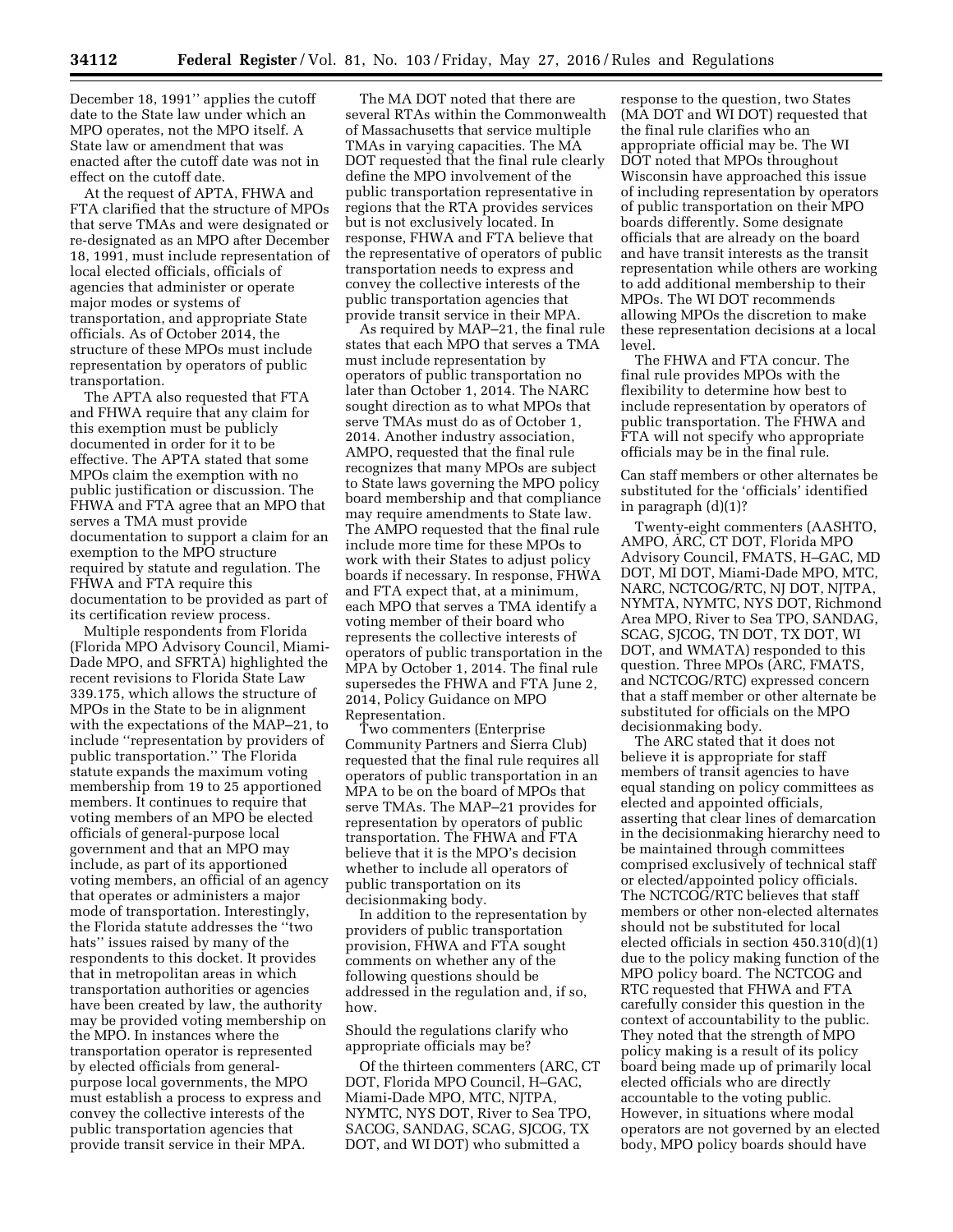December 18, 1991'' applies the cutoff date to the State law under which an MPO operates, not the MPO itself. A State law or amendment that was enacted after the cutoff date was not in effect on the cutoff date.

At the request of APTA, FHWA and FTA clarified that the structure of MPOs that serve TMAs and were designated or re-designated as an MPO after December 18, 1991, must include representation of local elected officials, officials of agencies that administer or operate major modes or systems of transportation, and appropriate State officials. As of October 2014, the structure of these MPOs must include representation by operators of public transportation.

The APTA also requested that FTA and FHWA require that any claim for this exemption must be publicly documented in order for it to be effective. The APTA stated that some MPOs claim the exemption with no public justification or discussion. The FHWA and FTA agree that an MPO that serves a TMA must provide documentation to support a claim for an exemption to the MPO structure required by statute and regulation. The FHWA and FTA require this documentation to be provided as part of its certification review process.

Multiple respondents from Florida (Florida MPO Advisory Council, Miami-Dade MPO, and SFRTA) highlighted the recent revisions to Florida State Law 339.175, which allows the structure of MPOs in the State to be in alignment with the expectations of the MAP–21, to include ''representation by providers of public transportation.'' The Florida statute expands the maximum voting membership from 19 to 25 apportioned members. It continues to require that voting members of an MPO be elected officials of general-purpose local government and that an MPO may include, as part of its apportioned voting members, an official of an agency that operates or administers a major mode of transportation. Interestingly, the Florida statute addresses the ''two hats'' issues raised by many of the respondents to this docket. It provides that in metropolitan areas in which transportation authorities or agencies have been created by law, the authority may be provided voting membership on the MPO. In instances where the transportation operator is represented by elected officials from general-purpose local governments, the MPO must establish a process to express and convey the collective interests of the public transportation agencies that provide transit service in their MPA.

The MA DOT noted that there are several RTAs within the Commonwealth of Massachusetts that service multiple TMAs in varying capacities. The MA DOT requested that the final rule clearly define the MPO involvement of the public transportation representative in regions that the RTA provides services but is not exclusively located. In response, FHWA and FTA believe that the representative of operators of public transportation needs to express and convey the collective interests of the public transportation agencies that provide transit service in their MPA.

As required by MAP–21, the final rule states that each MPO that serves a TMA must include representation by operators of public transportation no later than October 1, 2014. The NARC sought direction as to what MPOs that serve TMAs must do as of October 1, 2014. Another industry association, AMPO, requested that the final rule recognizes that many MPOs are subject to State laws governing the MPO policy board membership and that compliance may require amendments to State law. The AMPO requested that the final rule include more time for these MPOs to work with their States to adjust policy boards if necessary. In response, FHWA and FTA expect that, at a minimum, each MPO that serves a TMA identify a voting member of their board who represents the collective interests of operators of public transportation in the MPA by October 1, 2014. The final rule supersedes the FHWA and FTA June 2, 2014, Policy Guidance on MPO Representation.

Two commenters (Enterprise Community Partners and Sierra Club) requested that the final rule requires all operators of public transportation in an MPA to be on the board of MPOs that serve TMAs. The MAP–21 provides for representation by operators of public transportation. The FHWA and FTA believe that it is the MPO's decision whether to include all operators of public transportation on its decisionmaking body.

In addition to the representation by providers of public transportation provision, FHWA and FTA sought comments on whether any of the following questions should be addressed in the regulation and, if so, how.

Should the regulations clarify who appropriate officials may be?

Of the thirteen commenters (ARC, CT DOT, Florida MPO Council, H–GAC, Miami-Dade MPO, MTC, NJTPA, NYMTC, NYS DOT, River to Sea TPO, SACOG, SANDAG, SCAG, SJCOG, TX DOT, and WI DOT) who submitted a response to the question, two States (MA DOT and WI DOT) requested that the final rule clarifies who an appropriate official may be. The WI DOT noted that MPOs throughout Wisconsin have approached this issue of including representation by operators of public transportation on their MPO boards differently. Some designate officials that are already on the board and have transit interests as the transit representation while others are working to add additional membership to their MPOs. The WI DOT recommends allowing MPOs the discretion to make these representation decisions at a local level.

The FHWA and FTA concur. The final rule provides MPOs with the flexibility to determine how best to include representation by operators of public transportation. The FHWA and FTA will not specify who appropriate officials may be in the final rule.

Can staff members or other alternates be substituted for the 'officials' identified in paragraph (d)(1)?

Twenty-eight commenters (AASHTO, AMPO, ARC, CT DOT, Florida MPO Advisory Council, FMATS, H–GAC, MD DOT, MI DOT, Miami-Dade MPO, MTC, NARC, NCTCOG/RTC, NJ DOT, NJTPA, NYMTA, NYMTC, NYS DOT, Richmond Area MPO, River to Sea TPO, SANDAG, SCAG, SJCOG, TN DOT, TX DOT, WI DOT, and WMATA) responded to this question. Three MPOs (ARC, FMATS, and NCTCOG/RTC) expressed concern that a staff member or other alternate be substituted for officials on the MPO decisionmaking body.

The ARC stated that it does not believe it is appropriate for staff members of transit agencies to have equal standing on policy committees as elected and appointed officials, asserting that clear lines of demarcation in the decisionmaking hierarchy need to be maintained through committees comprised exclusively of technical staff or elected/appointed policy officials. The NCTCOG/RTC believes that staff members or other non-elected alternates should not be substituted for local elected officials in section 450.310(d)(1) due to the policy making function of the MPO policy board. The NCTCOG and RTC requested that FHWA and FTA carefully consider this question in the context of accountability to the public. They noted that the strength of MPO policy making is a result of its policy board being made up of primarily local elected officials who are directly accountable to the voting public. However, in situations where modal operators are not governed by an elected body, MPO policy boards should have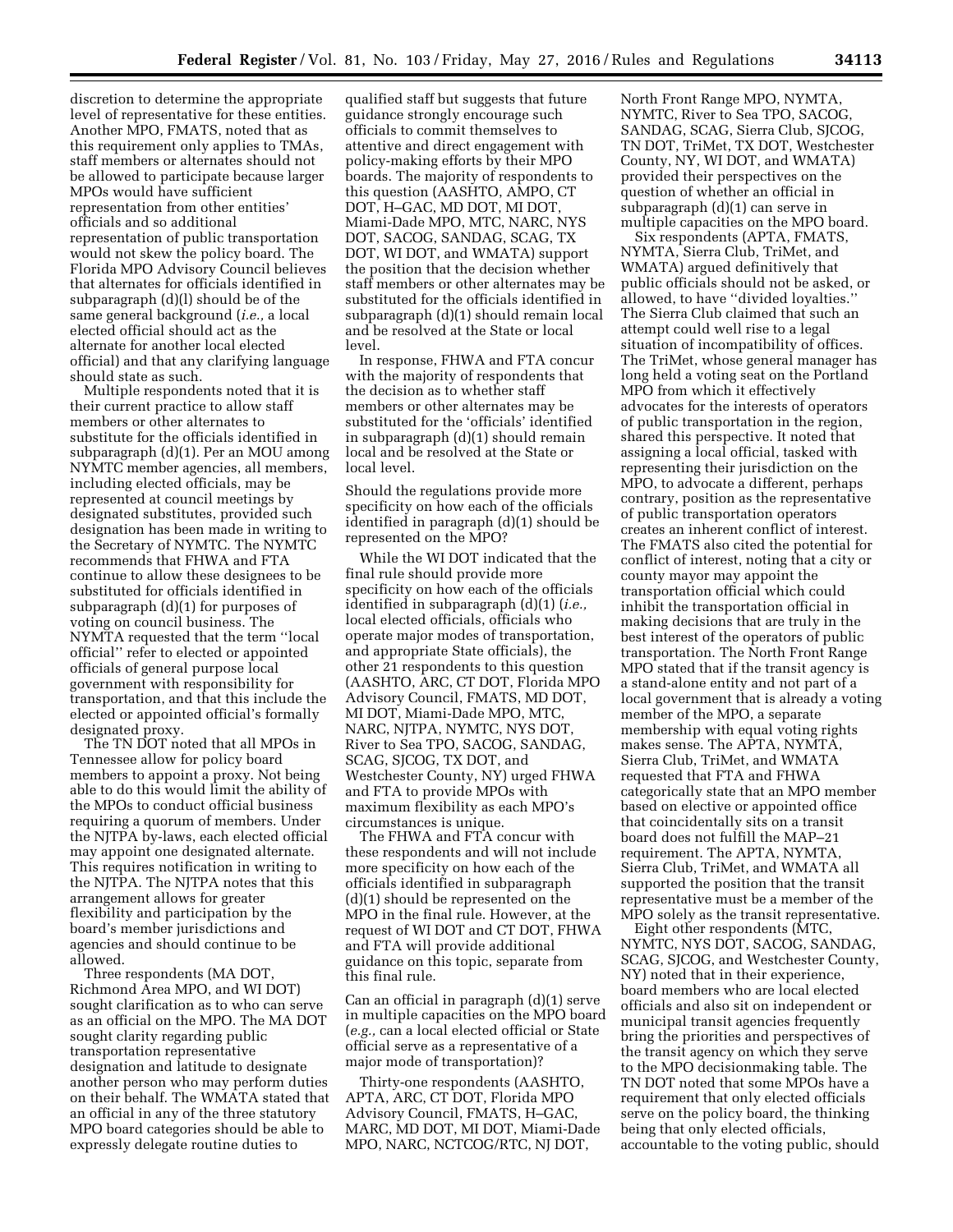discretion to determine the appropriate level of representative for these entities. Another MPO, FMATS, noted that as this requirement only applies to TMAs, staff members or alternates should not be allowed to participate because larger MPOs would have sufficient representation from other entities' officials and so additional representation of public transportation would not skew the policy board. The Florida MPO Advisory Council believes that alternates for officials identified in subparagraph (d)(l) should be of the same general background (*i.e.,* a local elected official should act as the alternate for another local elected official) and that any clarifying language should state as such.

Multiple respondents noted that it is their current practice to allow staff members or other alternates to substitute for the officials identified in subparagraph (d)(1). Per an MOU among NYMTC member agencies, all members, including elected officials, may be represented at council meetings by designated substitutes, provided such designation has been made in writing to the Secretary of NYMTC. The NYMTC recommends that FHWA and FTA continue to allow these designees to be substituted for officials identified in subparagraph (d)(1) for purposes of voting on council business. The NYMTA requested that the term ''local official'' refer to elected or appointed officials of general purpose local government with responsibility for transportation, and that this include the elected or appointed official's formally designated proxy.

The TN DOT noted that all MPOs in Tennessee allow for policy board members to appoint a proxy. Not being able to do this would limit the ability of the MPOs to conduct official business requiring a quorum of members. Under the NJTPA by-laws, each elected official may appoint one designated alternate. This requires notification in writing to the NJTPA. The NJTPA notes that this arrangement allows for greater flexibility and participation by the board's member jurisdictions and agencies and should continue to be allowed.

Three respondents (MA DOT, Richmond Area MPO, and WI DOT) sought clarification as to who can serve as an official on the MPO. The MA DOT sought clarity regarding public transportation representative designation and latitude to designate another person who may perform duties on their behalf. The WMATA stated that an official in any of the three statutory MPO board categories should be able to expressly delegate routine duties to qualified staff but suggests that future guidance strongly encourage such officials to commit themselves to attentive and direct engagement with policy-making efforts by their MPO boards. The majority of respondents to this question (AASHTO, AMPO, CT DOT, H–GAC, MD DOT, MI DOT, Miami-Dade MPO, MTC, NARC, NYS DOT, SACOG, SANDAG, SCAG, TX DOT, WI DOT, and WMATA) support the position that the decision whether staff members or other alternates may be substituted for the officials identified in subparagraph (d)(1) should remain local and be resolved at the State or local level.

In response, FHWA and FTA concur with the majority of respondents that the decision as to whether staff members or other alternates may be substituted for the 'officials' identified in subparagraph (d)(1) should remain local and be resolved at the State or local level.

*Should the regulations provide more specificity on how each of the officials identified in paragraph (d)(1) should be represented on the MPO?*

While the WI DOT indicated that the final rule should provide more specificity on how each of the officials identified in subparagraph (d)(1) (*i.e.,* local elected officials, officials who operate major modes of transportation, and appropriate State officials), the other 21 respondents to this question (AASHTO, ARC, CT DOT, Florida MPO Advisory Council, FMATS, MD DOT, MI DOT, Miami-Dade MPO, MTC, NARC, NJTPA, NYMTC, NYS DOT, River to Sea TPO, SACOG, SANDAG, SCAG, SJCOG, TX DOT, and Westchester County, NY) urged FHWA and FTA to provide MPOs with maximum flexibility as each MPO's circumstances is unique.

The FHWA and FTA concur with these respondents and will not include more specificity on how each of the officials identified in subparagraph (d)(1) should be represented on the MPO in the final rule. However, at the request of WI DOT and CT DOT, FHWA and FTA will provide additional guidance on this topic, separate from this final rule.

*Can an official in paragraph (d)(1) serve in multiple capacities on the MPO board (e.g., can a local elected official or State official serve as a representative of a major mode of transportation)?*

Thirty-one respondents (AASHTO, APTA, ARC, CT DOT, Florida MPO Advisory Council, FMATS, H–GAC, MARC, MD DOT, MI DOT, Miami-Dade MPO, NARC, NCTCOG/RTC, NJ DOT, North Front Range MPO, NYMTA, NYMTC, River to Sea TPO, SACOG, SANDAG, SCAG, Sierra Club, SJCOG, TN DOT, TriMet, TX DOT, Westchester County, NY, WI DOT, and WMATA) provided their perspectives on the question of whether an official in subparagraph (d)(1) can serve in multiple capacities on the MPO board.

Six respondents (APTA, FMATS, NYMTA, Sierra Club, TriMet, and WMATA) argued definitively that public officials should not be asked, or allowed, to have ''divided loyalties.'' The Sierra Club claimed that such an attempt could well rise to a legal situation of incompatibility of offices. The TriMet, whose general manager has long held a voting seat on the Portland MPO from which it effectively advocates for the interests of operators of public transportation in the region, shared this perspective. It noted that assigning a local official, tasked with representing their jurisdiction on the MPO, to advocate a different, perhaps contrary, position as the representative of public transportation operators creates an inherent conflict of interest. The FMATS also cited the potential for conflict of interest, noting that a city or county mayor may appoint the transportation official which could inhibit the transportation official in making decisions that are truly in the best interest of the operators of public transportation. The North Front Range MPO stated that if the transit agency is a stand-alone entity and not part of a local government that is already a voting member of the MPO, a separate membership with equal voting rights makes sense. The APTA, NYMTA, Sierra Club, TriMet, and WMATA requested that FTA and FHWA categorically state that an MPO member based on elective or appointed office that coincidentally sits on a transit board does not fulfill the MAP–21 requirement. The APTA, NYMTA, Sierra Club, TriMet, and WMATA all supported the position that the transit representative must be a member of the MPO solely as the transit representative.

Eight other respondents (MTC, NYMTC, NYS DOT, SACOG, SANDAG, SCAG, SJCOG, and Westchester County, NY) noted that in their experience, board members who are local elected officials and also sit on independent or municipal transit agencies frequently bring the priorities and perspectives of the transit agency on which they serve to the MPO decisionmaking table. The TN DOT noted that some MPOs have a requirement that only elected officials serve on the policy board, the thinking being that only elected officials, accountable to the voting public, should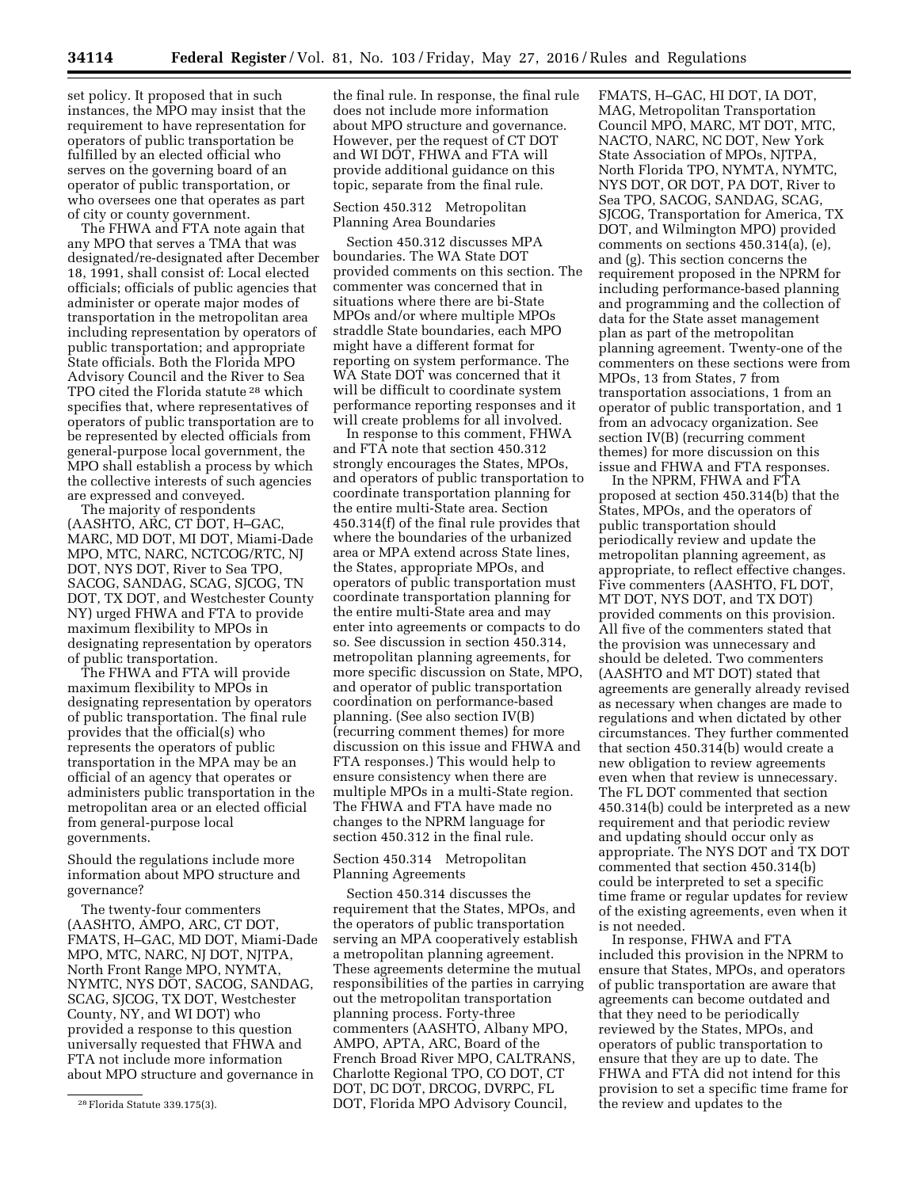set policy. It proposed that in such instances, the MPO may insist that the requirement to have representation for operators of public transportation be fulfilled by an elected official who serves on the governing board of an operator of public transportation, or who oversees one that operates as part of city or county government.

The FHWA and FTA note again that any MPO that serves a TMA that was designated/re-designated after December 18, 1991, shall consist of: Local elected officials; officials of public agencies that administer or operate major modes of transportation in the metropolitan area including representation by operators of public transportation; and appropriate State officials. Both the Florida MPO Advisory Council and the River to Sea TPO cited the Florida statute [28] which specifies that, where representatives of operators of public transportation are to be represented by elected officials from general-purpose local government, the MPO shall establish a process by which the collective interests of such agencies are expressed and conveyed.

The majority of respondents (AASHTO, ARC, CT DOT, H–GAC, MARC, MD DOT, MI DOT, Miami-Dade MPO, MTC, NARC, NCTCOG/RTC, NJ DOT, NYS DOT, River to Sea TPO, SACOG, SANDAG, SCAG, SJCOG, TN DOT, TX DOT, and Westchester County NY) urged FHWA and FTA to provide maximum flexibility to MPOs in designating representation by operators of public transportation.

The FHWA and FTA will provide maximum flexibility to MPOs in designating representation by operators of public transportation. The final rule provides that the official(s) who represents the operators of public transportation in the MPA may be an official of an agency that operates or administers public transportation in the metropolitan area or an elected official from general-purpose local governments.

Should the regulations include more information about MPO structure and governance?

The twenty-four commenters (AASHTO, AMPO, ARC, CT DOT, FMATS, H–GAC, MD DOT, Miami-Dade MPO, MTC, NARC, NJ DOT, NJTPA, North Front Range MPO, NYMTA, NYMTC, NYS DOT, SACOG, SANDAG, SCAG, SJCOG, TX DOT, Westchester County, NY, and WI DOT) who provided a response to this question universally requested that FHWA and FTA not include more information about MPO structure and governance in the final rule. In response, the final rule does not include more information about MPO structure and governance. However, per the request of CT DOT and WI DOT, FHWA and FTA will provide additional guidance on this topic, separate from the final rule.

Section 450.312 Metropolitan Planning Area Boundaries

Section 450.312 discusses MPA boundaries. The WA State DOT provided comments on this section. The commenter was concerned that in situations where there are bi-State MPOs and/or where multiple MPOs straddle State boundaries, each MPO might have a different format for reporting on system performance. The WA State DOT was concerned that it will be difficult to coordinate system performance reporting responses and it will create problems for all involved.

In response to this comment, FHWA and FTA note that section 450.312 strongly encourages the States, MPOs, and operators of public transportation to coordinate transportation planning for the entire multi-State area. Section 450.314(f) of the final rule provides that where the boundaries of the urbanized area or MPA extend across State lines, the States, appropriate MPOs, and operators of public transportation must coordinate transportation planning for the entire multi-State area and may enter into agreements or compacts to do so. See discussion in section 450.314, metropolitan planning agreements, for more specific discussion on State, MPO, and operator of public transportation coordination on performance-based planning. (See also section IV(B) (recurring comment themes) for more discussion on this issue and FHWA and FTA responses.) This would help to ensure consistency when there are multiple MPOs in a multi-State region. The FHWA and FTA have made no changes to the NPRM language for section 450.312 in the final rule.

Section 450.314 Metropolitan Planning Agreements

Section 450.314 discusses the requirement that the States, MPOs, and the operators of public transportation serving an MPA cooperatively establish a metropolitan planning agreement. These agreements determine the mutual responsibilities of the parties in carrying out the metropolitan transportation planning process. Forty-three commenters (AASHTO, Albany MPO, AMPO, APTA, ARC, Board of the French Broad River MPO, CALTRANS, Charlotte Regional TPO, CO DOT, CT DOT, DC DOT, DRCOG, DVRPC, FL DOT, Florida MPO Advisory Council, FMATS, H–GAC, HI DOT, IA DOT, MAG, Metropolitan Transportation Council MPO, MARC, MT DOT, MTC, NACTO, NARC, NC DOT, New York State Association of MPOs, NJTPA, North Florida TPO, NYMTA, NYMTC, NYS DOT, OR DOT, PA DOT, River to Sea TPO, SACOG, SANDAG, SCAG, SJCOG, Transportation for America, TX DOT, and Wilmington MPO) provided comments on sections 450.314(a), (e), and (g). This section concerns the requirement proposed in the NPRM for including performance-based planning and programming and the collection of data for the State asset management plan as part of the metropolitan planning agreement. Twenty-one of the commenters on these sections were from MPOs, 13 from States, 7 from transportation associations, 1 from an operator of public transportation, and 1 from an advocacy organization. See section IV(B) (recurring comment themes) for more discussion on this issue and FHWA and FTA responses.

In the NPRM, FHWA and FTA proposed at section 450.314(b) that the States, MPOs, and the operators of public transportation should periodically review and update the metropolitan planning agreement, as appropriate, to reflect effective changes. Five commenters (AASHTO, FL DOT, MT DOT, NYS DOT, and TX DOT) provided comments on this provision. All five of the commenters stated that the provision was unnecessary and should be deleted. Two commenters (AASHTO and MT DOT) stated that agreements are generally already revised as necessary when changes are made to regulations and when dictated by other circumstances. They further commented that section 450.314(b) would create a new obligation to review agreements even when that review is unnecessary. The FL DOT commented that section 450.314(b) could be interpreted as a new requirement and that periodic review and updating should occur only as appropriate. The NYS DOT and TX DOT commented that section 450.314(b) could be interpreted to set a specific time frame or regular updates for review of the existing agreements, even when it is not needed.

In response, FHWA and FTA included this provision in the NPRM to ensure that States, MPOs, and operators of public transportation are aware that agreements can become outdated and that they need to be periodically reviewed by the States, MPOs, and operators of public transportation to ensure that they are up to date. The FHWA and FTA did not intend for this provision to set a specific time frame for the review and updates to the

[28] Florida Statute 339.175(3).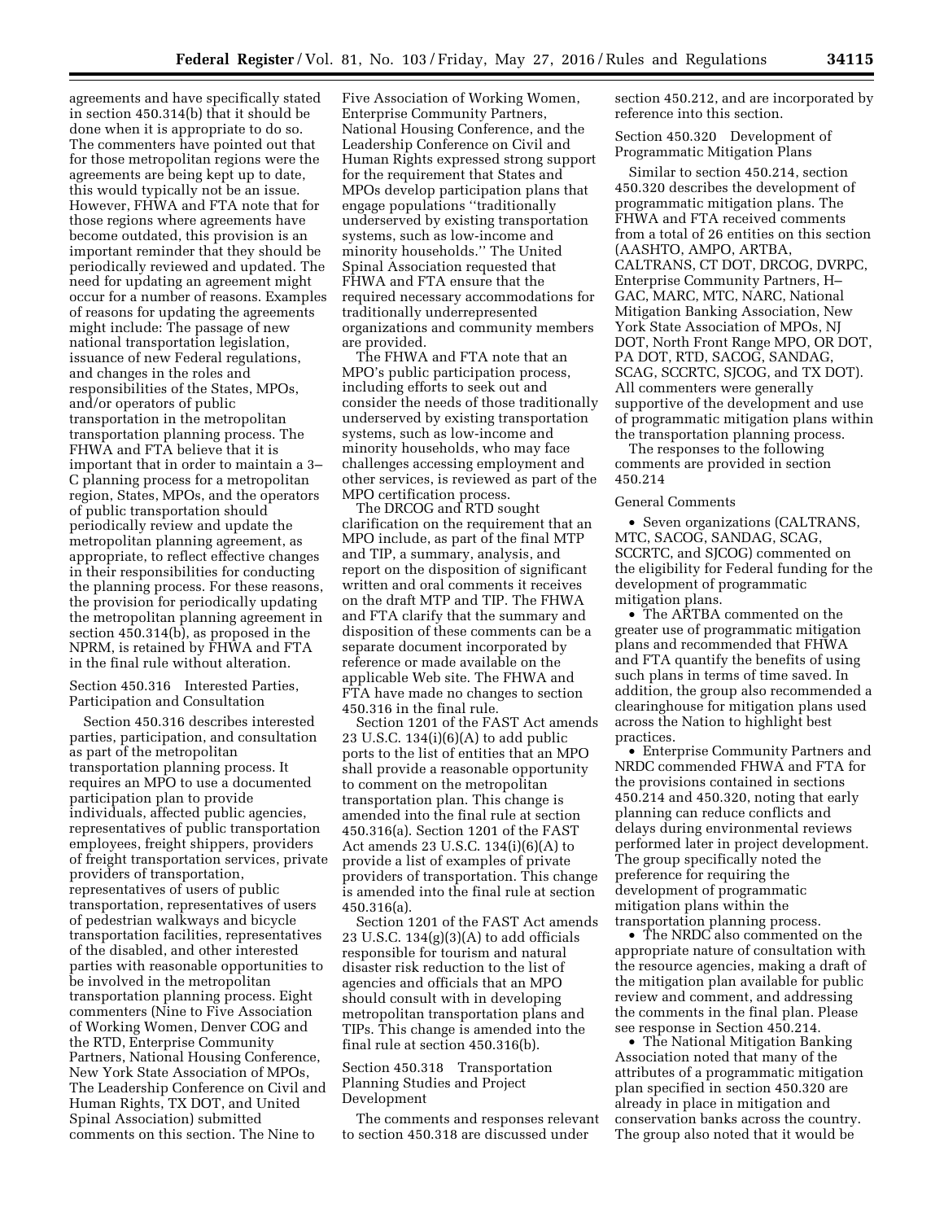agreements and have specifically stated in section 450.314(b) that it should be done when it is appropriate to do so. The commenters have pointed out that for those metropolitan regions were the agreements are being kept up to date, this would typically not be an issue. However, FHWA and FTA note that for those regions where agreements have become outdated, this provision is an important reminder that they should be periodically reviewed and updated. The need for updating an agreement might occur for a number of reasons. Examples of reasons for updating the agreements might include: The passage of new national transportation legislation, issuance of new Federal regulations, and changes in the roles and responsibilities of the States, MPOs, and/or operators of public transportation in the metropolitan transportation planning process. The FHWA and FTA believe that it is important that in order to maintain a 3–C planning process for a metropolitan region, States, MPOs, and the operators of public transportation should periodically review and update the metropolitan planning agreement, as appropriate, to reflect effective changes in their responsibilities for conducting the planning process. For these reasons, the provision for periodically updating the metropolitan planning agreement in section 450.314(b), as proposed in the NPRM, is retained by FHWA and FTA in the final rule without alteration.

Section 450.316 Interested Parties, Participation and Consultation

Section 450.316 describes interested parties, participation, and consultation as part of the metropolitan transportation planning process. It requires an MPO to use a documented participation plan to provide individuals, affected public agencies, representatives of public transportation employees, freight shippers, providers of freight transportation services, private providers of transportation, representatives of users of public transportation, representatives of users of pedestrian walkways and bicycle transportation facilities, representatives of the disabled, and other interested parties with reasonable opportunities to be involved in the metropolitan transportation planning process. Eight commenters (Nine to Five Association of Working Women, Denver COG and the RTD, Enterprise Community Partners, National Housing Conference, New York State Association of MPOs, The Leadership Conference on Civil and Human Rights, TX DOT, and United Spinal Association) submitted comments on this section. The Nine to Five Association of Working Women, Enterprise Community Partners, National Housing Conference, and the Leadership Conference on Civil and Human Rights expressed strong support for the requirement that States and MPOs develop participation plans that engage populations ''traditionally underserved by existing transportation systems, such as low-income and minority households.'' The United Spinal Association requested that FHWA and FTA ensure that the required necessary accommodations for traditionally underrepresented organizations and community members are provided.

The FHWA and FTA note that an MPO's public participation process, including efforts to seek out and consider the needs of those traditionally underserved by existing transportation systems, such as low-income and minority households, who may face challenges accessing employment and other services, is reviewed as part of the MPO certification process.

The DRCOG and RTD sought clarification on the requirement that an MPO include, as part of the final MTP and TIP, a summary, analysis, and report on the disposition of significant written and oral comments it receives on the draft MTP and TIP. The FHWA and FTA clarify that the summary and disposition of these comments can be a separate document incorporated by reference or made available on the applicable Web site. The FHWA and FTA have made no changes to section 450.316 in the final rule.

Section 1201 of the FAST Act amends 23 U.S.C. 134(i)(6)(A) to add public ports to the list of entities that an MPO shall provide a reasonable opportunity to comment on the metropolitan transportation plan. This change is amended into the final rule at section 450.316(a). Section 1201 of the FAST Act amends 23 U.S.C. 134(i)(6)(A) to provide a list of examples of private providers of transportation. This change is amended into the final rule at section 450.316(a).

Section 1201 of the FAST Act amends 23 U.S.C. 134(g)(3)(A) to add officials responsible for tourism and natural disaster risk reduction to the list of agencies and officials that an MPO should consult with in developing metropolitan transportation plans and TIPs. This change is amended into the final rule at section 450.316(b).

Section 450.318 Transportation Planning Studies and Project Development

The comments and responses relevant to section 450.318 are discussed under section 450.212, and are incorporated by reference into this section.

Section 450.320 Development of Programmatic Mitigation Plans

Similar to section 450.214, section 450.320 describes the development of programmatic mitigation plans. The FHWA and FTA received comments from a total of 26 entities on this section (AASHTO, AMPO, ARTBA, CALTRANS, CT DOT, DRCOG, DVRPC, Enterprise Community Partners, H–GAC, MARC, MTC, NARC, National Mitigation Banking Association, New York State Association of MPOs, NJ DOT, North Front Range MPO, OR DOT, PA DOT, RTD, SACOG, SANDAG, SCAG, SCCRTC, SJCOG, and TX DOT). All commenters were generally supportive of the development and use of programmatic mitigation plans within the transportation planning process.

The responses to the following comments are provided in section 450.214

General Comments

- Seven organizations (CALTRANS, MTC, SACOG, SANDAG, SCAG, SCCRTC, and SJCOG) commented on the eligibility for Federal funding for the development of programmatic mitigation plans.
- The ARTBA commented on the greater use of programmatic mitigation plans and recommended that FHWA and FTA quantify the benefits of using such plans in terms of time saved. In addition, the group also recommended a clearinghouse for mitigation plans used across the Nation to highlight best practices.
- Enterprise Community Partners and NRDC commended FHWA and FTA for the provisions contained in sections 450.214 and 450.320, noting that early planning can reduce conflicts and delays during environmental reviews performed later in project development. The group specifically noted the preference for requiring the development of programmatic mitigation plans within the transportation planning process.
- The NRDC also commented on the appropriate nature of consultation with the resource agencies, making a draft of the mitigation plan available for public review and comment, and addressing the comments in the final plan. Please see response in Section 450.214.
- The National Mitigation Banking Association noted that many of the attributes of a programmatic mitigation plan specified in section 450.320 are already in place in mitigation and conservation banks across the country. The group also noted that it would be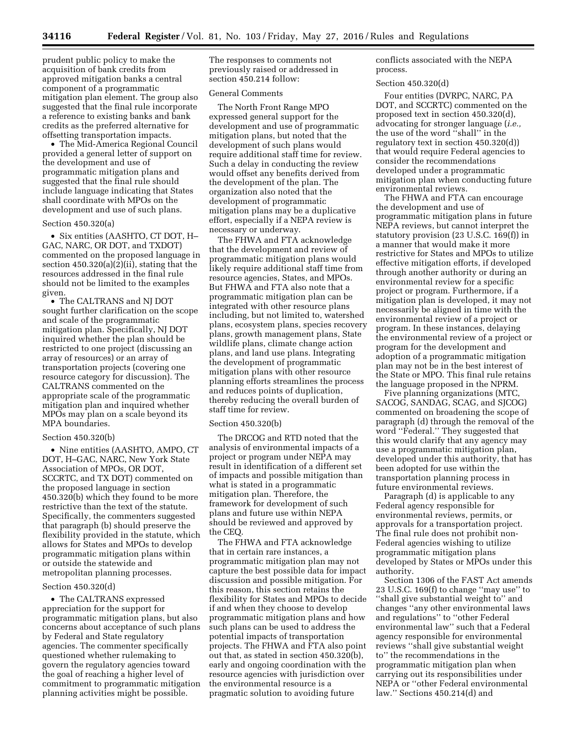prudent public policy to make the acquisition of bank credits from approved mitigation banks a central component of a programmatic mitigation plan element. The group also suggested that the final rule incorporate a reference to existing banks and bank credits as the preferred alternative for offsetting transportation impacts.

- The Mid-America Regional Council provided a general letter of support on the development and use of programmatic mitigation plans and suggested that the final rule should include language indicating that States shall coordinate with MPOs on the development and use of such plans.

Section 450.320(a)

- Six entities (AASHTO, CT DOT, H–GAC, NARC, OR DOT, and TXDOT) commented on the proposed language in section 450.320(a)(2)(ii), stating that the resources addressed in the final rule should not be limited to the examples given.
- The CALTRANS and NJ DOT sought further clarification on the scope and scale of the programmatic mitigation plan. Specifically, NJ DOT inquired whether the plan should be restricted to one project (discussing an array of resources) or an array of transportation projects (covering one resource category for discussion). The CALTRANS commented on the appropriate scale of the programmatic mitigation plan and inquired whether MPOs may plan on a scale beyond its MPA boundaries.

Section 450.320(b)

- Nine entities (AASHTO, AMPO, CT DOT, H–GAC, NARC, New York State Association of MPOs, OR DOT, SCCRTC, and TX DOT) commented on the proposed language in section 450.320(b) which they found to be more restrictive than the text of the statute. Specifically, the commenters suggested that paragraph (b) should preserve the flexibility provided in the statute, which allows for States and MPOs to develop programmatic mitigation plans within or outside the statewide and metropolitan planning processes.

Section 450.320(d)

- The CALTRANS expressed appreciation for the support for programmatic mitigation plans, but also concerns about acceptance of such plans by Federal and State regulatory agencies. The commenter specifically questioned whether rulemaking to govern the regulatory agencies toward the goal of reaching a higher level of commitment to programmatic mitigation planning activities might be possible.

The responses to comments not previously raised or addressed in section 450.214 follow:

General Comments

The North Front Range MPO expressed general support for the development and use of programmatic mitigation plans, but noted that the development of such plans would require additional staff time for review. Such a delay in conducting the review would offset any benefits derived from the development of the plan. The organization also noted that the development of programmatic mitigation plans may be a duplicative effort, especially if a NEPA review is necessary or underway.

The FHWA and FTA acknowledge that the development and review of programmatic mitigation plans would likely require additional staff time from resource agencies, States, and MPOs. But FHWA and FTA also note that a programmatic mitigation plan can be integrated with other resource plans including, but not limited to, watershed plans, ecosystem plans, species recovery plans, growth management plans, State wildlife plans, climate change action plans, and land use plans. Integrating the development of programmatic mitigation plans with other resource planning efforts streamlines the process and reduces points of duplication, thereby reducing the overall burden of staff time for review.

Section 450.320(b)

The DRCOG and RTD noted that the analysis of environmental impacts of a project or program under NEPA may result in identification of a different set of impacts and possible mitigation than what is stated in a programmatic mitigation plan. Therefore, the framework for development of such plans and future use within NEPA should be reviewed and approved by the CEQ.

The FHWA and FTA acknowledge that in certain rare instances, a programmatic mitigation plan may not capture the best possible data for impact discussion and possible mitigation. For this reason, this section retains the flexibility for States and MPOs to decide if and when they choose to develop programmatic mitigation plans and how such plans can be used to address the potential impacts of transportation projects. The FHWA and FTA also point out that, as stated in section 450.320(b), early and ongoing coordination with the resource agencies with jurisdiction over the environmental resource is a pragmatic solution to avoiding future conflicts associated with the NEPA process.

Section 450.320(d)

Four entities (DVRPC, NARC, PA DOT, and SCCRTC) commented on the proposed text in section 450.320(d), advocating for stronger language (*i.e.,* the use of the word "shall" in the regulatory text in section 450.320(d)) that would require Federal agencies to consider the recommendations developed under a programmatic mitigation plan when conducting future environmental reviews.

The FHWA and FTA can encourage the development and use of programmatic mitigation plans in future NEPA reviews, but cannot interpret the statutory provision (23 U.S.C. 169(f)) in a manner that would make it more restrictive for States and MPOs to utilize effective mitigation efforts, if developed through another authority or during an environmental review for a specific project or program. Furthermore, if a mitigation plan is developed, it may not necessarily be aligned in time with the environmental review of a project or program. In these instances, delaying the environmental review of a project or program for the development and adoption of a programmatic mitigation plan may not be in the best interest of the State or MPO. This final rule retains the language proposed in the NPRM.

Five planning organizations (MTC, SACOG, SANDAG, SCAG, and SJCOG) commented on broadening the scope of paragraph (d) through the removal of the word "Federal." They suggested that this would clarify that any agency may use a programmatic mitigation plan, developed under this authority, that has been adopted for use within the transportation planning process in future environmental reviews.

Paragraph (d) is applicable to any Federal agency responsible for environmental reviews, permits, or approvals for a transportation project. The final rule does not prohibit non-Federal agencies wishing to utilize programmatic mitigation plans developed by States or MPOs under this authority.

Section 1306 of the FAST Act amends 23 U.S.C. 169(f) to change "may use" to "shall give substantial weight to" and changes "any other environmental laws and regulations" to "other Federal environmental law" such that a Federal agency responsible for environmental reviews "shall give substantial weight to" the recommendations in the programmatic mitigation plan when carrying out its responsibilities under NEPA or "other Federal environmental law." Sections 450.214(d) and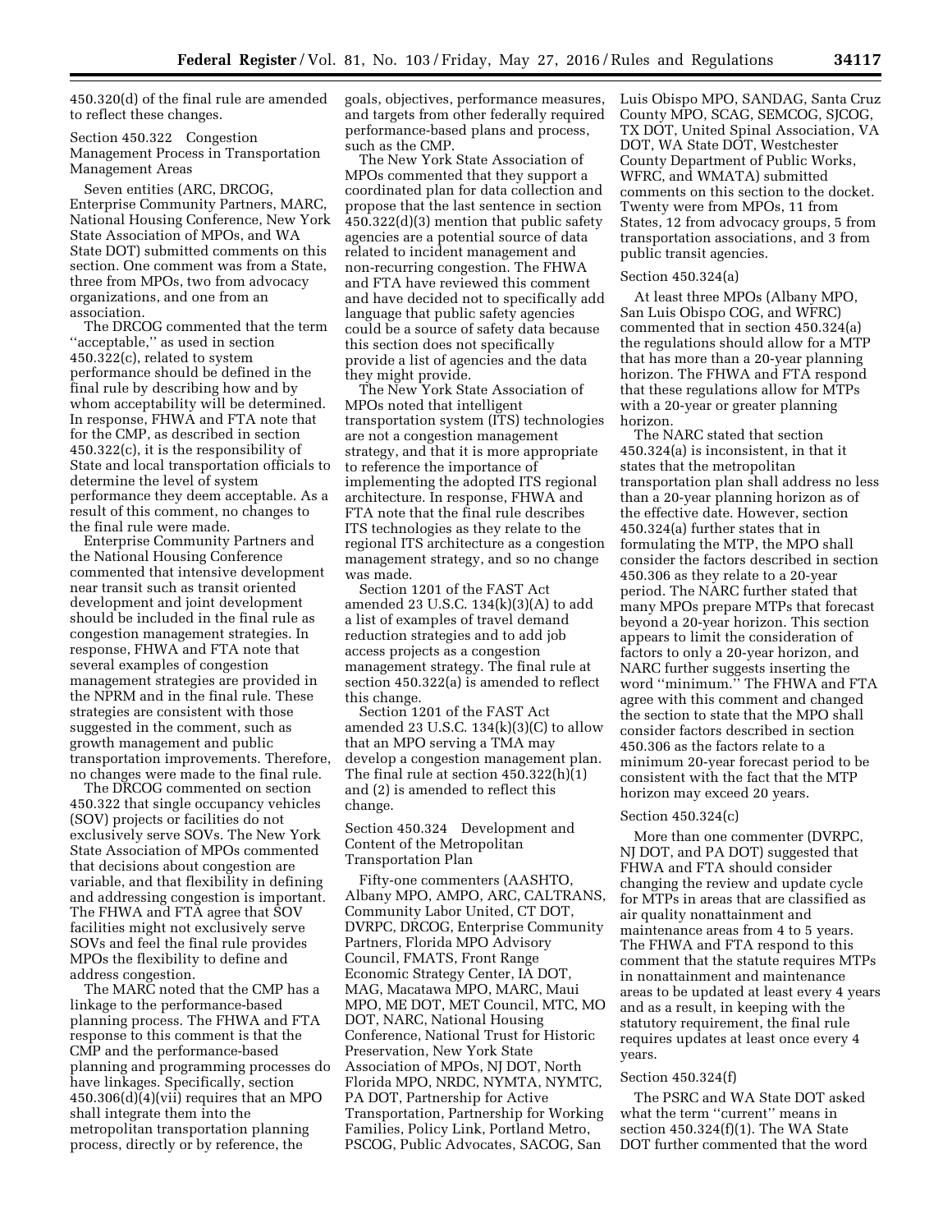450.320(d) of the final rule are amended to reflect these changes.

### Section 450.322 Congestion Management Process in Transportation Management Areas

Seven entities (ARC, DRCOG, Enterprise Community Partners, MARC, National Housing Conference, New York State Association of MPOs, and WA State DOT) submitted comments on this section. One comment was from a State, three from MPOs, two from advocacy organizations, and one from an association.

The DRCOG commented that the term ''acceptable,'' as used in section 450.322(c), related to system performance should be defined in the final rule by describing how and by whom acceptability will be determined. In response, FHWA and FTA note that for the CMP, as described in section 450.322(c), it is the responsibility of State and local transportation officials to determine the level of system performance they deem acceptable. As a result of this comment, no changes to the final rule were made.

Enterprise Community Partners and the National Housing Conference commented that intensive development near transit such as transit oriented development and joint development should be included in the final rule as congestion management strategies. In response, FHWA and FTA note that several examples of congestion management strategies are provided in the NPRM and in the final rule. These strategies are consistent with those suggested in the comment, such as growth management and public transportation improvements. Therefore, no changes were made to the final rule.

The DRCOG commented on section 450.322 that single occupancy vehicles (SOV) projects or facilities do not exclusively serve SOVs. The New York State Association of MPOs commented that decisions about congestion are variable, and that flexibility in defining and addressing congestion is important. The FHWA and FTA agree that SOV facilities might not exclusively serve SOVs and feel the final rule provides MPOs the flexibility to define and address congestion.

The MARC noted that the CMP has a linkage to the performance-based planning process. The FHWA and FTA response to this comment is that the CMP and the performance-based planning and programming processes do have linkages. Specifically, section 450.306(d)(4)(vii) requires that an MPO shall integrate them into the metropolitan transportation planning process, directly or by reference, the goals, objectives, performance measures, and targets from other federally required performance-based plans and process, such as the CMP.

The New York State Association of MPOs commented that they support a coordinated plan for data collection and propose that the last sentence in section 450.322(d)(3) mention that public safety agencies are a potential source of data related to incident management and non-recurring congestion. The FHWA and FTA have reviewed this comment and have decided not to specifically add language that public safety agencies could be a source of safety data because this section does not specifically provide a list of agencies and the data they might provide.

The New York State Association of MPOs noted that intelligent transportation system (ITS) technologies are not a congestion management strategy, and that it is more appropriate to reference the importance of implementing the adopted ITS regional architecture. In response, FHWA and FTA note that the final rule describes ITS technologies as they relate to the regional ITS architecture as a congestion management strategy, and so no change was made.

Section 1201 of the FAST Act amended 23 U.S.C. 134(k)(3)(A) to add a list of examples of travel demand reduction strategies and to add job access projects as a congestion management strategy. The final rule at section 450.322(a) is amended to reflect this change.

Section 1201 of the FAST Act amended 23 U.S.C. 134(k)(3)(C) to allow that an MPO serving a TMA may develop a congestion management plan. The final rule at section 450.322(h)(1) and (2) is amended to reflect this change.

### Section 450.324 Development and Content of the Metropolitan Transportation Plan

Fifty-one commenters (AASHTO, Albany MPO, AMPO, ARC, CALTRANS, Community Labor United, CT DOT, DVRPC, DRCOG, Enterprise Community Partners, Florida MPO Advisory Council, FMATS, Front Range Economic Strategy Center, IA DOT, MAG, Macatawa MPO, MARC, Maui MPO, ME DOT, MET Council, MTC, MO DOT, NARC, National Housing Conference, National Trust for Historic Preservation, New York State Association of MPOs, NJ DOT, North Florida MPO, NRDC, NYMTA, NYMTC, PA DOT, Partnership for Active Transportation, Partnership for Working Families, Policy Link, Portland Metro, PSCOG, Public Advocates, SACOG, San Luis Obispo MPO, SANDAG, Santa Cruz County MPO, SCAG, SEMCOG, SJCOG, TX DOT, United Spinal Association, VA DOT, WA State DOT, Westchester County Department of Public Works, WFRC, and WMATA) submitted comments on this section to the docket. Twenty were from MPOs, 11 from States, 12 from advocacy groups, 5 from transportation associations, and 3 from public transit agencies.

#### Section 450.324(a)

At least three MPOs (Albany MPO, San Luis Obispo COG, and WFRC) commented that in section 450.324(a) the regulations should allow for a MTP that has more than a 20-year planning horizon. The FHWA and FTA respond that these regulations allow for MTPs with a 20-year or greater planning horizon.

The NARC stated that section 450.324(a) is inconsistent, in that it states that the metropolitan transportation plan shall address no less than a 20-year planning horizon as of the effective date. However, section 450.324(a) further states that in formulating the MTP, the MPO shall consider the factors described in section 450.306 as they relate to a 20-year period. The NARC further stated that many MPOs prepare MTPs that forecast beyond a 20-year horizon. This section appears to limit the consideration of factors to only a 20-year horizon, and NARC further suggests inserting the word ''minimum.'' The FHWA and FTA agree with this comment and changed the section to state that the MPO shall consider factors described in section 450.306 as the factors relate to a minimum 20-year forecast period to be consistent with the fact that the MTP horizon may exceed 20 years.

#### Section 450.324(c)

More than one commenter (DVRPC, NJ DOT, and PA DOT) suggested that FHWA and FTA should consider changing the review and update cycle for MTPs in areas that are classified as air quality nonattainment and maintenance areas from 4 to 5 years. The FHWA and FTA respond to this comment that the statute requires MTPs in nonattainment and maintenance areas to be updated at least every 4 years and as a result, in keeping with the statutory requirement, the final rule requires updates at least once every 4 years.

#### Section 450.324(f)

The PSRC and WA State DOT asked what the term ''current'' means in section 450.324(f)(1). The WA State DOT further commented that the word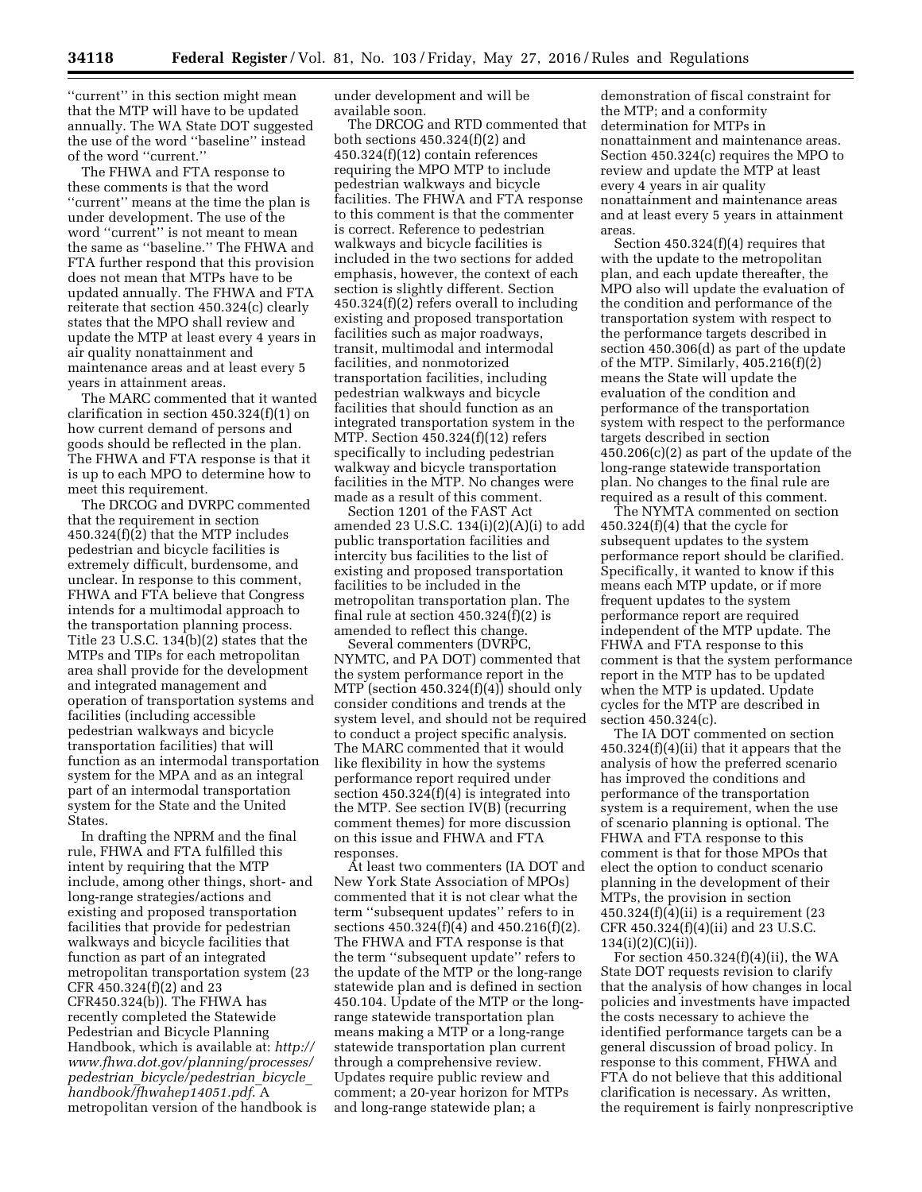''current'' in this section might mean that the MTP will have to be updated annually. The WA State DOT suggested the use of the word ''baseline'' instead of the word ''current.''

The FHWA and FTA response to these comments is that the word ''current'' means at the time the plan is under development. The use of the word ''current'' is not meant to mean the same as ''baseline.'' The FHWA and FTA further respond that this provision does not mean that MTPs have to be updated annually. The FHWA and FTA reiterate that section 450.324(c) clearly states that the MPO shall review and update the MTP at least every 4 years in air quality nonattainment and maintenance areas and at least every 5 years in attainment areas.

The MARC commented that it wanted clarification in section 450.324(f)(1) on how current demand of persons and goods should be reflected in the plan. The FHWA and FTA response is that it is up to each MPO to determine how to meet this requirement.

The DRCOG and DVRPC commented that the requirement in section 450.324(f)(2) that the MTP includes pedestrian and bicycle facilities is extremely difficult, burdensome, and unclear. In response to this comment, FHWA and FTA believe that Congress intends for a multimodal approach to the transportation planning process. Title 23 U.S.C. 134(b)(2) states that the MTPs and TIPs for each metropolitan area shall provide for the development and integrated management and operation of transportation systems and facilities (including accessible pedestrian walkways and bicycle transportation facilities) that will function as an intermodal transportation system for the MPA and as an integral part of an intermodal transportation system for the State and the United States.

In drafting the NPRM and the final rule, FHWA and FTA fulfilled this intent by requiring that the MTP include, among other things, short- and long-range strategies/actions and existing and proposed transportation facilities that provide for pedestrian walkways and bicycle facilities that function as part of an integrated metropolitan transportation system (23 CFR 450.324(f)(2) and 23 CFR450.324(b)). The FHWA has recently completed the Statewide Pedestrian and Bicycle Planning Handbook, which is available at: *http://www.fhwa.dot.gov/planning/processes/pedestrian_bicycle/pedestrian_bicycle_handbook/fhwahep14051.pdf*. A metropolitan version of the handbook is under development and will be available soon.

The DRCOG and RTD commented that both sections 450.324(f)(2) and 450.324(f)(12) contain references requiring the MPO MTP to include pedestrian walkways and bicycle facilities. The FHWA and FTA response to this comment is that the commenter is correct. Reference to pedestrian walkways and bicycle facilities is included in the two sections for added emphasis, however, the context of each section is slightly different. Section 450.324(f)(2) refers overall to including existing and proposed transportation facilities such as major roadways, transit, multimodal and intermodal facilities, and nonmotorized transportation facilities, including pedestrian walkways and bicycle facilities that should function as an integrated transportation system in the MTP. Section 450.324(f)(12) refers specifically to including pedestrian walkway and bicycle transportation facilities in the MTP. No changes were made as a result of this comment.

Section 1201 of the FAST Act amended 23 U.S.C. 134(i)(2)(A)(i) to add public transportation facilities and intercity bus facilities to the list of existing and proposed transportation facilities to be included in the metropolitan transportation plan. The final rule at section 450.324(f)(2) is amended to reflect this change.

Several commenters (DVRPC, NYMTC, and PA DOT) commented that the system performance report in the MTP (section 450.324(f)(4)) should only consider conditions and trends at the system level, and should not be required to conduct a project specific analysis. The MARC commented that it would like flexibility in how the systems performance report required under section 450.324(f)(4) is integrated into the MTP. See section IV(B) (recurring comment themes) for more discussion on this issue and FHWA and FTA responses.

At least two commenters (IA DOT and New York State Association of MPOs) commented that it is not clear what the term ''subsequent updates'' refers to in sections 450.324(f)(4) and 450.216(f)(2). The FHWA and FTA response is that the term ''subsequent update'' refers to the update of the MTP or the long-range statewide plan and is defined in section 450.104. Update of the MTP or the long-range statewide transportation plan means making a MTP or a long-range statewide transportation plan current through a comprehensive review. Updates require public review and comment; a 20-year horizon for MTPs and long-range statewide plan; a demonstration of fiscal constraint for the MTP; and a conformity determination for MTPs in nonattainment and maintenance areas. Section 450.324(c) requires the MPO to review and update the MTP at least every 4 years in air quality nonattainment and maintenance areas and at least every 5 years in attainment areas.

Section 450.324(f)(4) requires that with the update to the metropolitan plan, and each update thereafter, the MPO also will update the evaluation of the condition and performance of the transportation system with respect to the performance targets described in section 450.306(d) as part of the update of the MTP. Similarly, 405.216(f)(2) means the State will update the evaluation of the condition and performance of the transportation system with respect to the performance targets described in section 450.206(c)(2) as part of the update of the long-range statewide transportation plan. No changes to the final rule are required as a result of this comment.

The NYMTA commented on section 450.324(f)(4) that the cycle for subsequent updates to the system performance report should be clarified. Specifically, it wanted to know if this means each MTP update, or if more frequent updates to the system performance report are required independent of the MTP update. The FHWA and FTA response to this comment is that the system performance report in the MTP has to be updated when the MTP is updated. Update cycles for the MTP are described in section 450.324(c).

The IA DOT commented on section 450.324(f)(4)(ii) that it appears that the analysis of how the preferred scenario has improved the conditions and performance of the transportation system is a requirement, when the use of scenario planning is optional. The FHWA and FTA response to this comment is that for those MPOs that elect the option to conduct scenario planning in the development of their MTPs, the provision in section 450.324(f)(4)(ii) is a requirement (23 CFR 450.324(f)(4)(ii) and 23 U.S.C. 134(i)(2)(C)(ii)).

For section 450.324(f)(4)(ii), the WA State DOT requests revision to clarify that the analysis of how changes in local policies and investments have impacted the costs necessary to achieve the identified performance targets can be a general discussion of broad policy. In response to this comment, FHWA and FTA do not believe that this additional clarification is necessary. As written, the requirement is fairly nonprescriptive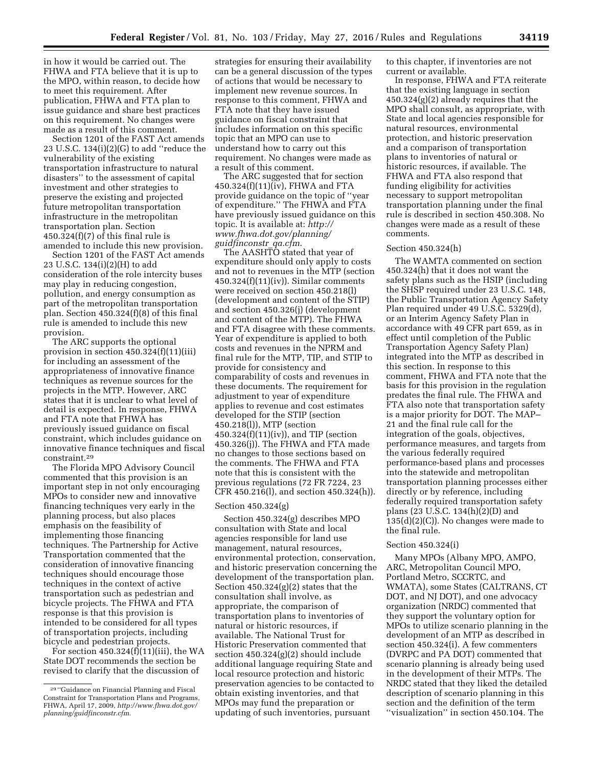in how it would be carried out. The FHWA and FTA believe that it is up to the MPO, within reason, to decide how to meet this requirement. After publication, FHWA and FTA plan to issue guidance and share best practices on this requirement. No changes were made as a result of this comment.

Section 1201 of the FAST Act amends 23 U.S.C. 134(i)(2)(G) to add ''reduce the vulnerability of the existing transportation infrastructure to natural disasters'' to the assessment of capital investment and other strategies to preserve the existing and projected future metropolitan transportation infrastructure in the metropolitan transportation plan. Section 450.324(f)(7) of this final rule is amended to include this new provision.

Section 1201 of the FAST Act amends 23 U.S.C. 134(i)(2)(H) to add consideration of the role intercity buses may play in reducing congestion, pollution, and energy consumption as part of the metropolitan transportation plan. Section 450.324(f)(8) of this final rule is amended to include this new provision.

The ARC supports the optional provision in section 450.324(f)(11)(iii) for including an assessment of the appropriateness of innovative finance techniques as revenue sources for the projects in the MTP. However, ARC states that it is unclear to what level of detail is expected. In response, FHWA and FTA note that FHWA has previously issued guidance on fiscal constraint, which includes guidance on innovative finance techniques and fiscal constraint.[29]

The Florida MPO Advisory Council commented that this provision is an important step in not only encouraging MPOs to consider new and innovative financing techniques very early in the planning process, but also places emphasis on the feasibility of implementing those financing techniques. The Partnership for Active Transportation commented that the consideration of innovative financing techniques should encourage those techniques in the context of active transportation such as pedestrian and bicycle projects. The FHWA and FTA response is that this provision is intended to be considered for all types of transportation projects, including bicycle and pedestrian projects.

For section 450.324(f)(11)(iii), the WA State DOT recommends the section be revised to clarify that the discussion of strategies for ensuring their availability can be a general discussion of the types of actions that would be necessary to implement new revenue sources. In response to this comment, FHWA and FTA note that they have issued guidance on fiscal constraint that includes information on this specific topic that an MPO can use to understand how to carry out this requirement. No changes were made as a result of this comment.

The ARC suggested that for section 450.324(f)(11)(iv), FHWA and FTA provide guidance on the topic of ''year of expenditure.'' The FHWA and FTA have previously issued guidance on this topic. It is available at: *http://www.fhwa.dot.gov/planning/guidfinconstr_qa.cfm*.

The AASHTO stated that year of expenditure should only apply to costs and not to revenues in the MTP (section 450.324(f)(11)(iv)). Similar comments were received on section 450.218(l) (development and content of the STIP) and section 450.326(j) (development and content of the MTP). The FHWA and FTA disagree with these comments. Year of expenditure is applied to both costs and revenues in the NPRM and final rule for the MTP, TIP, and STIP to provide for consistency and comparability of costs and revenues in these documents. The requirement for adjustment to year of expenditure applies to revenue and cost estimates developed for the STIP (section 450.218(l)), MTP (section 450.324(f)(11)(iv)), and TIP (section 450.326(j)). The FHWA and FTA made no changes to those sections based on the comments. The FHWA and FTA note that this is consistent with the previous regulations (72 FR 7224, 23 CFR 450.216(l), and section 450.324(h)).

Section 450.324(g)

Section 450.324(g) describes MPO consultation with State and local agencies responsible for land use management, natural resources, environmental protection, conservation, and historic preservation concerning the development of the transportation plan. Section 450.324(g)(2) states that the consultation shall involve, as appropriate, the comparison of transportation plans to inventories of natural or historic resources, if available. The National Trust for Historic Preservation commented that section 450.324(g)(2) should include additional language requiring State and local resource protection and historic preservation agencies to be contacted to obtain existing inventories, and that MPOs may fund the preparation or updating of such inventories, pursuant to this chapter, if inventories are not current or available.

In response, FHWA and FTA reiterate that the existing language in section 450.324(g)(2) already requires that the MPO shall consult, as appropriate, with State and local agencies responsible for natural resources, environmental protection, and historic preservation and a comparison of transportation plans to inventories of natural or historic resources, if available. The FHWA and FTA also respond that funding eligibility for activities necessary to support metropolitan transportation planning under the final rule is described in section 450.308. No changes were made as a result of these comments.

Section 450.324(h)

The WAMTA commented on section 450.324(h) that it does not want the safety plans such as the HSIP (including the SHSP required under 23 U.S.C. 148, the Public Transportation Agency Safety Plan required under 49 U.S.C. 5329(d), or an Interim Agency Safety Plan in accordance with 49 CFR part 659, as in effect until completion of the Public Transportation Agency Safety Plan) integrated into the MTP as described in this section. In response to this comment, FHWA and FTA note that the basis for this provision in the regulation predates the final rule. The FHWA and FTA also note that transportation safety is a major priority for DOT. The MAP–21 and the final rule call for the integration of the goals, objectives, performance measures, and targets from the various federally required performance-based plans and processes into the statewide and metropolitan transportation planning processes either directly or by reference, including federally required transportation safety plans (23 U.S.C. 134(h)(2)(D) and 135(d)(2)(C)). No changes were made to the final rule.

Section 450.324(i)

Many MPOs (Albany MPO, AMPO, ARC, Metropolitan Council MPO, Portland Metro, SCCRTC, and WMATA), some States (CALTRANS, CT DOT, and NJ DOT), and one advocacy organization (NRDC) commented that they support the voluntary option for MPOs to utilize scenario planning in the development of an MTP as described in section 450.324(i). A few commenters (DVRPC and PA DOT) commented that scenario planning is already being used in the development of their MTPs. The NRDC stated that they liked the detailed description of scenario planning in this section and the definition of the term ''visualization'' in section 450.104. The

[29] ''Guidance on Financial Planning and Fiscal Constraint for Transportation Plans and Programs, FHWA, April 17, 2009, *http://www.fhwa.dot.gov/planning/guidfinconstr.cfm*.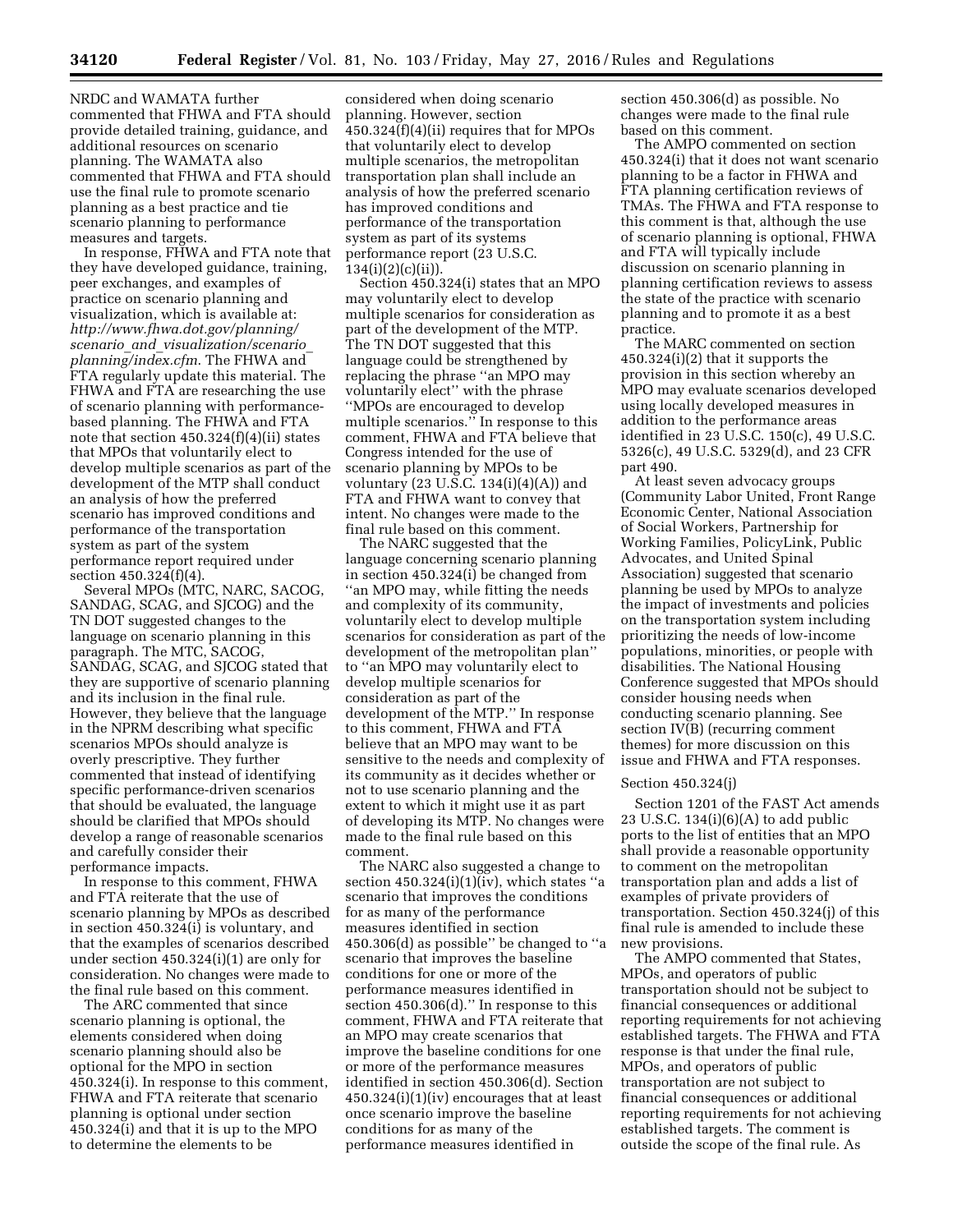NRDC and WAMATA further commented that FHWA and FTA should provide detailed training, guidance, and additional resources on scenario planning. The WAMATA also commented that FHWA and FTA should use the final rule to promote scenario planning as a best practice and tie scenario planning to performance measures and targets.

In response, FHWA and FTA note that they have developed guidance, training, peer exchanges, and examples of practice on scenario planning and visualization, which is available at: *http://www.fhwa.dot.gov/planning/scenario_and_visualization/scenario_planning/index.cfm*. The FHWA and FTA regularly update this material. The FHWA and FTA are researching the use of scenario planning with performance-based planning. The FHWA and FTA note that section 450.324(f)(4)(ii) states that MPOs that voluntarily elect to develop multiple scenarios as part of the development of the MTP shall conduct an analysis of how the preferred scenario has improved conditions and performance of the transportation system as part of the system performance report required under section 450.324(f)(4).

Several MPOs (MTC, NARC, SACOG, SANDAG, SCAG, and SJCOG) and the TN DOT suggested changes to the language on scenario planning in this paragraph. The MTC, SACOG, SANDAG, SCAG, and SJCOG stated that they are supportive of scenario planning and its inclusion in the final rule. However, they believe that the language in the NPRM describing what specific scenarios MPOs should analyze is overly prescriptive. They further commented that instead of identifying specific performance-driven scenarios that should be evaluated, the language should be clarified that MPOs should develop a range of reasonable scenarios and carefully consider their performance impacts.

In response to this comment, FHWA and FTA reiterate that the use of scenario planning by MPOs as described in section 450.324(i) is voluntary, and that the examples of scenarios described under section 450.324(i)(1) are only for consideration. No changes were made to the final rule based on this comment.

The ARC commented that since scenario planning is optional, the elements considered when doing scenario planning should also be optional for the MPO in section 450.324(i). In response to this comment, FHWA and FTA reiterate that scenario planning is optional under section 450.324(i) and that it is up to the MPO to determine the elements to be considered when doing scenario planning. However, section 450.324(f)(4)(ii) requires that for MPOs that voluntarily elect to develop multiple scenarios, the metropolitan transportation plan shall include an analysis of how the preferred scenario has improved conditions and performance of the transportation system as part of its systems performance report (23 U.S.C. 134(i)(2)(c)(ii)).

Section 450.324(i) states that an MPO may voluntarily elect to develop multiple scenarios for consideration as part of the development of the MTP. The TN DOT suggested that this language could be strengthened by replacing the phrase ''an MPO may voluntarily elect'' with the phrase ''MPOs are encouraged to develop multiple scenarios.'' In response to this comment, FHWA and FTA believe that Congress intended for the use of scenario planning by MPOs to be voluntary (23 U.S.C. 134(i)(4)(A)) and FTA and FHWA want to convey that intent. No changes were made to the final rule based on this comment.

The NARC suggested that the language concerning scenario planning in section 450.324(i) be changed from ''an MPO may, while fitting the needs and complexity of its community, voluntarily elect to develop multiple scenarios for consideration as part of the development of the metropolitan plan'' to ''an MPO may voluntarily elect to develop multiple scenarios for consideration as part of the development of the MTP.'' In response to this comment, FHWA and FTA believe that an MPO may want to be sensitive to the needs and complexity of its community as it decides whether or not to use scenario planning and the extent to which it might use it as part of developing its MTP. No changes were made to the final rule based on this comment.

The NARC also suggested a change to section 450.324(i)(1)(iv), which states ''a scenario that improves the conditions for as many of the performance measures identified in section 450.306(d) as possible'' be changed to ''a scenario that improves the baseline conditions for one or more of the performance measures identified in section 450.306(d).'' In response to this comment, FHWA and FTA reiterate that an MPO may create scenarios that improve the baseline conditions for one or more of the performance measures identified in section 450.306(d). Section 450.324(i)(1)(iv) encourages that at least once scenario improve the baseline conditions for as many of the performance measures identified in section 450.306(d) as possible. No changes were made to the final rule based on this comment.

The AMPO commented on section 450.324(i) that it does not want scenario planning to be a factor in FHWA and FTA planning certification reviews of TMAs. The FHWA and FTA response to this comment is that, although the use of scenario planning is optional, FHWA and FTA will typically include discussion on scenario planning in planning certification reviews to assess the state of the practice with scenario planning and to promote it as a best practice.

The MARC commented on section 450.324(i)(2) that it supports the provision in this section whereby an MPO may evaluate scenarios developed using locally developed measures in addition to the performance areas identified in 23 U.S.C. 150(c), 49 U.S.C. 5326(c), 49 U.S.C. 5329(d), and 23 CFR part 490.

At least seven advocacy groups (Community Labor United, Front Range Economic Center, National Association of Social Workers, Partnership for Working Families, PolicyLink, Public Advocates, and United Spinal Association) suggested that scenario planning be used by MPOs to analyze the impact of investments and policies on the transportation system including prioritizing the needs of low-income populations, minorities, or people with disabilities. The National Housing Conference suggested that MPOs should consider housing needs when conducting scenario planning. See section IV(B) (recurring comment themes) for more discussion on this issue and FHWA and FTA responses.

## Section 450.324(j)

Section 1201 of the FAST Act amends 23 U.S.C. 134(i)(6)(A) to add public ports to the list of entities that an MPO shall provide a reasonable opportunity to comment on the metropolitan transportation plan and adds a list of examples of private providers of transportation. Section 450.324(j) of this final rule is amended to include these new provisions.

The AMPO commented that States, MPOs, and operators of public transportation should not be subject to financial consequences or additional reporting requirements for not achieving established targets. The FHWA and FTA response is that under the final rule, MPOs, and operators of public transportation are not subject to financial consequences or additional reporting requirements for not achieving established targets. The comment is outside the scope of the final rule. As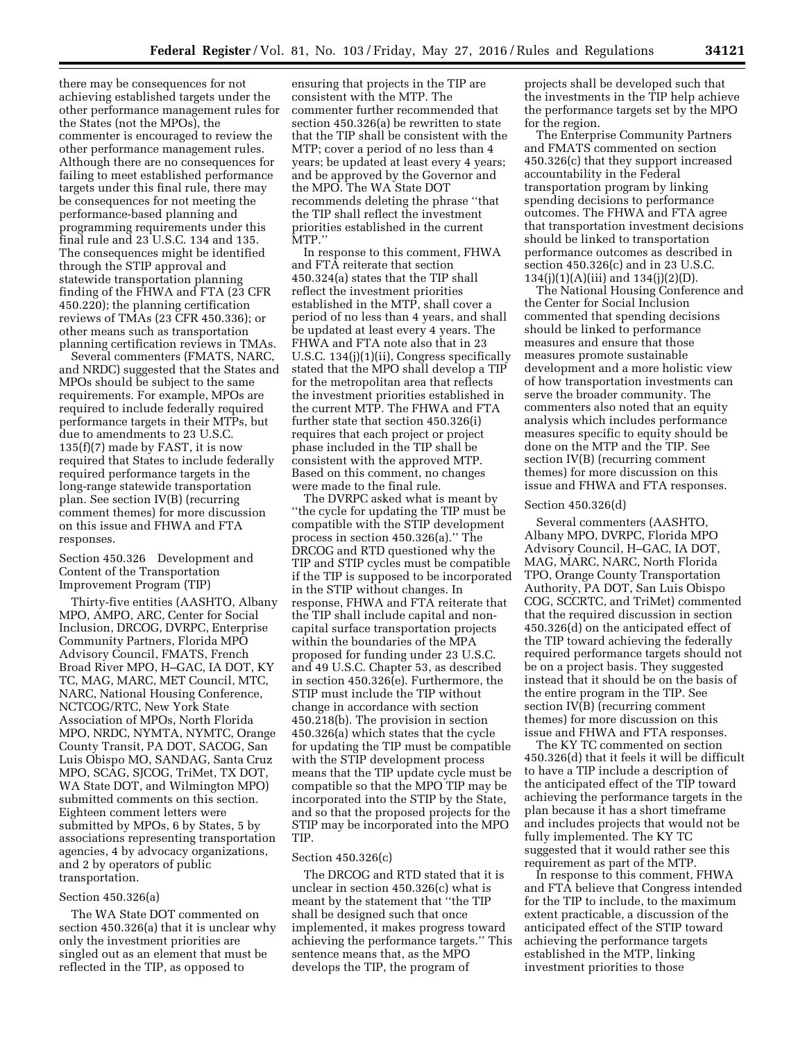there may be consequences for not achieving established targets under the other performance management rules for the States (not the MPOs), the commenter is encouraged to review the other performance management rules. Although there are no consequences for failing to meet established performance targets under this final rule, there may be consequences for not meeting the performance-based planning and programming requirements under this final rule and 23 U.S.C. 134 and 135. The consequences might be identified through the STIP approval and statewide transportation planning finding of the FHWA and FTA (23 CFR 450.220); the planning certification reviews of TMAs (23 CFR 450.336); or other means such as transportation planning certification reviews in TMAs.

Several commenters (FMATS, NARC, and NRDC) suggested that the States and MPOs should be subject to the same requirements. For example, MPOs are required to include federally required performance targets in their MTPs, but due to amendments to 23 U.S.C. 135(f)(7) made by FAST, it is now required that States to include federally required performance targets in the long-range statewide transportation plan. See section IV(B) (recurring comment themes) for more discussion on this issue and FHWA and FTA responses.

Section 450.326 Development and Content of the Transportation Improvement Program (TIP)

Thirty-five entities (AASHTO, Albany MPO, AMPO, ARC, Center for Social Inclusion, DRCOG, DVRPC, Enterprise Community Partners, Florida MPO Advisory Council, FMATS, French Broad River MPO, H–GAC, IA DOT, KY TC, MAG, MARC, MET Council, MTC, NARC, National Housing Conference, NCTCOG/RTC, New York State Association of MPOs, North Florida MPO, NRDC, NYMTA, NYMTC, Orange County Transit, PA DOT, SACOG, San Luis Obispo MO, SANDAG, Santa Cruz MPO, SCAG, SJCOG, TriMet, TX DOT, WA State DOT, and Wilmington MPO) submitted comments on this section. Eighteen comment letters were submitted by MPOs, 6 by States, 5 by associations representing transportation agencies, 4 by advocacy organizations, and 2 by operators of public transportation.

Section 450.326(a)

The WA State DOT commented on section 450.326(a) that it is unclear why only the investment priorities are singled out as an element that must be reflected in the TIP, as opposed to ensuring that projects in the TIP are consistent with the MTP. The commenter further recommended that section 450.326(a) be rewritten to state that the TIP shall be consistent with the MTP; cover a period of no less than 4 years; be updated at least every 4 years; and be approved by the Governor and the MPO. The WA State DOT recommends deleting the phrase ''that the TIP shall reflect the investment priorities established in the current MTP.''

In response to this comment, FHWA and FTA reiterate that section 450.324(a) states that the TIP shall reflect the investment priorities established in the MTP, shall cover a period of no less than 4 years, and shall be updated at least every 4 years. The FHWA and FTA note also that in 23 U.S.C. 134(j)(1)(ii), Congress specifically stated that the MPO shall develop a TIP for the metropolitan area that reflects the investment priorities established in the current MTP. The FHWA and FTA further state that section 450.326(i) requires that each project or project phase included in the TIP shall be consistent with the approved MTP. Based on this comment, no changes were made to the final rule.

The DVRPC asked what is meant by ''the cycle for updating the TIP must be compatible with the STIP development process in section 450.326(a).'' The DRCOG and RTD questioned why the TIP and STIP cycles must be compatible if the TIP is supposed to be incorporated in the STIP without changes. In response, FHWA and FTA reiterate that the TIP shall include capital and non-capital surface transportation projects within the boundaries of the MPA proposed for funding under 23 U.S.C. and 49 U.S.C. Chapter 53, as described in section 450.326(e). Furthermore, the STIP must include the TIP without change in accordance with section 450.218(b). The provision in section 450.326(a) which states that the cycle for updating the TIP must be compatible with the STIP development process means that the TIP update cycle must be compatible so that the MPO TIP may be incorporated into the STIP by the State, and so that the proposed projects for the STIP may be incorporated into the MPO TIP.

Section 450.326(c)

The DRCOG and RTD stated that it is unclear in section 450.326(c) what is meant by the statement that ''the TIP shall be designed such that once implemented, it makes progress toward achieving the performance targets.'' This sentence means that, as the MPO develops the TIP, the program of projects shall be developed such that the investments in the TIP help achieve the performance targets set by the MPO for the region.

The Enterprise Community Partners and FMATS commented on section 450.326(c) that they support increased accountability in the Federal transportation program by linking spending decisions to performance outcomes. The FHWA and FTA agree that transportation investment decisions should be linked to transportation performance outcomes as described in section 450.326(c) and in 23 U.S.C. 134(j)(1)(A)(iii) and 134(j)(2)(D).

The National Housing Conference and the Center for Social Inclusion commented that spending decisions should be linked to performance measures and ensure that those measures promote sustainable development and a more holistic view of how transportation investments can serve the broader community. The commenters also noted that an equity analysis which includes performance measures specific to equity should be done on the MTP and the TIP. See section IV(B) (recurring comment themes) for more discussion on this issue and FHWA and FTA responses.

Section 450.326(d)

Several commenters (AASHTO, Albany MPO, DVRPC, Florida MPO Advisory Council, H–GAC, IA DOT, MAG, MARC, NARC, North Florida TPO, Orange County Transportation Authority, PA DOT, San Luis Obispo COG, SCCRTC, and TriMet) commented that the required discussion in section 450.326(d) on the anticipated effect of the TIP toward achieving the federally required performance targets should not be on a project basis. They suggested instead that it should be on the basis of the entire program in the TIP. See section IV(B) (recurring comment themes) for more discussion on this issue and FHWA and FTA responses.

The KY TC commented on section 450.326(d) that it feels it will be difficult to have a TIP include a description of the anticipated effect of the TIP toward achieving the performance targets in the plan because it has a short timeframe and includes projects that would not be fully implemented. The KY TC suggested that it would rather see this requirement as part of the MTP.

In response to this comment, FHWA and FTA believe that Congress intended for the TIP to include, to the maximum extent practicable, a discussion of the anticipated effect of the STIP toward achieving the performance targets established in the MTP, linking investment priorities to those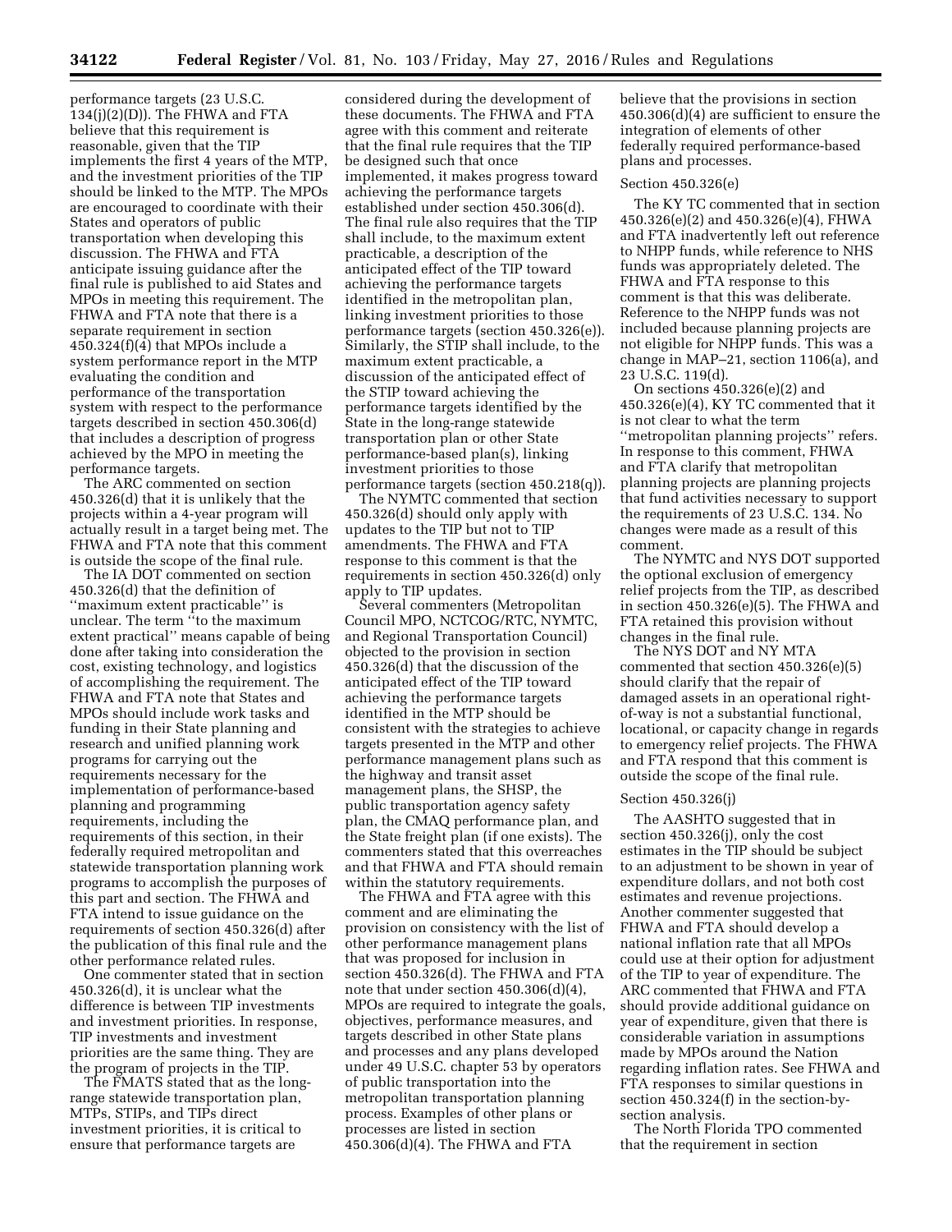performance targets (23 U.S.C. 134(j)(2)(D)). The FHWA and FTA believe that this requirement is reasonable, given that the TIP implements the first 4 years of the MTP, and the investment priorities of the TIP should be linked to the MTP. The MPOs are encouraged to coordinate with their States and operators of public transportation when developing this discussion. The FHWA and FTA anticipate issuing guidance after the final rule is published to aid States and MPOs in meeting this requirement. The FHWA and FTA note that there is a separate requirement in section 450.324(f)(4) that MPOs include a system performance report in the MTP evaluating the condition and performance of the transportation system with respect to the performance targets described in section 450.306(d) that includes a description of progress achieved by the MPO in meeting the performance targets.

The ARC commented on section 450.326(d) that it is unlikely that the projects within a 4-year program will actually result in a target being met. The FHWA and FTA note that this comment is outside the scope of the final rule.

The IA DOT commented on section 450.326(d) that the definition of ''maximum extent practicable'' is unclear. The term ''to the maximum extent practical'' means capable of being done after taking into consideration the cost, existing technology, and logistics of accomplishing the requirement. The FHWA and FTA note that States and MPOs should include work tasks and funding in their State planning and research and unified planning work programs for carrying out the requirements necessary for the implementation of performance-based planning and programming requirements, including the requirements of this section, in their federally required metropolitan and statewide transportation planning work programs to accomplish the purposes of this part and section. The FHWA and FTA intend to issue guidance on the requirements of section 450.326(d) after the publication of this final rule and the other performance related rules.

One commenter stated that in section 450.326(d), it is unclear what the difference is between TIP investments and investment priorities. In response, TIP investments and investment priorities are the same thing. They are the program of projects in the TIP.

The FMATS stated that as the long-range statewide transportation plan, MTPs, STIPs, and TIPs direct investment priorities, it is critical to ensure that performance targets are considered during the development of these documents. The FHWA and FTA agree with this comment and reiterate that the final rule requires that the TIP be designed such that once implemented, it makes progress toward achieving the performance targets established under section 450.306(d). The final rule also requires that the TIP shall include, to the maximum extent practicable, a description of the anticipated effect of the TIP toward achieving the performance targets identified in the metropolitan plan, linking investment priorities to those performance targets (section 450.326(e)). Similarly, the STIP shall include, to the maximum extent practicable, a discussion of the anticipated effect of the STIP toward achieving the performance targets identified by the State in the long-range statewide transportation plan or other State performance-based plan(s), linking investment priorities to those performance targets (section 450.218(q)).

The NYMTC commented that section 450.326(d) should only apply with updates to the TIP but not to TIP amendments. The FHWA and FTA response to this comment is that the requirements in section 450.326(d) only apply to TIP updates.

Several commenters (Metropolitan Council MPO, NCTCOG/RTC, NYMTC, and Regional Transportation Council) objected to the provision in section 450.326(d) that the discussion of the anticipated effect of the TIP toward achieving the performance targets identified in the MTP should be consistent with the strategies to achieve targets presented in the MTP and other performance management plans such as the highway and transit asset management plans, the SHSP, the public transportation agency safety plan, the CMAQ performance plan, and the State freight plan (if one exists). The commenters stated that this overreaches and that FHWA and FTA should remain within the statutory requirements.

The FHWA and FTA agree with this comment and are eliminating the provision on consistency with the list of other performance management plans that was proposed for inclusion in section 450.326(d). The FHWA and FTA note that under section 450.306(d)(4), MPOs are required to integrate the goals, objectives, performance measures, and targets described in other State plans and processes and any plans developed under 49 U.S.C. chapter 53 by operators of public transportation into the metropolitan transportation planning process. Examples of other plans or processes are listed in section 450.306(d)(4). The FHWA and FTA believe that the provisions in section 450.306(d)(4) are sufficient to ensure the integration of elements of other federally required performance-based plans and processes.

Section 450.326(e)

The KY TC commented that in section 450.326(e)(2) and 450.326(e)(4), FHWA and FTA inadvertently left out reference to NHPP funds, while reference to NHS funds was appropriately deleted. The FHWA and FTA response to this comment is that this was deliberate. Reference to the NHPP funds was not included because planning projects are not eligible for NHPP funds. This was a change in MAP–21, section 1106(a), and 23 U.S.C. 119(d).

On sections 450.326(e)(2) and 450.326(e)(4), KY TC commented that it is not clear to what the term ''metropolitan planning projects'' refers. In response to this comment, FHWA and FTA clarify that metropolitan planning projects are planning projects that fund activities necessary to support the requirements of 23 U.S.C. 134. No changes were made as a result of this comment.

The NYMTC and NYS DOT supported the optional exclusion of emergency relief projects from the TIP, as described in section 450.326(e)(5). The FHWA and FTA retained this provision without changes in the final rule.

The NYS DOT and NY MTA commented that section 450.326(e)(5) should clarify that the repair of damaged assets in an operational right-of-way is not a substantial functional, locational, or capacity change in regards to emergency relief projects. The FHWA and FTA respond that this comment is outside the scope of the final rule.

Section 450.326(j)

The AASHTO suggested that in section 450.326(j), only the cost estimates in the TIP should be subject to an adjustment to be shown in year of expenditure dollars, and not both cost estimates and revenue projections. Another commenter suggested that FHWA and FTA should develop a national inflation rate that all MPOs could use at their option for adjustment of the TIP to year of expenditure. The ARC commented that FHWA and FTA should provide additional guidance on year of expenditure, given that there is considerable variation in assumptions made by MPOs around the Nation regarding inflation rates. See FHWA and FTA responses to similar questions in section 450.324(f) in the section-by-section analysis.

The North Florida TPO commented that the requirement in section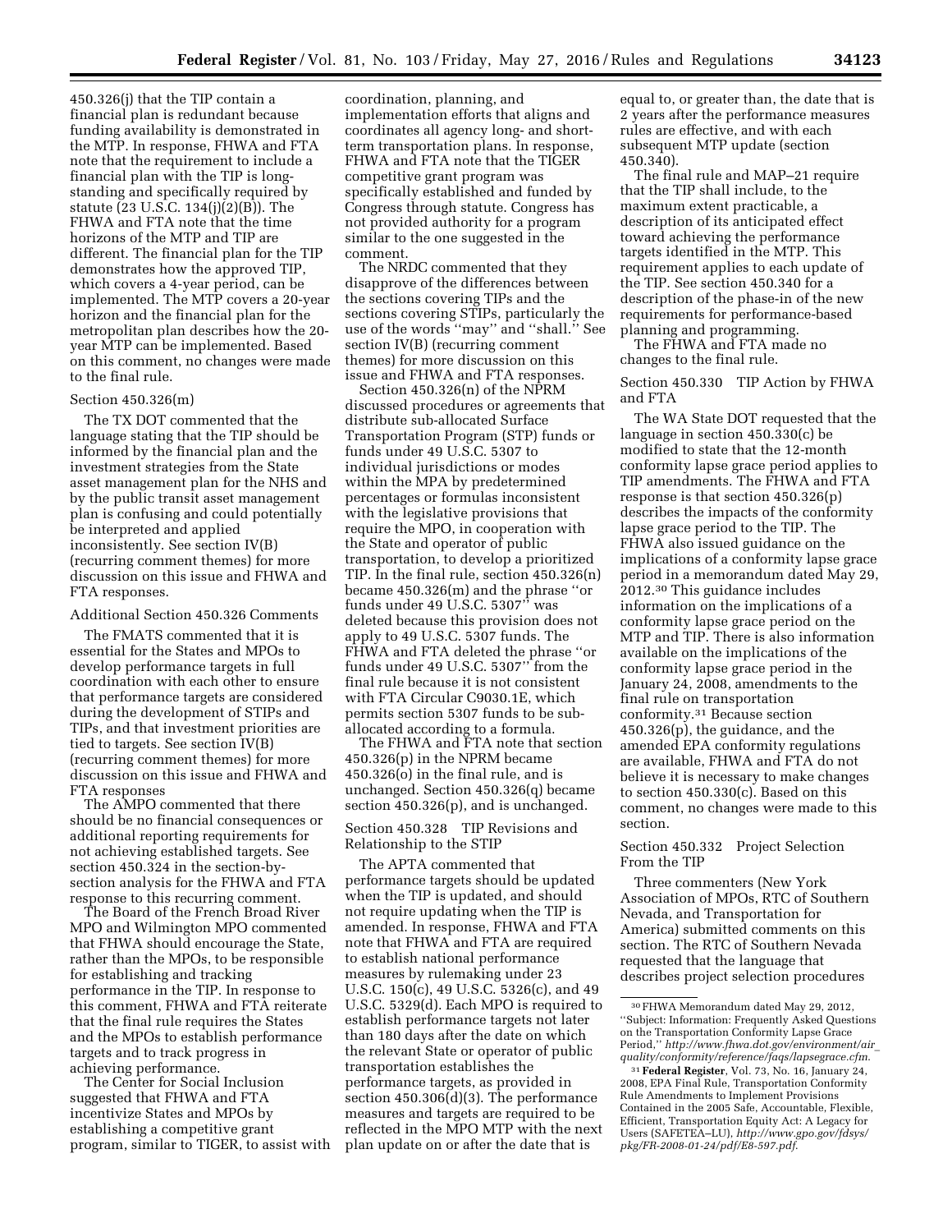450.326(j) that the TIP contain a financial plan is redundant because funding availability is demonstrated in the MTP. In response, FHWA and FTA note that the requirement to include a financial plan with the TIP is long-standing and specifically required by statute (23 U.S.C. 134(j)(2)(B)). The FHWA and FTA note that the time horizons of the MTP and TIP are different. The financial plan for the TIP demonstrates how the approved TIP, which covers a 4-year period, can be implemented. The MTP covers a 20-year horizon and the financial plan for the metropolitan plan describes how the 20-year MTP can be implemented. Based on this comment, no changes were made to the final rule.

Section 450.326(m)

The TX DOT commented that the language stating that the TIP should be informed by the financial plan and the investment strategies from the State asset management plan for the NHS and by the public transit asset management plan is confusing and could potentially be interpreted and applied inconsistently. See section IV(B) (recurring comment themes) for more discussion on this issue and FHWA and FTA responses.

Additional Section 450.326 Comments

The FMATS commented that it is essential for the States and MPOs to develop performance targets in full coordination with each other to ensure that performance targets are considered during the development of STIPs and TIPs, and that investment priorities are tied to targets. See section IV(B) (recurring comment themes) for more discussion on this issue and FHWA and FTA responses

The AMPO commented that there should be no financial consequences or additional reporting requirements for not achieving established targets. See section 450.324 in the section-by-section analysis for the FHWA and FTA response to this recurring comment.

The Board of the French Broad River MPO and Wilmington MPO commented that FHWA should encourage the State, rather than the MPOs, to be responsible for establishing and tracking performance in the TIP. In response to this comment, FHWA and FTA reiterate that the final rule requires the States and the MPOs to establish performance targets and to track progress in achieving performance.

The Center for Social Inclusion suggested that FHWA and FTA incentivize States and MPOs by establishing a competitive grant program, similar to TIGER, to assist with coordination, planning, and implementation efforts that aligns and coordinates all agency long- and short-term transportation plans. In response, FHWA and FTA note that the TIGER competitive grant program was specifically established and funded by Congress through statute. Congress has not provided authority for a program similar to the one suggested in the comment.

The NRDC commented that they disapprove of the differences between the sections covering TIPs and the sections covering STIPs, particularly the use of the words "may" and "shall." See section IV(B) (recurring comment themes) for more discussion on this issue and FHWA and FTA responses.

Section 450.326(n) of the NPRM discussed procedures or agreements that distribute sub-allocated Surface Transportation Program (STP) funds or funds under 49 U.S.C. 5307 to individual jurisdictions or modes within the MPA by predetermined percentages or formulas inconsistent with the legislative provisions that require the MPO, in cooperation with the State and operator of public transportation, to develop a prioritized TIP. In the final rule, section 450.326(n) became 450.326(m) and the phrase "or funds under 49 U.S.C. 5307" was deleted because this provision does not apply to 49 U.S.C. 5307 funds. The FHWA and FTA deleted the phrase "or funds under 49 U.S.C. 5307" from the final rule because it is not consistent with FTA Circular C9030.1E, which permits section 5307 funds to be sub-allocated according to a formula.

The FHWA and FTA note that section 450.326(p) in the NPRM became 450.326(o) in the final rule, and is unchanged. Section 450.326(q) became section 450.326(p), and is unchanged.

Section 450.328 TIP Revisions and Relationship to the STIP

The APTA commented that performance targets should be updated when the TIP is updated, and should not require updating when the TIP is amended. In response, FHWA and FTA note that FHWA and FTA are required to establish national performance measures by rulemaking under 23 U.S.C. 150(c), 49 U.S.C. 5326(c), and 49 U.S.C. 5329(d). Each MPO is required to establish performance targets not later than 180 days after the date on which the relevant State or operator of public transportation establishes the performance targets, as provided in section 450.306(d)(3). The performance measures and targets are required to be reflected in the MPO MTP with the next plan update on or after the date that is equal to, or greater than, the date that is 2 years after the performance measures rules are effective, and with each subsequent MTP update (section 450.340).

The final rule and MAP–21 require that the TIP shall include, to the maximum extent practicable, a description of its anticipated effect toward achieving the performance targets identified in the MTP. This requirement applies to each update of the TIP. See section 450.340 for a description of the phase-in of the new requirements for performance-based planning and programming.

The FHWA and FTA made no changes to the final rule.

Section 450.330 TIP Action by FHWA and FTA

The WA State DOT requested that the language in section 450.330(c) be modified to state that the 12-month conformity lapse grace period applies to TIP amendments. The FHWA and FTA response is that section 450.326(p) describes the impacts of the conformity lapse grace period to the TIP. The FHWA also issued guidance on the implications of a conformity lapse grace period in a memorandum dated May 29, 2012.[30] This guidance includes information on the implications of a conformity lapse grace period on the MTP and TIP. There is also information available on the implications of the conformity lapse grace period in the January 24, 2008, amendments to the final rule on transportation conformity.[31] Because section 450.326(p), the guidance, and the amended EPA conformity regulations are available, FHWA and FTA do not believe it is necessary to make changes to section 450.330(c). Based on this comment, no changes were made to this section.

Section 450.332 Project Selection From the TIP

Three commenters (New York Association of MPOs, RTC of Southern Nevada, and Transportation for America) submitted comments on this section. The RTC of Southern Nevada requested that the language that describes project selection procedures

[30] FHWA Memorandum dated May 29, 2012, "Subject: Information: Frequently Asked Questions on the Transportation Conformity Lapse Grace Period," *http://www.fhwa.dot.gov/environment/air_quality/conformity/reference/faqs/lapsegrace.cfm*.

[31] **Federal Register**, Vol. 73, No. 16, January 24, 2008, EPA Final Rule, Transportation Conformity Rule Amendments to Implement Provisions Contained in the 2005 Safe, Accountable, Flexible, Efficient, Transportation Equity Act: A Legacy for Users (SAFETEA–LU), *http://www.gpo.gov/fdsys/pkg/FR-2008-01-24/pdf/E8-597.pdf*.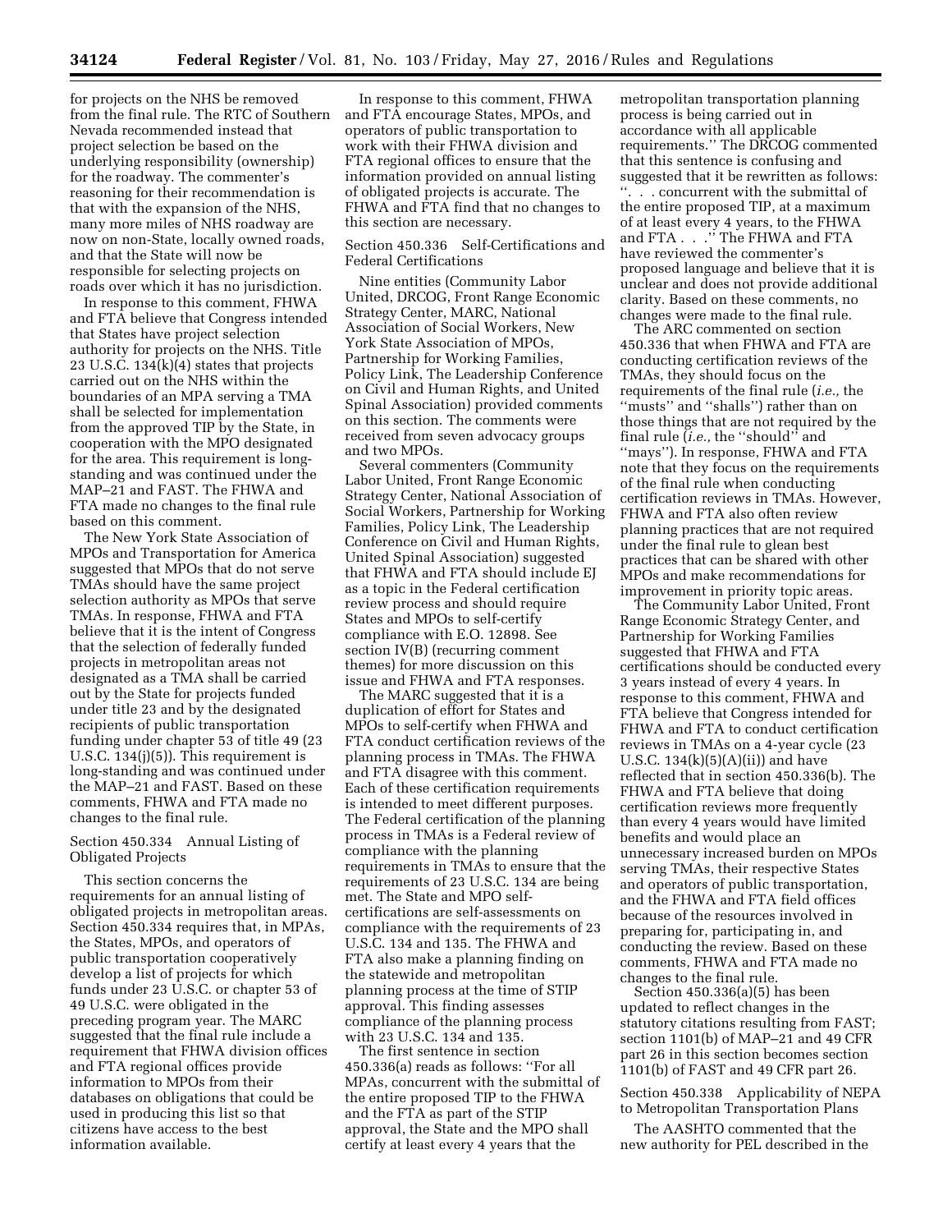for projects on the NHS be removed from the final rule. The RTC of Southern Nevada recommended instead that project selection be based on the underlying responsibility (ownership) for the roadway. The commenter's reasoning for their recommendation is that with the expansion of the NHS, many more miles of NHS roadway are now on non-State, locally owned roads, and that the State will now be responsible for selecting projects on roads over which it has no jurisdiction.

In response to this comment, FHWA and FTA believe that Congress intended that States have project selection authority for projects on the NHS. Title 23 U.S.C. 134(k)(4) states that projects carried out on the NHS within the boundaries of an MPA serving a TMA shall be selected for implementation from the approved TIP by the State, in cooperation with the MPO designated for the area. This requirement is long-standing and was continued under the MAP–21 and FAST. The FHWA and FTA made no changes to the final rule based on this comment.

The New York State Association of MPOs and Transportation for America suggested that MPOs that do not serve TMAs should have the same project selection authority as MPOs that serve TMAs. In response, FHWA and FTA believe that it is the intent of Congress that the selection of federally funded projects in metropolitan areas not designated as a TMA shall be carried out by the State for projects funded under title 23 and by the designated recipients of public transportation funding under chapter 53 of title 49 (23 U.S.C. 134(j)(5)). This requirement is long-standing and was continued under the MAP–21 and FAST. Based on these comments, FHWA and FTA made no changes to the final rule.

Section 450.334 Annual Listing of Obligated Projects

This section concerns the requirements for an annual listing of obligated projects in metropolitan areas. Section 450.334 requires that, in MPAs, the States, MPOs, and operators of public transportation cooperatively develop a list of projects for which funds under 23 U.S.C. or chapter 53 of 49 U.S.C. were obligated in the preceding program year. The MARC suggested that the final rule include a requirement that FHWA division offices and FTA regional offices provide information to MPOs from their databases on obligations that could be used in producing this list so that citizens have access to the best information available.

In response to this comment, FHWA and FTA encourage States, MPOs, and operators of public transportation to work with their FHWA division and FTA regional offices to ensure that the information provided on annual listing of obligated projects is accurate. The FHWA and FTA find that no changes to this section are necessary.

Section 450.336 Self-Certifications and Federal Certifications

Nine entities (Community Labor United, DRCOG, Front Range Economic Strategy Center, MARC, National Association of Social Workers, New York State Association of MPOs, Partnership for Working Families, Policy Link, The Leadership Conference on Civil and Human Rights, and United Spinal Association) provided comments on this section. The comments were received from seven advocacy groups and two MPOs.

Several commenters (Community Labor United, Front Range Economic Strategy Center, National Association of Social Workers, Partnership for Working Families, Policy Link, The Leadership Conference on Civil and Human Rights, United Spinal Association) suggested that FHWA and FTA should include EJ as a topic in the Federal certification review process and should require States and MPOs to self-certify compliance with E.O. 12898. See section IV(B) (recurring comment themes) for more discussion on this issue and FHWA and FTA responses.

The MARC suggested that it is a duplication of effort for States and MPOs to self-certify when FHWA and FTA conduct certification reviews of the planning process in TMAs. The FHWA and FTA disagree with this comment. Each of these certification requirements is intended to meet different purposes. The Federal certification of the planning process in TMAs is a Federal review of compliance with the planning requirements in TMAs to ensure that the requirements of 23 U.S.C. 134 are being met. The State and MPO self-certifications are self-assessments on compliance with the requirements of 23 U.S.C. 134 and 135. The FHWA and FTA also make a planning finding on the statewide and metropolitan planning process at the time of STIP approval. This finding assesses compliance of the planning process with 23 U.S.C. 134 and 135.

The first sentence in section 450.336(a) reads as follows: ''For all MPAs, concurrent with the submittal of the entire proposed TIP to the FHWA and the FTA as part of the STIP approval, the State and the MPO shall certify at least every 4 years that the metropolitan transportation planning process is being carried out in accordance with all applicable requirements.'' The DRCOG commented that this sentence is confusing and suggested that it be rewritten as follows: ''. . . concurrent with the submittal of the entire proposed TIP, at a maximum of at least every 4 years, to the FHWA and FTA . . .'' The FHWA and FTA have reviewed the commenter's proposed language and believe that it is unclear and does not provide additional clarity. Based on these comments, no changes were made to the final rule.

The ARC commented on section 450.336 that when FHWA and FTA are conducting certification reviews of the TMAs, they should focus on the requirements of the final rule (*i.e.,* the ''musts'' and ''shalls'') rather than on those things that are not required by the final rule (*i.e.,* the ''should'' and ''mays''). In response, FHWA and FTA note that they focus on the requirements of the final rule when conducting certification reviews in TMAs. However, FHWA and FTA also often review planning practices that are not required under the final rule to glean best practices that can be shared with other MPOs and make recommendations for improvement in priority topic areas.

The Community Labor United, Front Range Economic Strategy Center, and Partnership for Working Families suggested that FHWA and FTA certifications should be conducted every 3 years instead of every 4 years. In response to this comment, FHWA and FTA believe that Congress intended for FHWA and FTA to conduct certification reviews in TMAs on a 4-year cycle (23 U.S.C. 134(k)(5)(A)(ii)) and have reflected that in section 450.336(b). The FHWA and FTA believe that doing certification reviews more frequently than every 4 years would have limited benefits and would place an unnecessary increased burden on MPOs serving TMAs, their respective States and operators of public transportation, and the FHWA and FTA field offices because of the resources involved in preparing for, participating in, and conducting the review. Based on these comments, FHWA and FTA made no changes to the final rule.

Section 450.336(a)(5) has been updated to reflect changes in the statutory citations resulting from FAST; section 1101(b) of MAP–21 and 49 CFR part 26 in this section becomes section 1101(b) of FAST and 49 CFR part 26.

Section 450.338 Applicability of NEPA to Metropolitan Transportation Plans

The AASHTO commented that the new authority for PEL described in the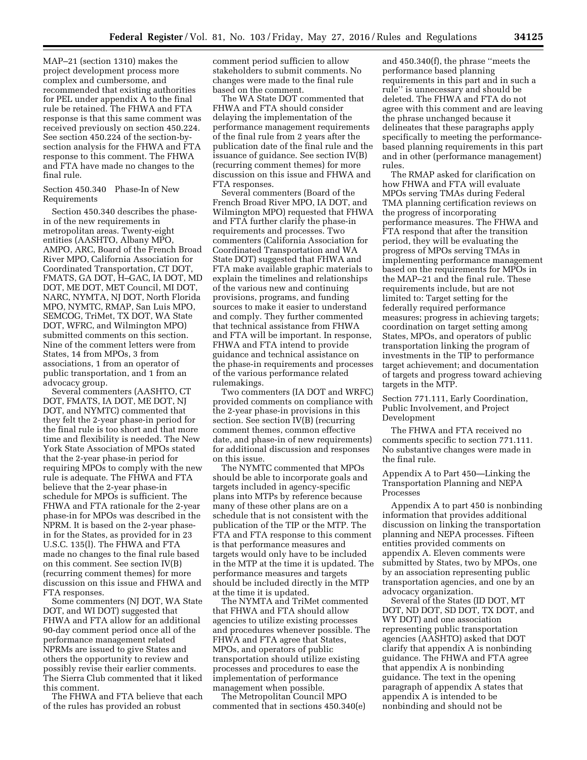MAP–21 (section 1310) makes the project development process more complex and cumbersome, and recommended that existing authorities for PEL under appendix A to the final rule be retained. The FHWA and FTA response is that this same comment was received previously on section 450.224. See section 450.224 of the section-by-section analysis for the FHWA and FTA response to this comment. The FHWA and FTA have made no changes to the final rule.

Section 450.340 Phase-In of New Requirements

Section 450.340 describes the phase-in of the new requirements in metropolitan areas. Twenty-eight entities (AASHTO, Albany MPO, AMPO, ARC, Board of the French Broad River MPO, California Association for Coordinated Transportation, CT DOT, FMATS, GA DOT, H–GAC, IA DOT, MD DOT, ME DOT, MET Council, MI DOT, NARC, NYMTA, NJ DOT, North Florida MPO, NYMTC, RMAP, San Luis MPO, SEMCOG, TriMet, TX DOT, WA State DOT, WFRC, and Wilmington MPO) submitted comments on this section. Nine of the comment letters were from States, 14 from MPOs, 3 from associations, 1 from an operator of public transportation, and 1 from an advocacy group.

Several commenters (AASHTO, CT DOT, FMATS, IA DOT, ME DOT, NJ DOT, and NYMTC) commented that they felt the 2-year phase-in period for the final rule is too short and that more time and flexibility is needed. The New York State Association of MPOs stated that the 2-year phase-in period for requiring MPOs to comply with the new rule is adequate. The FHWA and FTA believe that the 2-year phase-in schedule for MPOs is sufficient. The FHWA and FTA rationale for the 2-year phase-in for MPOs was described in the NPRM. It is based on the 2-year phase-in for the States, as provided for in 23 U.S.C. 135(l). The FHWA and FTA made no changes to the final rule based on this comment. See section IV(B) (recurring comment themes) for more discussion on this issue and FHWA and FTA responses.

Some commenters (NJ DOT, WA State DOT, and WI DOT) suggested that FHWA and FTA allow for an additional 90-day comment period once all of the performance management related NPRMs are issued to give States and others the opportunity to review and possibly revise their earlier comments. The Sierra Club commented that it liked this comment.

The FHWA and FTA believe that each of the rules has provided an robust comment period sufficien to allow stakeholders to submit comments. No changes were made to the final rule based on the comment.

The WA State DOT commented that FHWA and FTA should consider delaying the implementation of the performance management requirements of the final rule from 2 years after the publication date of the final rule and the issuance of guidance. See section IV(B) (recurring comment themes) for more discussion on this issue and FHWA and FTA responses.

Several commenters (Board of the French Broad River MPO, IA DOT, and Wilmington MPO) requested that FHWA and FTA further clarify the phase-in requirements and processes. Two commenters (California Association for Coordinated Transportation and WA State DOT) suggested that FHWA and FTA make available graphic materials to explain the timelines and relationships of the various new and continuing provisions, programs, and funding sources to make it easier to understand and comply. They further commented that technical assistance from FHWA and FTA will be important. In response, FHWA and FTA intend to provide guidance and technical assistance on the phase-in requirements and processes of the various performance related rulemakings.

Two commenters (IA DOT and WRFC) provided comments on compliance with the 2-year phase-in provisions in this section. See section IV(B) (recurring comment themes, common effective date, and phase-in of new requirements) for additional discussion and responses on this issue.

The NYMTC commented that MPOs should be able to incorporate goals and targets included in agency-specific plans into MTPs by reference because many of these other plans are on a schedule that is not consistent with the publication of the TIP or the MTP. The FTA and FTA response to this comment is that performance measures and targets would only have to be included in the MTP at the time it is updated. The performance measures and targets should be included directly in the MTP at the time it is updated.

The NYMTA and TriMet commented that FHWA and FTA should allow agencies to utilize existing processes and procedures whenever possible. The FHWA and FTA agree that States, MPOs, and operators of public transportation should utilize existing processes and procedures to ease the implementation of performance management when possible.

The Metropolitan Council MPO commented that in sections 450.340(e) and 450.340(f), the phrase ''meets the performance based planning requirements in this part and in such a rule'' is unnecessary and should be deleted. The FHWA and FTA do not agree with this comment and are leaving the phrase unchanged because it delineates that these paragraphs apply specifically to meeting the performance-based planning requirements in this part and in other (performance management) rules.

The RMAP asked for clarification on how FHWA and FTA will evaluate MPOs serving TMAs during Federal TMA planning certification reviews on the progress of incorporating performance measures. The FHWA and FTA respond that after the transition period, they will be evaluating the progress of MPOs serving TMAs in implementing performance management based on the requirements for MPOs in the MAP–21 and the final rule. These requirements include, but are not limited to: Target setting for the federally required performance measures; progress in achieving targets; coordination on target setting among States, MPOs, and operators of public transportation linking the program of investments in the TIP to performance target achievement; and documentation of targets and progress toward achieving targets in the MTP.

Section 771.111, Early Coordination, Public Involvement, and Project Development

The FHWA and FTA received no comments specific to section 771.111. No substantive changes were made in the final rule.

Appendix A to Part 450—Linking the Transportation Planning and NEPA Processes

Appendix A to part 450 is nonbinding information that provides additional discussion on linking the transportation planning and NEPA processes. Fifteen entities provided comments on appendix A. Eleven comments were submitted by States, two by MPOs, one by an association representing public transportation agencies, and one by an advocacy organization.

Several of the States (ID DOT, MT DOT, ND DOT, SD DOT, TX DOT, and WY DOT) and one association representing public transportation agencies (AASHTO) asked that DOT clarify that appendix A is nonbinding guidance. The FHWA and FTA agree that appendix A is nonbinding guidance. The text in the opening paragraph of appendix A states that appendix A is intended to be nonbinding and should not be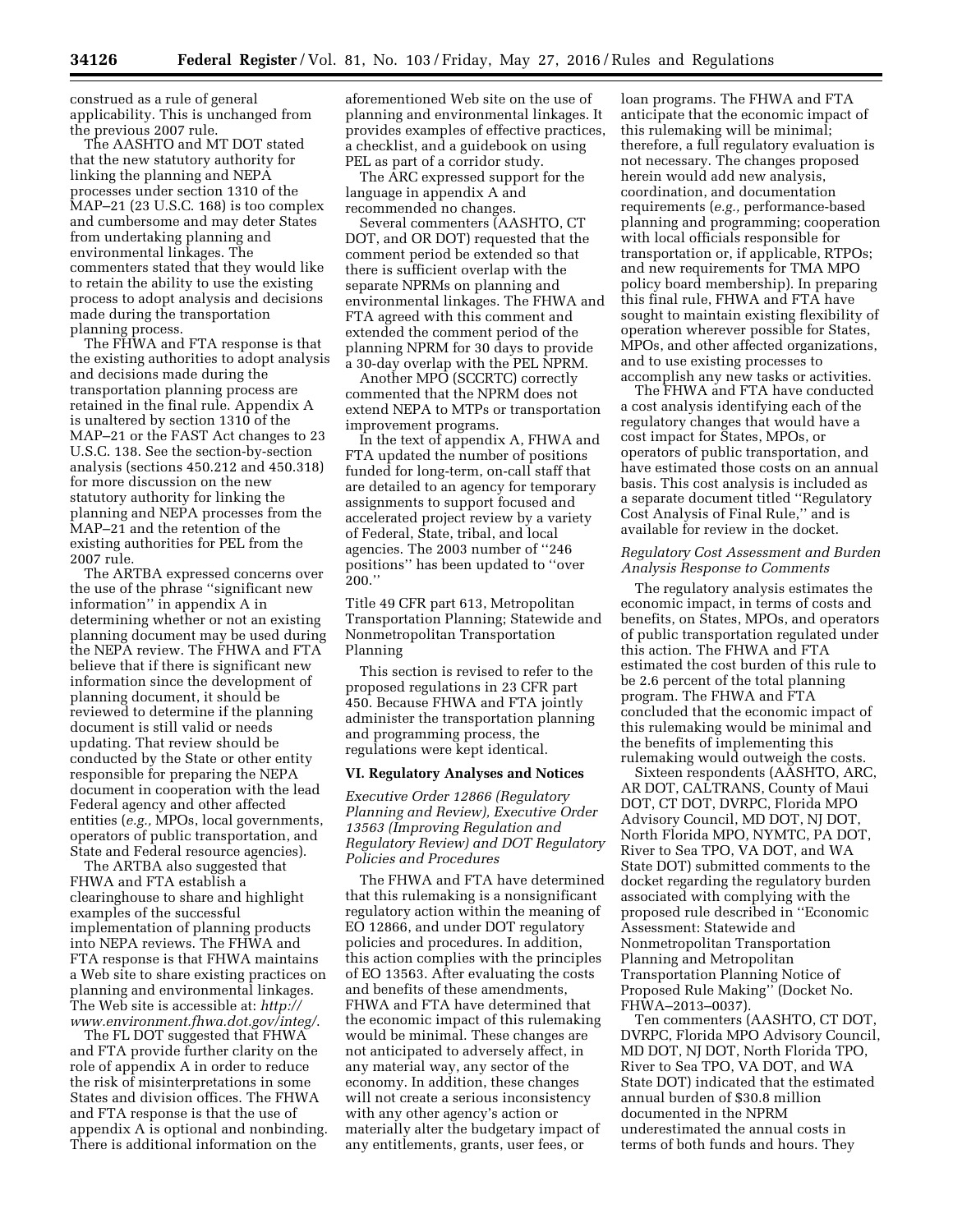construed as a rule of general applicability. This is unchanged from the previous 2007 rule.

The AASHTO and MT DOT stated that the new statutory authority for linking the planning and NEPA processes under section 1310 of the MAP–21 (23 U.S.C. 168) is too complex and cumbersome and may deter States from undertaking planning and environmental linkages. The commenters stated that they would like to retain the ability to use the existing process to adopt analysis and decisions made during the transportation planning process.

The FHWA and FTA response is that the existing authorities to adopt analysis and decisions made during the transportation planning process are retained in the final rule. Appendix A is unaltered by section 1310 of the MAP–21 or the FAST Act changes to 23 U.S.C. 138. See the section-by-section analysis (sections 450.212 and 450.318) for more discussion on the new statutory authority for linking the planning and NEPA processes from the MAP–21 and the retention of the existing authorities for PEL from the 2007 rule.

The ARTBA expressed concerns over the use of the phrase ''significant new information'' in appendix A in determining whether or not an existing planning document may be used during the NEPA review. The FHWA and FTA believe that if there is significant new information since the development of planning document, it should be reviewed to determine if the planning document is still valid or needs updating. That review should be conducted by the State or other entity responsible for preparing the NEPA document in cooperation with the lead Federal agency and other affected entities (*e.g.,* MPOs, local governments, operators of public transportation, and State and Federal resource agencies).

The ARTBA also suggested that FHWA and FTA establish a clearinghouse to share and highlight examples of the successful implementation of planning products into NEPA reviews. The FHWA and FTA response is that FHWA maintains a Web site to share existing practices on planning and environmental linkages. The Web site is accessible at: *http://www.environment.fhwa.dot.gov/integ/.*

The FL DOT suggested that FHWA and FTA provide further clarity on the role of appendix A in order to reduce the risk of misinterpretations in some States and division offices. The FHWA and FTA response is that the use of appendix A is optional and nonbinding. There is additional information on the aforementioned Web site on the use of planning and environmental linkages. It provides examples of effective practices, a checklist, and a guidebook on using PEL as part of a corridor study.

The ARC expressed support for the language in appendix A and recommended no changes.

Several commenters (AASHTO, CT DOT, and OR DOT) requested that the comment period be extended so that there is sufficient overlap with the separate NPRMs on planning and environmental linkages. The FHWA and FTA agreed with this comment and extended the comment period of the planning NPRM for 30 days to provide a 30-day overlap with the PEL NPRM.

Another MPO (SCCRTC) correctly commented that the NPRM does not extend NEPA to MTPs or transportation improvement programs.

In the text of appendix A, FHWA and FTA updated the number of positions funded for long-term, on-call staff that are detailed to an agency for temporary assignments to support focused and accelerated project review by a variety of Federal, State, tribal, and local agencies. The 2003 number of ''246 positions'' has been updated to ''over 200.''

Title 49 CFR part 613, Metropolitan Transportation Planning; Statewide and Nonmetropolitan Transportation Planning

This section is revised to refer to the proposed regulations in 23 CFR part 450. Because FHWA and FTA jointly administer the transportation planning and programming process, the regulations were kept identical.

## VI. Regulatory Analyses and Notices

*Executive Order 12866 (Regulatory Planning and Review), Executive Order 13563 (Improving Regulation and Regulatory Review) and DOT Regulatory Policies and Procedures*

The FHWA and FTA have determined that this rulemaking is a nonsignificant regulatory action within the meaning of EO 12866, and under DOT regulatory policies and procedures. In addition, this action complies with the principles of EO 13563. After evaluating the costs and benefits of these amendments, FHWA and FTA have determined that the economic impact of this rulemaking would be minimal. These changes are not anticipated to adversely affect, in any material way, any sector of the economy. In addition, these changes will not create a serious inconsistency with any other agency's action or materially alter the budgetary impact of any entitlements, grants, user fees, or loan programs. The FHWA and FTA anticipate that the economic impact of this rulemaking will be minimal; therefore, a full regulatory evaluation is not necessary. The changes proposed herein would add new analysis, coordination, and documentation requirements (*e.g.,* performance-based planning and programming; cooperation with local officials responsible for transportation or, if applicable, RTPOs; and new requirements for TMA MPO policy board membership). In preparing this final rule, FHWA and FTA have sought to maintain existing flexibility of operation wherever possible for States, MPOs, and other affected organizations, and to use existing processes to accomplish any new tasks or activities.

The FHWA and FTA have conducted a cost analysis identifying each of the regulatory changes that would have a cost impact for States, MPOs, or operators of public transportation, and have estimated those costs on an annual basis. This cost analysis is included as a separate document titled ''Regulatory Cost Analysis of Final Rule,'' and is available for review in the docket.

*Regulatory Cost Assessment and Burden Analysis Response to Comments*

The regulatory analysis estimates the economic impact, in terms of costs and benefits, on States, MPOs, and operators of public transportation regulated under this action. The FHWA and FTA estimated the cost burden of this rule to be 2.6 percent of the total planning program. The FHWA and FTA concluded that the economic impact of this rulemaking would be minimal and the benefits of implementing this rulemaking would outweigh the costs.

Sixteen respondents (AASHTO, ARC, AR DOT, CALTRANS, County of Maui DOT, CT DOT, DVRPC, Florida MPO Advisory Council, MD DOT, NJ DOT, North Florida MPO, NYMTC, PA DOT, River to Sea TPO, VA DOT, and WA State DOT) submitted comments to the docket regarding the regulatory burden associated with complying with the proposed rule described in ''Economic Assessment: Statewide and Nonmetropolitan Transportation Planning and Metropolitan Transportation Planning Notice of Proposed Rule Making'' (Docket No. FHWA–2013–0037).

Ten commenters (AASHTO, CT DOT, DVRPC, Florida MPO Advisory Council, MD DOT, NJ DOT, North Florida TPO, River to Sea TPO, VA DOT, and WA State DOT) indicated that the estimated annual burden of $30.8 million documented in the NPRM underestimated the annual costs in terms of both funds and hours. They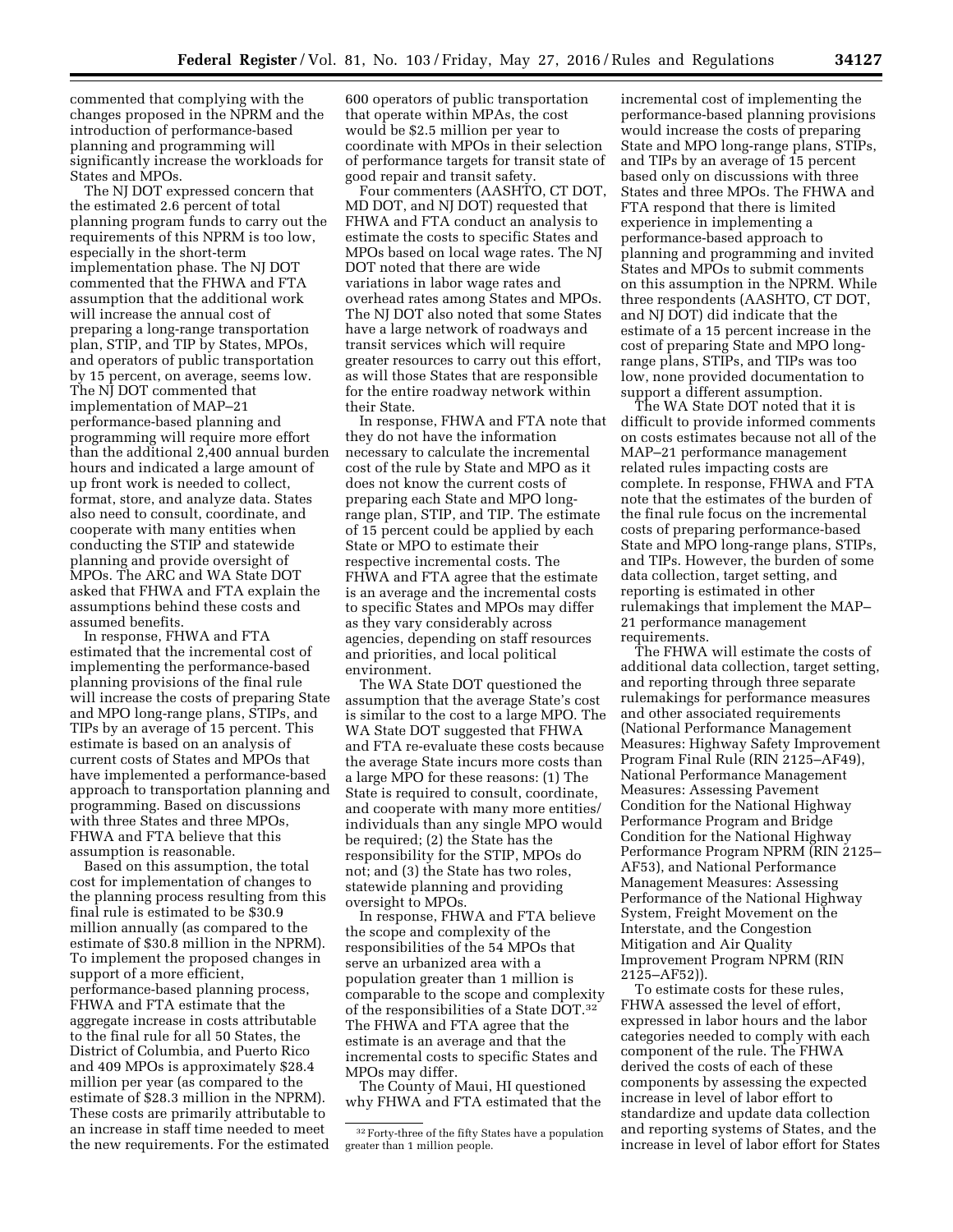commented that complying with the changes proposed in the NPRM and the introduction of performance-based planning and programming will significantly increase the workloads for States and MPOs.

The NJ DOT expressed concern that the estimated 2.6 percent of total planning program funds to carry out the requirements of this NPRM is too low, especially in the short-term implementation phase. The NJ DOT commented that the FHWA and FTA assumption that the additional work will increase the annual cost of preparing a long-range transportation plan, STIP, and TIP by States, MPOs, and operators of public transportation by 15 percent, on average, seems low. The NJ DOT commented that implementation of MAP–21 performance-based planning and programming will require more effort than the additional 2,400 annual burden hours and indicated a large amount of up front work is needed to collect, format, store, and analyze data. States also need to consult, coordinate, and cooperate with many entities when conducting the STIP and statewide planning and provide oversight of MPOs. The ARC and WA State DOT asked that FHWA and FTA explain the assumptions behind these costs and assumed benefits.

In response, FHWA and FTA estimated that the incremental cost of implementing the performance-based planning provisions of the final rule will increase the costs of preparing State and MPO long-range plans, STIPs, and TIPs by an average of 15 percent. This estimate is based on an analysis of current costs of States and MPOs that have implemented a performance-based approach to transportation planning and programming. Based on discussions with three States and three MPOs, FHWA and FTA believe that this assumption is reasonable.

Based on this assumption, the total cost for implementation of changes to the planning process resulting from this final rule is estimated to be $30.9 million annually (as compared to the estimate of $30.8 million in the NPRM). To implement the proposed changes in support of a more efficient, performance-based planning process, FHWA and FTA estimate that the aggregate increase in costs attributable to the final rule for all 50 States, the District of Columbia, and Puerto Rico and 409 MPOs is approximately $28.4 million per year (as compared to the estimate of $28.3 million in the NPRM). These costs are primarily attributable to an increase in staff time needed to meet the new requirements. For the estimated 600 operators of public transportation that operate within MPAs, the cost would be $2.5 million per year to coordinate with MPOs in their selection of performance targets for transit state of good repair and transit safety.

Four commenters (AASHTO, CT DOT, MD DOT, and NJ DOT) requested that FHWA and FTA conduct an analysis to estimate the costs to specific States and MPOs based on local wage rates. The NJ DOT noted that there are wide variations in labor wage rates and overhead rates among States and MPOs. The NJ DOT also noted that some States have a large network of roadways and transit services which will require greater resources to carry out this effort, as will those States that are responsible for the entire roadway network within their State.

In response, FHWA and FTA note that they do not have the information necessary to calculate the incremental cost of the rule by State and MPO as it does not know the current costs of preparing each State and MPO long-range plan, STIP, and TIP. The estimate of 15 percent could be applied by each State or MPO to estimate their respective incremental costs. The FHWA and FTA agree that the estimate is an average and the incremental costs to specific States and MPOs may differ as they vary considerably across agencies, depending on staff resources and priorities, and local political environment.

The WA State DOT questioned the assumption that the average State's cost is similar to the cost to a large MPO. The WA State DOT suggested that FHWA and FTA re-evaluate these costs because the average State incurs more costs than a large MPO for these reasons: (1) The State is required to consult, coordinate, and cooperate with many more entities/individuals than any single MPO would be required; (2) the State has the responsibility for the STIP, MPOs do not; and (3) the State has two roles, statewide planning and providing oversight to MPOs.

In response, FHWA and FTA believe the scope and complexity of the responsibilities of the 54 MPOs that serve an urbanized area with a population greater than 1 million is comparable to the scope and complexity of the responsibilities of a State DOT.[32] The FHWA and FTA agree that the estimate is an average and that the incremental costs to specific States and MPOs may differ.

The County of Maui, HI questioned why FHWA and FTA estimated that the incremental cost of implementing the performance-based planning provisions would increase the costs of preparing State and MPO long-range plans, STIPs, and TIPs by an average of 15 percent based only on discussions with three States and three MPOs. The FHWA and FTA respond that there is limited experience in implementing a performance-based approach to planning and programming and invited States and MPOs to submit comments on this assumption in the NPRM. While three respondents (AASHTO, CT DOT, and NJ DOT) did indicate that the estimate of a 15 percent increase in the cost of preparing State and MPO long-range plans, STIPs, and TIPs was too low, none provided documentation to support a different assumption.

The WA State DOT noted that it is difficult to provide informed comments on costs estimates because not all of the MAP–21 performance management related rules impacting costs are complete. In response, FHWA and FTA note that the estimates of the burden of the final rule focus on the incremental costs of preparing performance-based State and MPO long-range plans, STIPs, and TIPs. However, the burden of some data collection, target setting, and reporting is estimated in other rulemakings that implement the MAP–21 performance management requirements.

The FHWA will estimate the costs of additional data collection, target setting, and reporting through three separate rulemakings for performance measures and other associated requirements (National Performance Management Measures: Highway Safety Improvement Program Final Rule (RIN 2125–AF49), National Performance Management Measures: Assessing Pavement Condition for the National Highway Performance Program and Bridge Condition for the National Highway Performance Program NPRM (RIN 2125–AF53), and National Performance Management Measures: Assessing Performance of the National Highway System, Freight Movement on the Interstate, and the Congestion Mitigation and Air Quality Improvement Program NPRM (RIN 2125–AF52)).

To estimate costs for these rules, FHWA assessed the level of effort, expressed in labor hours and the labor categories needed to comply with each component of the rule. The FHWA derived the costs of each of these components by assessing the expected increase in level of labor effort to standardize and update data collection and reporting systems of States, and the increase in level of labor effort for States

---

[32] Forty-three of the fifty States have a population greater than 1 million people.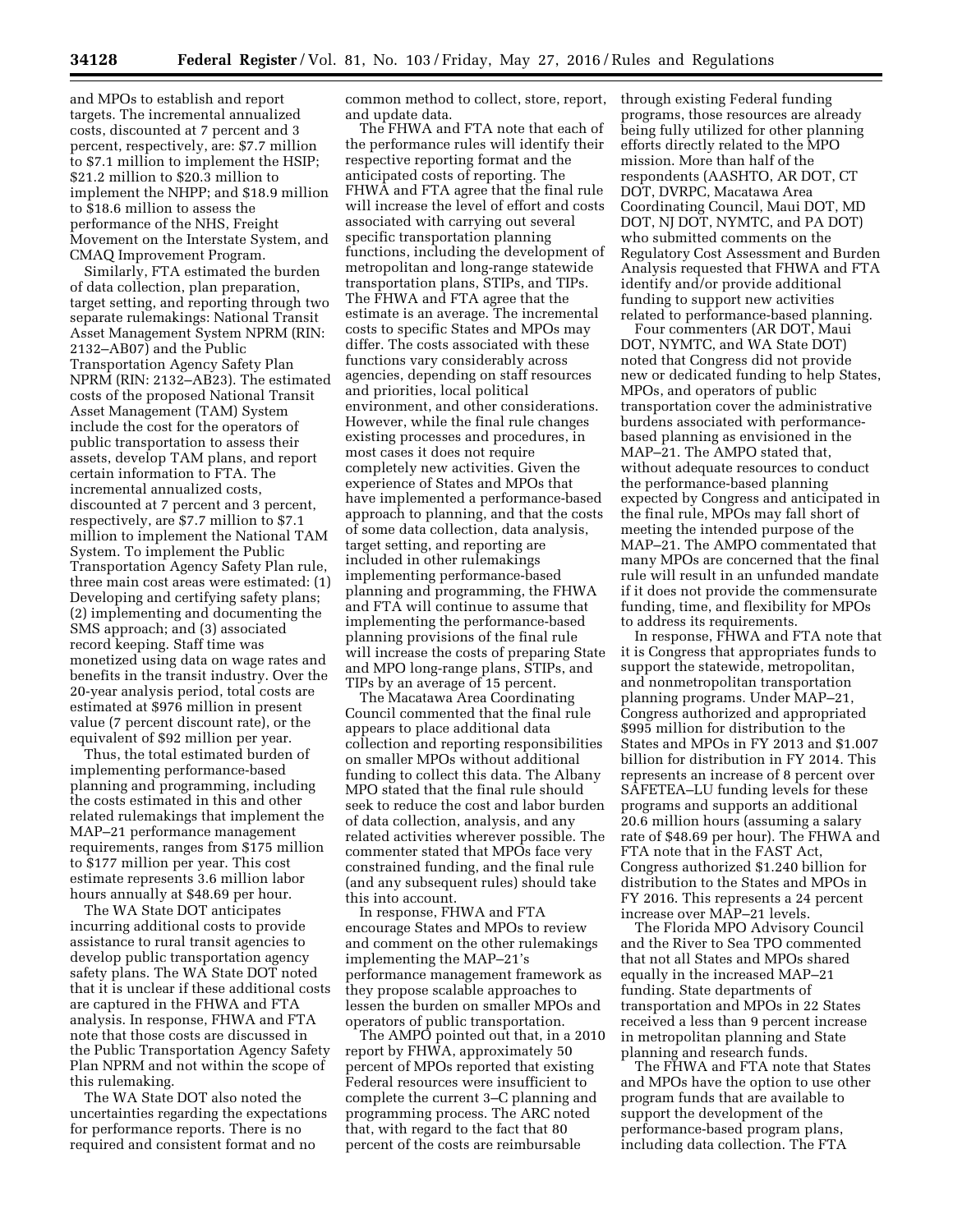and MPOs to establish and report targets. The incremental annualized costs, discounted at 7 percent and 3 percent, respectively, are: $7.7 million to $7.1 million to implement the HSIP; $21.2 million to $20.3 million to implement the NHPP; and $18.9 million to $18.6 million to assess the performance of the NHS, Freight Movement on the Interstate System, and CMAQ Improvement Program.

Similarly, FTA estimated the burden of data collection, plan preparation, target setting, and reporting through two separate rulemakings: National Transit Asset Management System NPRM (RIN: 2132–AB07) and the Public Transportation Agency Safety Plan NPRM (RIN: 2132–AB23). The estimated costs of the proposed National Transit Asset Management (TAM) System include the cost for the operators of public transportation to assess their assets, develop TAM plans, and report certain information to FTA. The incremental annualized costs, discounted at 7 percent and 3 percent, respectively, are $7.7 million to $7.1 million to implement the National TAM System. To implement the Public Transportation Agency Safety Plan rule, three main cost areas were estimated: (1) Developing and certifying safety plans; (2) implementing and documenting the SMS approach; and (3) associated record keeping. Staff time was monetized using data on wage rates and benefits in the transit industry. Over the 20-year analysis period, total costs are estimated at $976 million in present value (7 percent discount rate), or the equivalent of $92 million per year.

Thus, the total estimated burden of implementing performance-based planning and programming, including the costs estimated in this and other related rulemakings that implement the MAP–21 performance management requirements, ranges from $175 million to $177 million per year. This cost estimate represents 3.6 million labor hours annually at $48.69 per hour.

The WA State DOT anticipates incurring additional costs to provide assistance to rural transit agencies to develop public transportation agency safety plans. The WA State DOT noted that it is unclear if these additional costs are captured in the FHWA and FTA analysis. In response, FHWA and FTA note that those costs are discussed in the Public Transportation Agency Safety Plan NPRM and not within the scope of this rulemaking.

The WA State DOT also noted the uncertainties regarding the expectations for performance reports. There is no required and consistent format and no common method to collect, store, report, and update data.

The FHWA and FTA note that each of the performance rules will identify their respective reporting format and the anticipated costs of reporting. The FHWA and FTA agree that the final rule will increase the level of effort and costs associated with carrying out several specific transportation planning functions, including the development of metropolitan and long-range statewide transportation plans, STIPs, and TIPs. The FHWA and FTA agree that the estimate is an average. The incremental costs to specific States and MPOs may differ. The costs associated with these functions vary considerably across agencies, depending on staff resources and priorities, local political environment, and other considerations. However, while the final rule changes existing processes and procedures, in most cases it does not require completely new activities. Given the experience of States and MPOs that have implemented a performance-based approach to planning, and that the costs of some data collection, data analysis, target setting, and reporting are included in other rulemakings implementing performance-based planning and programming, the FHWA and FTA will continue to assume that implementing the performance-based planning provisions of the final rule will increase the costs of preparing State and MPO long-range plans, STIPs, and TIPs by an average of 15 percent.

The Macatawa Area Coordinating Council commented that the final rule appears to place additional data collection and reporting responsibilities on smaller MPOs without additional funding to collect this data. The Albany MPO stated that the final rule should seek to reduce the cost and labor burden of data collection, analysis, and any related activities wherever possible. The commenter stated that MPOs face very constrained funding, and the final rule (and any subsequent rules) should take this into account.

In response, FHWA and FTA encourage States and MPOs to review and comment on the other rulemakings implementing the MAP–21's performance management framework as they propose scalable approaches to lessen the burden on smaller MPOs and operators of public transportation.

The AMPO pointed out that, in a 2010 report by FHWA, approximately 50 percent of MPOs reported that existing Federal resources were insufficient to complete the current 3–C planning and programming process. The ARC noted that, with regard to the fact that 80 percent of the costs are reimbursable through existing Federal funding programs, those resources are already being fully utilized for other planning efforts directly related to the MPO mission. More than half of the respondents (AASHTO, AR DOT, CT DOT, DVRPC, Macatawa Area Coordinating Council, Maui DOT, MD DOT, NJ DOT, NYMTC, and PA DOT) who submitted comments on the Regulatory Cost Assessment and Burden Analysis requested that FHWA and FTA identify and/or provide additional funding to support new activities related to performance-based planning.

Four commenters (AR DOT, Maui DOT, NYMTC, and WA State DOT) noted that Congress did not provide new or dedicated funding to help States, MPOs, and operators of public transportation cover the administrative burdens associated with performance-based planning as envisioned in the MAP–21. The AMPO stated that, without adequate resources to conduct the performance-based planning expected by Congress and anticipated in the final rule, MPOs may fall short of meeting the intended purpose of the MAP–21. The AMPO commentated that many MPOs are concerned that the final rule will result in an unfunded mandate if it does not provide the commensurate funding, time, and flexibility for MPOs to address its requirements.

In response, FHWA and FTA note that it is Congress that appropriates funds to support the statewide, metropolitan, and nonmetropolitan transportation planning programs. Under MAP–21, Congress authorized and appropriated $995 million for distribution to the States and MPOs in FY 2013 and $1.007 billion for distribution in FY 2014. This represents an increase of 8 percent over SAFETEA–LU funding levels for these programs and supports an additional 20.6 million hours (assuming a salary rate of $48.69 per hour). The FHWA and FTA note that in the FAST Act, Congress authorized $1.240 billion for distribution to the States and MPOs in FY 2016. This represents a 24 percent increase over MAP–21 levels.

The Florida MPO Advisory Council and the River to Sea TPO commented that not all States and MPOs shared equally in the increased MAP–21 funding. State departments of transportation and MPOs in 22 States received a less than 9 percent increase in metropolitan planning and State planning and research funds.

The FHWA and FTA note that States and MPOs have the option to use other program funds that are available to support the development of the performance-based program plans, including data collection. The FTA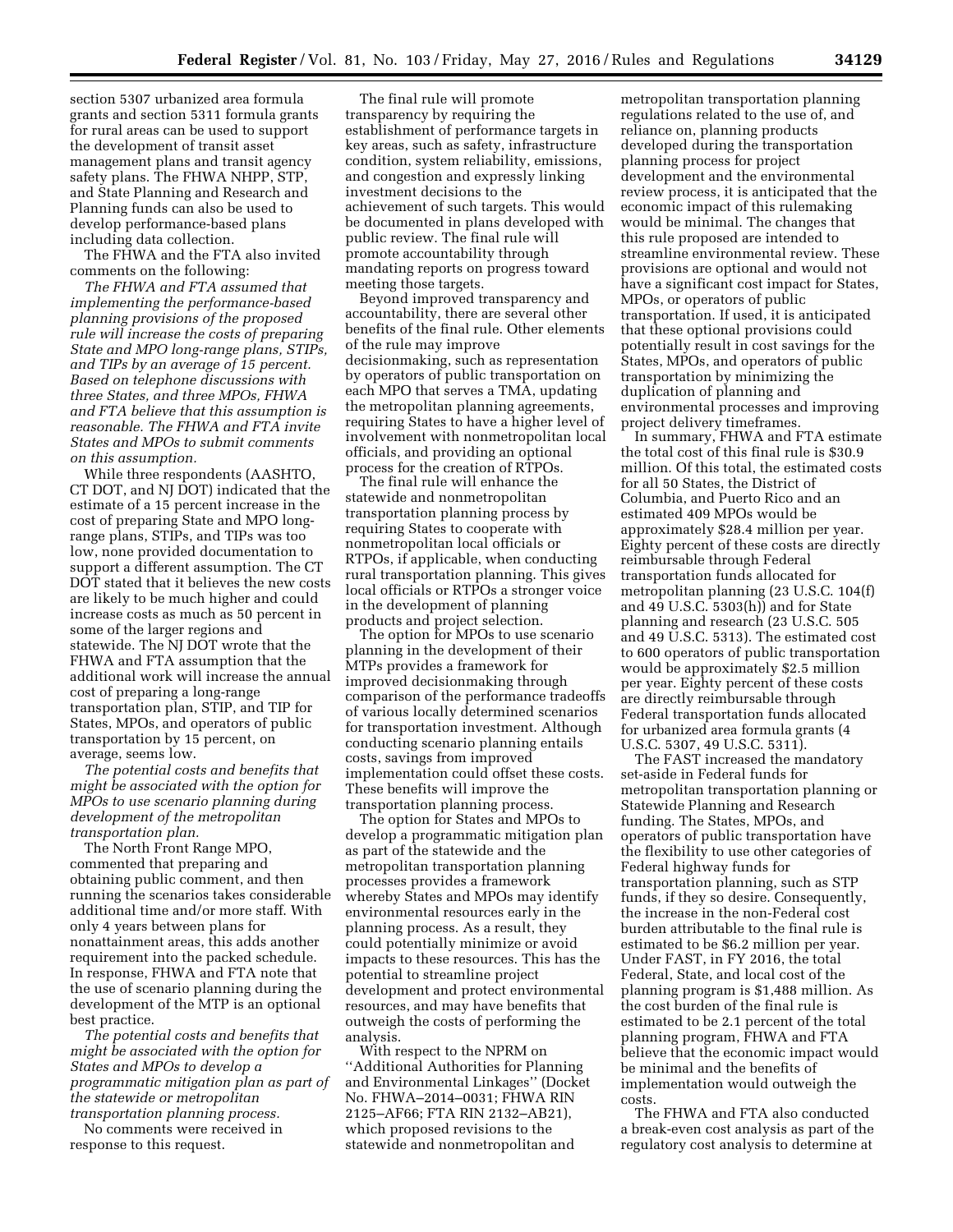section 5307 urbanized area formula grants and section 5311 formula grants for rural areas can be used to support the development of transit asset management plans and transit agency safety plans. The FHWA NHPP, STP, and State Planning and Research and Planning funds can also be used to develop performance-based plans including data collection.

The FHWA and the FTA also invited comments on the following:

*The FHWA and FTA assumed that implementing the performance-based planning provisions of the proposed rule will increase the costs of preparing State and MPO long-range plans, STIPs, and TIPs by an average of 15 percent. Based on telephone discussions with three States, and three MPOs, FHWA and FTA believe that this assumption is reasonable. The FHWA and FTA invite States and MPOs to submit comments on this assumption.*

While three respondents (AASHTO, CT DOT, and NJ DOT) indicated that the estimate of a 15 percent increase in the cost of preparing State and MPO long-range plans, STIPs, and TIPs was too low, none provided documentation to support a different assumption. The CT DOT stated that it believes the new costs are likely to be much higher and could increase costs as much as 50 percent in some of the larger regions and statewide. The NJ DOT wrote that the FHWA and FTA assumption that the additional work will increase the annual cost of preparing a long-range transportation plan, STIP, and TIP for States, MPOs, and operators of public transportation by 15 percent, on average, seems low.

*The potential costs and benefits that might be associated with the option for MPOs to use scenario planning during development of the metropolitan transportation plan.*

The North Front Range MPO, commented that preparing and obtaining public comment, and then running the scenarios takes considerable additional time and/or more staff. With only 4 years between plans for nonattainment areas, this adds another requirement into the packed schedule. In response, FHWA and FTA note that the use of scenario planning during the development of the MTP is an optional best practice.

*The potential costs and benefits that might be associated with the option for States and MPOs to develop a programmatic mitigation plan as part of the statewide or metropolitan transportation planning process.*

No comments were received in response to this request.

The final rule will promote transparency by requiring the establishment of performance targets in key areas, such as safety, infrastructure condition, system reliability, emissions, and congestion and expressly linking investment decisions to the achievement of such targets. This would be documented in plans developed with public review. The final rule will promote accountability through mandating reports on progress toward meeting those targets.

Beyond improved transparency and accountability, there are several other benefits of the final rule. Other elements of the rule may improve decisionmaking, such as representation by operators of public transportation on each MPO that serves a TMA, updating the metropolitan planning agreements, requiring States to have a higher level of involvement with nonmetropolitan local officials, and providing an optional process for the creation of RTPOs.

The final rule will enhance the statewide and nonmetropolitan transportation planning process by requiring States to cooperate with nonmetropolitan local officials or RTPOs, if applicable, when conducting rural transportation planning. This gives local officials or RTPOs a stronger voice in the development of planning products and project selection.

The option for MPOs to use scenario planning in the development of their MTPs provides a framework for improved decisionmaking through comparison of the performance tradeoffs of various locally determined scenarios for transportation investment. Although conducting scenario planning entails costs, savings from improved implementation could offset these costs. These benefits will improve the transportation planning process.

The option for States and MPOs to develop a programmatic mitigation plan as part of the statewide and the metropolitan transportation planning processes provides a framework whereby States and MPOs may identify environmental resources early in the planning process. As a result, they could potentially minimize or avoid impacts to these resources. This has the potential to streamline project development and protect environmental resources, and may have benefits that outweigh the costs of performing the analysis.

With respect to the NPRM on "Additional Authorities for Planning and Environmental Linkages" (Docket No. FHWA–2014–0031; FHWA RIN 2125–AF66; FTA RIN 2132–AB21), which proposed revisions to the statewide and nonmetropolitan and metropolitan transportation planning regulations related to the use of, and reliance on, planning products developed during the transportation planning process for project development and the environmental review process, it is anticipated that the economic impact of this rulemaking would be minimal. The changes that this rule proposed are intended to streamline environmental review. These provisions are optional and would not have a significant cost impact for States, MPOs, or operators of public transportation. If used, it is anticipated that these optional provisions could potentially result in cost savings for the States, MPOs, and operators of public transportation by minimizing the duplication of planning and environmental processes and improving project delivery timeframes.

In summary, FHWA and FTA estimate the total cost of this final rule is $30.9 million. Of this total, the estimated costs for all 50 States, the District of Columbia, and Puerto Rico and an estimated 409 MPOs would be approximately $28.4 million per year. Eighty percent of these costs are directly reimbursable through Federal transportation funds allocated for metropolitan planning (23 U.S.C. 104(f) and 49 U.S.C. 5303(h)) and for State planning and research (23 U.S.C. 505 and 49 U.S.C. 5313). The estimated cost to 600 operators of public transportation would be approximately $2.5 million per year. Eighty percent of these costs are directly reimbursable through Federal transportation funds allocated for urbanized area formula grants (4 U.S.C. 5307, 49 U.S.C. 5311).

The FAST increased the mandatory set-aside in Federal funds for metropolitan transportation planning or Statewide Planning and Research funding. The States, MPOs, and operators of public transportation have the flexibility to use other categories of Federal highway funds for transportation planning, such as STP funds, if they so desire. Consequently, the increase in the non-Federal cost burden attributable to the final rule is estimated to be $6.2 million per year. Under FAST, in FY 2016, the total Federal, State, and local cost of the planning program is $1,488 million. As the cost burden of the final rule is estimated to be 2.1 percent of the total planning program, FHWA and FTA believe that the economic impact would be minimal and the benefits of implementation would outweigh the costs.

The FHWA and FTA also conducted a break-even cost analysis as part of the regulatory cost analysis to determine at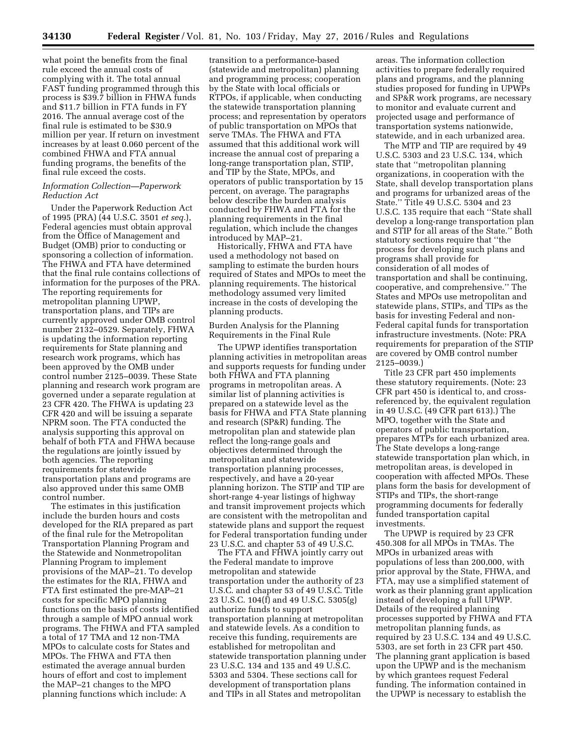what point the benefits from the final rule exceed the annual costs of complying with it. The total annual FAST funding programmed through this process is $39.7 billion in FHWA funds and $11.7 billion in FTA funds in FY 2016. The annual average cost of the final rule is estimated to be $30.9 million per year. If return on investment increases by at least 0.060 percent of the combined FHWA and FTA annual funding programs, the benefits of the final rule exceed the costs.

*Information Collection—Paperwork Reduction Act*

Under the Paperwork Reduction Act of 1995 (PRA) (44 U.S.C. 3501 *et seq.*), Federal agencies must obtain approval from the Office of Management and Budget (OMB) prior to conducting or sponsoring a collection of information. The FHWA and FTA have determined that the final rule contains collections of information for the purposes of the PRA. The reporting requirements for metropolitan planning UPWP, transportation plans, and TIPs are currently approved under OMB control number 2132–0529. Separately, FHWA is updating the information reporting requirements for State planning and research work programs, which has been approved by the OMB under control number 2125–0039. These State planning and research work program are governed under a separate regulation at 23 CFR 420. The FHWA is updating 23 CFR 420 and will be issuing a separate NPRM soon. The FTA conducted the analysis supporting this approval on behalf of both FTA and FHWA because the regulations are jointly issued by both agencies. The reporting requirements for statewide transportation plans and programs are also approved under this same OMB control number.

The estimates in this justification include the burden hours and costs developed for the RIA prepared as part of the final rule for the Metropolitan Transportation Planning Program and the Statewide and Nonmetropolitan Planning Program to implement provisions of the MAP–21. To develop the estimates for the RIA, FHWA and FTA first estimated the pre-MAP–21 costs for specific MPO planning functions on the basis of costs identified through a sample of MPO annual work programs. The FHWA and FTA sampled a total of 17 TMA and 12 non-TMA MPOs to calculate costs for States and MPOs. The FHWA and FTA then estimated the average annual burden hours of effort and cost to implement the MAP–21 changes to the MPO planning functions which include: A transition to a performance-based (statewide and metropolitan) planning and programming process; cooperation by the State with local officials or RTPOs, if applicable, when conducting the statewide transportation planning process; and representation by operators of public transportation on MPOs that serve TMAs. The FHWA and FTA assumed that this additional work will increase the annual cost of preparing a long-range transportation plan, STIP, and TIP by the State, MPOs, and operators of public transportation by 15 percent, on average. The paragraphs below describe the burden analysis conducted by FHWA and FTA for the planning requirements in the final regulation, which include the changes introduced by MAP–21.

Historically, FHWA and FTA have used a methodology not based on sampling to estimate the burden hours required of States and MPOs to meet the planning requirements. The historical methodology assumed very limited increase in the costs of developing the planning products.

Burden Analysis for the Planning Requirements in the Final Rule

The UPWP identifies transportation planning activities in metropolitan areas and supports requests for funding under both FHWA and FTA planning programs in metropolitan areas. A similar list of planning activities is prepared on a statewide level as the basis for FHWA and FTA State planning and research (SP&R) funding. The metropolitan plan and statewide plan reflect the long-range goals and objectives determined through the metropolitan and statewide transportation planning processes, respectively, and have a 20-year planning horizon. The STIP and TIP are short-range 4-year listings of highway and transit improvement projects which are consistent with the metropolitan and statewide plans and support the request for Federal transportation funding under 23 U.S.C. and chapter 53 of 49 U.S.C.

The FTA and FHWA jointly carry out the Federal mandate to improve metropolitan and statewide transportation under the authority of 23 U.S.C. and chapter 53 of 49 U.S.C. Title 23 U.S.C. 104(f) and 49 U.S.C. 5305(g) authorize funds to support transportation planning at metropolitan and statewide levels. As a condition to receive this funding, requirements are established for metropolitan and statewide transportation planning under 23 U.S.C. 134 and 135 and 49 U.S.C. 5303 and 5304. These sections call for development of transportation plans and TIPs in all States and metropolitan areas. The information collection activities to prepare federally required plans and programs, and the planning studies proposed for funding in UPWPs and SP&R work programs, are necessary to monitor and evaluate current and projected usage and performance of transportation systems nationwide, statewide, and in each urbanized area.

The MTP and TIP are required by 49 U.S.C. 5303 and 23 U.S.C. 134, which state that ''metropolitan planning organizations, in cooperation with the State, shall develop transportation plans and programs for urbanized areas of the State.'' Title 49 U.S.C. 5304 and 23 U.S.C. 135 require that each ''State shall develop a long-range transportation plan and STIP for all areas of the State.'' Both statutory sections require that ''the process for developing such plans and programs shall provide for consideration of all modes of transportation and shall be continuing, cooperative, and comprehensive.'' The States and MPOs use metropolitan and statewide plans, STIPs, and TIPs as the basis for investing Federal and non-Federal capital funds for transportation infrastructure investments. (Note: PRA requirements for preparation of the STIP are covered by OMB control number 2125–0039.)

Title 23 CFR part 450 implements these statutory requirements. (Note: 23 CFR part 450 is identical to, and cross-referenced by, the equivalent regulation in 49 U.S.C. (49 CFR part 613).) The MPO, together with the State and operators of public transportation, prepares MTPs for each urbanized area. The State develops a long-range statewide transportation plan which, in metropolitan areas, is developed in cooperation with affected MPOs. These plans form the basis for development of STIPs and TIPs, the short-range programming documents for federally funded transportation capital investments.

The UPWP is required by 23 CFR 450.308 for all MPOs in TMAs. The MPOs in urbanized areas with populations of less than 200,000, with prior approval by the State, FHWA, and FTA, may use a simplified statement of work as their planning grant application instead of developing a full UPWP. Details of the required planning processes supported by FHWA and FTA metropolitan planning funds, as required by 23 U.S.C. 134 and 49 U.S.C. 5303, are set forth in 23 CFR part 450. The planning grant application is based upon the UPWP and is the mechanism by which grantees request Federal funding. The information contained in the UPWP is necessary to establish the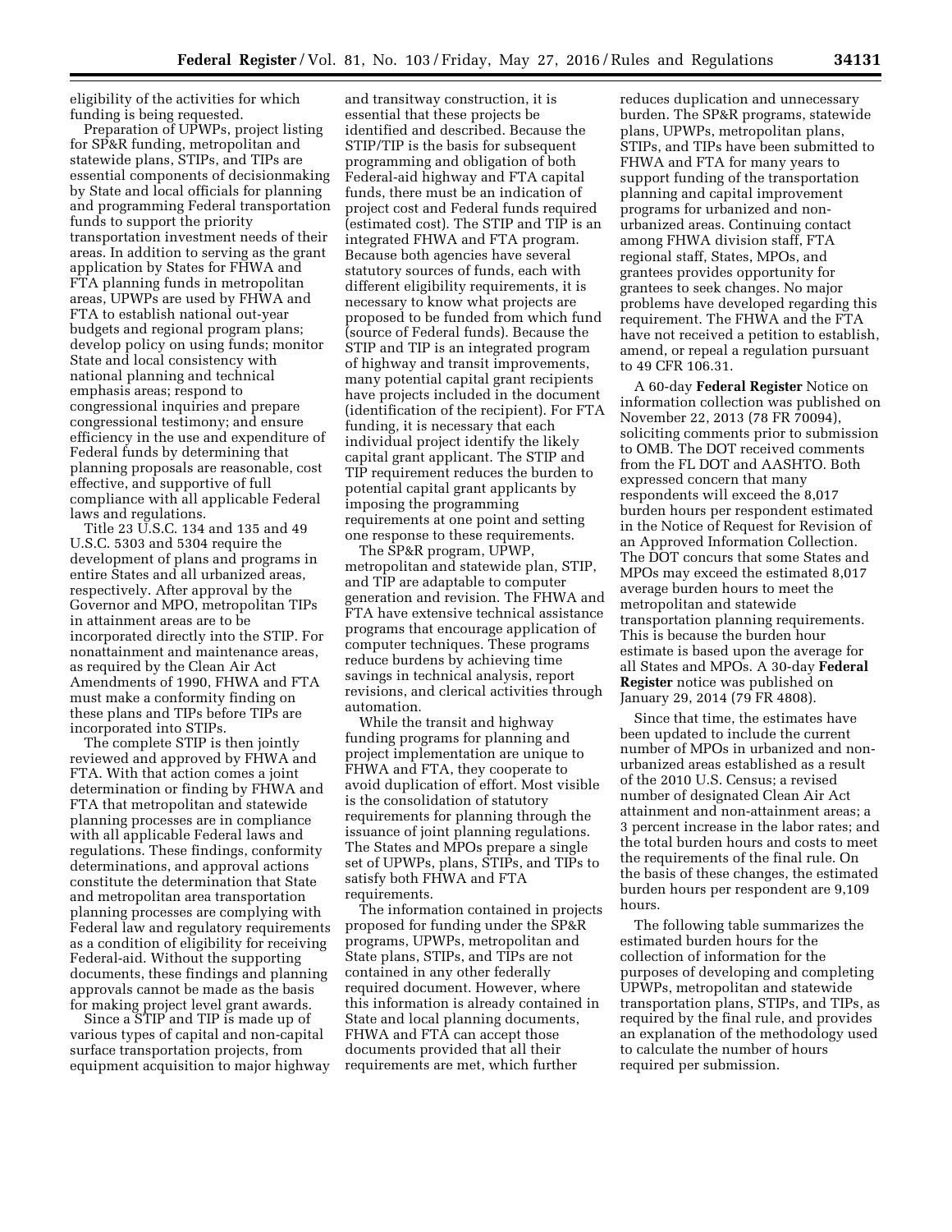eligibility of the activities for which funding is being requested.

Preparation of UPWPs, project listing for SP&R funding, metropolitan and statewide plans, STIPs, and TIPs are essential components of decisionmaking by State and local officials for planning and programming Federal transportation funds to support the priority transportation investment needs of their areas. In addition to serving as the grant application by States for FHWA and FTA planning funds in metropolitan areas, UPWPs are used by FHWA and FTA to establish national out-year budgets and regional program plans; develop policy on using funds; monitor State and local consistency with national planning and technical emphasis areas; respond to congressional inquiries and prepare congressional testimony; and ensure efficiency in the use and expenditure of Federal funds by determining that planning proposals are reasonable, cost effective, and supportive of full compliance with all applicable Federal laws and regulations.

Title 23 U.S.C. 134 and 135 and 49 U.S.C. 5303 and 5304 require the development of plans and programs in entire States and all urbanized areas, respectively. After approval by the Governor and MPO, metropolitan TIPs in attainment areas are to be incorporated directly into the STIP. For nonattainment and maintenance areas, as required by the Clean Air Act Amendments of 1990, FHWA and FTA must make a conformity finding on these plans and TIPs before TIPs are incorporated into STIPs.

The complete STIP is then jointly reviewed and approved by FHWA and FTA. With that action comes a joint determination or finding by FHWA and FTA that metropolitan and statewide planning processes are in compliance with all applicable Federal laws and regulations. These findings, conformity determinations, and approval actions constitute the determination that State and metropolitan area transportation planning processes are complying with Federal law and regulatory requirements as a condition of eligibility for receiving Federal-aid. Without the supporting documents, these findings and planning approvals cannot be made as the basis for making project level grant awards.

Since a STIP and TIP is made up of various types of capital and non-capital surface transportation projects, from equipment acquisition to major highway and transitway construction, it is essential that these projects be identified and described. Because the STIP/TIP is the basis for subsequent programming and obligation of both Federal-aid highway and FTA capital funds, there must be an indication of project cost and Federal funds required (estimated cost). The STIP and TIP is an integrated FHWA and FTA program. Because both agencies have several statutory sources of funds, each with different eligibility requirements, it is necessary to know what projects are proposed to be funded from which fund (source of Federal funds). Because the STIP and TIP is an integrated program of highway and transit improvements, many potential capital grant recipients have projects included in the document (identification of the recipient). For FTA funding, it is necessary that each individual project identify the likely capital grant applicant. The STIP and TIP requirement reduces the burden to potential capital grant applicants by imposing the programming requirements at one point and setting one response to these requirements.

The SP&R program, UPWP, metropolitan and statewide plan, STIP, and TIP are adaptable to computer generation and revision. The FHWA and FTA have extensive technical assistance programs that encourage application of computer techniques. These programs reduce burdens by achieving time savings in technical analysis, report revisions, and clerical activities through automation.

While the transit and highway funding programs for planning and project implementation are unique to FHWA and FTA, they cooperate to avoid duplication of effort. Most visible is the consolidation of statutory requirements for planning through the issuance of joint planning regulations. The States and MPOs prepare a single set of UPWPs, plans, STIPs, and TIPs to satisfy both FHWA and FTA requirements.

The information contained in projects proposed for funding under the SP&R programs, UPWPs, metropolitan and State plans, STIPs, and TIPs are not contained in any other federally required document. However, where this information is already contained in State and local planning documents, FHWA and FTA can accept those documents provided that all their requirements are met, which further reduces duplication and unnecessary burden. The SP&R programs, statewide plans, UPWPs, metropolitan plans, STIPs, and TIPs have been submitted to FHWA and FTA for many years to support funding of the transportation planning and capital improvement programs for urbanized and non-urbanized areas. Continuing contact among FHWA division staff, FTA regional staff, States, MPOs, and grantees provides opportunity for grantees to seek changes. No major problems have developed regarding this requirement. The FHWA and the FTA have not received a petition to establish, amend, or repeal a regulation pursuant to 49 CFR 106.31.

A 60-day **Federal Register** Notice on information collection was published on November 22, 2013 (78 FR 70094), soliciting comments prior to submission to OMB. The DOT received comments from the FL DOT and AASHTO. Both expressed concern that many respondents will exceed the 8,017 burden hours per respondent estimated in the Notice of Request for Revision of an Approved Information Collection. The DOT concurs that some States and MPOs may exceed the estimated 8,017 average burden hours to meet the metropolitan and statewide transportation planning requirements. This is because the burden hour estimate is based upon the average for all States and MPOs. A 30-day **Federal Register** notice was published on January 29, 2014 (79 FR 4808).

Since that time, the estimates have been updated to include the current number of MPOs in urbanized and non-urbanized areas established as a result of the 2010 U.S. Census; a revised number of designated Clean Air Act attainment and non-attainment areas; a 3 percent increase in the labor rates; and the total burden hours and costs to meet the requirements of the final rule. On the basis of these changes, the estimated burden hours per respondent are 9,109 hours.

The following table summarizes the estimated burden hours for the collection of information for the purposes of developing and completing UPWPs, metropolitan and statewide transportation plans, STIPs, and TIPs, as required by the final rule, and provides an explanation of the methodology used to calculate the number of hours required per submission.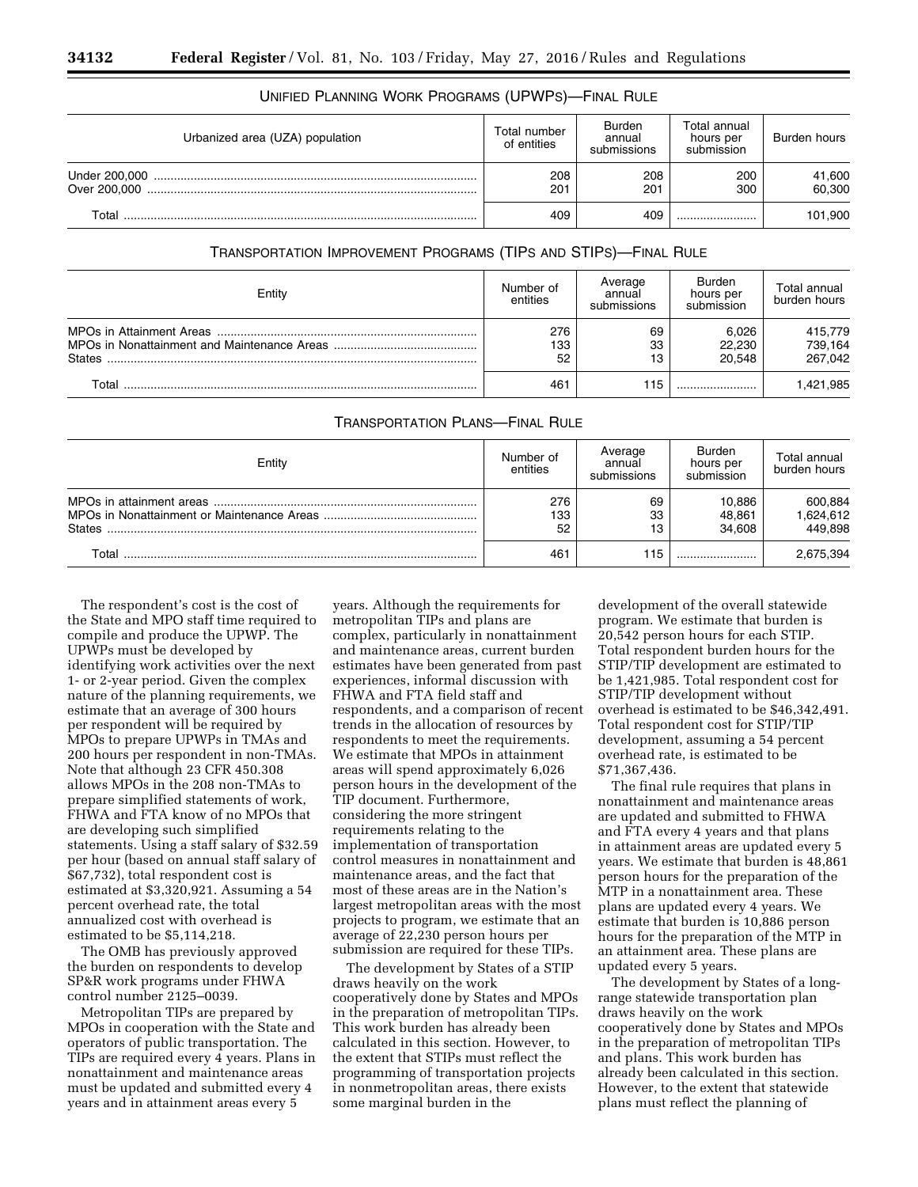UNIFIED PLANNING WORK PROGRAMS (UPWPS)—FINAL RULE

| Urbanized area (UZA) population | Total number of entities | Burden annual submissions | Total annual hours per submission | Burden hours |
|---|---|---|---|---|
| Under 200,000 | 208 | 208 | 200 | 41,600 |
| Over 200,000 | 201 | 201 | 300 | 60,300 |
| Total | 409 | 409 | | 101,900 |

TRANSPORTATION IMPROVEMENT PROGRAMS (TIPS AND STIPS)—FINAL RULE

| Entity | Number of entities | Average annual submissions | Burden hours per submission | Total annual burden hours |
|---|---|---|---|---|
| MPOs in Attainment Areas | 276 | 69 | 6,026 | 415,779 |
| MPOs in Nonattainment and Maintenance Areas | 133 | 33 | 22,230 | 739,164 |
| States | 52 | 13 | 20,548 | 267,042 |
| Total | 461 | 115 | | 1,421,985 |

TRANSPORTATION PLANS—FINAL RULE

| Entity | Number of entities | Average annual submissions | Burden hours per submission | Total annual burden hours |
|---|---|---|---|---|
| MPOs in attainment areas | 276 | 69 | 10,886 | 600,884 |
| MPOs in Nonattainment or Maintenance Areas | 133 | 33 | 48,861 | 1,624,612 |
| States | 52 | 13 | 34,608 | 449,898 |
| Total | 461 | 115 | | 2,675,394 |

The respondent's cost is the cost of the State and MPO staff time required to compile and produce the UPWP. The UPWPs must be developed by identifying work activities over the next 1- or 2-year period. Given the complex nature of the planning requirements, we estimate that an average of 300 hours per respondent will be required by MPOs to prepare UPWPs in TMAs and 200 hours per respondent in non-TMAs. Note that although 23 CFR 450.308 allows MPOs in the 208 non-TMAs to prepare simplified statements of work, FHWA and FTA know of no MPOs that are developing such simplified statements. Using a staff salary of $32.59 per hour (based on annual staff salary of $67,732), total respondent cost is estimated at $3,320,921. Assuming a 54 percent overhead rate, the total annualized cost with overhead is estimated to be $5,114,218.

The OMB has previously approved the burden on respondents to develop SP&R work programs under FHWA control number 2125–0039.

Metropolitan TIPs are prepared by MPOs in cooperation with the State and operators of public transportation. The TIPs are required every 4 years. Plans in nonattainment and maintenance areas must be updated and submitted every 4 years and in attainment areas every 5 years. Although the requirements for metropolitan TIPs and plans are complex, particularly in nonattainment and maintenance areas, current burden estimates have been generated from past experiences, informal discussion with FHWA and FTA field staff and respondents, and a comparison of recent trends in the allocation of resources by respondents to meet the requirements. We estimate that MPOs in attainment areas will spend approximately 6,026 person hours in the development of the TIP document. Furthermore, considering the more stringent requirements relating to the implementation of transportation control measures in nonattainment and maintenance areas, and the fact that most of these areas are in the Nation's largest metropolitan areas with the most projects to program, we estimate that an average of 22,230 person hours per submission are required for these TIPs.

The development by States of a STIP draws heavily on the work cooperatively done by States and MPOs in the preparation of metropolitan TIPs. This work burden has already been calculated in this section. However, to the extent that STIPs must reflect the programming of transportation projects in nonmetropolitan areas, there exists some marginal burden in the development of the overall statewide program. We estimate that burden is 20,542 person hours for each STIP. Total respondent burden hours for the STIP/TIP development are estimated to be 1,421,985. Total respondent cost for STIP/TIP development without overhead is estimated to be $46,342,491. Total respondent cost for STIP/TIP development, assuming a 54 percent overhead rate, is estimated to be $71,367,436.

The final rule requires that plans in nonattainment and maintenance areas are updated and submitted to FHWA and FTA every 4 years and that plans in attainment areas are updated every 5 years. We estimate that burden is 48,861 person hours for the preparation of the MTP in a nonattainment area. These plans are updated every 4 years. We estimate that burden is 10,886 person hours for the preparation of the MTP in an attainment area. These plans are updated every 5 years.

The development by States of a long-range statewide transportation plan draws heavily on the work cooperatively done by States and MPOs in the preparation of metropolitan TIPs and plans. This work burden has already been calculated in this section. However, to the extent that statewide plans must reflect the planning of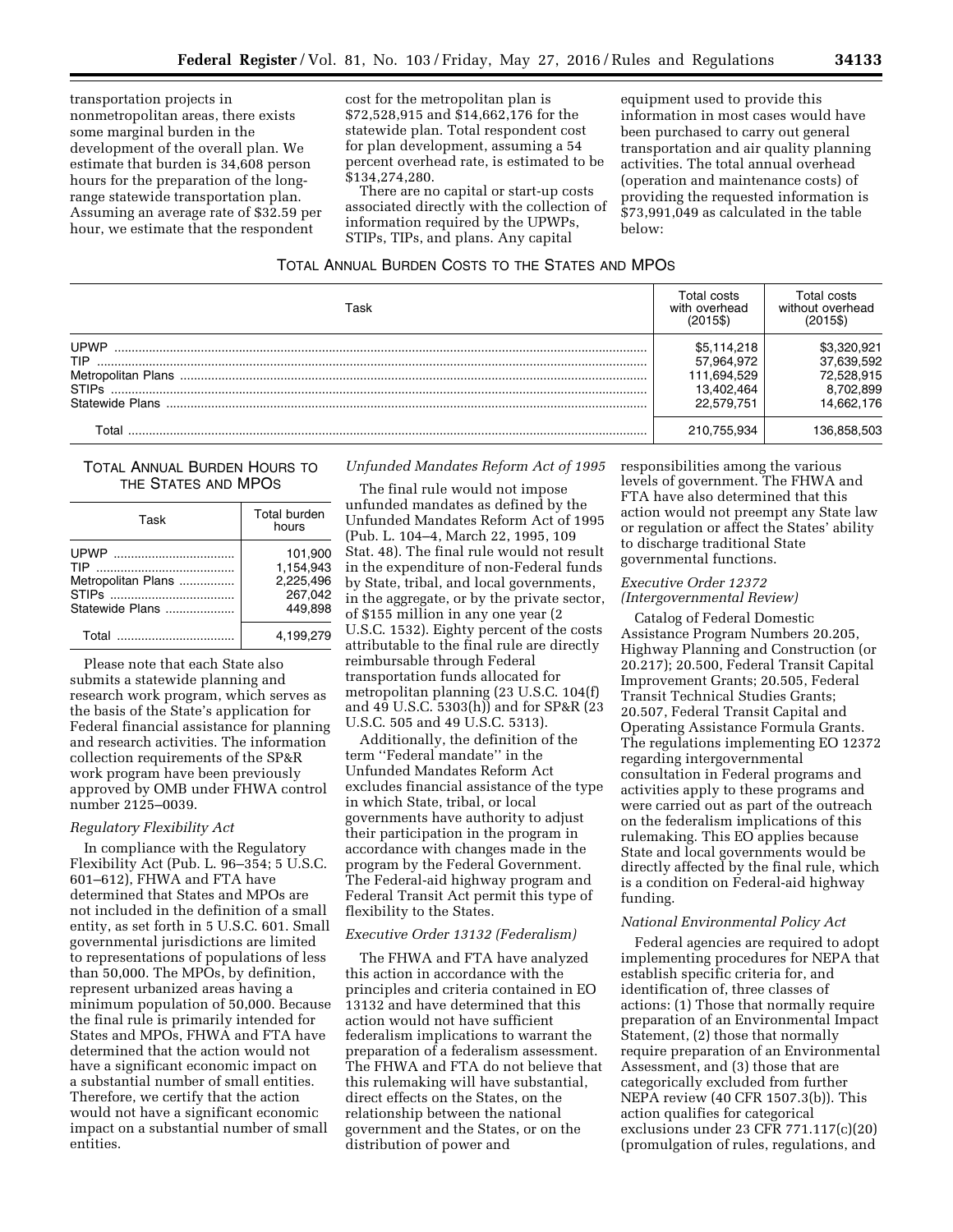transportation projects in nonmetropolitan areas, there exists some marginal burden in the development of the overall plan. We estimate that burden is 34,608 person hours for the preparation of the long-range statewide transportation plan. Assuming an average rate of $32.59 per hour, we estimate that the respondent cost for the metropolitan plan is $72,528,915 and $14,662,176 for the statewide plan. Total respondent cost for plan development, assuming a 54 percent overhead rate, is estimated to be $134,274,280.

There are no capital or start-up costs associated directly with the collection of information required by the UPWPs, STIPs, TIPs, and plans. Any capital equipment used to provide this information in most cases would have been purchased to carry out general transportation and air quality planning activities. The total annual overhead (operation and maintenance costs) of providing the requested information is $73,991,049 as calculated in the table below:

TOTAL ANNUAL BURDEN COSTS TO THE STATES AND MPOS

| Task | Total costs with overhead (2015$) | Total costs without overhead (2015$) |
|---|---|---|
| UPWP | $5,114,218 | $3,320,921 |
| TIP | 57,964,972 | 37,639,592 |
| Metropolitan Plans | 111,694,529 | 72,528,915 |
| STIPs | 13,402,464 | 8,702,899 |
| Statewide Plans | 22,579,751 | 14,662,176 |
| Total | 210,755,934 | 136,858,503 |

TOTAL ANNUAL BURDEN HOURS TO THE STATES AND MPOS

| Task | Total burden hours |
|---|---|
| UPWP | 101,900 |
| TIP | 1,154,943 |
| Metropolitan Plans | 2,225,496 |
| STIPs | 267,042 |
| Statewide Plans | 449,898 |
| Total | 4,199,279 |

Please note that each State also submits a statewide planning and research work program, which serves as the basis of the State's application for Federal financial assistance for planning and research activities. The information collection requirements of the SP&R work program have been previously approved by OMB under FHWA control number 2125–0039.

*Regulatory Flexibility Act*

In compliance with the Regulatory Flexibility Act (Pub. L. 96–354; 5 U.S.C. 601–612), FHWA and FTA have determined that States and MPOs are not included in the definition of a small entity, as set forth in 5 U.S.C. 601. Small governmental jurisdictions are limited to representations of populations of less than 50,000. The MPOs, by definition, represent urbanized areas having a minimum population of 50,000. Because the final rule is primarily intended for States and MPOs, FHWA and FTA have determined that the action would not have a significant economic impact on a substantial number of small entities. Therefore, we certify that the action would not have a significant economic impact on a substantial number of small entities.

*Unfunded Mandates Reform Act of 1995*

The final rule would not impose unfunded mandates as defined by the Unfunded Mandates Reform Act of 1995 (Pub. L. 104–4, March 22, 1995, 109 Stat. 48). The final rule would not result in the expenditure of non-Federal funds by State, tribal, and local governments, in the aggregate, or by the private sector, of $155 million in any one year (2 U.S.C. 1532). Eighty percent of the costs attributable to the final rule are directly reimbursable through Federal transportation funds allocated for metropolitan planning (23 U.S.C. 104(f) and 49 U.S.C. 5303(h)) and for SP&R (23 U.S.C. 505 and 49 U.S.C. 5313).

Additionally, the definition of the term ''Federal mandate'' in the Unfunded Mandates Reform Act excludes financial assistance of the type in which State, tribal, or local governments have authority to adjust their participation in the program in accordance with changes made in the program by the Federal Government. The Federal-aid highway program and Federal Transit Act permit this type of flexibility to the States.

*Executive Order 13132 (Federalism)*

The FHWA and FTA have analyzed this action in accordance with the principles and criteria contained in EO 13132 and have determined that this action would not have sufficient federalism implications to warrant the preparation of a federalism assessment. The FHWA and FTA do not believe that this rulemaking will have substantial, direct effects on the States, on the relationship between the national government and the States, or on the distribution of power and responsibilities among the various levels of government. The FHWA and FTA have also determined that this action would not preempt any State law or regulation or affect the States' ability to discharge traditional State governmental functions.

*Executive Order 12372 (Intergovernmental Review)*

Catalog of Federal Domestic Assistance Program Numbers 20.205, Highway Planning and Construction (or 20.217); 20.500, Federal Transit Capital Improvement Grants; 20.505, Federal Transit Technical Studies Grants; 20.507, Federal Transit Capital and Operating Assistance Formula Grants. The regulations implementing EO 12372 regarding intergovernmental consultation in Federal programs and activities apply to these programs and were carried out as part of the outreach on the federalism implications of this rulemaking. This EO applies because State and local governments would be directly affected by the final rule, which is a condition on Federal-aid highway funding.

*National Environmental Policy Act*

Federal agencies are required to adopt implementing procedures for NEPA that establish specific criteria for, and identification of, three classes of actions: (1) Those that normally require preparation of an Environmental Impact Statement, (2) those that normally require preparation of an Environmental Assessment, and (3) those that are categorically excluded from further NEPA review (40 CFR 1507.3(b)). This action qualifies for categorical exclusions under 23 CFR 771.117(c)(20) (promulgation of rules, regulations, and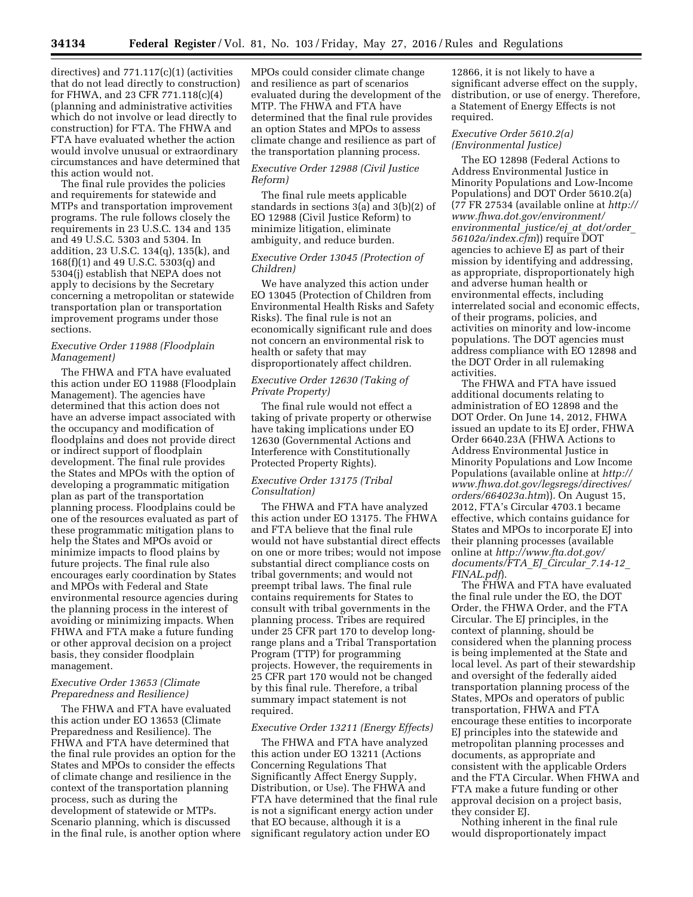directives) and 771.117(c)(1) (activities that do not lead directly to construction) for FHWA, and 23 CFR 771.118(c)(4) (planning and administrative activities which do not involve or lead directly to construction) for FTA. The FHWA and FTA have evaluated whether the action would involve unusual or extraordinary circumstances and have determined that this action would not.

The final rule provides the policies and requirements for statewide and MTPs and transportation improvement programs. The rule follows closely the requirements in 23 U.S.C. 134 and 135 and 49 U.S.C. 5303 and 5304. In addition, 23 U.S.C. 134(q), 135(k), and 168(f)(1) and 49 U.S.C. 5303(q) and 5304(j) establish that NEPA does not apply to decisions by the Secretary concerning a metropolitan or statewide transportation plan or transportation improvement programs under those sections.

*Executive Order 11988 (Floodplain Management)*

The FHWA and FTA have evaluated this action under EO 11988 (Floodplain Management). The agencies have determined that this action does not have an adverse impact associated with the occupancy and modification of floodplains and does not provide direct or indirect support of floodplain development. The final rule provides the States and MPOs with the option of developing a programmatic mitigation plan as part of the transportation planning process. Floodplains could be one of the resources evaluated as part of these programmatic mitigation plans to help the States and MPOs avoid or minimize impacts to flood plains by future projects. The final rule also encourages early coordination by States and MPOs with Federal and State environmental resource agencies during the planning process in the interest of avoiding or minimizing impacts. When FHWA and FTA make a future funding or other approval decision on a project basis, they consider floodplain management.

*Executive Order 13653 (Climate Preparedness and Resilience)*

The FHWA and FTA have evaluated this action under EO 13653 (Climate Preparedness and Resilience). The FHWA and FTA have determined that the final rule provides an option for the States and MPOs to consider the effects of climate change and resilience in the context of the transportation planning process, such as during the development of statewide or MTPs. Scenario planning, which is discussed in the final rule, is another option where MPOs could consider climate change and resilience as part of scenarios evaluated during the development of the MTP. The FHWA and FTA have determined that the final rule provides an option States and MPOs to assess climate change and resilience as part of the transportation planning process.

*Executive Order 12988 (Civil Justice Reform)*

The final rule meets applicable standards in sections 3(a) and 3(b)(2) of EO 12988 (Civil Justice Reform) to minimize litigation, eliminate ambiguity, and reduce burden.

*Executive Order 13045 (Protection of Children)*

We have analyzed this action under EO 13045 (Protection of Children from Environmental Health Risks and Safety Risks). The final rule is not an economically significant rule and does not concern an environmental risk to health or safety that may disproportionately affect children.

*Executive Order 12630 (Taking of Private Property)*

The final rule would not effect a taking of private property or otherwise have taking implications under EO 12630 (Governmental Actions and Interference with Constitutionally Protected Property Rights).

*Executive Order 13175 (Tribal Consultation)*

The FHWA and FTA have analyzed this action under EO 13175. The FHWA and FTA believe that the final rule would not have substantial direct effects on one or more tribes; would not impose substantial direct compliance costs on tribal governments; and would not preempt tribal laws. The final rule contains requirements for States to consult with tribal governments in the planning process. Tribes are required under 25 CFR part 170 to develop long-range plans and a Tribal Transportation Program (TTP) for programming projects. However, the requirements in 25 CFR part 170 would not be changed by this final rule. Therefore, a tribal summary impact statement is not required.

*Executive Order 13211 (Energy Effects)*

The FHWA and FTA have analyzed this action under EO 13211 (Actions Concerning Regulations That Significantly Affect Energy Supply, Distribution, or Use). The FHWA and FTA have determined that the final rule is not a significant energy action under that EO because, although it is a significant regulatory action under EO 12866, it is not likely to have a significant adverse effect on the supply, distribution, or use of energy. Therefore, a Statement of Energy Effects is not required.

*Executive Order 5610.2(a) (Environmental Justice)*

The EO 12898 (Federal Actions to Address Environmental Justice in Minority Populations and Low-Income Populations) and DOT Order 5610.2(a) (77 FR 27534 (available online at *http://www.fhwa.dot.gov/environment/environmental_justice/ej_at_dot/order_56102a/index.cfm*)) require DOT agencies to achieve EJ as part of their mission by identifying and addressing, as appropriate, disproportionately high and adverse human health or environmental effects, including interrelated social and economic effects, of their programs, policies, and activities on minority and low-income populations. The DOT agencies must address compliance with EO 12898 and the DOT Order in all rulemaking activities.

The FHWA and FTA have issued additional documents relating to administration of EO 12898 and the DOT Order. On June 14, 2012, FHWA issued an update to its EJ order, FHWA Order 6640.23A (FHWA Actions to Address Environmental Justice in Minority Populations and Low Income Populations (available online at *http://www.fhwa.dot.gov/legsregs/directives/orders/664023a.htm*)). On August 15, 2012, FTA's Circular 4703.1 became effective, which contains guidance for States and MPOs to incorporate EJ into their planning processes (available online at *http://www.fta.dot.gov/documents/FTA_EJ_Circular_7.14-12_FINAL.pdf*).

The FHWA and FTA have evaluated the final rule under the EO, the DOT Order, the FHWA Order, and the FTA Circular. The EJ principles, in the context of planning, should be considered when the planning process is being implemented at the State and local level. As part of their stewardship and oversight of the federally aided transportation planning process of the States, MPOs and operators of public transportation, FHWA and FTA encourage these entities to incorporate EJ principles into the statewide and metropolitan planning processes and documents, as appropriate and consistent with the applicable Orders and the FTA Circular. When FHWA and FTA make a future funding or other approval decision on a project basis, they consider EJ.

Nothing inherent in the final rule would disproportionately impact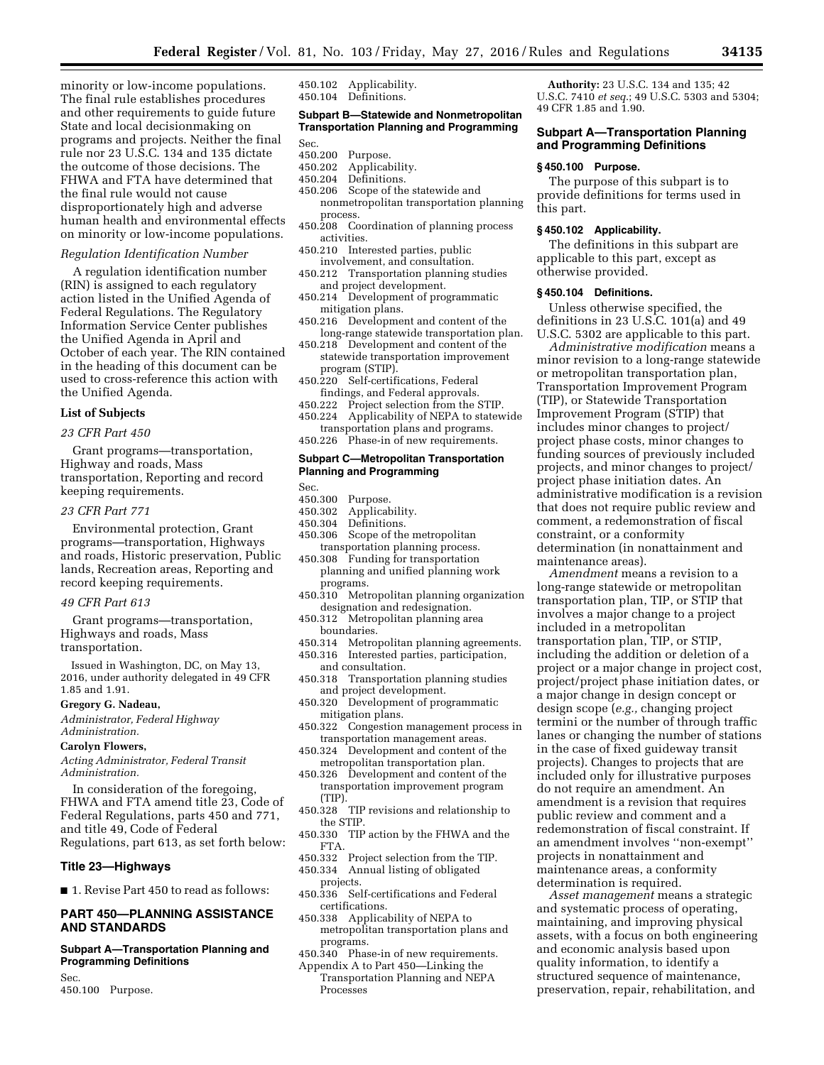minority or low-income populations. The final rule establishes procedures and other requirements to guide future State and local decisionmaking on programs and projects. Neither the final rule nor 23 U.S.C. 134 and 135 dictate the outcome of those decisions. The FHWA and FTA have determined that the final rule would not cause disproportionately high and adverse human health and environmental effects on minority or low-income populations.

*Regulation Identification Number*

A regulation identification number (RIN) is assigned to each regulatory action listed in the Unified Agenda of Federal Regulations. The Regulatory Information Service Center publishes the Unified Agenda in April and October of each year. The RIN contained in the heading of this document can be used to cross-reference this action with the Unified Agenda.

**List of Subjects**

*23 CFR Part 450*

Grant programs—transportation, Highway and roads, Mass transportation, Reporting and record keeping requirements.

*23 CFR Part 771*

Environmental protection, Grant programs—transportation, Highways and roads, Historic preservation, Public lands, Recreation areas, Reporting and record keeping requirements.

*49 CFR Part 613*

Grant programs—transportation, Highways and roads, Mass transportation.

Issued in Washington, DC, on May 13, 2016, under authority delegated in 49 CFR 1.85 and 1.91.

**Gregory G. Nadeau,**

*Administrator, Federal Highway Administration.*

**Carolyn Flowers,**

*Acting Administrator, Federal Transit Administration.*

In consideration of the foregoing, FHWA and FTA amend title 23, Code of Federal Regulations, parts 450 and 771, and title 49, Code of Federal Regulations, part 613, as set forth below:

## Title 23—Highways

■ 1. Revise Part 450 to read as follows:

## PART 450—PLANNING ASSISTANCE AND STANDARDS

### Subpart A—Transportation Planning and Programming Definitions

Sec.
450.100 Purpose.
450.102 Applicability.
450.104 Definitions.

### Subpart B—Statewide and Nonmetropolitan Transportation Planning and Programming

Sec.
450.200 Purpose.
450.202 Applicability.
450.204 Definitions.
450.206 Scope of the statewide and nonmetropolitan transportation planning process.
450.208 Coordination of planning process activities.
450.210 Interested parties, public involvement, and consultation.
450.212 Transportation planning studies and project development.
450.214 Development of programmatic mitigation plans.
450.216 Development and content of the long-range statewide transportation plan.
450.218 Development and content of the statewide transportation improvement program (STIP).
450.220 Self-certifications, Federal findings, and Federal approvals.
450.222 Project selection from the STIP.
450.224 Applicability of NEPA to statewide transportation plans and programs.
450.226 Phase-in of new requirements.

### Subpart C—Metropolitan Transportation Planning and Programming

Sec.
450.300 Purpose.
450.302 Applicability.
450.304 Definitions.
450.306 Scope of the metropolitan transportation planning process.
450.308 Funding for transportation planning and unified planning work programs.
450.310 Metropolitan planning organization designation and redesignation.
450.312 Metropolitan planning area boundaries.
450.314 Metropolitan planning agreements.
450.316 Interested parties, participation, and consultation.
450.318 Transportation planning studies and project development.
450.320 Development of programmatic mitigation plans.
450.322 Congestion management process in transportation management areas.
450.324 Development and content of the metropolitan transportation plan.
450.326 Development and content of the transportation improvement program (TIP).
450.328 TIP revisions and relationship to the STIP.
450.330 TIP action by the FHWA and the FTA.
450.332 Project selection from the TIP.
450.334 Annual listing of obligated projects.
450.336 Self-certifications and Federal certifications.
450.338 Applicability of NEPA to metropolitan transportation plans and programs.
450.340 Phase-in of new requirements.
Appendix A to Part 450—Linking the Transportation Planning and NEPA Processes

**Authority:** 23 U.S.C. 134 and 135; 42 U.S.C. 7410 *et seq.*; 49 U.S.C. 5303 and 5304; 49 CFR 1.85 and 1.90.

### Subpart A—Transportation Planning and Programming Definitions

#### § 450.100 Purpose.

The purpose of this subpart is to provide definitions for terms used in this part.

#### § 450.102 Applicability.

The definitions in this subpart are applicable to this part, except as otherwise provided.

#### § 450.104 Definitions.

Unless otherwise specified, the definitions in 23 U.S.C. 101(a) and 49 U.S.C. 5302 are applicable to this part.

*Administrative modification* means a minor revision to a long-range statewide or metropolitan transportation plan, Transportation Improvement Program (TIP), or Statewide Transportation Improvement Program (STIP) that includes minor changes to project/project phase costs, minor changes to funding sources of previously included projects, and minor changes to project/project phase initiation dates. An administrative modification is a revision that does not require public review and comment, a redemonstration of fiscal constraint, or a conformity determination (in nonattainment and maintenance areas).

*Amendment* means a revision to a long-range statewide or metropolitan transportation plan, TIP, or STIP that involves a major change to a project included in a metropolitan transportation plan, TIP, or STIP, including the addition or deletion of a project or a major change in project cost, project/project phase initiation dates, or a major change in design concept or design scope (*e.g.,* changing project termini or the number of through traffic lanes or changing the number of stations in the case of fixed guideway transit projects). Changes to projects that are included only for illustrative purposes do not require an amendment. An amendment is a revision that requires public review and comment and a redemonstration of fiscal constraint. If an amendment involves ''non-exempt'' projects in nonattainment and maintenance areas, a conformity determination is required.

*Asset management* means a strategic and systematic process of operating, maintaining, and improving physical assets, with a focus on both engineering and economic analysis based upon quality information, to identify a structured sequence of maintenance, preservation, repair, rehabilitation, and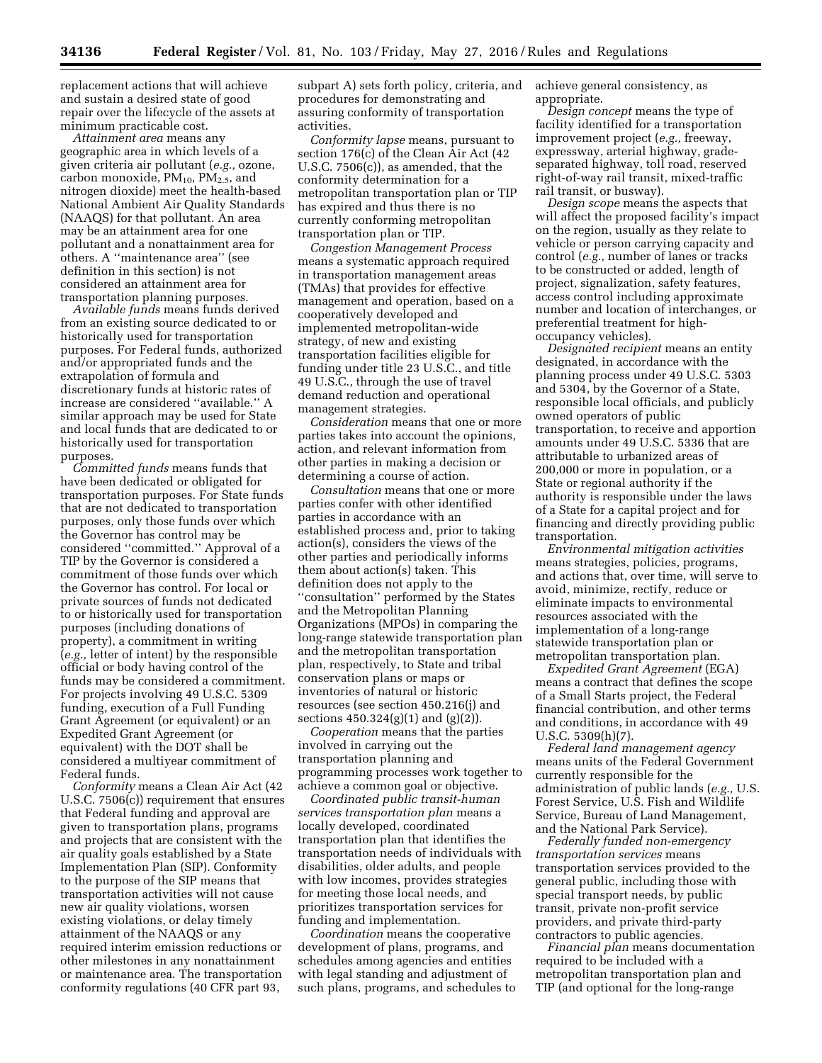replacement actions that will achieve and sustain a desired state of good repair over the lifecycle of the assets at minimum practicable cost.

*Attainment area* means any geographic area in which levels of a given criteria air pollutant (*e.g.,* ozone, carbon monoxide, $PM_{10}$, $PM_{2.5}$, and nitrogen dioxide) meet the health-based National Ambient Air Quality Standards (NAAQS) for that pollutant. An area may be an attainment area for one pollutant and a nonattainment area for others. A ''maintenance area'' (see definition in this section) is not considered an attainment area for transportation planning purposes.

*Available funds* means funds derived from an existing source dedicated to or historically used for transportation purposes. For Federal funds, authorized and/or appropriated funds and the extrapolation of formula and discretionary funds at historic rates of increase are considered ''available.'' A similar approach may be used for State and local funds that are dedicated to or historically used for transportation purposes.

*Committed funds* means funds that have been dedicated or obligated for transportation purposes. For State funds that are not dedicated to transportation purposes, only those funds over which the Governor has control may be considered ''committed.'' Approval of a TIP by the Governor is considered a commitment of those funds over which the Governor has control. For local or private sources of funds not dedicated to or historically used for transportation purposes (including donations of property), a commitment in writing (*e.g.,* letter of intent) by the responsible official or body having control of the funds may be considered a commitment. For projects involving 49 U.S.C. 5309 funding, execution of a Full Funding Grant Agreement (or equivalent) or an Expedited Grant Agreement (or equivalent) with the DOT shall be considered a multiyear commitment of Federal funds.

*Conformity* means a Clean Air Act (42 U.S.C. 7506(c)) requirement that ensures that Federal funding and approval are given to transportation plans, programs and projects that are consistent with the air quality goals established by a State Implementation Plan (SIP). Conformity to the purpose of the SIP means that transportation activities will not cause new air quality violations, worsen existing violations, or delay timely attainment of the NAAQS or any required interim emission reductions or other milestones in any nonattainment or maintenance area. The transportation conformity regulations (40 CFR part 93, subpart A) sets forth policy, criteria, and procedures for demonstrating and assuring conformity of transportation activities.

*Conformity lapse* means, pursuant to section 176(c) of the Clean Air Act (42 U.S.C. 7506(c)), as amended, that the conformity determination for a metropolitan transportation plan or TIP has expired and thus there is no currently conforming metropolitan transportation plan or TIP.

*Congestion Management Process* means a systematic approach required in transportation management areas (TMAs) that provides for effective management and operation, based on a cooperatively developed and implemented metropolitan-wide strategy, of new and existing transportation facilities eligible for funding under title 23 U.S.C., and title 49 U.S.C., through the use of travel demand reduction and operational management strategies.

*Consideration* means that one or more parties takes into account the opinions, action, and relevant information from other parties in making a decision or determining a course of action.

*Consultation* means that one or more parties confer with other identified parties in accordance with an established process and, prior to taking action(s), considers the views of the other parties and periodically informs them about action(s) taken. This definition does not apply to the ''consultation'' performed by the States and the Metropolitan Planning Organizations (MPOs) in comparing the long-range statewide transportation plan and the metropolitan transportation plan, respectively, to State and tribal conservation plans or maps or inventories of natural or historic resources (see section 450.216(j) and sections 450.324(g)(1) and (g)(2)).

*Cooperation* means that the parties involved in carrying out the transportation planning and programming processes work together to achieve a common goal or objective.

*Coordinated public transit-human services transportation plan* means a locally developed, coordinated transportation plan that identifies the transportation needs of individuals with disabilities, older adults, and people with low incomes, provides strategies for meeting those local needs, and prioritizes transportation services for funding and implementation.

*Coordination* means the cooperative development of plans, programs, and schedules among agencies and entities with legal standing and adjustment of such plans, programs, and schedules to achieve general consistency, as appropriate.

*Design concept* means the type of facility identified for a transportation improvement project (*e.g.,* freeway, expressway, arterial highway, grade-separated highway, toll road, reserved right-of-way rail transit, mixed-traffic rail transit, or busway).

*Design scope* means the aspects that will affect the proposed facility's impact on the region, usually as they relate to vehicle or person carrying capacity and control (*e.g.,* number of lanes or tracks to be constructed or added, length of project, signalization, safety features, access control including approximate number and location of interchanges, or preferential treatment for high-occupancy vehicles).

*Designated recipient* means an entity designated, in accordance with the planning process under 49 U.S.C. 5303 and 5304, by the Governor of a State, responsible local officials, and publicly owned operators of public transportation, to receive and apportion amounts under 49 U.S.C. 5336 that are attributable to urbanized areas of 200,000 or more in population, or a State or regional authority if the authority is responsible under the laws of a State for a capital project and for financing and directly providing public transportation.

*Environmental mitigation activities* means strategies, policies, programs, and actions that, over time, will serve to avoid, minimize, rectify, reduce or eliminate impacts to environmental resources associated with the implementation of a long-range statewide transportation plan or metropolitan transportation plan.

*Expedited Grant Agreement* (EGA) means a contract that defines the scope of a Small Starts project, the Federal financial contribution, and other terms and conditions, in accordance with 49 U.S.C. 5309(h)(7).

*Federal land management agency* means units of the Federal Government currently responsible for the administration of public lands (*e.g.,* U.S. Forest Service, U.S. Fish and Wildlife Service, Bureau of Land Management, and the National Park Service).

*Federally funded non-emergency transportation services* means transportation services provided to the general public, including those with special transport needs, by public transit, private non-profit service providers, and private third-party contractors to public agencies.

*Financial plan* means documentation required to be included with a metropolitan transportation plan and TIP (and optional for the long-range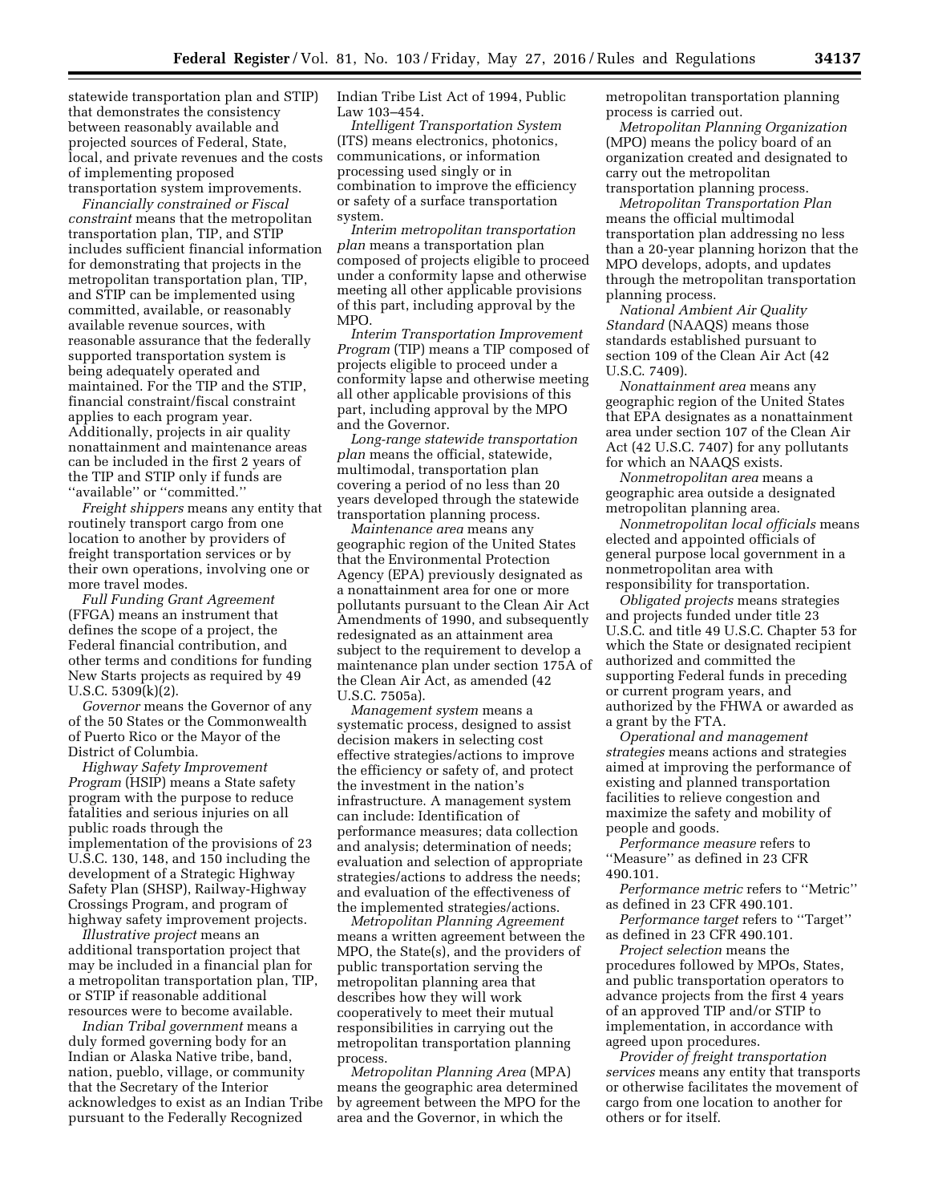statewide transportation plan and STIP) that demonstrates the consistency between reasonably available and projected sources of Federal, State, local, and private revenues and the costs of implementing proposed transportation system improvements.

*Financially constrained or Fiscal constraint* means that the metropolitan transportation plan, TIP, and STIP includes sufficient financial information for demonstrating that projects in the metropolitan transportation plan, TIP, and STIP can be implemented using committed, available, or reasonably available revenue sources, with reasonable assurance that the federally supported transportation system is being adequately operated and maintained. For the TIP and the STIP, financial constraint/fiscal constraint applies to each program year. Additionally, projects in air quality nonattainment and maintenance areas can be included in the first 2 years of the TIP and STIP only if funds are ''available'' or ''committed.''

*Freight shippers* means any entity that routinely transport cargo from one location to another by providers of freight transportation services or by their own operations, involving one or more travel modes.

*Full Funding Grant Agreement* (FFGA) means an instrument that defines the scope of a project, the Federal financial contribution, and other terms and conditions for funding New Starts projects as required by 49 U.S.C. 5309(k)(2).

*Governor* means the Governor of any of the 50 States or the Commonwealth of Puerto Rico or the Mayor of the District of Columbia.

*Highway Safety Improvement Program* (HSIP) means a State safety program with the purpose to reduce fatalities and serious injuries on all public roads through the implementation of the provisions of 23 U.S.C. 130, 148, and 150 including the development of a Strategic Highway Safety Plan (SHSP), Railway-Highway Crossings Program, and program of highway safety improvement projects.

*Illustrative project* means an additional transportation project that may be included in a financial plan for a metropolitan transportation plan, TIP, or STIP if reasonable additional resources were to become available.

*Indian Tribal government* means a duly formed governing body for an Indian or Alaska Native tribe, band, nation, pueblo, village, or community that the Secretary of the Interior acknowledges to exist as an Indian Tribe pursuant to the Federally Recognized Indian Tribe List Act of 1994, Public Law 103–454.

*Intelligent Transportation System* (ITS) means electronics, photonics, communications, or information processing used singly or in combination to improve the efficiency or safety of a surface transportation system.

*Interim metropolitan transportation plan* means a transportation plan composed of projects eligible to proceed under a conformity lapse and otherwise meeting all other applicable provisions of this part, including approval by the MPO.

*Interim Transportation Improvement Program* (TIP) means a TIP composed of projects eligible to proceed under a conformity lapse and otherwise meeting all other applicable provisions of this part, including approval by the MPO and the Governor.

*Long-range statewide transportation plan* means the official, statewide, multimodal, transportation plan covering a period of no less than 20 years developed through the statewide transportation planning process.

*Maintenance area* means any geographic region of the United States that the Environmental Protection Agency (EPA) previously designated as a nonattainment area for one or more pollutants pursuant to the Clean Air Act Amendments of 1990, and subsequently redesignated as an attainment area subject to the requirement to develop a maintenance plan under section 175A of the Clean Air Act, as amended (42 U.S.C. 7505a).

*Management system* means a systematic process, designed to assist decision makers in selecting cost effective strategies/actions to improve the efficiency or safety of, and protect the investment in the nation's infrastructure. A management system can include: Identification of performance measures; data collection and analysis; determination of needs; evaluation and selection of appropriate strategies/actions to address the needs; and evaluation of the effectiveness of the implemented strategies/actions.

*Metropolitan Planning Agreement* means a written agreement between the MPO, the State(s), and the providers of public transportation serving the metropolitan planning area that describes how they will work cooperatively to meet their mutual responsibilities in carrying out the metropolitan transportation planning process.

*Metropolitan Planning Area* (MPA) means the geographic area determined by agreement between the MPO for the area and the Governor, in which the metropolitan transportation planning process is carried out.

*Metropolitan Planning Organization* (MPO) means the policy board of an organization created and designated to carry out the metropolitan transportation planning process.

*Metropolitan Transportation Plan* means the official multimodal transportation plan addressing no less than a 20-year planning horizon that the MPO develops, adopts, and updates through the metropolitan transportation planning process.

*National Ambient Air Quality Standard* (NAAQS) means those standards established pursuant to section 109 of the Clean Air Act (42 U.S.C. 7409).

*Nonattainment area* means any geographic region of the United States that EPA designates as a nonattainment area under section 107 of the Clean Air Act (42 U.S.C. 7407) for any pollutants for which an NAAQS exists.

*Nonmetropolitan area* means a geographic area outside a designated metropolitan planning area.

*Nonmetropolitan local officials* means elected and appointed officials of general purpose local government in a nonmetropolitan area with responsibility for transportation.

*Obligated projects* means strategies and projects funded under title 23 U.S.C. and title 49 U.S.C. Chapter 53 for which the State or designated recipient authorized and committed the supporting Federal funds in preceding or current program years, and authorized by the FHWA or awarded as a grant by the FTA.

*Operational and management strategies* means actions and strategies aimed at improving the performance of existing and planned transportation facilities to relieve congestion and maximize the safety and mobility of people and goods.

*Performance measure* refers to ''Measure'' as defined in 23 CFR 490.101.

*Performance metric* refers to ''Metric'' as defined in 23 CFR 490.101.

*Performance target* refers to ''Target'' as defined in 23 CFR 490.101.

*Project selection* means the procedures followed by MPOs, States, and public transportation operators to advance projects from the first 4 years of an approved TIP and/or STIP to implementation, in accordance with agreed upon procedures.

*Provider of freight transportation services* means any entity that transports or otherwise facilitates the movement of cargo from one location to another for others or for itself.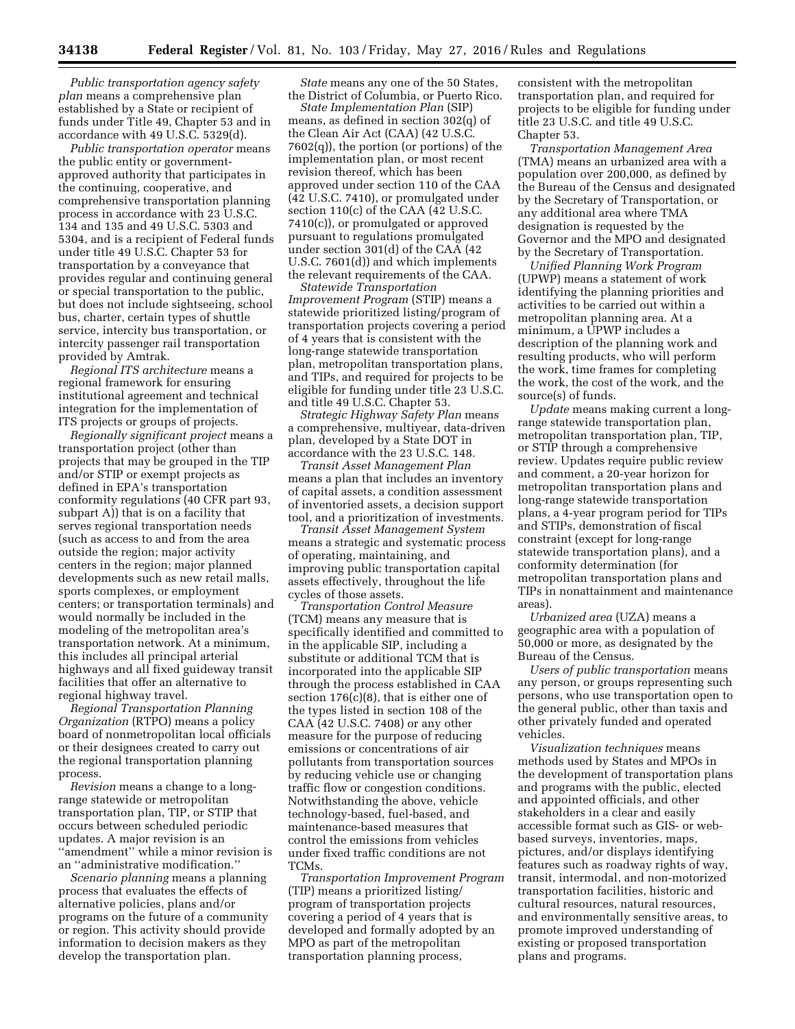*Public transportation agency safety plan* means a comprehensive plan established by a State or recipient of funds under Title 49, Chapter 53 and in accordance with 49 U.S.C. 5329(d).

*Public transportation operator* means the public entity or government-approved authority that participates in the continuing, cooperative, and comprehensive transportation planning process in accordance with 23 U.S.C. 134 and 135 and 49 U.S.C. 5303 and 5304, and is a recipient of Federal funds under title 49 U.S.C. Chapter 53 for transportation by a conveyance that provides regular and continuing general or special transportation to the public, but does not include sightseeing, school bus, charter, certain types of shuttle service, intercity bus transportation, or intercity passenger rail transportation provided by Amtrak.

*Regional ITS architecture* means a regional framework for ensuring institutional agreement and technical integration for the implementation of ITS projects or groups of projects.

*Regionally significant project* means a transportation project (other than projects that may be grouped in the TIP and/or STIP or exempt projects as defined in EPA's transportation conformity regulations (40 CFR part 93, subpart A)) that is on a facility that serves regional transportation needs (such as access to and from the area outside the region; major activity centers in the region; major planned developments such as new retail malls, sports complexes, or employment centers; or transportation terminals) and would normally be included in the modeling of the metropolitan area's transportation network. At a minimum, this includes all principal arterial highways and all fixed guideway transit facilities that offer an alternative to regional highway travel.

*Regional Transportation Planning Organization* (RTPO) means a policy board of nonmetropolitan local officials or their designees created to carry out the regional transportation planning process.

*Revision* means a change to a long-range statewide or metropolitan transportation plan, TIP, or STIP that occurs between scheduled periodic updates. A major revision is an ''amendment'' while a minor revision is an ''administrative modification.''

*Scenario planning* means a planning process that evaluates the effects of alternative policies, plans and/or programs on the future of a community or region. This activity should provide information to decision makers as they develop the transportation plan.

*State* means any one of the 50 States, the District of Columbia, or Puerto Rico.

*State Implementation Plan* (SIP) means, as defined in section 302(q) of the Clean Air Act (CAA) (42 U.S.C. 7602(q)), the portion (or portions) of the implementation plan, or most recent revision thereof, which has been approved under section 110 of the CAA (42 U.S.C. 7410), or promulgated under section 110(c) of the CAA (42 U.S.C. 7410(c)), or promulgated or approved pursuant to regulations promulgated under section 301(d) of the CAA (42 U.S.C. 7601(d)) and which implements the relevant requirements of the CAA.

*Statewide Transportation Improvement Program* (STIP) means a statewide prioritized listing/program of transportation projects covering a period of 4 years that is consistent with the long-range statewide transportation plan, metropolitan transportation plans, and TIPs, and required for projects to be eligible for funding under title 23 U.S.C. and title 49 U.S.C. Chapter 53.

*Strategic Highway Safety Plan* means a comprehensive, multiyear, data-driven plan, developed by a State DOT in accordance with the 23 U.S.C. 148.

*Transit Asset Management Plan* means a plan that includes an inventory of capital assets, a condition assessment of inventoried assets, a decision support tool, and a prioritization of investments.

*Transit Asset Management System* means a strategic and systematic process of operating, maintaining, and improving public transportation capital assets effectively, throughout the life cycles of those assets.

*Transportation Control Measure* (TCM) means any measure that is specifically identified and committed to in the applicable SIP, including a substitute or additional TCM that is incorporated into the applicable SIP through the process established in CAA section 176(c)(8), that is either one of the types listed in section 108 of the CAA (42 U.S.C. 7408) or any other measure for the purpose of reducing emissions or concentrations of air pollutants from transportation sources by reducing vehicle use or changing traffic flow or congestion conditions. Notwithstanding the above, vehicle technology-based, fuel-based, and maintenance-based measures that control the emissions from vehicles under fixed traffic conditions are not TCMs.

*Transportation Improvement Program* (TIP) means a prioritized listing/program of transportation projects covering a period of 4 years that is developed and formally adopted by an MPO as part of the metropolitan transportation planning process, consistent with the metropolitan transportation plan, and required for projects to be eligible for funding under title 23 U.S.C. and title 49 U.S.C. Chapter 53.

*Transportation Management Area* (TMA) means an urbanized area with a population over 200,000, as defined by the Bureau of the Census and designated by the Secretary of Transportation, or any additional area where TMA designation is requested by the Governor and the MPO and designated by the Secretary of Transportation.

*Unified Planning Work Program* (UPWP) means a statement of work identifying the planning priorities and activities to be carried out within a metropolitan planning area. At a minimum, a UPWP includes a description of the planning work and resulting products, who will perform the work, time frames for completing the work, the cost of the work, and the source(s) of funds.

*Update* means making current a long-range statewide transportation plan, metropolitan transportation plan, TIP, or STIP through a comprehensive review. Updates require public review and comment, a 20-year horizon for metropolitan transportation plans and long-range statewide transportation plans, a 4-year program period for TIPs and STIPs, demonstration of fiscal constraint (except for long-range statewide transportation plans), and a conformity determination (for metropolitan transportation plans and TIPs in nonattainment and maintenance areas).

*Urbanized area* (UZA) means a geographic area with a population of 50,000 or more, as designated by the Bureau of the Census.

*Users of public transportation* means any person, or groups representing such persons, who use transportation open to the general public, other than taxis and other privately funded and operated vehicles.

*Visualization techniques* means methods used by States and MPOs in the development of transportation plans and programs with the public, elected and appointed officials, and other stakeholders in a clear and easily accessible format such as GIS- or web-based surveys, inventories, maps, pictures, and/or displays identifying features such as roadway rights of way, transit, intermodal, and non-motorized transportation facilities, historic and cultural resources, natural resources, and environmentally sensitive areas, to promote improved understanding of existing or proposed transportation plans and programs.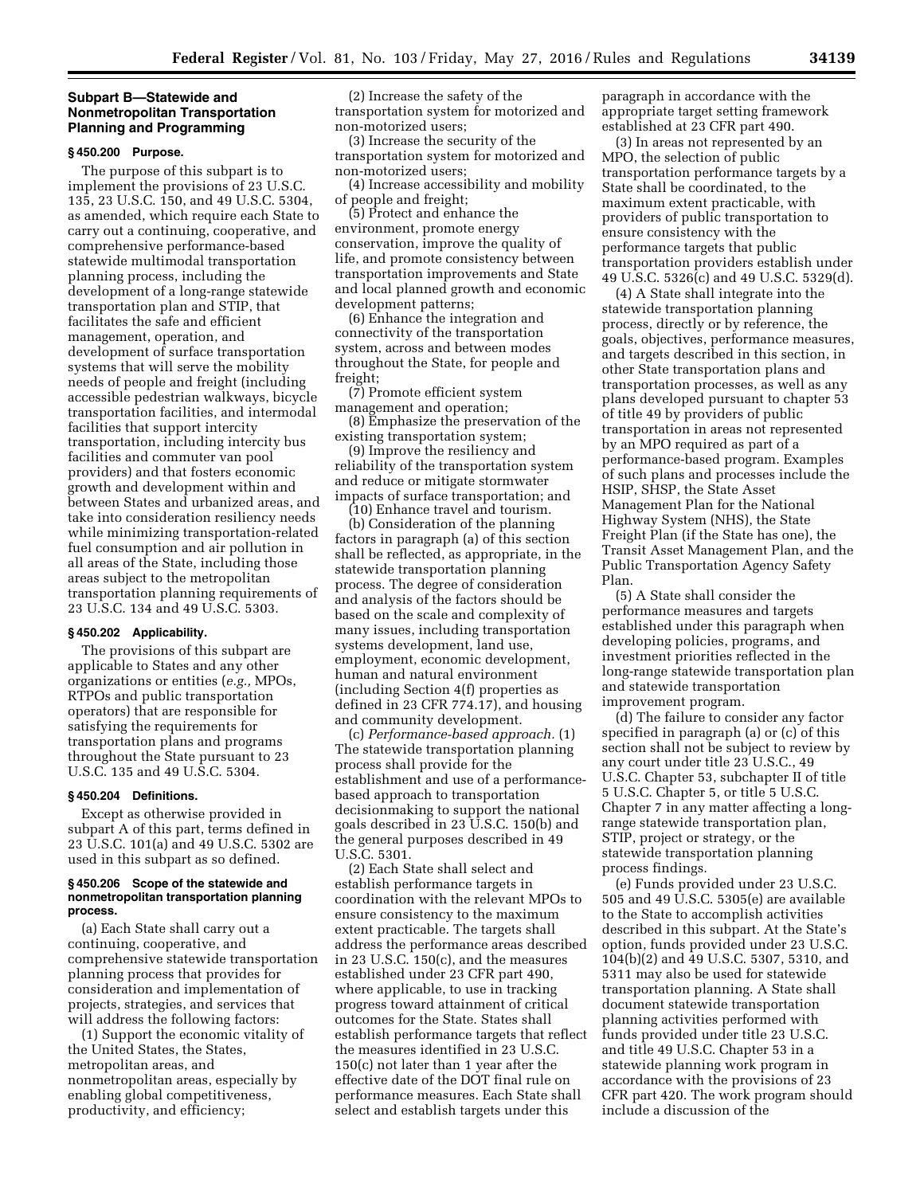## Subpart B—Statewide and Nonmetropolitan Transportation Planning and Programming

### § 450.200 Purpose.

The purpose of this subpart is to implement the provisions of 23 U.S.C. 135, 23 U.S.C. 150, and 49 U.S.C. 5304, as amended, which require each State to carry out a continuing, cooperative, and comprehensive performance-based statewide multimodal transportation planning process, including the development of a long-range statewide transportation plan and STIP, that facilitates the safe and efficient management, operation, and development of surface transportation systems that will serve the mobility needs of people and freight (including accessible pedestrian walkways, bicycle transportation facilities, and intermodal facilities that support intercity transportation, including intercity bus facilities and commuter van pool providers) and that fosters economic growth and development within and between States and urbanized areas, and take into consideration resiliency needs while minimizing transportation-related fuel consumption and air pollution in all areas of the State, including those areas subject to the metropolitan transportation planning requirements of 23 U.S.C. 134 and 49 U.S.C. 5303.

### § 450.202 Applicability.

The provisions of this subpart are applicable to States and any other organizations or entities (*e.g.,* MPOs, RTPOs and public transportation operators) that are responsible for satisfying the requirements for transportation plans and programs throughout the State pursuant to 23 U.S.C. 135 and 49 U.S.C. 5304.

### § 450.204 Definitions.

Except as otherwise provided in subpart A of this part, terms defined in 23 U.S.C. 101(a) and 49 U.S.C. 5302 are used in this subpart as so defined.

### § 450.206 Scope of the statewide and nonmetropolitan transportation planning process.

(a) Each State shall carry out a continuing, cooperative, and comprehensive statewide transportation planning process that provides for consideration and implementation of projects, strategies, and services that will address the following factors:

(1) Support the economic vitality of the United States, the States, metropolitan areas, and nonmetropolitan areas, especially by enabling global competitiveness, productivity, and efficiency;

(2) Increase the safety of the transportation system for motorized and non-motorized users;

(3) Increase the security of the transportation system for motorized and non-motorized users;

(4) Increase accessibility and mobility of people and freight;

(5) Protect and enhance the environment, promote energy conservation, improve the quality of life, and promote consistency between transportation improvements and State and local planned growth and economic development patterns;

(6) Enhance the integration and connectivity of the transportation system, across and between modes throughout the State, for people and freight;

(7) Promote efficient system management and operation;

(8) Emphasize the preservation of the existing transportation system;

(9) Improve the resiliency and reliability of the transportation system and reduce or mitigate stormwater impacts of surface transportation; and

(10) Enhance travel and tourism.

(b) Consideration of the planning factors in paragraph (a) of this section shall be reflected, as appropriate, in the statewide transportation planning process. The degree of consideration and analysis of the factors should be based on the scale and complexity of many issues, including transportation systems development, land use, employment, economic development, human and natural environment (including Section 4(f) properties as defined in 23 CFR 774.17), and housing and community development.

(c) *Performance-based approach.* (1) The statewide transportation planning process shall provide for the establishment and use of a performance-based approach to transportation decisionmaking to support the national goals described in 23 U.S.C. 150(b) and the general purposes described in 49 U.S.C. 5301.

(2) Each State shall select and establish performance targets in coordination with the relevant MPOs to ensure consistency to the maximum extent practicable. The targets shall address the performance areas described in 23 U.S.C. 150(c), and the measures established under 23 CFR part 490, where applicable, to use in tracking progress toward attainment of critical outcomes for the State. States shall establish performance targets that reflect the measures identified in 23 U.S.C. 150(c) not later than 1 year after the effective date of the DOT final rule on performance measures. Each State shall select and establish targets under this paragraph in accordance with the appropriate target setting framework established at 23 CFR part 490.

(3) In areas not represented by an MPO, the selection of public transportation performance targets by a State shall be coordinated, to the maximum extent practicable, with providers of public transportation to ensure consistency with the performance targets that public transportation providers establish under 49 U.S.C. 5326(c) and 49 U.S.C. 5329(d).

(4) A State shall integrate into the statewide transportation planning process, directly or by reference, the goals, objectives, performance measures, and targets described in this section, in other State transportation plans and transportation processes, as well as any plans developed pursuant to chapter 53 of title 49 by providers of public transportation in areas not represented by an MPO required as part of a performance-based program. Examples of such plans and processes include the HSIP, SHSP, the State Asset Management Plan for the National Highway System (NHS), the State Freight Plan (if the State has one), the Transit Asset Management Plan, and the Public Transportation Agency Safety Plan.

(5) A State shall consider the performance measures and targets established under this paragraph when developing policies, programs, and investment priorities reflected in the long-range statewide transportation plan and statewide transportation improvement program.

(d) The failure to consider any factor specified in paragraph (a) or (c) of this section shall not be subject to review by any court under title 23 U.S.C., 49 U.S.C. Chapter 53, subchapter II of title 5 U.S.C. Chapter 5, or title 5 U.S.C. Chapter 7 in any matter affecting a long-range statewide transportation plan, STIP, project or strategy, or the statewide transportation planning process findings.

(e) Funds provided under 23 U.S.C. 505 and 49 U.S.C. 5305(e) are available to the State to accomplish activities described in this subpart. At the State's option, funds provided under 23 U.S.C. 104(b)(2) and 49 U.S.C. 5307, 5310, and 5311 may also be used for statewide transportation planning. A State shall document statewide transportation planning activities performed with funds provided under title 23 U.S.C. and title 49 U.S.C. Chapter 53 in a statewide planning work program in accordance with the provisions of 23 CFR part 420. The work program should include a discussion of the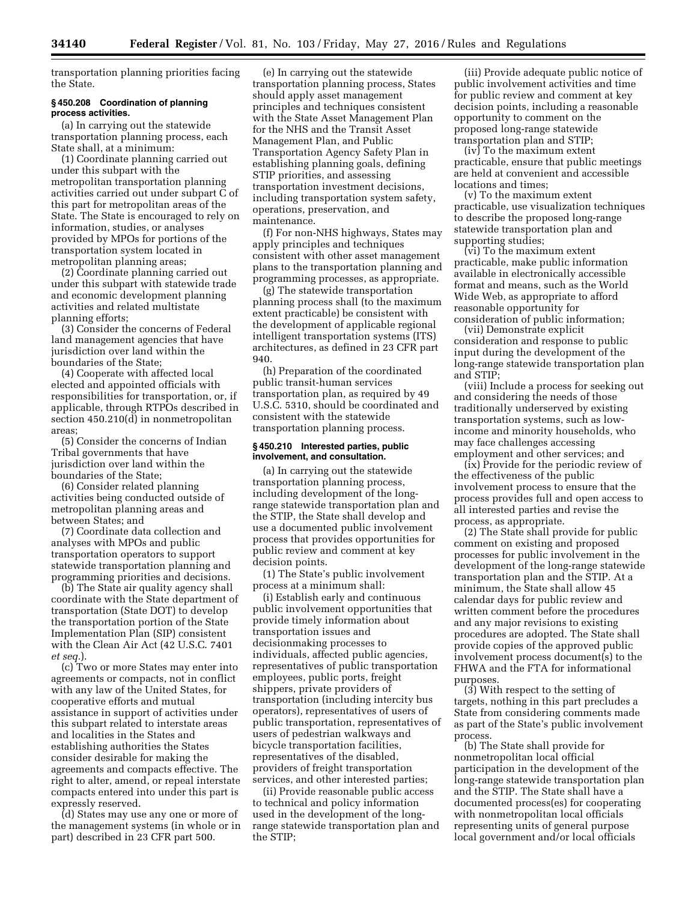transportation planning priorities facing the State.

**§ 450.208 Coordination of planning process activities.**

(a) In carrying out the statewide transportation planning process, each State shall, at a minimum:

(1) Coordinate planning carried out under this subpart with the metropolitan transportation planning activities carried out under subpart C of this part for metropolitan areas of the State. The State is encouraged to rely on information, studies, or analyses provided by MPOs for portions of the transportation system located in metropolitan planning areas;

(2) Coordinate planning carried out under this subpart with statewide trade and economic development planning activities and related multistate planning efforts;

(3) Consider the concerns of Federal land management agencies that have jurisdiction over land within the boundaries of the State;

(4) Cooperate with affected local elected and appointed officials with responsibilities for transportation, or, if applicable, through RTPOs described in section 450.210(d) in nonmetropolitan areas;

(5) Consider the concerns of Indian Tribal governments that have jurisdiction over land within the boundaries of the State;

(6) Consider related planning activities being conducted outside of metropolitan planning areas and between States; and

(7) Coordinate data collection and analyses with MPOs and public transportation operators to support statewide transportation planning and programming priorities and decisions.

(b) The State air quality agency shall coordinate with the State department of transportation (State DOT) to develop the transportation portion of the State Implementation Plan (SIP) consistent with the Clean Air Act (42 U.S.C. 7401 *et seq.*).

(c) Two or more States may enter into agreements or compacts, not in conflict with any law of the United States, for cooperative efforts and mutual assistance in support of activities under this subpart related to interstate areas and localities in the States and establishing authorities the States consider desirable for making the agreements and compacts effective. The right to alter, amend, or repeal interstate compacts entered into under this part is expressly reserved.

(d) States may use any one or more of the management systems (in whole or in part) described in 23 CFR part 500.

(e) In carrying out the statewide transportation planning process, States should apply asset management principles and techniques consistent with the State Asset Management Plan for the NHS and the Transit Asset Management Plan, and Public Transportation Agency Safety Plan in establishing planning goals, defining STIP priorities, and assessing transportation investment decisions, including transportation system safety, operations, preservation, and maintenance.

(f) For non-NHS highways, States may apply principles and techniques consistent with other asset management plans to the transportation planning and programming processes, as appropriate.

(g) The statewide transportation planning process shall (to the maximum extent practicable) be consistent with the development of applicable regional intelligent transportation systems (ITS) architectures, as defined in 23 CFR part 940.

(h) Preparation of the coordinated public transit-human services transportation plan, as required by 49 U.S.C. 5310, should be coordinated and consistent with the statewide transportation planning process.

**§ 450.210 Interested parties, public involvement, and consultation.**

(a) In carrying out the statewide transportation planning process, including development of the long-range statewide transportation plan and the STIP, the State shall develop and use a documented public involvement process that provides opportunities for public review and comment at key decision points.

(1) The State's public involvement process at a minimum shall:

(i) Establish early and continuous public involvement opportunities that provide timely information about transportation issues and decisionmaking processes to individuals, affected public agencies, representatives of public transportation employees, public ports, freight shippers, private providers of transportation (including intercity bus operators), representatives of users of public transportation, representatives of users of pedestrian walkways and bicycle transportation facilities, representatives of the disabled, providers of freight transportation services, and other interested parties;

(ii) Provide reasonable public access to technical and policy information used in the development of the long-range statewide transportation plan and the STIP;

(iii) Provide adequate public notice of public involvement activities and time for public review and comment at key decision points, including a reasonable opportunity to comment on the proposed long-range statewide transportation plan and STIP;

(iv) To the maximum extent practicable, ensure that public meetings are held at convenient and accessible locations and times;

(v) To the maximum extent practicable, use visualization techniques to describe the proposed long-range statewide transportation plan and supporting studies;

(vi) To the maximum extent practicable, make public information available in electronically accessible format and means, such as the World Wide Web, as appropriate to afford reasonable opportunity for consideration of public information;

(vii) Demonstrate explicit consideration and response to public input during the development of the long-range statewide transportation plan and STIP;

(viii) Include a process for seeking out and considering the needs of those traditionally underserved by existing transportation systems, such as low-income and minority households, who may face challenges accessing employment and other services; and

(ix) Provide for the periodic review of the effectiveness of the public involvement process to ensure that the process provides full and open access to all interested parties and revise the process, as appropriate.

(2) The State shall provide for public comment on existing and proposed processes for public involvement in the development of the long-range statewide transportation plan and the STIP. At a minimum, the State shall allow 45 calendar days for public review and written comment before the procedures and any major revisions to existing procedures are adopted. The State shall provide copies of the approved public involvement process document(s) to the FHWA and the FTA for informational purposes.

(3) With respect to the setting of targets, nothing in this part precludes a State from considering comments made as part of the State's public involvement process.

(b) The State shall provide for nonmetropolitan local official participation in the development of the long-range statewide transportation plan and the STIP. The State shall have a documented process(es) for cooperating with nonmetropolitan local officials representing units of general purpose local government and/or local officials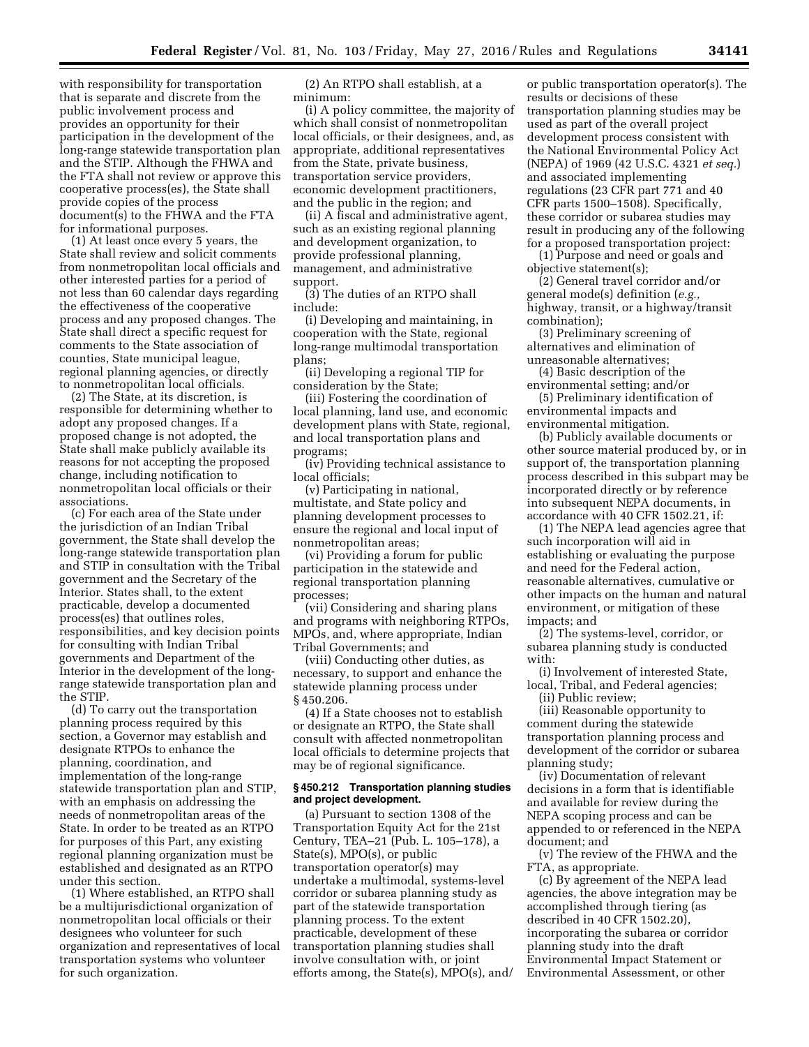with responsibility for transportation that is separate and discrete from the public involvement process and provides an opportunity for their participation in the development of the long-range statewide transportation plan and the STIP. Although the FHWA and the FTA shall not review or approve this cooperative process(es), the State shall provide copies of the process document(s) to the FHWA and the FTA for informational purposes.

(1) At least once every 5 years, the State shall review and solicit comments from nonmetropolitan local officials and other interested parties for a period of not less than 60 calendar days regarding the effectiveness of the cooperative process and any proposed changes. The State shall direct a specific request for comments to the State association of counties, State municipal league, regional planning agencies, or directly to nonmetropolitan local officials.

(2) The State, at its discretion, is responsible for determining whether to adopt any proposed changes. If a proposed change is not adopted, the State shall make publicly available its reasons for not accepting the proposed change, including notification to nonmetropolitan local officials or their associations.

(c) For each area of the State under the jurisdiction of an Indian Tribal government, the State shall develop the long-range statewide transportation plan and STIP in consultation with the Tribal government and the Secretary of the Interior. States shall, to the extent practicable, develop a documented process(es) that outlines roles, responsibilities, and key decision points for consulting with Indian Tribal governments and Department of the Interior in the development of the long-range statewide transportation plan and the STIP.

(d) To carry out the transportation planning process required by this section, a Governor may establish and designate RTPOs to enhance the planning, coordination, and implementation of the long-range statewide transportation plan and STIP, with an emphasis on addressing the needs of nonmetropolitan areas of the State. In order to be treated as an RTPO for purposes of this Part, any existing regional planning organization must be established and designated as an RTPO under this section.

(1) Where established, an RTPO shall be a multijurisdictional organization of nonmetropolitan local officials or their designees who volunteer for such organization and representatives of local transportation systems who volunteer for such organization.

(2) An RTPO shall establish, at a minimum:

(i) A policy committee, the majority of which shall consist of nonmetropolitan local officials, or their designees, and, as appropriate, additional representatives from the State, private business, transportation service providers, economic development practitioners, and the public in the region; and

(ii) A fiscal and administrative agent, such as an existing regional planning and development organization, to provide professional planning, management, and administrative support.

(3) The duties of an RTPO shall include:

(i) Developing and maintaining, in cooperation with the State, regional long-range multimodal transportation plans;

(ii) Developing a regional TIP for consideration by the State;

(iii) Fostering the coordination of local planning, land use, and economic development plans with State, regional, and local transportation plans and programs;

(iv) Providing technical assistance to local officials;

(v) Participating in national, multistate, and State policy and planning development processes to ensure the regional and local input of nonmetropolitan areas;

(vi) Providing a forum for public participation in the statewide and regional transportation planning processes;

(vii) Considering and sharing plans and programs with neighboring RTPOs, MPOs, and, where appropriate, Indian Tribal Governments; and

(viii) Conducting other duties, as necessary, to support and enhance the statewide planning process under § 450.206.

(4) If a State chooses not to establish or designate an RTPO, the State shall consult with affected nonmetropolitan local officials to determine projects that may be of regional significance.

**§ 450.212 Transportation planning studies and project development.**

(a) Pursuant to section 1308 of the Transportation Equity Act for the 21st Century, TEA–21 (Pub. L. 105–178), a State(s), MPO(s), or public transportation operator(s) may undertake a multimodal, systems-level corridor or subarea planning study as part of the statewide transportation planning process. To the extent practicable, development of these transportation planning studies shall involve consultation with, or joint efforts among, the State(s), MPO(s), and/or public transportation operator(s). The results or decisions of these transportation planning studies may be used as part of the overall project development process consistent with the National Environmental Policy Act (NEPA) of 1969 (42 U.S.C. 4321 *et seq.*) and associated implementing regulations (23 CFR part 771 and 40 CFR parts 1500–1508). Specifically, these corridor or subarea studies may result in producing any of the following for a proposed transportation project:

(1) Purpose and need or goals and objective statement(s);

(2) General travel corridor and/or general mode(s) definition (*e.g.,* highway, transit, or a highway/transit combination);

(3) Preliminary screening of alternatives and elimination of unreasonable alternatives;

(4) Basic description of the environmental setting; and/or

(5) Preliminary identification of environmental impacts and environmental mitigation.

(b) Publicly available documents or other source material produced by, or in support of, the transportation planning process described in this subpart may be incorporated directly or by reference into subsequent NEPA documents, in accordance with 40 CFR 1502.21, if:

(1) The NEPA lead agencies agree that such incorporation will aid in establishing or evaluating the purpose and need for the Federal action, reasonable alternatives, cumulative or other impacts on the human and natural environment, or mitigation of these impacts; and

(2) The systems-level, corridor, or subarea planning study is conducted with:

(i) Involvement of interested State, local, Tribal, and Federal agencies;

(ii) Public review;

(iii) Reasonable opportunity to comment during the statewide transportation planning process and development of the corridor or subarea planning study;

(iv) Documentation of relevant decisions in a form that is identifiable and available for review during the NEPA scoping process and can be appended to or referenced in the NEPA document; and

(v) The review of the FHWA and the FTA, as appropriate.

(c) By agreement of the NEPA lead agencies, the above integration may be accomplished through tiering (as described in 40 CFR 1502.20), incorporating the subarea or corridor planning study into the draft Environmental Impact Statement or Environmental Assessment, or other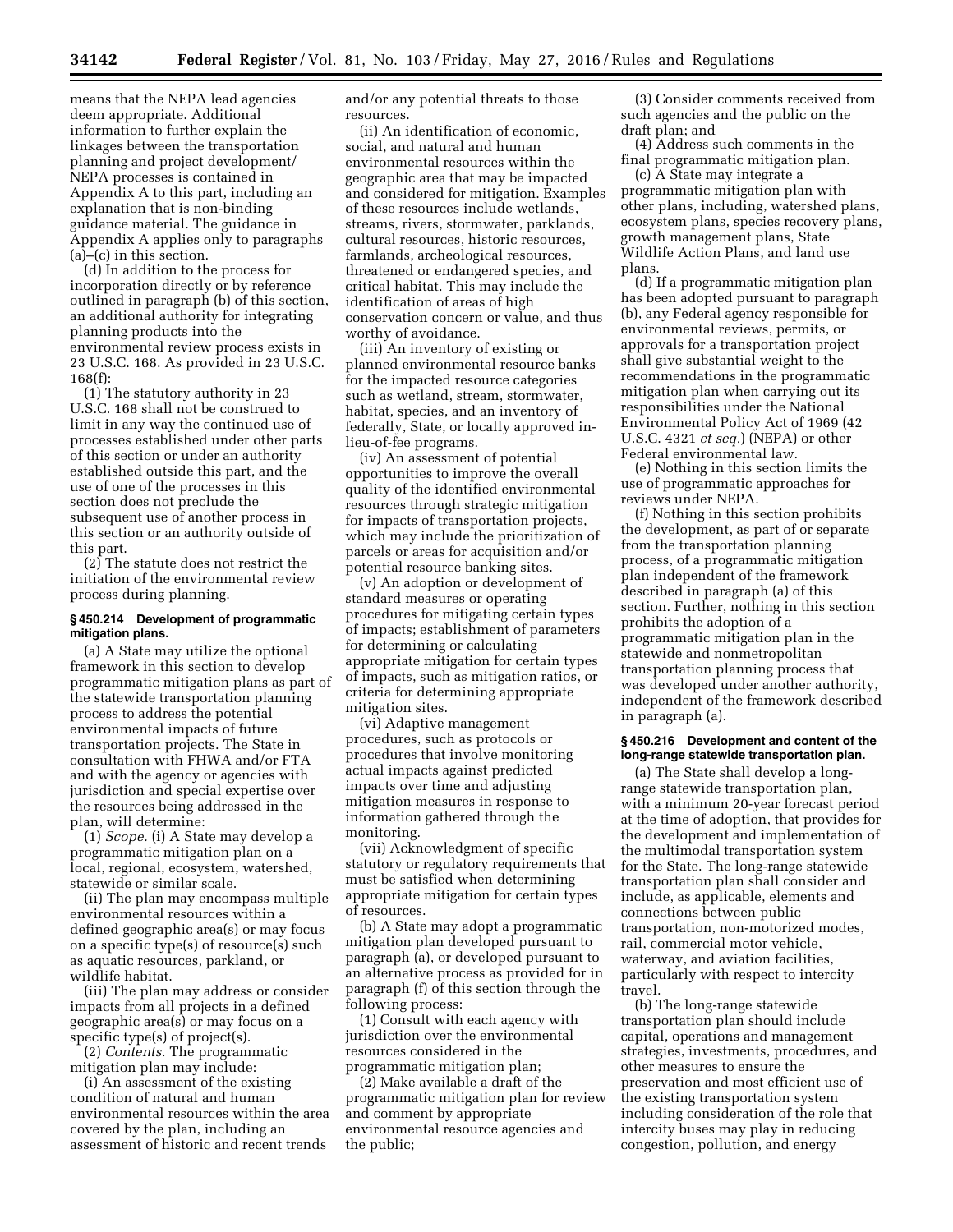means that the NEPA lead agencies deem appropriate. Additional information to further explain the linkages between the transportation planning and project development/NEPA processes is contained in Appendix A to this part, including an explanation that is non-binding guidance material. The guidance in Appendix A applies only to paragraphs (a)–(c) in this section.

(d) In addition to the process for incorporation directly or by reference outlined in paragraph (b) of this section, an additional authority for integrating planning products into the environmental review process exists in 23 U.S.C. 168. As provided in 23 U.S.C. 168(f):

(1) The statutory authority in 23 U.S.C. 168 shall not be construed to limit in any way the continued use of processes established under other parts of this section or under an authority established outside this part, and the use of one of the processes in this section does not preclude the subsequent use of another process in this section or an authority outside of this part.

(2) The statute does not restrict the initiation of the environmental review process during planning.

### § 450.214 Development of programmatic mitigation plans.

(a) A State may utilize the optional framework in this section to develop programmatic mitigation plans as part of the statewide transportation planning process to address the potential environmental impacts of future transportation projects. The State in consultation with FHWA and/or FTA and with the agency or agencies with jurisdiction and special expertise over the resources being addressed in the plan, will determine:

(1) *Scope.* (i) A State may develop a programmatic mitigation plan on a local, regional, ecosystem, watershed, statewide or similar scale.

(ii) The plan may encompass multiple environmental resources within a defined geographic area(s) or may focus on a specific type(s) of resource(s) such as aquatic resources, parkland, or wildlife habitat.

(iii) The plan may address or consider impacts from all projects in a defined geographic area(s) or may focus on a specific type(s) of project(s).

(2) *Contents.* The programmatic mitigation plan may include:

(i) An assessment of the existing condition of natural and human environmental resources within the area covered by the plan, including an assessment of historic and recent trends and/or any potential threats to those resources.

(ii) An identification of economic, social, and natural and human environmental resources within the geographic area that may be impacted and considered for mitigation. Examples of these resources include wetlands, streams, rivers, stormwater, parklands, cultural resources, historic resources, farmlands, archeological resources, threatened or endangered species, and critical habitat. This may include the identification of areas of high conservation concern or value, and thus worthy of avoidance.

(iii) An inventory of existing or planned environmental resource banks for the impacted resource categories such as wetland, stream, stormwater, habitat, species, and an inventory of federally, State, or locally approved in-lieu-of-fee programs.

(iv) An assessment of potential opportunities to improve the overall quality of the identified environmental resources through strategic mitigation for impacts of transportation projects, which may include the prioritization of parcels or areas for acquisition and/or potential resource banking sites.

(v) An adoption or development of standard measures or operating procedures for mitigating certain types of impacts; establishment of parameters for determining or calculating appropriate mitigation for certain types of impacts, such as mitigation ratios, or criteria for determining appropriate mitigation sites.

(vi) Adaptive management procedures, such as protocols or procedures that involve monitoring actual impacts against predicted impacts over time and adjusting mitigation measures in response to information gathered through the monitoring.

(vii) Acknowledgment of specific statutory or regulatory requirements that must be satisfied when determining appropriate mitigation for certain types of resources.

(b) A State may adopt a programmatic mitigation plan developed pursuant to paragraph (a), or developed pursuant to an alternative process as provided for in paragraph (f) of this section through the following process:

(1) Consult with each agency with jurisdiction over the environmental resources considered in the programmatic mitigation plan;

(2) Make available a draft of the programmatic mitigation plan for review and comment by appropriate environmental resource agencies and the public;

(3) Consider comments received from such agencies and the public on the draft plan; and

(4) Address such comments in the final programmatic mitigation plan.

(c) A State may integrate a programmatic mitigation plan with other plans, including, watershed plans, ecosystem plans, species recovery plans, growth management plans, State Wildlife Action Plans, and land use plans.

(d) If a programmatic mitigation plan has been adopted pursuant to paragraph (b), any Federal agency responsible for environmental reviews, permits, or approvals for a transportation project shall give substantial weight to the recommendations in the programmatic mitigation plan when carrying out its responsibilities under the National Environmental Policy Act of 1969 (42 U.S.C. 4321 *et seq.*) (NEPA) or other Federal environmental law.

(e) Nothing in this section limits the use of programmatic approaches for reviews under NEPA.

(f) Nothing in this section prohibits the development, as part of or separate from the transportation planning process, of a programmatic mitigation plan independent of the framework described in paragraph (a) of this section. Further, nothing in this section prohibits the adoption of a programmatic mitigation plan in the statewide and nonmetropolitan transportation planning process that was developed under another authority, independent of the framework described in paragraph (a).

### § 450.216 Development and content of the long-range statewide transportation plan.

(a) The State shall develop a long-range statewide transportation plan, with a minimum 20-year forecast period at the time of adoption, that provides for the development and implementation of the multimodal transportation system for the State. The long-range statewide transportation plan shall consider and include, as applicable, elements and connections between public transportation, non-motorized modes, rail, commercial motor vehicle, waterway, and aviation facilities, particularly with respect to intercity travel.

(b) The long-range statewide transportation plan should include capital, operations and management strategies, investments, procedures, and other measures to ensure the preservation and most efficient use of the existing transportation system including consideration of the role that intercity buses may play in reducing congestion, pollution, and energy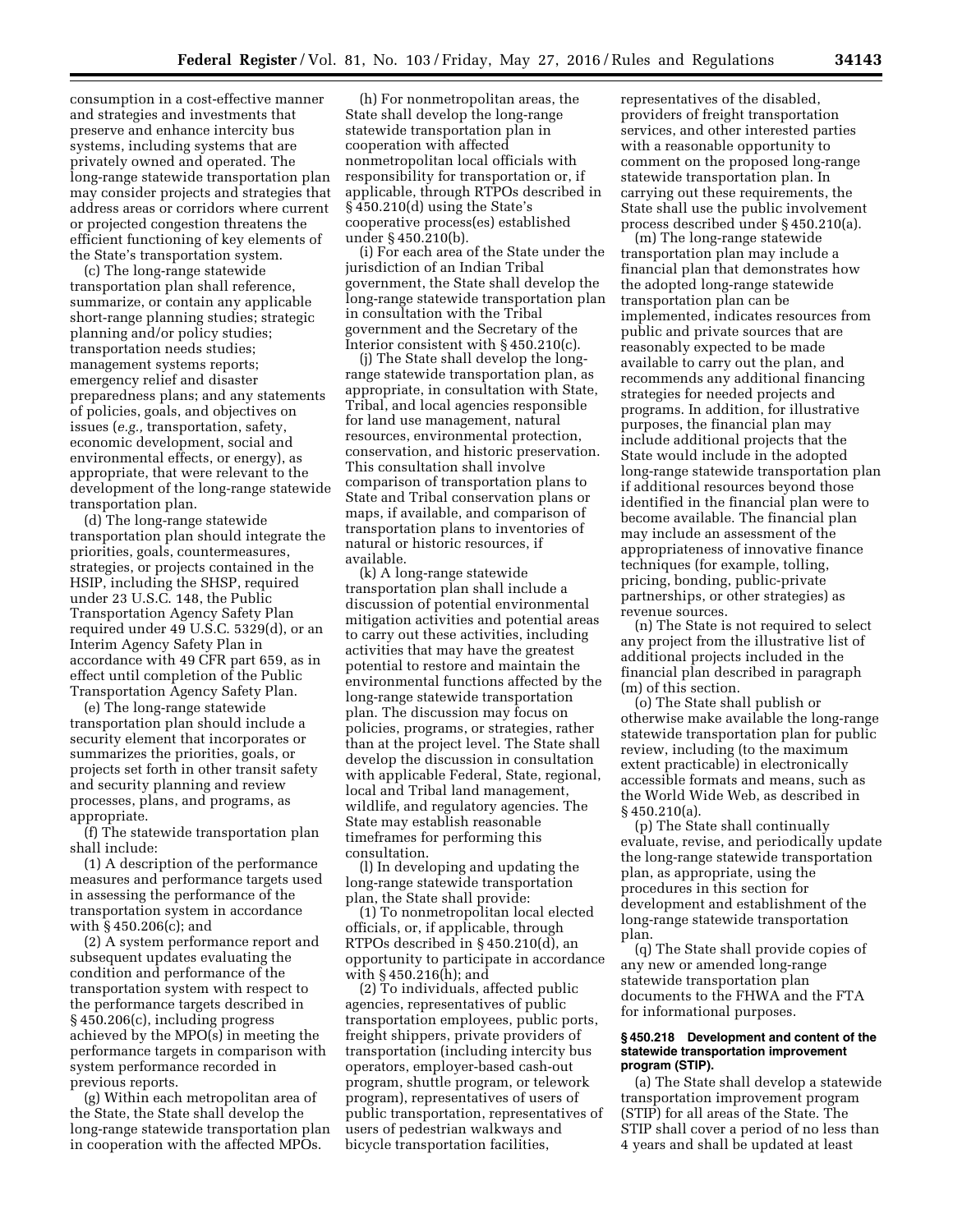consumption in a cost-effective manner and strategies and investments that preserve and enhance intercity bus systems, including systems that are privately owned and operated. The long-range statewide transportation plan may consider projects and strategies that address areas or corridors where current or projected congestion threatens the efficient functioning of key elements of the State's transportation system.

(c) The long-range statewide transportation plan shall reference, summarize, or contain any applicable short-range planning studies; strategic planning and/or policy studies; transportation needs studies; management systems reports; emergency relief and disaster preparedness plans; and any statements of policies, goals, and objectives on issues (*e.g.,* transportation, safety, economic development, social and environmental effects, or energy), as appropriate, that were relevant to the development of the long-range statewide transportation plan.

(d) The long-range statewide transportation plan should integrate the priorities, goals, countermeasures, strategies, or projects contained in the HSIP, including the SHSP, required under 23 U.S.C. 148, the Public Transportation Agency Safety Plan required under 49 U.S.C. 5329(d), or an Interim Agency Safety Plan in accordance with 49 CFR part 659, as in effect until completion of the Public Transportation Agency Safety Plan.

(e) The long-range statewide transportation plan should include a security element that incorporates or summarizes the priorities, goals, or projects set forth in other transit safety and security planning and review processes, plans, and programs, as appropriate.

(f) The statewide transportation plan shall include:

(1) A description of the performance measures and performance targets used in assessing the performance of the transportation system in accordance with § 450.206(c); and

(2) A system performance report and subsequent updates evaluating the condition and performance of the transportation system with respect to the performance targets described in § 450.206(c), including progress achieved by the MPO(s) in meeting the performance targets in comparison with system performance recorded in previous reports.

(g) Within each metropolitan area of the State, the State shall develop the long-range statewide transportation plan in cooperation with the affected MPOs.

(h) For nonmetropolitan areas, the State shall develop the long-range statewide transportation plan in cooperation with affected nonmetropolitan local officials with responsibility for transportation or, if applicable, through RTPOs described in § 450.210(d) using the State's cooperative process(es) established under § 450.210(b).

(i) For each area of the State under the jurisdiction of an Indian Tribal government, the State shall develop the long-range statewide transportation plan in consultation with the Tribal government and the Secretary of the Interior consistent with § 450.210(c).

(j) The State shall develop the long-range statewide transportation plan, as appropriate, in consultation with State, Tribal, and local agencies responsible for land use management, natural resources, environmental protection, conservation, and historic preservation. This consultation shall involve comparison of transportation plans to State and Tribal conservation plans or maps, if available, and comparison of transportation plans to inventories of natural or historic resources, if available.

(k) A long-range statewide transportation plan shall include a discussion of potential environmental mitigation activities and potential areas to carry out these activities, including activities that may have the greatest potential to restore and maintain the environmental functions affected by the long-range statewide transportation plan. The discussion may focus on policies, programs, or strategies, rather than at the project level. The State shall develop the discussion in consultation with applicable Federal, State, regional, local and Tribal land management, wildlife, and regulatory agencies. The State may establish reasonable timeframes for performing this consultation.

(l) In developing and updating the long-range statewide transportation plan, the State shall provide:

(1) To nonmetropolitan local elected officials, or, if applicable, through RTPOs described in § 450.210(d), an opportunity to participate in accordance with § 450.216(h); and

(2) To individuals, affected public agencies, representatives of public transportation employees, public ports, freight shippers, private providers of transportation (including intercity bus operators, employer-based cash-out program, shuttle program, or telework program), representatives of users of public transportation, representatives of users of pedestrian walkways and bicycle transportation facilities, representatives of the disabled, providers of freight transportation services, and other interested parties with a reasonable opportunity to comment on the proposed long-range statewide transportation plan. In carrying out these requirements, the State shall use the public involvement process described under § 450.210(a).

(m) The long-range statewide transportation plan may include a financial plan that demonstrates how the adopted long-range statewide transportation plan can be implemented, indicates resources from public and private sources that are reasonably expected to be made available to carry out the plan, and recommends any additional financing strategies for needed projects and programs. In addition, for illustrative purposes, the financial plan may include additional projects that the State would include in the adopted long-range statewide transportation plan if additional resources beyond those identified in the financial plan were to become available. The financial plan may include an assessment of the appropriateness of innovative finance techniques (for example, tolling, pricing, bonding, public-private partnerships, or other strategies) as revenue sources.

(n) The State is not required to select any project from the illustrative list of additional projects included in the financial plan described in paragraph (m) of this section.

(o) The State shall publish or otherwise make available the long-range statewide transportation plan for public review, including (to the maximum extent practicable) in electronically accessible formats and means, such as the World Wide Web, as described in § 450.210(a).

(p) The State shall continually evaluate, revise, and periodically update the long-range statewide transportation plan, as appropriate, using the procedures in this section for development and establishment of the long-range statewide transportation plan.

(q) The State shall provide copies of any new or amended long-range statewide transportation plan documents to the FHWA and the FTA for informational purposes.

**§ 450.218 Development and content of the statewide transportation improvement program (STIP).**

(a) The State shall develop a statewide transportation improvement program (STIP) for all areas of the State. The STIP shall cover a period of no less than 4 years and shall be updated at least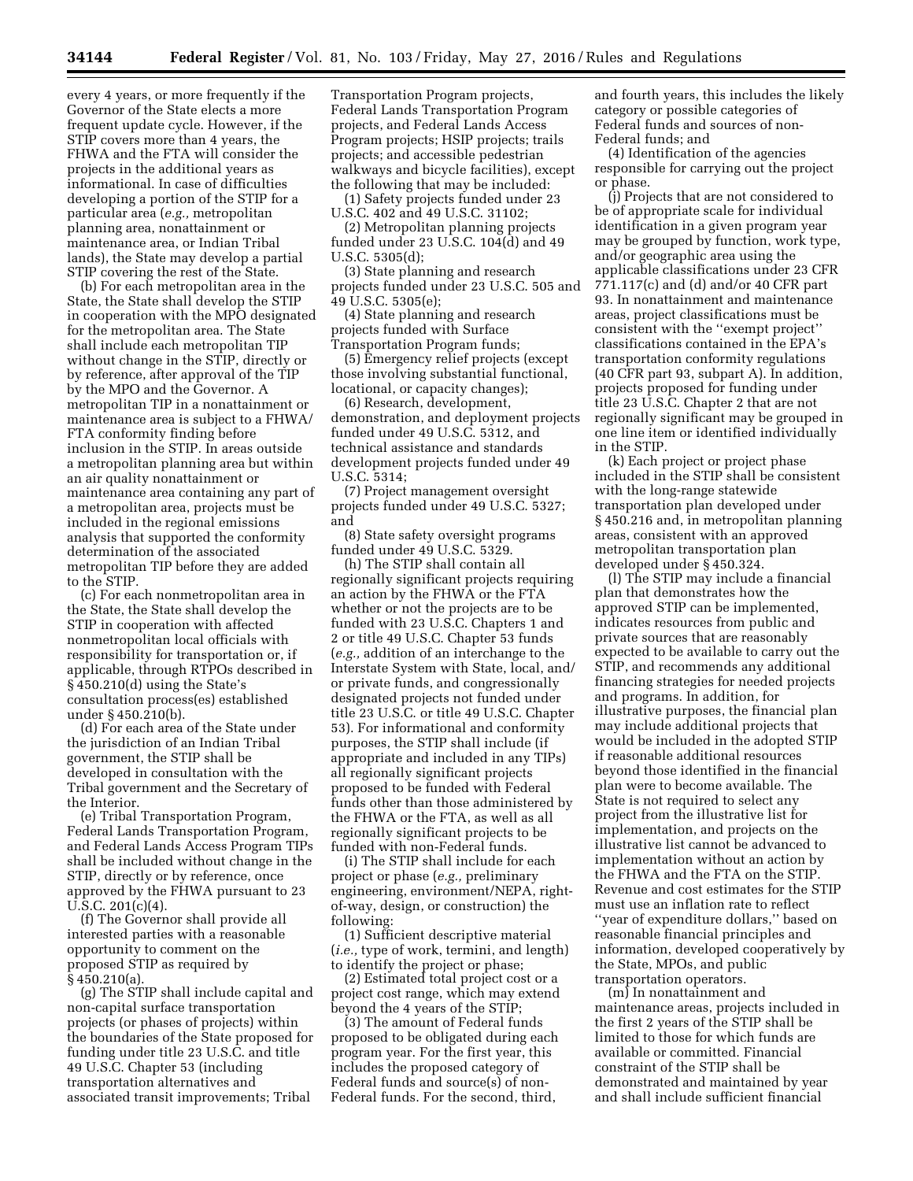every 4 years, or more frequently if the Governor of the State elects a more frequent update cycle. However, if the STIP covers more than 4 years, the FHWA and the FTA will consider the projects in the additional years as informational. In case of difficulties developing a portion of the STIP for a particular area (*e.g.,* metropolitan planning area, nonattainment or maintenance area, or Indian Tribal lands), the State may develop a partial STIP covering the rest of the State.

(b) For each metropolitan area in the State, the State shall develop the STIP in cooperation with the MPO designated for the metropolitan area. The State shall include each metropolitan TIP without change in the STIP, directly or by reference, after approval of the TIP by the MPO and the Governor. A metropolitan TIP in a nonattainment or maintenance area is subject to a FHWA/FTA conformity finding before inclusion in the STIP. In areas outside a metropolitan planning area but within an air quality nonattainment or maintenance area containing any part of a metropolitan area, projects must be included in the regional emissions analysis that supported the conformity determination of the associated metropolitan TIP before they are added to the STIP.

(c) For each nonmetropolitan area in the State, the State shall develop the STIP in cooperation with affected nonmetropolitan local officials with responsibility for transportation or, if applicable, through RTPOs described in § 450.210(d) using the State's consultation process(es) established under § 450.210(b).

(d) For each area of the State under the jurisdiction of an Indian Tribal government, the STIP shall be developed in consultation with the Tribal government and the Secretary of the Interior.

(e) Tribal Transportation Program, Federal Lands Transportation Program, and Federal Lands Access Program TIPs shall be included without change in the STIP, directly or by reference, once approved by the FHWA pursuant to 23 U.S.C. 201(c)(4).

(f) The Governor shall provide all interested parties with a reasonable opportunity to comment on the proposed STIP as required by § 450.210(a).

(g) The STIP shall include capital and non-capital surface transportation projects (or phases of projects) within the boundaries of the State proposed for funding under title 23 U.S.C. and title 49 U.S.C. Chapter 53 (including transportation alternatives and associated transit improvements; Tribal Transportation Program projects, Federal Lands Transportation Program projects, and Federal Lands Access Program projects; HSIP projects; trails projects; and accessible pedestrian walkways and bicycle facilities), except the following that may be included:

(1) Safety projects funded under 23 U.S.C. 402 and 49 U.S.C. 31102;

(2) Metropolitan planning projects funded under 23 U.S.C. 104(d) and 49 U.S.C. 5305(d);

(3) State planning and research projects funded under 23 U.S.C. 505 and 49 U.S.C. 5305(e);

(4) State planning and research projects funded with Surface Transportation Program funds;

(5) Emergency relief projects (except those involving substantial functional, locational, or capacity changes);

(6) Research, development, demonstration, and deployment projects funded under 49 U.S.C. 5312, and technical assistance and standards development projects funded under 49 U.S.C. 5314;

(7) Project management oversight projects funded under 49 U.S.C. 5327; and

(8) State safety oversight programs funded under 49 U.S.C. 5329.

(h) The STIP shall contain all regionally significant projects requiring an action by the FHWA or the FTA whether or not the projects are to be funded with 23 U.S.C. Chapters 1 and 2 or title 49 U.S.C. Chapter 53 funds (*e.g.,* addition of an interchange to the Interstate System with State, local, and/or private funds, and congressionally designated projects not funded under title 23 U.S.C. or title 49 U.S.C. Chapter 53). For informational and conformity purposes, the STIP shall include (if appropriate and included in any TIPs) all regionally significant projects proposed to be funded with Federal funds other than those administered by the FHWA or the FTA, as well as all regionally significant projects to be funded with non-Federal funds.

(i) The STIP shall include for each project or phase (*e.g.,* preliminary engineering, environment/NEPA, right-of-way, design, or construction) the following:

(1) Sufficient descriptive material (*i.e.,* type of work, termini, and length) to identify the project or phase;

(2) Estimated total project cost or a project cost range, which may extend beyond the 4 years of the STIP;

(3) The amount of Federal funds proposed to be obligated during each program year. For the first year, this includes the proposed category of Federal funds and source(s) of non-Federal funds. For the second, third, and fourth years, this includes the likely category or possible categories of Federal funds and sources of non-Federal funds; and

(4) Identification of the agencies responsible for carrying out the project or phase.

(j) Projects that are not considered to be of appropriate scale for individual identification in a given program year may be grouped by function, work type, and/or geographic area using the applicable classifications under 23 CFR 771.117(c) and (d) and/or 40 CFR part 93. In nonattainment and maintenance areas, project classifications must be consistent with the "exempt project" classifications contained in the EPA's transportation conformity regulations (40 CFR part 93, subpart A). In addition, projects proposed for funding under title 23 U.S.C. Chapter 2 that are not regionally significant may be grouped in one line item or identified individually in the STIP.

(k) Each project or project phase included in the STIP shall be consistent with the long-range statewide transportation plan developed under § 450.216 and, in metropolitan planning areas, consistent with an approved metropolitan transportation plan developed under § 450.324.

(l) The STIP may include a financial plan that demonstrates how the approved STIP can be implemented, indicates resources from public and private sources that are reasonably expected to be available to carry out the STIP, and recommends any additional financing strategies for needed projects and programs. In addition, for illustrative purposes, the financial plan may include additional projects that would be included in the adopted STIP if reasonable additional resources beyond those identified in the financial plan were to become available. The State is not required to select any project from the illustrative list for implementation, and projects on the illustrative list cannot be advanced to implementation without an action by the FHWA and the FTA on the STIP. Revenue and cost estimates for the STIP must use an inflation rate to reflect "year of expenditure dollars," based on reasonable financial principles and information, developed cooperatively by the State, MPOs, and public transportation operators.

(m) In nonattainment and maintenance areas, projects included in the first 2 years of the STIP shall be limited to those for which funds are available or committed. Financial constraint of the STIP shall be demonstrated and maintained by year and shall include sufficient financial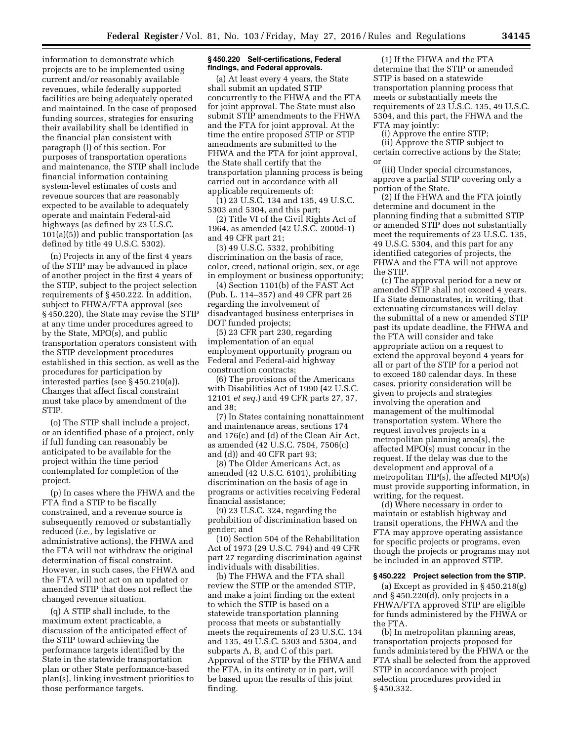information to demonstrate which projects are to be implemented using current and/or reasonably available revenues, while federally supported facilities are being adequately operated and maintained. In the case of proposed funding sources, strategies for ensuring their availability shall be identified in the financial plan consistent with paragraph (l) of this section. For purposes of transportation operations and maintenance, the STIP shall include financial information containing system-level estimates of costs and revenue sources that are reasonably expected to be available to adequately operate and maintain Federal-aid highways (as defined by 23 U.S.C. 101(a)(5)) and public transportation (as defined by title 49 U.S.C. 5302).

(n) Projects in any of the first 4 years of the STIP may be advanced in place of another project in the first 4 years of the STIP, subject to the project selection requirements of § 450.222. In addition, subject to FHWA/FTA approval (see § 450.220), the State may revise the STIP at any time under procedures agreed to by the State, MPO(s), and public transportation operators consistent with the STIP development procedures established in this section, as well as the procedures for participation by interested parties (see § 450.210(a)). Changes that affect fiscal constraint must take place by amendment of the STIP.

(o) The STIP shall include a project, or an identified phase of a project, only if full funding can reasonably be anticipated to be available for the project within the time period contemplated for completion of the project.

(p) In cases where the FHWA and the FTA find a STIP to be fiscally constrained, and a revenue source is subsequently removed or substantially reduced (*i.e.,* by legislative or administrative actions), the FHWA and the FTA will not withdraw the original determination of fiscal constraint. However, in such cases, the FHWA and the FTA will not act on an updated or amended STIP that does not reflect the changed revenue situation.

(q) A STIP shall include, to the maximum extent practicable, a discussion of the anticipated effect of the STIP toward achieving the performance targets identified by the State in the statewide transportation plan or other State performance-based plan(s), linking investment priorities to those performance targets.

**§ 450.220 Self-certifications, Federal findings, and Federal approvals.**

(a) At least every 4 years, the State shall submit an updated STIP concurrently to the FHWA and the FTA for joint approval. The State must also submit STIP amendments to the FHWA and the FTA for joint approval. At the time the entire proposed STIP or STIP amendments are submitted to the FHWA and the FTA for joint approval, the State shall certify that the transportation planning process is being carried out in accordance with all applicable requirements of:

(1) 23 U.S.C. 134 and 135, 49 U.S.C. 5303 and 5304, and this part;

(2) Title VI of the Civil Rights Act of 1964, as amended (42 U.S.C. 2000d-1) and 49 CFR part 21;

(3) 49 U.S.C. 5332, prohibiting discrimination on the basis of race, color, creed, national origin, sex, or age in employment or business opportunity;

(4) Section 1101(b) of the FAST Act (Pub. L. 114–357) and 49 CFR part 26 regarding the involvement of disadvantaged business enterprises in DOT funded projects;

(5) 23 CFR part 230, regarding implementation of an equal employment opportunity program on Federal and Federal-aid highway construction contracts;

(6) The provisions of the Americans with Disabilities Act of 1990 (42 U.S.C. 12101 *et seq.*) and 49 CFR parts 27, 37, and 38;

(7) In States containing nonattainment and maintenance areas, sections 174 and 176(c) and (d) of the Clean Air Act, as amended (42 U.S.C. 7504, 7506(c) and (d)) and 40 CFR part 93;

(8) The Older Americans Act, as amended (42 U.S.C. 6101), prohibiting discrimination on the basis of age in programs or activities receiving Federal financial assistance;

(9) 23 U.S.C. 324, regarding the prohibition of discrimination based on gender; and

(10) Section 504 of the Rehabilitation Act of 1973 (29 U.S.C. 794) and 49 CFR part 27 regarding discrimination against individuals with disabilities.

(b) The FHWA and the FTA shall review the STIP or the amended STIP, and make a joint finding on the extent to which the STIP is based on a statewide transportation planning process that meets or substantially meets the requirements of 23 U.S.C. 134 and 135, 49 U.S.C. 5303 and 5304, and subparts A, B, and C of this part. Approval of the STIP by the FHWA and the FTA, in its entirety or in part, will be based upon the results of this joint finding.

(1) If the FHWA and the FTA determine that the STIP or amended STIP is based on a statewide transportation planning process that meets or substantially meets the requirements of 23 U.S.C. 135, 49 U.S.C. 5304, and this part, the FHWA and the FTA may jointly:

(i) Approve the entire STIP;

(ii) Approve the STIP subject to certain corrective actions by the State; or

(iii) Under special circumstances, approve a partial STIP covering only a portion of the State.

(2) If the FHWA and the FTA jointly determine and document in the planning finding that a submitted STIP or amended STIP does not substantially meet the requirements of 23 U.S.C. 135, 49 U.S.C. 5304, and this part for any identified categories of projects, the FHWA and the FTA will not approve the STIP.

(c) The approval period for a new or amended STIP shall not exceed 4 years. If a State demonstrates, in writing, that extenuating circumstances will delay the submittal of a new or amended STIP past its update deadline, the FHWA and the FTA will consider and take appropriate action on a request to extend the approval beyond 4 years for all or part of the STIP for a period not to exceed 180 calendar days. In these cases, priority consideration will be given to projects and strategies involving the operation and management of the multimodal transportation system. Where the request involves projects in a metropolitan planning area(s), the affected MPO(s) must concur in the request. If the delay was due to the development and approval of a metropolitan TIP(s), the affected MPO(s) must provide supporting information, in writing, for the request.

(d) Where necessary in order to maintain or establish highway and transit operations, the FHWA and the FTA may approve operating assistance for specific projects or programs, even though the projects or programs may not be included in an approved STIP.

**§ 450.222 Project selection from the STIP.**

(a) Except as provided in § 450.218(g) and § 450.220(d), only projects in a FHWA/FTA approved STIP are eligible for funds administered by the FHWA or the FTA.

(b) In metropolitan planning areas, transportation projects proposed for funds administered by the FHWA or the FTA shall be selected from the approved STIP in accordance with project selection procedures provided in § 450.332.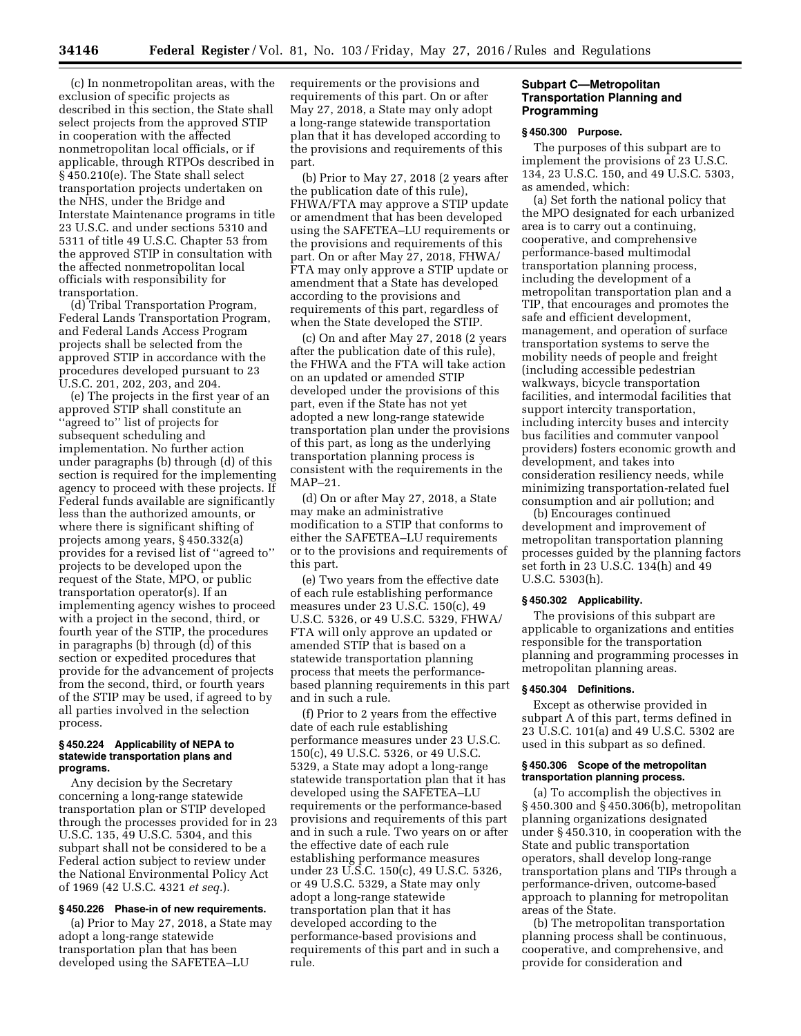(c) In nonmetropolitan areas, with the exclusion of specific projects as described in this section, the State shall select projects from the approved STIP in cooperation with the affected nonmetropolitan local officials, or if applicable, through RTPOs described in § 450.210(e). The State shall select transportation projects undertaken on the NHS, under the Bridge and Interstate Maintenance programs in title 23 U.S.C. and under sections 5310 and 5311 of title 49 U.S.C. Chapter 53 from the approved STIP in consultation with the affected nonmetropolitan local officials with responsibility for transportation.

(d) Tribal Transportation Program, Federal Lands Transportation Program, and Federal Lands Access Program projects shall be selected from the approved STIP in accordance with the procedures developed pursuant to 23 U.S.C. 201, 202, 203, and 204.

(e) The projects in the first year of an approved STIP shall constitute an ''agreed to'' list of projects for subsequent scheduling and implementation. No further action under paragraphs (b) through (d) of this section is required for the implementing agency to proceed with these projects. If Federal funds available are significantly less than the authorized amounts, or where there is significant shifting of projects among years, § 450.332(a) provides for a revised list of ''agreed to'' projects to be developed upon the request of the State, MPO, or public transportation operator(s). If an implementing agency wishes to proceed with a project in the second, third, or fourth year of the STIP, the procedures in paragraphs (b) through (d) of this section or expedited procedures that provide for the advancement of projects from the second, third, or fourth years of the STIP may be used, if agreed to by all parties involved in the selection process.

### § 450.224 Applicability of NEPA to statewide transportation plans and programs.

Any decision by the Secretary concerning a long-range statewide transportation plan or STIP developed through the processes provided for in 23 U.S.C. 135, 49 U.S.C. 5304, and this subpart shall not be considered to be a Federal action subject to review under the National Environmental Policy Act of 1969 (42 U.S.C. 4321 *et seq.*).

### § 450.226 Phase-in of new requirements.

(a) Prior to May 27, 2018, a State may adopt a long-range statewide transportation plan that has been developed using the SAFETEA–LU requirements or the provisions and requirements of this part. On or after May 27, 2018, a State may only adopt a long-range statewide transportation plan that it has developed according to the provisions and requirements of this part.

(b) Prior to May 27, 2018 (2 years after the publication date of this rule), FHWA/FTA may approve a STIP update or amendment that has been developed using the SAFETEA–LU requirements or the provisions and requirements of this part. On or after May 27, 2018, FHWA/FTA may only approve a STIP update or amendment that a State has developed according to the provisions and requirements of this part, regardless of when the State developed the STIP.

(c) On and after May 27, 2018 (2 years after the publication date of this rule), the FHWA and the FTA will take action on an updated or amended STIP developed under the provisions of this part, even if the State has not yet adopted a new long-range statewide transportation plan under the provisions of this part, as long as the underlying transportation planning process is consistent with the requirements in the MAP–21.

(d) On or after May 27, 2018, a State may make an administrative modification to a STIP that conforms to either the SAFETEA–LU requirements or to the provisions and requirements of this part.

(e) Two years from the effective date of each rule establishing performance measures under 23 U.S.C. 150(c), 49 U.S.C. 5326, or 49 U.S.C. 5329, FHWA/FTA will only approve an updated or amended STIP that is based on a statewide transportation planning process that meets the performance-based planning requirements in this part and in such a rule.

(f) Prior to 2 years from the effective date of each rule establishing performance measures under 23 U.S.C. 150(c), 49 U.S.C. 5326, or 49 U.S.C. 5329, a State may adopt a long-range statewide transportation plan that it has developed using the SAFETEA–LU requirements or the performance-based provisions and requirements of this part and in such a rule. Two years on or after the effective date of each rule establishing performance measures under 23 U.S.C. 150(c), 49 U.S.C. 5326, or 49 U.S.C. 5329, a State may only adopt a long-range statewide transportation plan that it has developed according to the performance-based provisions and requirements of this part and in such a rule.

## Subpart C—Metropolitan Transportation Planning and Programming

### § 450.300 Purpose.

The purposes of this subpart are to implement the provisions of 23 U.S.C. 134, 23 U.S.C. 150, and 49 U.S.C. 5303, as amended, which:

(a) Set forth the national policy that the MPO designated for each urbanized area is to carry out a continuing, cooperative, and comprehensive performance-based multimodal transportation planning process, including the development of a metropolitan transportation plan and a TIP, that encourages and promotes the safe and efficient development, management, and operation of surface transportation systems to serve the mobility needs of people and freight (including accessible pedestrian walkways, bicycle transportation facilities, and intermodal facilities that support intercity transportation, including intercity buses and intercity bus facilities and commuter vanpool providers) fosters economic growth and development, and takes into consideration resiliency needs, while minimizing transportation-related fuel consumption and air pollution; and

(b) Encourages continued development and improvement of metropolitan transportation planning processes guided by the planning factors set forth in 23 U.S.C. 134(h) and 49 U.S.C. 5303(h).

### § 450.302 Applicability.

The provisions of this subpart are applicable to organizations and entities responsible for the transportation planning and programming processes in metropolitan planning areas.

### § 450.304 Definitions.

Except as otherwise provided in subpart A of this part, terms defined in 23 U.S.C. 101(a) and 49 U.S.C. 5302 are used in this subpart as so defined.

### § 450.306 Scope of the metropolitan transportation planning process.

(a) To accomplish the objectives in § 450.300 and § 450.306(b), metropolitan planning organizations designated under § 450.310, in cooperation with the State and public transportation operators, shall develop long-range transportation plans and TIPs through a performance-driven, outcome-based approach to planning for metropolitan areas of the State.

(b) The metropolitan transportation planning process shall be continuous, cooperative, and comprehensive, and provide for consideration and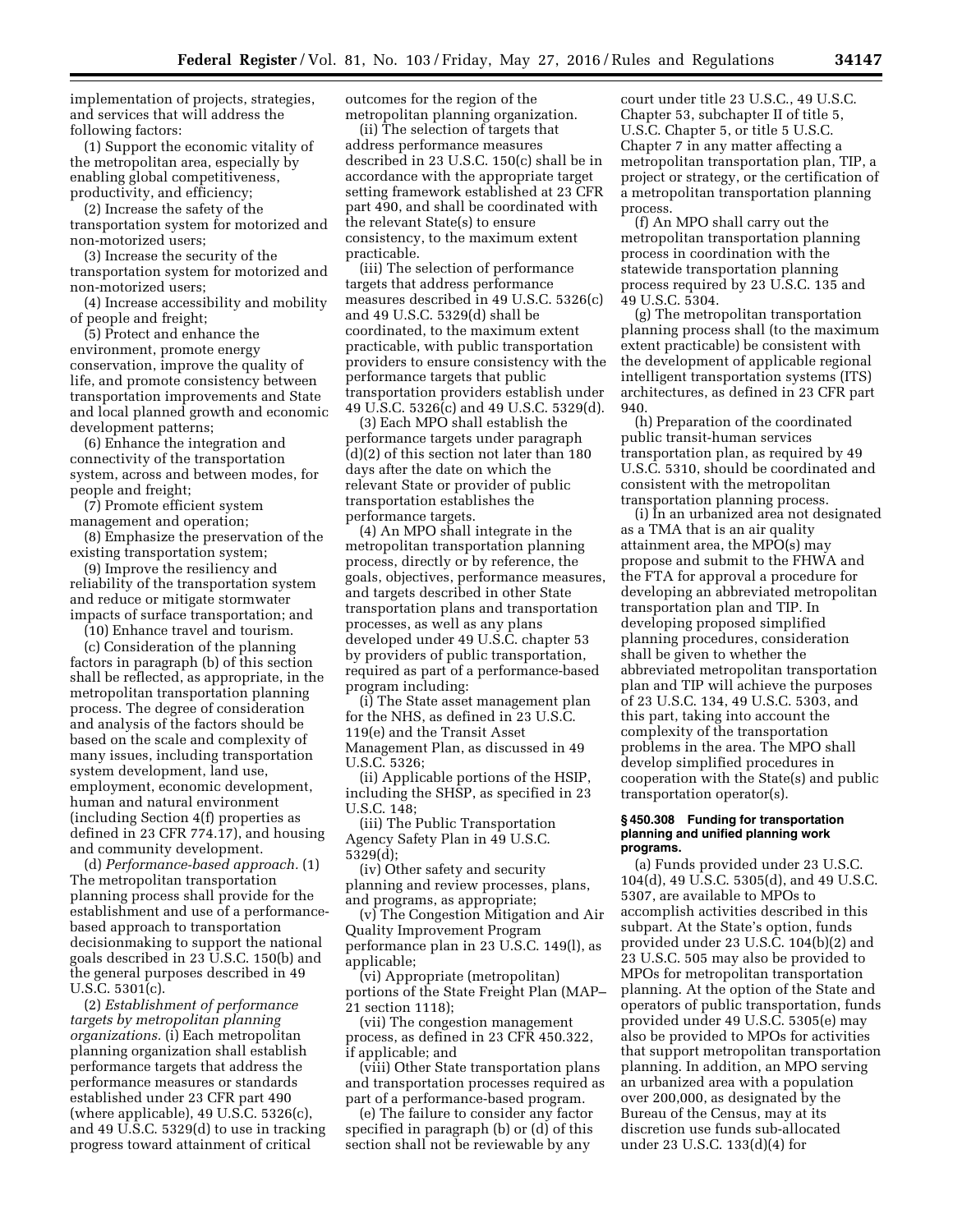implementation of projects, strategies, and services that will address the following factors:

(1) Support the economic vitality of the metropolitan area, especially by enabling global competitiveness, productivity, and efficiency;

(2) Increase the safety of the transportation system for motorized and non-motorized users;

(3) Increase the security of the transportation system for motorized and non-motorized users;

(4) Increase accessibility and mobility of people and freight;

(5) Protect and enhance the environment, promote energy conservation, improve the quality of life, and promote consistency between transportation improvements and State and local planned growth and economic development patterns;

(6) Enhance the integration and connectivity of the transportation system, across and between modes, for people and freight;

(7) Promote efficient system management and operation;

(8) Emphasize the preservation of the existing transportation system;

(9) Improve the resiliency and reliability of the transportation system and reduce or mitigate stormwater impacts of surface transportation; and

(10) Enhance travel and tourism.

(c) Consideration of the planning factors in paragraph (b) of this section shall be reflected, as appropriate, in the metropolitan transportation planning process. The degree of consideration and analysis of the factors should be based on the scale and complexity of many issues, including transportation system development, land use, employment, economic development, human and natural environment (including Section 4(f) properties as defined in 23 CFR 774.17), and housing and community development.

(d) *Performance-based approach.* (1) The metropolitan transportation planning process shall provide for the establishment and use of a performance-based approach to transportation decisionmaking to support the national goals described in 23 U.S.C. 150(b) and the general purposes described in 49 U.S.C. 5301(c).

(2) *Establishment of performance targets by metropolitan planning organizations.* (i) Each metropolitan planning organization shall establish performance targets that address the performance measures or standards established under 23 CFR part 490 (where applicable), 49 U.S.C. 5326(c), and 49 U.S.C. 5329(d) to use in tracking progress toward attainment of critical outcomes for the region of the metropolitan planning organization.

(ii) The selection of targets that address performance measures described in 23 U.S.C. 150(c) shall be in accordance with the appropriate target setting framework established at 23 CFR part 490, and shall be coordinated with the relevant State(s) to ensure consistency, to the maximum extent practicable.

(iii) The selection of performance targets that address performance measures described in 49 U.S.C. 5326(c) and 49 U.S.C. 5329(d) shall be coordinated, to the maximum extent practicable, with public transportation providers to ensure consistency with the performance targets that public transportation providers establish under 49 U.S.C. 5326(c) and 49 U.S.C. 5329(d).

(3) Each MPO shall establish the performance targets under paragraph (d)(2) of this section not later than 180 days after the date on which the relevant State or provider of public transportation establishes the performance targets.

(4) An MPO shall integrate in the metropolitan transportation planning process, directly or by reference, the goals, objectives, performance measures, and targets described in other State transportation plans and transportation processes, as well as any plans developed under 49 U.S.C. chapter 53 by providers of public transportation, required as part of a performance-based program including:

(i) The State asset management plan for the NHS, as defined in 23 U.S.C. 119(e) and the Transit Asset Management Plan, as discussed in 49 U.S.C. 5326;

(ii) Applicable portions of the HSIP, including the SHSP, as specified in 23 U.S.C. 148;

(iii) The Public Transportation Agency Safety Plan in 49 U.S.C. 5329(d);

(iv) Other safety and security planning and review processes, plans, and programs, as appropriate;

(v) The Congestion Mitigation and Air Quality Improvement Program performance plan in 23 U.S.C. 149(l), as applicable;

(vi) Appropriate (metropolitan) portions of the State Freight Plan (MAP–21 section 1118);

(vii) The congestion management process, as defined in 23 CFR 450.322, if applicable; and

(viii) Other State transportation plans and transportation processes required as part of a performance-based program.

(e) The failure to consider any factor specified in paragraph (b) or (d) of this section shall not be reviewable by any court under title 23 U.S.C., 49 U.S.C. Chapter 53, subchapter II of title 5, U.S.C. Chapter 5, or title 5 U.S.C. Chapter 7 in any matter affecting a metropolitan transportation plan, TIP, a project or strategy, or the certification of a metropolitan transportation planning process.

(f) An MPO shall carry out the metropolitan transportation planning process in coordination with the statewide transportation planning process required by 23 U.S.C. 135 and 49 U.S.C. 5304.

(g) The metropolitan transportation planning process shall (to the maximum extent practicable) be consistent with the development of applicable regional intelligent transportation systems (ITS) architectures, as defined in 23 CFR part 940.

(h) Preparation of the coordinated public transit-human services transportation plan, as required by 49 U.S.C. 5310, should be coordinated and consistent with the metropolitan transportation planning process.

(i) In an urbanized area not designated as a TMA that is an air quality attainment area, the MPO(s) may propose and submit to the FHWA and the FTA for approval a procedure for developing an abbreviated metropolitan transportation plan and TIP. In developing proposed simplified planning procedures, consideration shall be given to whether the abbreviated metropolitan transportation plan and TIP will achieve the purposes of 23 U.S.C. 134, 49 U.S.C. 5303, and this part, taking into account the complexity of the transportation problems in the area. The MPO shall develop simplified procedures in cooperation with the State(s) and public transportation operator(s).

#### § 450.308 Funding for transportation planning and unified planning work programs.

(a) Funds provided under 23 U.S.C. 104(d), 49 U.S.C. 5305(d), and 49 U.S.C. 5307, are available to MPOs to accomplish activities described in this subpart. At the State's option, funds provided under 23 U.S.C. 104(b)(2) and 23 U.S.C. 505 may also be provided to MPOs for metropolitan transportation planning. At the option of the State and operators of public transportation, funds provided under 49 U.S.C. 5305(e) may also be provided to MPOs for activities that support metropolitan transportation planning. In addition, an MPO serving an urbanized area with a population over 200,000, as designated by the Bureau of the Census, may at its discretion use funds sub-allocated under 23 U.S.C. 133(d)(4) for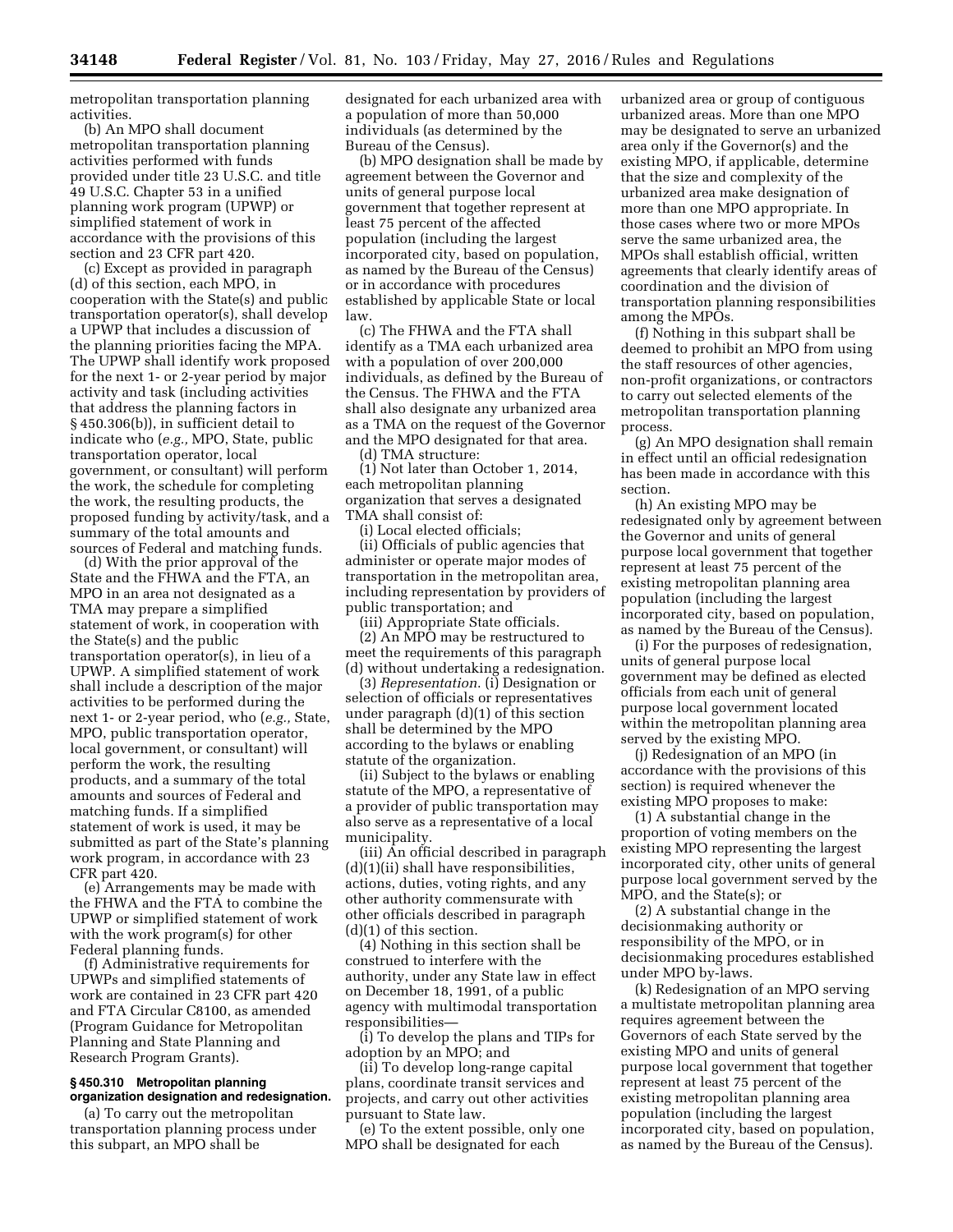metropolitan transportation planning activities.

(b) An MPO shall document metropolitan transportation planning activities performed with funds provided under title 23 U.S.C. and title 49 U.S.C. Chapter 53 in a unified planning work program (UPWP) or simplified statement of work in accordance with the provisions of this section and 23 CFR part 420.

(c) Except as provided in paragraph (d) of this section, each MPO, in cooperation with the State(s) and public transportation operator(s), shall develop a UPWP that includes a discussion of the planning priorities facing the MPA. The UPWP shall identify work proposed for the next 1- or 2-year period by major activity and task (including activities that address the planning factors in § 450.306(b)), in sufficient detail to indicate who (*e.g.,* MPO, State, public transportation operator, local government, or consultant) will perform the work, the schedule for completing the work, the resulting products, the proposed funding by activity/task, and a summary of the total amounts and sources of Federal and matching funds.

(d) With the prior approval of the State and the FHWA and the FTA, an MPO in an area not designated as a TMA may prepare a simplified statement of work, in cooperation with the State(s) and the public transportation operator(s), in lieu of a UPWP. A simplified statement of work shall include a description of the major activities to be performed during the next 1- or 2-year period, who (*e.g.,* State, MPO, public transportation operator, local government, or consultant) will perform the work, the resulting products, and a summary of the total amounts and sources of Federal and matching funds. If a simplified statement of work is used, it may be submitted as part of the State's planning work program, in accordance with 23 CFR part 420.

(e) Arrangements may be made with the FHWA and the FTA to combine the UPWP or simplified statement of work with the work program(s) for other Federal planning funds.

(f) Administrative requirements for UPWPs and simplified statements of work are contained in 23 CFR part 420 and FTA Circular C8100, as amended (Program Guidance for Metropolitan Planning and State Planning and Research Program Grants).

**§ 450.310 Metropolitan planning organization designation and redesignation.**

(a) To carry out the metropolitan transportation planning process under this subpart, an MPO shall be designated for each urbanized area with a population of more than 50,000 individuals (as determined by the Bureau of the Census).

(b) MPO designation shall be made by agreement between the Governor and units of general purpose local government that together represent at least 75 percent of the affected population (including the largest incorporated city, based on population, as named by the Bureau of the Census) or in accordance with procedures established by applicable State or local law.

(c) The FHWA and the FTA shall identify as a TMA each urbanized area with a population of over 200,000 individuals, as defined by the Bureau of the Census. The FHWA and the FTA shall also designate any urbanized area as a TMA on the request of the Governor and the MPO designated for that area.

(d) TMA structure:

(1) Not later than October 1, 2014, each metropolitan planning organization that serves a designated TMA shall consist of:

(i) Local elected officials;

(ii) Officials of public agencies that administer or operate major modes of transportation in the metropolitan area, including representation by providers of public transportation; and

(iii) Appropriate State officials.

(2) An MPO may be restructured to meet the requirements of this paragraph (d) without undertaking a redesignation.

(3) *Representation.* (i) Designation or selection of officials or representatives under paragraph (d)(1) of this section shall be determined by the MPO according to the bylaws or enabling statute of the organization.

(ii) Subject to the bylaws or enabling statute of the MPO, a representative of a provider of public transportation may also serve as a representative of a local municipality.

(iii) An official described in paragraph (d)(1)(ii) shall have responsibilities, actions, duties, voting rights, and any other authority commensurate with other officials described in paragraph (d)(1) of this section.

(4) Nothing in this section shall be construed to interfere with the authority, under any State law in effect on December 18, 1991, of a public agency with multimodal transportation responsibilities—

(i) To develop the plans and TIPs for adoption by an MPO; and

(ii) To develop long-range capital plans, coordinate transit services and projects, and carry out other activities pursuant to State law.

(e) To the extent possible, only one MPO shall be designated for each urbanized area or group of contiguous urbanized areas. More than one MPO may be designated to serve an urbanized area only if the Governor(s) and the existing MPO, if applicable, determine that the size and complexity of the urbanized area make designation of more than one MPO appropriate. In those cases where two or more MPOs serve the same urbanized area, the MPOs shall establish official, written agreements that clearly identify areas of coordination and the division of transportation planning responsibilities among the MPOs.

(f) Nothing in this subpart shall be deemed to prohibit an MPO from using the staff resources of other agencies, non-profit organizations, or contractors to carry out selected elements of the metropolitan transportation planning process.

(g) An MPO designation shall remain in effect until an official redesignation has been made in accordance with this section.

(h) An existing MPO may be redesignated only by agreement between the Governor and units of general purpose local government that together represent at least 75 percent of the existing metropolitan planning area population (including the largest incorporated city, based on population, as named by the Bureau of the Census).

(i) For the purposes of redesignation, units of general purpose local government may be defined as elected officials from each unit of general purpose local government located within the metropolitan planning area served by the existing MPO.

(j) Redesignation of an MPO (in accordance with the provisions of this section) is required whenever the existing MPO proposes to make:

(1) A substantial change in the proportion of voting members on the existing MPO representing the largest incorporated city, other units of general purpose local government served by the MPO, and the State(s); or

(2) A substantial change in the decisionmaking authority or responsibility of the MPO, or in decisionmaking procedures established under MPO by-laws.

(k) Redesignation of an MPO serving a multistate metropolitan planning area requires agreement between the Governors of each State served by the existing MPO and units of general purpose local government that together represent at least 75 percent of the existing metropolitan planning area population (including the largest incorporated city, based on population, as named by the Bureau of the Census).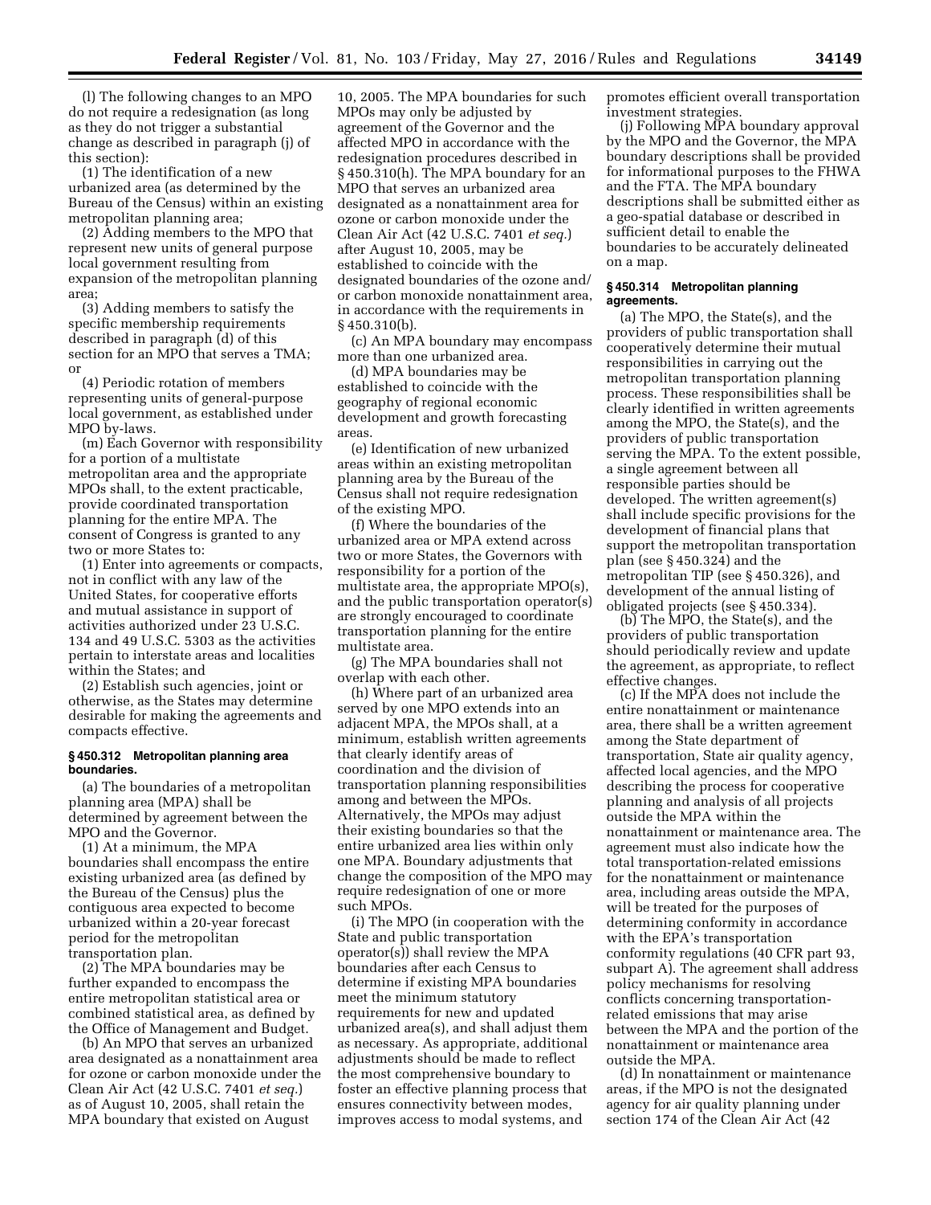(l) The following changes to an MPO do not require a redesignation (as long as they do not trigger a substantial change as described in paragraph (j) of this section):

(1) The identification of a new urbanized area (as determined by the Bureau of the Census) within an existing metropolitan planning area;

(2) Adding members to the MPO that represent new units of general purpose local government resulting from expansion of the metropolitan planning area;

(3) Adding members to satisfy the specific membership requirements described in paragraph (d) of this section for an MPO that serves a TMA; or

(4) Periodic rotation of members representing units of general-purpose local government, as established under MPO by-laws.

(m) Each Governor with responsibility for a portion of a multistate metropolitan area and the appropriate MPOs shall, to the extent practicable, provide coordinated transportation planning for the entire MPA. The consent of Congress is granted to any two or more States to:

(1) Enter into agreements or compacts, not in conflict with any law of the United States, for cooperative efforts and mutual assistance in support of activities authorized under 23 U.S.C. 134 and 49 U.S.C. 5303 as the activities pertain to interstate areas and localities within the States; and

(2) Establish such agencies, joint or otherwise, as the States may determine desirable for making the agreements and compacts effective.

### § 450.312 Metropolitan planning area boundaries.

(a) The boundaries of a metropolitan planning area (MPA) shall be determined by agreement between the MPO and the Governor.

(1) At a minimum, the MPA boundaries shall encompass the entire existing urbanized area (as defined by the Bureau of the Census) plus the contiguous area expected to become urbanized within a 20-year forecast period for the metropolitan transportation plan.

(2) The MPA boundaries may be further expanded to encompass the entire metropolitan statistical area or combined statistical area, as defined by the Office of Management and Budget.

(b) An MPO that serves an urbanized area designated as a nonattainment area for ozone or carbon monoxide under the Clean Air Act (42 U.S.C. 7401 *et seq.*) as of August 10, 2005, shall retain the MPA boundary that existed on August 10, 2005. The MPA boundaries for such MPOs may only be adjusted by agreement of the Governor and the affected MPO in accordance with the redesignation procedures described in § 450.310(h). The MPA boundary for an MPO that serves an urbanized area designated as a nonattainment area for ozone or carbon monoxide under the Clean Air Act (42 U.S.C. 7401 *et seq.*) after August 10, 2005, may be established to coincide with the designated boundaries of the ozone and/or carbon monoxide nonattainment area, in accordance with the requirements in § 450.310(b).

(c) An MPA boundary may encompass more than one urbanized area.

(d) MPA boundaries may be established to coincide with the geography of regional economic development and growth forecasting areas.

(e) Identification of new urbanized areas within an existing metropolitan planning area by the Bureau of the Census shall not require redesignation of the existing MPO.

(f) Where the boundaries of the urbanized area or MPA extend across two or more States, the Governors with responsibility for a portion of the multistate area, the appropriate MPO(s), and the public transportation operator(s) are strongly encouraged to coordinate transportation planning for the entire multistate area.

(g) The MPA boundaries shall not overlap with each other.

(h) Where part of an urbanized area served by one MPO extends into an adjacent MPA, the MPOs shall, at a minimum, establish written agreements that clearly identify areas of coordination and the division of transportation planning responsibilities among and between the MPOs. Alternatively, the MPOs may adjust their existing boundaries so that the entire urbanized area lies within only one MPA. Boundary adjustments that change the composition of the MPO may require redesignation of one or more such MPOs.

(i) The MPO (in cooperation with the State and public transportation operator(s)) shall review the MPA boundaries after each Census to determine if existing MPA boundaries meet the minimum statutory requirements for new and updated urbanized area(s), and shall adjust them as necessary. As appropriate, additional adjustments should be made to reflect the most comprehensive boundary to foster an effective planning process that ensures connectivity between modes, improves access to modal systems, and promotes efficient overall transportation investment strategies.

(j) Following MPA boundary approval by the MPO and the Governor, the MPA boundary descriptions shall be provided for informational purposes to the FHWA and the FTA. The MPA boundary descriptions shall be submitted either as a geo-spatial database or described in sufficient detail to enable the boundaries to be accurately delineated on a map.

### § 450.314 Metropolitan planning agreements.

(a) The MPO, the State(s), and the providers of public transportation shall cooperatively determine their mutual responsibilities in carrying out the metropolitan transportation planning process. These responsibilities shall be clearly identified in written agreements among the MPO, the State(s), and the providers of public transportation serving the MPA. To the extent possible, a single agreement between all responsible parties should be developed. The written agreement(s) shall include specific provisions for the development of financial plans that support the metropolitan transportation plan (see § 450.324) and the metropolitan TIP (see § 450.326), and development of the annual listing of obligated projects (see § 450.334).

(b) The MPO, the State(s), and the providers of public transportation should periodically review and update the agreement, as appropriate, to reflect effective changes.

(c) If the MPA does not include the entire nonattainment or maintenance area, there shall be a written agreement among the State department of transportation, State air quality agency, affected local agencies, and the MPO describing the process for cooperative planning and analysis of all projects outside the MPA within the nonattainment or maintenance area. The agreement must also indicate how the total transportation-related emissions for the nonattainment or maintenance area, including areas outside the MPA, will be treated for the purposes of determining conformity in accordance with the EPA's transportation conformity regulations (40 CFR part 93, subpart A). The agreement shall address policy mechanisms for resolving conflicts concerning transportation-related emissions that may arise between the MPA and the portion of the nonattainment or maintenance area outside the MPA.

(d) In nonattainment or maintenance areas, if the MPO is not the designated agency for air quality planning under section 174 of the Clean Air Act (42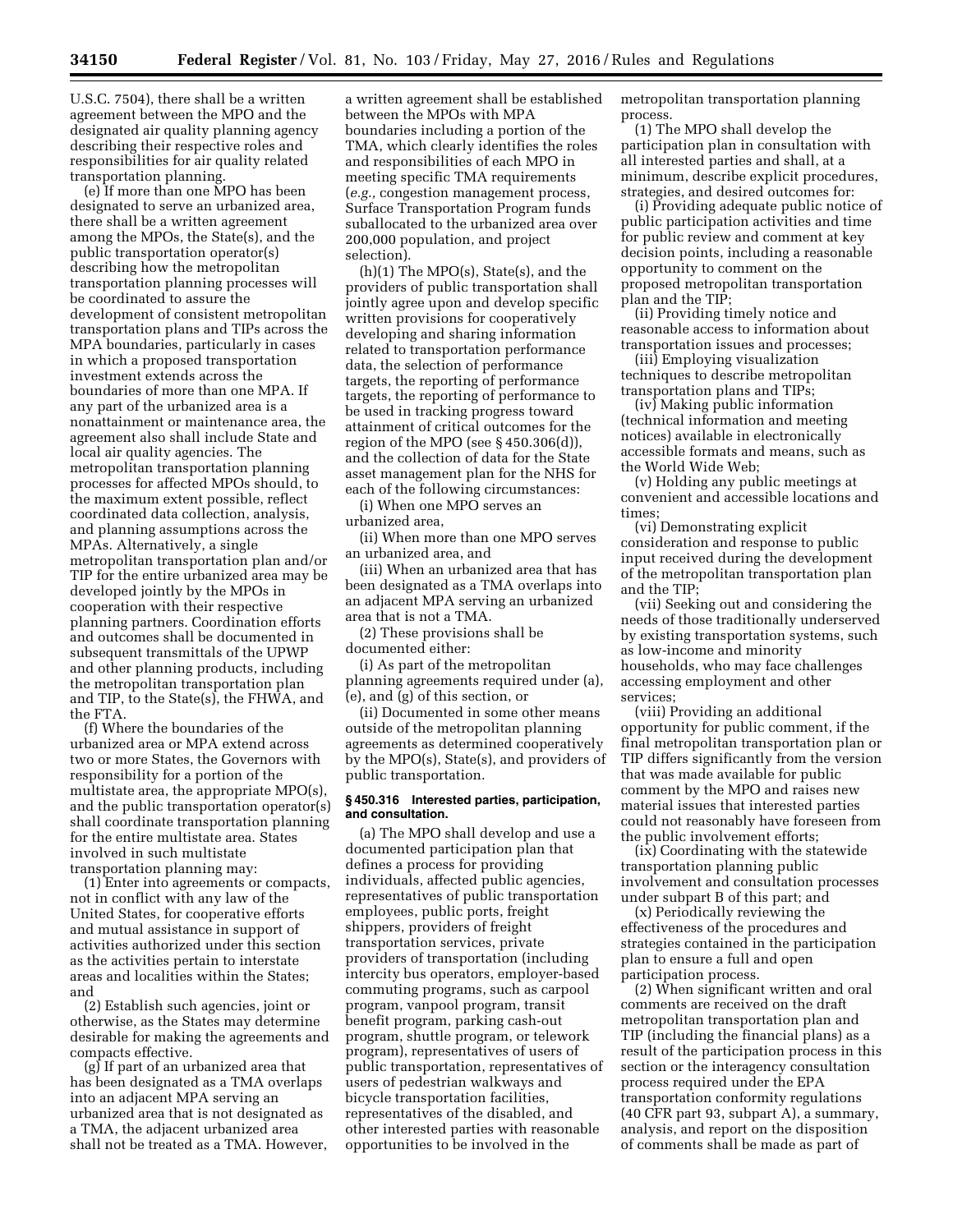U.S.C. 7504), there shall be a written agreement between the MPO and the designated air quality planning agency describing their respective roles and responsibilities for air quality related transportation planning.

(e) If more than one MPO has been designated to serve an urbanized area, there shall be a written agreement among the MPOs, the State(s), and the public transportation operator(s) describing how the metropolitan transportation planning processes will be coordinated to assure the development of consistent metropolitan transportation plans and TIPs across the MPA boundaries, particularly in cases in which a proposed transportation investment extends across the boundaries of more than one MPA. If any part of the urbanized area is a nonattainment or maintenance area, the agreement also shall include State and local air quality agencies. The metropolitan transportation planning processes for affected MPOs should, to the maximum extent possible, reflect coordinated data collection, analysis, and planning assumptions across the MPAs. Alternatively, a single metropolitan transportation plan and/or TIP for the entire urbanized area may be developed jointly by the MPOs in cooperation with their respective planning partners. Coordination efforts and outcomes shall be documented in subsequent transmittals of the UPWP and other planning products, including the metropolitan transportation plan and TIP, to the State(s), the FHWA, and the FTA.

(f) Where the boundaries of the urbanized area or MPA extend across two or more States, the Governors with responsibility for a portion of the multistate area, the appropriate MPO(s), and the public transportation operator(s) shall coordinate transportation planning for the entire multistate area. States involved in such multistate transportation planning may:

(1) Enter into agreements or compacts, not in conflict with any law of the United States, for cooperative efforts and mutual assistance in support of activities authorized under this section as the activities pertain to interstate areas and localities within the States; and

(2) Establish such agencies, joint or otherwise, as the States may determine desirable for making the agreements and compacts effective.

(g) If part of an urbanized area that has been designated as a TMA overlaps into an adjacent MPA serving an urbanized area that is not designated as a TMA, the adjacent urbanized area shall not be treated as a TMA. However, a written agreement shall be established between the MPOs with MPA boundaries including a portion of the TMA, which clearly identifies the roles and responsibilities of each MPO in meeting specific TMA requirements (*e.g.,* congestion management process, Surface Transportation Program funds suballocated to the urbanized area over 200,000 population, and project selection).

(h)(1) The MPO(s), State(s), and the providers of public transportation shall jointly agree upon and develop specific written provisions for cooperatively developing and sharing information related to transportation performance data, the selection of performance targets, the reporting of performance targets, the reporting of performance to be used in tracking progress toward attainment of critical outcomes for the region of the MPO (see § 450.306(d)), and the collection of data for the State asset management plan for the NHS for each of the following circumstances:

(i) When one MPO serves an urbanized area,

(ii) When more than one MPO serves an urbanized area, and

(iii) When an urbanized area that has been designated as a TMA overlaps into an adjacent MPA serving an urbanized area that is not a TMA.

(2) These provisions shall be documented either:

(i) As part of the metropolitan planning agreements required under (a), (e), and (g) of this section, or

(ii) Documented in some other means outside of the metropolitan planning agreements as determined cooperatively by the MPO(s), State(s), and providers of public transportation.

#### § 450.316 Interested parties, participation, and consultation.

(a) The MPO shall develop and use a documented participation plan that defines a process for providing individuals, affected public agencies, representatives of public transportation employees, public ports, freight shippers, providers of freight transportation services, private providers of transportation (including intercity bus operators, employer-based commuting programs, such as carpool program, vanpool program, transit benefit program, parking cash-out program, shuttle program, or telework program), representatives of users of public transportation, representatives of users of pedestrian walkways and bicycle transportation facilities, representatives of the disabled, and other interested parties with reasonable opportunities to be involved in the metropolitan transportation planning process.

(1) The MPO shall develop the participation plan in consultation with all interested parties and shall, at a minimum, describe explicit procedures, strategies, and desired outcomes for:

(i) Providing adequate public notice of public participation activities and time for public review and comment at key decision points, including a reasonable opportunity to comment on the proposed metropolitan transportation plan and the TIP;

(ii) Providing timely notice and reasonable access to information about transportation issues and processes;

(iii) Employing visualization techniques to describe metropolitan transportation plans and TIPs;

(iv) Making public information (technical information and meeting notices) available in electronically accessible formats and means, such as the World Wide Web;

(v) Holding any public meetings at convenient and accessible locations and times;

(vi) Demonstrating explicit consideration and response to public input received during the development of the metropolitan transportation plan and the TIP;

(vii) Seeking out and considering the needs of those traditionally underserved by existing transportation systems, such as low-income and minority households, who may face challenges accessing employment and other services;

(viii) Providing an additional opportunity for public comment, if the final metropolitan transportation plan or TIP differs significantly from the version that was made available for public comment by the MPO and raises new material issues that interested parties could not reasonably have foreseen from the public involvement efforts;

(ix) Coordinating with the statewide transportation planning public involvement and consultation processes under subpart B of this part; and

(x) Periodically reviewing the effectiveness of the procedures and strategies contained in the participation plan to ensure a full and open participation process.

(2) When significant written and oral comments are received on the draft metropolitan transportation plan and TIP (including the financial plans) as a result of the participation process in this section or the interagency consultation process required under the EPA transportation conformity regulations (40 CFR part 93, subpart A), a summary, analysis, and report on the disposition of comments shall be made as part of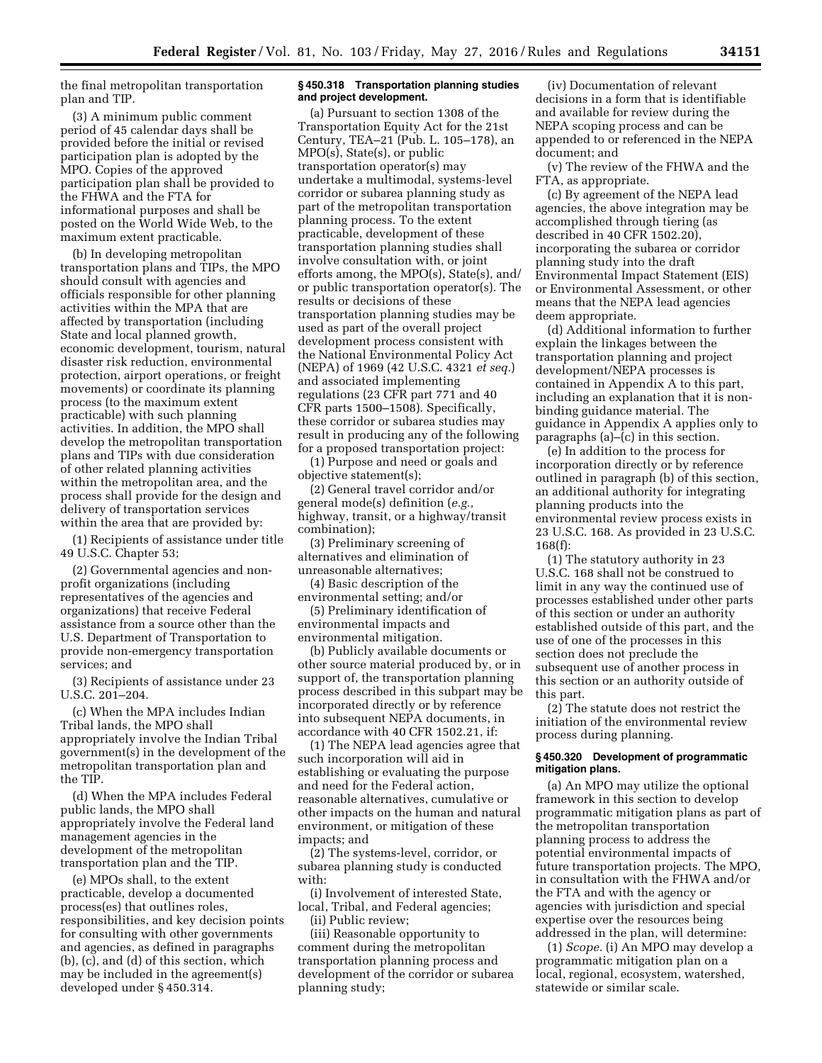the final metropolitan transportation plan and TIP.

(3) A minimum public comment period of 45 calendar days shall be provided before the initial or revised participation plan is adopted by the MPO. Copies of the approved participation plan shall be provided to the FHWA and the FTA for informational purposes and shall be posted on the World Wide Web, to the maximum extent practicable.

(b) In developing metropolitan transportation plans and TIPs, the MPO should consult with agencies and officials responsible for other planning activities within the MPA that are affected by transportation (including State and local planned growth, economic development, tourism, natural disaster risk reduction, environmental protection, airport operations, or freight movements) or coordinate its planning process (to the maximum extent practicable) with such planning activities. In addition, the MPO shall develop the metropolitan transportation plans and TIPs with due consideration of other related planning activities within the metropolitan area, and the process shall provide for the design and delivery of transportation services within the area that are provided by:

(1) Recipients of assistance under title 49 U.S.C. Chapter 53;

(2) Governmental agencies and non-profit organizations (including representatives of the agencies and organizations) that receive Federal assistance from a source other than the U.S. Department of Transportation to provide non-emergency transportation services; and

(3) Recipients of assistance under 23 U.S.C. 201–204.

(c) When the MPA includes Indian Tribal lands, the MPO shall appropriately involve the Indian Tribal government(s) in the development of the metropolitan transportation plan and the TIP.

(d) When the MPA includes Federal public lands, the MPO shall appropriately involve the Federal land management agencies in the development of the metropolitan transportation plan and the TIP.

(e) MPOs shall, to the extent practicable, develop a documented process(es) that outlines roles, responsibilities, and key decision points for consulting with other governments and agencies, as defined in paragraphs (b), (c), and (d) of this section, which may be included in the agreement(s) developed under § 450.314.

**§ 450.318 Transportation planning studies and project development.**

(a) Pursuant to section 1308 of the Transportation Equity Act for the 21st Century, TEA–21 (Pub. L. 105–178), an MPO(s), State(s), or public transportation operator(s) may undertake a multimodal, systems-level corridor or subarea planning study as part of the metropolitan transportation planning process. To the extent practicable, development of these transportation planning studies shall involve consultation with, or joint efforts among, the MPO(s), State(s), and/or public transportation operator(s). The results or decisions of these transportation planning studies may be used as part of the overall project development process consistent with the National Environmental Policy Act (NEPA) of 1969 (42 U.S.C. 4321 *et seq.*) and associated implementing regulations (23 CFR part 771 and 40 CFR parts 1500–1508). Specifically, these corridor or subarea studies may result in producing any of the following for a proposed transportation project:

(1) Purpose and need or goals and objective statement(s);

(2) General travel corridor and/or general mode(s) definition (*e.g.,* highway, transit, or a highway/transit combination);

(3) Preliminary screening of alternatives and elimination of unreasonable alternatives;

(4) Basic description of the environmental setting; and/or

(5) Preliminary identification of environmental impacts and environmental mitigation.

(b) Publicly available documents or other source material produced by, or in support of, the transportation planning process described in this subpart may be incorporated directly or by reference into subsequent NEPA documents, in accordance with 40 CFR 1502.21, if:

(1) The NEPA lead agencies agree that such incorporation will aid in establishing or evaluating the purpose and need for the Federal action, reasonable alternatives, cumulative or other impacts on the human and natural environment, or mitigation of these impacts; and

(2) The systems-level, corridor, or subarea planning study is conducted with:

(i) Involvement of interested State, local, Tribal, and Federal agencies;

(ii) Public review;

(iii) Reasonable opportunity to comment during the metropolitan transportation planning process and development of the corridor or subarea planning study;

(iv) Documentation of relevant decisions in a form that is identifiable and available for review during the NEPA scoping process and can be appended to or referenced in the NEPA document; and

(v) The review of the FHWA and the FTA, as appropriate.

(c) By agreement of the NEPA lead agencies, the above integration may be accomplished through tiering (as described in 40 CFR 1502.20), incorporating the subarea or corridor planning study into the draft Environmental Impact Statement (EIS) or Environmental Assessment, or other means that the NEPA lead agencies deem appropriate.

(d) Additional information to further explain the linkages between the transportation planning and project development/NEPA processes is contained in Appendix A to this part, including an explanation that it is non-binding guidance material. The guidance in Appendix A applies only to paragraphs (a)–(c) in this section.

(e) In addition to the process for incorporation directly or by reference outlined in paragraph (b) of this section, an additional authority for integrating planning products into the environmental review process exists in 23 U.S.C. 168. As provided in 23 U.S.C. 168(f):

(1) The statutory authority in 23 U.S.C. 168 shall not be construed to limit in any way the continued use of processes established under other parts of this section or under an authority established outside of this part, and the use of one of the processes in this section does not preclude the subsequent use of another process in this section or an authority outside of this part.

(2) The statute does not restrict the initiation of the environmental review process during planning.

**§ 450.320 Development of programmatic mitigation plans.**

(a) An MPO may utilize the optional framework in this section to develop programmatic mitigation plans as part of the metropolitan transportation planning process to address the potential environmental impacts of future transportation projects. The MPO, in consultation with the FHWA and/or the FTA and with the agency or agencies with jurisdiction and special expertise over the resources being addressed in the plan, will determine:

(1) *Scope.* (i) An MPO may develop a programmatic mitigation plan on a local, regional, ecosystem, watershed, statewide or similar scale.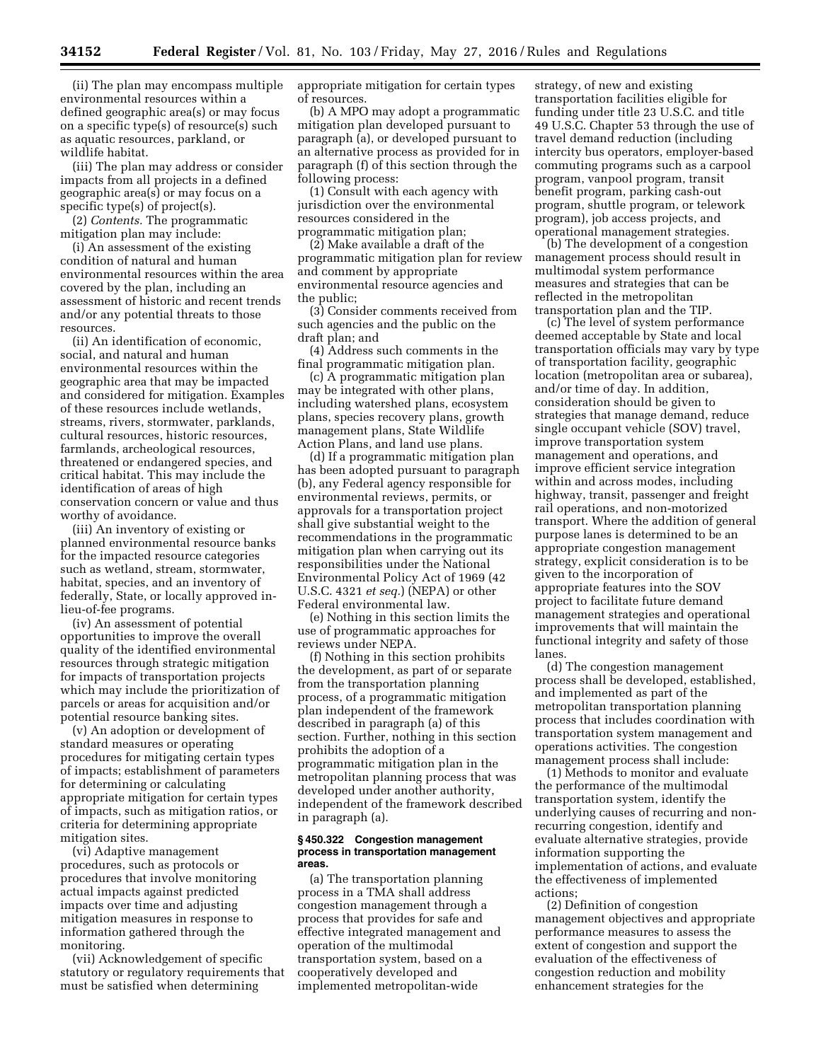(ii) The plan may encompass multiple environmental resources within a defined geographic area(s) or may focus on a specific type(s) of resource(s) such as aquatic resources, parkland, or wildlife habitat.

(iii) The plan may address or consider impacts from all projects in a defined geographic area(s) or may focus on a specific type(s) of project(s).

(2) *Contents.* The programmatic mitigation plan may include:

(i) An assessment of the existing condition of natural and human environmental resources within the area covered by the plan, including an assessment of historic and recent trends and/or any potential threats to those resources.

(ii) An identification of economic, social, and natural and human environmental resources within the geographic area that may be impacted and considered for mitigation. Examples of these resources include wetlands, streams, rivers, stormwater, parklands, cultural resources, historic resources, farmlands, archeological resources, threatened or endangered species, and critical habitat. This may include the identification of areas of high conservation concern or value and thus worthy of avoidance.

(iii) An inventory of existing or planned environmental resource banks for the impacted resource categories such as wetland, stream, stormwater, habitat, species, and an inventory of federally, State, or locally approved in-lieu-of-fee programs.

(iv) An assessment of potential opportunities to improve the overall quality of the identified environmental resources through strategic mitigation for impacts of transportation projects which may include the prioritization of parcels or areas for acquisition and/or potential resource banking sites.

(v) An adoption or development of standard measures or operating procedures for mitigating certain types of impacts; establishment of parameters for determining or calculating appropriate mitigation for certain types of impacts, such as mitigation ratios, or criteria for determining appropriate mitigation sites.

(vi) Adaptive management procedures, such as protocols or procedures that involve monitoring actual impacts against predicted impacts over time and adjusting mitigation measures in response to information gathered through the monitoring.

(vii) Acknowledgement of specific statutory or regulatory requirements that must be satisfied when determining appropriate mitigation for certain types of resources.

(b) A MPO may adopt a programmatic mitigation plan developed pursuant to paragraph (a), or developed pursuant to an alternative process as provided for in paragraph (f) of this section through the following process:

(1) Consult with each agency with jurisdiction over the environmental resources considered in the programmatic mitigation plan;

(2) Make available a draft of the programmatic mitigation plan for review and comment by appropriate environmental resource agencies and the public;

(3) Consider comments received from such agencies and the public on the draft plan; and

(4) Address such comments in the final programmatic mitigation plan.

(c) A programmatic mitigation plan may be integrated with other plans, including watershed plans, ecosystem plans, species recovery plans, growth management plans, State Wildlife Action Plans, and land use plans.

(d) If a programmatic mitigation plan has been adopted pursuant to paragraph (b), any Federal agency responsible for environmental reviews, permits, or approvals for a transportation project shall give substantial weight to the recommendations in the programmatic mitigation plan when carrying out its responsibilities under the National Environmental Policy Act of 1969 (42 U.S.C. 4321 *et seq.*) (NEPA) or other Federal environmental law.

(e) Nothing in this section limits the use of programmatic approaches for reviews under NEPA.

(f) Nothing in this section prohibits the development, as part of or separate from the transportation planning process, of a programmatic mitigation plan independent of the framework described in paragraph (a) of this section. Further, nothing in this section prohibits the adoption of a programmatic mitigation plan in the metropolitan planning process that was developed under another authority, independent of the framework described in paragraph (a).

### § 450.322 Congestion management process in transportation management areas.

(a) The transportation planning process in a TMA shall address congestion management through a process that provides for safe and effective integrated management and operation of the multimodal transportation system, based on a cooperatively developed and implemented metropolitan-wide strategy, of new and existing transportation facilities eligible for funding under title 23 U.S.C. and title 49 U.S.C. Chapter 53 through the use of travel demand reduction (including intercity bus operators, employer-based commuting programs such as a carpool program, vanpool program, transit benefit program, parking cash-out program, shuttle program, or telework program), job access projects, and operational management strategies.

(b) The development of a congestion management process should result in multimodal system performance measures and strategies that can be reflected in the metropolitan transportation plan and the TIP.

(c) The level of system performance deemed acceptable by State and local transportation officials may vary by type of transportation facility, geographic location (metropolitan area or subarea), and/or time of day. In addition, consideration should be given to strategies that manage demand, reduce single occupant vehicle (SOV) travel, improve transportation system management and operations, and improve efficient service integration within and across modes, including highway, transit, passenger and freight rail operations, and non-motorized transport. Where the addition of general purpose lanes is determined to be an appropriate congestion management strategy, explicit consideration is to be given to the incorporation of appropriate features into the SOV project to facilitate future demand management strategies and operational improvements that will maintain the functional integrity and safety of those lanes.

(d) The congestion management process shall be developed, established, and implemented as part of the metropolitan transportation planning process that includes coordination with transportation system management and operations activities. The congestion management process shall include:

(1) Methods to monitor and evaluate the performance of the multimodal transportation system, identify the underlying causes of recurring and non-recurring congestion, identify and evaluate alternative strategies, provide information supporting the implementation of actions, and evaluate the effectiveness of implemented actions;

(2) Definition of congestion management objectives and appropriate performance measures to assess the extent of congestion and support the evaluation of the effectiveness of congestion reduction and mobility enhancement strategies for the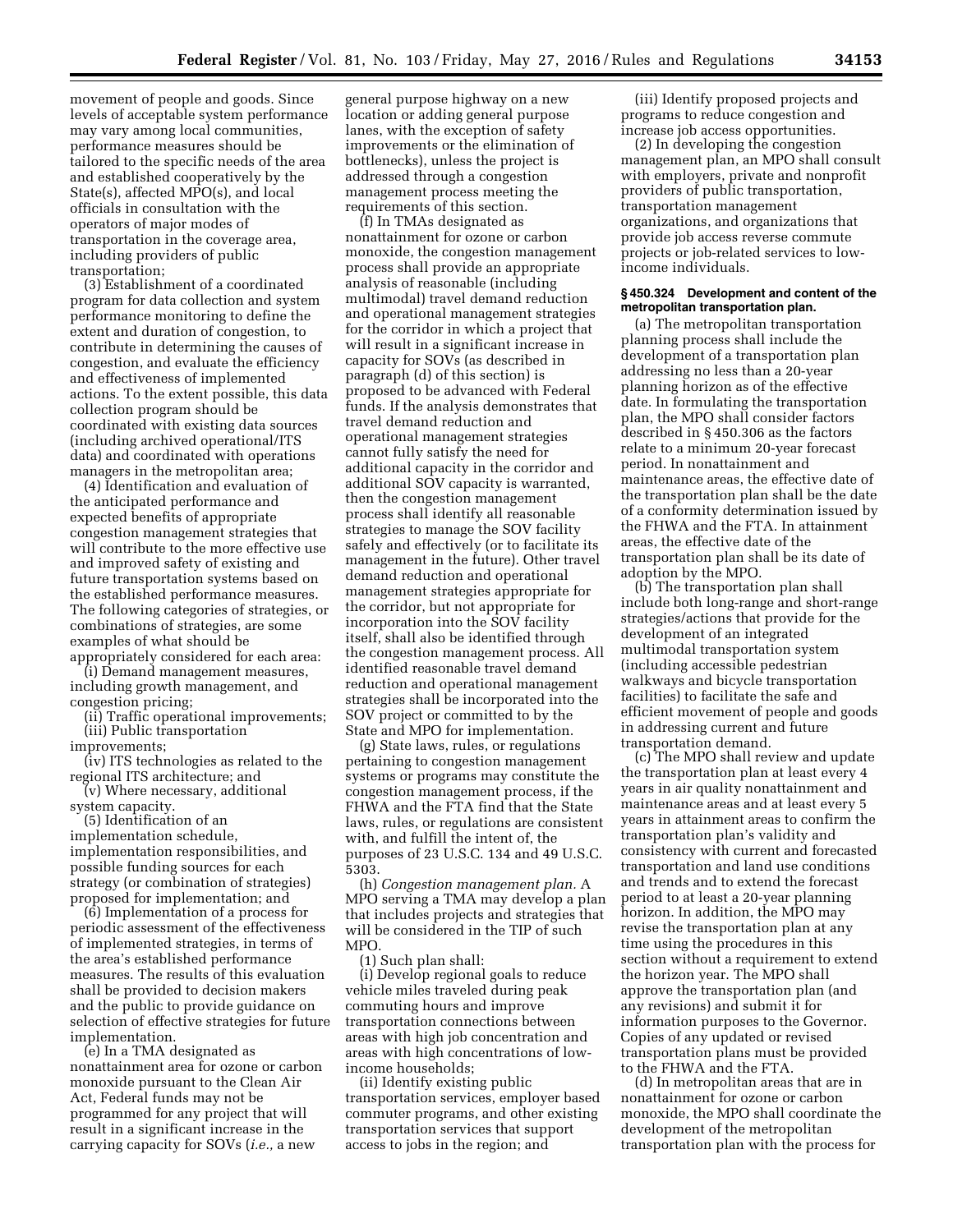movement of people and goods. Since levels of acceptable system performance may vary among local communities, performance measures should be tailored to the specific needs of the area and established cooperatively by the State(s), affected MPO(s), and local officials in consultation with the operators of major modes of transportation in the coverage area, including providers of public transportation;

(3) Establishment of a coordinated program for data collection and system performance monitoring to define the extent and duration of congestion, to contribute in determining the causes of congestion, and evaluate the efficiency and effectiveness of implemented actions. To the extent possible, this data collection program should be coordinated with existing data sources (including archived operational/ITS data) and coordinated with operations managers in the metropolitan area;

(4) Identification and evaluation of the anticipated performance and expected benefits of appropriate congestion management strategies that will contribute to the more effective use and improved safety of existing and future transportation systems based on the established performance measures. The following categories of strategies, or combinations of strategies, are some examples of what should be appropriately considered for each area:

(i) Demand management measures, including growth management, and congestion pricing;

(ii) Traffic operational improvements;

(iii) Public transportation improvements;

(iv) ITS technologies as related to the regional ITS architecture; and

(v) Where necessary, additional system capacity.

(5) Identification of an implementation schedule, implementation responsibilities, and possible funding sources for each strategy (or combination of strategies) proposed for implementation; and

(6) Implementation of a process for periodic assessment of the effectiveness of implemented strategies, in terms of the area's established performance measures. The results of this evaluation shall be provided to decision makers and the public to provide guidance on selection of effective strategies for future implementation.

(e) In a TMA designated as nonattainment area for ozone or carbon monoxide pursuant to the Clean Air Act, Federal funds may not be programmed for any project that will result in a significant increase in the carrying capacity for SOVs (*i.e.,* a new general purpose highway on a new location or adding general purpose lanes, with the exception of safety improvements or the elimination of bottlenecks), unless the project is addressed through a congestion management process meeting the requirements of this section.

(f) In TMAs designated as nonattainment for ozone or carbon monoxide, the congestion management process shall provide an appropriate analysis of reasonable (including multimodal) travel demand reduction and operational management strategies for the corridor in which a project that will result in a significant increase in capacity for SOVs (as described in paragraph (d) of this section) is proposed to be advanced with Federal funds. If the analysis demonstrates that travel demand reduction and operational management strategies cannot fully satisfy the need for additional capacity in the corridor and additional SOV capacity is warranted, then the congestion management process shall identify all reasonable strategies to manage the SOV facility safely and effectively (or to facilitate its management in the future). Other travel demand reduction and operational management strategies appropriate for the corridor, but not appropriate for incorporation into the SOV facility itself, shall also be identified through the congestion management process. All identified reasonable travel demand reduction and operational management strategies shall be incorporated into the SOV project or committed to by the State and MPO for implementation.

(g) State laws, rules, or regulations pertaining to congestion management systems or programs may constitute the congestion management process, if the FHWA and the FTA find that the State laws, rules, or regulations are consistent with, and fulfill the intent of, the purposes of 23 U.S.C. 134 and 49 U.S.C. 5303.

(h) *Congestion management plan.* A MPO serving a TMA may develop a plan that includes projects and strategies that will be considered in the TIP of such MPO.

(1) Such plan shall:

(i) Develop regional goals to reduce vehicle miles traveled during peak commuting hours and improve transportation connections between areas with high job concentration and areas with high concentrations of low-income households;

(ii) Identify existing public transportation services, employer based commuter programs, and other existing transportation services that support access to jobs in the region; and

(iii) Identify proposed projects and programs to reduce congestion and increase job access opportunities.

(2) In developing the congestion management plan, an MPO shall consult with employers, private and nonprofit providers of public transportation, transportation management organizations, and organizations that provide job access reverse commute projects or job-related services to low-income individuals.

**§ 450.324 Development and content of the metropolitan transportation plan.**

(a) The metropolitan transportation planning process shall include the development of a transportation plan addressing no less than a 20-year planning horizon as of the effective date. In formulating the transportation plan, the MPO shall consider factors described in § 450.306 as the factors relate to a minimum 20-year forecast period. In nonattainment and maintenance areas, the effective date of the transportation plan shall be the date of a conformity determination issued by the FHWA and the FTA. In attainment areas, the effective date of the transportation plan shall be its date of adoption by the MPO.

(b) The transportation plan shall include both long-range and short-range strategies/actions that provide for the development of an integrated multimodal transportation system (including accessible pedestrian walkways and bicycle transportation facilities) to facilitate the safe and efficient movement of people and goods in addressing current and future transportation demand.

(c) The MPO shall review and update the transportation plan at least every 4 years in air quality nonattainment and maintenance areas and at least every 5 years in attainment areas to confirm the transportation plan's validity and consistency with current and forecasted transportation and land use conditions and trends and to extend the forecast period to at least a 20-year planning horizon. In addition, the MPO may revise the transportation plan at any time using the procedures in this section without a requirement to extend the horizon year. The MPO shall approve the transportation plan (and any revisions) and submit it for information purposes to the Governor. Copies of any updated or revised transportation plans must be provided to the FHWA and the FTA.

(d) In metropolitan areas that are in nonattainment for ozone or carbon monoxide, the MPO shall coordinate the development of the metropolitan transportation plan with the process for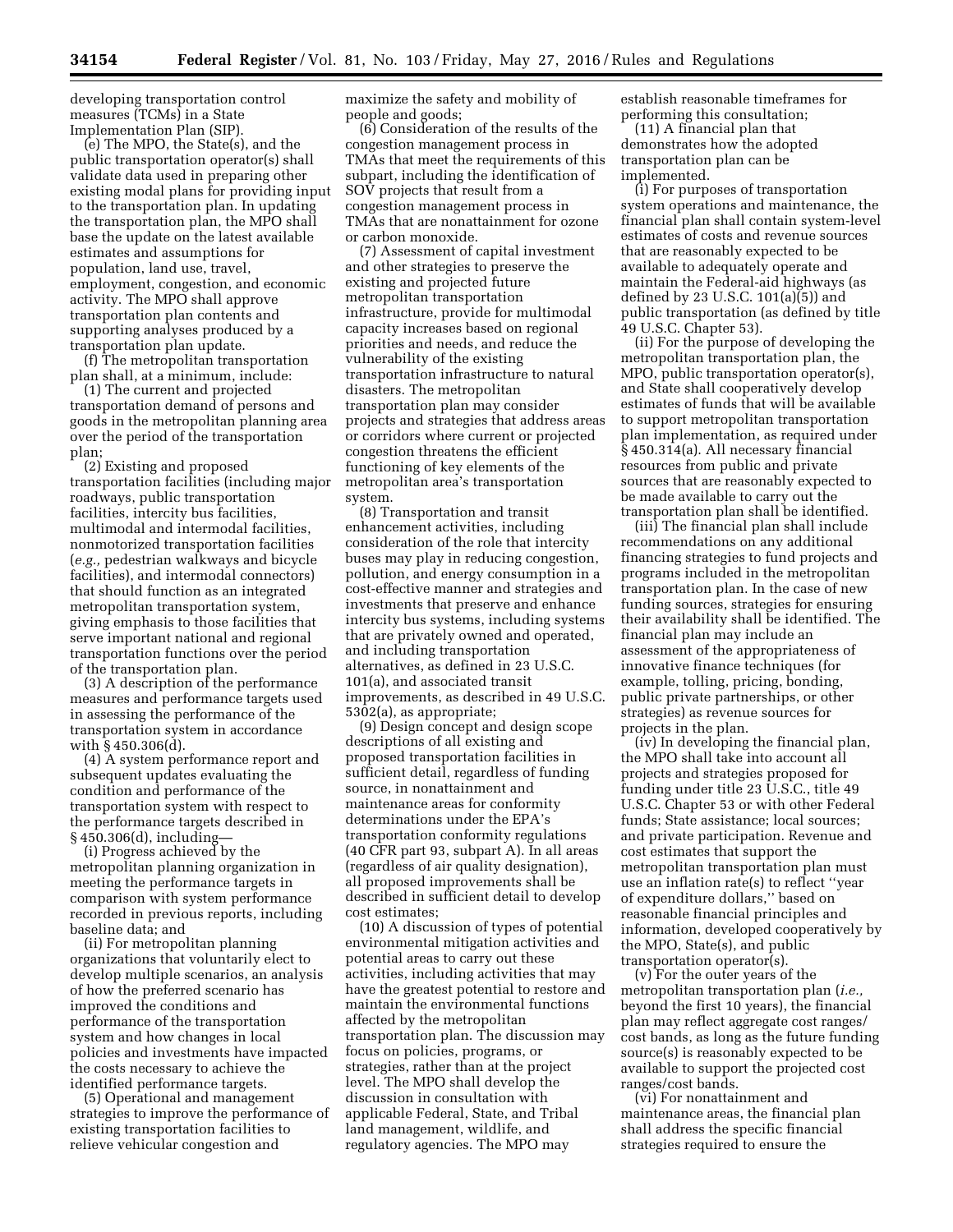developing transportation control measures (TCMs) in a State Implementation Plan (SIP).

(e) The MPO, the State(s), and the public transportation operator(s) shall validate data used in preparing other existing modal plans for providing input to the transportation plan. In updating the transportation plan, the MPO shall base the update on the latest available estimates and assumptions for population, land use, travel, employment, congestion, and economic activity. The MPO shall approve transportation plan contents and supporting analyses produced by a transportation plan update.

(f) The metropolitan transportation plan shall, at a minimum, include:

(1) The current and projected transportation demand of persons and goods in the metropolitan planning area over the period of the transportation plan;

(2) Existing and proposed transportation facilities (including major roadways, public transportation facilities, intercity bus facilities, multimodal and intermodal facilities, nonmotorized transportation facilities (*e.g.,* pedestrian walkways and bicycle facilities), and intermodal connectors) that should function as an integrated metropolitan transportation system, giving emphasis to those facilities that serve important national and regional transportation functions over the period of the transportation plan.

(3) A description of the performance measures and performance targets used in assessing the performance of the transportation system in accordance with § 450.306(d).

(4) A system performance report and subsequent updates evaluating the condition and performance of the transportation system with respect to the performance targets described in § 450.306(d), including—

(i) Progress achieved by the metropolitan planning organization in meeting the performance targets in comparison with system performance recorded in previous reports, including baseline data; and

(ii) For metropolitan planning organizations that voluntarily elect to develop multiple scenarios, an analysis of how the preferred scenario has improved the conditions and performance of the transportation system and how changes in local policies and investments have impacted the costs necessary to achieve the identified performance targets.

(5) Operational and management strategies to improve the performance of existing transportation facilities to relieve vehicular congestion and maximize the safety and mobility of people and goods;

(6) Consideration of the results of the congestion management process in TMAs that meet the requirements of this subpart, including the identification of SOV projects that result from a congestion management process in TMAs that are nonattainment for ozone or carbon monoxide.

(7) Assessment of capital investment and other strategies to preserve the existing and projected future metropolitan transportation infrastructure, provide for multimodal capacity increases based on regional priorities and needs, and reduce the vulnerability of the existing transportation infrastructure to natural disasters. The metropolitan transportation plan may consider projects and strategies that address areas or corridors where current or projected congestion threatens the efficient functioning of key elements of the metropolitan area's transportation system.

(8) Transportation and transit enhancement activities, including consideration of the role that intercity buses may play in reducing congestion, pollution, and energy consumption in a cost-effective manner and strategies and investments that preserve and enhance intercity bus systems, including systems that are privately owned and operated, and including transportation alternatives, as defined in 23 U.S.C. 101(a), and associated transit improvements, as described in 49 U.S.C. 5302(a), as appropriate;

(9) Design concept and design scope descriptions of all existing and proposed transportation facilities in sufficient detail, regardless of funding source, in nonattainment and maintenance areas for conformity determinations under the EPA's transportation conformity regulations (40 CFR part 93, subpart A). In all areas (regardless of air quality designation), all proposed improvements shall be described in sufficient detail to develop cost estimates;

(10) A discussion of types of potential environmental mitigation activities and potential areas to carry out these activities, including activities that may have the greatest potential to restore and maintain the environmental functions affected by the metropolitan transportation plan. The discussion may focus on policies, programs, or strategies, rather than at the project level. The MPO shall develop the discussion in consultation with applicable Federal, State, and Tribal land management, wildlife, and regulatory agencies. The MPO may establish reasonable timeframes for performing this consultation;

(11) A financial plan that demonstrates how the adopted transportation plan can be implemented.

(i) For purposes of transportation system operations and maintenance, the financial plan shall contain system-level estimates of costs and revenue sources that are reasonably expected to be available to adequately operate and maintain the Federal-aid highways (as defined by 23 U.S.C. 101(a)(5)) and public transportation (as defined by title 49 U.S.C. Chapter 53).

(ii) For the purpose of developing the metropolitan transportation plan, the MPO, public transportation operator(s), and State shall cooperatively develop estimates of funds that will be available to support metropolitan transportation plan implementation, as required under § 450.314(a). All necessary financial resources from public and private sources that are reasonably expected to be made available to carry out the transportation plan shall be identified.

(iii) The financial plan shall include recommendations on any additional financing strategies to fund projects and programs included in the metropolitan transportation plan. In the case of new funding sources, strategies for ensuring their availability shall be identified. The financial plan may include an assessment of the appropriateness of innovative finance techniques (for example, tolling, pricing, bonding, public private partnerships, or other strategies) as revenue sources for projects in the plan.

(iv) In developing the financial plan, the MPO shall take into account all projects and strategies proposed for funding under title 23 U.S.C., title 49 U.S.C. Chapter 53 or with other Federal funds; State assistance; local sources; and private participation. Revenue and cost estimates that support the metropolitan transportation plan must use an inflation rate(s) to reflect "year of expenditure dollars," based on reasonable financial principles and information, developed cooperatively by the MPO, State(s), and public transportation operator(s).

(v) For the outer years of the metropolitan transportation plan (*i.e.,* beyond the first 10 years), the financial plan may reflect aggregate cost ranges/cost bands, as long as the future funding source(s) is reasonably expected to be available to support the projected cost ranges/cost bands.

(vi) For nonattainment and maintenance areas, the financial plan shall address the specific financial strategies required to ensure the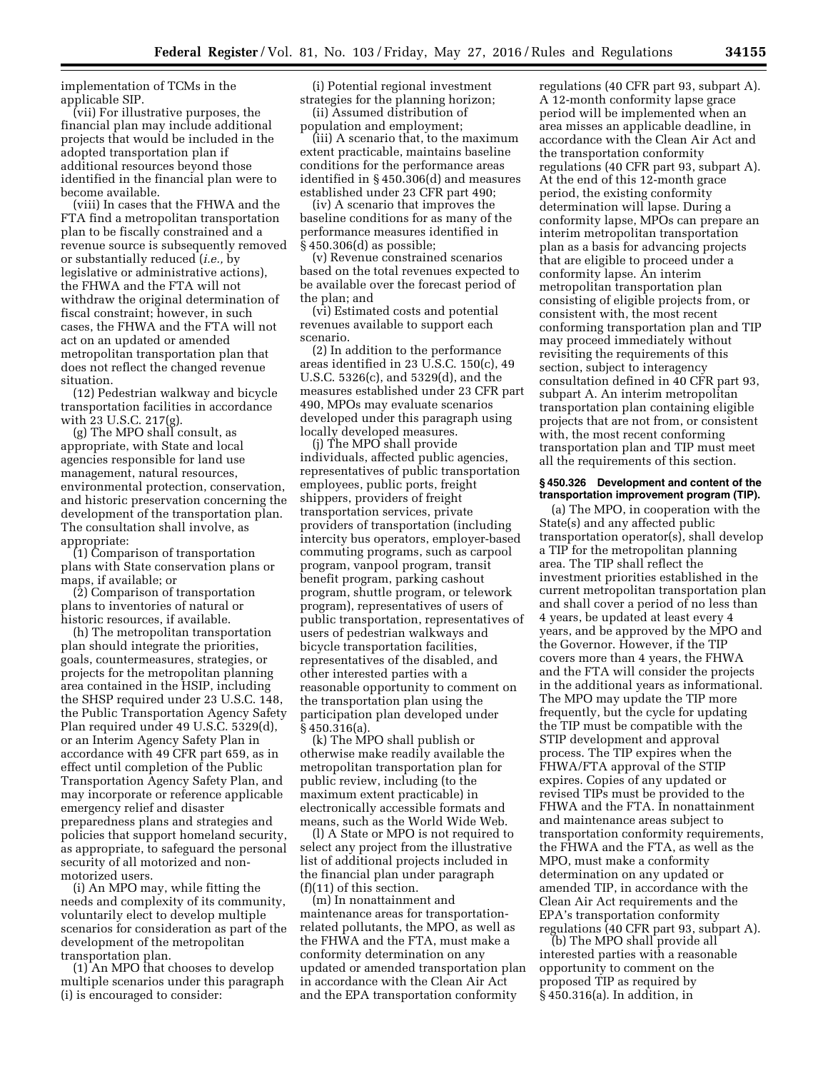implementation of TCMs in the applicable SIP.

(vii) For illustrative purposes, the financial plan may include additional projects that would be included in the adopted transportation plan if additional resources beyond those identified in the financial plan were to become available.

(viii) In cases that the FHWA and the FTA find a metropolitan transportation plan to be fiscally constrained and a revenue source is subsequently removed or substantially reduced (*i.e.,* by legislative or administrative actions), the FHWA and the FTA will not withdraw the original determination of fiscal constraint; however, in such cases, the FHWA and the FTA will not act on an updated or amended metropolitan transportation plan that does not reflect the changed revenue situation.

(12) Pedestrian walkway and bicycle transportation facilities in accordance with 23 U.S.C. 217(g).

(g) The MPO shall consult, as appropriate, with State and local agencies responsible for land use management, natural resources, environmental protection, conservation, and historic preservation concerning the development of the transportation plan. The consultation shall involve, as appropriate:

(1) Comparison of transportation plans with State conservation plans or maps, if available; or

(2) Comparison of transportation plans to inventories of natural or historic resources, if available.

(h) The metropolitan transportation plan should integrate the priorities, goals, countermeasures, strategies, or projects for the metropolitan planning area contained in the HSIP, including the SHSP required under 23 U.S.C. 148, the Public Transportation Agency Safety Plan required under 49 U.S.C. 5329(d), or an Interim Agency Safety Plan in accordance with 49 CFR part 659, as in effect until completion of the Public Transportation Agency Safety Plan, and may incorporate or reference applicable emergency relief and disaster preparedness plans and strategies and policies that support homeland security, as appropriate, to safeguard the personal security of all motorized and non-motorized users.

(i) An MPO may, while fitting the needs and complexity of its community, voluntarily elect to develop multiple scenarios for consideration as part of the development of the metropolitan transportation plan.

(1) An MPO that chooses to develop multiple scenarios under this paragraph (i) is encouraged to consider:

(i) Potential regional investment strategies for the planning horizon;

(ii) Assumed distribution of population and employment;

(iii) A scenario that, to the maximum extent practicable, maintains baseline conditions for the performance areas identified in § 450.306(d) and measures established under 23 CFR part 490;

(iv) A scenario that improves the baseline conditions for as many of the performance measures identified in § 450.306(d) as possible;

(v) Revenue constrained scenarios based on the total revenues expected to be available over the forecast period of the plan; and

(vi) Estimated costs and potential revenues available to support each scenario.

(2) In addition to the performance areas identified in 23 U.S.C. 150(c), 49 U.S.C. 5326(c), and 5329(d), and the measures established under 23 CFR part 490, MPOs may evaluate scenarios developed under this paragraph using locally developed measures.

(j) The MPO shall provide individuals, affected public agencies, representatives of public transportation employees, public ports, freight shippers, providers of freight transportation services, private providers of transportation (including intercity bus operators, employer-based commuting programs, such as carpool program, vanpool program, transit benefit program, parking cashout program, shuttle program, or telework program), representatives of users of public transportation, representatives of users of pedestrian walkways and bicycle transportation facilities, representatives of the disabled, and other interested parties with a reasonable opportunity to comment on the transportation plan using the participation plan developed under § 450.316(a).

(k) The MPO shall publish or otherwise make readily available the metropolitan transportation plan for public review, including (to the maximum extent practicable) in electronically accessible formats and means, such as the World Wide Web.

(l) A State or MPO is not required to select any project from the illustrative list of additional projects included in the financial plan under paragraph (f)(11) of this section.

(m) In nonattainment and maintenance areas for transportation-related pollutants, the MPO, as well as the FHWA and the FTA, must make a conformity determination on any updated or amended transportation plan in accordance with the Clean Air Act and the EPA transportation conformity regulations (40 CFR part 93, subpart A). A 12-month conformity lapse grace period will be implemented when an area misses an applicable deadline, in accordance with the Clean Air Act and the transportation conformity regulations (40 CFR part 93, subpart A). At the end of this 12-month grace period, the existing conformity determination will lapse. During a conformity lapse, MPOs can prepare an interim metropolitan transportation plan as a basis for advancing projects that are eligible to proceed under a conformity lapse. An interim metropolitan transportation plan consisting of eligible projects from, or consistent with, the most recent conforming transportation plan and TIP may proceed immediately without revisiting the requirements of this section, subject to interagency consultation defined in 40 CFR part 93, subpart A. An interim metropolitan transportation plan containing eligible projects that are not from, or consistent with, the most recent conforming transportation plan and TIP must meet all the requirements of this section.

### § 450.326 Development and content of the transportation improvement program (TIP).

(a) The MPO, in cooperation with the State(s) and any affected public transportation operator(s), shall develop a TIP for the metropolitan planning area. The TIP shall reflect the investment priorities established in the current metropolitan transportation plan and shall cover a period of no less than 4 years, be updated at least every 4 years, and be approved by the MPO and the Governor. However, if the TIP covers more than 4 years, the FHWA and the FTA will consider the projects in the additional years as informational. The MPO may update the TIP more frequently, but the cycle for updating the TIP must be compatible with the STIP development and approval process. The TIP expires when the FHWA/FTA approval of the STIP expires. Copies of any updated or revised TIPs must be provided to the FHWA and the FTA. In nonattainment and maintenance areas subject to transportation conformity requirements, the FHWA and the FTA, as well as the MPO, must make a conformity determination on any updated or amended TIP, in accordance with the Clean Air Act requirements and the EPA's transportation conformity regulations (40 CFR part 93, subpart A).

(b) The MPO shall provide all interested parties with a reasonable opportunity to comment on the proposed TIP as required by § 450.316(a). In addition, in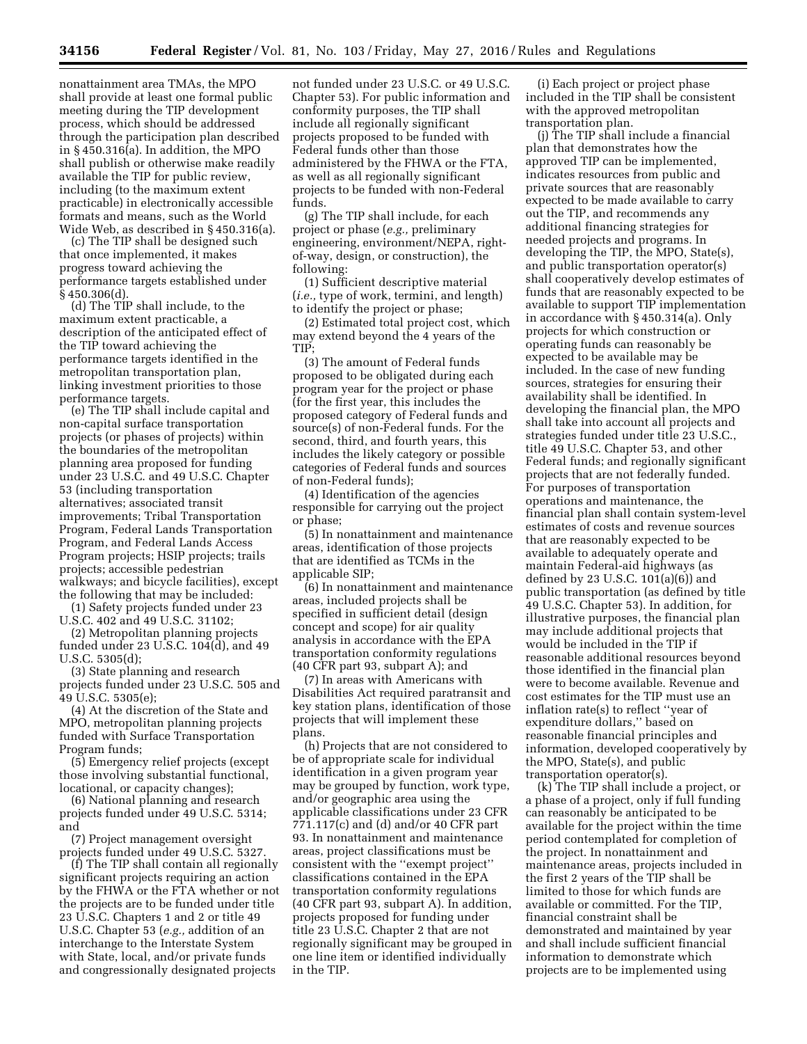nonattainment area TMAs, the MPO shall provide at least one formal public meeting during the TIP development process, which should be addressed through the participation plan described in § 450.316(a). In addition, the MPO shall publish or otherwise make readily available the TIP for public review, including (to the maximum extent practicable) in electronically accessible formats and means, such as the World Wide Web, as described in § 450.316(a).

(c) The TIP shall be designed such that once implemented, it makes progress toward achieving the performance targets established under § 450.306(d).

(d) The TIP shall include, to the maximum extent practicable, a description of the anticipated effect of the TIP toward achieving the performance targets identified in the metropolitan transportation plan, linking investment priorities to those performance targets.

(e) The TIP shall include capital and non-capital surface transportation projects (or phases of projects) within the boundaries of the metropolitan planning area proposed for funding under 23 U.S.C. and 49 U.S.C. Chapter 53 (including transportation alternatives; associated transit improvements; Tribal Transportation Program, Federal Lands Transportation Program, and Federal Lands Access Program projects; HSIP projects; trails projects; accessible pedestrian walkways; and bicycle facilities), except the following that may be included:

(1) Safety projects funded under 23 U.S.C. 402 and 49 U.S.C. 31102;

(2) Metropolitan planning projects funded under 23 U.S.C. 104(d), and 49 U.S.C. 5305(d);

(3) State planning and research projects funded under 23 U.S.C. 505 and 49 U.S.C. 5305(e);

(4) At the discretion of the State and MPO, metropolitan planning projects funded with Surface Transportation Program funds;

(5) Emergency relief projects (except those involving substantial functional, locational, or capacity changes);

(6) National planning and research projects funded under 49 U.S.C. 5314; and

(7) Project management oversight projects funded under 49 U.S.C. 5327.

(f) The TIP shall contain all regionally significant projects requiring an action by the FHWA or the FTA whether or not the projects are to be funded under title 23 U.S.C. Chapters 1 and 2 or title 49 U.S.C. Chapter 53 (*e.g.,* addition of an interchange to the Interstate System with State, local, and/or private funds and congressionally designated projects not funded under 23 U.S.C. or 49 U.S.C. Chapter 53). For public information and conformity purposes, the TIP shall include all regionally significant projects proposed to be funded with Federal funds other than those administered by the FHWA or the FTA, as well as all regionally significant projects to be funded with non-Federal funds.

(g) The TIP shall include, for each project or phase (*e.g.,* preliminary engineering, environment/NEPA, right-of-way, design, or construction), the following:

(1) Sufficient descriptive material (*i.e.,* type of work, termini, and length) to identify the project or phase;

(2) Estimated total project cost, which may extend beyond the 4 years of the TIP;

(3) The amount of Federal funds proposed to be obligated during each program year for the project or phase (for the first year, this includes the proposed category of Federal funds and source(s) of non-Federal funds. For the second, third, and fourth years, this includes the likely category or possible categories of Federal funds and sources of non-Federal funds);

(4) Identification of the agencies responsible for carrying out the project or phase;

(5) In nonattainment and maintenance areas, identification of those projects that are identified as TCMs in the applicable SIP;

(6) In nonattainment and maintenance areas, included projects shall be specified in sufficient detail (design concept and scope) for air quality analysis in accordance with the EPA transportation conformity regulations (40 CFR part 93, subpart A); and

(7) In areas with Americans with Disabilities Act required paratransit and key station plans, identification of those projects that will implement these plans.

(h) Projects that are not considered to be of appropriate scale for individual identification in a given program year may be grouped by function, work type, and/or geographic area using the applicable classifications under 23 CFR 771.117(c) and (d) and/or 40 CFR part 93. In nonattainment and maintenance areas, project classifications must be consistent with the ''exempt project'' classifications contained in the EPA transportation conformity regulations (40 CFR part 93, subpart A). In addition, projects proposed for funding under title 23 U.S.C. Chapter 2 that are not regionally significant may be grouped in one line item or identified individually in the TIP.

(i) Each project or project phase included in the TIP shall be consistent with the approved metropolitan transportation plan.

(j) The TIP shall include a financial plan that demonstrates how the approved TIP can be implemented, indicates resources from public and private sources that are reasonably expected to be made available to carry out the TIP, and recommends any additional financing strategies for needed projects and programs. In developing the TIP, the MPO, State(s), and public transportation operator(s) shall cooperatively develop estimates of funds that are reasonably expected to be available to support TIP implementation in accordance with § 450.314(a). Only projects for which construction or operating funds can reasonably be expected to be available may be included. In the case of new funding sources, strategies for ensuring their availability shall be identified. In developing the financial plan, the MPO shall take into account all projects and strategies funded under title 23 U.S.C., title 49 U.S.C. Chapter 53, and other Federal funds; and regionally significant projects that are not federally funded. For purposes of transportation operations and maintenance, the financial plan shall contain system-level estimates of costs and revenue sources that are reasonably expected to be available to adequately operate and maintain Federal-aid highways (as defined by 23 U.S.C. 101(a)(6)) and public transportation (as defined by title 49 U.S.C. Chapter 53). In addition, for illustrative purposes, the financial plan may include additional projects that would be included in the TIP if reasonable additional resources beyond those identified in the financial plan were to become available. Revenue and cost estimates for the TIP must use an inflation rate(s) to reflect ''year of expenditure dollars,'' based on reasonable financial principles and information, developed cooperatively by the MPO, State(s), and public transportation operator(s).

(k) The TIP shall include a project, or a phase of a project, only if full funding can reasonably be anticipated to be available for the project within the time period contemplated for completion of the project. In nonattainment and maintenance areas, projects included in the first 2 years of the TIP shall be limited to those for which funds are available or committed. For the TIP, financial constraint shall be demonstrated and maintained by year and shall include sufficient financial information to demonstrate which projects are to be implemented using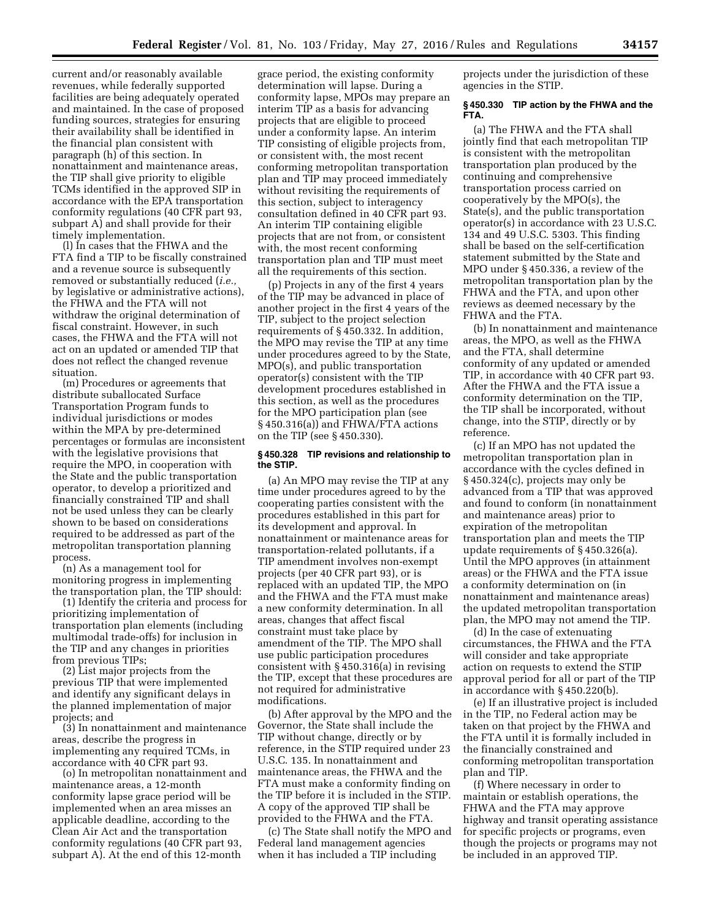current and/or reasonably available revenues, while federally supported facilities are being adequately operated and maintained. In the case of proposed funding sources, strategies for ensuring their availability shall be identified in the financial plan consistent with paragraph (h) of this section. In nonattainment and maintenance areas, the TIP shall give priority to eligible TCMs identified in the approved SIP in accordance with the EPA transportation conformity regulations (40 CFR part 93, subpart A) and shall provide for their timely implementation.

(l) In cases that the FHWA and the FTA find a TIP to be fiscally constrained and a revenue source is subsequently removed or substantially reduced (*i.e.,* by legislative or administrative actions), the FHWA and the FTA will not withdraw the original determination of fiscal constraint. However, in such cases, the FHWA and the FTA will not act on an updated or amended TIP that does not reflect the changed revenue situation.

(m) Procedures or agreements that distribute suballocated Surface Transportation Program funds to individual jurisdictions or modes within the MPA by pre-determined percentages or formulas are inconsistent with the legislative provisions that require the MPO, in cooperation with the State and the public transportation operator, to develop a prioritized and financially constrained TIP and shall not be used unless they can be clearly shown to be based on considerations required to be addressed as part of the metropolitan transportation planning process.

(n) As a management tool for monitoring progress in implementing the transportation plan, the TIP should:

(1) Identify the criteria and process for prioritizing implementation of transportation plan elements (including multimodal trade-offs) for inclusion in the TIP and any changes in priorities from previous TIPs;

(2) List major projects from the previous TIP that were implemented and identify any significant delays in the planned implementation of major projects; and

(3) In nonattainment and maintenance areas, describe the progress in implementing any required TCMs, in accordance with 40 CFR part 93.

(o) In metropolitan nonattainment and maintenance areas, a 12-month conformity lapse grace period will be implemented when an area misses an applicable deadline, according to the Clean Air Act and the transportation conformity regulations (40 CFR part 93, subpart A). At the end of this 12-month grace period, the existing conformity determination will lapse. During a conformity lapse, MPOs may prepare an interim TIP as a basis for advancing projects that are eligible to proceed under a conformity lapse. An interim TIP consisting of eligible projects from, or consistent with, the most recent conforming metropolitan transportation plan and TIP may proceed immediately without revisiting the requirements of this section, subject to interagency consultation defined in 40 CFR part 93. An interim TIP containing eligible projects that are not from, or consistent with, the most recent conforming transportation plan and TIP must meet all the requirements of this section.

(p) Projects in any of the first 4 years of the TIP may be advanced in place of another project in the first 4 years of the TIP, subject to the project selection requirements of § 450.332. In addition, the MPO may revise the TIP at any time under procedures agreed to by the State, MPO(s), and public transportation operator(s) consistent with the TIP development procedures established in this section, as well as the procedures for the MPO participation plan (see § 450.316(a)) and FHWA/FTA actions on the TIP (see § 450.330).

#### § 450.328 TIP revisions and relationship to the STIP.

(a) An MPO may revise the TIP at any time under procedures agreed to by the cooperating parties consistent with the procedures established in this part for its development and approval. In nonattainment or maintenance areas for transportation-related pollutants, if a TIP amendment involves non-exempt projects (per 40 CFR part 93), or is replaced with an updated TIP, the MPO and the FHWA and the FTA must make a new conformity determination. In all areas, changes that affect fiscal constraint must take place by amendment of the TIP. The MPO shall use public participation procedures consistent with § 450.316(a) in revising the TIP, except that these procedures are not required for administrative modifications.

(b) After approval by the MPO and the Governor, the State shall include the TIP without change, directly or by reference, in the STIP required under 23 U.S.C. 135. In nonattainment and maintenance areas, the FHWA and the FTA must make a conformity finding on the TIP before it is included in the STIP. A copy of the approved TIP shall be provided to the FHWA and the FTA.

(c) The State shall notify the MPO and Federal land management agencies when it has included a TIP including projects under the jurisdiction of these agencies in the STIP.

#### § 450.330 TIP action by the FHWA and the FTA.

(a) The FHWA and the FTA shall jointly find that each metropolitan TIP is consistent with the metropolitan transportation plan produced by the continuing and comprehensive transportation process carried on cooperatively by the MPO(s), the State(s), and the public transportation operator(s) in accordance with 23 U.S.C. 134 and 49 U.S.C. 5303. This finding shall be based on the self-certification statement submitted by the State and MPO under § 450.336, a review of the metropolitan transportation plan by the FHWA and the FTA, and upon other reviews as deemed necessary by the FHWA and the FTA.

(b) In nonattainment and maintenance areas, the MPO, as well as the FHWA and the FTA, shall determine conformity of any updated or amended TIP, in accordance with 40 CFR part 93. After the FHWA and the FTA issue a conformity determination on the TIP, the TIP shall be incorporated, without change, into the STIP, directly or by reference.

(c) If an MPO has not updated the metropolitan transportation plan in accordance with the cycles defined in § 450.324(c), projects may only be advanced from a TIP that was approved and found to conform (in nonattainment and maintenance areas) prior to expiration of the metropolitan transportation plan and meets the TIP update requirements of § 450.326(a). Until the MPO approves (in attainment areas) or the FHWA and the FTA issue a conformity determination on (in nonattainment and maintenance areas) the updated metropolitan transportation plan, the MPO may not amend the TIP.

(d) In the case of extenuating circumstances, the FHWA and the FTA will consider and take appropriate action on requests to extend the STIP approval period for all or part of the TIP in accordance with § 450.220(b).

(e) If an illustrative project is included in the TIP, no Federal action may be taken on that project by the FHWA and the FTA until it is formally included in the financially constrained and conforming metropolitan transportation plan and TIP.

(f) Where necessary in order to maintain or establish operations, the FHWA and the FTA may approve highway and transit operating assistance for specific projects or programs, even though the projects or programs may not be included in an approved TIP.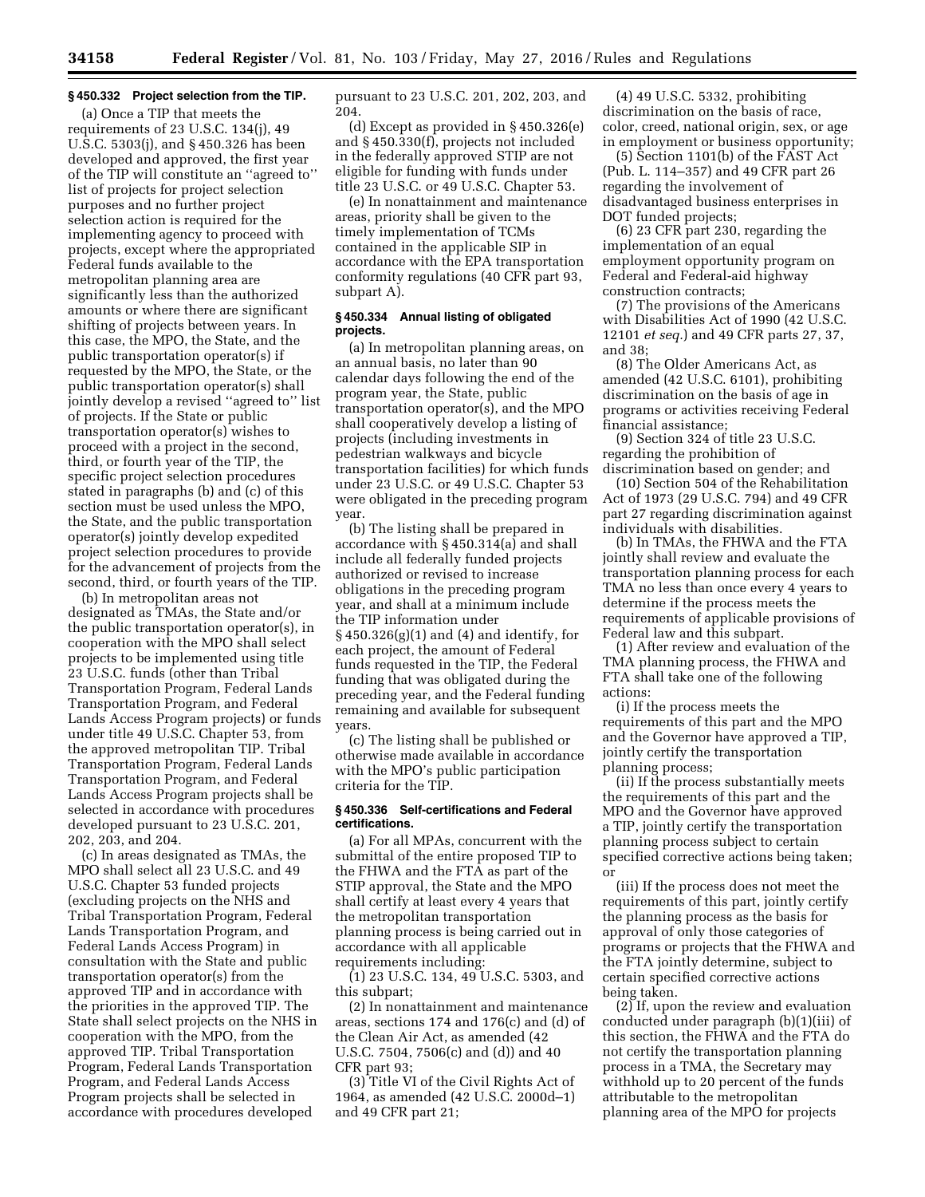### § 450.332 Project selection from the TIP.

(a) Once a TIP that meets the requirements of 23 U.S.C. 134(j), 49 U.S.C. 5303(j), and § 450.326 has been developed and approved, the first year of the TIP will constitute an ''agreed to'' list of projects for project selection purposes and no further project selection action is required for the implementing agency to proceed with projects, except where the appropriated Federal funds available to the metropolitan planning area are significantly less than the authorized amounts or where there are significant shifting of projects between years. In this case, the MPO, the State, and the public transportation operator(s) if requested by the MPO, the State, or the public transportation operator(s) shall jointly develop a revised ''agreed to'' list of projects. If the State or public transportation operator(s) wishes to proceed with a project in the second, third, or fourth year of the TIP, the specific project selection procedures stated in paragraphs (b) and (c) of this section must be used unless the MPO, the State, and the public transportation operator(s) jointly develop expedited project selection procedures to provide for the advancement of projects from the second, third, or fourth years of the TIP.

(b) In metropolitan areas not designated as TMAs, the State and/or the public transportation operator(s), in cooperation with the MPO shall select projects to be implemented using title 23 U.S.C. funds (other than Tribal Transportation Program, Federal Lands Transportation Program, and Federal Lands Access Program projects) or funds under title 49 U.S.C. Chapter 53, from the approved metropolitan TIP. Tribal Transportation Program, Federal Lands Transportation Program, and Federal Lands Access Program projects shall be selected in accordance with procedures developed pursuant to 23 U.S.C. 201, 202, 203, and 204.

(c) In areas designated as TMAs, the MPO shall select all 23 U.S.C. and 49 U.S.C. Chapter 53 funded projects (excluding projects on the NHS and Tribal Transportation Program, Federal Lands Transportation Program, and Federal Lands Access Program) in consultation with the State and public transportation operator(s) from the approved TIP and in accordance with the priorities in the approved TIP. The State shall select projects on the NHS in cooperation with the MPO, from the approved TIP. Tribal Transportation Program, Federal Lands Transportation Program, and Federal Lands Access Program projects shall be selected in accordance with procedures developed pursuant to 23 U.S.C. 201, 202, 203, and 204.

(d) Except as provided in § 450.326(e) and § 450.330(f), projects not included in the federally approved STIP are not eligible for funding with funds under title 23 U.S.C. or 49 U.S.C. Chapter 53.

(e) In nonattainment and maintenance areas, priority shall be given to the timely implementation of TCMs contained in the applicable SIP in accordance with the EPA transportation conformity regulations (40 CFR part 93, subpart A).

### § 450.334 Annual listing of obligated projects.

(a) In metropolitan planning areas, on an annual basis, no later than 90 calendar days following the end of the program year, the State, public transportation operator(s), and the MPO shall cooperatively develop a listing of projects (including investments in pedestrian walkways and bicycle transportation facilities) for which funds under 23 U.S.C. or 49 U.S.C. Chapter 53 were obligated in the preceding program year.

(b) The listing shall be prepared in accordance with § 450.314(a) and shall include all federally funded projects authorized or revised to increase obligations in the preceding program year, and shall at a minimum include the TIP information under § 450.326(g)(1) and (4) and identify, for each project, the amount of Federal funds requested in the TIP, the Federal funding that was obligated during the preceding year, and the Federal funding remaining and available for subsequent years.

(c) The listing shall be published or otherwise made available in accordance with the MPO's public participation criteria for the TIP.

### § 450.336 Self-certifications and Federal certifications.

(a) For all MPAs, concurrent with the submittal of the entire proposed TIP to the FHWA and the FTA as part of the STIP approval, the State and the MPO shall certify at least every 4 years that the metropolitan transportation planning process is being carried out in accordance with all applicable requirements including:

(1) 23 U.S.C. 134, 49 U.S.C. 5303, and this subpart;

(2) In nonattainment and maintenance areas, sections 174 and 176(c) and (d) of the Clean Air Act, as amended (42 U.S.C. 7504, 7506(c) and (d)) and 40 CFR part 93;

(3) Title VI of the Civil Rights Act of 1964, as amended (42 U.S.C. 2000d–1) and 49 CFR part 21;

(4) 49 U.S.C. 5332, prohibiting discrimination on the basis of race, color, creed, national origin, sex, or age in employment or business opportunity;

(5) Section 1101(b) of the FAST Act (Pub. L. 114–357) and 49 CFR part 26 regarding the involvement of disadvantaged business enterprises in DOT funded projects;

(6) 23 CFR part 230, regarding the implementation of an equal employment opportunity program on Federal and Federal-aid highway construction contracts;

(7) The provisions of the Americans with Disabilities Act of 1990 (42 U.S.C. 12101 *et seq.*) and 49 CFR parts 27, 37, and 38;

(8) The Older Americans Act, as amended (42 U.S.C. 6101), prohibiting discrimination on the basis of age in programs or activities receiving Federal financial assistance;

(9) Section 324 of title 23 U.S.C. regarding the prohibition of discrimination based on gender; and

(10) Section 504 of the Rehabilitation Act of 1973 (29 U.S.C. 794) and 49 CFR part 27 regarding discrimination against individuals with disabilities.

(b) In TMAs, the FHWA and the FTA jointly shall review and evaluate the transportation planning process for each TMA no less than once every 4 years to determine if the process meets the requirements of applicable provisions of Federal law and this subpart.

(1) After review and evaluation of the TMA planning process, the FHWA and FTA shall take one of the following actions:

(i) If the process meets the requirements of this part and the MPO and the Governor have approved a TIP, jointly certify the transportation planning process;

(ii) If the process substantially meets the requirements of this part and the MPO and the Governor have approved a TIP, jointly certify the transportation planning process subject to certain specified corrective actions being taken; or

(iii) If the process does not meet the requirements of this part, jointly certify the planning process as the basis for approval of only those categories of programs or projects that the FHWA and the FTA jointly determine, subject to certain specified corrective actions being taken.

(2) If, upon the review and evaluation conducted under paragraph (b)(1)(iii) of this section, the FHWA and the FTA do not certify the transportation planning process in a TMA, the Secretary may withhold up to 20 percent of the funds attributable to the metropolitan planning area of the MPO for projects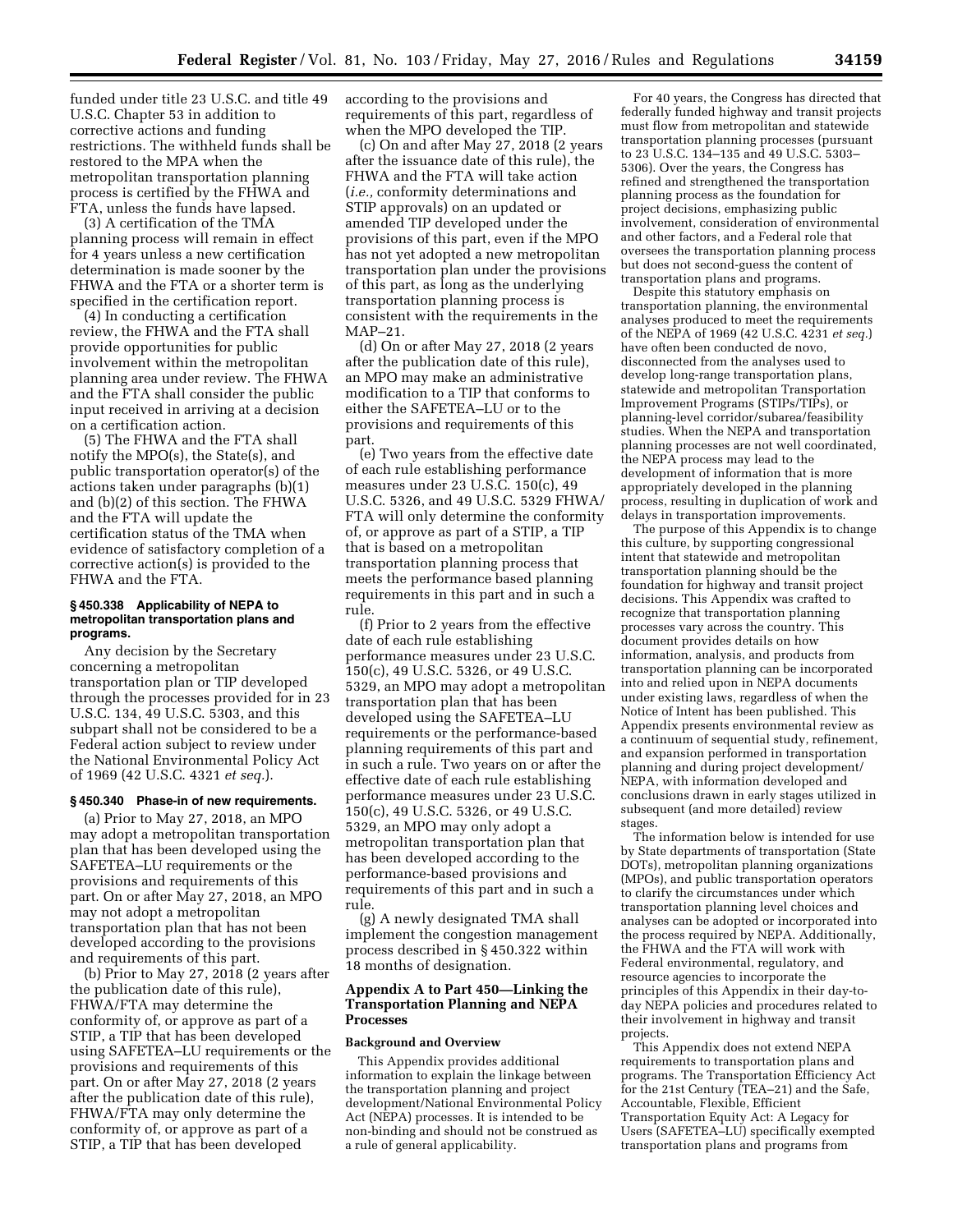funded under title 23 U.S.C. and title 49 U.S.C. Chapter 53 in addition to corrective actions and funding restrictions. The withheld funds shall be restored to the MPA when the metropolitan transportation planning process is certified by the FHWA and FTA, unless the funds have lapsed.

(3) A certification of the TMA planning process will remain in effect for 4 years unless a new certification determination is made sooner by the FHWA and the FTA or a shorter term is specified in the certification report.

(4) In conducting a certification review, the FHWA and the FTA shall provide opportunities for public involvement within the metropolitan planning area under review. The FHWA and the FTA shall consider the public input received in arriving at a decision on a certification action.

(5) The FHWA and the FTA shall notify the MPO(s), the State(s), and public transportation operator(s) of the actions taken under paragraphs (b)(1) and (b)(2) of this section. The FHWA and the FTA will update the certification status of the TMA when evidence of satisfactory completion of a corrective action(s) is provided to the FHWA and the FTA.

#### § 450.338 Applicability of NEPA to metropolitan transportation plans and programs.

Any decision by the Secretary concerning a metropolitan transportation plan or TIP developed through the processes provided for in 23 U.S.C. 134, 49 U.S.C. 5303, and this subpart shall not be considered to be a Federal action subject to review under the National Environmental Policy Act of 1969 (42 U.S.C. 4321 *et seq.*).

#### § 450.340 Phase-in of new requirements.

(a) Prior to May 27, 2018, an MPO may adopt a metropolitan transportation plan that has been developed using the SAFETEA–LU requirements or the provisions and requirements of this part. On or after May 27, 2018, an MPO may not adopt a metropolitan transportation plan that has not been developed according to the provisions and requirements of this part.

(b) Prior to May 27, 2018 (2 years after the publication date of this rule), FHWA/FTA may determine the conformity of, or approve as part of a STIP, a TIP that has been developed using SAFETEA–LU requirements or the provisions and requirements of this part. On or after May 27, 2018 (2 years after the publication date of this rule), FHWA/FTA may only determine the conformity of, or approve as part of a STIP, a TIP that has been developed according to the provisions and requirements of this part, regardless of when the MPO developed the TIP.

(c) On and after May 27, 2018 (2 years after the issuance date of this rule), the FHWA and the FTA will take action (*i.e.,* conformity determinations and STIP approvals) on an updated or amended TIP developed under the provisions of this part, even if the MPO has not yet adopted a new metropolitan transportation plan under the provisions of this part, as long as the underlying transportation planning process is consistent with the requirements in the MAP–21.

(d) On or after May 27, 2018 (2 years after the publication date of this rule), an MPO may make an administrative modification to a TIP that conforms to either the SAFETEA–LU or to the provisions and requirements of this part.

(e) Two years from the effective date of each rule establishing performance measures under 23 U.S.C. 150(c), 49 U.S.C. 5326, and 49 U.S.C. 5329 FHWA/FTA will only determine the conformity of, or approve as part of a STIP, a TIP that is based on a metropolitan transportation planning process that meets the performance based planning requirements in this part and in such a rule.

(f) Prior to 2 years from the effective date of each rule establishing performance measures under 23 U.S.C. 150(c), 49 U.S.C. 5326, or 49 U.S.C. 5329, an MPO may adopt a metropolitan transportation plan that has been developed using the SAFETEA–LU requirements or the performance-based planning requirements of this part and in such a rule. Two years on or after the effective date of each rule establishing performance measures under 23 U.S.C. 150(c), 49 U.S.C. 5326, or 49 U.S.C. 5329, an MPO may only adopt a metropolitan transportation plan that has been developed according to the performance-based provisions and requirements of this part and in such a rule.

(g) A newly designated TMA shall implement the congestion management process described in § 450.322 within 18 months of designation.

### Appendix A to Part 450—Linking the Transportation Planning and NEPA Processes

#### Background and Overview

This Appendix provides additional information to explain the linkage between the transportation planning and project development/National Environmental Policy Act (NEPA) processes. It is intended to be non-binding and should not be construed as a rule of general applicability.

For 40 years, the Congress has directed that federally funded highway and transit projects must flow from metropolitan and statewide transportation planning processes (pursuant to 23 U.S.C. 134–135 and 49 U.S.C. 5303–5306). Over the years, the Congress has refined and strengthened the transportation planning process as the foundation for project decisions, emphasizing public involvement, consideration of environmental and other factors, and a Federal role that oversees the transportation planning process but does not second-guess the content of transportation plans and programs.

Despite this statutory emphasis on transportation planning, the environmental analyses produced to meet the requirements of the NEPA of 1969 (42 U.S.C. 4231 *et seq.*) have often been conducted de novo, disconnected from the analyses used to develop long-range transportation plans, statewide and metropolitan Transportation Improvement Programs (STIPs/TIPs), or planning-level corridor/subarea/feasibility studies. When the NEPA and transportation planning processes are not well coordinated, the NEPA process may lead to the development of information that is more appropriately developed in the planning process, resulting in duplication of work and delays in transportation improvements.

The purpose of this Appendix is to change this culture, by supporting congressional intent that statewide and metropolitan transportation planning should be the foundation for highway and transit project decisions. This Appendix was crafted to recognize that transportation planning processes vary across the country. This document provides details on how information, analysis, and products from transportation planning can be incorporated into and relied upon in NEPA documents under existing laws, regardless of when the Notice of Intent has been published. This Appendix presents environmental review as a continuum of sequential study, refinement, and expansion performed in transportation planning and during project development/NEPA, with information developed and conclusions drawn in early stages utilized in subsequent (and more detailed) review stages.

The information below is intended for use by State departments of transportation (State DOTs), metropolitan planning organizations (MPOs), and public transportation operators to clarify the circumstances under which transportation planning level choices and analyses can be adopted or incorporated into the process required by NEPA. Additionally, the FHWA and the FTA will work with Federal environmental, regulatory, and resource agencies to incorporate the principles of this Appendix in their day-to-day NEPA policies and procedures related to their involvement in highway and transit projects.

This Appendix does not extend NEPA requirements to transportation plans and programs. The Transportation Efficiency Act for the 21st Century (TEA–21) and the Safe, Accountable, Flexible, Efficient Transportation Equity Act: A Legacy for Users (SAFETEA–LU) specifically exempted transportation plans and programs from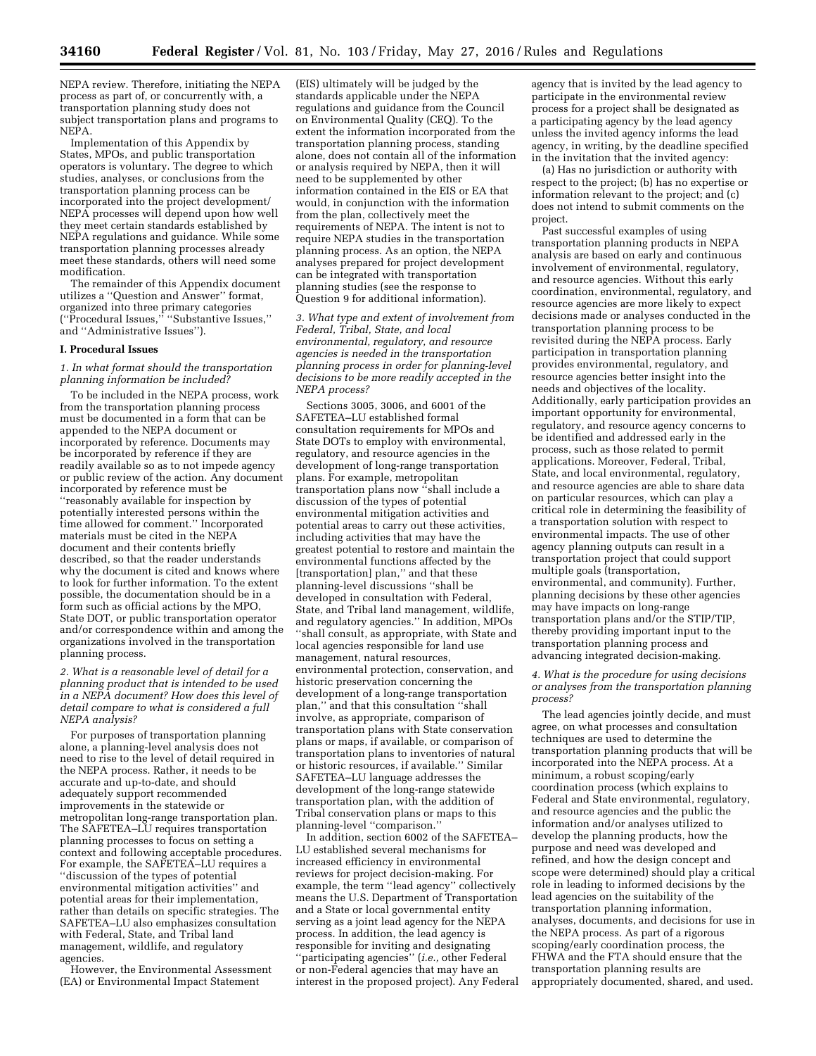NEPA review. Therefore, initiating the NEPA process as part of, or concurrently with, a transportation planning study does not subject transportation plans and programs to NEPA.

Implementation of this Appendix by States, MPOs, and public transportation operators is voluntary. The degree to which studies, analyses, or conclusions from the transportation planning process can be incorporated into the project development/NEPA processes will depend upon how well they meet certain standards established by NEPA regulations and guidance. While some transportation planning processes already meet these standards, others will need some modification.

The remainder of this Appendix document utilizes a ''Question and Answer'' format, organized into three primary categories (''Procedural Issues,'' ''Substantive Issues,'' and ''Administrative Issues'').

## I. Procedural Issues

*1. In what format should the transportation planning information be included?*

To be included in the NEPA process, work from the transportation planning process must be documented in a form that can be appended to the NEPA document or incorporated by reference. Documents may be incorporated by reference if they are readily available so as to not impede agency or public review of the action. Any document incorporated by reference must be ''reasonably available for inspection by potentially interested persons within the time allowed for comment.'' Incorporated materials must be cited in the NEPA document and their contents briefly described, so that the reader understands why the document is cited and knows where to look for further information. To the extent possible, the documentation should be in a form such as official actions by the MPO, State DOT, or public transportation operator and/or correspondence within and among the organizations involved in the transportation planning process.

*2. What is a reasonable level of detail for a planning product that is intended to be used in a NEPA document? How does this level of detail compare to what is considered a full NEPA analysis?*

For purposes of transportation planning alone, a planning-level analysis does not need to rise to the level of detail required in the NEPA process. Rather, it needs to be accurate and up-to-date, and should adequately support recommended improvements in the statewide or metropolitan long-range transportation plan. The SAFETEA–LU requires transportation planning processes to focus on setting a context and following acceptable procedures. For example, the SAFETEA–LU requires a ''discussion of the types of potential environmental mitigation activities'' and potential areas for their implementation, rather than details on specific strategies. The SAFETEA–LU also emphasizes consultation with Federal, State, and Tribal land management, wildlife, and regulatory agencies.

However, the Environmental Assessment (EA) or Environmental Impact Statement (EIS) ultimately will be judged by the standards applicable under the NEPA regulations and guidance from the Council on Environmental Quality (CEQ). To the extent the information incorporated from the transportation planning process, standing alone, does not contain all of the information or analysis required by NEPA, then it will need to be supplemented by other information contained in the EIS or EA that would, in conjunction with the information from the plan, collectively meet the requirements of NEPA. The intent is not to require NEPA studies in the transportation planning process. As an option, the NEPA analyses prepared for project development can be integrated with transportation planning studies (see the response to Question 9 for additional information).

*3. What type and extent of involvement from Federal, Tribal, State, and local environmental, regulatory, and resource agencies is needed in the transportation planning process in order for planning-level decisions to be more readily accepted in the NEPA process?*

Sections 3005, 3006, and 6001 of the SAFETEA–LU established formal consultation requirements for MPOs and State DOTs to employ with environmental, regulatory, and resource agencies in the development of long-range transportation plans. For example, metropolitan transportation plans now ''shall include a discussion of the types of potential environmental mitigation activities and potential areas to carry out these activities, including activities that may have the greatest potential to restore and maintain the environmental functions affected by the [transportation] plan,'' and that these planning-level discussions ''shall be developed in consultation with Federal, State, and Tribal land management, wildlife, and regulatory agencies.'' In addition, MPOs ''shall consult, as appropriate, with State and local agencies responsible for land use management, natural resources, environmental protection, conservation, and historic preservation concerning the development of a long-range transportation plan,'' and that this consultation ''shall involve, as appropriate, comparison of transportation plans with State conservation plans or maps, if available, or comparison of transportation plans to inventories of natural or historic resources, if available.'' Similar SAFETEA–LU language addresses the development of the long-range statewide transportation plan, with the addition of Tribal conservation plans or maps to this planning-level ''comparison.''

In addition, section 6002 of the SAFETEA–LU established several mechanisms for increased efficiency in environmental reviews for project decision-making. For example, the term ''lead agency'' collectively means the U.S. Department of Transportation and a State or local governmental entity serving as a joint lead agency for the NEPA process. In addition, the lead agency is responsible for inviting and designating ''participating agencies'' (*i.e.,* other Federal or non-Federal agencies that may have an interest in the proposed project). Any Federal agency that is invited by the lead agency to participate in the environmental review process for a project shall be designated as a participating agency by the lead agency unless the invited agency informs the lead agency, in writing, by the deadline specified in the invitation that the invited agency:

(a) Has no jurisdiction or authority with respect to the project; (b) has no expertise or information relevant to the project; and (c) does not intend to submit comments on the project.

Past successful examples of using transportation planning products in NEPA analysis are based on early and continuous involvement of environmental, regulatory, and resource agencies. Without this early coordination, environmental, regulatory, and resource agencies are more likely to expect decisions made or analyses conducted in the transportation planning process to be revisited during the NEPA process. Early participation in transportation planning provides environmental, regulatory, and resource agencies better insight into the needs and objectives of the locality. Additionally, early participation provides an important opportunity for environmental, regulatory, and resource agency concerns to be identified and addressed early in the process, such as those related to permit applications. Moreover, Federal, Tribal, State, and local environmental, regulatory, and resource agencies are able to share data on particular resources, which can play a critical role in determining the feasibility of a transportation solution with respect to environmental impacts. The use of other agency planning outputs can result in a transportation project that could support multiple goals (transportation, environmental, and community). Further, planning decisions by these other agencies may have impacts on long-range transportation plans and/or the STIP/TIP, thereby providing important input to the transportation planning process and advancing integrated decision-making.

*4. What is the procedure for using decisions or analyses from the transportation planning process?*

The lead agencies jointly decide, and must agree, on what processes and consultation techniques are used to determine the transportation planning products that will be incorporated into the NEPA process. At a minimum, a robust scoping/early coordination process (which explains to Federal and State environmental, regulatory, and resource agencies and the public the information and/or analyses utilized to develop the planning products, how the purpose and need was developed and refined, and how the design concept and scope were determined) should play a critical role in leading to informed decisions by the lead agencies on the suitability of the transportation planning information, analyses, documents, and decisions for use in the NEPA process. As part of a rigorous scoping/early coordination process, the FHWA and the FTA should ensure that the transportation planning results are appropriately documented, shared, and used.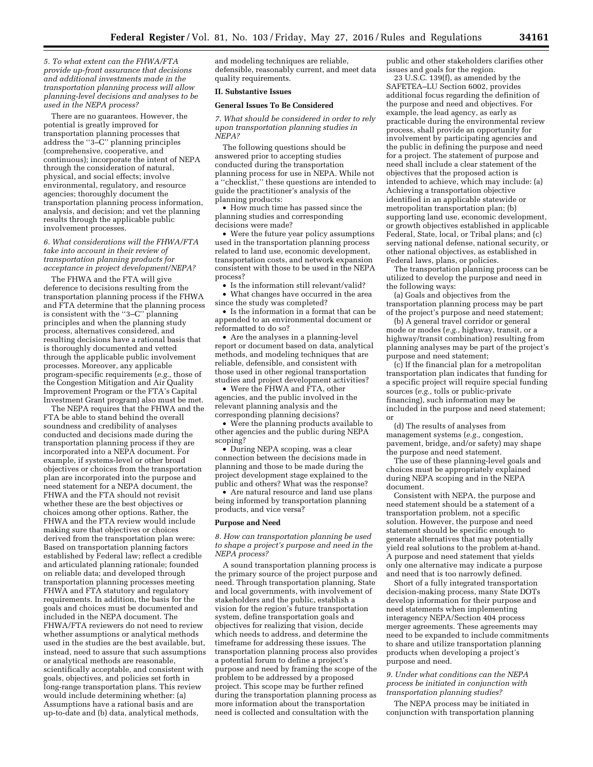*5. To what extent can the FHWA/FTA provide up-front assurance that decisions and additional investments made in the transportation planning process will allow planning-level decisions and analyses to be used in the NEPA process?*

There are no guarantees. However, the potential is greatly improved for transportation planning processes that address the ''3–C'' planning principles (comprehensive, cooperative, and continuous); incorporate the intent of NEPA through the consideration of natural, physical, and social effects; involve environmental, regulatory, and resource agencies; thoroughly document the transportation planning process information, analysis, and decision; and vet the planning results through the applicable public involvement processes.

*6. What considerations will the FHWA/FTA take into account in their review of transportation planning products for acceptance in project development/NEPA?*

The FHWA and the FTA will give deference to decisions resulting from the transportation planning process if the FHWA and FTA determine that the planning process is consistent with the ''3–C'' planning principles and when the planning study process, alternatives considered, and resulting decisions have a rational basis that is thoroughly documented and vetted through the applicable public involvement processes. Moreover, any applicable program-specific requirements (*e.g.,* those of the Congestion Mitigation and Air Quality Improvement Program or the FTA's Capital Investment Grant program) also must be met.

The NEPA requires that the FHWA and the FTA be able to stand behind the overall soundness and credibility of analyses conducted and decisions made during the transportation planning process if they are incorporated into a NEPA document. For example, if systems-level or other broad objectives or choices from the transportation plan are incorporated into the purpose and need statement for a NEPA document, the FHWA and the FTA should not revisit whether these are the best objectives or choices among other options. Rather, the FHWA and the FTA review would include making sure that objectives or choices derived from the transportation plan were: Based on transportation planning factors established by Federal law; reflect a credible and articulated planning rationale; founded on reliable data; and developed through transportation planning processes meeting FHWA and FTA statutory and regulatory requirements. In addition, the basis for the goals and choices must be documented and included in the NEPA document. The FHWA/FTA reviewers do not need to review whether assumptions or analytical methods used in the studies are the best available, but, instead, need to assure that such assumptions or analytical methods are reasonable, scientifically acceptable, and consistent with goals, objectives, and policies set forth in long-range transportation plans. This review would include determining whether: (a) Assumptions have a rational basis and are up-to-date and (b) data, analytical methods, and modeling techniques are reliable, defensible, reasonably current, and meet data quality requirements.

## II. Substantive Issues

### General Issues To Be Considered

*7. What should be considered in order to rely upon transportation planning studies in NEPA?*

The following questions should be answered prior to accepting studies conducted during the transportation planning process for use in NEPA. While not a ''checklist,'' these questions are intended to guide the practitioner's analysis of the planning products:

- How much time has passed since the planning studies and corresponding decisions were made?
- Were the future year policy assumptions used in the transportation planning process related to land use, economic development, transportation costs, and network expansion consistent with those to be used in the NEPA process?
- Is the information still relevant/valid?
- What changes have occurred in the area since the study was completed?
- Is the information in a format that can be appended to an environmental document or reformatted to do so?
- Are the analyses in a planning-level report or document based on data, analytical methods, and modeling techniques that are reliable, defensible, and consistent with those used in other regional transportation studies and project development activities?
- Were the FHWA and FTA, other agencies, and the public involved in the relevant planning analysis and the corresponding planning decisions?
- Were the planning products available to other agencies and the public during NEPA scoping?
- During NEPA scoping, was a clear connection between the decisions made in planning and those to be made during the project development stage explained to the public and others? What was the response?
- Are natural resource and land use plans being informed by transportation planning products, and vice versa?

### Purpose and Need

*8. How can transportation planning be used to shape a project's purpose and need in the NEPA process?*

A sound transportation planning process is the primary source of the project purpose and need. Through transportation planning, State and local governments, with involvement of stakeholders and the public, establish a vision for the region's future transportation system, define transportation goals and objectives for realizing that vision, decide which needs to address, and determine the timeframe for addressing these issues. The transportation planning process also provides a potential forum to define a project's purpose and need by framing the scope of the problem to be addressed by a proposed project. This scope may be further refined during the transportation planning process as more information about the transportation need is collected and consultation with the public and other stakeholders clarifies other issues and goals for the region.

23 U.S.C. 139(f), as amended by the SAFETEA–LU Section 6002, provides additional focus regarding the definition of the purpose and need and objectives. For example, the lead agency, as early as practicable during the environmental review process, shall provide an opportunity for involvement by participating agencies and the public in defining the purpose and need for a project. The statement of purpose and need shall include a clear statement of the objectives that the proposed action is intended to achieve, which may include: (a) Achieving a transportation objective identified in an applicable statewide or metropolitan transportation plan; (b) supporting land use, economic development, or growth objectives established in applicable Federal, State, local, or Tribal plans; and (c) serving national defense, national security, or other national objectives, as established in Federal laws, plans, or policies.

The transportation planning process can be utilized to develop the purpose and need in the following ways:

(a) Goals and objectives from the transportation planning process may be part of the project's purpose and need statement;

(b) A general travel corridor or general mode or modes (*e.g.,* highway, transit, or a highway/transit combination) resulting from planning analyses may be part of the project's purpose and need statement;

(c) If the financial plan for a metropolitan transportation plan indicates that funding for a specific project will require special funding sources (*e.g.,* tolls or public-private financing), such information may be included in the purpose and need statement; or

(d) The results of analyses from management systems (*e.g.,* congestion, pavement, bridge, and/or safety) may shape the purpose and need statement.

The use of these planning-level goals and choices must be appropriately explained during NEPA scoping and in the NEPA document.

Consistent with NEPA, the purpose and need statement should be a statement of a transportation problem, not a specific solution. However, the purpose and need statement should be specific enough to generate alternatives that may potentially yield real solutions to the problem at-hand. A purpose and need statement that yields only one alternative may indicate a purpose and need that is too narrowly defined.

Short of a fully integrated transportation decision-making process, many State DOTs develop information for their purpose and need statements when implementing interagency NEPA/Section 404 process merger agreements. These agreements may need to be expanded to include commitments to share and utilize transportation planning products when developing a project's purpose and need.

*9. Under what conditions can the NEPA process be initiated in conjunction with transportation planning studies?*

The NEPA process may be initiated in conjunction with transportation planning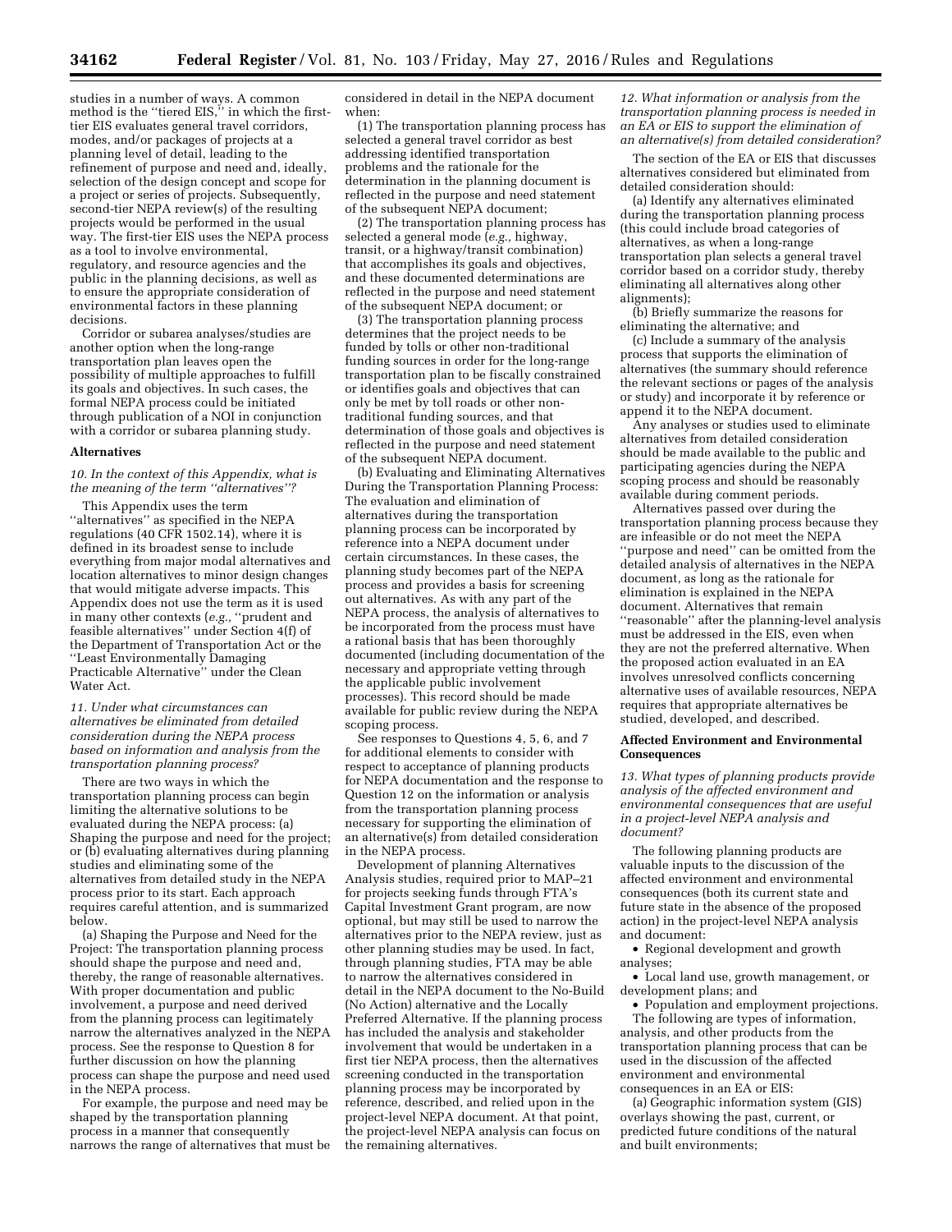studies in a number of ways. A common method is the ''tiered EIS,'' in which the first-tier EIS evaluates general travel corridors, modes, and/or packages of projects at a planning level of detail, leading to the refinement of purpose and need and, ideally, selection of the design concept and scope for a project or series of projects. Subsequently, second-tier NEPA review(s) of the resulting projects would be performed in the usual way. The first-tier EIS uses the NEPA process as a tool to involve environmental, regulatory, and resource agencies and the public in the planning decisions, as well as to ensure the appropriate consideration of environmental factors in these planning decisions.

Corridor or subarea analyses/studies are another option when the long-range transportation plan leaves open the possibility of multiple approaches to fulfill its goals and objectives. In such cases, the formal NEPA process could be initiated through publication of a NOI in conjunction with a corridor or subarea planning study.

**Alternatives**

*10. In the context of this Appendix, what is the meaning of the term ''alternatives''?*

This Appendix uses the term ''alternatives'' as specified in the NEPA regulations (40 CFR 1502.14), where it is defined in its broadest sense to include everything from major modal alternatives and location alternatives to minor design changes that would mitigate adverse impacts. This Appendix does not use the term as it is used in many other contexts (*e.g.,* ''prudent and feasible alternatives'' under Section 4(f) of the Department of Transportation Act or the ''Least Environmentally Damaging Practicable Alternative'' under the Clean Water Act.

*11. Under what circumstances can alternatives be eliminated from detailed consideration during the NEPA process based on information and analysis from the transportation planning process?*

There are two ways in which the transportation planning process can begin limiting the alternative solutions to be evaluated during the NEPA process: (a) Shaping the purpose and need for the project; or (b) evaluating alternatives during planning studies and eliminating some of the alternatives from detailed study in the NEPA process prior to its start. Each approach requires careful attention, and is summarized below.

(a) Shaping the Purpose and Need for the Project: The transportation planning process should shape the purpose and need and, thereby, the range of reasonable alternatives. With proper documentation and public involvement, a purpose and need derived from the planning process can legitimately narrow the alternatives analyzed in the NEPA process. See the response to Question 8 for further discussion on how the planning process can shape the purpose and need used in the NEPA process.

For example, the purpose and need may be shaped by the transportation planning process in a manner that consequently narrows the range of alternatives that must be considered in detail in the NEPA document when:

(1) The transportation planning process has selected a general travel corridor as best addressing identified transportation problems and the rationale for the determination in the planning document is reflected in the purpose and need statement of the subsequent NEPA document;

(2) The transportation planning process has selected a general mode (*e.g.,* highway, transit, or a highway/transit combination) that accomplishes its goals and objectives, and these documented determinations are reflected in the purpose and need statement of the subsequent NEPA document; or

(3) The transportation planning process determines that the project needs to be funded by tolls or other non-traditional funding sources in order for the long-range transportation plan to be fiscally constrained or identifies goals and objectives that can only be met by toll roads or other non-traditional funding sources, and that determination of those goals and objectives is reflected in the purpose and need statement of the subsequent NEPA document.

(b) Evaluating and Eliminating Alternatives During the Transportation Planning Process: The evaluation and elimination of alternatives during the transportation planning process can be incorporated by reference into a NEPA document under certain circumstances. In these cases, the planning study becomes part of the NEPA process and provides a basis for screening out alternatives. As with any part of the NEPA process, the analysis of alternatives to be incorporated from the process must have a rational basis that has been thoroughly documented (including documentation of the necessary and appropriate vetting through the applicable public involvement processes). This record should be made available for public review during the NEPA scoping process.

See responses to Questions 4, 5, 6, and 7 for additional elements to consider with respect to acceptance of planning products for NEPA documentation and the response to Question 12 on the information or analysis from the transportation planning process necessary for supporting the elimination of an alternative(s) from detailed consideration in the NEPA process.

Development of planning Alternatives Analysis studies, required prior to MAP–21 for projects seeking funds through FTA's Capital Investment Grant program, are now optional, but may still be used to narrow the alternatives prior to the NEPA review, just as other planning studies may be used. In fact, through planning studies, FTA may be able to narrow the alternatives considered in detail in the NEPA document to the No-Build (No Action) alternative and the Locally Preferred Alternative. If the planning process has included the analysis and stakeholder involvement that would be undertaken in a first tier NEPA process, then the alternatives screening conducted in the transportation planning process may be incorporated by reference, described, and relied upon in the project-level NEPA document. At that point, the project-level NEPA analysis can focus on the remaining alternatives.

*12. What information or analysis from the transportation planning process is needed in an EA or EIS to support the elimination of an alternative(s) from detailed consideration?*

The section of the EA or EIS that discusses alternatives considered but eliminated from detailed consideration should:

(a) Identify any alternatives eliminated during the transportation planning process (this could include broad categories of alternatives, as when a long-range transportation plan selects a general travel corridor based on a corridor study, thereby eliminating all alternatives along other alignments);

(b) Briefly summarize the reasons for eliminating the alternative; and

(c) Include a summary of the analysis process that supports the elimination of alternatives (the summary should reference the relevant sections or pages of the analysis or study) and incorporate it by reference or append it to the NEPA document.

Any analyses or studies used to eliminate alternatives from detailed consideration should be made available to the public and participating agencies during the NEPA scoping process and should be reasonably available during comment periods.

Alternatives passed over during the transportation planning process because they are infeasible or do not meet the NEPA ''purpose and need'' can be omitted from the detailed analysis of alternatives in the NEPA document, as long as the rationale for elimination is explained in the NEPA document. Alternatives that remain ''reasonable'' after the planning-level analysis must be addressed in the EIS, even when they are not the preferred alternative. When the proposed action evaluated in an EA involves unresolved conflicts concerning alternative uses of available resources, NEPA requires that appropriate alternatives be studied, developed, and described.

**Affected Environment and Environmental Consequences**

*13. What types of planning products provide analysis of the affected environment and environmental consequences that are useful in a project-level NEPA analysis and document?*

The following planning products are valuable inputs to the discussion of the affected environment and environmental consequences (both its current state and future state in the absence of the proposed action) in the project-level NEPA analysis and document:

- Regional development and growth analyses;
- Local land use, growth management, or development plans; and
- Population and employment projections.

The following are types of information, analysis, and other products from the transportation planning process that can be used in the discussion of the affected environment and environmental consequences in an EA or EIS:

(a) Geographic information system (GIS) overlays showing the past, current, or predicted future conditions of the natural and built environments;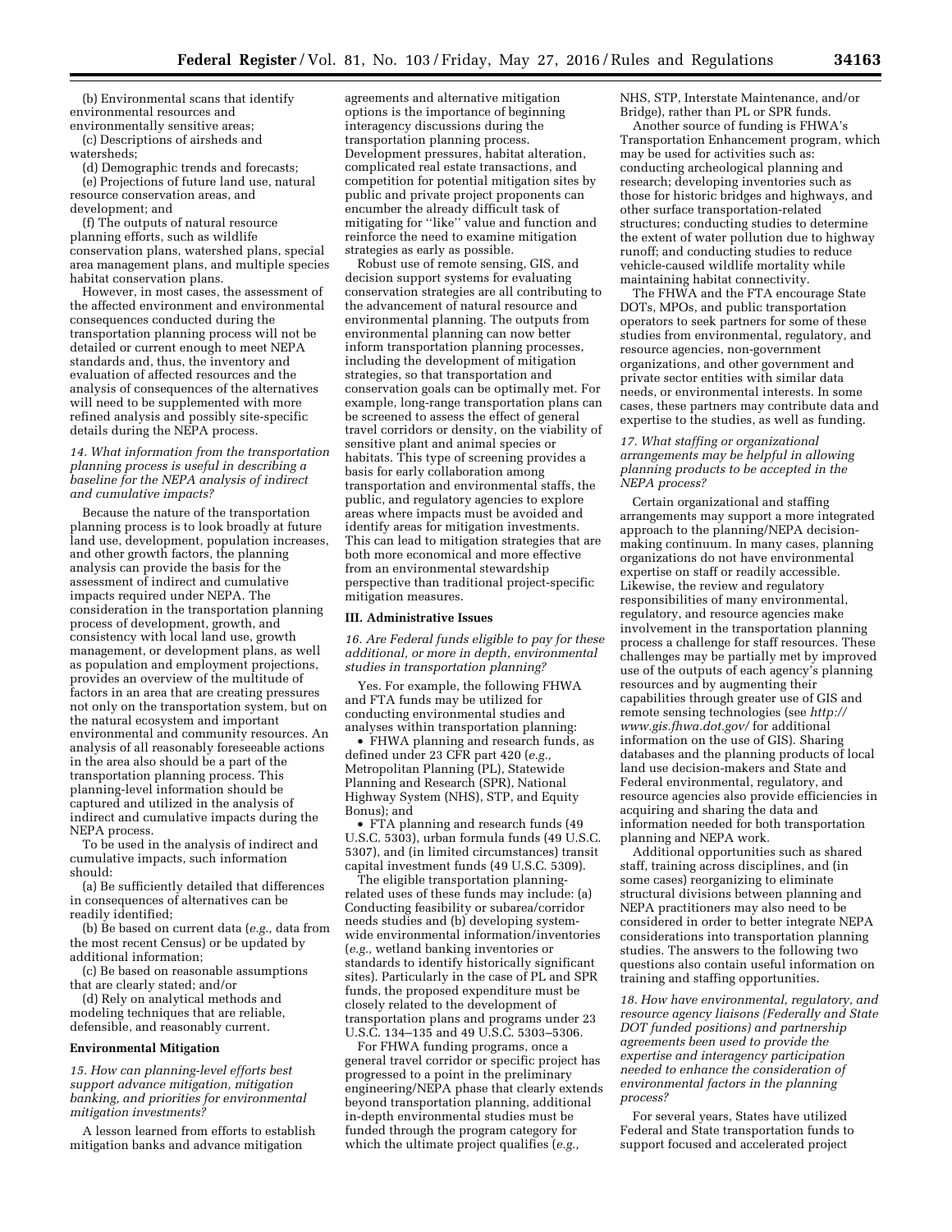(b) Environmental scans that identify environmental resources and environmentally sensitive areas;

(c) Descriptions of airsheds and watersheds;

(d) Demographic trends and forecasts;

(e) Projections of future land use, natural resource conservation areas, and development; and

(f) The outputs of natural resource planning efforts, such as wildlife conservation plans, watershed plans, special area management plans, and multiple species habitat conservation plans.

However, in most cases, the assessment of the affected environment and environmental consequences conducted during the transportation planning process will not be detailed or current enough to meet NEPA standards and, thus, the inventory and evaluation of affected resources and the analysis of consequences of the alternatives will need to be supplemented with more refined analysis and possibly site-specific details during the NEPA process.

*14. What information from the transportation planning process is useful in describing a baseline for the NEPA analysis of indirect and cumulative impacts?*

Because the nature of the transportation planning process is to look broadly at future land use, development, population increases, and other growth factors, the planning analysis can provide the basis for the assessment of indirect and cumulative impacts required under NEPA. The consideration in the transportation planning process of development, growth, and consistency with local land use, growth management, or development plans, as well as population and employment projections, provides an overview of the multitude of factors in an area that are creating pressures not only on the transportation system, but on the natural ecosystem and important environmental and community resources. An analysis of all reasonably foreseeable actions in the area also should be a part of the transportation planning process. This planning-level information should be captured and utilized in the analysis of indirect and cumulative impacts during the NEPA process.

To be used in the analysis of indirect and cumulative impacts, such information should:

(a) Be sufficiently detailed that differences in consequences of alternatives can be readily identified;

(b) Be based on current data (*e.g.,* data from the most recent Census) or be updated by additional information;

(c) Be based on reasonable assumptions that are clearly stated; and/or

(d) Rely on analytical methods and modeling techniques that are reliable, defensible, and reasonably current.

**Environmental Mitigation**

*15. How can planning-level efforts best support advance mitigation, mitigation banking, and priorities for environmental mitigation investments?*

A lesson learned from efforts to establish mitigation banks and advance mitigation agreements and alternative mitigation options is the importance of beginning interagency discussions during the transportation planning process. Development pressures, habitat alteration, complicated real estate transactions, and competition for potential mitigation sites by public and private project proponents can encumber the already difficult task of mitigating for ''like'' value and function and reinforce the need to examine mitigation strategies as early as possible.

Robust use of remote sensing, GIS, and decision support systems for evaluating conservation strategies are all contributing to the advancement of natural resource and environmental planning. The outputs from environmental planning can now better inform transportation planning processes, including the development of mitigation strategies, so that transportation and conservation goals can be optimally met. For example, long-range transportation plans can be screened to assess the effect of general travel corridors or density, on the viability of sensitive plant and animal species or habitats. This type of screening provides a basis for early collaboration among transportation and environmental staffs, the public, and regulatory agencies to explore areas where impacts must be avoided and identify areas for mitigation investments. This can lead to mitigation strategies that are both more economical and more effective from an environmental stewardship perspective than traditional project-specific mitigation measures.

**III. Administrative Issues**

*16. Are Federal funds eligible to pay for these additional, or more in depth, environmental studies in transportation planning?*

Yes. For example, the following FHWA and FTA funds may be utilized for conducting environmental studies and analyses within transportation planning:

- FHWA planning and research funds, as defined under 23 CFR part 420 (*e.g.,* Metropolitan Planning (PL), Statewide Planning and Research (SPR), National Highway System (NHS), STP, and Equity Bonus); and
- FTA planning and research funds (49 U.S.C. 5303), urban formula funds (49 U.S.C. 5307), and (in limited circumstances) transit capital investment funds (49 U.S.C. 5309).

The eligible transportation planning-related uses of these funds may include: (a) Conducting feasibility or subarea/corridor needs studies and (b) developing system-wide environmental information/inventories (*e.g.,* wetland banking inventories or standards to identify historically significant sites). Particularly in the case of PL and SPR funds, the proposed expenditure must be closely related to the development of transportation plans and programs under 23 U.S.C. 134–135 and 49 U.S.C. 5303–5306.

For FHWA funding programs, once a general travel corridor or specific project has progressed to a point in the preliminary engineering/NEPA phase that clearly extends beyond transportation planning, additional in-depth environmental studies must be funded through the program category for which the ultimate project qualifies (*e.g.,* NHS, STP, Interstate Maintenance, and/or Bridge), rather than PL or SPR funds.

Another source of funding is FHWA's Transportation Enhancement program, which may be used for activities such as: conducting archeological planning and research; developing inventories such as those for historic bridges and highways, and other surface transportation-related structures; conducting studies to determine the extent of water pollution due to highway runoff; and conducting studies to reduce vehicle-caused wildlife mortality while maintaining habitat connectivity.

The FHWA and the FTA encourage State DOTs, MPOs, and public transportation operators to seek partners for some of these studies from environmental, regulatory, and resource agencies, non-government organizations, and other government and private sector entities with similar data needs, or environmental interests. In some cases, these partners may contribute data and expertise to the studies, as well as funding.

*17. What staffing or organizational arrangements may be helpful in allowing planning products to be accepted in the NEPA process?*

Certain organizational and staffing arrangements may support a more integrated approach to the planning/NEPA decision-making continuum. In many cases, planning organizations do not have environmental expertise on staff or readily accessible. Likewise, the review and regulatory responsibilities of many environmental, regulatory, and resource agencies make involvement in the transportation planning process a challenge for staff resources. These challenges may be partially met by improved use of the outputs of each agency's planning resources and by augmenting their capabilities through greater use of GIS and remote sensing technologies (see *http://www.gis.fhwa.dot.gov/* for additional information on the use of GIS). Sharing databases and the planning products of local land use decision-makers and State and Federal environmental, regulatory, and resource agencies also provide efficiencies in acquiring and sharing the data and information needed for both transportation planning and NEPA work.

Additional opportunities such as shared staff, training across disciplines, and (in some cases) reorganizing to eliminate structural divisions between planning and NEPA practitioners may also need to be considered in order to better integrate NEPA considerations into transportation planning studies. The answers to the following two questions also contain useful information on training and staffing opportunities.

*18. How have environmental, regulatory, and resource agency liaisons (Federally and State DOT funded positions) and partnership agreements been used to provide the expertise and interagency participation needed to enhance the consideration of environmental factors in the planning process?*

For several years, States have utilized Federal and State transportation funds to support focused and accelerated project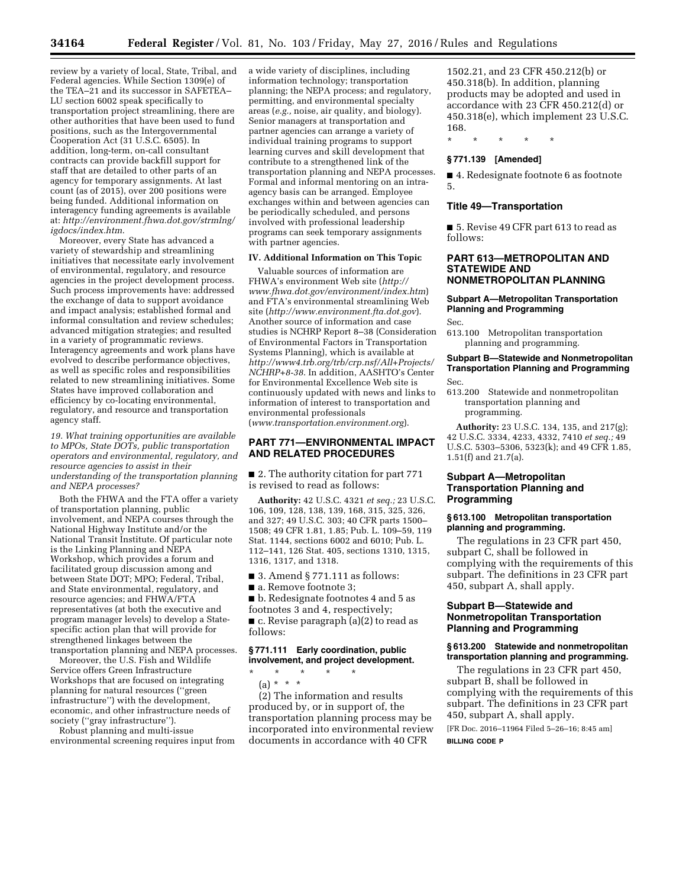review by a variety of local, State, Tribal, and Federal agencies. While Section 1309(e) of the TEA–21 and its successor in SAFETEA–LU section 6002 speak specifically to transportation project streamlining, there are other authorities that have been used to fund positions, such as the Intergovernmental Cooperation Act (31 U.S.C. 6505). In addition, long-term, on-call consultant contracts can provide backfill support for staff that are detailed to other parts of an agency for temporary assignments. At last count (as of 2015), over 200 positions were being funded. Additional information on interagency funding agreements is available at: *http://environment.fhwa.dot.gov/strmlng/igdocs/index.htm*.

Moreover, every State has advanced a variety of stewardship and streamlining initiatives that necessitate early involvement of environmental, regulatory, and resource agencies in the project development process. Such process improvements have: addressed the exchange of data to support avoidance and impact analysis; established formal and informal consultation and review schedules; advanced mitigation strategies; and resulted in a variety of programmatic reviews. Interagency agreements and work plans have evolved to describe performance objectives, as well as specific roles and responsibilities related to new streamlining initiatives. Some States have improved collaboration and efficiency by co-locating environmental, regulatory, and resource and transportation agency staff.

*19. What training opportunities are available to MPOs, State DOTs, public transportation operators and environmental, regulatory, and resource agencies to assist in their understanding of the transportation planning and NEPA processes?*

Both the FHWA and the FTA offer a variety of transportation planning, public involvement, and NEPA courses through the National Highway Institute and/or the National Transit Institute. Of particular note is the Linking Planning and NEPA Workshop, which provides a forum and facilitated group discussion among and between State DOT; MPO; Federal, Tribal, and State environmental, regulatory, and resource agencies; and FHWA/FTA representatives (at both the executive and program manager levels) to develop a State-specific action plan that will provide for strengthened linkages between the transportation planning and NEPA processes.

Moreover, the U.S. Fish and Wildlife Service offers Green Infrastructure Workshops that are focused on integrating planning for natural resources (''green infrastructure'') with the development, economic, and other infrastructure needs of society (''gray infrastructure'').

Robust planning and multi-issue environmental screening requires input from a wide variety of disciplines, including information technology; transportation planning; the NEPA process; and regulatory, permitting, and environmental specialty areas (*e.g.,* noise, air quality, and biology). Senior managers at transportation and partner agencies can arrange a variety of individual training programs to support learning curves and skill development that contribute to a strengthened link of the transportation planning and NEPA processes. Formal and informal mentoring on an intra-agency basis can be arranged. Employee exchanges within and between agencies can be periodically scheduled, and persons involved with professional leadership programs can seek temporary assignments with partner agencies.

**IV. Additional Information on This Topic**

Valuable sources of information are FHWA's environment Web site (*http://www.fhwa.dot.gov/environment/index.htm*) and FTA's environmental streamlining Web site (*http://www.environment.fta.dot.gov*). Another source of information and case studies is NCHRP Report 8–38 (Consideration of Environmental Factors in Transportation Systems Planning), which is available at *http://www4.trb.org/trb/crp.nsf/All+Projects/NCHRP+8-38*. In addition, AASHTO's Center for Environmental Excellence Web site is continuously updated with news and links to information of interest to transportation and environmental professionals (*www.transportation.environment.org*).

## PART 771—ENVIRONMENTAL IMPACT AND RELATED PROCEDURES

■ 2. The authority citation for part 771 is revised to read as follows:

**Authority:** 42 U.S.C. 4321 *et seq.;* 23 U.S.C. 106, 109, 128, 138, 139, 168, 315, 325, 326, and 327; 49 U.S.C. 303; 40 CFR parts 1500–1508; 49 CFR 1.81, 1.85; Pub. L. 109–59, 119 Stat. 1144, sections 6002 and 6010; Pub. L. 112–141, 126 Stat. 405, sections 1310, 1315, 1316, 1317, and 1318.

■ 3. Amend § 771.111 as follows:

■ a. Remove footnote 3;

■ b. Redesignate footnotes 4 and 5 as footnotes 3 and 4, respectively;

■ c. Revise paragraph (a)(2) to read as follows:

### § 771.111 Early coordination, public involvement, and project development.

\* \* \* \* \*

(a) \* \* \*

(2) The information and results produced by, or in support of, the transportation planning process may be incorporated into environmental review documents in accordance with 40 CFR 1502.21, and 23 CFR 450.212(b) or 450.318(b). In addition, planning products may be adopted and used in accordance with 23 CFR 450.212(d) or 450.318(e), which implement 23 U.S.C. 168.

\* \* \* \* \*

### § 771.139 [Amended]

■ 4. Redesignate footnote 6 as footnote 5.

## Title 49—Transportation

■ 5. Revise 49 CFR part 613 to read as follows:

## PART 613—METROPOLITAN AND STATEWIDE AND NONMETROPOLITAN PLANNING

**Subpart A—Metropolitan Transportation Planning and Programming**

Sec.
613.100 Metropolitan transportation planning and programming.

**Subpart B—Statewide and Nonmetropolitan Transportation Planning and Programming**

Sec.
613.200 Statewide and nonmetropolitan transportation planning and programming.

**Authority:** 23 U.S.C. 134, 135, and 217(g); 42 U.S.C. 3334, 4233, 4332, 7410 *et seq.;* 49 U.S.C. 5303–5306, 5323(k); and 49 CFR 1.85, 1.51(f) and 21.7(a).

## Subpart A—Metropolitan Transportation Planning and Programming

### § 613.100 Metropolitan transportation planning and programming.

The regulations in 23 CFR part 450, subpart C, shall be followed in complying with the requirements of this subpart. The definitions in 23 CFR part 450, subpart A, shall apply.

## Subpart B—Statewide and Nonmetropolitan Transportation Planning and Programming

### § 613.200 Statewide and nonmetropolitan transportation planning and programming.

The regulations in 23 CFR part 450, subpart B, shall be followed in complying with the requirements of this subpart. The definitions in 23 CFR part 450, subpart A, shall apply.

[FR Doc. 2016–11964 Filed 5–26–16; 8:45 am]

**BILLING CODE P**